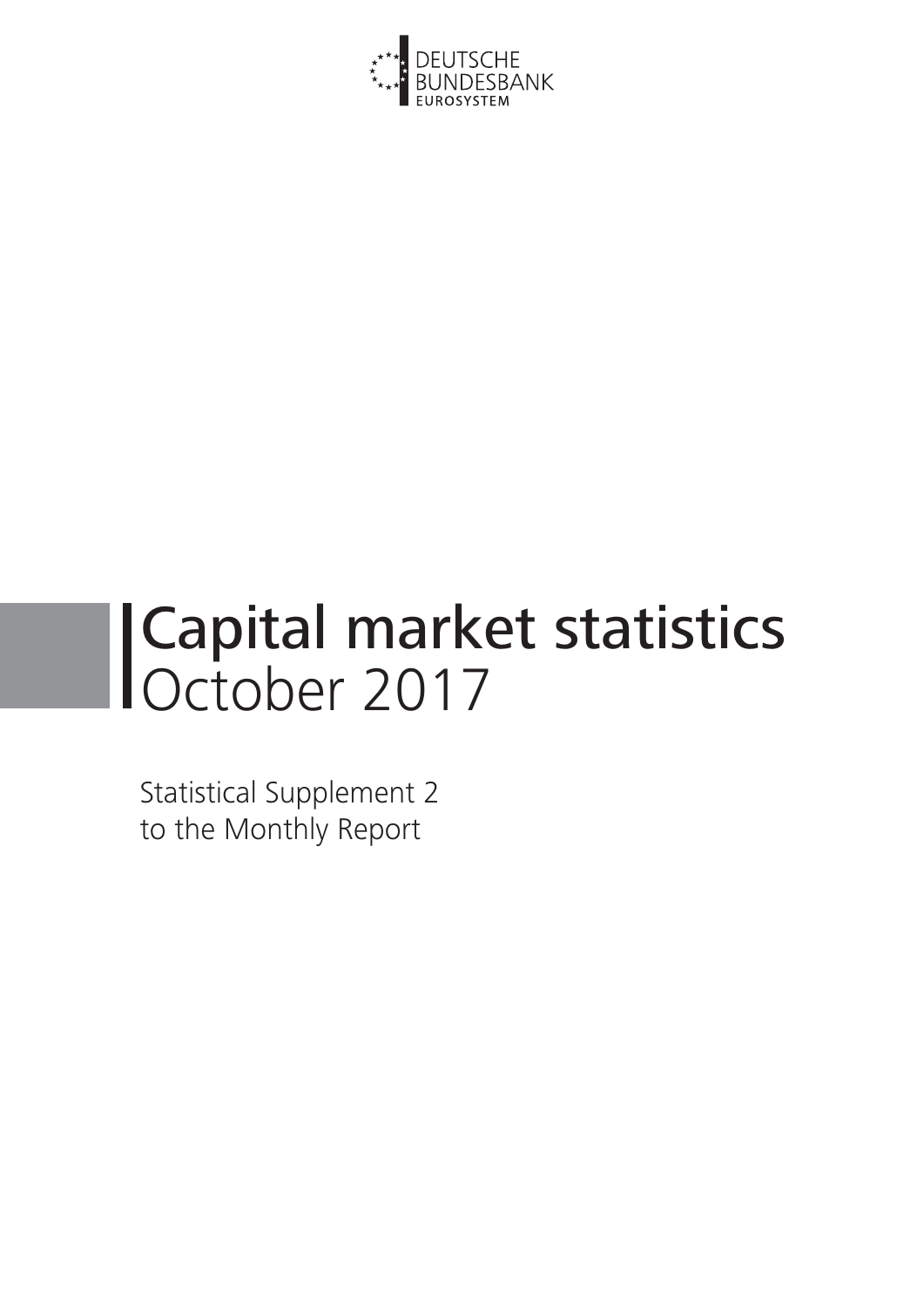DEUTSCHE BUNDESBANK
EUROSYSTEM

# Capital market statistics
# October 2017

Statistical Supplement 2
to the Monthly Report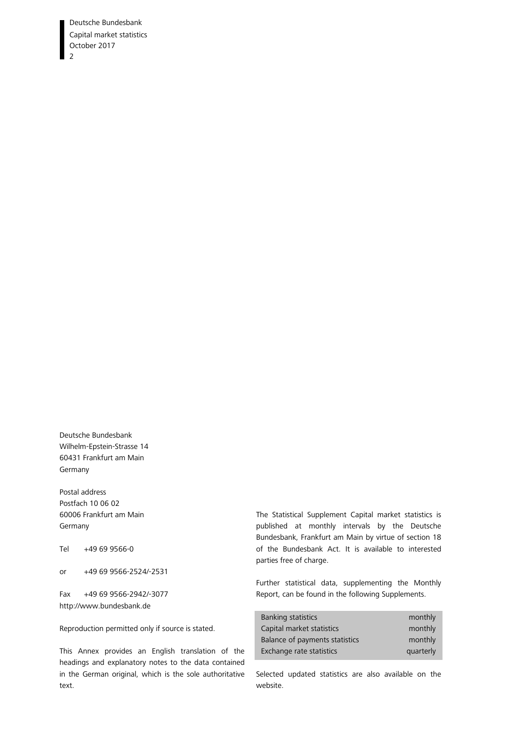Deutsche Bundesbank
Wilhelm-Epstein-Strasse 14
60431 Frankfurt am Main
Germany

Postal address
Postfach 10 06 02
60006 Frankfurt am Main
Germany

Tel +49 69 9566-0

or +49 69 9566-2524/-2531

Fax +49 69 9566-2942/-3077
http://www.bundesbank.de

Reproduction permitted only if source is stated.

This Annex provides an English translation of the headings and explanatory notes to the data contained in the German original, which is the sole authoritative text.

The Statistical Supplement Capital market statistics is published at monthly intervals by the Deutsche Bundesbank, Frankfurt am Main by virtue of section 18 of the Bundesbank Act. It is available to interested parties free of charge.

Further statistical data, supplementing the Monthly Report, can be found in the following Supplements.

| | |
|---|---|
| Banking statistics | monthly |
| Capital market statistics | monthly |
| Balance of payments statistics | monthly |
| Exchange rate statistics | quarterly |

Selected updated statistics are also available on the website.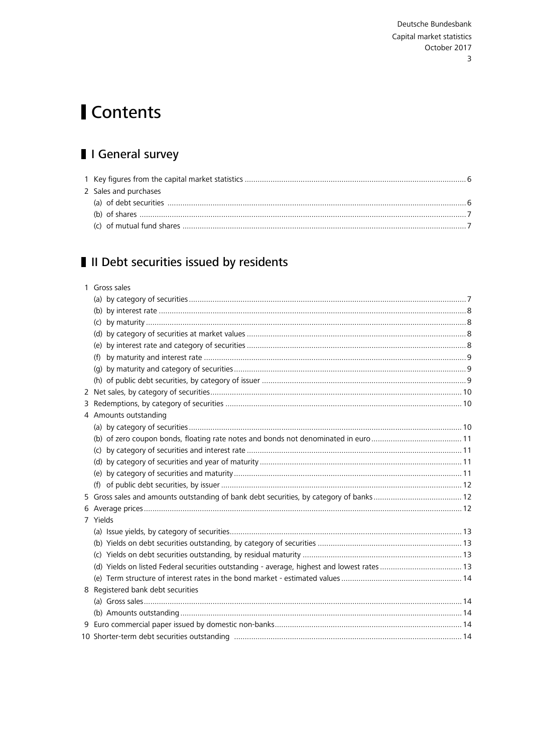# Contents

## I General survey

1 Key figures from the capital market statistics ..... 6
2 Sales and purchases
  (a) of debt securities ..... 6
  (b) of shares ..... 7
  (c) of mutual fund shares ..... 7

## II Debt securities issued by residents

1 Gross sales
  (a) by category of securities ..... 7
  (b) by interest rate ..... 8
  (c) by maturity ..... 8
  (d) by category of securities at market values ..... 8
  (e) by interest rate and category of securities ..... 8
  (f) by maturity and interest rate ..... 9
  (g) by maturity and category of securities ..... 9
  (h) of public debt securities, by category of issuer ..... 9
2 Net sales, by category of securities ..... 10
3 Redemptions, by category of securities ..... 10
4 Amounts outstanding
  (a) by category of securities ..... 10
  (b) of zero coupon bonds, floating rate notes and bonds not denominated in euro ..... 11
  (c) by category of securities and interest rate ..... 11
  (d) by category of securities and year of maturity ..... 11
  (e) by category of securities and maturity ..... 11
  (f) of public debt securities, by issuer ..... 12
5 Gross sales and amounts outstanding of bank debt securities, by category of banks ..... 12
6 Average prices ..... 12
7 Yields
  (a) Issue yields, by category of securities ..... 13
  (b) Yields on debt securities outstanding, by category of securities ..... 13
  (c) Yields on debt securities outstanding, by residual maturity ..... 13
  (d) Yields on listed Federal securities outstanding - average, highest and lowest rates ..... 13
  (e) Term structure of interest rates in the bond market - estimated values ..... 14
8 Registered bank debt securities
  (a) Gross sales ..... 14
  (b) Amounts outstanding ..... 14
9 Euro commercial paper issued by domestic non-banks ..... 14
10 Shorter-term debt securities outstanding ..... 14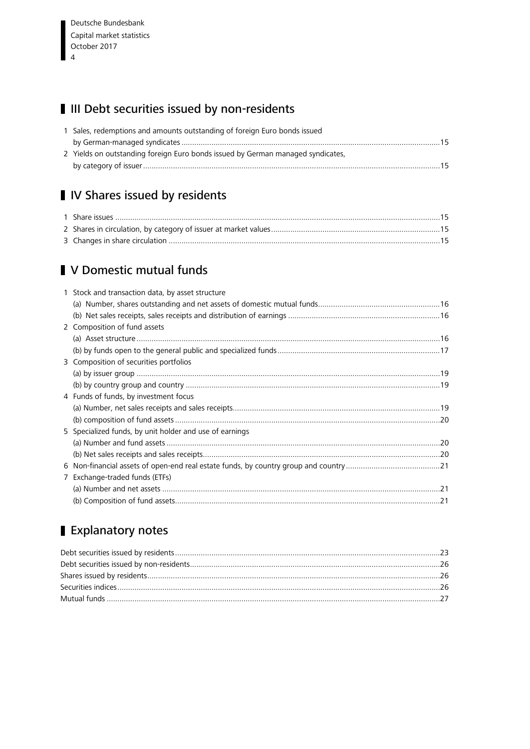## III Debt securities issued by non-residents

1 Sales, redemptions and amounts outstanding of foreign Euro bonds issued by German-managed syndicates ....... 15
2 Yields on outstanding foreign Euro bonds issued by German managed syndicates, by category of issuer ....... 15

## IV Shares issued by residents

1 Share issues ....... 15
2 Shares in circulation, by category of issuer at market values ....... 15
3 Changes in share circulation ....... 15

## V Domestic mutual funds

1 Stock and transaction data, by asset structure
  (a) Number, shares outstanding and net assets of domestic mutual funds ....... 16
  (b) Net sales receipts, sales receipts and distribution of earnings ....... 16
2 Composition of fund assets
  (a) Asset structure ....... 16
  (b) by funds open to the general public and specialized funds ....... 17
3 Composition of securities portfolios
  (a) by issuer group ....... 19
  (b) by country group and country ....... 19
4 Funds of funds, by investment focus
  (a) Number, net sales receipts and sales receipts ....... 19
  (b) composition of fund assets ....... 20
5 Specialized funds, by unit holder and use of earnings
  (a) Number and fund assets ....... 20
  (b) Net sales receipts and sales receipts ....... 20
6 Non-financial assets of open-end real estate funds, by country group and country ....... 21
7 Exchange-traded funds (ETFs)
  (a) Number and net assets ....... 21
  (b) Composition of fund assets ....... 21

## Explanatory notes

Debt securities issued by residents ....... 23
Debt securities issued by non-residents ....... 26
Shares issued by residents ....... 26
Securities indices ....... 26
Mutual funds ....... 27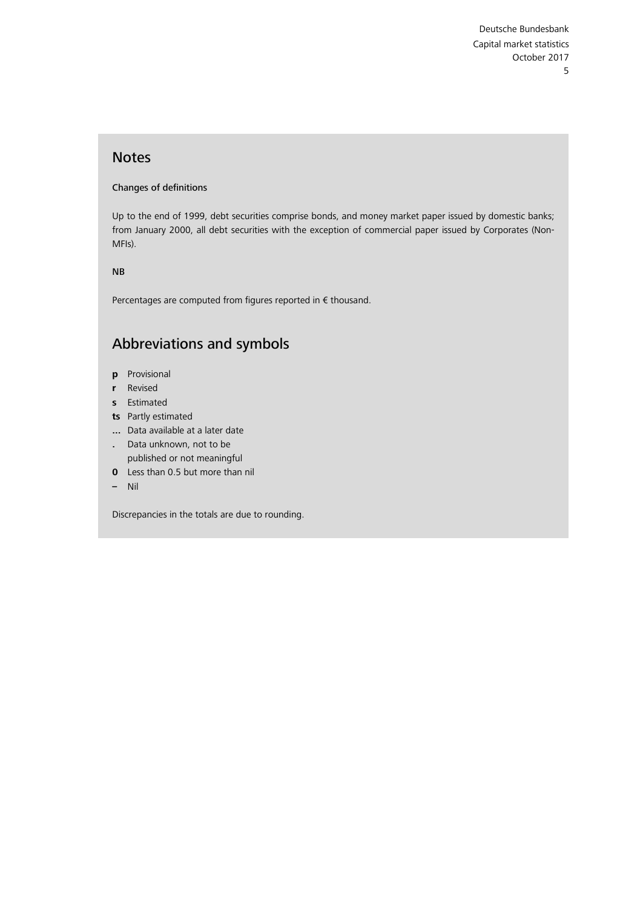## Notes

### Changes of definitions

Up to the end of 1999, debt securities comprise bonds, and money market paper issued by domestic banks; from January 2000, all debt securities with the exception of commercial paper issued by Corporates (Non-MFIs).

### NB

Percentages are computed from figures reported in € thousand.

## Abbreviations and symbols

- **p** Provisional
- **r** Revised
- **s** Estimated
- **ts** Partly estimated
- **...** Data available at a later date
- **.** Data unknown, not to be published or not meaningful
- **0** Less than 0.5 but more than nil
- **–** Nil

Discrepancies in the totals are due to rounding.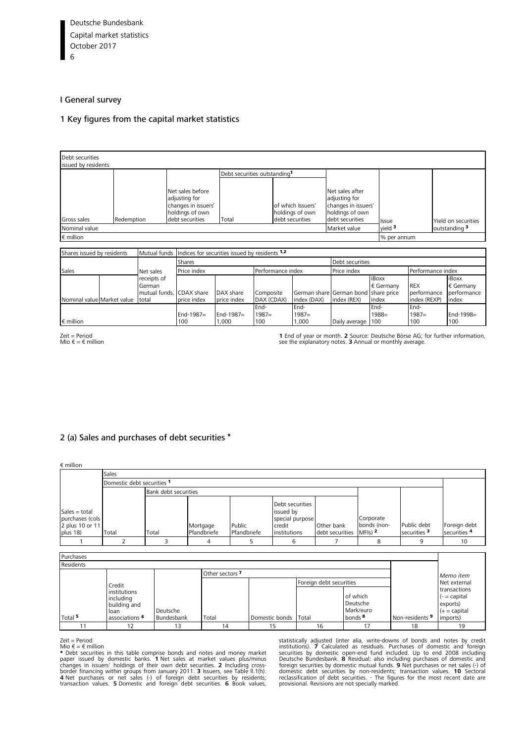# I General survey

## 1 Key figures from the capital market statistics

| Debt securities issued by residents | | | | | | | |
|---|---|---|---|---|---|---|---|
| | | | Debt securities outstanding[1] | | | | |
| Gross sales | Redemption | Net sales before adjusting for changes in issuers' holdings of own debt securities | Total | of which Issuers' holdings of own debt securities | Net sales after adjusting for changes in issuers' holdings of own debt securities | Issue yield [3] | Yield on securities outstanding [3] |
| Nominal value | | | | | Market value | | |
| € million | | | | | | % per annum | |

| Shares issued by residents | | Mutual funds | Indices for securities issued by residents [1,2] | | | | | | | |
|---|---|---|---|---|---|---|---|---|---|---|
| | | | Shares | | | | Debt securities | | | |
| Sales | | Net sales | Price index | | Performance index | | Price index | | Performance index | |
| Nominal value | Market value | receipts of German mutual funds, total | CDAX share price index | DAX share price index | Composite DAX (CDAX) | German share index (DAX) | German bond index (REX) | iBoxx € Germany share price index | REX performance index (REXP) | iBoxx € Germany performance index |
| € million | | | End-1987= 100 | End-1987= 1,000 | End-1987= 100 | End-1987= 1,000 | Daily average | End-1988= 100 | End-1987= 100 | End-1998= 100 |

Zeit = Period
Mio € = € million

**1** End of year or month. **2** Source: Deutsche Börse AG; for further information, see the explanatory notes. **3** Annual or monthly average.

## 2 (a) Sales and purchases of debt securities *

€ million

| | Sales | | | | | | | | |
|---|---|---|---|---|---|---|---|---|---|
| | Domestic debt securities [1] | | | | | | | | |
| | | Bank debt securities | | | | | | | |
| Sales = total purchases (cols 2 plus 10 or 11 plus 18) | Total | Total | Mortgage Pfandbriefe | Public Pfandbriefe | Debt securities issued by special purpose credit institutions | Other bank debt securities | Corporate bonds (non-MFIs) [2] | Public debt securities [3] | Foreign debt securities [4] |
| 1 | 2 | 3 | 4 | 5 | 6 | 7 | 8 | 9 | 10 |

| Purchases | | | | | | | | |
|---|---|---|---|---|---|---|---|---|
| Residents | | | | | | | | |
| | | | Other sectors [7] | | | | | |
| | | | | | Foreign debt securities | | | |
| Total [5] | Credit institutions including building and loan associations [6] | Deutsche Bundesbank | Total | Domestic bonds | Total | of which Deutsche Mark/euro bonds [8] | Non-residents [9] | *Memo item* Net external transactions (- = capital exports) (+ = capital imports) |
| 11 | 12 | 13 | 14 | 15 | 16 | 17 | 18 | 19 |

Zeit = Period
Mio € = € million

**\*** Debt securities in this table comprise bonds and notes and money market paper issued by domestic banks. **1** Net sales at market values plus/minus changes in issuers' holdings of their own debt securities. **2** Including cross-border financing within groups from January 2011. **3** Issuers, see Table II.1(h). **4** Net purchases or net sales (-) of foreign debt securities by residents; transaction values. **5** Domestic and foreign debt securities. **6** Book values, statistically adjusted (inter alia, write-downs of bonds and notes by credit institutions). **7** Calculated as residuals. Purchases of domestic and foreign securities by domestic open-end fund included. Up to end 2008 including Deutsche Bundesbank. **8** Residual; also including purchases of domestic and foreign securities by domestic mutual funds. **9** Net purchases or net sales (-) of domestic debt securities by non-residents; transaction values. **10** Sectoral reclassification of debt securities. - The figures for the most recent date are provisional. Revisions are not specially marked.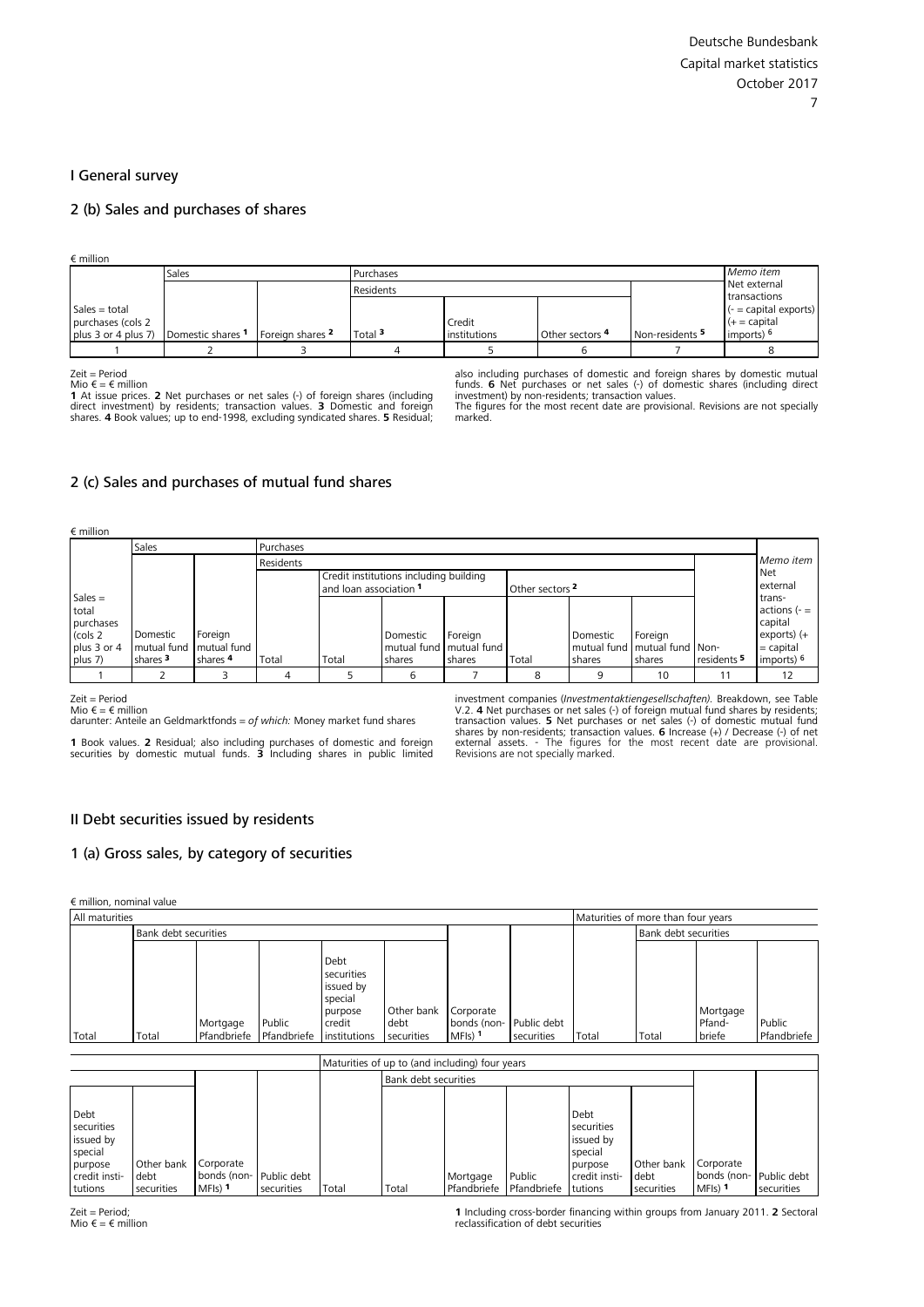## I General survey

### 2 (b) Sales and purchases of shares

€ million

| Sales = total purchases (cols 2 plus 3 or 4 plus 7) | Sales | | Purchases | | | | Memo item Net external transactions (- = capital exports) (+ = capital imports) [6] |
|---|---|---|---|---|---|---|---|
| | | | Residents | | | | |
| | Domestic shares [1] | Foreign shares [2] | Total [3] | Credit institutions | Other sectors [4] | Non-residents [5] | |
| 1 | 2 | 3 | 4 | 5 | 6 | 7 | 8 |

Zeit = Period
Mio € = € million

**1** At issue prices. **2** Net purchases or net sales (-) of foreign shares (including direct investment) by residents; transaction values. **3** Domestic and foreign shares. **4** Book values; up to end-1998, excluding syndicated shares. **5** Residual; also including purchases of domestic and foreign shares by domestic mutual funds. **6** Net purchases or net sales (-) of domestic shares (including direct investment) by non-residents; transaction values.
The figures for the most recent date are provisional. Revisions are not specially marked.

### 2 (c) Sales and purchases of mutual fund shares

€ million

| Sales = total purchases (cols 2 plus 3 or 4 plus 7) | Sales | | Purchases | | | | | | | | Memo item Net external trans-actions (- = capital exports) (+ = capital imports) [6] |
|---|---|---|---|---|---|---|---|---|---|---|---|
| | | | Residents | | | | | | | | |
| | | | | Credit institutions including building and loan association [1] | | | Other sectors [2] | | | | |
| | Domestic mutual fund shares [3] | Foreign mutual fund shares [4] | Total | Total | Domestic mutual fund shares | Foreign mutual fund shares | Total | Domestic mutual fund shares | Foreign mutual fund shares | Non-residents [5] | |
| 1 | 2 | 3 | 4 | 5 | 6 | 7 | 8 | 9 | 10 | 11 | 12 |

Zeit = Period
Mio € = € million
darunter: Anteile an Geldmarktfonds = *of which:* Money market fund shares

**1** Book values. **2** Residual; also including purchases of domestic and foreign securities by domestic mutual funds. **3** Including shares in public limited investment companies (*Investmentaktiengesellschaften*). Breakdown, see Table V.2. **4** Net purchases or net sales (-) of foreign mutual fund shares by residents; transaction values. **5** Net purchases or net sales (-) of domestic mutual fund shares by non-residents; transaction values. **6** Increase (+) / Decrease (-) of net external assets. - The figures for the most recent date are provisional. Revisions are not specially marked.

## II Debt securities issued by residents

### 1 (a) Gross sales, by category of securities

€ million, nominal value

| All maturities | | | | | | | | Maturities of more than four years | | | |
|---|---|---|---|---|---|---|---|---|---|---|---|
| | Bank debt securities | | | | | | | | Bank debt securities | | |
| Total | Total | Mortgage Pfandbriefe | Public Pfandbriefe | Debt securities issued by special purpose credit institutions | Other bank debt securities | Corporate bonds (non-MFIs) [1] | Public debt securities | Total | Total | Mortgage Pfand-briefe | Public Pfandbriefe |

| | | | | Maturities of up to (and including) four years | | | | | | | |
|---|---|---|---|---|---|---|---|---|---|---|---|
| | | | | | Bank debt securities | | | | | | |
| Debt securities issued by special purpose credit insti-tutions | Other bank debt securities | Corporate bonds (non-MFIs) [1] | Public debt securities | Total | Total | Mortgage Pfandbriefe | Public Pfandbriefe | Debt securities issued by special purpose credit insti-tutions | Other bank debt securities | Corporate bonds (non-MFIs) [1] | Public debt securities |

Zeit = Period;
Mio € = € million

**1** Including cross-border financing within groups from January 2011. **2** Sectoral reclassification of debt securities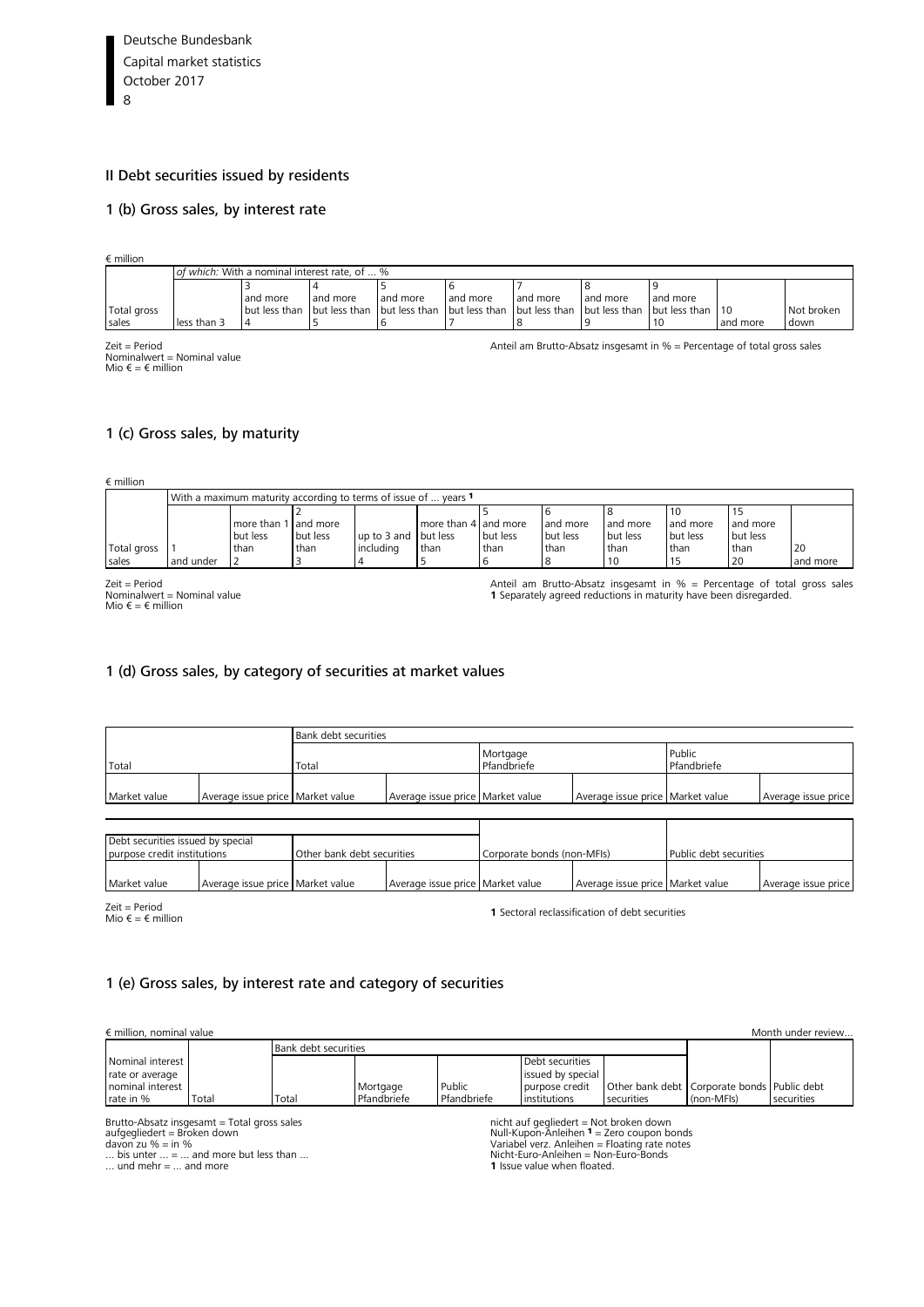## II Debt securities issued by residents

### 1 (b) Gross sales, by interest rate

€ million

| | *of which:* With a nominal interest rate, of ... % | | | | | | | | | |
|---|---|---|---|---|---|---|---|---|---|---|
| Total gross sales | less than 3 | 3 and more but less than 4 | 4 and more but less than 5 | 5 and more but less than 6 | 6 and more but less than 7 | 7 and more but less than 8 | 8 and more but less than 9 | 9 and more but less than 10 | 10 and more | Not broken down |

Zeit = Period
Nominalwert = Nominal value
Mio € = € million

Anteil am Brutto-Absatz insgesamt in % = Percentage of total gross sales

### 1 (c) Gross sales, by maturity

€ million

| | With a maximum maturity according to terms of issue of ... years [1] | | | | | | | | | |
|---|---|---|---|---|---|---|---|---|---|---|
| Total gross sales | 1 and under | more than 1 but less than 2 | 2 and more but less than 3 | up to 3 and including 4 | more than 4 but less than 5 | 5 and more but less than 6 | 6 and more but less than 8 | 8 and more but less than 10 | 10 and more but less than 15 | 15 and more but less than 20 | 20 and more |

Zeit = Period
Nominalwert = Nominal value
Mio € = € million

Anteil am Brutto-Absatz insgesamt in % = Percentage of total gross sales
**1** Separately agreed reductions in maturity have been disregarded.

### 1 (d) Gross sales, by category of securities at market values

| Total | | Bank debt securities | | | | | |
|---|---|---|---|---|---|---|---|
| | | Total | | Mortgage Pfandbriefe | | Public Pfandbriefe | |
| Market value | Average issue price | Market value | Average issue price | Market value | Average issue price | Market value | Average issue price |

| Debt securities issued by special purpose credit institutions | | Other bank debt securities | | Corporate bonds (non-MFIs) | | Public debt securities | |
|---|---|---|---|---|---|---|---|
| Market value | Average issue price | Market value | Average issue price | Market value | Average issue price | Market value | Average issue price |

Zeit = Period
Mio € = € million

**1** Sectoral reclassification of debt securities

### 1 (e) Gross sales, by interest rate and category of securities

€ million, nominal value — Month under review...

| | | Bank debt securities | | | | | | |
|---|---|---|---|---|---|---|---|---|
| Nominal interest rate or average nominal interest rate in % | Total | Total | Mortgage Pfandbriefe | Public Pfandbriefe | Debt securities issued by special purpose credit institutions | Other bank debt securities | Corporate bonds (non-MFIs) | Public debt securities |

Brutto-Absatz insgesamt = Total gross sales
aufgegliedert = Broken down
davon zu % = in %
... bis unter ... = ... and more but less than ...
... und mehr = ... and more

nicht auf gegliedert = Not broken down
Null-Kupon-Anleihen [1] = Zero coupon bonds
Variabel verz. Anleihen = Floating rate notes
Nicht-Euro-Anleihen = Non-Euro-Bonds
**1** Issue value when floated.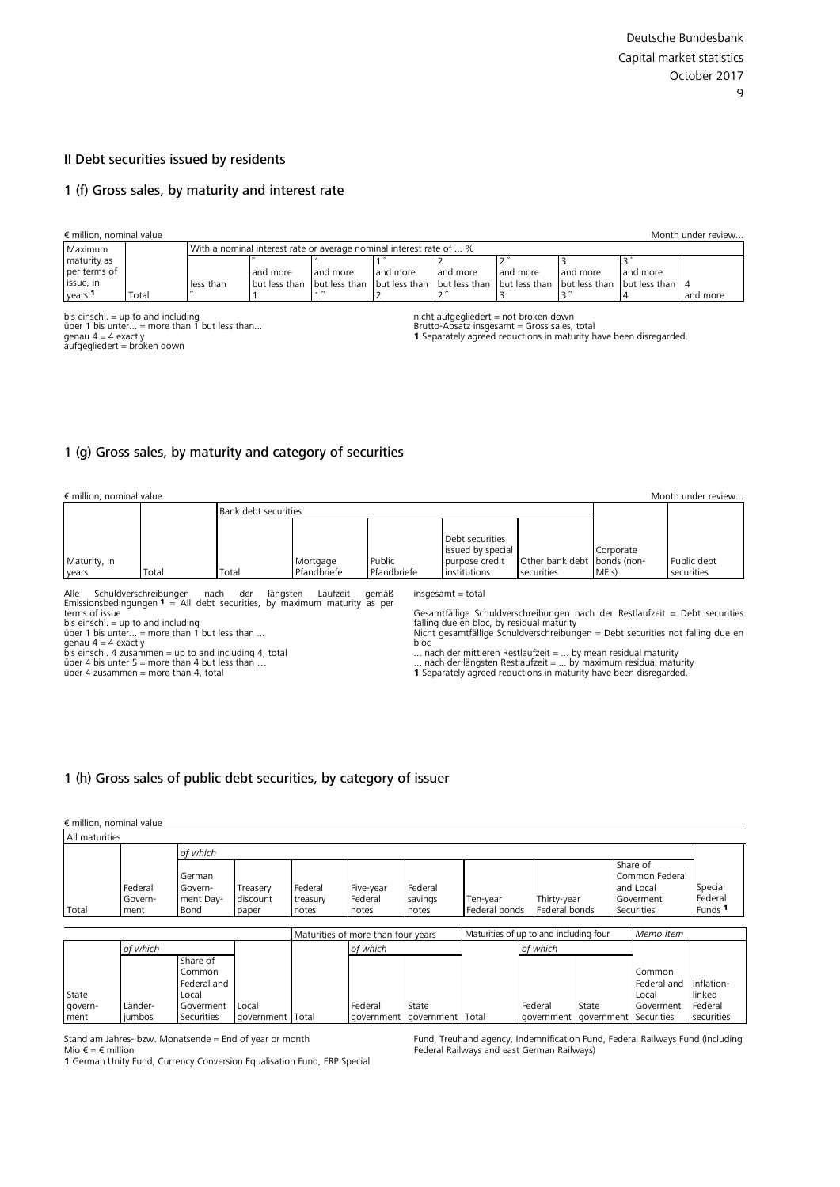## II Debt securities issued by residents

### 1 (f) Gross sales, by maturity and interest rate

€ million, nominal value

Month under review...

| Maximum maturity as per terms of issue, in years [1] | Total | With a nominal interest rate or average nominal interest rate of ... % | | | | | | | | |
|---|---|---|---|---|---|---|---|---|---|---|
| | | less than " | and more " but less than 1 | and more 1 but less than 1 " | and more 1 " but less than 2 | and more 2 but less than 2 " | and more 2 " but less than 3 | and more 3 but less than 3 " | and more 3 " but less than 4 | 4 and more |

bis einschl. = up to and including
über 1 bis unter... = more than 1 but less than...
genau 4 = 4 exactly
aufgegliedert = broken down

nicht aufgegliedert = not broken down
Brutto-Absatz insgesamt = Gross sales, total
**1** Separately agreed reductions in maturity have been disregarded.

### 1 (g) Gross sales, by maturity and category of securities

€ million, nominal value

Month under review...

| Maturity, in years | Total | Bank debt securities | | | | | Corporate bonds (non-MFIs) | Public debt securities |
|---|---|---|---|---|---|---|---|---|
| | | Total | Mortgage Pfandbriefe | Public Pfandbriefe | Debt securities issued by special purpose credit institutions | Other bank debt securities | | |

Alle Schuldverschreibungen nach der längsten Laufzeit gemäß Emissionsbedingungen [1] = All debt securities, by maximum maturity as per terms of issue
bis einschl. = up to and including
über 1 bis unter... = more than 1 but less than ...
genau 4 = 4 exactly
bis einschl. 4 zusammen = up to and including 4, total
über 4 bis unter 5 = more than 4 but less than ...
über 4 zusammen = more than 4, total

insgesamt = total

Gesamtfällige Schuldverschreibungen nach der Restlaufzeit = Debt securities falling due en bloc, by residual maturity
Nicht gesamtfällige Schuldverschreibungen = Debt securities not falling due en bloc
... nach der mittleren Restlaufzeit = ... by mean residual maturity
... nach der längsten Restlaufzeit = ... by maximum residual maturity
**1** Separately agreed reductions in maturity have been disregarded.

### 1 (h) Gross sales of public debt securities, by category of issuer

€ million, nominal value

| All maturities | | | | | | | | | | |
|---|---|---|---|---|---|---|---|---|---|---|
| Total | Federal Govern-ment | *of which* | | | | | | | | Special Federal Funds [1] |
| | | German Govern-ment Day-Bond | Treasery discount paper | Federal treasury notes | Five-year Federal notes | Federal savings notes | Ten-year Federal bonds | Thirty-year Federal bonds | Share of Common Federal and Local Goverment Securities | |

| | | | | Maturities of more than four years | | | Maturities of up to and including four | | | *Memo item* | |
|---|---|---|---|---|---|---|---|---|---|---|---|
| State govern-ment | *of which* | | | Total | *of which* | | Total | *of which* | | Common Federal and Local Goverment Securities | Inflation-linked Federal securities |
| | Länder-jumbos | Share of Common Federal and Local Goverment Securities | Local government | | Federal government | State government | | Federal government | State government | | |

Stand am Jahres- bzw. Monatsende = End of year or month
Mio € = € million
**1** German Unity Fund, Currency Conversion Equalisation Fund, ERP Special Fund, Treuhand agency, Indemnification Fund, Federal Railways Fund (including Federal Railways and east German Railways)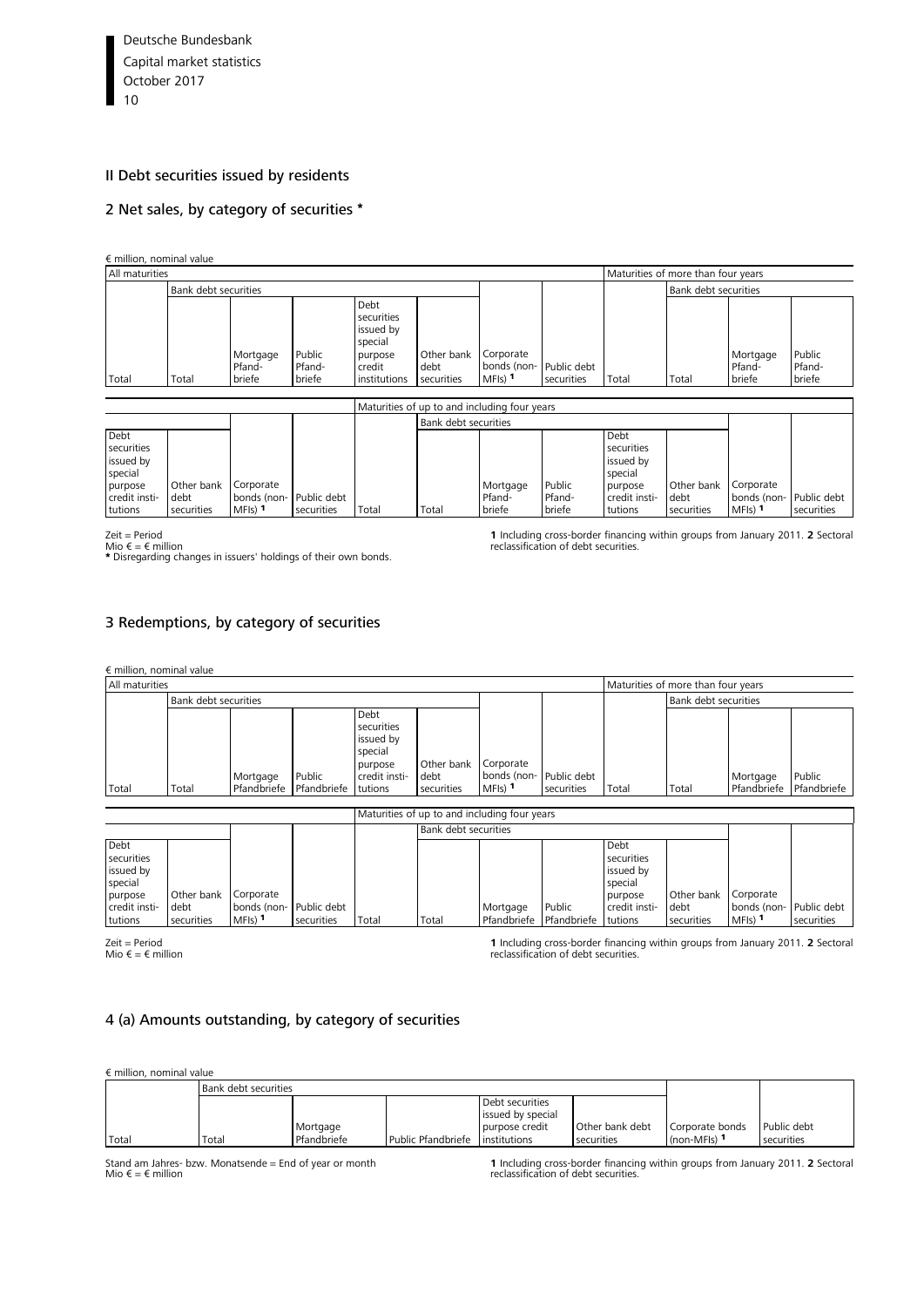## II Debt securities issued by residents

### 2 Net sales, by category of securities *

€ million, nominal value

| All maturities | | | | | | | | Maturities of more than four years | | | |
|---|---|---|---|---|---|---|---|---|---|---|---|
| | Bank debt securities | | | | | | | | Bank debt securities | | |
| Total | Total | Mortgage Pfand-briefe | Public Pfand-briefe | Debt securities issued by special purpose credit institutions | Other bank debt securities | Corporate bonds (non-MFIs) 1 | Public debt securities | Total | Total | Mortgage Pfand-briefe | Public Pfand-briefe |

| | | | | Maturities of up to and including four years | | | | | | | |
|---|---|---|---|---|---|---|---|---|---|---|---|
| | | | | | Bank debt securities | | | | | | |
| Debt securities issued by special purpose credit insti-tutions | Other bank debt securities | Corporate bonds (non-MFIs) 1 | Public debt securities | Total | Total | Mortgage Pfand-briefe | Public Pfand-briefe | Debt securities issued by special purpose credit insti-tutions | Other bank debt securities | Corporate bonds (non-MFIs) 1 | Public debt securities |

Zeit = Period
Mio € = € million
* Disregarding changes in issuers' holdings of their own bonds.

1 Including cross-border financing within groups from January 2011. 2 Sectoral reclassification of debt securities.

### 3 Redemptions, by category of securities

€ million, nominal value

| All maturities | | | | | | | | Maturities of more than four years | | | |
|---|---|---|---|---|---|---|---|---|---|---|---|
| | Bank debt securities | | | | | | | | Bank debt securities | | |
| Total | Total | Mortgage Pfandbriefe | Public Pfandbriefe | Debt securities issued by special purpose credit insti-tutions | Other bank debt securities | Corporate bonds (non-MFIs) 1 | Public debt securities | Total | Total | Mortgage Pfandbriefe | Public Pfandbriefe |

| | | | | Maturities of up to and including four years | | | | | | | |
|---|---|---|---|---|---|---|---|---|---|---|---|
| | | | | | Bank debt securities | | | | | | |
| Debt securities issued by special purpose credit insti-tutions | Other bank debt securities | Corporate bonds (non-MFIs) 1 | Public debt securities | Total | Total | Mortgage Pfandbriefe | Public Pfandbriefe | Debt securities issued by special purpose credit insti-tutions | Other bank debt securities | Corporate bonds (non-MFIs) 1 | Public debt securities |

Zeit = Period
Mio € = € million

1 Including cross-border financing within groups from January 2011. 2 Sectoral reclassification of debt securities.

### 4 (a) Amounts outstanding, by category of securities

€ million, nominal value

| | Bank debt securities | | | | | | |
|---|---|---|---|---|---|---|---|
| Total | Total | Mortgage Pfandbriefe | Public Pfandbriefe | Debt securities issued by special purpose credit institutions | Other bank debt securities | Corporate bonds (non-MFIs) 1 | Public debt securities |

Stand am Jahres- bzw. Monatsende = End of year or month
Mio € = € million

1 Including cross-border financing within groups from January 2011. 2 Sectoral reclassification of debt securities.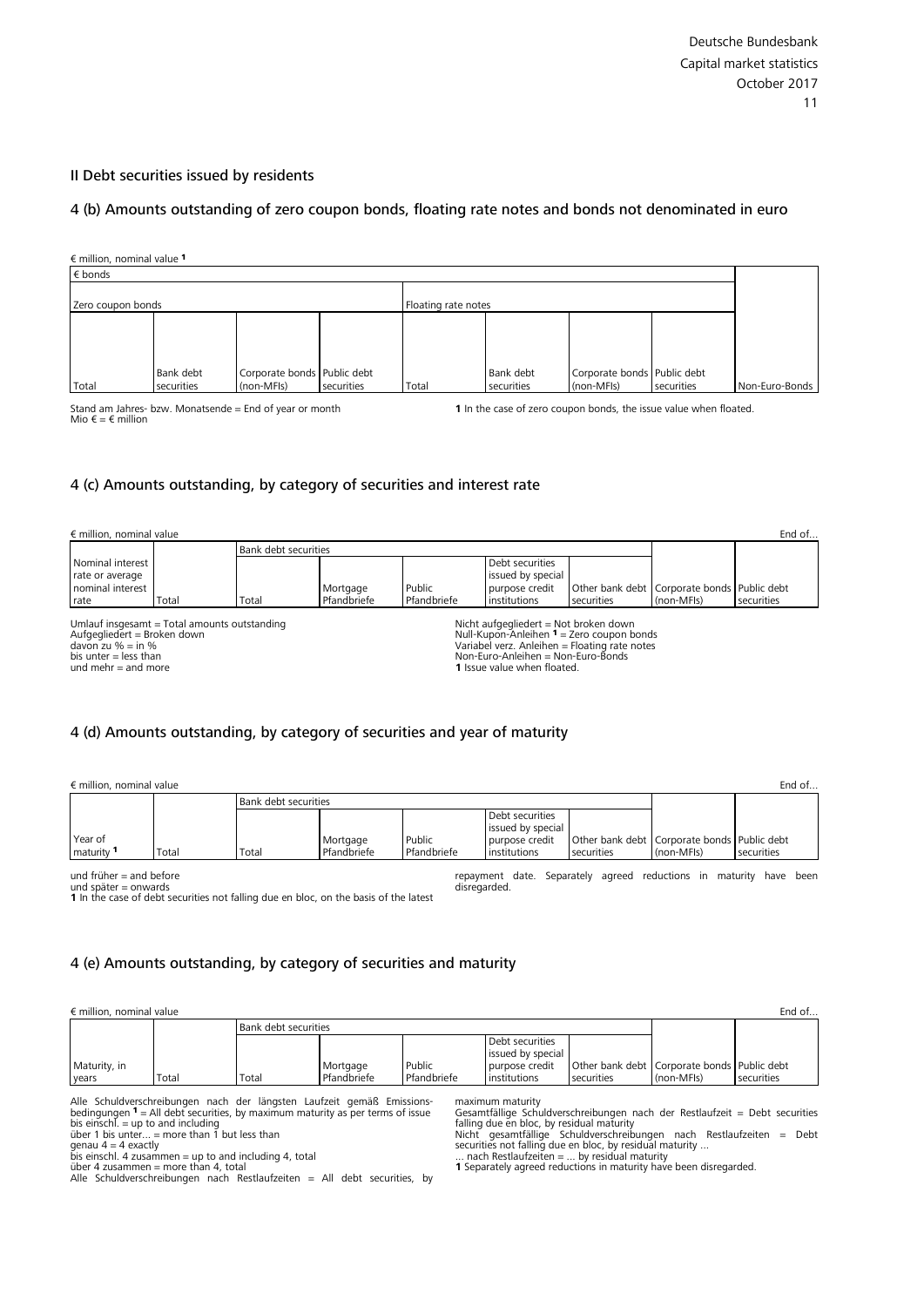## II Debt securities issued by residents

### 4 (b) Amounts outstanding of zero coupon bonds, floating rate notes and bonds not denominated in euro

€ million, nominal value [1]

| € bonds | | | | | | | | |
|---|---|---|---|---|---|---|---|---|
| Zero coupon bonds | | | | Floating rate notes | | | | |
| Total | Bank debt securities | Corporate bonds (non-MFIs) | Public debt securities | Total | Bank debt securities | Corporate bonds (non-MFIs) | Public debt securities | Non-Euro-Bonds |

Stand am Jahres- bzw. Monatsende = End of year or month
Mio € = € million

**1** In the case of zero coupon bonds, the issue value when floated.

### 4 (c) Amounts outstanding, by category of securities and interest rate

€ million, nominal value — End of...

| Nominal interest rate or average nominal interest rate | Total | Bank debt securities | | | | | Corporate bonds (non-MFIs) | Public debt securities |
|---|---|---|---|---|---|---|---|---|
| | | Total | Mortgage Pfandbriefe | Public Pfandbriefe | Debt securities issued by special purpose credit institutions | Other bank debt securities | | |

Umlauf insgesamt = Total amounts outstanding
Aufgegliedert = Broken down
davon zu % = in %
bis unter = less than
und mehr = and more

Nicht aufgegliedert = Not broken down
Null-Kupon-Anleihen [1] = Zero coupon bonds
Variabel verz. Anleihen = Floating rate notes
Non-Euro-Anleihen = Non-Euro-Bonds
**1** Issue value when floated.

### 4 (d) Amounts outstanding, by category of securities and year of maturity

€ million, nominal value — End of...

| Year of maturity [1] | Total | Bank debt securities | | | | | Corporate bonds (non-MFIs) | Public debt securities |
|---|---|---|---|---|---|---|---|---|
| | | Total | Mortgage Pfandbriefe | Public Pfandbriefe | Debt securities issued by special purpose credit institutions | Other bank debt securities | | |

und früher = and before
und später = onwards
**1** In the case of debt securities not falling due en bloc, on the basis of the latest repayment date. Separately agreed reductions in maturity have been disregarded.

### 4 (e) Amounts outstanding, by category of securities and maturity

€ million, nominal value — End of...

| Maturity, in years | Total | Bank debt securities | | | | | Corporate bonds (non-MFIs) | Public debt securities |
|---|---|---|---|---|---|---|---|---|
| | | Total | Mortgage Pfandbriefe | Public Pfandbriefe | Debt securities issued by special purpose credit institutions | Other bank debt securities | | |

Alle Schuldverschreibungen nach der längsten Laufzeit gemäß Emissionsbedingungen [1] = All debt securities, by maximum maturity as per terms of issue
bis einschl. = up to and including
über 1 bis unter... = more than 1 but less than
genau 4 = 4 exactly
bis einschl. 4 zusammen = up to and including 4, total
über 4 zusammen = more than 4, total
Alle Schuldverschreibungen nach Restlaufzeiten = All debt securities, by maximum maturity
Gesamtfällige Schuldverschreibungen nach der Restlaufzeit = Debt securities falling due en bloc, by residual maturity
Nicht gesamtfällige Schuldverschreibungen nach Restlaufzeiten = Debt securities not falling due en bloc, by residual maturity ...
... nach Restlaufzeiten = ... by residual maturity
**1** Separately agreed reductions in maturity have been disregarded.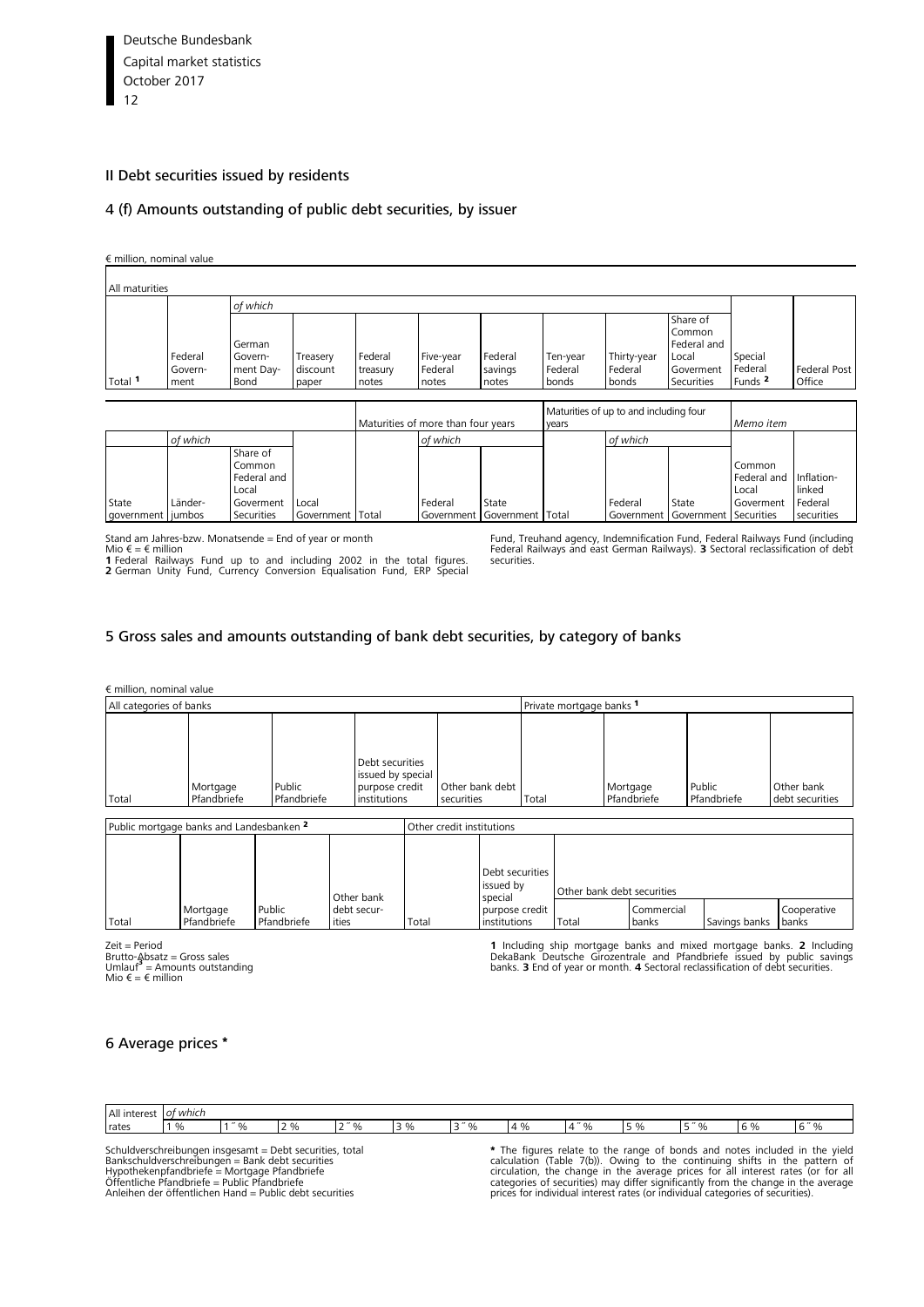## II Debt securities issued by residents

### 4 (f) Amounts outstanding of public debt securities, by issuer

€ million, nominal value

| All maturities | | | | | | | | | | | | |
|---|---|---|---|---|---|---|---|---|---|---|---|---|
| | | *of which* | | | | | | | | | | |
| Total [1] | Federal Government | German Government Day-Bond | Treasury discount paper | Federal treasury notes | Five-year Federal notes | Federal savings notes | Ten-year Federal bonds | Thirty-year Federal bonds | Share of Common Federal and Local Goverment Securities | Special Federal Funds [2] | Federal Post Office | |

| | | | | | Maturities of more than four years | | | Maturities of up to and including four years | | | Memo item | |
|---|---|---|---|---|---|---|---|---|---|---|---|---|
| | *of which* | | | | | *of which* | | | *of which* | | | |
| State government | Länder-jumbos | Share of Common Federal and Local Goverment Securities | Local Government | Total | Total | Federal Government | State Government | Total | Federal Government | State Government | Common Federal and Local Goverment Securities | Inflation-linked Federal securities |

Stand am Jahres-bzw. Monatsende = End of year or month
Mio € = € million
**1** Federal Railways Fund up to and including 2002 in the total figures. **2** German Unity Fund, Currency Conversion Equalisation Fund, ERP Special Fund, Treuhand agency, Indemnification Fund, Federal Railways Fund (including Federal Railways and east German Railways). **3** Sectoral reclassification of debt securities.

### 5 Gross sales and amounts outstanding of bank debt securities, by category of banks

€ million, nominal value

| All categories of banks | | | | | Private mortgage banks [1] | | | |
|---|---|---|---|---|---|---|---|---|
| Total | Mortgage Pfandbriefe | Public Pfandbriefe | Debt securities issued by special purpose credit institutions | Other bank debt securities | Total | Mortgage Pfandbriefe | Public Pfandbriefe | Other bank debt securities |

| Public mortgage banks and Landesbanken [2] | | | | Other credit institutions | | | | | |
|---|---|---|---|---|---|---|---|---|---|
| | | | | | | Other bank debt securities | | | |
| Total | Mortgage Pfandbriefe | Public Pfandbriefe | Other bank debt securities | Total | Debt securities issued by special purpose credit institutions | Total | Commercial banks | Savings banks | Cooperative banks |

Zeit = Period
Brutto-Absatz = Gross sales
Umlauf [3] = Amounts outstanding
Mio € = € million

**1** Including ship mortgage banks and mixed mortgage banks. **2** Including DekaBank Deutsche Girozentrale and Pfandbriefe issued by public savings banks. **3** End of year or month. **4** Sectoral reclassification of debt securities.

### 6 Average prices *

| All interest rates | *of which* | | | | | | | | | | | |
|---|---|---|---|---|---|---|---|---|---|---|---|---|
| | 1 % | 1 ½ % | 2 % | 2 ½ % | 3 % | 3 ½ % | 4 % | 4 ½ % | 5 % | 5 ½ % | 6 % | 6 ½ % |

Schuldverschreibungen insgesamt = Debt securities, total
Bankschuldverschreibungen = Bank debt securities
Hypothekenpfandbriefe = Mortgage Pfandbriefe
Öffentliche Pfandbriefe = Public Pfandbriefe
Anleihen der öffentlichen Hand = Public debt securities

* The figures relate to the range of bonds and notes included in the yield calculation (Table 7(b)). Owing to the continuing shifts in the pattern of circulation, the change in the average prices for all interest rates (or for all categories of securities) may differ significantly from the change in the average prices for individual interest rates (or individual categories of securities).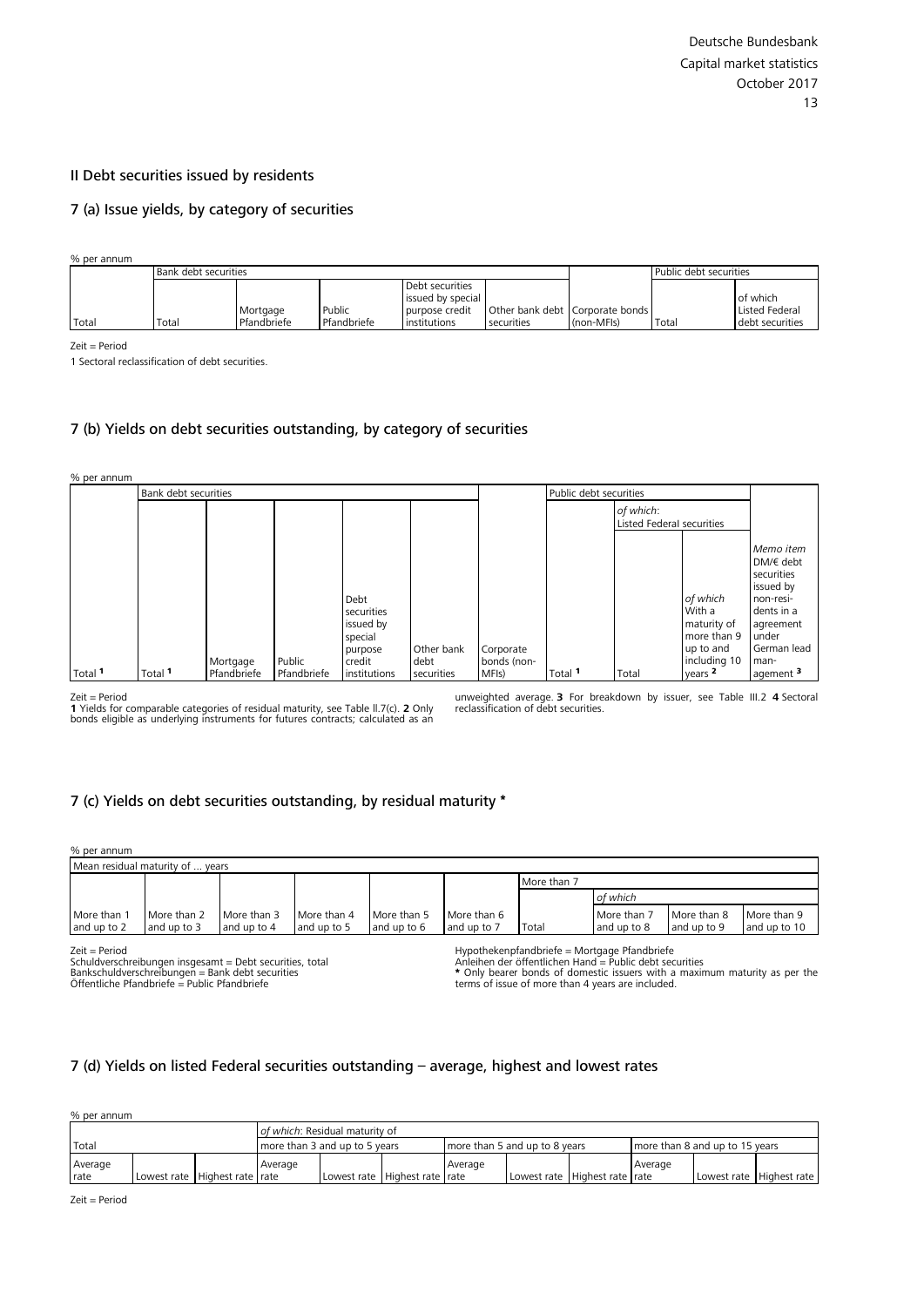## II Debt securities issued by residents

### 7 (a) Issue yields, by category of securities

% per annum

| | Bank debt securities | | | | | | Public debt securities | |
|---|---|---|---|---|---|---|---|---|
| Total | Total | Mortgage Pfandbriefe | Public Pfandbriefe | Debt securities issued by special purpose credit institutions | Other bank debt securities | Corporate bonds (non-MFIs) | Total | of which Listed Federal debt securities |

Zeit = Period

1 Sectoral reclassification of debt securities.

### 7 (b) Yields on debt securities outstanding, by category of securities

% per annum

| | Bank debt securities | | | | | | Public debt securities | | | |
|---|---|---|---|---|---|---|---|---|---|---|
| | | | | | | | | *of which*: Listed Federal securities | | |
| Total [1] | Total [1] | Mortgage Pfandbriefe | Public Pfandbriefe | Debt securities issued by special purpose credit institutions | Other bank debt securities | Corporate bonds (non-MFIs) | Total [1] | Total | *of which* With a maturity of more than 9 up to and including 10 years [2] | *Memo item* DM/€ debt securities issued by non-residents in a agreement under German lead man-agement [3] |

Zeit = Period

**1** Yields for comparable categories of residual maturity, see Table II.7(c). **2** Only bonds eligible as underlying instruments for futures contracts; calculated as an unweighted average. **3** For breakdown by issuer, see Table III.2 **4** Sectoral reclassification of debt securities.

### 7 (c) Yields on debt securities outstanding, by residual maturity *

% per annum

| Mean residual maturity of ... years | | | | | | | | | |
|---|---|---|---|---|---|---|---|---|---|
| | | | | | | More than 7 | | | |
| | | | | | | | *of which* | | |
| More than 1 and up to 2 | More than 2 and up to 3 | More than 3 and up to 4 | More than 4 and up to 5 | More than 5 and up to 6 | More than 6 and up to 7 | Total | More than 7 and up to 8 | More than 8 and up to 9 | More than 9 and up to 10 |

Zeit = Period
Schuldverschreibungen insgesamt = Debt securities, total
Bankschuldverschreibungen = Bank debt securities
Öffentliche Pfandbriefe = Public Pfandbriefe
Hypothekenpfandbriefe = Mortgage Pfandbriefe
Anleihen der öffentlichen Hand = Public debt securities
* Only bearer bonds of domestic issuers with a maximum maturity as per the terms of issue of more than 4 years are included.

### 7 (d) Yields on listed Federal securities outstanding – average, highest and lowest rates

% per annum

| Total | | | *of which*: Residual maturity of | | | | | | | | |
|---|---|---|---|---|---|---|---|---|---|---|---|
| | | | more than 3 and up to 5 years | | | more than 5 and up to 8 years | | | more than 8 and up to 15 years | | |
| Average rate | Lowest rate | Highest rate | Average rate | Lowest rate | Highest rate | Average rate | Lowest rate | Highest rate | Average rate | Lowest rate | Highest rate |

Zeit = Period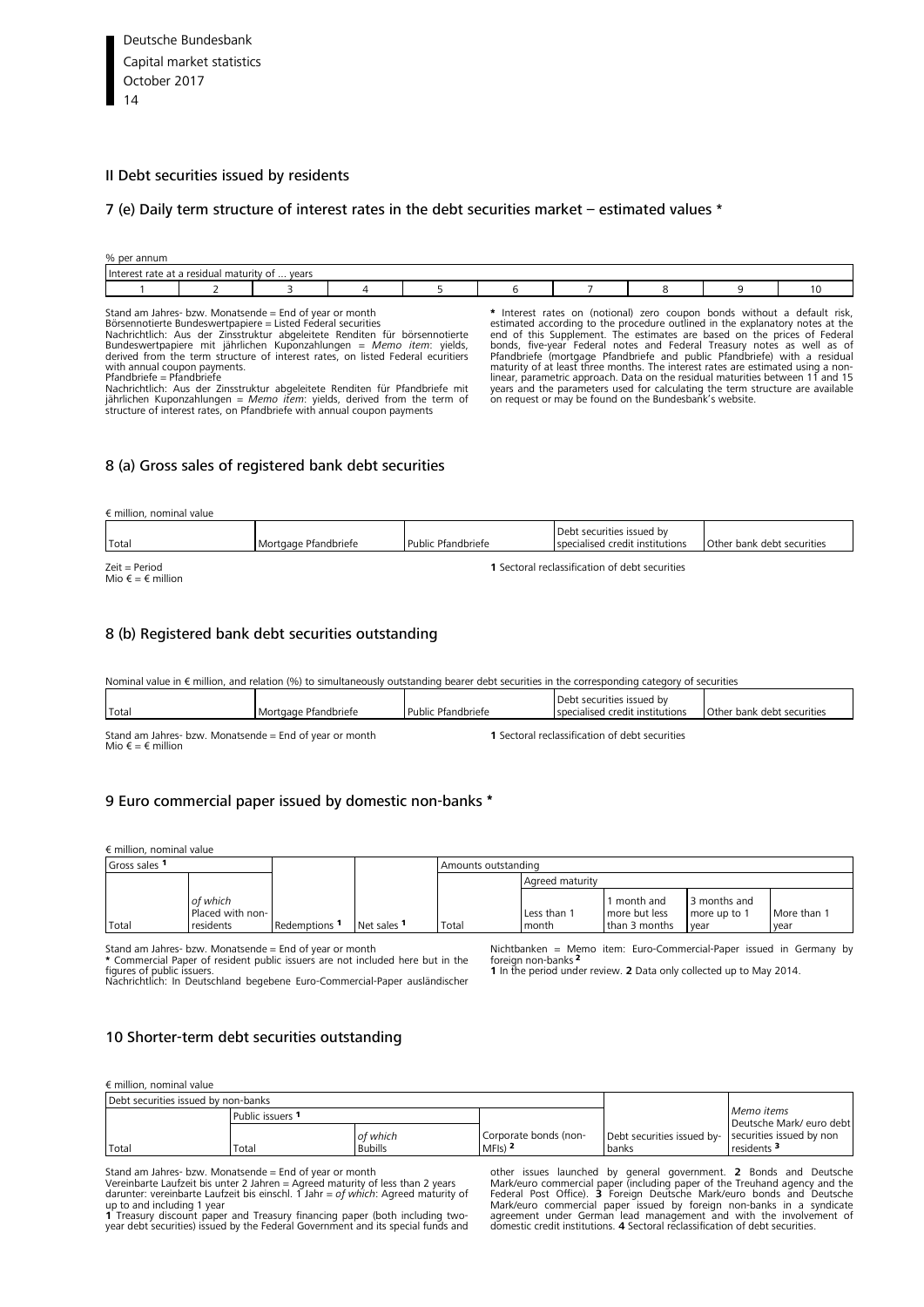## II Debt securities issued by residents

### 7 (e) Daily term structure of interest rates in the debt securities market – estimated values *

% per annum

| Interest rate at a residual maturity of ... years | | | | | | | | | |
|---|---|---|---|---|---|---|---|---|---|
| 1 | 2 | 3 | 4 | 5 | 6 | 7 | 8 | 9 | 10 |

Stand am Jahres- bzw. Monatsende = End of year or month
Börsennotierte Bundeswertpapiere = Listed Federal securities
Nachrichtlich: Aus der Zinsstruktur abgeleitete Renditen für börsennotierte Bundeswertpapiere mit jährlichen Kuponzahlungen = *Memo item*: yields, derived from the term structure of interest rates, on listed Federal ecuritiers with annual coupon payments.
Pfandbriefe = Pfandbriefe
Nachrichtlich: Aus der Zinsstruktur abgeleitete Renditen für Pfandbriefe mit jährlichen Kuponzahlungen = *Memo item*: yields, derived from the term of structure of interest rates, on Pfandbriefe with annual coupon payments

**\*** Interest rates on (notional) zero coupon bonds without a default risk, estimated according to the procedure outlined in the explanatory notes at the end of this Supplement. The estimates are based on the prices of Federal bonds, five-year Federal notes and Federal Treasury notes as well as of Pfandbriefe (mortgage Pfandbriefe and public Pfandbriefe) with a residual maturity of at least three months. The interest rates are estimated using a non-linear, parametric approach. Data on the residual maturities between 11 and 15 years and the parameters used for calculating the term structure are available on request or may be found on the Bundesbank's website.

### 8 (a) Gross sales of registered bank debt securities

€ million, nominal value

| Total | Mortgage Pfandbriefe | Public Pfandbriefe | Debt securities issued by specialised credit institutions | Other bank debt securities |
|---|---|---|---|---|

Zeit = Period
Mio € = € million

**1** Sectoral reclassification of debt securities

### 8 (b) Registered bank debt securities outstanding

Nominal value in € million, and relation (%) to simultaneously outstanding bearer debt securities in the corresponding category of securities

| Total | Mortgage Pfandbriefe | Public Pfandbriefe | Debt securities issued by specialised credit institutions | Other bank debt securities |
|---|---|---|---|---|

Stand am Jahres- bzw. Monatsende = End of year or month
Mio € = € million

**1** Sectoral reclassification of debt securities

### 9 Euro commercial paper issued by domestic non-banks *

€ million, nominal value

| Gross sales [1] | | | | Amounts outstanding | | | | |
|---|---|---|---|---|---|---|---|---|
| | | | | | Agreed maturity | | | |
| Total | *of which* Placed with non-residents | Redemptions [1] | Net sales [1] | Total | Less than 1 month | 1 month and more but less than 3 months | 3 months and more up to 1 year | More than 1 year |

Stand am Jahres- bzw. Monatsende = End of year or month
**\*** Commercial Paper of resident public issuers are not included here but in the figures of public issuers.
Nachrichtlich: In Deutschland begebene Euro-Commercial-Paper ausländischer Nichtbanken = Memo item: Euro-Commercial-Paper issued in Germany by foreign non-banks [2]
**1** In the period under review. **2** Data only collected up to May 2014.

### 10 Shorter-term debt securities outstanding

€ million, nominal value

| Debt securities issued by non-banks | | | | | |
|---|---|---|---|---|---|
| | Public issuers [1] | | | | *Memo items* |
| Total | Total | *of which* Bubills | Corporate bonds (non-MFIs) [2] | Debt securities issued by-banks | Deutsche Mark/ euro debt securities issued by non residents [3] |

Stand am Jahres- bzw. Monatsende = End of year or month
Vereinbarte Laufzeit bis unter 2 Jahren = Agreed maturity of less than 2 years
darunter: vereinbarte Laufzeit bis einschl. 1 Jahr = *of which*: Agreed maturity of up to and including 1 year
**1** Treasury discount paper and Treasury financing paper (both including two-year debt securities) issued by the Federal Government and its special funds and other issues launched by general government. **2** Bonds and Deutsche Mark/euro commercial paper (including paper of the Treuhand agency and the Federal Post Office). **3** Foreign Deutsche Mark/euro bonds and Deutsche Mark/euro commercial paper issued by foreign non-banks in a syndicate agreement under German lead management and with the involvement of domestic credit institutions. **4** Sectoral reclassification of debt securities.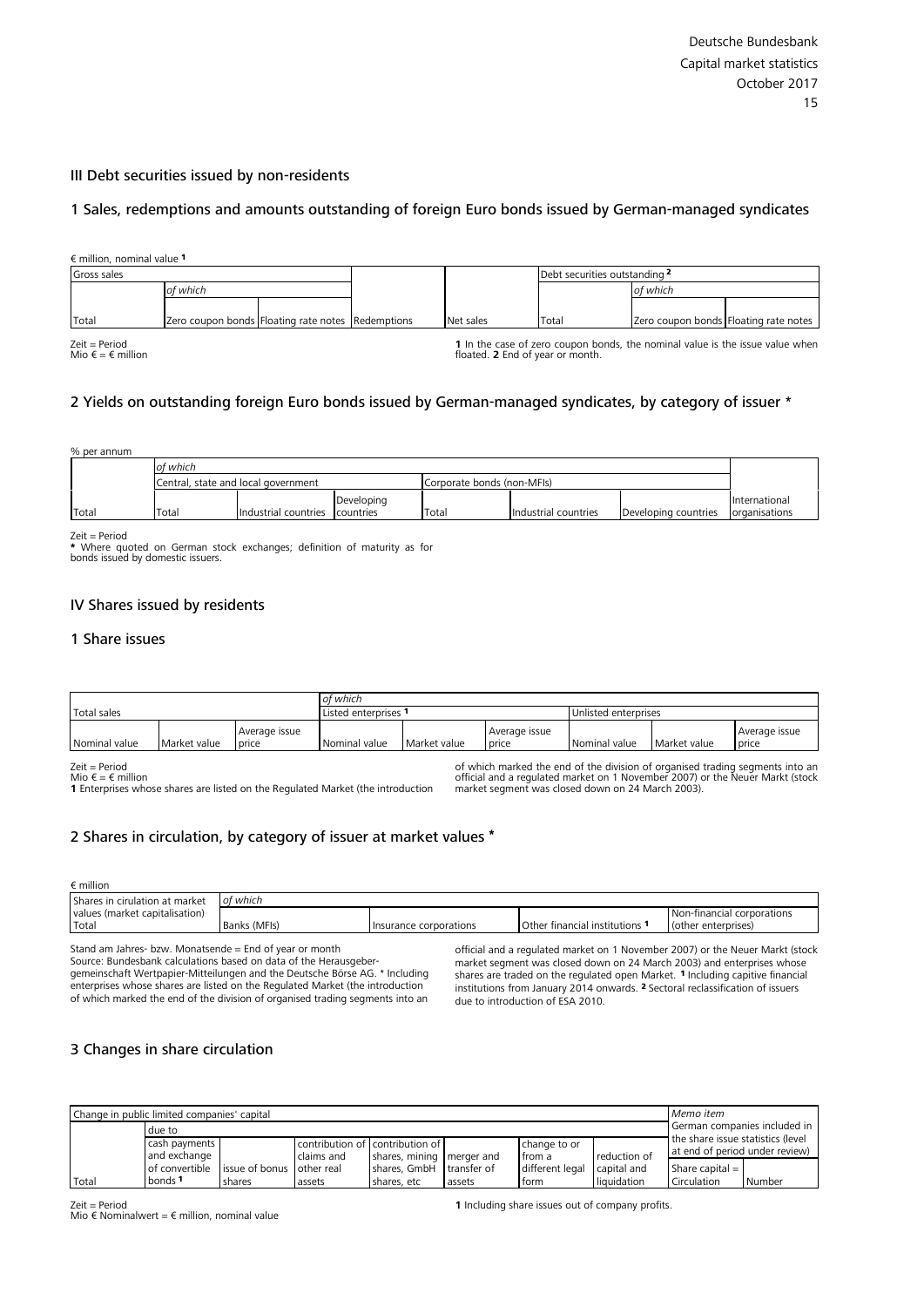## III Debt securities issued by non-residents

### 1 Sales, redemptions and amounts outstanding of foreign Euro bonds issued by German-managed syndicates

€ million, nominal value [1]

| Gross sales | | | | | Debt securities outstanding [2] | | |
|---|---|---|---|---|---|---|---|
| | *of which* | | | | | *of which* | |
| Total | Zero coupon bonds | Floating rate notes | Redemptions | Net sales | Total | Zero coupon bonds | Floating rate notes |

Zeit = Period
Mio € = € million

**1** In the case of zero coupon bonds, the nominal value is the issue value when floated. **2** End of year or month.

### 2 Yields on outstanding foreign Euro bonds issued by German-managed syndicates, by category of issuer *

% per annum

| | *of which* | | | | | | |
|---|---|---|---|---|---|---|---|
| | Central, state and local government | | | Corporate bonds (non-MFIs) | | | |
| Total | Total | Industrial countries | Developing countries | Total | Industrial countries | Developing countries | International organisations |

Zeit = Period
**\*** Where quoted on German stock exchanges; definition of maturity as for bonds issued by domestic issuers.

## IV Shares issued by residents

### 1 Share issues

| | | | *of which* | | | | | |
|---|---|---|---|---|---|---|---|---|
| Total sales | | | Listed enterprises [1] | | | Unlisted enterprises | | |
| Nominal value | Market value | Average issue price | Nominal value | Market value | Average issue price | Nominal value | Market value | Average issue price |

Zeit = Period
Mio € = € million
**1** Enterprises whose shares are listed on the Regulated Market (the introduction of which marked the end of the division of organised trading segments into an official and a regulated market on 1 November 2007) or the Neuer Markt (stock market segment was closed down on 24 March 2003).

### 2 Shares in circulation, by category of issuer at market values *

€ million

| Shares in cirulation at market values (market capitalisation) | *of which* | | | |
|---|---|---|---|---|
| Total | Banks (MFIs) | Insurance corporations | Other financial institutions [1] | Non-financial corporations (other enterprises) |

Stand am Jahres- bzw. Monatsende = End of year or month
Source: Bundesbank calculations based on data of the Herausgebergemeinschaft Wertpapier-Mitteilungen and the Deutsche Börse AG. * Including enterprises whose shares are listed on the Regulated Market (the introduction of which marked the end of the division of organised trading segments into an official and a regulated market on 1 November 2007) or the Neuer Markt (stock market segment was closed down on 24 March 2003) and enterprises whose shares are traded on the regulated open Market. **1** Including captive financial institutions from January 2014 onwards. **2** Sectoral reclassification of issuers due to introduction of ESA 2010.

### 3 Changes in share circulation

| Change in public limited companies' capital | | | | | | | | *Memo item* | |
|---|---|---|---|---|---|---|---|---|---|
| | due to | | | | | | | German companies included in the share issue statistics (level at end of period under review) | |
| Total | cash payments and exchange of convertible bonds [1] | issue of bonus shares | contribution of claims and other real assets | contribution of shares, mining shares, GmbH shares, etc | merger and transfer of assets | change to or from a different legal form | reduction of capital and liquidation | Share capital = Circulation | Number |

Zeit = Period
Mio € Nominalwert = € million, nominal value

**1** Including share issues out of company profits.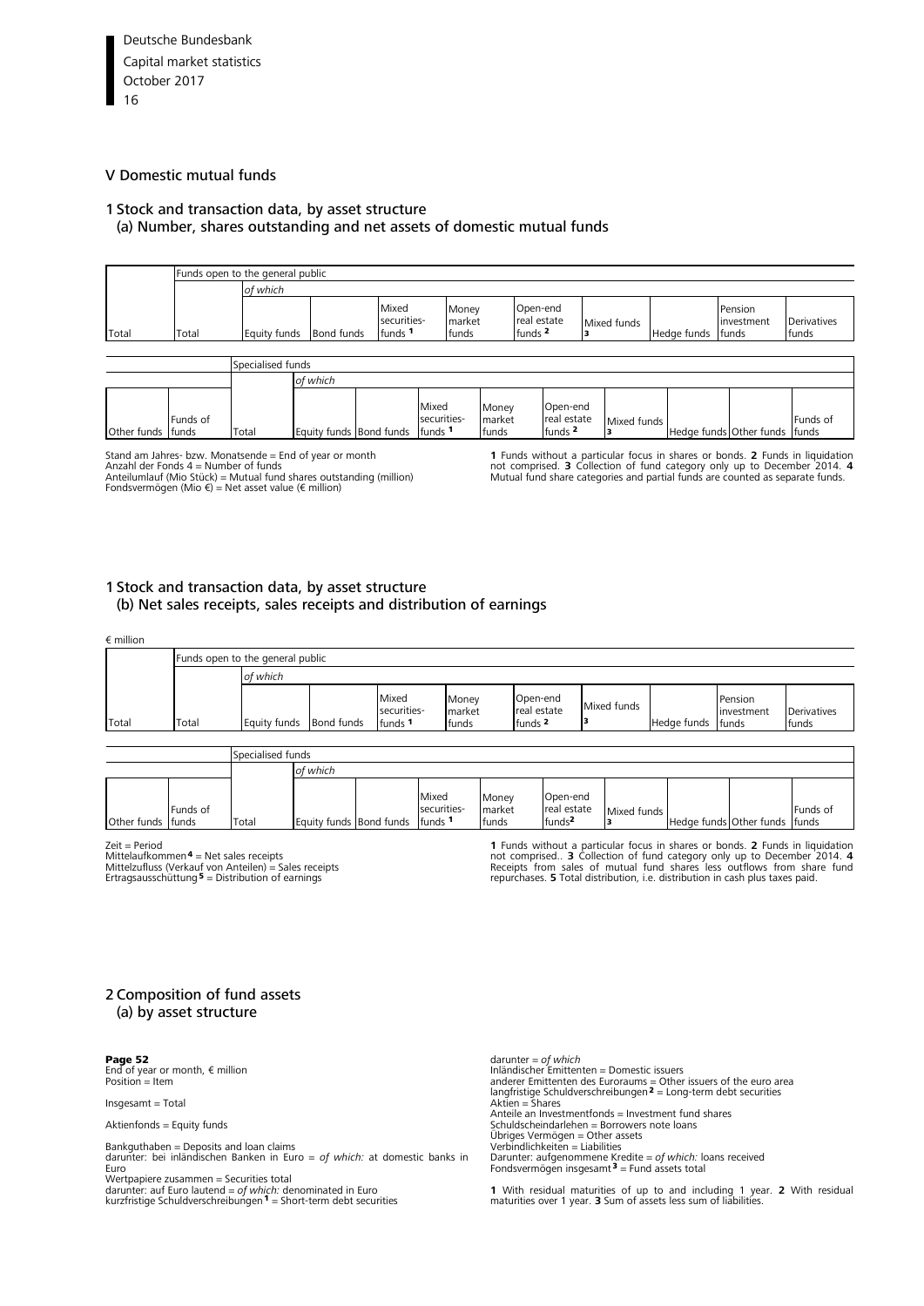# V Domestic mutual funds

## 1 Stock and transaction data, by asset structure
### (a) Number, shares outstanding and net assets of domestic mutual funds

| | Funds open to the general public | | | | | | | | | |
|---|---|---|---|---|---|---|---|---|---|---|
| | | *of which* | | | | | | | | |
| Total | Total | Equity funds | Bond funds | Mixed securities-funds [1] | Money market funds | Open-end real estate funds [2] | Mixed funds [3] | Hedge funds | Pension investment funds | Derivatives funds |

| | | Specialised funds | | | | | | | | | |
|---|---|---|---|---|---|---|---|---|---|---|---|
| | | | *of which* | | | | | | | | |
| Other funds | Funds of funds | Total | Equity funds | Bond funds | Mixed securities-funds [1] | Money market funds | Open-end real estate funds [2] | Mixed funds [3] | Hedge funds | Other funds | Funds of funds |

Stand am Jahres- bzw. Monatsende = End of year or month
Anzahl der Fonds 4 = Number of funds
Anteilumlauf (Mio Stück) = Mutual fund shares outstanding (million)
Fondsvermögen (Mio €) = Net asset value (€ million)

**1** Funds without a particular focus in shares or bonds. **2** Funds in liquidation not comprised. **3** Collection of fund category only up to December 2014. **4** Mutual fund share categories and partial funds are counted as separate funds.

## 1 Stock and transaction data, by asset structure
### (b) Net sales receipts, sales receipts and distribution of earnings

€ million

| | Funds open to the general public | | | | | | | | | |
|---|---|---|---|---|---|---|---|---|---|---|
| | | *of which* | | | | | | | | |
| Total | Total | Equity funds | Bond funds | Mixed securities-funds [1] | Money market funds | Open-end real estate funds [2] | Mixed funds [3] | Hedge funds | Pension investment funds | Derivatives funds |

| | | Specialised funds | | | | | | | | | |
|---|---|---|---|---|---|---|---|---|---|---|---|
| | | | *of which* | | | | | | | | |
| Other funds | Funds of funds | Total | Equity funds | Bond funds | Mixed securities-funds [1] | Money market funds | Open-end real estate funds[2] | Mixed funds [3] | Hedge funds | Other funds | Funds of funds |

Zeit = Period
Mittelaufkommen [4] = Net sales receipts
Mittelzufluss (Verkauf von Anteilen) = Sales receipts
Ertragsausschüttung [5] = Distribution of earnings

**1** Funds without a particular focus in shares or bonds. **2** Funds in liquidation not comprised.. **3** Collection of fund category only up to December 2014. **4** Receipts from sales of mutual fund shares less outflows from share fund repurchases. **5** Total distribution, i.e. distribution in cash plus taxes paid.

## 2 Composition of fund assets
### (a) by asset structure

**Page 52**
End of year or month, € million
Position = Item

Insgesamt = Total

Aktienfonds = Equity funds

Bankguthaben = Deposits and loan claims
darunter: bei inländischen Banken in Euro = *of which:* at domestic banks in Euro
Wertpapiere zusammen = Securities total
darunter: auf Euro lautend = *of which:* denominated in Euro
kurzfristige Schuldverschreibungen [1] = Short-term debt securities

darunter = *of which*
Inländischer Emittenten = Domestic issuers
anderer Emittenten des Euroraums = Other issuers of the euro area
langfristige Schuldverschreibungen [2] = Long-term debt securities
Aktien = Shares
Anteile an Investmentfonds = Investment fund shares
Schuldscheindarlehen = Borrowers note loans
Übriges Vermögen = Other assets
Verbindlichkeiten = Liabilities
Darunter: aufgenommene Kredite = *of which:* loans received
Fondsvermögen insgesamt [3] = Fund assets total

**1** With residual maturities of up to and including 1 year. **2** With residual maturities over 1 year. **3** Sum of assets less sum of liabilities.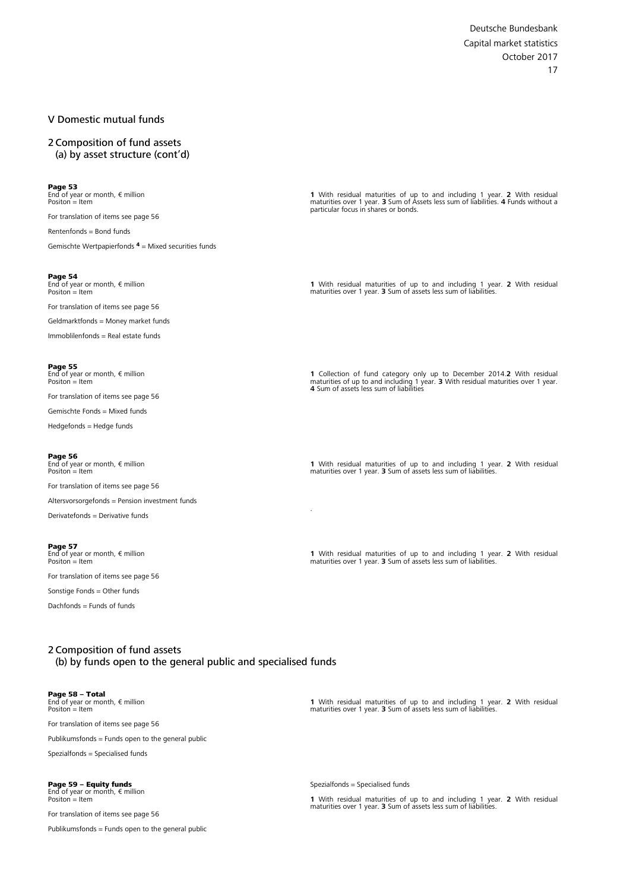## V Domestic mutual funds

### 2 Composition of fund assets
#### (a) by asset structure (cont'd)

**Page 53**
End of year or month, € million
Positon = Item

For translation of items see page 56

Rentenfonds = Bond funds

Gemischte Wertpapierfonds [4] = Mixed securities funds

**1** With residual maturities of up to and including 1 year. **2** With residual maturities over 1 year. **3** Sum of Assets less sum of liabilities. **4** Funds without a particular focus in shares or bonds.

**Page 54**
End of year or month, € million
Positon = Item

For translation of items see page 56

Geldmarktfonds = Money market funds

Immoblilenfonds = Real estate funds

**1** With residual maturities of up to and including 1 year. **2** With residual maturities over 1 year. **3** Sum of assets less sum of liabilities.

**Page 55**
End of year or month, € million
Positon = Item

For translation of items see page 56

Gemischte Fonds = Mixed funds

Hedgefonds = Hedge funds

**1** Collection of fund category only up to December 2014.**2** With residual maturities of up to and including 1 year. **3** With residual maturities over 1 year. **4** Sum of assets less sum of liabilities

**Page 56**
End of year or month, € million
Positon = Item

For translation of items see page 56

Altersvorsorgefonds = Pension investment funds

Derivatefonds = Derivative funds

**1** With residual maturities of up to and including 1 year. **2** With residual maturities over 1 year. **3** Sum of assets less sum of liabilities.

**Page 57**
End of year or month, € million
Positon = Item

For translation of items see page 56

Sonstige Fonds = Other funds

Dachfonds = Funds of funds

**1** With residual maturities of up to and including 1 year. **2** With residual maturities over 1 year. **3** Sum of assets less sum of liabilities.

### 2 Composition of fund assets
#### (b) by funds open to the general public and specialised funds

**Page 58 – Total**
End of year or month, € million
Positon = Item

For translation of items see page 56

Publikumsfonds = Funds open to the general public

Spezialfonds = Specialised funds

**1** With residual maturities of up to and including 1 year. **2** With residual maturities over 1 year. **3** Sum of assets less sum of liabilities.

**Page 59 – Equity funds**
End of year or month, € million
Positon = Item

For translation of items see page 56

Publikumsfonds = Funds open to the general public

Spezialfonds = Specialised funds

**1** With residual maturities of up to and including 1 year. **2** With residual maturities over 1 year. **3** Sum of assets less sum of liabilities.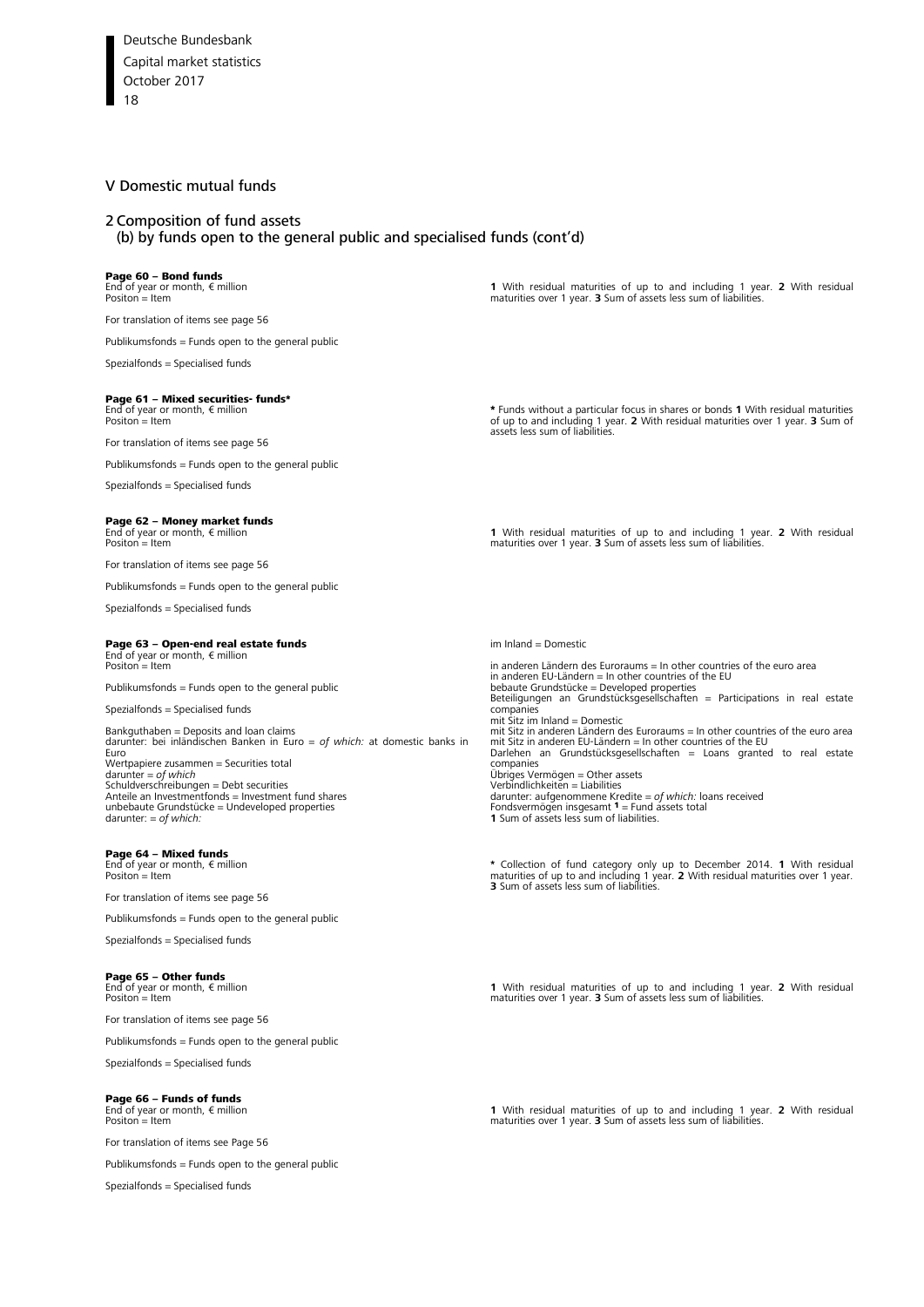# V Domestic mutual funds

## 2 Composition of fund assets
### (b) by funds open to the general public and specialised funds (cont'd)

**Page 60 – Bond funds**
End of year or month, € million
Positon = Item

For translation of items see page 56

Publikumsfonds = Funds open to the general public

Spezialfonds = Specialised funds

**1** With residual maturities of up to and including 1 year. **2** With residual maturities over 1 year. **3** Sum of assets less sum of liabilities.

**Page 61 – Mixed securities- funds***
End of year or month, € million
Positon = Item

For translation of items see page 56

Publikumsfonds = Funds open to the general public

Spezialfonds = Specialised funds

**\*** Funds without a particular focus in shares or bonds **1** With residual maturities of up to and including 1 year. **2** With residual maturities over 1 year. **3** Sum of assets less sum of liabilities.

**Page 62 – Money market funds**
End of year or month, € million
Positon = Item

For translation of items see page 56

Publikumsfonds = Funds open to the general public

Spezialfonds = Specialised funds

**1** With residual maturities of up to and including 1 year. **2** With residual maturities over 1 year. **3** Sum of assets less sum of liabilities.

**Page 63 – Open-end real estate funds**
End of year or month, € million
Positon = Item

Publikumsfonds = Funds open to the general public

Spezialfonds = Specialised funds

Bankguthaben = Deposits and loan claims
darunter: bei inländischen Banken in Euro = *of which:* at domestic banks in Euro
Wertpapiere zusammen = Securities total
darunter = *of which*
Schuldverschreibungen = Debt securities
Anteile an Investmentfonds = Investment fund shares
unbebaute Grundstücke = Undeveloped properties
darunter: = *of which:*
im Inland = Domestic
in anderen Ländern des Euroraums = In other countries of the euro area
in anderen EU-Ländern = In other countries of the EU
bebaute Grundstücke = Developed properties
Beteiligungen an Grundstücksgesellschaften = Participations in real estate companies
mit Sitz im Inland = Domestic
mit Sitz in anderen Ländern des Euroraums = In other countries of the euro area
mit Sitz in anderen EU-Ländern = In other countries of the EU
Darlehen an Grundstücksgesellschaften = Loans granted to real estate companies
Übriges Vermögen = Other assets
Verbindlichkeiten = Liabilities
darunter: aufgenommene Kredite = *of which:* loans received
Fondsvermögen insgesamt [1] = Fund assets total
**1** Sum of assets less sum of liabilities.

**Page 64 – Mixed funds**
End of year or month, € million
Positon = Item

For translation of items see page 56

Publikumsfonds = Funds open to the general public

Spezialfonds = Specialised funds

**\*** Collection of fund category only up to December 2014. **1** With residual maturities of up to and including 1 year. **2** With residual maturities over 1 year. **3** Sum of assets less sum of liabilities.

**Page 65 – Other funds**
End of year or month, € million
Positon = Item

For translation of items see page 56

Publikumsfonds = Funds open to the general public

Spezialfonds = Specialised funds

**1** With residual maturities of up to and including 1 year. **2** With residual maturities over 1 year. **3** Sum of assets less sum of liabilities.

**Page 66 – Funds of funds**
End of year or month, € million
Positon = Item

For translation of items see Page 56

Publikumsfonds = Funds open to the general public

Spezialfonds = Specialised funds

**1** With residual maturities of up to and including 1 year. **2** With residual maturities over 1 year. **3** Sum of assets less sum of liabilities.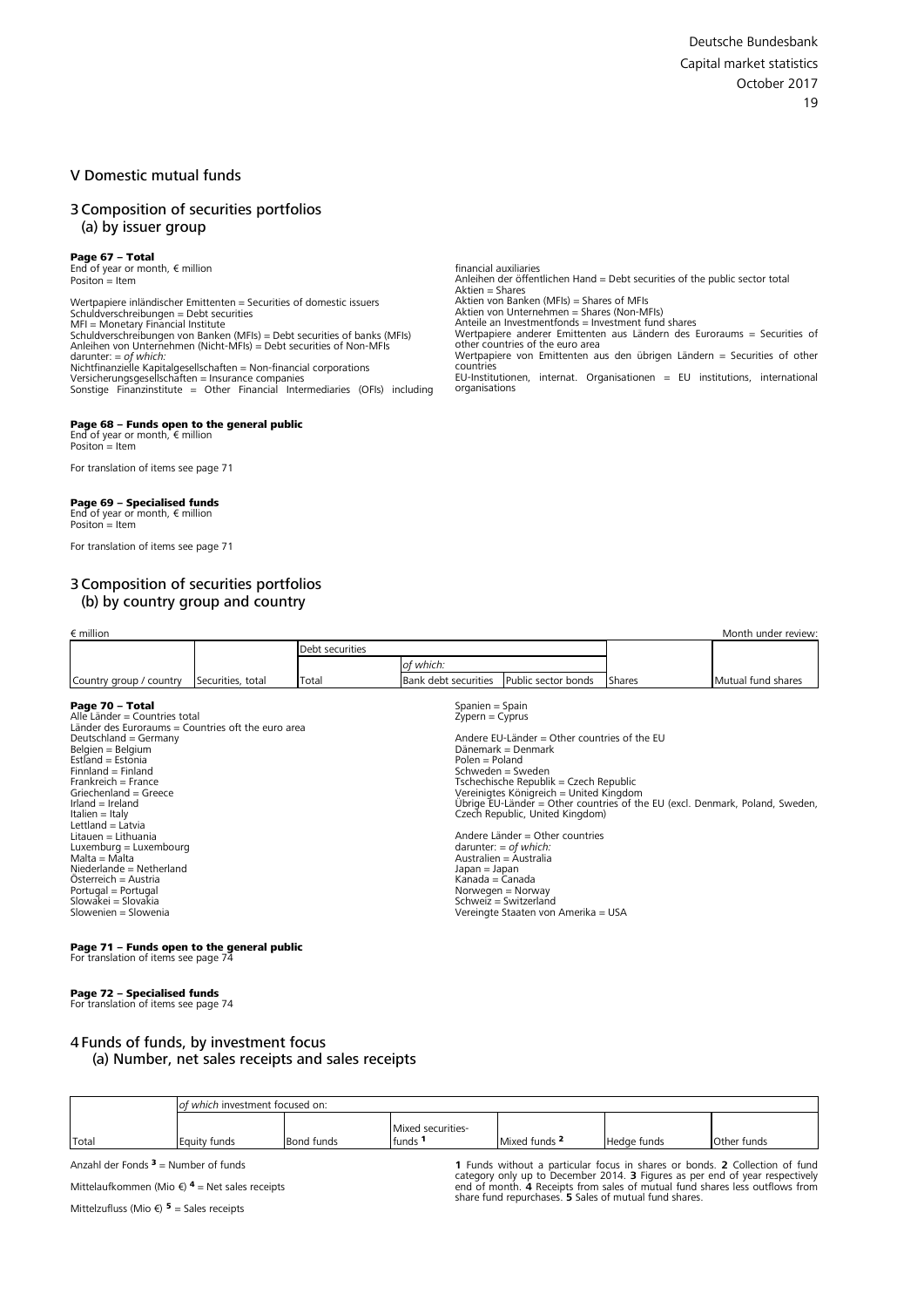## V Domestic mutual funds

### 3 Composition of securities portfolios
(a) by issuer group

**Page 67 – Total**
End of year or month, € million
Positon = Item

Wertpapiere inländischer Emittenten = Securities of domestic issuers
Schuldverschreibungen = Debt securities
MFI = Monetary Financial Institute
Schuldverschreibungen von Banken (MFIs) = Debt securities of banks (MFIs)
Anleihen von Unternehmen (Nicht-MFIs) = Debt securities of Non-MFIs
darunter: = *of which:*
Nichtfinanzielle Kapitalgesellschaften = Non-financial corporations
Versicherungsgesellschaften = Insurance companies
Sonstige Finanzinstitute = Other Financial Intermediaries (OFIs) including financial auxiliaries
Anleihen der öffentlichen Hand = Debt securities of the public sector total
Aktien = Shares
Aktien von Banken (MFIs) = Shares of MFIs
Aktien von Unternehmen = Shares (Non-MFIs)
Anteile an Investmentfonds = Investment fund shares
Wertpapiere anderer Emittenten aus Ländern des Euroraums = Securities of other countries of the euro area
Wertpapiere von Emittenten aus den übrigen Ländern = Securities of other countries
EU-Institutionen, internat. Organisationen = EU institutions, international organisations

**Page 68 – Funds open to the general public**
End of year or month, € million
Positon = Item

For translation of items see page 71

**Page 69 – Specialised funds**
End of year or month, € million
Positon = Item

For translation of items see page 71

### 3 Composition of securities portfolios
(b) by country group and country

€ million — Month under review:

| | | Debt securities | | | | |
|---|---|---|---|---|---|---|
| | | | *of which:* | | | |
| Country group / country | Securities, total | Total | Bank debt securities | Public sector bonds | Shares | Mutual fund shares |

**Page 70 – Total**
Alle Länder = Countries total
Länder des Euroraums = Countries oft the euro area
Deutschland = Germany
Belgien = Belgium
Estland = Estonia
Finnland = Finland
Frankreich = France
Griechenland = Greece
Irland = Ireland
Italien = Italy
Lettland = Latvia
Litauen = Lithuania
Luxemburg = Luxembourg
Malta = Malta
Niederlande = Netherland
Österreich = Austria
Portugal = Portugal
Slowakei = Slovakia
Slowenien = Slowenia
Spanien = Spain
Zypern = Cyprus

Andere EU-Länder = Other countries of the EU
Dänemark = Denmark
Polen = Poland
Schweden = Sweden
Tschechische Republik = Czech Republic
Vereinigtes Königreich = United Kingdom
Übrige EU-Länder = Other countries of the EU (excl. Denmark, Poland, Sweden, Czech Republic, United Kingdom)

Andere Länder = Other countries
darunter: = *of which:*
Australien = Australia
Japan = Japan
Kanada = Canada
Norwegen = Norway
Schweiz = Switzerland
Vereingte Staaten von Amerika = USA

**Page 71 – Funds open to the general public**
For translation of items see page 74

**Page 72 – Specialised funds**
For translation of items see page 74

### 4 Funds of funds, by investment focus
(a) Number, net sales receipts and sales receipts

| | *of which* investment focused on: | | | | | |
|---|---|---|---|---|---|---|
| Total | Equity funds | Bond funds | Mixed securities-funds [1] | Mixed funds [2] | Hedge funds | Other funds |

Anzahl der Fonds [3] = Number of funds

Mittelaufkommen (Mio €) [4] = Net sales receipts

Mittelzufluss (Mio €) [5] = Sales receipts

**1** Funds without a particular focus in shares or bonds. **2** Collection of fund category only up to December 2014. **3** Figures as per end of year respectively end of month. **4** Receipts from sales of mutual fund shares less outflows from share fund repurchases. **5** Sales of mutual fund shares.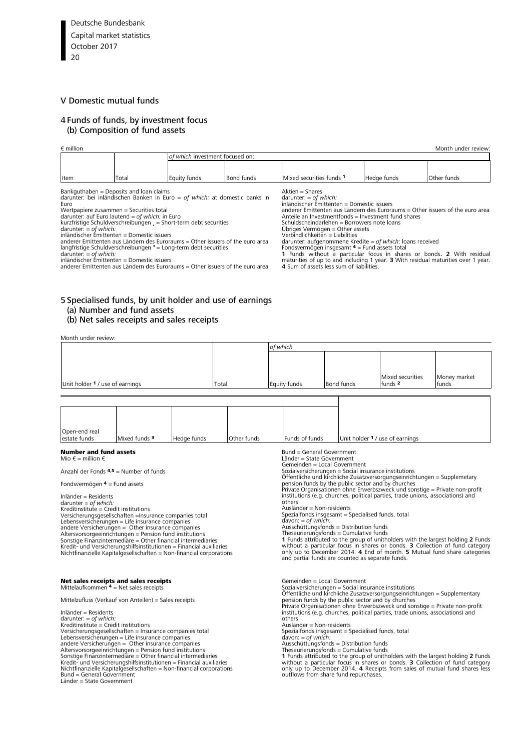## V Domestic mutual funds

### 4 Funds of funds, by investment focus
#### (b) Composition of fund assets

€ million — Month under review:

| Item | Total | *of which* investment focused on: | | | | |
|---|---|---|---|---|---|---|
| | | Equity funds | Bond funds | Mixed securities funds [1] | Hedge funds | Other funds |

Bankguthaben = Deposits and loan claims
darunter: bei inländischen Banken in Euro = *of which:* at domestic banks in Euro
Wertpapiere zusammen = Securities total
darunter: auf Euro lautend = *of which:* in Euro
kurzfristige Schuldverschreibungen [2] = Short-term debt securities
darunter: = *of which:*
inländischer Emittenten = Domestic issuers
anderer Emittenten aus Ländern des Euroraums = Other issuers of the euro area
langfristige Schuldverschreibungen [3] = Long-term debt securities
darunter: = *of which:*
inländischer Emittenten = Domestic issuers
anderer Emittenten aus Ländern des Euroraums = Other issuers of the euro area
Aktien = Shares
darunter: = *of which:*
inländischer Emittenten = Domestic issuers
anderer Emittenten aus Ländern des Euroraums = Other issuers of the euro area
Anteile an Investmentfonds = Investment fund shares
Schuldscheindarlehen = Borrowers note loans
Übriges Vermögen = Other assets
Verbindlichkeiten = Liabilities
darunter: aufgenommene Kredite = *of which*: loans received
Fondsvermögen insgesamt [4] = Fund assets total

**1** Funds without a particular focus in shares or bonds. **2** With residual maturities of up to and including 1 year. **3** With residual maturities over 1 year. **4** Sum of assets less sum of liabilities.

### 5 Specialised funds, by unit holder and use of earnings
#### (a) Number and fund assets
#### (b) Net sales receipts and sales receipts

Month under review:

| Unit holder [1] / use of earnings | Total | *of which* | | | | | | | | | | Unit holder [1] / use of earnings |
|---|---|---|---|---|---|---|---|---|---|---|---|---|
| | | Equity funds | Bond funds | Mixed securities funds [2] | Money market funds | Open-end real estate funds | Mixed funds [3] | Hedge funds | Other funds | Funds of funds | | |

**Number and fund assets**
Mio € = million €

Anzahl der Fonds [4,5] = Number of funds

Fondsvermögen [4] = Fund assets

Inländer = Residents
darunter = *of which:*
Kreditinstitute = Credit institutions
Versicherungsgesellschaften =Insurance companies total
Lebensversicherungen = Life insurance companies
andere Versicherungen = Other insurance companies
Altersvorsorgeeinrichtungen = Pension fund institutions
Sonstige Finanzintermediäre = Other financial intermediaries
Kredit- und Versicherungshilfsinstitutionen = Financial auxiliaries
Nichtfinanzielle Kapitalgesellschaften = Non-financial corporations
Bund = General Government
Länder = State Government
Gemeinden = Local Government
Sozialversicherungen = Social insurance institutions
Öffentliche und kirchliche Zusatzversorgungseinrichtungen = Supplemetary pension funds by the public sector and by churches
Private Organisationen ohne Erwerbszweck und sonstige = Private non-profit institutions (e.g. churches, political parties, trade unions, associations) and others
Ausländer = Non-residents
Spezialfonds insgesamt = Specialised funds, total
davon: = *of which:*
Ausschüttungsfonds = Distribution funds
Thesaurierungsfonds = Cumulative funds

**1** Funds attributed to the group of unitholders with the largest holding **2** Funds without a particular focus in shares or bonds. **3** Collection of fund category only up to December 2014. **4** End of month. **5** Mutual fund share categories and partial funds are counted as separate funds.

**Net sales receipts and sales receipts**
Mittelaufkommen [4] = Net sales receipts

Mittelzufluss (Verkauf von Anteilen) = Sales receipts

Inländer = Residents
darunter: = *of which:*
Kreditinstitute = Credit institutions
Versicherungsgesellschaften = Insurance companies total
Lebensversicherungen = Life insurance companies
andere Versicherungen = Other insurance companies
Altersvorsorgeeinrichtungen = Pension fund institutions
Sonstige Finanzintermediäre = Other financial intermediaries
Kredit- und Versicherungshilfsinstitutionen = Financial auxiliaries
Nichtfinanzielle Kapitalgesellschaften = Non-financial corporations
Bund = General Government
Länder = State Government
Gemeinden = Local Government
Sozialversicherungen = Social insurance institutions
Öffentliche und kirchliche Zusatzversorgungseinrichtungen = Supplementary pension funds by the public sector and by churches
Private Organisationen ohne Erwerbszweck und sonstige = Private non-profit institutions (e.g. churches, political parties, trade unions, associations) and others
Ausländer = Non-residents
Spezialfonds insgesamt = Specialised funds, total
davon: = *of which:*
Ausschüttungsfonds = Distribution funds
Thesaurierungsfonds = Cumulative funds

**1** Funds attributed to the group of unitholders with the largest holding **2** Funds without a particular focus in shares or bonds. **3** Collection of fund category only up to December 2014. **4** Receipts from sales of mutual fund shares less outflows from share fund repurchases.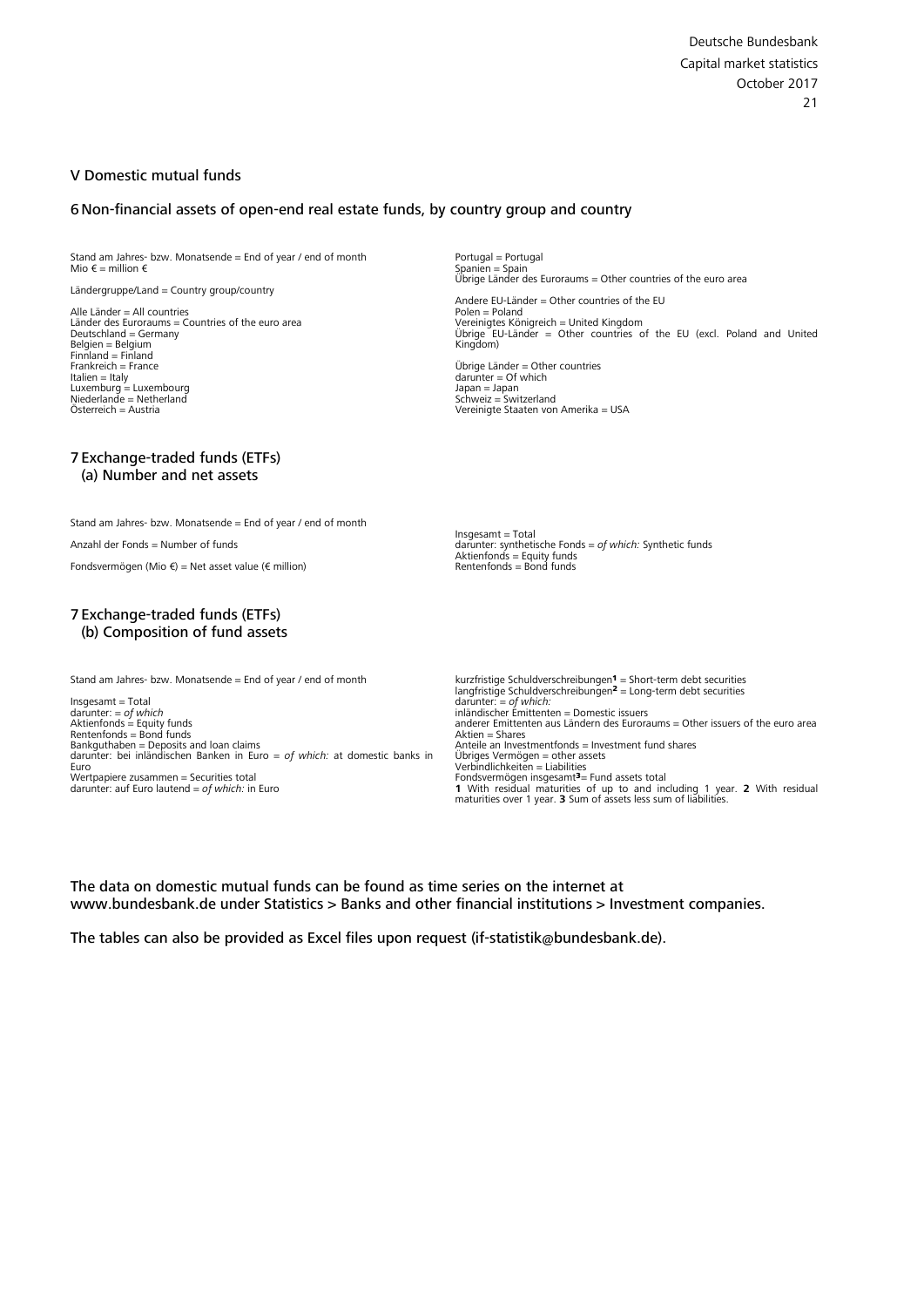## V Domestic mutual funds

### 6 Non-financial assets of open-end real estate funds, by country group and country

Stand am Jahres- bzw. Monatsende = End of year / end of month
Mio € = million €

Ländergruppe/Land = Country group/country

Alle Länder = All countries
Länder des Euroraums = Countries of the euro area
Deutschland = Germany
Belgien = Belgium
Finnland = Finland
Frankreich = France
Italien = Italy
Luxemburg = Luxembourg
Niederlande = Netherland
Österreich = Austria

Portugal = Portugal
Spanien = Spain
Übrige Länder des Euroraums = Other countries of the euro area

Andere EU-Länder = Other countries of the EU
Polen = Poland
Vereinigtes Königreich = United Kingdom
Übrige EU-Länder = Other countries of the EU (excl. Poland and United Kingdom)

Übrige Länder = Other countries
darunter = Of which
Japan = Japan
Schweiz = Switzerland
Vereinigte Staaten von Amerika = USA

### 7 Exchange-traded funds (ETFs)
#### (a) Number and net assets

Stand am Jahres- bzw. Monatsende = End of year / end of month

Anzahl der Fonds = Number of funds

Fondsvermögen (Mio €) = Net asset value (€ million)

Insgesamt = Total
darunter: synthetische Fonds = *of which:* Synthetic funds
Aktienfonds = Equity funds
Rentenfonds = Bond funds

### 7 Exchange-traded funds (ETFs)
#### (b) Composition of fund assets

Stand am Jahres- bzw. Monatsende = End of year / end of month

Insgesamt = Total
darunter: = *of which*
Aktienfonds = Equity funds
Rentenfonds = Bond funds
Bankguthaben = Deposits and loan claims
darunter: bei inländischen Banken in Euro = *of which:* at domestic banks in Euro
Wertpapiere zusammen = Securities total
darunter: auf Euro lautend = *of which:* in Euro

kurzfristige Schuldverschreibungen[1] = Short-term debt securities
langfristige Schuldverschreibungen[2] = Long-term debt securities
darunter: = *of which:*
inländischer Emittenten = Domestic issuers
anderer Emittenten aus Ländern des Euroraums = Other issuers of the euro area
Aktien = Shares
Anteile an Investmentfonds = Investment fund shares
Übriges Vermögen = other assets
Verbindlichkeiten = Liabilities
Fondsvermögen insgesamt[3] = Fund assets total
**1** With residual maturities of up to and including 1 year. **2** With residual maturities over 1 year. **3** Sum of assets less sum of liabilities.

The data on domestic mutual funds can be found as time series on the internet at www.bundesbank.de under Statistics > Banks and other financial institutions > Investment companies.

The tables can also be provided as Excel files upon request (if-statistik@bundesbank.de).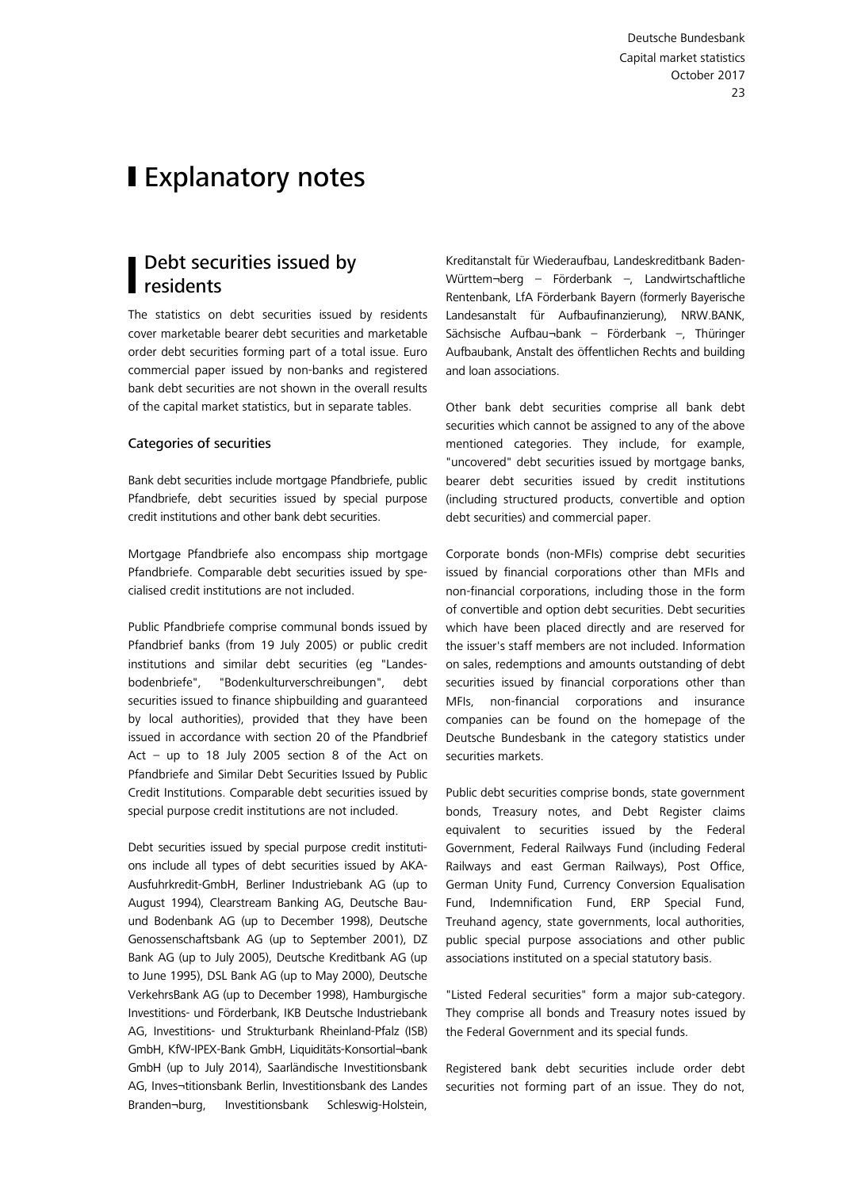# Explanatory notes

## Debt securities issued by residents

The statistics on debt securities issued by residents cover marketable bearer debt securities and marketable order debt securities forming part of a total issue. Euro commercial paper issued by non-banks and registered bank debt securities are not shown in the overall results of the capital market statistics, but in separate tables.

### Categories of securities

Bank debt securities include mortgage Pfandbriefe, public Pfandbriefe, debt securities issued by special purpose credit institutions and other bank debt securities.

Mortgage Pfandbriefe also encompass ship mortgage Pfandbriefe. Comparable debt securities issued by specialised credit institutions are not included.

Public Pfandbriefe comprise communal bonds issued by Pfandbrief banks (from 19 July 2005) or public credit institutions and similar debt securities (eg "Landesbodenbriefe", "Bodenkulturverschreibungen", debt securities issued to finance shipbuilding and guaranteed by local authorities), provided that they have been issued in accordance with section 20 of the Pfandbrief Act – up to 18 July 2005 section 8 of the Act on Pfandbriefe and Similar Debt Securities Issued by Public Credit Institutions. Comparable debt securities issued by special purpose credit institutions are not included.

Debt securities issued by special purpose credit institutions include all types of debt securities issued by AKA-Ausfuhrkredit-GmbH, Berliner Industriebank AG (up to August 1994), Clearstream Banking AG, Deutsche Bau- und Bodenbank AG (up to December 1998), Deutsche Genossenschaftsbank AG (up to September 2001), DZ Bank AG (up to July 2005), Deutsche Kreditbank AG (up to June 1995), DSL Bank AG (up to May 2000), Deutsche VerkehrsBank AG (up to December 1998), Hamburgische Investitions- und Förderbank, IKB Deutsche Industriebank AG, Investitions- und Strukturbank Rheinland-Pfalz (ISB) GmbH, KfW-IPEX-Bank GmbH, Liquiditäts-Konsortial¬bank GmbH (up to July 2014), Saarländische Investitionsbank AG, Inves¬titionsbank Berlin, Investitionsbank des Landes Branden¬burg, Investitionsbank Schleswig-Holstein, Kreditanstalt für Wiederaufbau, Landeskreditbank Baden-Württem¬berg – Förderbank –, Landwirtschaftliche Rentenbank, LfA Förderbank Bayern (formerly Bayerische Landesanstalt für Aufbaufinanzierung), NRW.BANK, Sächsische Aufbau¬bank – Förderbank –, Thüringer Aufbaubank, Anstalt des öffentlichen Rechts and building and loan associations.

Other bank debt securities comprise all bank debt securities which cannot be assigned to any of the above mentioned categories. They include, for example, "uncovered" debt securities issued by mortgage banks, bearer debt securities issued by credit institutions (including structured products, convertible and option debt securities) and commercial paper.

Corporate bonds (non-MFIs) comprise debt securities issued by financial corporations other than MFIs and non-financial corporations, including those in the form of convertible and option debt securities. Debt securities which have been placed directly and are reserved for the issuer's staff members are not included. Information on sales, redemptions and amounts outstanding of debt securities issued by financial corporations other than MFIs, non-financial corporations and insurance companies can be found on the homepage of the Deutsche Bundesbank in the category statistics under securities markets.

Public debt securities comprise bonds, state government bonds, Treasury notes, and Debt Register claims equivalent to securities issued by the Federal Government, Federal Railways Fund (including Federal Railways and east German Railways), Post Office, German Unity Fund, Currency Conversion Equalisation Fund, Indemnification Fund, ERP Special Fund, Treuhand agency, state governments, local authorities, public special purpose associations and other public associations instituted on a special statutory basis.

"Listed Federal securities" form a major sub-category. They comprise all bonds and Treasury notes issued by the Federal Government and its special funds.

Registered bank debt securities include order debt securities not forming part of an issue. They do not,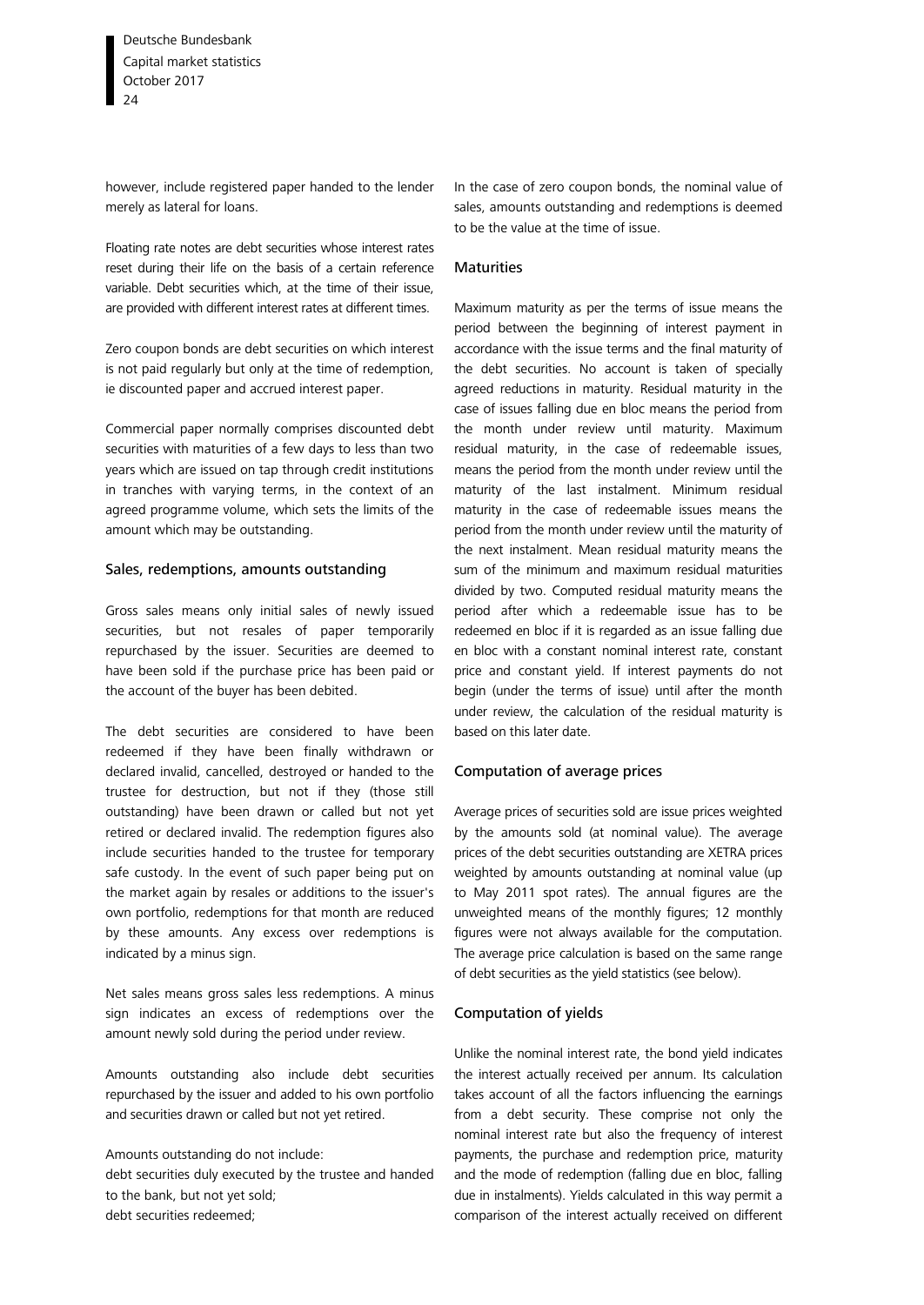however, include registered paper handed to the lender merely as lateral for loans.

Floating rate notes are debt securities whose interest rates reset during their life on the basis of a certain reference variable. Debt securities which, at the time of their issue, are provided with different interest rates at different times.

Zero coupon bonds are debt securities on which interest is not paid regularly but only at the time of redemption, ie discounted paper and accrued interest paper.

Commercial paper normally comprises discounted debt securities with maturities of a few days to less than two years which are issued on tap through credit institutions in tranches with varying terms, in the context of an agreed programme volume, which sets the limits of the amount which may be outstanding.

### Sales, redemptions, amounts outstanding

Gross sales means only initial sales of newly issued securities, but not resales of paper temporarily repurchased by the issuer. Securities are deemed to have been sold if the purchase price has been paid or the account of the buyer has been debited.

The debt securities are considered to have been redeemed if they have been finally withdrawn or declared invalid, cancelled, destroyed or handed to the trustee for destruction, but not if they (those still outstanding) have been drawn or called but not yet retired or declared invalid. The redemption figures also include securities handed to the trustee for temporary safe custody. In the event of such paper being put on the market again by resales or additions to the issuer's own portfolio, redemptions for that month are reduced by these amounts. Any excess over redemptions is indicated by a minus sign.

Net sales means gross sales less redemptions. A minus sign indicates an excess of redemptions over the amount newly sold during the period under review.

Amounts outstanding also include debt securities repurchased by the issuer and added to his own portfolio and securities drawn or called but not yet retired.

Amounts outstanding do not include:
debt securities duly executed by the trustee and handed to the bank, but not yet sold;
debt securities redeemed;

In the case of zero coupon bonds, the nominal value of sales, amounts outstanding and redemptions is deemed to be the value at the time of issue.

### Maturities

Maximum maturity as per the terms of issue means the period between the beginning of interest payment in accordance with the issue terms and the final maturity of the debt securities. No account is taken of specially agreed reductions in maturity. Residual maturity in the case of issues falling due en bloc means the period from the month under review until maturity. Maximum residual maturity, in the case of redeemable issues, means the period from the month under review until the maturity of the last instalment. Minimum residual maturity in the case of redeemable issues means the period from the month under review until the maturity of the next instalment. Mean residual maturity means the sum of the minimum and maximum residual maturities divided by two. Computed residual maturity means the period after which a redeemable issue has to be redeemed en bloc if it is regarded as an issue falling due en bloc with a constant nominal interest rate, constant price and constant yield. If interest payments do not begin (under the terms of issue) until after the month under review, the calculation of the residual maturity is based on this later date.

### Computation of average prices

Average prices of securities sold are issue prices weighted by the amounts sold (at nominal value). The average prices of the debt securities outstanding are XETRA prices weighted by amounts outstanding at nominal value (up to May 2011 spot rates). The annual figures are the unweighted means of the monthly figures; 12 monthly figures were not always available for the computation. The average price calculation is based on the same range of debt securities as the yield statistics (see below).

### Computation of yields

Unlike the nominal interest rate, the bond yield indicates the interest actually received per annum. Its calculation takes account of all the factors influencing the earnings from a debt security. These comprise not only the nominal interest rate but also the frequency of interest payments, the purchase and redemption price, maturity and the mode of redemption (falling due en bloc, falling due in instalments). Yields calculated in this way permit a comparison of the interest actually received on different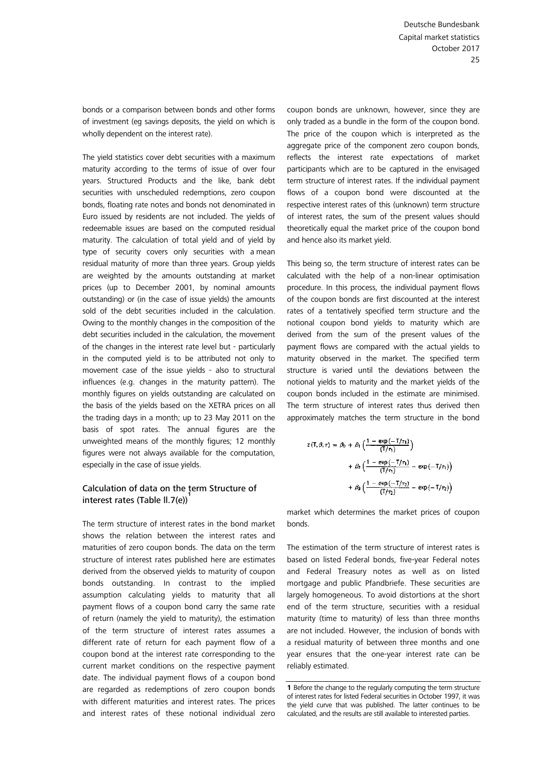bonds or a comparison between bonds and other forms of investment (eg savings deposits, the yield on which is wholly dependent on the interest rate).

The yield statistics cover debt securities with a maximum maturity according to the terms of issue of over four years. Structured Products and the like, bank debt securities with unscheduled redemptions, zero coupon bonds, floating rate notes and bonds not denominated in Euro issued by residents are not included. The yields of redeemable issues are based on the computed residual maturity. The calculation of total yield and of yield by type of security covers only securities with a mean residual maturity of more than three years. Group yields are weighted by the amounts outstanding at market prices (up to December 2001, by nominal amounts outstanding) or (in the case of issue yields) the amounts sold of the debt securities included in the calculation. Owing to the monthly changes in the composition of the debt securities included in the calculation, the movement of the changes in the interest rate level but - particularly in the computed yield is to be attributed not only to movement case of the issue yields - also to structural influences (e.g. changes in the maturity pattern). The monthly figures on yields outstanding are calculated on the basis of the yields based on the XETRA prices on all the trading days in a month; up to 23 May 2011 on the basis of spot rates. The annual figures are the unweighted means of the monthly figures; 12 monthly figures were not always available for the computation, especially in the case of issue yields.

### Calculation of data on the term Structure of interest rates (Table II.7(e))[1]

The term structure of interest rates in the bond market shows the relation between the interest rates and maturities of zero coupon bonds. The data on the term structure of interest rates published here are estimates derived from the observed yields to maturity of coupon bonds outstanding. In contrast to the implied assumption calculating yields to maturity that all payment flows of a coupon bond carry the same rate of return (namely the yield to maturity), the estimation of the term structure of interest rates assumes a different rate of return for each payment flow of a coupon bond at the interest rate corresponding to the current market conditions on the respective payment date. The individual payment flows of a coupon bond are regarded as redemptions of zero coupon bonds with different maturities and interest rates. The prices and interest rates of these notional individual zero coupon bonds are unknown, however, since they are only traded as a bundle in the form of the coupon bond. The price of the coupon which is interpreted as the aggregate price of the component zero coupon bonds, reflects the interest rate expectations of market participants which are to be captured in the envisaged term structure of interest rates. If the individual payment flows of a coupon bond were discounted at the respective interest rates of this (unknown) term structure of interest rates, the sum of the present values should theoretically equal the market price of the coupon bond and hence also its market yield.

This being so, the term structure of interest rates can be calculated with the help of a non-linear optimisation procedure. In this process, the individual payment flows of the coupon bonds are first discounted at the interest rates of a tentatively specified term structure and the notional coupon bond yields to maturity which are derived from the sum of the present values of the payment flows are compared with the actual yields to maturity observed in the market. The specified term structure is varied until the deviations between the notional yields to maturity and the market yields of the coupon bonds included in the estimate are minimised. The term structure of interest rates thus derived then approximately matches the term structure in the bond market which determines the market prices of coupon bonds.

$$
\begin{aligned}
z(T,\beta,\tau) = \beta_0 &+ \beta_1\left(\frac{1-\exp(-T/\tau_1)}{(T/\tau_1)}\right) \\
&+ \beta_2\left(\frac{1-\exp(-T/\tau_1)}{(T/\tau_1)} - \exp(-T/\tau_1)\right) \\
&+ \beta_3\left(\frac{1-\exp(-T/\tau_2)}{(T/\tau_2)} - \exp(-T/\tau_2)\right)
\end{aligned}
$$

The estimation of the term structure of interest rates is based on listed Federal bonds, five-year Federal notes and Federal Treasury notes as well as on listed mortgage and public Pfandbriefe. These securities are largely homogeneous. To avoid distortions at the short end of the term structure, securities with a residual maturity (time to maturity) of less than three months are not included. However, the inclusion of bonds with a residual maturity of between three months and one year ensures that the one-year interest rate can be reliably estimated.

---

**1** Before the change to the regularly computing the term structure of interest rates for listed Federal securities in October 1997, it was the yield curve that was published. The latter continues to be calculated, and the results are still available to interested parties.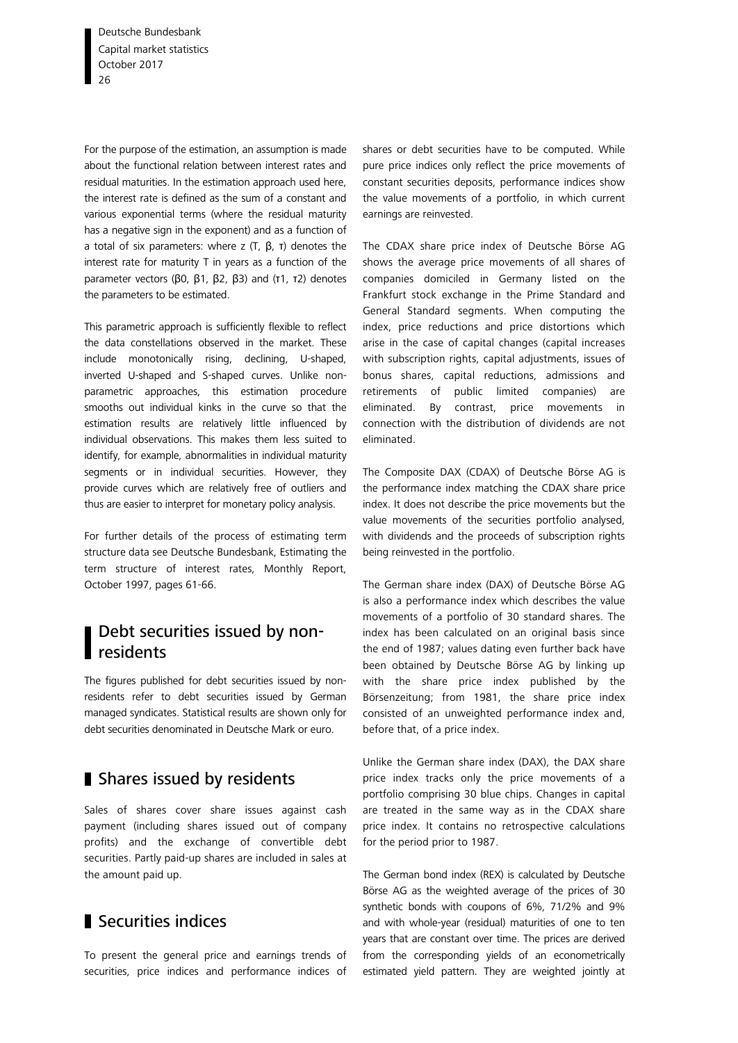For the purpose of the estimation, an assumption is made about the functional relation between interest rates and residual maturities. In the estimation approach used here, the interest rate is defined as the sum of a constant and various exponential terms (where the residual maturity has a negative sign in the exponent) and as a function of a total of six parameters: where $z(T, \beta, \tau)$ denotes the interest rate for maturity $T$ in years as a function of the parameter vectors ($\beta 0$, $\beta 1$, $\beta 2$, $\beta 3$) and ($\tau 1$, $\tau 2$) denotes the parameters to be estimated.

This parametric approach is sufficiently flexible to reflect the data constellations observed in the market. These include monotonically rising, declining, U-shaped, inverted U-shaped and S-shaped curves. Unlike non-parametric approaches, this estimation procedure smooths out individual kinks in the curve so that the estimation results are relatively little influenced by individual observations. This makes them less suited to identify, for example, abnormalities in individual maturity segments or in individual securities. However, they provide curves which are relatively free of outliers and thus are easier to interpret for monetary policy analysis.

For further details of the process of estimating term structure data see Deutsche Bundesbank, Estimating the term structure of interest rates, Monthly Report, October 1997, pages 61-66.

## Debt securities issued by non-residents

The figures published for debt securities issued by non-residents refer to debt securities issued by German managed syndicates. Statistical results are shown only for debt securities denominated in Deutsche Mark or euro.

## Shares issued by residents

Sales of shares cover share issues against cash payment (including shares issued out of company profits) and the exchange of convertible debt securities. Partly paid-up shares are included in sales at the amount paid up.

## Securities indices

To present the general price and earnings trends of securities, price indices and performance indices of shares or debt securities have to be computed. While pure price indices only reflect the price movements of constant securities deposits, performance indices show the value movements of a portfolio, in which current earnings are reinvested.

The CDAX share price index of Deutsche Börse AG shows the average price movements of all shares of companies domiciled in Germany listed on the Frankfurt stock exchange in the Prime Standard and General Standard segments. When computing the index, price reductions and price distortions which arise in the case of capital changes (capital increases with subscription rights, capital adjustments, issues of bonus shares, capital reductions, admissions and retirements of public limited companies) are eliminated. By contrast, price movements in connection with the distribution of dividends are not eliminated.

The Composite DAX (CDAX) of Deutsche Börse AG is the performance index matching the CDAX share price index. It does not describe the price movements but the value movements of the securities portfolio analysed, with dividends and the proceeds of subscription rights being reinvested in the portfolio.

The German share index (DAX) of Deutsche Börse AG is also a performance index which describes the value movements of a portfolio of 30 standard shares. The index has been calculated on an original basis since the end of 1987; values dating even further back have been obtained by Deutsche Börse AG by linking up with the share price index published by the Börsenzeitung; from 1981, the share price index consisted of an unweighted performance index and, before that, of a price index.

Unlike the German share index (DAX), the DAX share price index tracks only the price movements of a portfolio comprising 30 blue chips. Changes in capital are treated in the same way as in the CDAX share price index. It contains no retrospective calculations for the period prior to 1987.

The German bond index (REX) is calculated by Deutsche Börse AG as the weighted average of the prices of 30 synthetic bonds with coupons of 6%, 71/2% and 9% and with whole-year (residual) maturities of one to ten years that are constant over time. The prices are derived from the corresponding yields of an econometrically estimated yield pattern. They are weighted jointly at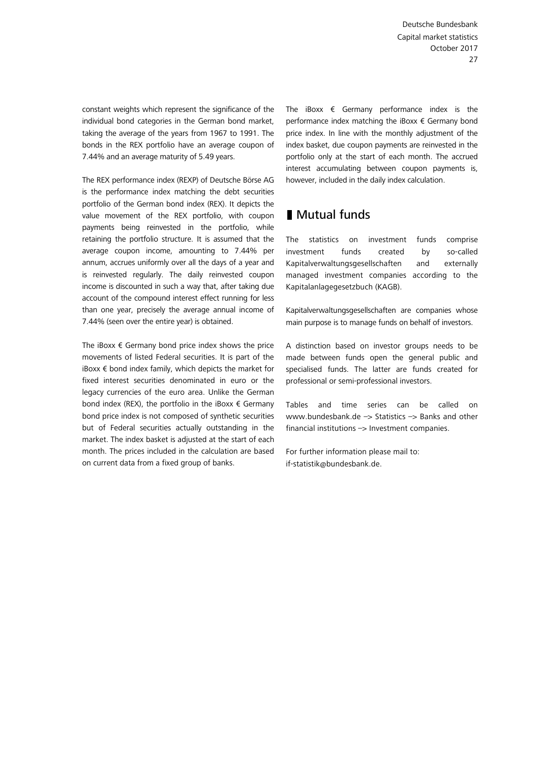constant weights which represent the significance of the individual bond categories in the German bond market, taking the average of the years from 1967 to 1991. The bonds in the REX portfolio have an average coupon of 7.44% and an average maturity of 5.49 years.

The REX performance index (REXP) of Deutsche Börse AG is the performance index matching the debt securities portfolio of the German bond index (REX). It depicts the value movement of the REX portfolio, with coupon payments being reinvested in the portfolio, while retaining the portfolio structure. It is assumed that the average coupon income, amounting to 7.44% per annum, accrues uniformly over all the days of a year and is reinvested regularly. The daily reinvested coupon income is discounted in such a way that, after taking due account of the compound interest effect running for less than one year, precisely the average annual income of 7.44% (seen over the entire year) is obtained.

The iBoxx € Germany bond price index shows the price movements of listed Federal securities. It is part of the iBoxx € bond index family, which depicts the market for fixed interest securities denominated in euro or the legacy currencies of the euro area. Unlike the German bond index (REX), the portfolio in the iBoxx € Germany bond price index is not composed of synthetic securities but of Federal securities actually outstanding in the market. The index basket is adjusted at the start of each month. The prices included in the calculation are based on current data from a fixed group of banks.

The iBoxx € Germany performance index is the performance index matching the iBoxx € Germany bond price index. In line with the monthly adjustment of the index basket, due coupon payments are reinvested in the portfolio only at the start of each month. The accrued interest accumulating between coupon payments is, however, included in the daily index calculation.

## Mutual funds

The statistics on investment funds comprise investment funds created by so-called Kapitalverwaltungsgesellschaften and externally managed investment companies according to the Kapitalanlagegesetzbuch (KAGB).

Kapitalverwaltungsgesellschaften are companies whose main purpose is to manage funds on behalf of investors.

A distinction based on investor groups needs to be made between funds open the general public and specialised funds. The latter are funds created for professional or semi-professional investors.

Tables and time series can be called on www.bundesbank.de –> Statistics –> Banks and other financial institutions –> Investment companies.

For further information please mail to:
if-statistik@bundesbank.de.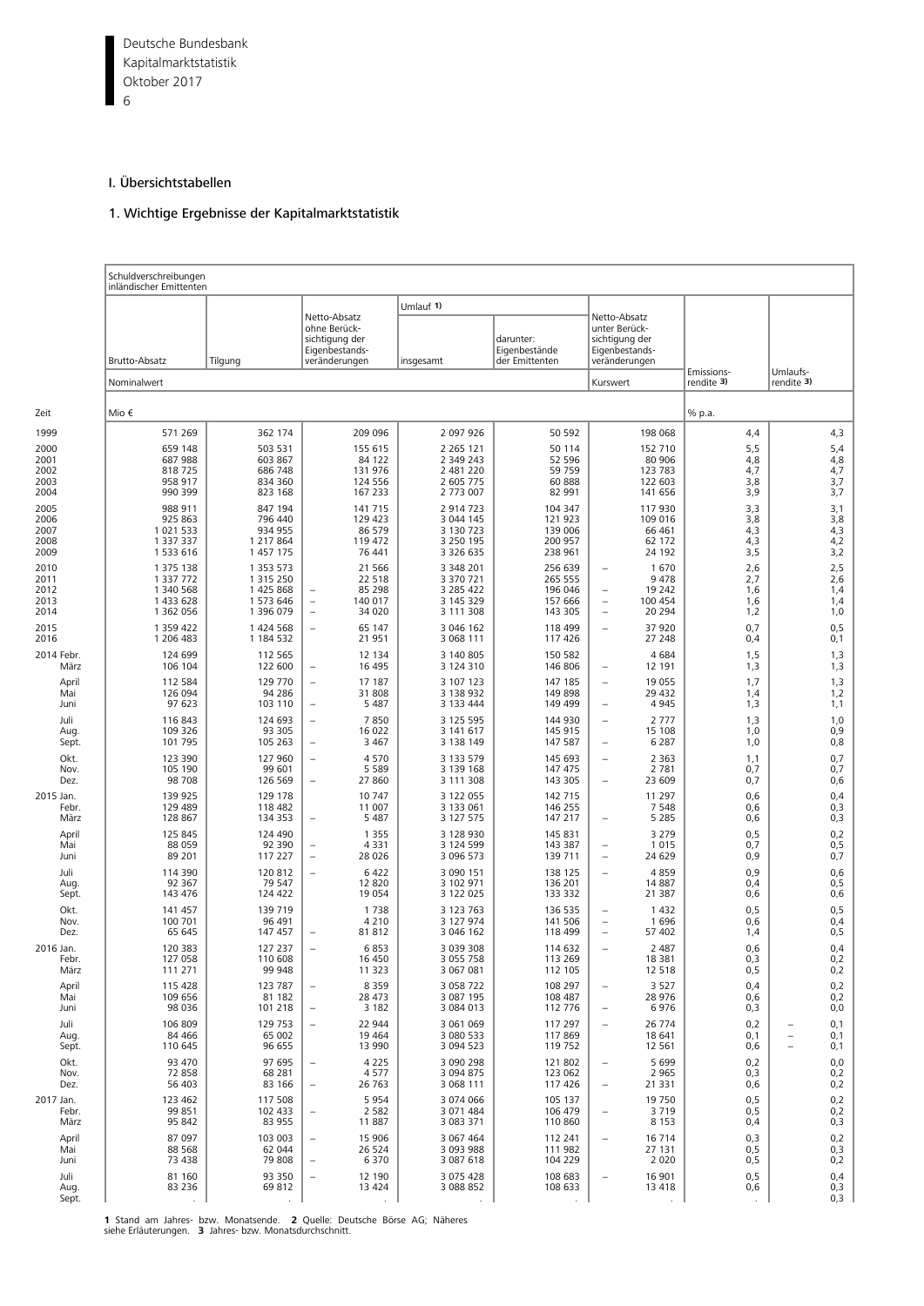# I. Übersichtstabellen

## 1. Wichtige Ergebnisse der Kapitalmarktstatistik

| Zeit | Schuldverschreibungen inländischer Emittenten | | | | | | | |
|---|---|---|---|---|---|---|---|---|
| | Brutto-Absatz | Tilgung | Netto-Absatz ohne Berücksichtigung der Eigenbestandsveränderungen | Umlauf 1) insgesamt | Umlauf 1) darunter: Eigenbestände der Emittenten | Netto-Absatz unter Berücksichtigung der Eigenbestandsveränderungen | Emissionsrendite 3) | Umlaufsrendite 3) |
| | Nominalwert | | | | | Kurswert | | |
| | Mio € | | | | | | % p.a. | |
| 1999 | 571 269 | 362 174 | 209 096 | 2 097 926 | 50 592 | 198 068 | 4,4 | 4,3 |
| 2000 | 659 148 | 503 531 | 155 615 | 2 265 121 | 50 114 | 152 710 | 5,5 | 5,4 |
| 2001 | 687 988 | 603 867 | 84 122 | 2 349 243 | 52 596 | 80 906 | 4,8 | 4,8 |
| 2002 | 818 725 | 686 748 | 131 976 | 2 481 220 | 59 759 | 123 783 | 4,7 | 4,7 |
| 2003 | 958 917 | 834 360 | 124 556 | 2 605 775 | 60 888 | 122 603 | 3,8 | 3,7 |
| 2004 | 990 399 | 823 168 | 167 233 | 2 773 007 | 82 991 | 141 656 | 3,9 | 3,7 |
| 2005 | 988 911 | 847 194 | 141 715 | 2 914 723 | 104 347 | 117 930 | 3,3 | 3,1 |
| 2006 | 925 863 | 796 440 | 129 423 | 3 044 145 | 121 923 | 109 016 | 3,8 | 3,8 |
| 2007 | 1 021 533 | 934 955 | 86 579 | 3 130 723 | 139 006 | 66 461 | 4,3 | 4,3 |
| 2008 | 1 337 337 | 1 217 864 | 119 472 | 3 250 195 | 200 957 | 62 172 | 4,3 | 4,2 |
| 2009 | 1 533 616 | 1 457 175 | 76 441 | 3 326 635 | 238 961 | 24 192 | 3,5 | 3,2 |
| 2010 | 1 375 138 | 1 353 573 | 21 566 | 3 348 201 | 256 639 | – 1 670 | 2,6 | 2,5 |
| 2011 | 1 337 772 | 1 315 250 | 22 518 | 3 370 721 | 265 555 | 9 478 | 2,7 | 2,6 |
| 2012 | 1 340 568 | 1 425 868 | – 85 298 | 3 285 422 | 196 046 | – 19 242 | 1,6 | 1,4 |
| 2013 | 1 433 628 | 1 573 646 | – 140 017 | 3 145 329 | 157 666 | – 100 454 | 1,6 | 1,4 |
| 2014 | 1 362 056 | 1 396 079 | – 34 020 | 3 111 308 | 143 305 | – 20 294 | 1,2 | 1,0 |
| 2015 | 1 359 422 | 1 424 568 | – 65 147 | 3 046 162 | 118 499 | – 37 920 | 0,7 | 0,5 |
| 2016 | 1 206 483 | 1 184 532 | 21 951 | 3 068 111 | 117 426 | 27 248 | 0,4 | 0,1 |
| 2014 Febr. | 124 699 | 112 565 | 12 134 | 3 140 805 | 150 582 | 4 684 | 1,5 | 1,3 |
| März | 106 104 | 122 600 | – 16 495 | 3 124 310 | 146 806 | – 12 191 | 1,3 | 1,3 |
| April | 112 584 | 129 770 | – 17 187 | 3 107 123 | 147 185 | – 19 055 | 1,7 | 1,3 |
| Mai | 126 094 | 94 286 | 31 808 | 3 138 932 | 149 898 | 29 432 | 1,4 | 1,2 |
| Juni | 97 623 | 103 110 | – 5 487 | 3 133 444 | 149 499 | – 4 945 | 1,3 | 1,1 |
| Juli | 116 843 | 124 693 | – 7 850 | 3 125 595 | 144 930 | – 2 777 | 1,3 | 1,0 |
| Aug. | 109 326 | 93 305 | 16 022 | 3 141 617 | 145 915 | 15 108 | 1,0 | 0,9 |
| Sept. | 101 795 | 105 263 | – 3 467 | 3 138 149 | 147 587 | – 6 287 | 1,0 | 0,8 |
| Okt. | 123 390 | 127 960 | – 4 570 | 3 133 579 | 145 693 | – 2 363 | 1,1 | 0,7 |
| Nov. | 105 190 | 99 601 | 5 589 | 3 139 168 | 147 475 | 2 781 | 0,7 | 0,7 |
| Dez. | 98 708 | 126 569 | – 27 860 | 3 111 308 | 143 305 | – 23 609 | 0,7 | 0,6 |
| 2015 Jan. | 139 925 | 129 178 | 10 747 | 3 122 055 | 142 715 | 11 297 | 0,6 | 0,4 |
| Febr. | 129 489 | 118 482 | 11 007 | 3 133 061 | 146 255 | 7 548 | 0,6 | 0,3 |
| März | 128 867 | 134 353 | – 5 487 | 3 127 575 | 147 217 | – 5 285 | 0,6 | 0,3 |
| April | 125 845 | 124 490 | 1 355 | 3 128 930 | 145 831 | 3 279 | 0,5 | 0,2 |
| Mai | 88 059 | 92 390 | – 4 331 | 3 124 599 | 143 387 | – 1 015 | 0,7 | 0,5 |
| Juni | 89 201 | 117 227 | – 28 026 | 3 096 573 | 139 711 | – 24 629 | 0,9 | 0,7 |
| Juli | 114 390 | 120 812 | – 6 422 | 3 090 151 | 138 125 | – 4 859 | 0,9 | 0,6 |
| Aug. | 92 367 | 79 547 | 12 820 | 3 102 971 | 136 201 | 14 887 | 0,4 | 0,5 |
| Sept. | 143 476 | 124 422 | 19 054 | 3 122 025 | 133 332 | 21 387 | 0,6 | 0,6 |
| Okt. | 141 457 | 139 719 | 1 738 | 3 123 763 | 136 535 | – 1 432 | 0,5 | 0,5 |
| Nov. | 100 701 | 96 491 | 4 210 | 3 127 974 | 141 506 | – 1 696 | 0,6 | 0,4 |
| Dez. | 65 645 | 147 457 | – 81 812 | 3 046 162 | 118 499 | – 57 402 | 1,4 | 0,5 |
| 2016 Jan. | 120 383 | 127 237 | – 6 853 | 3 039 308 | 114 632 | – 2 487 | 0,6 | 0,4 |
| Febr. | 127 058 | 110 608 | 16 450 | 3 055 758 | 113 269 | 18 381 | 0,3 | 0,2 |
| März | 111 271 | 99 948 | 11 323 | 3 067 081 | 112 105 | 12 518 | 0,5 | 0,2 |
| April | 115 428 | 123 787 | – 8 359 | 3 058 722 | 108 297 | – 3 527 | 0,4 | 0,2 |
| Mai | 109 656 | 81 182 | 28 473 | 3 087 195 | 108 487 | 28 976 | 0,6 | 0,2 |
| Juni | 98 036 | 101 218 | – 3 182 | 3 084 013 | 112 776 | – 6 976 | 0,3 | 0,0 |
| Juli | 106 809 | 129 753 | – 22 944 | 3 061 069 | 117 297 | – 26 774 | 0,2 | – 0,1 |
| Aug. | 84 466 | 65 002 | 19 464 | 3 080 533 | 117 869 | 18 641 | 0,1 | – 0,1 |
| Sept. | 110 645 | 96 655 | 13 990 | 3 094 523 | 119 752 | 12 561 | 0,6 | – 0,1 |
| Okt. | 93 470 | 97 695 | – 4 225 | 3 090 298 | 121 802 | – 5 699 | 0,2 | 0,0 |
| Nov. | 72 858 | 68 281 | 4 577 | 3 094 875 | 123 062 | 2 965 | 0,3 | 0,2 |
| Dez. | 56 403 | 83 166 | – 26 763 | 3 068 111 | 117 426 | – 21 331 | 0,6 | 0,2 |
| 2017 Jan. | 123 462 | 117 508 | 5 954 | 3 074 066 | 105 137 | 19 750 | 0,5 | 0,2 |
| Febr. | 99 851 | 102 433 | – 2 582 | 3 071 484 | 106 479 | – 3 719 | 0,5 | 0,2 |
| März | 95 842 | 83 955 | 11 887 | 3 083 371 | 110 860 | 8 153 | 0,4 | 0,3 |
| April | 87 097 | 103 003 | – 15 906 | 3 067 464 | 112 241 | – 16 714 | 0,3 | 0,2 |
| Mai | 88 568 | 62 044 | 26 524 | 3 093 988 | 111 982 | 27 131 | 0,5 | 0,3 |
| Juni | 73 438 | 79 808 | – 6 370 | 3 087 618 | 104 229 | 2 020 | 0,5 | 0,2 |
| Juli | 81 160 | 93 350 | – 12 190 | 3 075 428 | 108 683 | – 16 901 | 0,5 | 0,4 |
| Aug. | 83 236 | 69 812 | 13 424 | 3 088 852 | 108 633 | 13 418 | 0,6 | 0,3 |
| Sept. | . | . | . | . | . | . | . | 0,3 |

**1** Stand am Jahres- bzw. Monatsende. **2** Quelle: Deutsche Börse AG; Näheres siehe Erläuterungen. **3** Jahres- bzw. Monatsdurchschnitt.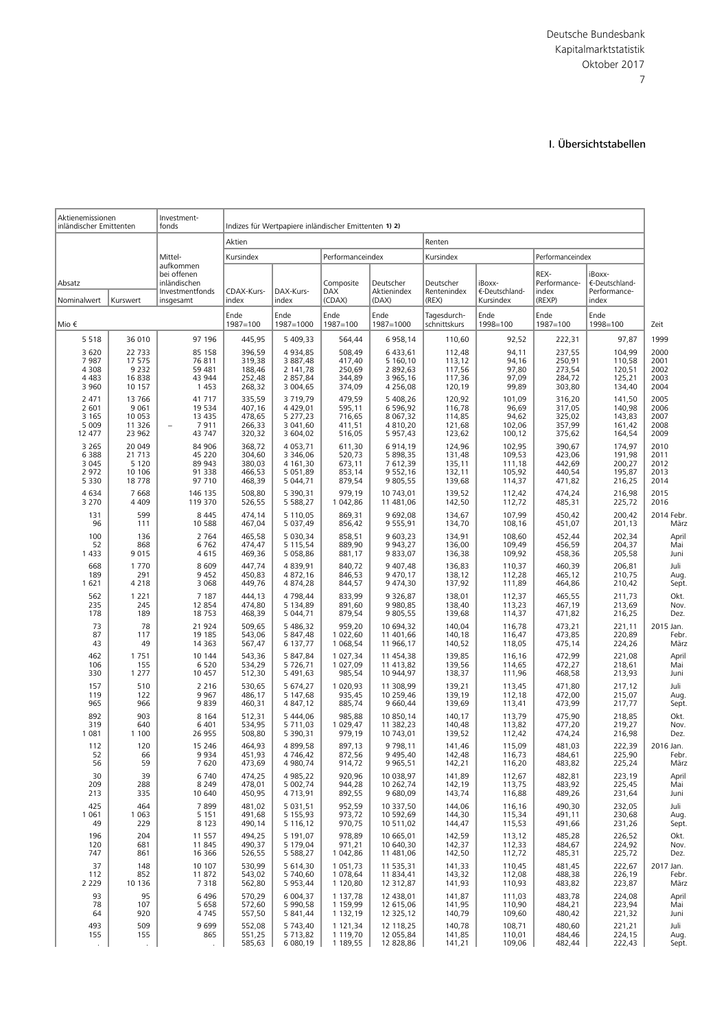# I. Übersichtstabellen

| Aktienemissionen inländischer Emittenten | | Investmentfonds | Indizes für Wertpapiere inländischer Emittenten 1) 2) | | | | | | | | |
|---|---|---|---|---|---|---|---|---|---|---|---|
| | | | Aktien | | | | Renten | | | | |
| | | | Kursindex | | Performanceindex | | Kursindex | | Performanceindex | | |
| Absatz | | Mittelaufkommen bei offenen inländischen Investmentfonds insgesamt | CDAX-Kursindex | DAX-Kursindex | Composite DAX (CDAX) | Deutscher Aktienindex (DAX) | Deutscher Rentenindex (REX) | iBoxx-€-Deutschland-Kursindex | REX-Performanceindex (REXP) | iBoxx-€-Deutschland-Performanceindex | |
| Nominalwert | Kurswert | | | | | | | | | | |
| Mio € | | | Ende 1987=100 | Ende 1987=1000 | Ende 1987=100 | Ende 1987=1000 | Tagesdurchschnittskurs | Ende 1998=100 | Ende 1987=100 | Ende 1998=100 | Zeit |
| 5 518 | 36 010 | 97 196 | 445,95 | 5 409,33 | 564,44 | 6 958,14 | 110,60 | 92,52 | 222,31 | 97,87 | 1999 |
| 3 620 | 22 733 | 85 158 | 396,59 | 4 934,85 | 508,49 | 6 433,61 | 112,48 | 94,11 | 237,55 | 104,99 | 2000 |
| 7 987 | 17 575 | 76 811 | 319,38 | 3 887,48 | 417,40 | 5 160,10 | 113,12 | 94,16 | 250,91 | 110,58 | 2001 |
| 4 308 | 9 232 | 59 481 | 188,46 | 2 141,78 | 250,69 | 2 892,63 | 117,56 | 97,80 | 273,54 | 120,51 | 2002 |
| 4 483 | 16 838 | 43 944 | 252,48 | 2 857,84 | 344,89 | 3 965,16 | 117,36 | 97,09 | 284,72 | 125,21 | 2003 |
| 3 960 | 10 157 | 1 453 | 268,32 | 3 004,65 | 374,09 | 4 256,08 | 120,19 | 99,89 | 303,80 | 134,40 | 2004 |
| 2 471 | 13 766 | 41 717 | 335,59 | 3 719,79 | 479,59 | 5 408,26 | 120,92 | 101,09 | 316,20 | 141,50 | 2005 |
| 2 601 | 9 061 | 19 534 | 407,16 | 4 429,01 | 595,11 | 6 596,92 | 116,78 | 96,69 | 317,05 | 140,98 | 2006 |
| 3 165 | 10 053 | 13 435 | 478,65 | 5 277,23 | 716,65 | 8 067,32 | 114,85 | 94,62 | 325,02 | 143,83 | 2007 |
| 5 009 | 11 326 | – 7 911 | 266,33 | 3 041,60 | 411,51 | 4 810,20 | 121,68 | 102,06 | 357,99 | 161,42 | 2008 |
| 12 477 | 23 962 | 43 747 | 320,32 | 3 604,02 | 516,05 | 5 957,43 | 123,62 | 100,12 | 375,62 | 164,54 | 2009 |
| 3 265 | 20 049 | 84 906 | 368,72 | 4 053,71 | 611,30 | 6 914,19 | 124,96 | 102,95 | 390,67 | 174,97 | 2010 |
| 6 388 | 21 713 | 45 220 | 304,60 | 3 346,06 | 520,73 | 5 898,35 | 131,48 | 109,53 | 423,06 | 191,98 | 2011 |
| 3 045 | 5 120 | 89 943 | 380,03 | 4 161,30 | 673,11 | 7 612,39 | 135,11 | 111,18 | 442,69 | 200,27 | 2012 |
| 2 972 | 10 106 | 91 338 | 466,53 | 5 051,89 | 853,14 | 9 552,16 | 132,11 | 105,92 | 440,54 | 195,87 | 2013 |
| 5 330 | 18 778 | 97 710 | 468,39 | 5 044,71 | 879,54 | 9 805,55 | 139,68 | 114,37 | 471,82 | 216,25 | 2014 |
| 4 634 | 7 668 | 146 135 | 508,80 | 5 390,31 | 979,19 | 10 743,01 | 139,52 | 112,42 | 474,24 | 216,98 | 2015 |
| 3 270 | 4 409 | 119 370 | 526,55 | 5 588,27 | 1 042,86 | 11 481,06 | 142,50 | 112,72 | 485,31 | 225,72 | 2016 |
| 131 | 599 | 8 445 | 474,14 | 5 110,05 | 869,31 | 9 692,08 | 134,67 | 107,99 | 450,42 | 200,42 | 2014 Febr. |
| 96 | 111 | 10 588 | 467,04 | 5 037,49 | 856,42 | 9 555,91 | 134,70 | 108,16 | 451,07 | 201,13 | März |
| 100 | 136 | 2 764 | 465,58 | 5 030,34 | 858,51 | 9 603,23 | 134,91 | 108,60 | 452,44 | 202,34 | April |
| 52 | 868 | 6 762 | 474,47 | 5 115,54 | 889,90 | 9 943,27 | 136,00 | 109,49 | 456,59 | 204,37 | Mai |
| 1 433 | 9 015 | 4 615 | 469,36 | 5 058,86 | 881,17 | 9 833,07 | 136,38 | 109,92 | 458,36 | 205,58 | Juni |
| 668 | 1 770 | 8 609 | 447,74 | 4 839,91 | 840,72 | 9 407,48 | 136,83 | 110,37 | 460,39 | 206,81 | Juli |
| 189 | 291 | 9 452 | 450,83 | 4 872,16 | 846,53 | 9 470,17 | 138,12 | 112,28 | 465,12 | 210,75 | Aug. |
| 1 621 | 4 218 | 3 068 | 449,76 | 4 874,28 | 844,57 | 9 474,30 | 137,92 | 111,89 | 464,86 | 210,42 | Sept. |
| 562 | 1 221 | 7 187 | 444,13 | 4 798,44 | 833,99 | 9 326,87 | 138,01 | 112,37 | 465,55 | 211,73 | Okt. |
| 235 | 245 | 12 854 | 474,80 | 5 134,89 | 891,60 | 9 980,85 | 138,40 | 113,23 | 467,19 | 213,69 | Nov. |
| 178 | 189 | 18 753 | 468,39 | 5 044,71 | 879,54 | 9 805,55 | 139,68 | 114,37 | 471,82 | 216,25 | Dez. |
| 73 | 78 | 21 924 | 509,65 | 5 486,32 | 959,20 | 10 694,32 | 140,04 | 116,78 | 473,21 | 221,11 | 2015 Jan. |
| 87 | 117 | 19 185 | 543,06 | 5 847,48 | 1 022,60 | 11 401,66 | 140,18 | 116,47 | 473,85 | 220,89 | Febr. |
| 43 | 49 | 14 363 | 567,47 | 6 137,77 | 1 068,54 | 11 966,17 | 140,52 | 118,05 | 475,14 | 224,26 | März |
| 462 | 1 751 | 10 144 | 543,36 | 5 847,84 | 1 027,34 | 11 454,38 | 139,85 | 116,16 | 472,99 | 221,08 | April |
| 106 | 155 | 6 520 | 534,29 | 5 726,71 | 1 027,09 | 11 413,82 | 139,56 | 114,65 | 472,27 | 218,61 | Mai |
| 330 | 1 277 | 10 457 | 512,30 | 5 491,63 | 985,54 | 10 944,97 | 138,37 | 111,96 | 468,58 | 213,93 | Juni |
| 157 | 510 | 2 216 | 530,65 | 5 674,27 | 1 020,93 | 11 308,99 | 139,21 | 113,45 | 471,80 | 217,12 | Juli |
| 119 | 122 | 9 967 | 486,17 | 5 147,68 | 935,45 | 10 259,46 | 139,19 | 112,18 | 472,00 | 215,07 | Aug. |
| 965 | 966 | 9 839 | 460,31 | 4 847,12 | 885,74 | 9 660,44 | 139,69 | 113,41 | 473,99 | 217,77 | Sept. |
| 892 | 903 | 8 164 | 512,31 | 5 444,06 | 985,88 | 10 850,14 | 140,17 | 113,79 | 475,90 | 218,85 | Okt. |
| 319 | 640 | 6 401 | 534,95 | 5 711,03 | 1 029,47 | 11 382,23 | 140,48 | 113,82 | 477,20 | 219,27 | Nov. |
| 1 081 | 1 100 | 26 955 | 508,80 | 5 390,31 | 979,19 | 10 743,01 | 139,52 | 112,42 | 474,24 | 216,98 | Dez. |
| 112 | 120 | 15 246 | 464,93 | 4 899,58 | 897,13 | 9 798,11 | 141,46 | 115,09 | 481,03 | 222,39 | 2016 Jan. |
| 52 | 66 | 9 934 | 451,93 | 4 746,42 | 872,56 | 9 495,40 | 142,48 | 116,73 | 484,61 | 225,90 | Febr. |
| 56 | 59 | 7 620 | 473,69 | 4 980,74 | 914,72 | 9 965,51 | 142,21 | 116,20 | 483,82 | 225,24 | März |
| 30 | 39 | 6 740 | 474,25 | 4 985,22 | 920,96 | 10 038,97 | 141,89 | 112,67 | 482,81 | 223,19 | April |
| 209 | 288 | 8 249 | 478,01 | 5 002,74 | 944,28 | 10 262,74 | 142,19 | 113,75 | 483,92 | 225,45 | Mai |
| 213 | 335 | 10 640 | 450,95 | 4 713,91 | 892,55 | 9 680,09 | 143,74 | 116,88 | 489,26 | 231,64 | Juni |
| 425 | 464 | 7 899 | 481,02 | 5 031,51 | 952,59 | 10 337,50 | 144,06 | 116,16 | 490,30 | 232,05 | Juli |
| 1 061 | 1 063 | 5 151 | 491,68 | 5 155,93 | 973,72 | 10 592,69 | 144,30 | 115,34 | 491,11 | 230,68 | Aug. |
| 49 | 229 | 8 123 | 490,14 | 5 116,12 | 970,75 | 10 511,02 | 144,47 | 115,53 | 491,66 | 231,26 | Sept. |
| 196 | 204 | 11 557 | 494,25 | 5 191,07 | 978,89 | 10 665,01 | 142,59 | 113,12 | 485,28 | 226,52 | Okt. |
| 120 | 681 | 11 845 | 490,37 | 5 179,04 | 971,21 | 10 640,30 | 142,37 | 112,33 | 484,67 | 224,92 | Nov. |
| 747 | 861 | 16 366 | 526,55 | 5 588,27 | 1 042,86 | 11 481,06 | 142,50 | 112,72 | 485,31 | 225,72 | Dez. |
| 37 | 148 | 10 107 | 530,99 | 5 614,30 | 1 051,73 | 11 535,31 | 141,33 | 110,45 | 481,45 | 222,67 | 2017 Jan. |
| 112 | 852 | 11 872 | 543,02 | 5 740,60 | 1 078,64 | 11 834,41 | 143,32 | 112,08 | 488,38 | 226,19 | Febr. |
| 2 229 | 10 136 | 7 318 | 562,80 | 5 953,44 | 1 120,80 | 12 312,87 | 141,93 | 110,93 | 483,82 | 223,87 | März |
| 93 | 95 | 6 496 | 570,29 | 6 004,37 | 1 137,78 | 12 438,01 | 141,87 | 111,03 | 483,78 | 224,08 | April |
| 78 | 107 | 5 658 | 572,60 | 5 990,58 | 1 159,99 | 12 615,06 | 141,95 | 110,90 | 484,21 | 223,94 | Mai |
| 64 | 920 | 4 745 | 557,50 | 5 841,44 | 1 132,19 | 12 325,12 | 140,79 | 109,60 | 480,42 | 221,32 | Juni |
| 493 | 509 | 9 699 | 552,08 | 5 743,40 | 1 121,34 | 12 118,25 | 140,78 | 108,71 | 480,60 | 221,21 | Juli |
| 155 | 155 | 865 | 551,25 | 5 713,82 | 1 119,70 | 12 055,84 | 141,85 | 110,01 | 484,46 | 224,15 | Aug. |
| . | . | . | 585,63 | 6 080,19 | 1 189,55 | 12 828,86 | 141,21 | 109,06 | 482,44 | 222,43 | Sept. |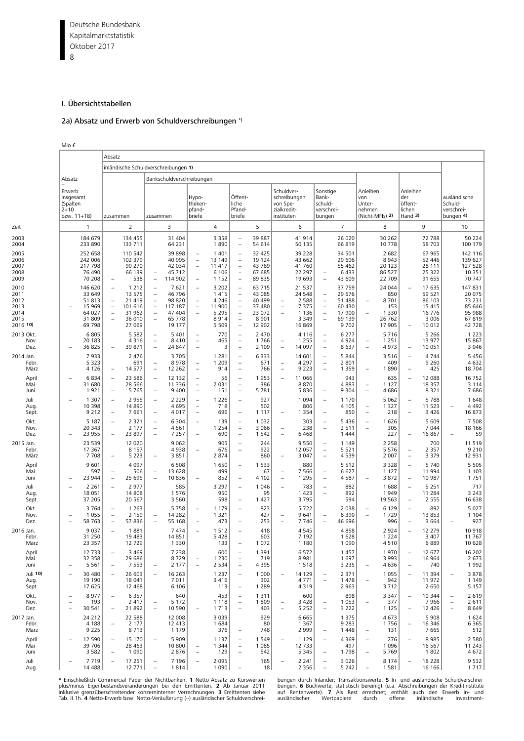## I. Übersichtstabellen

### 2a) Absatz und Erwerb von Schuldverschreibungen *)

Mio €

| Zeit | Absatz = Erwerb insgesamt (Spalten 2+10 bzw. 11+18) | Absatz | | | | | | | | |
|---|---|---|---|---|---|---|---|---|---|---|
| | | inländische Schuldverschreibungen 1) | | | | | | | | ausländische Schuldverschreibungen 4) |
| | | zusammen | Bankschuldverschreibungen | | | | | Anleihen von Unternehmen (Nicht-MFIs) 2) | Anleihen der öffentlichen Hand 3) | |
| | | | zusammen | Hypothekenpfandbriefe | Öffentliche Pfandbriefe | Schuldverschreibungen von Spezialkreditinstituten | Sonstige Bankschuldverschreibungen | | | |
| | 1 | 2 | 3 | 4 | 5 | 6 | 7 | 8 | 9 | 10 |
| 2003 | 184 679 | 134 455 | 31 404 | 3 358 | – 39 887 | 41 914 | 26 020 | 30 262 | 72 788 | 50 224 |
| 2004 | 233 890 | 133 711 | 64 231 | 1 890 | – 54 614 | 50 135 | 66 819 | 10 778 | 58 703 | 100 179 |
| 2005 | 252 658 | 110 542 | 39 898 | – 1 401 | – 32 425 | 39 228 | 34 501 | 2 682 | 67 965 | 142 116 |
| 2006 | 242 006 | 102 379 | 40 995 | – 13 149 | – 19 124 | 43 662 | 29 606 | 8 943 | 52 446 | 139 627 |
| 2007 | 217 798 | 90 270 | 42 034 | – 11 417 | – 43 769 | 41 760 | 55 462 | 20 123 | 28 111 | 127 528 |
| 2008 | 76 490 | 66 139 | – 45 712 | 6 106 | – 67 685 | 22 297 | – 6 433 | 86 527 | 25 322 | 10 351 |
| 2009 | 70 208 | – 538 | – 114 902 | – 1 152 | – 89 835 | 19 693 | – 43 609 | 22 709 | 91 655 | 70 747 |
| 2010 | 146 620 | – 1 212 | – 7 621 | – 3 202 | – 63 715 | 21 537 | 37 759 | 24 044 | – 17 635 | 147 831 |
| 2011 | 33 649 | 13 575 | – 46 796 | 1 415 | – 43 085 | 24 548 | – 29 676 | 850 | 59 521 | 20 075 |
| 2012 | 51 813 | – 21 419 | – 98 820 | – 4 246 | – 40 499 | – 2 588 | – 51 488 | – 8 701 | 86 103 | 73 231 |
| 2013 | – 15 969 | – 101 616 | – 117 187 | – 11 900 | – 37 480 | – 7 375 | – 60 430 | 153 | 15 415 | 85 646 |
| 2014 | 64 027 | – 31 962 | – 47 404 | – 5 295 | – 23 072 | – 1 136 | – 17 900 | – 1 330 | 16 776 | 95 988 |
| 2015 | 31 809 | – 36 010 | – 65 778 | 8 914 | – 8 901 | 3 349 | – 69 139 | 26 762 | 3 006 | 67 819 |
| 2016 10) | 69 798 | 27 069 | 19 177 | 5 509 | – 12 902 | 16 869 | 9 702 | 17 905 | – 10 012 | 42 728 |
| 2013 Okt. | 6 805 | 5 582 | – 5 401 | – 770 | – 2 470 | 4 116 | – 6 277 | 5 716 | 5 266 | 1 223 |
| Nov. | 20 183 | 4 316 | – 8 410 | – 465 | – 1 766 | – 1 255 | – 4 924 | – 1 251 | 13 977 | 15 867 |
| Dez. | – 36 825 | – 39 871 | – 24 847 | – 3 | – 2 109 | – 14 097 | – 8 637 | – 4 973 | – 10 051 | 3 046 |
| 2014 Jan. | 7 933 | 2 476 | 3 705 | 1 281 | – 6 333 | 14 601 | – 5 844 | 3 516 | – 4 744 | 5 456 |
| Febr. | 5 323 | 691 | – 8 978 | – 1 209 | – 671 | – 4 297 | – 2 801 | 409 | 9 260 | 4 632 |
| März | 4 126 | – 14 577 | – 12 262 | – 914 | – 766 | – 9 223 | – 1 359 | – 1 890 | – 425 | 18 704 |
| April | – 6 834 | – 23 586 | – 12 132 | – 56 | – 1 953 | – 11 066 | 943 | 635 | – 12 088 | 16 752 |
| Mai | 31 680 | 28 566 | 11 336 | – 2 031 | – 386 | 8 870 | 4 883 | – 1 127 | 18 357 | 3 114 |
| Juni | 1 921 | – 5 765 | – 9 400 | – 151 | – 5 781 | 5 836 | – 9 304 | – 4 686 | 8 321 | 7 686 |
| Juli | – 1 307 | – 2 955 | – 2 229 | – 1 226 | – 927 | 1 094 | – 1 170 | 5 062 | – 5 788 | 1 648 |
| Aug. | 10 398 | 14 890 | – 4 695 | – 718 | – 502 | 806 | – 4 105 | – 1 327 | 11 523 | – 4 492 |
| Sept. | 9 212 | – 7 661 | – 4 017 | – 696 | – 1 117 | – 1 354 | – 850 | – 218 | – 3 426 | 16 873 |
| Okt. | 5 187 | – 2 321 | – 6 304 | – 130 | – 1 032 | 303 | – 5 436 | – 1 626 | 5 609 | 7 508 |
| Nov. | 20 343 | 2 177 | – 4 561 | 1 254 | – 3 066 | – 238 | – 2 511 | – 305 | 7 044 | 18 166 |
| Dez. | – 23 955 | – 23 897 | – 7 257 | – 690 | – 1 542 | – 6 468 | 1 444 | 227 | – 16 867 | – 59 |
| 2015 Jan. | 23 539 | 12 020 | 9 062 | 905 | – 244 | 9 550 | – 1 149 | 2 258 | 700 | 11 519 |
| Febr. | 17 367 | 8 157 | 4 938 | – 676 | – 922 | 12 057 | – 5 521 | 5 576 | – 2 357 | 9 210 |
| März | 7 708 | – 5 223 | – 3 851 | 2 874 | 860 | – 3 047 | – 4 539 | 2 007 | – 3 379 | 12 931 |
| April | 9 601 | 4 097 | 6 508 | 1 650 | – 1 533 | 880 | 5 512 | 3 328 | – 5 740 | 5 505 |
| Mai | 597 | – 506 | – 13 628 | 499 | 67 | – 7 566 | – 6 627 | 1 127 | 11 994 | 1 103 |
| Juni | – 23 944 | – 25 695 | – 10 836 | – 852 | – 4 102 | – 1 295 | – 4 587 | – 3 872 | – 10 987 | 1 751 |
| Juli | – 2 261 | – 2 977 | 585 | 3 297 | – 1 046 | – 783 | – 882 | 1 688 | – 5 251 | 717 |
| Aug. | 18 051 | 14 808 | 1 576 | 950 | 95 | 1 423 | – 892 | 1 949 | 11 284 | 3 243 |
| Sept. | 37 205 | 20 567 | 3 560 | 598 | – 1 427 | 3 795 | 594 | 19 563 | – 2 555 | 16 638 |
| Okt. | 3 764 | – 1 263 | 5 758 | – 1 179 | – 823 | 5 722 | 2 038 | – 6 129 | – 892 | 5 027 |
| Nov. | – 1 055 | – 2 159 | – 14 282 | 1 321 | – 427 | – 9 641 | – 6 390 | – 1 729 | 13 853 | 1 104 |
| Dez. | – 58 763 | – 57 836 | – 55 168 | – 473 | – 253 | – 7 746 | – 46 696 | 996 | – 3 664 | – 927 |
| 2016 Jan. | 9 037 | – 1 881 | 7 474 | – 1 512 | – 418 | 4 545 | 4 858 | 2 924 | – 12 279 | 10 918 |
| Febr. | 31 250 | 19 483 | 14 851 | 5 428 | – 603 | 7 192 | 1 628 | 1 224 | 3 407 | 11 767 |
| März | 23 357 | 12 729 | 1 330 | 133 | – 1 072 | 1 180 | 1 090 | 4 510 | 6 889 | 10 628 |
| April | 12 733 | – 3 469 | 7 238 | 600 | – 1 391 | 6 572 | 1 457 | 1 970 | – 12 677 | 16 202 |
| Mai | 32 358 | 29 686 | 8 729 | – 1 230 | – 719 | 8 981 | 1 697 | 3 993 | 16 964 | 2 673 |
| Juni | – 5 561 | – 7 553 | – 2 177 | – 2 534 | – 4 395 | 1 518 | 3 235 | – 4 636 | – 740 | 1 992 |
| Juli 10) | – 30 480 | – 26 603 | – 16 263 | 1 237 | – 1 000 | – 14 129 | – 2 371 | 1 055 | – 11 394 | – 3 878 |
| Aug. | 19 190 | 18 041 | 7 011 | 3 416 | – 302 | 4 771 | – 1 478 | – 942 | 11 972 | 1 149 |
| Sept. | 17 625 | 12 468 | 6 106 | 113 | – 1 289 | 4 319 | 2 963 | 3 712 | 2 650 | 5 157 |
| Okt. | – 8 977 | – 6 357 | 640 | 453 | – 1 311 | 600 | 898 | 3 347 | – 10 344 | – 2 619 |
| Nov. | – 193 | 2 417 | – 5 172 | 1 118 | – 1 809 | – 3 428 | – 1 053 | – 377 | 7 966 | – 2 611 |
| Dez. | – 30 541 | – 21 892 | – 10 590 | – 1 713 | – 403 | – 5 252 | – 3 222 | 1 125 | – 12 426 | – 8 649 |
| 2017 Jan. | 24 212 | 22 588 | 12 008 | 3 039 | 929 | 6 665 | 1 375 | 4 673 | 5 908 | 1 624 |
| Febr. | 4 188 | – 2 177 | 12 413 | 1 684 | 80 | 1 367 | 9 283 | 1 756 | – 16 346 | 6 365 |
| März | 9 225 | 8 713 | 1 179 | 376 | – 748 | 2 999 | – 1 448 | – 131 | 7 665 | 512 |
| April | – 12 590 | – 15 170 | – 5 909 | 1 137 | – 1 549 | – 1 129 | – 4 369 | – 276 | – 8 985 | 2 580 |
| Mai | 39 706 | 28 463 | 10 800 | – 1 344 | – 1 085 | 12 733 | – 497 | 1 096 | 16 567 | 11 243 |
| Juni | 3 582 | – 1 090 | 2 876 | – 129 | – 542 | 5 345 | – 1 798 | – 5 769 | 1 802 | 4 672 |
| Juli | – 7 719 | – 17 251 | – 7 196 | – 2 095 | 165 | – 2 241 | – 3 026 | 8 174 | – 18 228 | 9 532 |
| Aug. | 14 488 | 12 771 | – 1 814 | 1 090 | – 18 | 2 356 | – 5 242 | – 1 581 | 16 166 | 1 717 |

**\*** Einschließlich Commercial Paper der Nichtbanken. **1** Netto-Absatz zu Kurswerten plus/minus Eigenbestandsveränderungen bei den Emittenten. **2** Ab Januar 2011 inklusive grenzüberschreitender konzerninterner Verrechnungen. **3** Emittenten siehe Tab. II.1h. **4** Netto-Erwerb bzw. Netto-Veräußerung (–) ausländischer Schuldverschreibungen durch Inländer; Transaktionswerte. **5** In- und ausländische Schuldverschreibungen. **6** Buchwerte, statistisch bereinigt (u.a. Abschreibungen der Kreditinstitute auf Rentenwerte). **7** Als Rest errechnet; enthält auch den Erwerb in- und ausländischer Wertpapiere durch offene inländische Investment-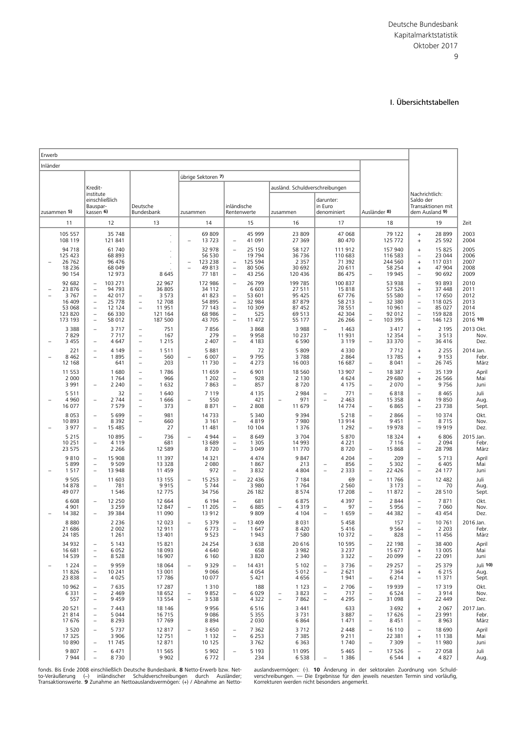# I. Übersichtstabellen

| Erwerb | | | | | | | | | | |
|---|---|---|---|---|---|---|---|---|---|---|
| Inländer | | | | | | | | | Nachrichtlich: Saldo der Transaktionen mit dem Ausland 9) | |
| | | | übrige Sektoren 7) | | | | | | | |
| | | | | | ausländ. Schuldverschreibungen | | | | | |
| zusammen 5) | Kredit-institute einschließlich Bauspar-kassen 6) | Deutsche Bundesbank | zusammen | inländische Rentenwerte | zusammen | darunter: in Euro denominiert | Ausländer 8) | | | Zeit |
| 11 | 12 | 13 | 14 | 15 | 16 | 17 | 18 | | 19 | |
| 105 557 | 35 748 | . | 69 809 | 45 999 | 23 809 | 47 068 | 79 122 | + | 28 899 | 2003 |
| 108 119 | 121 841 | . | – 13 723 | – 41 091 | 27 369 | 80 470 | 125 772 | + | 25 592 | 2004 |
| 94 718 | 61 740 | . | 32 978 | – 25 150 | 58 127 | 111 912 | 157 940 | + | 15 825 | 2005 |
| 125 423 | 68 893 | . | 56 530 | 19 794 | 36 736 | 110 683 | 116 583 | – | 23 044 | 2006 |
| – 26 762 | 96 476 | . | – 123 238 | – 125 594 | 2 357 | 71 392 | 244 560 | + | 117 031 | 2007 |
| 18 236 | 68 049 | . | – 49 813 | – 80 506 | 30 692 | 20 611 | 58 254 | + | 47 904 | 2008 |
| 90 154 | 12 973 | 8 645 | 77 181 | – 43 256 | 120 436 | 86 475 | – 19 945 | – | 90 692 | 2009 |
| 92 682 | – 103 271 | 22 967 | 172 986 | – 26 799 | 199 785 | 100 837 | 53 938 | – | 93 893 | 2010 |
| – 23 876 | – 94 793 | 36 805 | 34 112 | 6 603 | 27 511 | 15 818 | 57 526 | + | 37 448 | 2011 |
| – 3 767 | – 42 017 | – 3 573 | 41 823 | – 53 601 | 95 425 | 67 776 | 55 580 | – | 17 650 | 2012 |
| 16 409 | – 25 778 | – 12 708 | 54 895 | – 32 984 | 87 879 | 58 213 | – 32 380 | – | 118 025 | 2013 |
| 53 068 | – 12 124 | – 11 951 | 77 143 | – 10 309 | 87 452 | 78 551 | 10 961 | – | 85 027 | 2014 |
| 123 820 | – 66 330 | 121 164 | 68 986 | – 525 | 69 513 | 42 304 | – 92 012 | – | 159 828 | 2015 |
| 173 193 | – 58 012 | 187 500 | 43 705 | – 11 472 | 55 177 | 26 266 | – 103 395 | – | 146 123 | 2016 10) |
| 3 388 | – 3 717 | – 751 | 7 856 | 3 868 | 3 988 | – 1 463 | 3 417 | + | 2 195 | 2013 Okt. |
| 7 829 | 7 717 | – 167 | 279 | – 9 958 | 10 237 | 11 931 | 12 354 | – | 3 513 | Nov. |
| – 3 455 | – 4 647 | – 1 215 | 2 407 | – 4 183 | 6 590 | 3 119 | – 33 370 | – | 36 416 | Dez. |
| 221 | – 4 149 | – 1 511 | 5 881 | 72 | 5 809 | 4 330 | 7 712 | + | 2 255 | 2014 Jan. |
| – 8 462 | – 1 895 | – 560 | – 6 007 | – 9 795 | 3 788 | 2 864 | 13 785 | + | 9 153 | Febr. |
| 12 168 | 641 | – 203 | 11 730 | – 4 273 | 16 003 | 16 687 | – 8 041 | – | 26 745 | März |
| 11 553 | 1 680 | – 1 786 | 11 659 | – 6 901 | 18 560 | 13 907 | – 18 387 | – | 35 139 | April |
| 2 000 | 1 764 | – 966 | 1 202 | – 928 | 2 130 | 4 624 | 29 680 | + | 26 566 | Mai |
| 3 991 | – 2 240 | – 1 632 | 7 863 | – 857 | 8 720 | 4 175 | – 2 070 | – | 9 756 | Juni |
| 5 511 | 32 | – 1 640 | 7 119 | 4 135 | 2 984 | – 771 | – 6 818 | – | 8 465 | Juli |
| – 4 960 | – 2 744 | – 1 666 | – 550 | 421 | – 971 | – 2 463 | 15 358 | + | 19 850 | Aug. |
| 16 077 | 7 579 | – 373 | 8 871 | – 2 808 | 11 679 | 14 774 | – 6 865 | – | 23 738 | Sept. |
| 8 053 | – 5 699 | – 981 | 14 733 | 5 340 | 9 394 | 5 218 | – 2 866 | – | 10 374 | Okt. |
| 10 893 | 8 392 | – 660 | 3 161 | – 4 819 | 7 980 | 13 914 | 9 451 | – | 8 715 | Nov. |
| – 3 977 | – 15 485 | 27 | 11 481 | 10 104 | 1 376 | 1 292 | – 19 978 | – | 19 919 | Dez. |
| 5 215 | 10 895 | – 736 | – 4 944 | – 8 649 | 3 704 | 5 870 | 18 324 | + | 6 806 | 2015 Jan. |
| 10 251 | – 4 119 | 681 | 13 689 | – 1 305 | 14 993 | 4 221 | 7 116 | – | 2 094 | Febr. |
| 23 575 | 2 266 | 12 589 | 8 720 | – 3 049 | 11 770 | 8 720 | – 15 868 | – | 28 798 | März |
| 9 810 | – 15 908 | 11 397 | 14 321 | 4 474 | 9 847 | 4 204 | – 209 | – | 5 713 | April |
| 5 899 | – 9 509 | 13 328 | 2 080 | 1 867 | 213 | – 856 | – 5 302 | – | 6 405 | Mai |
| – 1 517 | – 13 948 | 11 459 | 972 | – 3 832 | 4 804 | – 2 333 | – 22 426 | – | 24 177 | Juni |
| 9 505 | 11 603 | 13 155 | – 15 253 | – 22 436 | 7 184 | 69 | – 11 766 | – | 12 482 | Juli |
| 14 878 | – 781 | 9 915 | 5 744 | 3 980 | 1 764 | 2 560 | 3 173 | – | 70 | Aug. |
| 49 077 | 1 546 | 12 775 | 34 756 | 26 182 | 8 574 | 17 208 | – 11 872 | – | 28 510 | Sept. |
| 6 608 | – 12 250 | 12 664 | 6 194 | – 681 | 6 875 | 4 397 | – 2 844 | – | 7 871 | Okt. |
| 4 901 | 3 259 | 12 847 | – 11 205 | – 6 885 | – 4 319 | – 97 | – 5 956 | – | 7 060 | Nov. |
| – 14 382 | – 39 384 | 11 090 | 13 912 | 9 809 | 4 104 | – 1 659 | – 44 382 | – | 43 454 | Dez. |
| 8 880 | 2 236 | 12 023 | – 5 379 | – 13 409 | 8 031 | 5 458 | 157 | – | 10 761 | 2016 Jan. |
| 21 686 | 2 002 | 12 911 | 6 773 | – 1 647 | 8 420 | 5 416 | 9 564 | – | 2 203 | Febr. |
| 24 185 | 1 261 | 13 401 | 9 523 | 1 943 | 7 580 | 10 372 | – 828 | – | 11 456 | März |
| 34 932 | – 5 143 | 15 821 | 24 254 | 3 638 | 20 616 | 10 595 | – 22 198 | – | 38 400 | April |
| 16 681 | – 6 052 | 18 093 | 4 640 | 658 | 3 982 | 3 237 | 15 677 | + | 13 005 | Mai |
| 14 539 | – 8 528 | 16 907 | 6 160 | 3 820 | 2 340 | 3 322 | – 20 099 | – | 22 091 | Juni |
| – 1 224 | – 9 959 | 18 064 | – 9 329 | – 14 431 | 5 102 | – 3 736 | – 29 257 | – | 25 379 | Juli 10) |
| 11 826 | – 10 241 | 13 001 | 9 066 | 4 054 | 5 012 | – 2 621 | 7 364 | + | 6 215 | Aug. |
| 23 838 | – 4 025 | 17 786 | 10 077 | 5 421 | 4 656 | 1 941 | – 6 214 | – | 11 371 | Sept. |
| 10 962 | – 7 635 | 17 287 | 1 310 | 188 | 1 123 | – 2 706 | – 19 939 | – | 17 319 | Okt. |
| 6 331 | – 2 469 | 18 652 | – 9 852 | – 6 029 | – 3 823 | – 717 | – 6 524 | – | 3 914 | Nov. |
| 557 | – 9 459 | 13 554 | – 3 538 | 4 322 | – 7 862 | – 4 295 | – 31 098 | – | 22 449 | Dez. |
| 20 521 | – 7 443 | 18 146 | 9 956 | 6 516 | 3 441 | 633 | 3 692 | + | 2 067 | 2017 Jan. |
| 21 814 | – 5 044 | 16 715 | 9 086 | 5 355 | 3 731 | 3 887 | – 17 626 | – | 23 991 | Febr. |
| 17 676 | – 8 293 | 17 769 | 8 894 | 2 030 | 6 864 | 1 471 | – 8 451 | – | 8 963 | März |
| 3 520 | – 5 737 | 12 817 | – 3 650 | – 7 362 | 3 712 | 2 448 | – 16 110 | – | 18 690 | April |
| 17 325 | 3 906 | 12 751 | 1 132 | – 6 253 | 7 385 | 9 211 | 22 381 | + | 11 138 | Mai |
| 10 890 | – 11 745 | 12 871 | 10 125 | 3 762 | 6 363 | 1 740 | – 7 309 | – | 11 980 | Juni |
| 9 807 | – 6 471 | 11 565 | 5 902 | – 5 193 | 11 095 | 5 465 | – 17 526 | – | 27 058 | Juli |
| 7 944 | – 8 730 | 9 902 | 6 772 | 234 | 6 538 | – 1 386 | 6 544 | + | 4 827 | Aug. |

fonds. Bis Ende 2008 einschließlich Deutsche Bundesbank. **8** Netto-Erwerb bzw. Netto-Veräußerung (–) inländischer Schuldverschreibungen durch Ausländer; Transaktionswerte. **9** Zunahme an Nettoauslandsvermögen: (+) / Abnahme an Nettoauslandsvermögen: (-). **10** Änderung in der sektoralen Zuordnung von Schuldverschreibungen. — Die Ergebnisse für den jeweils neuesten Termin sind vorläufig, Korrekturen werden nicht besonders angemerkt.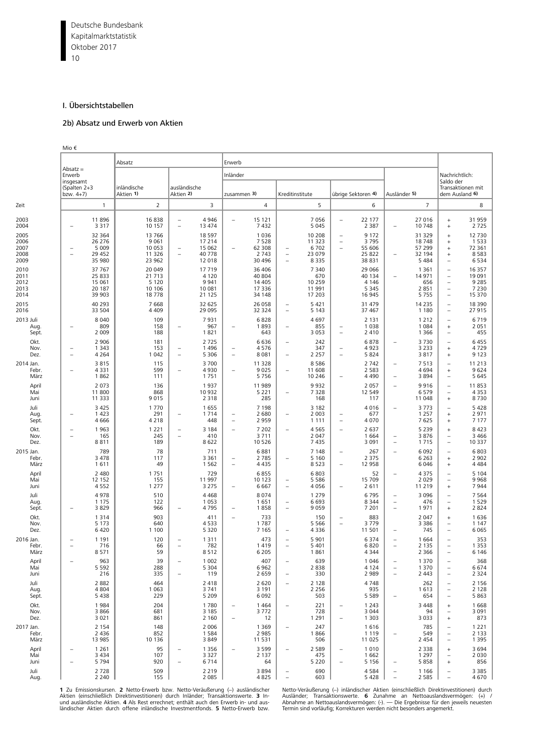# I. Übersichtstabellen

## 2b) Absatz und Erwerb von Aktien

Mio €

| Zeit | Absatz = Erwerb insgesamt (Spalten 2+3 bzw. 4+7) | Absatz: inländische Aktien 1) | Absatz: ausländische Aktien 2) | Erwerb: Inländer: zusammen 3) | Erwerb: Inländer: Kreditinstitute | Erwerb: Inländer: übrige Sektoren 4) | Erwerb: Ausländer 5) | Nachrichtlich: Saldo der Transaktionen mit dem Ausland 6) |
|---|---|---|---|---|---|---|---|---|
| | 1 | 2 | 3 | 4 | 5 | 6 | 7 | 8 |
| 2003 | 11 896 | 16 838 | – 4 946 | – 15 121 | 7 056 | – 22 177 | 27 016 | + 31 959 |
| 2004 | – 3 317 | 10 157 | – 13 474 | 7 432 | 5 045 | 2 387 | – 10 748 | + 2 725 |
| 2005 | 32 364 | 13 766 | 18 597 | 1 036 | 10 208 | – 9 172 | 31 329 | + 12 730 |
| 2006 | 26 276 | 9 061 | 17 214 | 7 528 | 11 323 | – 3 795 | 18 748 | + 1 533 |
| 2007 | – 5 009 | 10 053 | – 15 062 | – 62 308 | – 6 702 | – 55 606 | 57 299 | + 72 361 |
| 2008 | – 29 452 | 11 326 | – 40 778 | 2 743 | – 23 079 | 25 822 | – 32 194 | + 8 583 |
| 2009 | 35 980 | 23 962 | 12 018 | 30 496 | – 8 335 | 38 831 | 5 484 | – 6 534 |
| 2010 | 37 767 | 20 049 | 17 719 | 36 406 | 7 340 | 29 066 | 1 361 | – 16 357 |
| 2011 | 25 833 | 21 713 | 4 120 | 40 804 | 670 | 40 134 | – 14 971 | – 19 091 |
| 2012 | 15 061 | 5 120 | 9 941 | 14 405 | 10 259 | 4 146 | 656 | – 9 285 |
| 2013 | 20 187 | 10 106 | 10 081 | 17 336 | 11 991 | 5 345 | 2 851 | – 7 230 |
| 2014 | 39 903 | 18 778 | 21 125 | 34 148 | 17 203 | 16 945 | 5 755 | – 15 370 |
| 2015 | 40 293 | 7 668 | 32 625 | 26 058 | – 5 421 | 31 479 | 14 235 | – 18 390 |
| 2016 | 33 504 | 4 409 | 29 095 | 32 324 | – 5 143 | 37 467 | 1 180 | – 27 915 |
| 2013 Juli | 8 040 | 109 | 7 931 | 6 828 | 4 697 | 2 131 | 1 212 | – 6 719 |
| Aug. | – 809 | 158 | – 967 | – 1 893 | – 855 | – 1 038 | 1 084 | + 2 051 |
| Sept. | 2 009 | 188 | 1 821 | 643 | 3 053 | – 2 410 | 1 366 | – 455 |
| Okt. | 2 906 | 181 | 2 725 | 6 636 | – 242 | 6 878 | – 3 730 | – 6 455 |
| Nov. | – 1 343 | 153 | – 1 496 | – 4 576 | 347 | – 4 923 | 3 233 | + 4 729 |
| Dez. | – 4 264 | 1 042 | – 5 306 | – 8 081 | – 2 257 | – 5 824 | 3 817 | + 9 123 |
| 2014 Jan. | 3 815 | 115 | 3 700 | 11 328 | 8 586 | 2 742 | – 7 513 | – 11 213 |
| Febr. | – 4 331 | 599 | – 4 930 | – 9 025 | – 11 608 | 2 583 | 4 694 | + 9 624 |
| März | 1 862 | 111 | 1 751 | 5 756 | 10 246 | – 4 490 | – 3 894 | – 5 645 |
| April | 2 073 | 136 | 1 937 | 11 989 | 9 932 | 2 057 | – 9 916 | – 11 853 |
| Mai | 11 800 | 868 | 10 932 | 5 221 | – 7 328 | 12 549 | 6 579 | – 4 353 |
| Juni | 11 333 | 9 015 | 2 318 | 285 | 168 | 117 | 11 048 | + 8 730 |
| Juli | 3 425 | 1 770 | 1 655 | 7 198 | 3 182 | 4 016 | – 3 773 | – 5 428 |
| Aug. | – 1 423 | 291 | – 1 714 | – 2 680 | – 2 003 | – 677 | 1 257 | + 2 971 |
| Sept. | 4 666 | 4 218 | 448 | – 2 959 | 1 111 | – 4 070 | 7 625 | + 7 177 |
| Okt. | – 1 963 | 1 221 | – 3 184 | – 7 202 | – 4 565 | – 2 637 | 5 239 | + 8 423 |
| Nov. | – 165 | 245 | – 410 | 3 711 | 2 047 | 1 664 | – 3 876 | – 3 466 |
| Dez. | 8 811 | 189 | 8 622 | 10 526 | 7 435 | 3 091 | – 1 715 | – 10 337 |
| 2015 Jan. | 789 | 78 | 711 | 6 881 | 7 148 | – 267 | – 6 092 | – 6 803 |
| Febr. | 3 478 | 117 | 3 361 | – 2 785 | – 5 160 | 2 375 | 6 263 | + 2 902 |
| März | 1 611 | 49 | 1 562 | – 4 435 | 8 523 | – 12 958 | 6 046 | + 4 484 |
| April | 2 480 | 1 751 | 729 | 6 855 | 6 803 | 52 | – 4 375 | – 5 104 |
| Mai | 12 152 | 155 | 11 997 | 10 123 | – 5 586 | 15 709 | 2 029 | – 9 968 |
| Juni | 4 552 | 1 277 | 3 275 | – 6 667 | – 4 056 | – 2 611 | 11 219 | + 7 944 |
| Juli | 4 978 | 510 | 4 468 | 8 074 | 1 279 | 6 795 | – 3 096 | – 7 564 |
| Aug. | 1 175 | 122 | 1 053 | 1 651 | – 6 693 | 8 344 | – 476 | – 1 529 |
| Sept. | – 3 829 | 966 | – 4 795 | – 1 858 | – 9 059 | 7 201 | – 1 971 | + 2 824 |
| Okt. | 1 314 | 903 | 411 | – 733 | 150 | – 883 | 2 047 | + 1 636 |
| Nov. | 5 173 | 640 | 4 533 | 1 787 | 5 566 | – 3 779 | 3 386 | – 1 147 |
| Dez. | 6 420 | 1 100 | 5 320 | 7 165 | – 4 336 | 11 501 | – 745 | – 6 065 |
| 2016 Jan. | – 1 191 | 120 | – 1 311 | 473 | – 5 901 | 6 374 | – 1 664 | – 353 |
| Febr. | – 716 | 66 | – 782 | 1 419 | – 5 401 | 6 820 | – 2 135 | – 1 353 |
| März | 8 571 | 59 | 8 512 | 6 205 | 1 861 | 4 344 | 2 366 | – 6 146 |
| April | – 963 | 39 | – 1 002 | 407 | – 639 | 1 046 | – 1 370 | – 368 |
| Mai | 5 592 | 288 | 5 304 | 6 962 | 2 838 | 4 124 | – 1 370 | – 6 674 |
| Juni | 216 | 335 | – 119 | 2 659 | – 330 | 2 989 | – 2 443 | – 2 324 |
| Juli | 2 882 | 464 | 2 418 | 2 620 | – 2 128 | 4 748 | 262 | – 2 156 |
| Aug. | 4 804 | 1 063 | 3 741 | 3 191 | 2 256 | 935 | 1 613 | – 2 128 |
| Sept. | 5 438 | 229 | 5 209 | 6 092 | 503 | 5 589 | – 654 | – 5 863 |
| Okt. | 1 984 | 204 | 1 780 | – 1 464 | – 221 | – 1 243 | 3 448 | + 1 668 |
| Nov. | 3 866 | 681 | 3 185 | 3 772 | 728 | 3 044 | 94 | – 3 091 |
| Dez. | 3 021 | 861 | 2 160 | – 12 | 1 291 | – 1 303 | 3 033 | + 873 |
| 2017 Jan. | 2 154 | 148 | 2 006 | 1 369 | – 247 | 1 616 | 785 | – 1 221 |
| Febr. | 2 436 | 852 | 1 584 | 2 985 | 1 866 | 1 119 | – 549 | – 2 133 |
| März | 13 985 | 10 136 | 3 849 | 11 531 | 506 | 11 025 | 2 454 | – 1 395 |
| April | – 1 261 | 95 | – 1 356 | – 3 599 | – 2 589 | – 1 010 | 2 338 | + 3 694 |
| Mai | 3 434 | 107 | 3 327 | 2 137 | 475 | 1 662 | 1 297 | – 2 030 |
| Juni | – 5 794 | 920 | – 6 714 | 64 | 5 220 | – 5 156 | – 5 858 | + 856 |
| Juli | 2 728 | 509 | 2 219 | 3 894 | – 690 | 4 584 | – 1 166 | – 3 385 |
| Aug. | 2 240 | 155 | 2 085 | 4 825 | – 603 | 5 428 | – 2 585 | – 4 670 |

**1** Zu Emissionskursen. **2** Netto-Erwerb bzw. Netto-Veräußerung (–) ausländischer Aktien (einschließlich Direktinvestitionen) durch Inländer; Transaktionswerte. **3** In- und ausländische Aktien. **4** Als Rest errechnet; enthält auch den Erwerb in- und ausländischer Aktien durch offene inländische Investmentfonds. **5** Netto-Erwerb bzw. Netto-Veräußerung (–) inländischer Aktien (einschließlich Direktinvestitionen) durch Ausländer; Transaktionswerte. **6** Zunahme an Nettoauslandsvermögen: (+) / Abnahme an Nettoauslandsvermögen: (-). — Die Ergebnisse für den jeweils neuesten Termin sind vorläufig; Korrekturen werden nicht besonders angemerkt.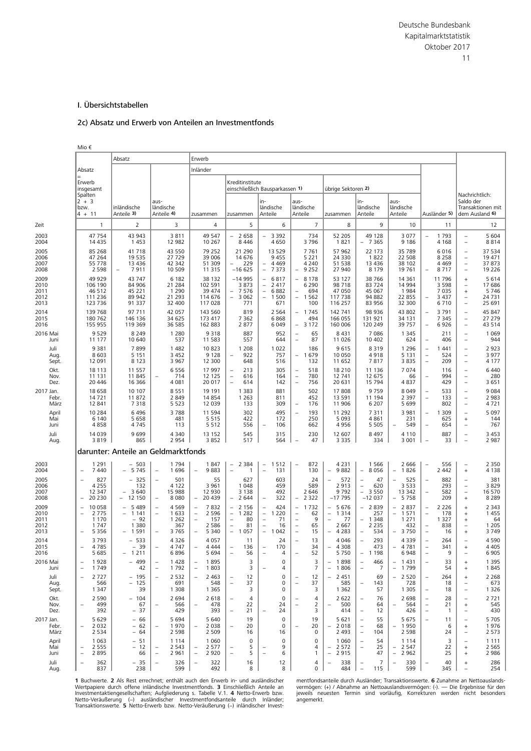## I. Übersichtstabellen

### 2c) Absatz und Erwerb von Anteilen an Investmentfonds

Mio €

| Zeit | Absatz = Erwerb insgesamt Spalten 2 + 3 bzw. 4 + 11 | Absatz: inländische Anteile 3) | Absatz: ausländische Anteile 4) | Erwerb: Inländer: zusammen | Kreditinstitute einschließlich Bausparkassen 1): zusammen | Kreditinstitute: inländische Anteile | Kreditinstitute: ausländische Anteile | übrige Sektoren 2): zusammen | übrige Sektoren: inländische Anteile | übrige Sektoren: ausländische Anteile | Ausländer 5) | Nachrichtlich: Saldo der Transaktionen mit dem Ausland 6) |
|---|---|---|---|---|---|---|---|---|---|---|---|---|
| | 1 | 2 | 3 | 4 | 5 | 6 | 7 | 8 | 9 | 10 | 11 | 12 |
| 2003 | 47 754 | 43 943 | 3 811 | 49 547 | – 2 658 | – 3 392 | 734 | 52 205 | 49 128 | 3 077 | – 1 793 | – 5 604 |
| 2004 | 14 435 | 1 453 | 12 982 | 10 267 | 8 446 | 4 650 | 3 796 | 1 821 | – 7 365 | 9 186 | 4 168 | – 8 814 |
| 2005 | 85 268 | 41 718 | 43 550 | 79 252 | 21 290 | 13 529 | 7 761 | 57 962 | 22 173 | 35 789 | 6 016 | – 37 534 |
| 2006 | 47 264 | 19 535 | 27 729 | 39 006 | 14 676 | 9 455 | 5 221 | 24 330 | 1 822 | 22 508 | 8 258 | – 19 471 |
| 2007 | 55 778 | 13 436 | 42 342 | 51 309 | – 229 | – 4 469 | 4 240 | 51 538 | 13 436 | 38 102 | 4 469 | – 37 873 |
| 2008 | 2 598 | – 7 911 | 10 509 | 11 315 | –16 625 | – 7 373 | – 9 252 | 27 940 | 8 179 | 19 761 | – 8 717 | – 19 226 |
| 2009 | 49 929 | 43 747 | 6 182 | 38 132 | –14 995 | – 6 817 | – 8 178 | 53 127 | 38 766 | 14 361 | 11 796 | + 5 614 |
| 2010 | 106 190 | 84 906 | 21 284 | 102 591 | 3 873 | – 2 417 | 6 290 | 98 718 | 83 724 | 14 994 | 3 598 | – 17 686 |
| 2011 | 46 512 | 45 221 | 1 290 | 39 474 | – 7 576 | – 6 882 | – 694 | 47 050 | 45 067 | 1 984 | 7 035 | + 5 746 |
| 2012 | 111 236 | 89 942 | 21 293 | 114 676 | – 3 062 | – 1 500 | – 1 562 | 117 738 | 94 882 | 22 855 | – 3 437 | – 24 731 |
| 2013 | 123 736 | 91 337 | 32 400 | 117 028 | 771 | 671 | 100 | 116 257 | 83 956 | 32 300 | 6 710 | – 25 691 |
| 2014 | 139 768 | 97 711 | 42 057 | 143 560 | 819 | 2 564 | – 1 745 | 142 741 | 98 936 | 43 802 | – 3 791 | – 45 847 |
| 2015 | 180 762 | 146 136 | 34 625 | 173 417 | 7 362 | 6 868 | 494 | 166 055 | 131 921 | 34 131 | 7 345 | – 27 279 |
| 2016 | 155 955 | 119 369 | 36 585 | 162 883 | 2 877 | 6 049 | – 3 172 | 160 006 | 120 249 | 39 757 | – 6 926 | – 43 514 |
| 2016 Mai | 9 529 | 8 249 | 1 280 | 9 318 | 887 | 952 | – 65 | 8 431 | 7 086 | 1 345 | 211 | – 1 069 |
| Juni | 11 177 | 10 640 | 537 | 11 583 | 557 | 644 | – 87 | 11 026 | 10 402 | 624 | – 406 | – 944 |
| Juli | 9 381 | 7 899 | 1 482 | 10 823 | 1 208 | 1 022 | 186 | 9 615 | 8 319 | 1 296 | – 1 441 | – 2 923 |
| Aug. | 8 603 | 5 151 | 3 452 | 9 128 | – 922 | 757 | – 1 679 | 10 050 | 4 918 | 5 131 | – 524 | – 3 977 |
| Sept. | 12 091 | 8 123 | 3 967 | 12 300 | 648 | 516 | 132 | 11 652 | 7 817 | 3 835 | – 209 | – 4 177 |
| Okt. | 18 113 | 11 557 | 6 556 | 17 997 | – 213 | 305 | – 518 | 18 210 | 11 136 | 7 074 | 116 | – 6 440 |
| Nov. | 11 131 | 11 845 | – 714 | 12 125 | – 616 | 164 | – 780 | 12 741 | 12 675 | 66 | – 994 | – 280 |
| Dez. | 20 446 | 16 366 | 4 081 | 20 017 | – 614 | 142 | – 756 | 20 631 | 15 794 | 4 837 | 429 | – 3 651 |
| 2017 Jan. | 18 658 | 10 107 | 8 551 | 19 191 | 1 383 | 881 | 502 | 17 808 | 9 759 | 8 049 | – 533 | – 9 084 |
| Febr. | 14 721 | 11 872 | 2 849 | 14 854 | 1 263 | 811 | 452 | 13 591 | 11 194 | 2 397 | – 133 | – 2 983 |
| März | 12 841 | 7 318 | 5 523 | 12 039 | 133 | 309 | – 176 | 11 906 | 6 207 | 5 699 | 802 | – 4 721 |
| April | 10 284 | 6 496 | 3 788 | 11 594 | 302 | 495 | – 193 | 11 292 | 7 311 | 3 981 | – 1 309 | – 5 097 |
| Mai | 6 140 | 5 658 | 481 | 5 515 | 422 | 172 | 250 | 5 093 | 4 861 | 231 | 625 | + 144 |
| Juni | 4 858 | 4 745 | 113 | 5 512 | 556 | – 106 | 662 | 4 956 | 5 505 | – 549 | – 654 | – 767 |
| Juli | 14 039 | 9 699 | 4 340 | 13 152 | 545 | 315 | 230 | 12 607 | 8 497 | 4 110 | 887 | – 3 453 |
| Aug. | 3 819 | 865 | 2 954 | 3 852 | 517 | 564 | – 47 | 3 335 | 334 | 3 001 | – 33 | – 2 987 |
| **darunter: Anteile an Geldmarktfonds** | | | | | | | | | | | | |
| 2003 | 1 291 | – 503 | 1 794 | 1 847 | – 2 384 | – 1 512 | – 872 | 4 231 | 1 566 | 2 666 | – 556 | – 2 350 |
| 2004 | – 7 440 | – 5 745 | – 1 696 | – 9 883 | – 1 | – 131 | 130 | – 9 882 | – 8 056 | – 1 826 | 2 442 | + 4 138 |
| 2005 | – 827 | – 325 | – 501 | 55 | 627 | 603 | 24 | – 572 | – 47 | – 525 | – 882 | – 381 |
| 2006 | 4 255 | 132 | 4 122 | 3 961 | 1 048 | 459 | 589 | 2 913 | – 620 | 3 533 | 293 | – 3 829 |
| 2007 | 12 347 | – 3 640 | 15 988 | 12 930 | 3 138 | 492 | 2 646 | 9 792 | – 3 550 | 13 342 | – 582 | – 16 570 |
| 2008 | – 20 230 | – 12 150 | – 8 080 | – 20 439 | – 2 644 | – 322 | – 2 322 | –17 795 | –12 037 | – 5 758 | 209 | + 8 289 |
| 2009 | – 10 058 | – 5 489 | – 4 569 | – 7 832 | – 2 156 | – 424 | – 1 732 | – 5 676 | – 2 839 | – 2 837 | – 2 226 | + 2 343 |
| 2010 | – 2 775 | – 1 141 | – 1 633 | – 2 596 | – 1 282 | – 1 220 | – 62 | – 1 314 | 257 | – 1 571 | – 178 | + 1 455 |
| 2011 | 1 170 | – 92 | 1 262 | – 157 | – 80 | – 71 | – 9 | – 77 | – 1 348 | 1 271 | 1 327 | + 64 |
| 2012 | 1 747 | 1 380 | 367 | 2 586 | – 81 | – 16 | – 65 | 2 667 | 2 235 | 432 | – 838 | – 1 205 |
| 2013 | – 5 356 | – 1 591 | – 3 765 | – 5 340 | – 1 057 | – 1 042 | – 15 | – 4 283 | – 534 | – 3 750 | – 16 | + 3 749 |
| 2014 | 3 793 | – 533 | 4 326 | 4 057 | 11 | 24 | – 13 | 4 046 | – 293 | 4 339 | – 264 | – 4 590 |
| 2015 | – 4 785 | – 39 | – 4 747 | – 4 444 | – 136 | – 170 | 34 | – 4 308 | 473 | – 4 781 | – 341 | + 4 405 |
| 2016 | 5 685 | – 1 211 | 6 896 | 5 694 | – 56 | – 4 | – 52 | 5 750 | – 1 198 | 6 948 | – 9 | – 6 905 |
| 2016 Mai | – 1 928 | – 499 | – 1 428 | – 1 895 | 3 | 0 | 3 | – 1 898 | – 466 | – 1 431 | – 33 | + 1 395 |
| Juni | – 1 749 | 42 | – 1 792 | – 1 803 | 3 | – 4 | 7 | – 1 806 | – 7 | – 1 799 | 54 | + 1 845 |
| Juli | – 2 727 | – 195 | – 2 532 | – 2 463 | – 12 | 0 | – 12 | – 2 451 | 69 | – 2 520 | – 264 | + 2 268 |
| Aug. | 566 | – 125 | 691 | 548 | – 37 | 0 | – 37 | 585 | – 143 | 728 | 18 | – 673 |
| Sept. | 1 347 | 39 | 1 308 | 1 365 | 3 | 0 | 3 | 1 362 | 57 | 1 305 | – 18 | – 1 326 |
| Okt. | 2 590 | – 104 | 2 694 | 2 618 | – 4 | 0 | – 4 | 2 622 | – 76 | 2 698 | – 28 | – 2 721 |
| Nov. | – 499 | 67 | – 566 | – 478 | 22 | 24 | – 2 | – 500 | 64 | – 564 | – 21 | + 545 |
| Dez. | 392 | – 37 | 429 | 393 | – 21 | – 24 | 3 | 414 | – 12 | 426 | – 1 | – 430 |
| 2017 Jan. | 5 629 | – 66 | 5 694 | 5 640 | 19 | 0 | 19 | 5 621 | – 55 | 5 675 | – 11 | – 5 705 |
| Febr. | – 2 032 | – 62 | – 1 970 | – 2 038 | – 20 | 0 | – 20 | – 2 018 | – 68 | – 1 950 | 6 | + 1 976 |
| März | 2 534 | – 64 | 2 598 | 2 509 | 16 | 16 | 0 | 2 493 | – 104 | 2 598 | 24 | – 2 573 |
| April | 1 063 | – 51 | 1 114 | 1 060 | 0 | 0 | 0 | 1 060 | – 54 | 1 114 | 3 | – 1 111 |
| Mai | – 2 555 | – 12 | – 2 543 | – 2 577 | – 5 | – 9 | 4 | – 2 572 | – 25 | – 2 547 | 22 | + 2 565 |
| Juni | – 2 895 | 66 | – 2 961 | – 2 920 | – 5 | – 6 | 1 | – 2 915 | 47 | – 2 962 | 25 | + 2 986 |
| Juli | – 362 | – 35 | – 326 | – 322 | 16 | 12 | 4 | – 338 | – 7 | – 330 | – 40 | + 286 |
| Aug. | 837 | 238 | 599 | 492 | 8 | 8 | 0 | 484 | – 115 | 599 | 345 | – 254 |

**1** Buchwerte. **2** Als Rest errechnet; enthält auch den Erwerb in- und ausländischer Wertpapiere durch offene inländische Investmentfonds. **3** Einschließlich Anteile an Investmentaktiengesellschaften; Aufgliederung s. Tabelle V.1. **4** Netto-Erwerb bzw. Netto-Veräußerung (–) ausländischer Investmentfondsanteile durch Inländer; Transaktionswerte. **5** Netto-Erwerb bzw. Netto-Veräußerung (–) inländischer Investmentfondsanteile durch Ausländer; Transaktionswerte. **6** Zunahme an Nettoauslandsvermögen: (+) / Abnahme an Nettoauslandsvermögen: (-). — Die Ergebnisse für den jeweils neuesten Termin sind vorläufig, Korrekturen werden nicht besonders angemerkt.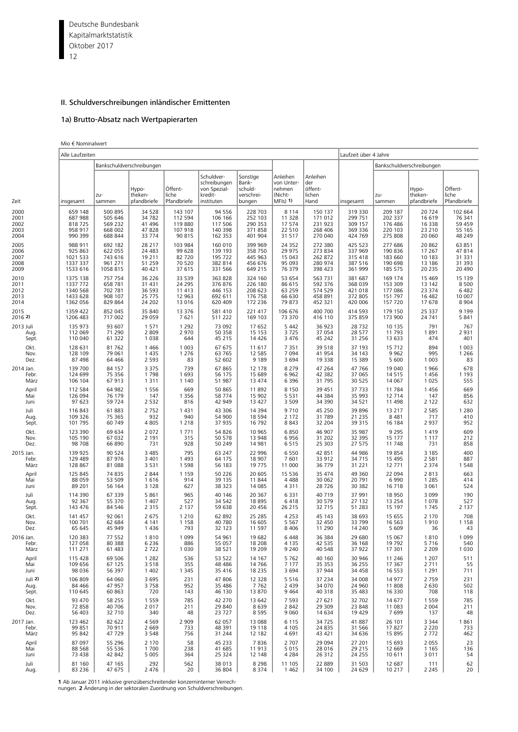## II. Schuldverschreibungen inländischer Emittenten

### 1a) Brutto-Absatz nach Wertpapierarten

Mio € Nominalwert

| Zeit | Alle Laufzeiten | | | | | | | | Laufzeit über 4 Jahre | | | |
|---|---|---|---|---|---|---|---|---|---|---|---|---|
| | | Bankschuldverschreibungen | | | | | | | | Bankschuldverschreibungen | | |
| | insgesamt | zusammen | Hypotheken-pfandbriefe | Öffentliche Pfandbriefe | Schuldverschreibungen von Spezialkreditinstituten | Sonstige Bankschuldverschreibungen | Anleihen von Unternehmen (Nicht-MFIs) 1) | Anleihen der öffentlichen Hand | insgesamt | zusammen | Hypotheken-pfandbriefe | Öffentliche Pfandbriefe |
| 2000 | 659 148 | 500 895 | 34 528 | 143 107 | 94 556 | 228 703 | 8 114 | 150 137 | 319 330 | 209 187 | 20 724 | 102 664 |
| 2001 | 687 988 | 505 646 | 34 782 | 112 594 | 106 166 | 252 103 | 11 328 | 171 012 | 299 751 | 202 337 | 16 619 | 76 341 |
| 2002 | 818 725 | 569 232 | 41 496 | 119 880 | 117 506 | 290 353 | 17 574 | 231 923 | 309 157 | 176 486 | 16 338 | 59 459 |
| 2003 | 958 917 | 668 002 | 47 828 | 107 918 | 140 398 | 371 858 | 22 510 | 268 406 | 369 336 | 220 103 | 23 210 | 55 165 |
| 2004 | 990 399 | 688 844 | 33 774 | 90 815 | 162 353 | 401 904 | 31 517 | 270 040 | 424 769 | 275 808 | 20 060 | 48 249 |
| 2005 | 988 911 | 692 182 | 28 217 | 103 984 | 160 010 | 399 969 | 24 352 | 272 380 | 425 523 | 277 686 | 20 862 | 63 851 |
| 2006 | 925 863 | 622 055 | 24 483 | 99 628 | 139 193 | 358 750 | 29 975 | 273 834 | 337 969 | 190 836 | 17 267 | 47 814 |
| 2007 | 1021 533 | 743 616 | 19 211 | 82 720 | 195 722 | 445 963 | 15 043 | 262 872 | 315 418 | 183 660 | 10 183 | 31 331 |
| 2008 | 1337 337 | 961 271 | 51 259 | 70 520 | 382 814 | 456 676 | 95 093 | 280 974 | 387 516 | 190 698 | 13 186 | 31 393 |
| 2009 | 1533 616 | 1058 815 | 40 421 | 37 615 | 331 566 | 649 215 | 76 379 | 398 423 | 361 999 | 185 575 | 20 235 | 20 490 |
| 2010 | 1375 138 | 757 754 | 36 226 | 33 539 | 363 828 | 324 160 | 53 654 | 563 731 | 381 687 | 169 174 | 15 469 | 15 139 |
| 2011 | 1337 772 | 658 781 | 31 431 | 24 295 | 376 876 | 226 180 | 86 615 | 592 376 | 368 039 | 153 309 | 13 142 | 8 500 |
| 2012 | 1340 568 | 702 781 | 36 593 | 11 413 | 446 153 | 208 623 | 63 259 | 574 529 | 421 018 | 177 086 | 23 374 | 6 482 |
| 2013 | 1433 628 | 908 107 | 25 775 | 12 963 | 692 611 | 176 758 | 66 630 | 458 891 | 372 805 | 151 797 | 16 482 | 10 007 |
| 2014 | 1362 056 | 829 864 | 24 202 | 13 016 | 620 409 | 172 236 | 79 873 | 452 321 | 420 006 | 157 720 | 17 678 | 8 904 |
| 2015 | 1359 422 | 852 045 | 35 840 | 13 376 | 581 410 | 221 417 | 106 676 | 400 700 | 414 593 | 179 150 | 25 337 | 9 199 |
| 2016 2) | 1206 483 | 717 002 | 29 059 | 7 621 | 511 222 | 169 103 | 73 370 | 416 110 | 375 859 | 173 900 | 24 741 | 5 841 |
| 2013 Juli | 135 973 | 93 607 | 1 571 | 1 292 | 73 092 | 17 652 | 5 442 | 36 923 | 28 732 | 10 135 | 791 | 767 |
| Aug. | 112 069 | 71 290 | 2 809 | 2 970 | 50 358 | 15 153 | 3 725 | 37 054 | 28 577 | 11 793 | 1 891 | 2 931 |
| Sept. | 110 040 | 61 322 | 1 038 | 644 | 45 215 | 14 426 | 3 476 | 45 242 | 31 256 | 13 633 | 474 | 401 |
| Okt. | 128 631 | 81 762 | 1 466 | 1 003 | 67 675 | 11 617 | 7 351 | 39 518 | 37 193 | 15 712 | 894 | 1 003 |
| Nov. | 128 109 | 79 061 | 1 435 | 1 276 | 63 765 | 12 585 | 7 094 | 41 954 | 34 143 | 9 962 | 995 | 1 266 |
| Dez. | 87 498 | 64 466 | 2 593 | 83 | 52 602 | 9 189 | 3 694 | 19 338 | 15 389 | 5 600 | 1 003 | 83 |
| 2014 Jan. | 139 700 | 84 157 | 3 375 | 739 | 67 865 | 12 178 | 8 279 | 47 264 | 47 766 | 19 040 | 1 966 | 678 |
| Febr. | 124 699 | 75 356 | 1 798 | 1 693 | 56 175 | 15 689 | 6 962 | 42 382 | 37 065 | 14 515 | 1 456 | 1 193 |
| März | 106 104 | 67 913 | 1 311 | 1 140 | 51 987 | 13 474 | 6 396 | 31 795 | 30 525 | 14 067 | 1 025 | 555 |
| April | 112 584 | 64 982 | 1 556 | 669 | 50 865 | 11 892 | 8 150 | 39 451 | 37 733 | 11 784 | 1 456 | 669 |
| Mai | 126 094 | 76 179 | 147 | 1 356 | 58 774 | 15 902 | 5 531 | 44 384 | 35 993 | 12 714 | 147 | 856 |
| Juni | 97 623 | 59 724 | 2 532 | 816 | 42 949 | 13 427 | 3 509 | 34 390 | 34 521 | 11 498 | 2 122 | 632 |
| Juli | 116 843 | 61 883 | 2 752 | 1 431 | 43 306 | 14 394 | 9 710 | 45 250 | 39 896 | 13 217 | 2 585 | 1 280 |
| Aug. | 109 326 | 75 365 | 932 | 940 | 54 900 | 18 594 | 2 172 | 31 789 | 21 235 | 8 481 | 717 | 410 |
| Sept. | 101 795 | 60 749 | 4 805 | 1 218 | 37 935 | 16 792 | 8 843 | 32 204 | 39 315 | 16 184 | 2 937 | 952 |
| Okt. | 123 390 | 69 634 | 2 072 | 1 771 | 54 826 | 10 965 | 6 850 | 46 907 | 35 987 | 9 295 | 1 419 | 609 |
| Nov. | 105 190 | 67 032 | 2 191 | 315 | 50 578 | 13 948 | 6 956 | 31 202 | 32 395 | 15 177 | 1 117 | 212 |
| Dez. | 98 708 | 66 890 | 731 | 928 | 50 249 | 14 981 | 6 515 | 25 303 | 27 575 | 11 748 | 731 | 858 |
| 2015 Jan. | 139 925 | 90 524 | 3 485 | 795 | 63 247 | 22 996 | 6 550 | 42 851 | 44 986 | 19 854 | 3 185 | 400 |
| Febr. | 129 489 | 87 976 | 3 401 | 1 493 | 64 175 | 18 907 | 7 601 | 33 912 | 34 715 | 15 495 | 2 581 | 887 |
| März | 128 867 | 81 088 | 3 531 | 1 598 | 56 183 | 19 775 | 11 000 | 36 779 | 31 221 | 12 771 | 2 374 | 1 548 |
| April | 125 845 | 74 835 | 2 844 | 1 159 | 50 226 | 20 605 | 15 536 | 35 474 | 49 360 | 22 094 | 2 813 | 663 |
| Mai | 88 059 | 53 509 | 1 616 | 914 | 39 135 | 11 844 | 4 488 | 30 062 | 20 791 | 6 990 | 1 285 | 414 |
| Juni | 89 201 | 56 164 | 3 128 | 627 | 38 323 | 14 085 | 4 311 | 28 726 | 30 382 | 16 718 | 3 061 | 524 |
| Juli | 114 390 | 67 339 | 5 861 | 965 | 40 146 | 20 367 | 6 331 | 40 719 | 37 991 | 18 950 | 3 099 | 190 |
| Aug. | 92 367 | 55 370 | 1 407 | 527 | 34 542 | 18 895 | 6 418 | 30 579 | 27 132 | 13 254 | 1 078 | 527 |
| Sept. | 143 476 | 84 546 | 2 315 | 2 137 | 59 638 | 20 456 | 26 215 | 32 715 | 51 283 | 15 197 | 1 745 | 2 137 |
| Okt. | 141 457 | 92 061 | 2 675 | 1 210 | 62 892 | 25 285 | 4 253 | 45 143 | 38 693 | 15 655 | 2 170 | 708 |
| Nov. | 100 701 | 62 684 | 4 141 | 1 158 | 40 780 | 16 605 | 5 567 | 32 450 | 33 799 | 16 563 | 1 910 | 1 158 |
| Dez. | 65 645 | 45 949 | 1 436 | 793 | 32 123 | 11 597 | 8 406 | 11 290 | 14 240 | 5 609 | 36 | 43 |
| 2016 Jan. | 120 383 | 77 552 | 1 810 | 1 099 | 54 961 | 19 682 | 6 448 | 36 384 | 29 680 | 15 067 | 1 810 | 1 099 |
| Febr. | 127 058 | 80 388 | 6 236 | 886 | 55 057 | 18 208 | 4 135 | 42 535 | 36 168 | 19 792 | 5 716 | 540 |
| März | 111 271 | 61 483 | 2 722 | 1 030 | 38 521 | 19 209 | 9 240 | 40 548 | 37 922 | 17 301 | 2 209 | 1 030 |
| April | 115 428 | 69 506 | 1 282 | 536 | 53 522 | 14 167 | 5 762 | 40 160 | 30 946 | 11 246 | 1 207 | 511 |
| Mai | 109 656 | 67 125 | 3 518 | 355 | 48 486 | 14 766 | 7 177 | 35 353 | 36 255 | 17 367 | 2 711 | 55 |
| Juni | 98 036 | 56 397 | 1 402 | 1 345 | 35 416 | 18 235 | 3 694 | 37 944 | 34 458 | 16 553 | 1 291 | 711 |
| Juli 2) | 106 809 | 64 060 | 3 695 | 231 | 47 806 | 12 328 | 5 516 | 37 234 | 34 008 | 14 977 | 2 759 | 231 |
| Aug. | 84 466 | 47 957 | 3 758 | 952 | 35 486 | 7 762 | 2 439 | 34 070 | 24 960 | 11 808 | 2 630 | 502 |
| Sept. | 110 645 | 60 863 | 720 | 143 | 46 130 | 13 870 | 9 464 | 40 318 | 35 483 | 16 330 | 708 | 118 |
| Okt. | 93 470 | 58 255 | 1 559 | 785 | 42 270 | 13 642 | 7 593 | 27 621 | 32 702 | 14 677 | 1 559 | 785 |
| Nov. | 72 858 | 40 706 | 2 017 | 211 | 29 840 | 8 639 | 2 842 | 29 309 | 23 848 | 11 083 | 2 004 | 211 |
| Dez. | 56 403 | 32 710 | 340 | 48 | 23 727 | 8 595 | 9 060 | 14 634 | 19 429 | 7 699 | 137 | 48 |
| 2017 Jan. | 123 462 | 82 622 | 4 569 | 2 909 | 62 057 | 13 088 | 6 115 | 34 725 | 41 887 | 26 101 | 3 344 | 1 861 |
| Febr. | 99 851 | 70 911 | 2 669 | 733 | 48 391 | 19 118 | 4 105 | 24 835 | 31 566 | 17 827 | 2 220 | 733 |
| März | 95 842 | 47 729 | 3 548 | 756 | 31 244 | 12 182 | 4 691 | 43 421 | 34 636 | 15 895 | 2 772 | 462 |
| April | 87 097 | 55 296 | 2 170 | 58 | 45 233 | 7 836 | 2 707 | 29 094 | 27 201 | 15 693 | 2 055 | 23 |
| Mai | 88 568 | 55 536 | 1 700 | 238 | 41 685 | 11 913 | 5 015 | 28 016 | 29 215 | 12 669 | 1 165 | 136 |
| Juni | 73 438 | 42 842 | 5 005 | 364 | 25 324 | 12 148 | 4 284 | 26 312 | 24 255 | 10 611 | 3 011 | 54 |
| Juli | 81 160 | 47 165 | 292 | 562 | 38 013 | 8 298 | 11 105 | 22 889 | 31 503 | 12 687 | 111 | 62 |
| Aug. | 83 236 | 47 675 | 2 476 | 20 | 36 804 | 8 374 | 1 462 | 34 100 | 24 629 | 10 217 | 2 245 | 20 |

**1** Ab Januar 2011 inklusive grenzüberschreitender konzerninterner Verrechnungen. **2** Änderung in der sektoralen Zuordnung von Schuldverschreibungen.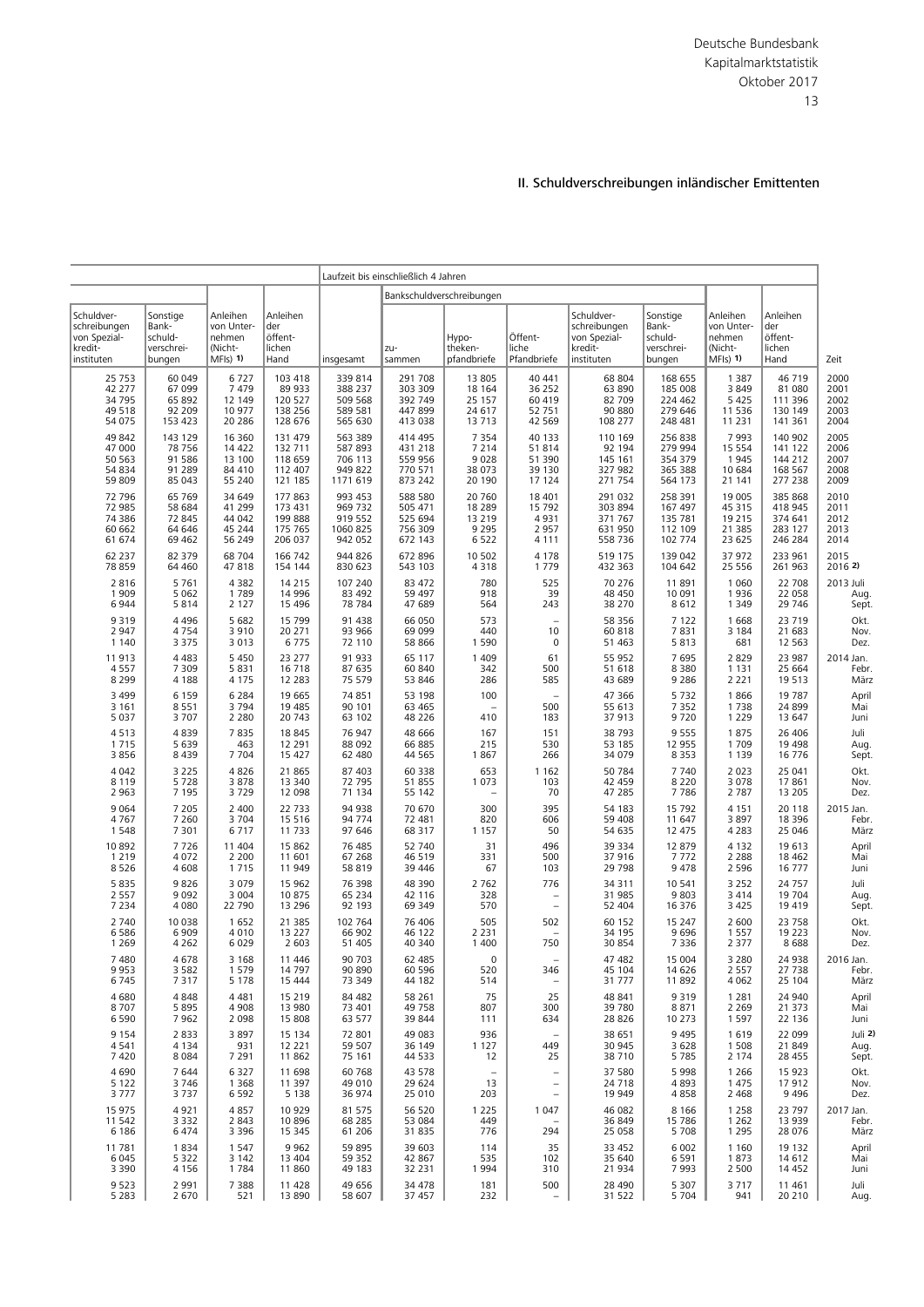## II. Schuldverschreibungen inländischer Emittenten

| Schuldverschreibungen von Spezialkreditinstituten | Sonstige Bankschuldverschreibungen | Anleihen von Unternehmen (Nicht-MFIs) 1) | Anleihen der öffentlichen Hand | Laufzeit bis einschließlich 4 Jahren | | | | | | | | | Zeit |
|---|---|---|---|---|---|---|---|---|---|---|---|---|---|
| | | | | insgesamt | Bankschuldverschreibungen | | | | | Anleihen von Unternehmen (Nicht-MFIs) 1) | Anleihen der öffentlichen Hand | | |
| | | | | | zusammen | Hypothekenpfandbriefe | Öffentliche Pfandbriefe | Schuldverschreibungen von Spezialkreditinstituten | Sonstige Bankschuldverschreibungen | | | | |
| 25 753 | 60 049 | 6 727 | 103 418 | 339 814 | 291 708 | 13 805 | 40 441 | 68 804 | 168 655 | 1 387 | 46 719 | | 2000 |
| 42 277 | 67 099 | 7 479 | 89 933 | 388 237 | 303 309 | 18 164 | 36 252 | 63 890 | 185 008 | 3 849 | 81 080 | | 2001 |
| 34 795 | 65 892 | 12 149 | 120 527 | 509 568 | 392 749 | 25 157 | 60 419 | 82 709 | 224 462 | 5 425 | 111 396 | | 2002 |
| 49 518 | 92 209 | 10 977 | 138 256 | 589 581 | 447 899 | 24 617 | 52 751 | 90 880 | 279 646 | 11 536 | 130 149 | | 2003 |
| 54 075 | 153 423 | 20 286 | 128 676 | 565 630 | 413 038 | 13 713 | 42 569 | 108 277 | 248 481 | 11 231 | 141 361 | | 2004 |
| 49 842 | 143 129 | 16 360 | 131 479 | 563 389 | 414 495 | 7 354 | 40 133 | 110 169 | 256 838 | 7 993 | 140 902 | | 2005 |
| 47 000 | 78 756 | 14 422 | 132 711 | 587 893 | 431 218 | 7 214 | 51 814 | 92 194 | 279 994 | 15 554 | 141 122 | | 2006 |
| 50 563 | 91 586 | 13 100 | 118 659 | 706 113 | 559 956 | 9 028 | 51 390 | 145 161 | 354 379 | 1 945 | 144 212 | | 2007 |
| 54 834 | 91 289 | 84 410 | 112 407 | 949 822 | 770 571 | 38 073 | 39 130 | 327 982 | 365 388 | 10 684 | 168 567 | | 2008 |
| 59 809 | 85 043 | 55 240 | 121 185 | 1171 619 | 873 242 | 20 190 | 17 124 | 271 754 | 564 173 | 21 141 | 277 238 | | 2009 |
| 72 796 | 65 769 | 34 649 | 177 863 | 993 453 | 588 580 | 20 760 | 18 401 | 291 032 | 258 391 | 19 005 | 385 868 | | 2010 |
| 72 985 | 58 684 | 41 299 | 173 431 | 969 732 | 505 471 | 18 289 | 15 792 | 303 894 | 167 497 | 45 315 | 418 945 | | 2011 |
| 74 386 | 72 845 | 44 042 | 199 888 | 919 552 | 525 694 | 13 219 | 4 931 | 371 767 | 135 781 | 19 215 | 374 641 | | 2012 |
| 60 662 | 64 646 | 45 244 | 175 765 | 1060 825 | 756 309 | 9 295 | 2 957 | 631 950 | 112 109 | 21 385 | 283 127 | | 2013 |
| 61 674 | 69 462 | 56 249 | 206 037 | 942 052 | 672 143 | 6 522 | 4 111 | 558 736 | 102 774 | 23 625 | 246 284 | | 2014 |
| 62 237 | 82 379 | 68 704 | 166 742 | 944 826 | 672 896 | 10 502 | 4 178 | 519 175 | 139 042 | 37 972 | 233 961 | | 2015 |
| 78 859 | 64 460 | 47 818 | 154 144 | 830 623 | 543 103 | 4 318 | 1 779 | 432 363 | 104 642 | 25 556 | 261 963 | | 2016 2) |
| 2 816 | 5 761 | 4 382 | 14 215 | 107 240 | 83 472 | 780 | 525 | 70 276 | 11 891 | 1 060 | 22 708 | | 2013 Juli |
| 1 909 | 5 062 | 1 789 | 14 996 | 83 492 | 59 497 | 918 | 39 | 48 450 | 10 091 | 1 936 | 22 058 | | Aug. |
| 6 944 | 5 814 | 2 127 | 15 496 | 78 784 | 47 689 | 564 | 243 | 38 270 | 8 612 | 1 349 | 29 746 | | Sept. |
| 9 319 | 4 496 | 5 682 | 15 799 | 91 438 | 66 050 | 573 | – | 58 356 | 7 122 | 1 668 | 23 719 | | Okt. |
| 2 947 | 4 754 | 3 910 | 20 271 | 93 966 | 69 099 | 440 | 10 | 60 818 | 7 831 | 3 184 | 21 683 | | Nov. |
| 1 140 | 3 375 | 3 013 | 6 775 | 72 110 | 58 866 | 1 590 | 0 | 51 463 | 5 813 | 681 | 12 563 | | Dez. |
| 11 913 | 4 483 | 5 450 | 23 277 | 91 933 | 65 117 | 1 409 | 61 | 55 952 | 7 695 | 2 829 | 23 987 | | 2014 Jan. |
| 4 557 | 7 309 | 5 831 | 16 718 | 87 635 | 60 840 | 342 | 500 | 51 618 | 8 380 | 1 131 | 25 664 | | Febr. |
| 8 299 | 4 188 | 4 175 | 12 283 | 75 579 | 53 846 | 286 | 585 | 43 689 | 9 286 | 2 221 | 19 513 | | März |
| 3 499 | 6 159 | 6 284 | 19 665 | 74 851 | 53 198 | 100 | – | 47 366 | 5 732 | 1 866 | 19 787 | | April |
| 3 161 | 8 551 | 3 794 | 19 485 | 90 101 | 63 465 | – | 500 | 55 613 | 7 352 | 1 738 | 24 899 | | Mai |
| 5 037 | 3 707 | 2 280 | 20 743 | 63 102 | 48 226 | 410 | 183 | 37 913 | 9 720 | 1 229 | 13 647 | | Juni |
| 4 513 | 4 839 | 7 835 | 18 845 | 76 947 | 48 666 | 167 | 151 | 38 793 | 9 555 | 1 875 | 26 406 | | Juli |
| 1 715 | 5 639 | 463 | 12 291 | 88 092 | 66 885 | 215 | 530 | 53 185 | 12 955 | 1 709 | 19 498 | | Aug. |
| 3 856 | 8 439 | 7 704 | 15 427 | 62 480 | 44 565 | 1 867 | 266 | 34 079 | 8 353 | 1 139 | 16 776 | | Sept. |
| 4 042 | 3 225 | 4 826 | 21 865 | 87 403 | 60 338 | 653 | 1 162 | 50 784 | 7 740 | 2 023 | 25 041 | | Okt. |
| 8 119 | 5 728 | 3 878 | 13 340 | 72 795 | 51 855 | 1 073 | 103 | 42 459 | 8 220 | 3 078 | 17 861 | | Nov. |
| 2 963 | 7 195 | 3 729 | 12 098 | 71 134 | 55 142 | – | 70 | 47 285 | 7 786 | 2 787 | 13 205 | | Dez. |
| 9 064 | 7 205 | 2 400 | 22 733 | 94 938 | 70 670 | 300 | 395 | 54 183 | 15 792 | 4 151 | 20 118 | | 2015 Jan. |
| 4 767 | 7 260 | 3 704 | 15 516 | 94 774 | 72 481 | 820 | 606 | 59 408 | 11 647 | 3 897 | 18 396 | | Febr. |
| 1 548 | 7 301 | 6 717 | 11 733 | 97 646 | 68 317 | 1 157 | 50 | 54 635 | 12 475 | 4 283 | 25 046 | | März |
| 10 892 | 7 726 | 11 404 | 15 862 | 76 485 | 52 740 | 31 | 496 | 39 334 | 12 879 | 4 132 | 19 613 | | April |
| 1 219 | 4 072 | 2 200 | 11 601 | 67 268 | 46 519 | 331 | 500 | 37 916 | 7 772 | 2 288 | 18 462 | | Mai |
| 8 526 | 4 608 | 1 715 | 11 949 | 58 819 | 39 446 | 67 | 103 | 29 798 | 9 478 | 2 596 | 16 777 | | Juni |
| 5 835 | 9 826 | 3 079 | 15 962 | 76 398 | 48 390 | 2 762 | 776 | 34 311 | 10 541 | 3 252 | 24 757 | | Juli |
| 2 557 | 9 092 | 3 004 | 10 875 | 65 234 | 42 116 | 328 | – | 31 985 | 9 803 | 3 414 | 19 704 | | Aug. |
| 7 234 | 4 080 | 22 790 | 13 296 | 92 193 | 69 349 | 570 | – | 52 404 | 16 376 | 3 425 | 19 419 | | Sept. |
| 2 740 | 10 038 | 1 652 | 21 385 | 102 764 | 76 406 | 505 | 502 | 60 152 | 15 247 | 2 600 | 23 758 | | Okt. |
| 6 586 | 6 909 | 4 010 | 13 227 | 66 902 | 46 122 | 2 231 | – | 34 195 | 9 696 | 1 557 | 19 223 | | Nov. |
| 1 269 | 4 262 | 6 029 | 2 603 | 51 405 | 40 340 | 1 400 | 750 | 30 854 | 7 336 | 2 377 | 8 688 | | Dez. |
| 7 480 | 4 678 | 3 168 | 11 446 | 90 703 | 62 485 | 0 | – | 47 482 | 15 004 | 3 280 | 24 938 | | 2016 Jan. |
| 9 953 | 3 582 | 1 579 | 14 797 | 90 890 | 60 596 | 520 | 346 | 45 104 | 14 626 | 2 557 | 27 738 | | Febr. |
| 6 745 | 7 317 | 5 178 | 15 444 | 73 349 | 44 182 | 514 | – | 31 777 | 11 892 | 4 062 | 25 104 | | März |
| 4 680 | 4 848 | 4 481 | 15 219 | 84 482 | 58 261 | 75 | 25 | 48 841 | 9 319 | 1 281 | 24 940 | | April |
| 8 707 | 5 895 | 4 908 | 13 980 | 73 401 | 49 758 | 807 | 300 | 39 780 | 8 871 | 2 269 | 21 373 | | Mai |
| 6 590 | 7 962 | 2 098 | 15 808 | 63 577 | 39 844 | 111 | 634 | 28 826 | 10 273 | 1 597 | 22 136 | | Juni |
| 9 154 | 2 833 | 3 897 | 15 134 | 72 801 | 49 083 | 936 | – | 38 651 | 9 495 | 1 619 | 22 099 | | Juli 2) |
| 4 541 | 4 134 | 931 | 12 221 | 59 507 | 36 149 | 1 127 | 449 | 30 945 | 3 628 | 1 508 | 21 849 | | Aug. |
| 7 420 | 8 084 | 7 291 | 11 862 | 75 161 | 44 533 | 12 | 25 | 38 710 | 5 785 | 2 174 | 28 455 | | Sept. |
| 4 690 | 7 644 | 6 327 | 11 698 | 60 768 | 43 578 | – | – | 37 580 | 5 998 | 1 266 | 15 923 | | Okt. |
| 5 122 | 3 746 | 1 368 | 11 397 | 49 010 | 29 624 | 13 | – | 24 718 | 4 893 | 1 475 | 17 912 | | Nov. |
| 3 777 | 3 737 | 6 592 | 5 138 | 36 974 | 25 010 | 203 | – | 19 949 | 4 858 | 2 468 | 9 496 | | Dez. |
| 15 975 | 4 921 | 4 857 | 10 929 | 81 575 | 56 520 | 1 225 | 1 047 | 46 082 | 8 166 | 1 258 | 23 797 | | 2017 Jan. |
| 11 542 | 3 332 | 2 843 | 10 896 | 68 285 | 53 084 | 449 | – | 36 849 | 15 786 | 1 262 | 13 939 | | Febr. |
| 6 186 | 6 474 | 3 396 | 15 345 | 61 206 | 31 835 | 776 | 294 | 25 058 | 5 708 | 1 295 | 28 076 | | März |
| 11 781 | 1 834 | 1 547 | 9 962 | 59 895 | 39 603 | 114 | 35 | 33 452 | 6 002 | 1 160 | 19 132 | | April |
| 6 045 | 5 322 | 3 142 | 13 404 | 59 352 | 42 867 | 535 | 102 | 35 640 | 6 591 | 1 873 | 14 612 | | Mai |
| 3 390 | 4 156 | 1 784 | 11 860 | 49 183 | 32 231 | 1 994 | 310 | 21 934 | 7 993 | 2 500 | 14 452 | | Juni |
| 9 523 | 2 991 | 7 388 | 11 428 | 49 656 | 34 478 | 181 | 500 | 28 490 | 5 307 | 3 717 | 11 461 | | Juli |
| 5 283 | 2 670 | 521 | 13 890 | 58 607 | 37 457 | 232 | – | 31 522 | 5 704 | 941 | 20 210 | | Aug. |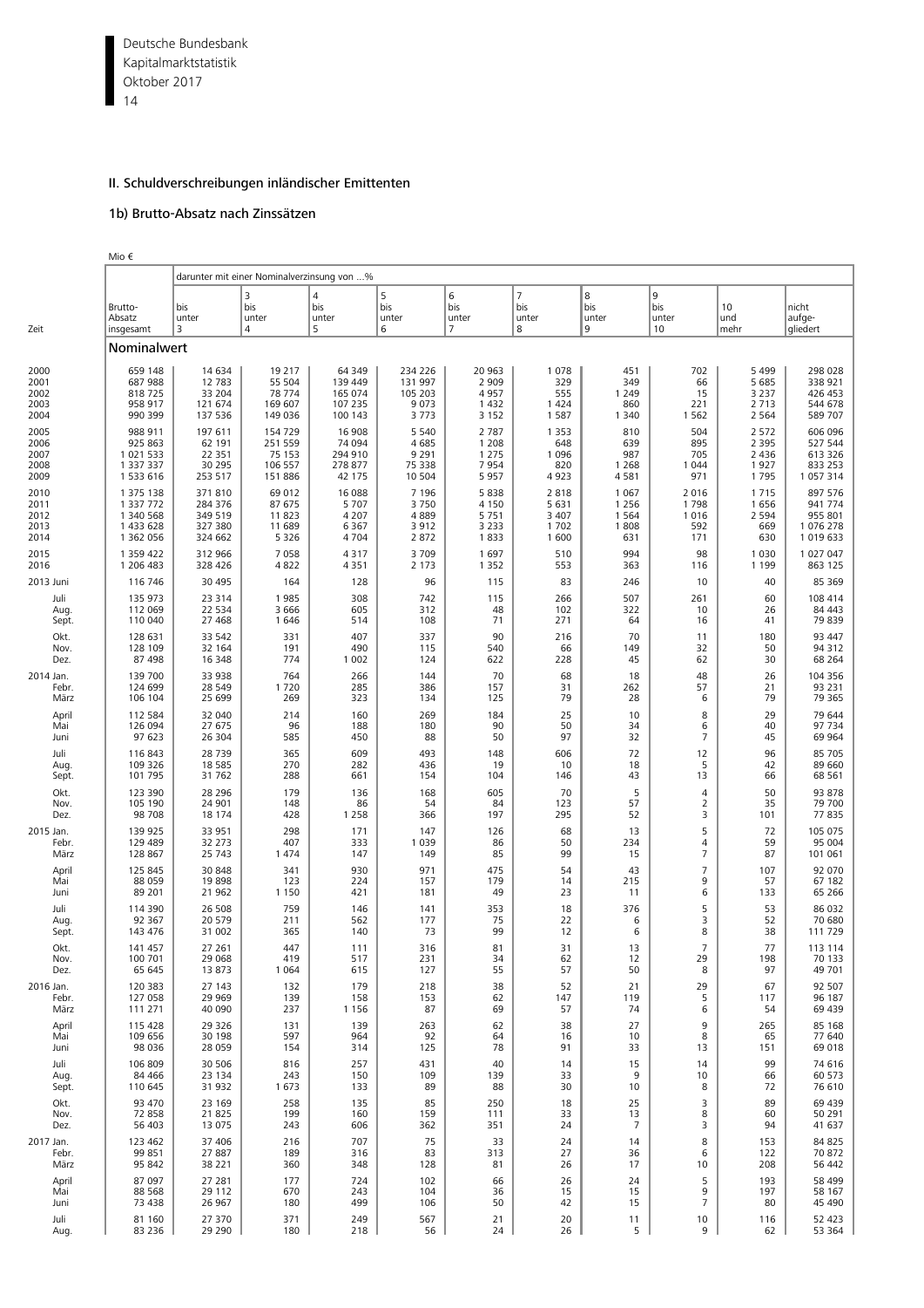## II. Schuldverschreibungen inländischer Emittenten

### 1b) Brutto-Absatz nach Zinssätzen

Mio €

| Zeit | Brutto-Absatz insgesamt | darunter mit einer Nominalverzinsung von ...% bis unter 3 | 3 bis unter 4 | 4 bis unter 5 | 5 bis unter 6 | 6 bis unter 7 | 7 bis unter 8 | 8 bis unter 9 | 9 bis unter 10 | 10 und mehr | nicht aufgegliedert |
|---|---|---|---|---|---|---|---|---|---|---|---|
| | **Nominalwert** | | | | | | | | | | |
| 2000 | 659 148 | 14 634 | 19 217 | 64 349 | 234 226 | 20 963 | 1 078 | 451 | 702 | 5 499 | 298 028 |
| 2001 | 687 988 | 12 783 | 55 504 | 139 449 | 131 997 | 2 909 | 329 | 349 | 66 | 5 685 | 338 921 |
| 2002 | 818 725 | 33 204 | 78 774 | 165 074 | 105 203 | 4 957 | 555 | 1 249 | 15 | 3 237 | 426 453 |
| 2003 | 958 917 | 121 674 | 169 607 | 107 235 | 9 073 | 1 432 | 1 424 | 860 | 221 | 2 713 | 544 678 |
| 2004 | 990 399 | 137 536 | 149 036 | 100 143 | 3 773 | 3 152 | 1 587 | 1 340 | 1 562 | 2 564 | 589 707 |
| 2005 | 988 911 | 197 611 | 154 729 | 16 908 | 5 540 | 2 787 | 1 353 | 810 | 504 | 2 572 | 606 096 |
| 2006 | 925 863 | 62 191 | 251 559 | 74 094 | 4 685 | 1 208 | 648 | 639 | 895 | 2 395 | 527 544 |
| 2007 | 1 021 533 | 22 351 | 75 153 | 294 910 | 9 291 | 1 275 | 1 096 | 987 | 705 | 2 436 | 613 326 |
| 2008 | 1 337 337 | 30 295 | 106 557 | 278 877 | 75 338 | 7 954 | 820 | 1 268 | 1 044 | 1 927 | 833 253 |
| 2009 | 1 533 616 | 253 517 | 151 886 | 42 175 | 10 504 | 5 957 | 4 923 | 4 581 | 971 | 1 795 | 1 057 314 |
| 2010 | 1 375 138 | 371 810 | 69 012 | 16 088 | 7 196 | 5 838 | 2 818 | 1 067 | 2 016 | 1 715 | 897 576 |
| 2011 | 1 337 772 | 284 376 | 87 675 | 5 707 | 3 750 | 4 150 | 5 631 | 1 256 | 1 798 | 1 656 | 941 774 |
| 2012 | 1 340 568 | 349 519 | 11 823 | 4 207 | 4 889 | 5 751 | 3 407 | 1 564 | 1 016 | 2 594 | 955 801 |
| 2013 | 1 433 628 | 327 380 | 11 689 | 6 367 | 3 912 | 3 233 | 1 702 | 1 808 | 592 | 669 | 1 076 278 |
| 2014 | 1 362 056 | 324 662 | 5 326 | 4 704 | 2 872 | 1 833 | 1 600 | 631 | 171 | 630 | 1 019 633 |
| 2015 | 1 359 422 | 312 966 | 7 058 | 4 317 | 3 709 | 1 697 | 510 | 994 | 98 | 1 030 | 1 027 047 |
| 2016 | 1 206 483 | 328 426 | 4 822 | 4 351 | 2 173 | 1 352 | 553 | 363 | 116 | 1 199 | 863 125 |
| 2013 Juni | 116 746 | 30 495 | 164 | 128 | 96 | 115 | 83 | 246 | 10 | 40 | 85 369 |
| Juli | 135 973 | 23 314 | 1 985 | 308 | 742 | 115 | 266 | 507 | 261 | 60 | 108 414 |
| Aug. | 112 069 | 22 534 | 3 666 | 605 | 312 | 48 | 102 | 322 | 10 | 26 | 84 443 |
| Sept. | 110 040 | 27 468 | 1 646 | 514 | 108 | 71 | 271 | 64 | 16 | 41 | 79 839 |
| Okt. | 128 631 | 33 542 | 331 | 407 | 337 | 90 | 216 | 70 | 11 | 180 | 93 447 |
| Nov. | 128 109 | 32 164 | 191 | 490 | 115 | 540 | 66 | 149 | 32 | 50 | 94 312 |
| Dez. | 87 498 | 16 348 | 774 | 1 002 | 124 | 622 | 228 | 45 | 62 | 30 | 68 264 |
| 2014 Jan. | 139 700 | 33 938 | 764 | 266 | 144 | 70 | 68 | 18 | 48 | 26 | 104 356 |
| Febr. | 124 699 | 28 549 | 1 720 | 285 | 386 | 157 | 31 | 262 | 57 | 21 | 93 231 |
| März | 106 104 | 25 699 | 269 | 323 | 134 | 125 | 79 | 28 | 6 | 79 | 79 365 |
| April | 112 584 | 32 040 | 214 | 160 | 269 | 184 | 25 | 10 | 8 | 29 | 79 644 |
| Mai | 126 094 | 27 675 | 96 | 188 | 180 | 90 | 50 | 34 | 6 | 40 | 97 734 |
| Juni | 97 623 | 26 304 | 585 | 450 | 88 | 50 | 97 | 32 | 7 | 45 | 69 964 |
| Juli | 116 843 | 28 739 | 365 | 609 | 493 | 148 | 606 | 72 | 12 | 96 | 85 705 |
| Aug. | 109 326 | 18 585 | 270 | 282 | 436 | 19 | 10 | 18 | 5 | 42 | 89 660 |
| Sept. | 101 795 | 31 762 | 288 | 661 | 154 | 104 | 146 | 43 | 13 | 66 | 68 561 |
| Okt. | 123 390 | 28 296 | 179 | 136 | 168 | 605 | 70 | 5 | 4 | 50 | 93 878 |
| Nov. | 105 190 | 24 901 | 148 | 86 | 54 | 84 | 123 | 57 | 2 | 35 | 79 700 |
| Dez. | 98 708 | 18 174 | 428 | 1 258 | 366 | 197 | 295 | 52 | 3 | 101 | 77 835 |
| 2015 Jan. | 139 925 | 33 951 | 298 | 171 | 147 | 126 | 68 | 13 | 5 | 72 | 105 075 |
| Febr. | 129 489 | 32 273 | 407 | 333 | 1 039 | 86 | 50 | 234 | 4 | 59 | 95 004 |
| März | 128 867 | 25 743 | 1 474 | 147 | 149 | 85 | 99 | 15 | 7 | 87 | 101 061 |
| April | 125 845 | 30 848 | 341 | 930 | 971 | 475 | 54 | 43 | 7 | 107 | 92 070 |
| Mai | 88 059 | 19 898 | 123 | 224 | 157 | 179 | 14 | 215 | 9 | 57 | 67 182 |
| Juni | 89 201 | 21 962 | 1 150 | 421 | 181 | 49 | 23 | 11 | 6 | 133 | 65 266 |
| Juli | 114 390 | 26 508 | 759 | 146 | 141 | 353 | 18 | 376 | 5 | 53 | 86 032 |
| Aug. | 92 367 | 20 579 | 211 | 562 | 177 | 75 | 22 | 6 | 3 | 52 | 70 680 |
| Sept. | 143 476 | 31 002 | 365 | 140 | 73 | 99 | 12 | 6 | 8 | 38 | 111 729 |
| Okt. | 141 457 | 27 261 | 447 | 111 | 316 | 81 | 31 | 13 | 7 | 77 | 113 114 |
| Nov. | 100 701 | 29 068 | 419 | 517 | 231 | 34 | 62 | 12 | 29 | 198 | 70 133 |
| Dez. | 65 645 | 13 873 | 1 064 | 615 | 127 | 55 | 57 | 50 | 8 | 97 | 49 701 |
| 2016 Jan. | 120 383 | 27 143 | 132 | 179 | 218 | 38 | 52 | 21 | 29 | 67 | 92 507 |
| Febr. | 127 058 | 29 969 | 139 | 158 | 153 | 62 | 147 | 119 | 5 | 117 | 96 187 |
| März | 111 271 | 40 090 | 237 | 1 156 | 87 | 69 | 57 | 74 | 6 | 54 | 69 439 |
| April | 115 428 | 29 326 | 131 | 139 | 263 | 62 | 38 | 27 | 9 | 265 | 85 168 |
| Mai | 109 656 | 30 198 | 597 | 964 | 92 | 64 | 16 | 10 | 8 | 65 | 77 640 |
| Juni | 98 036 | 28 059 | 154 | 314 | 125 | 78 | 91 | 33 | 13 | 151 | 69 018 |
| Juli | 106 809 | 30 506 | 816 | 257 | 431 | 40 | 14 | 15 | 14 | 99 | 74 616 |
| Aug. | 84 466 | 23 134 | 243 | 150 | 109 | 139 | 33 | 9 | 10 | 66 | 60 573 |
| Sept. | 110 645 | 31 932 | 1 673 | 133 | 89 | 88 | 30 | 10 | 8 | 72 | 76 610 |
| Okt. | 93 470 | 23 169 | 258 | 135 | 85 | 250 | 18 | 25 | 3 | 89 | 69 439 |
| Nov. | 72 858 | 21 825 | 199 | 160 | 159 | 111 | 33 | 13 | 8 | 60 | 50 291 |
| Dez. | 56 403 | 13 075 | 243 | 606 | 362 | 351 | 24 | 7 | 3 | 94 | 41 637 |
| 2017 Jan. | 123 462 | 37 406 | 216 | 707 | 75 | 33 | 24 | 14 | 8 | 153 | 84 825 |
| Febr. | 99 851 | 27 887 | 189 | 316 | 83 | 313 | 27 | 36 | 6 | 122 | 70 872 |
| März | 95 842 | 38 221 | 360 | 348 | 128 | 81 | 26 | 17 | 10 | 208 | 56 442 |
| April | 87 097 | 27 281 | 177 | 724 | 102 | 66 | 26 | 24 | 5 | 193 | 58 499 |
| Mai | 88 568 | 29 112 | 670 | 243 | 104 | 36 | 15 | 15 | 9 | 197 | 58 167 |
| Juni | 73 438 | 26 967 | 180 | 499 | 106 | 50 | 42 | 15 | 7 | 80 | 45 490 |
| Juli | 81 160 | 27 370 | 371 | 249 | 567 | 21 | 20 | 11 | 10 | 116 | 52 423 |
| Aug. | 83 236 | 29 290 | 180 | 218 | 56 | 24 | 26 | 5 | 9 | 62 | 53 364 |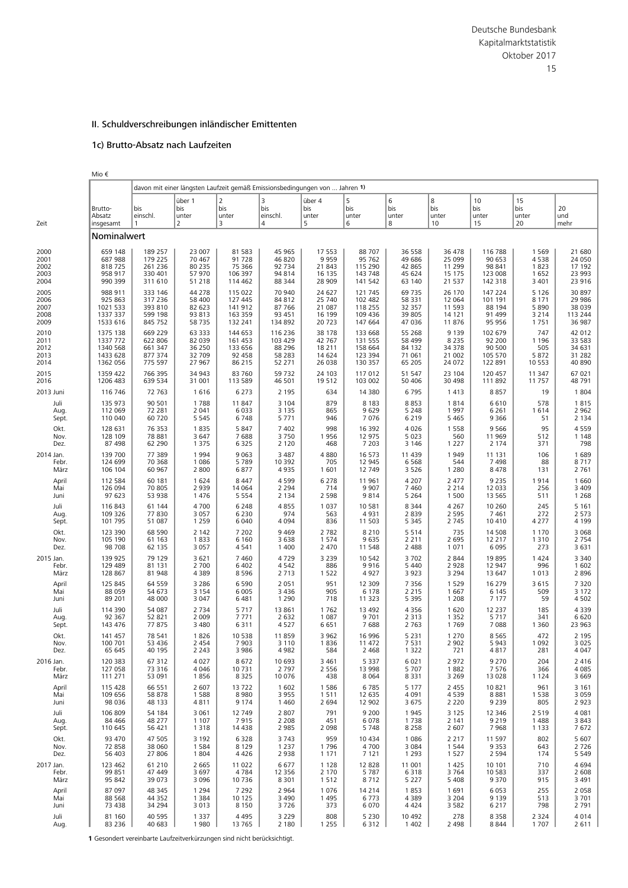## II. Schuldverschreibungen inländischer Emittenten

### 1c) Brutto-Absatz nach Laufzeiten

Mio €

| Zeit | Brutto-Absatz insgesamt | davon mit einer längsten Laufzeit gemäß Emissionsbedingungen von ... Jahren 1) | | | | | | | | | | |
|---|---|---|---|---|---|---|---|---|---|---|---|---|
| | | bis einschl. 1 | über 1 bis unter 2 | 2 bis unter 3 | 3 bis einschl. 4 | über 4 bis unter 5 | 5 bis unter 6 | 6 bis unter 8 | 8 bis unter 10 | 10 bis unter 15 | 15 bis unter 20 | 20 und mehr |
| | **Nominalwert** | | | | | | | | | | | |
| 2000 | 659 148 | 189 257 | 23 007 | 81 583 | 45 965 | 17 553 | 88 707 | 36 558 | 36 478 | 116 788 | 1 569 | 21 680 |
| 2001 | 687 988 | 179 225 | 70 467 | 91 728 | 46 820 | 9 959 | 95 762 | 49 686 | 25 099 | 90 653 | 4 538 | 24 050 |
| 2002 | 818 725 | 261 236 | 80 235 | 75 366 | 92 734 | 21 843 | 115 290 | 42 865 | 11 299 | 98 841 | 1 823 | 17 192 |
| 2003 | 958 917 | 330 401 | 57 970 | 106 397 | 94 814 | 16 135 | 143 748 | 45 624 | 15 175 | 123 008 | 1 652 | 23 993 |
| 2004 | 990 399 | 311 610 | 51 218 | 114 462 | 88 344 | 28 909 | 141 542 | 63 140 | 21 537 | 142 318 | 3 401 | 23 916 |
| 2005 | 988 911 | 333 146 | 44 278 | 115 022 | 70 940 | 24 627 | 121 745 | 69 735 | 26 170 | 147 224 | 5 126 | 30 897 |
| 2006 | 925 863 | 317 236 | 58 400 | 127 445 | 84 812 | 25 740 | 102 482 | 58 331 | 12 064 | 101 191 | 8 171 | 29 986 |
| 2007 | 1021 533 | 393 810 | 82 623 | 141 912 | 87 766 | 21 087 | 118 255 | 32 357 | 11 593 | 88 194 | 5 890 | 38 039 |
| 2008 | 1337 337 | 599 198 | 93 813 | 163 359 | 93 451 | 16 199 | 109 436 | 39 805 | 14 121 | 91 499 | 3 214 | 113 244 |
| 2009 | 1533 616 | 845 752 | 58 735 | 132 241 | 134 892 | 20 723 | 147 664 | 47 036 | 11 876 | 95 956 | 1 751 | 36 987 |
| 2010 | 1375 138 | 669 229 | 63 333 | 144 653 | 116 236 | 38 178 | 133 668 | 55 268 | 9 139 | 102 679 | 747 | 42 012 |
| 2011 | 1337 772 | 622 806 | 82 039 | 161 453 | 103 429 | 42 767 | 131 555 | 58 499 | 8 235 | 92 200 | 1 196 | 33 583 |
| 2012 | 1340 568 | 661 347 | 36 250 | 133 656 | 88 296 | 18 211 | 158 664 | 84 132 | 34 378 | 90 500 | 505 | 34 631 |
| 2013 | 1433 628 | 877 374 | 32 709 | 92 458 | 58 283 | 14 624 | 123 394 | 71 061 | 21 002 | 105 570 | 5 872 | 31 282 |
| 2014 | 1362 056 | 775 597 | 27 967 | 86 215 | 52 271 | 26 038 | 130 357 | 65 205 | 24 072 | 122 891 | 10 553 | 40 890 |
| 2015 | 1359 422 | 766 395 | 34 943 | 83 760 | 59 732 | 24 103 | 117 012 | 51 547 | 23 104 | 120 457 | 11 347 | 67 021 |
| 2016 | 1206 483 | 639 534 | 31 001 | 113 589 | 46 501 | 19 512 | 103 002 | 50 406 | 30 498 | 111 892 | 11 757 | 48 791 |
| 2013 Juni | 116 746 | 72 763 | 1 616 | 6 273 | 2 195 | 634 | 14 380 | 6 795 | 1 413 | 8 857 | 19 | 1 804 |
| Juli | 135 973 | 90 501 | 1 788 | 11 847 | 3 104 | 879 | 8 183 | 8 853 | 1 814 | 6 610 | 578 | 1 815 |
| Aug. | 112 069 | 72 281 | 2 041 | 6 033 | 3 135 | 865 | 9 629 | 5 248 | 1 997 | 6 261 | 1 614 | 2 962 |
| Sept. | 110 040 | 60 720 | 5 545 | 6 748 | 5 771 | 946 | 7 076 | 6 219 | 5 465 | 9 366 | 51 | 2 134 |
| Okt. | 128 631 | 76 353 | 1 835 | 5 847 | 7 402 | 998 | 16 392 | 4 026 | 1 558 | 9 566 | 95 | 4 559 |
| Nov. | 128 109 | 78 881 | 3 647 | 7 688 | 3 750 | 1 956 | 12 975 | 5 023 | 560 | 11 969 | 512 | 1 148 |
| Dez. | 87 498 | 62 290 | 1 375 | 6 325 | 2 120 | 468 | 7 203 | 3 146 | 1 227 | 2 174 | 371 | 798 |
| 2014 Jan. | 139 700 | 77 389 | 1 994 | 9 063 | 3 487 | 4 880 | 16 573 | 11 439 | 1 949 | 11 131 | 106 | 1 689 |
| Febr. | 124 699 | 70 368 | 1 086 | 5 789 | 10 392 | 705 | 12 945 | 6 568 | 544 | 7 498 | 88 | 8 717 |
| März | 106 104 | 60 967 | 2 800 | 6 877 | 4 935 | 1 601 | 12 749 | 3 526 | 1 280 | 8 478 | 131 | 2 761 |
| April | 112 584 | 60 181 | 1 624 | 8 447 | 4 599 | 6 278 | 11 961 | 4 207 | 2 477 | 9 235 | 1 914 | 1 660 |
| Mai | 126 094 | 70 805 | 2 939 | 14 064 | 2 294 | 714 | 9 907 | 7 460 | 2 214 | 12 033 | 256 | 3 409 |
| Juni | 97 623 | 53 938 | 1 476 | 5 554 | 2 134 | 2 598 | 9 814 | 5 264 | 1 500 | 13 565 | 511 | 1 268 |
| Juli | 116 843 | 61 144 | 4 700 | 6 248 | 4 855 | 1 037 | 10 581 | 8 344 | 4 267 | 10 260 | 245 | 5 161 |
| Aug. | 109 326 | 77 830 | 3 057 | 6 230 | 974 | 563 | 4 931 | 2 839 | 2 595 | 7 461 | 272 | 2 573 |
| Sept. | 101 795 | 51 087 | 1 259 | 6 040 | 4 094 | 836 | 11 503 | 5 345 | 2 745 | 10 410 | 4 277 | 4 199 |
| Okt. | 123 390 | 68 590 | 2 142 | 7 202 | 9 469 | 2 782 | 8 210 | 5 514 | 735 | 14 508 | 1 170 | 3 068 |
| Nov. | 105 190 | 61 163 | 1 833 | 6 160 | 3 638 | 1 574 | 9 635 | 2 211 | 2 695 | 12 217 | 1 310 | 2 754 |
| Dez. | 98 708 | 62 135 | 3 057 | 4 541 | 1 400 | 2 470 | 11 548 | 2 488 | 1 071 | 6 095 | 273 | 3 631 |
| 2015 Jan. | 139 925 | 79 129 | 3 621 | 7 460 | 4 729 | 3 239 | 10 542 | 3 702 | 2 844 | 19 895 | 1 424 | 3 340 |
| Febr. | 129 489 | 81 131 | 2 700 | 6 402 | 4 542 | 886 | 9 916 | 5 440 | 2 928 | 12 947 | 996 | 1 602 |
| März | 128 867 | 81 948 | 4 389 | 8 596 | 2 713 | 1 522 | 4 927 | 3 923 | 3 294 | 13 647 | 1 013 | 2 896 |
| April | 125 845 | 64 559 | 3 286 | 6 590 | 2 051 | 951 | 12 309 | 7 356 | 1 529 | 16 279 | 3 615 | 7 320 |
| Mai | 88 059 | 54 673 | 3 154 | 6 005 | 3 436 | 905 | 6 178 | 2 215 | 1 667 | 6 145 | 509 | 3 172 |
| Juni | 89 201 | 48 000 | 3 047 | 6 481 | 1 290 | 718 | 11 323 | 5 395 | 1 208 | 7 177 | 59 | 4 502 |
| Juli | 114 390 | 54 087 | 2 734 | 5 717 | 13 861 | 1 762 | 13 492 | 4 356 | 1 620 | 12 237 | 185 | 4 339 |
| Aug. | 92 367 | 52 821 | 2 009 | 7 771 | 2 632 | 1 087 | 9 701 | 2 313 | 1 352 | 5 717 | 341 | 6 620 |
| Sept. | 143 476 | 77 875 | 3 480 | 6 311 | 4 527 | 6 651 | 7 688 | 2 763 | 1 769 | 7 088 | 1 360 | 23 963 |
| Okt. | 141 457 | 78 541 | 1 826 | 10 538 | 11 859 | 3 962 | 16 996 | 5 231 | 1 270 | 8 565 | 472 | 2 195 |
| Nov. | 100 701 | 53 436 | 2 454 | 7 903 | 3 110 | 1 836 | 11 472 | 7 531 | 2 902 | 5 943 | 1 092 | 3 025 |
| Dez. | 65 645 | 40 195 | 2 243 | 3 986 | 4 982 | 584 | 2 468 | 1 322 | 721 | 4 817 | 281 | 4 047 |
| 2016 Jan. | 120 383 | 67 312 | 4 027 | 8 672 | 10 693 | 3 461 | 5 337 | 6 021 | 2 972 | 9 270 | 204 | 2 416 |
| Febr. | 127 058 | 73 316 | 4 046 | 10 731 | 2 797 | 2 556 | 13 998 | 5 707 | 1 882 | 7 576 | 366 | 4 085 |
| März | 111 271 | 53 091 | 1 856 | 8 325 | 10 076 | 438 | 8 064 | 8 331 | 3 269 | 13 028 | 1 124 | 3 669 |
| April | 115 428 | 66 551 | 2 607 | 13 722 | 1 602 | 1 586 | 6 785 | 5 177 | 2 455 | 10 821 | 961 | 3 161 |
| Mai | 109 656 | 58 878 | 1 588 | 8 980 | 3 955 | 1 511 | 12 635 | 4 091 | 4 539 | 8 881 | 1 538 | 3 059 |
| Juni | 98 036 | 48 133 | 4 811 | 9 174 | 1 460 | 2 694 | 12 902 | 3 675 | 2 220 | 9 239 | 805 | 2 923 |
| Juli | 106 809 | 54 184 | 3 061 | 12 749 | 2 807 | 791 | 9 200 | 1 945 | 3 125 | 12 346 | 2 519 | 4 081 |
| Aug. | 84 466 | 48 277 | 1 107 | 7 915 | 2 208 | 451 | 6 078 | 1 738 | 2 141 | 9 219 | 1 488 | 3 843 |
| Sept. | 110 645 | 56 421 | 1 318 | 14 438 | 2 985 | 2 098 | 5 748 | 8 258 | 2 607 | 7 968 | 1 133 | 7 672 |
| Okt. | 93 470 | 47 505 | 3 192 | 6 328 | 3 743 | 959 | 10 434 | 1 086 | 2 217 | 11 597 | 802 | 5 607 |
| Nov. | 72 858 | 38 060 | 1 584 | 8 129 | 1 237 | 1 796 | 4 700 | 3 084 | 1 544 | 9 353 | 643 | 2 726 |
| Dez. | 56 403 | 27 806 | 1 804 | 4 426 | 2 938 | 1 171 | 7 121 | 1 293 | 1 527 | 2 594 | 174 | 5 549 |
| 2017 Jan. | 123 462 | 61 210 | 2 665 | 11 022 | 6 677 | 1 128 | 12 828 | 11 001 | 1 425 | 10 101 | 710 | 4 694 |
| Febr. | 99 851 | 47 449 | 3 697 | 4 784 | 12 356 | 2 170 | 5 787 | 6 318 | 3 764 | 10 583 | 337 | 2 608 |
| März | 95 842 | 39 073 | 3 096 | 10 736 | 8 301 | 1 512 | 8 712 | 5 227 | 5 408 | 9 370 | 915 | 3 491 |
| April | 87 097 | 48 345 | 1 294 | 7 292 | 2 964 | 1 076 | 14 214 | 1 853 | 1 691 | 6 053 | 255 | 2 058 |
| Mai | 88 568 | 44 352 | 1 384 | 10 125 | 3 490 | 1 495 | 6 773 | 4 389 | 3 204 | 9 139 | 513 | 3 701 |
| Juni | 73 438 | 34 294 | 3 013 | 8 150 | 3 726 | 373 | 6 070 | 4 424 | 3 582 | 6 217 | 798 | 2 791 |
| Juli | 81 160 | 40 595 | 1 337 | 4 495 | 3 229 | 808 | 5 230 | 10 492 | 278 | 8 358 | 2 324 | 4 014 |
| Aug. | 83 236 | 40 683 | 1 980 | 13 765 | 2 180 | 1 255 | 6 312 | 1 402 | 2 498 | 8 844 | 1 707 | 2 611 |

**1** Gesondert vereinbarte Laufzeitverkürzungen sind nicht berücksichtigt.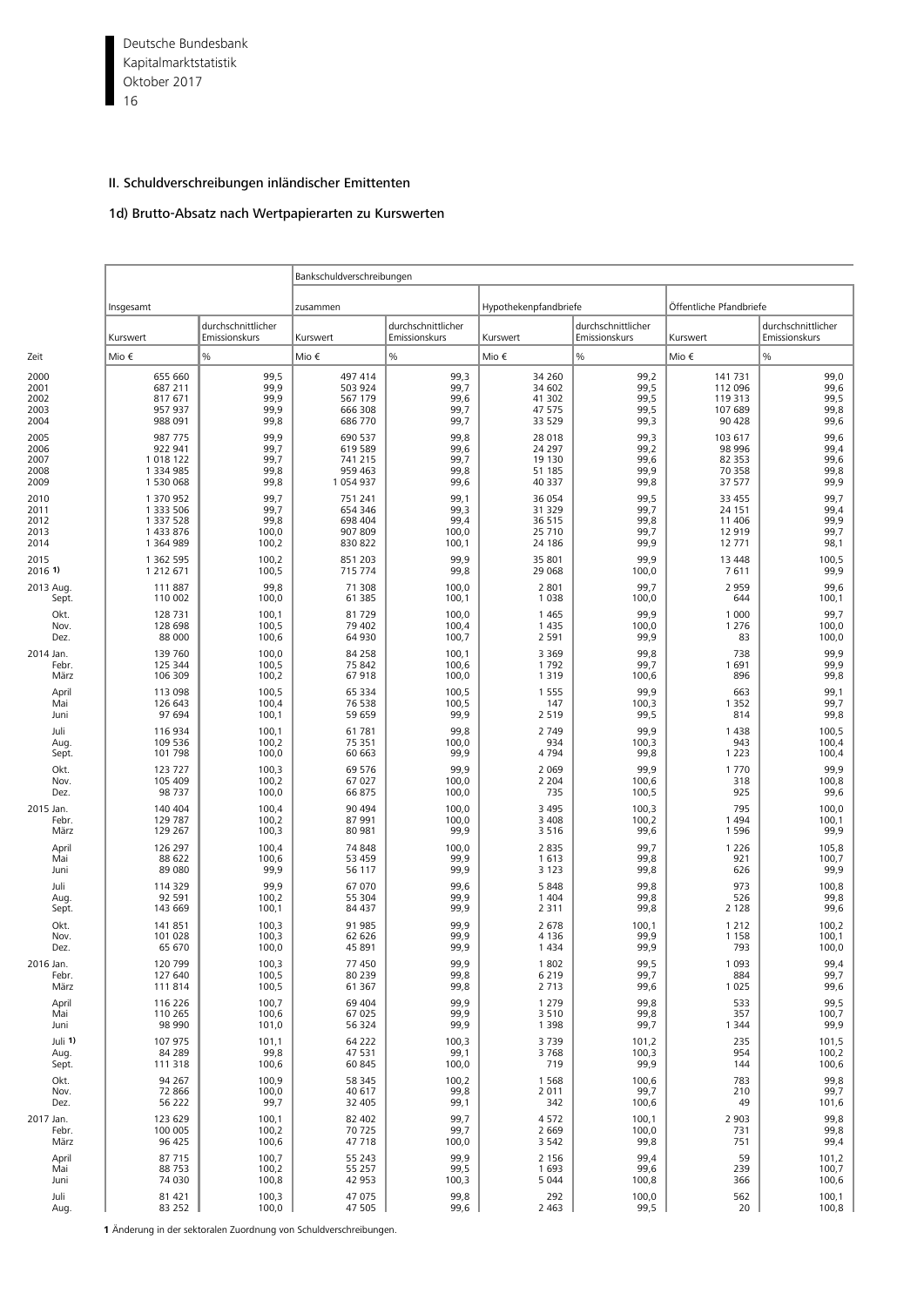## II. Schuldverschreibungen inländischer Emittenten

### 1d) Brutto-Absatz nach Wertpapierarten zu Kurswerten

| Zeit | Insgesamt | | Bankschuldverschreibungen | | | | | |
|---|---|---|---|---|---|---|---|---|
| | | | zusammen | | Hypothekenpfandbriefe | | Öffentliche Pfandbriefe | |
| | Kurswert | durchschnittlicher Emissionskurs | Kurswert | durchschnittlicher Emissionskurs | Kurswert | durchschnittlicher Emissionskurs | Kurswert | durchschnittlicher Emissionskurs |
| | Mio € | % | Mio € | % | Mio € | % | Mio € | % |
| 2000 | 655 660 | 99,5 | 497 414 | 99,3 | 34 260 | 99,2 | 141 731 | 99,0 |
| 2001 | 687 211 | 99,9 | 503 924 | 99,7 | 34 602 | 99,5 | 112 096 | 99,6 |
| 2002 | 817 671 | 99,9 | 567 179 | 99,6 | 41 302 | 99,5 | 119 313 | 99,5 |
| 2003 | 957 937 | 99,9 | 666 308 | 99,7 | 47 575 | 99,5 | 107 689 | 99,8 |
| 2004 | 988 091 | 99,8 | 686 770 | 99,7 | 33 529 | 99,3 | 90 428 | 99,6 |
| 2005 | 987 775 | 99,9 | 690 537 | 99,8 | 28 018 | 99,3 | 103 617 | 99,6 |
| 2006 | 922 941 | 99,7 | 619 589 | 99,6 | 24 297 | 99,2 | 98 996 | 99,4 |
| 2007 | 1 018 122 | 99,7 | 741 215 | 99,7 | 19 130 | 99,6 | 82 353 | 99,6 |
| 2008 | 1 334 985 | 99,8 | 959 463 | 99,8 | 51 185 | 99,9 | 70 358 | 99,8 |
| 2009 | 1 530 068 | 99,8 | 1 054 937 | 99,6 | 40 337 | 99,8 | 37 577 | 99,9 |
| 2010 | 1 370 952 | 99,7 | 751 241 | 99,1 | 36 054 | 99,5 | 33 455 | 99,7 |
| 2011 | 1 333 506 | 99,7 | 654 346 | 99,3 | 31 329 | 99,7 | 24 151 | 99,4 |
| 2012 | 1 337 528 | 99,8 | 698 404 | 99,4 | 36 515 | 99,8 | 11 406 | 99,9 |
| 2013 | 1 433 876 | 100,0 | 907 809 | 100,0 | 25 710 | 99,7 | 12 919 | 99,7 |
| 2014 | 1 364 989 | 100,2 | 830 822 | 100,1 | 24 186 | 99,9 | 12 771 | 98,1 |
| 2015 | 1 362 595 | 100,2 | 851 203 | 99,9 | 35 801 | 99,9 | 13 448 | 100,5 |
| 2016 1) | 1 212 671 | 100,5 | 715 774 | 99,8 | 29 068 | 100,0 | 7 611 | 99,9 |
| 2013 Aug. | 111 887 | 99,8 | 71 308 | 100,0 | 2 801 | 99,7 | 2 959 | 99,6 |
| Sept. | 110 002 | 100,0 | 61 385 | 100,1 | 1 038 | 100,0 | 644 | 100,1 |
| Okt. | 128 731 | 100,1 | 81 729 | 100,0 | 1 465 | 99,9 | 1 000 | 99,7 |
| Nov. | 128 698 | 100,5 | 79 402 | 100,4 | 1 435 | 100,0 | 1 276 | 100,0 |
| Dez. | 88 000 | 100,6 | 64 930 | 100,7 | 2 591 | 99,9 | 83 | 100,0 |
| 2014 Jan. | 139 760 | 100,0 | 84 258 | 100,1 | 3 369 | 99,8 | 738 | 99,9 |
| Febr. | 125 344 | 100,5 | 75 842 | 100,6 | 1 792 | 99,7 | 1 691 | 99,9 |
| März | 106 309 | 100,2 | 67 918 | 100,0 | 1 319 | 100,6 | 896 | 99,8 |
| April | 113 098 | 100,5 | 65 334 | 100,5 | 1 555 | 99,9 | 663 | 99,1 |
| Mai | 126 643 | 100,4 | 76 538 | 100,5 | 147 | 100,3 | 1 352 | 99,7 |
| Juni | 97 694 | 100,1 | 59 659 | 99,9 | 2 519 | 99,5 | 814 | 99,8 |
| Juli | 116 934 | 100,1 | 61 781 | 99,8 | 2 749 | 99,9 | 1 438 | 100,5 |
| Aug. | 109 536 | 100,2 | 75 351 | 100,0 | 934 | 100,3 | 943 | 100,4 |
| Sept. | 101 798 | 100,0 | 60 663 | 99,9 | 4 794 | 99,8 | 1 223 | 100,4 |
| Okt. | 123 727 | 100,3 | 69 576 | 99,9 | 2 069 | 99,9 | 1 770 | 99,9 |
| Nov. | 105 409 | 100,2 | 67 027 | 100,0 | 2 204 | 100,6 | 318 | 100,8 |
| Dez. | 98 737 | 100,0 | 66 875 | 100,0 | 735 | 100,5 | 925 | 99,6 |
| 2015 Jan. | 140 404 | 100,4 | 90 494 | 100,0 | 3 495 | 100,3 | 795 | 100,0 |
| Febr. | 129 787 | 100,2 | 87 991 | 100,0 | 3 408 | 100,2 | 1 494 | 100,1 |
| März | 129 267 | 100,3 | 80 981 | 99,9 | 3 516 | 99,6 | 1 596 | 99,9 |
| April | 126 297 | 100,4 | 74 848 | 100,0 | 2 835 | 99,7 | 1 226 | 105,8 |
| Mai | 88 622 | 100,6 | 53 459 | 99,9 | 1 613 | 99,8 | 921 | 100,7 |
| Juni | 89 080 | 99,9 | 56 117 | 99,9 | 3 123 | 99,8 | 626 | 99,9 |
| Juli | 114 329 | 99,9 | 67 070 | 99,6 | 5 848 | 99,8 | 973 | 100,8 |
| Aug. | 92 591 | 100,2 | 55 304 | 99,9 | 1 404 | 99,8 | 526 | 99,8 |
| Sept. | 143 669 | 100,1 | 84 437 | 99,9 | 2 311 | 99,8 | 2 128 | 99,6 |
| Okt. | 141 851 | 100,3 | 91 985 | 99,9 | 2 678 | 100,1 | 1 212 | 100,2 |
| Nov. | 101 028 | 100,3 | 62 626 | 99,9 | 4 136 | 99,9 | 1 158 | 100,1 |
| Dez. | 65 670 | 100,0 | 45 891 | 99,9 | 1 434 | 99,9 | 793 | 100,0 |
| 2016 Jan. | 120 799 | 100,3 | 77 450 | 99,9 | 1 802 | 99,5 | 1 093 | 99,4 |
| Febr. | 127 640 | 100,5 | 80 239 | 99,8 | 6 219 | 99,7 | 884 | 99,7 |
| März | 111 814 | 100,5 | 61 367 | 99,8 | 2 713 | 99,6 | 1 025 | 99,6 |
| April | 116 226 | 100,7 | 69 404 | 99,9 | 1 279 | 99,8 | 533 | 99,5 |
| Mai | 110 265 | 100,6 | 67 025 | 99,9 | 3 510 | 99,8 | 357 | 100,7 |
| Juni | 98 990 | 101,0 | 56 324 | 99,9 | 1 398 | 99,7 | 1 344 | 99,9 |
| Juli 1) | 107 975 | 101,1 | 64 222 | 100,3 | 3 739 | 101,2 | 235 | 101,5 |
| Aug. | 84 289 | 99,8 | 47 531 | 99,1 | 3 768 | 100,3 | 954 | 100,2 |
| Sept. | 111 318 | 100,6 | 60 845 | 100,0 | 719 | 99,9 | 144 | 100,6 |
| Okt. | 94 267 | 100,9 | 58 345 | 100,2 | 1 568 | 100,6 | 783 | 99,8 |
| Nov. | 72 866 | 100,0 | 40 617 | 99,8 | 2 011 | 99,7 | 210 | 99,7 |
| Dez. | 56 222 | 99,7 | 32 405 | 99,1 | 342 | 100,6 | 49 | 101,6 |
| 2017 Jan. | 123 629 | 100,1 | 82 402 | 99,7 | 4 572 | 100,1 | 2 903 | 99,8 |
| Febr. | 100 005 | 100,2 | 70 725 | 99,7 | 2 669 | 100,0 | 731 | 99,8 |
| März | 96 425 | 100,6 | 47 718 | 100,0 | 3 542 | 99,8 | 751 | 99,4 |
| April | 87 715 | 100,7 | 55 243 | 99,9 | 2 156 | 99,4 | 59 | 101,2 |
| Mai | 88 753 | 100,2 | 55 257 | 99,5 | 1 693 | 99,6 | 239 | 100,7 |
| Juni | 74 030 | 100,8 | 42 953 | 100,3 | 5 044 | 100,8 | 366 | 100,6 |
| Juli | 81 421 | 100,3 | 47 075 | 99,8 | 292 | 100,0 | 562 | 100,1 |
| Aug. | 83 252 | 100,0 | 47 505 | 99,6 | 2 463 | 99,5 | 20 | 100,8 |

**1** Änderung in der sektoralen Zuordnung von Schuldverschreibungen.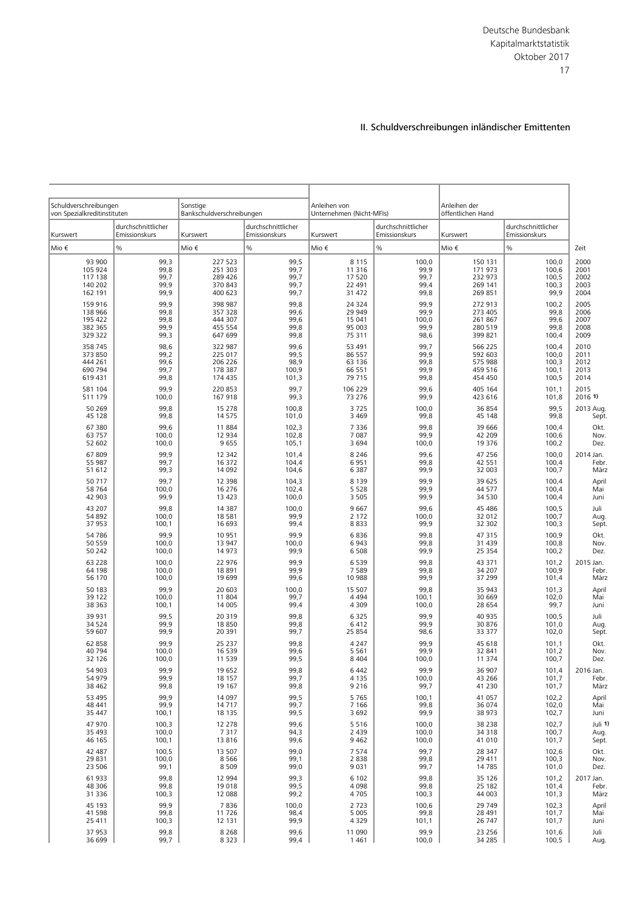## II. Schuldverschreibungen inländischer Emittenten

| Schuldverschreibungen von Spezialkreditinstituten | | Sonstige Bankschuldverschreibungen | | Anleihen von Unternehmen (Nicht-MFIs) | | Anleihen der öffentlichen Hand | | |
|---|---|---|---|---|---|---|---|---|
| Kurswert | durchschnittlicher Emissionskurs | Kurswert | durchschnittlicher Emissionskurs | Kurswert | durchschnittlicher Emissionskurs | Kurswert | durchschnittlicher Emissionskurs | |
| Mio € | % | Mio € | % | Mio € | % | Mio € | % | Zeit |
| 93 900 | 99,3 | 227 523 | 99,5 | 8 115 | 100,0 | 150 131 | 100,0 | 2000 |
| 105 924 | 99,8 | 251 303 | 99,7 | 11 316 | 99,9 | 171 973 | 100,6 | 2001 |
| 117 138 | 99,7 | 289 426 | 99,7 | 17 520 | 99,7 | 232 973 | 100,5 | 2002 |
| 140 202 | 99,9 | 370 843 | 99,7 | 22 491 | 99,4 | 269 141 | 100,3 | 2003 |
| 162 191 | 99,9 | 400 623 | 99,7 | 31 472 | 99,8 | 269 851 | 99,9 | 2004 |
| 159 916 | 99,9 | 398 987 | 99,8 | 24 324 | 99,9 | 272 913 | 100,2 | 2005 |
| 138 966 | 99,8 | 357 328 | 99,6 | 29 949 | 99,9 | 273 405 | 99,8 | 2006 |
| 195 422 | 99,8 | 444 307 | 99,6 | 15 041 | 100,0 | 261 867 | 99,6 | 2007 |
| 382 365 | 99,9 | 455 554 | 99,8 | 95 003 | 99,9 | 280 519 | 99,8 | 2008 |
| 329 322 | 99,3 | 647 699 | 99,8 | 75 311 | 98,6 | 399 821 | 100,4 | 2009 |
| 358 745 | 98,6 | 322 987 | 99,6 | 53 491 | 99,7 | 566 225 | 100,4 | 2010 |
| 373 850 | 99,2 | 225 017 | 99,5 | 86 557 | 99,9 | 592 603 | 100,0 | 2011 |
| 444 261 | 99,6 | 206 226 | 98,9 | 63 136 | 99,8 | 575 988 | 100,3 | 2012 |
| 690 794 | 99,7 | 178 387 | 100,9 | 66 551 | 99,9 | 459 516 | 100,1 | 2013 |
| 619 431 | 99,8 | 174 435 | 101,3 | 79 715 | 99,8 | 454 450 | 100,5 | 2014 |
| 581 104 | 99,9 | 220 853 | 99,7 | 106 229 | 99,6 | 405 164 | 101,1 | 2015 |
| 511 179 | 100,0 | 167 918 | 99,3 | 73 276 | 99,9 | 423 616 | 101,8 | 2016 1) |
| 50 269 | 99,8 | 15 278 | 100,8 | 3 725 | 100,0 | 36 854 | 99,5 | 2013 Aug. |
| 45 128 | 99,8 | 14 575 | 101,0 | 3 469 | 99,8 | 45 148 | 99,8 | Sept. |
| 67 380 | 99,6 | 11 884 | 102,3 | 7 336 | 99,8 | 39 666 | 100,4 | Okt. |
| 63 757 | 100,0 | 12 934 | 102,8 | 7 087 | 99,9 | 42 209 | 100,6 | Nov. |
| 52 602 | 100,0 | 9 655 | 105,1 | 3 694 | 100,0 | 19 376 | 100,2 | Dez. |
| 67 809 | 99,9 | 12 342 | 101,4 | 8 246 | 99,6 | 47 256 | 100,0 | 2014 Jan. |
| 55 987 | 99,7 | 16 372 | 104,4 | 6 951 | 99,8 | 42 551 | 100,4 | Febr. |
| 51 612 | 99,3 | 14 092 | 104,6 | 6 387 | 99,9 | 32 003 | 100,7 | März |
| 50 717 | 99,7 | 12 398 | 104,3 | 8 139 | 99,9 | 39 625 | 100,4 | April |
| 58 764 | 100,0 | 16 276 | 102,4 | 5 528 | 99,9 | 44 577 | 100,4 | Mai |
| 42 903 | 99,9 | 13 423 | 100,0 | 3 505 | 99,9 | 34 530 | 100,4 | Juni |
| 43 207 | 99,8 | 14 387 | 100,0 | 9 667 | 99,6 | 45 486 | 100,5 | Juli |
| 54 892 | 100,0 | 18 581 | 99,9 | 2 172 | 100,0 | 32 012 | 100,7 | Aug. |
| 37 953 | 100,1 | 16 693 | 99,4 | 8 833 | 99,9 | 32 302 | 100,3 | Sept. |
| 54 786 | 99,9 | 10 951 | 99,9 | 6 836 | 99,8 | 47 315 | 100,9 | Okt. |
| 50 559 | 100,0 | 13 947 | 100,0 | 6 943 | 99,8 | 31 439 | 100,8 | Nov. |
| 50 242 | 100,0 | 14 973 | 99,9 | 6 508 | 99,9 | 25 354 | 100,2 | Dez. |
| 63 228 | 100,0 | 22 976 | 99,9 | 6 539 | 99,8 | 43 371 | 101,2 | 2015 Jan. |
| 64 198 | 100,0 | 18 891 | 99,9 | 7 589 | 99,8 | 34 207 | 100,9 | Febr. |
| 56 170 | 100,0 | 19 699 | 99,6 | 10 988 | 99,9 | 37 299 | 101,4 | März |
| 50 183 | 99,9 | 20 603 | 100,0 | 15 507 | 99,8 | 35 943 | 101,3 | April |
| 39 122 | 100,0 | 11 804 | 99,7 | 4 494 | 100,1 | 30 669 | 102,0 | Mai |
| 38 363 | 100,1 | 14 005 | 99,4 | 4 309 | 100,0 | 28 654 | 99,7 | Juni |
| 39 931 | 99,5 | 20 319 | 99,8 | 6 325 | 99,9 | 40 935 | 100,5 | Juli |
| 34 524 | 99,9 | 18 850 | 99,8 | 6 412 | 99,9 | 30 876 | 101,0 | Aug. |
| 59 607 | 99,9 | 20 391 | 99,7 | 25 854 | 98,6 | 33 377 | 102,0 | Sept. |
| 62 858 | 99,9 | 25 237 | 99,8 | 4 247 | 99,9 | 45 618 | 101,1 | Okt. |
| 40 794 | 100,0 | 16 539 | 99,6 | 5 561 | 99,9 | 32 841 | 101,2 | Nov. |
| 32 126 | 100,0 | 11 539 | 99,5 | 8 404 | 100,0 | 11 374 | 100,7 | Dez. |
| 54 903 | 99,9 | 19 652 | 99,8 | 6 442 | 99,9 | 36 907 | 101,4 | 2016 Jan. |
| 54 979 | 99,9 | 18 157 | 99,7 | 4 135 | 100,0 | 43 266 | 101,7 | Febr. |
| 38 462 | 99,8 | 19 167 | 99,8 | 9 216 | 99,7 | 41 230 | 101,7 | März |
| 53 495 | 99,9 | 14 097 | 99,5 | 5 765 | 100,1 | 41 057 | 102,2 | April |
| 48 441 | 99,9 | 14 717 | 99,7 | 7 166 | 99,8 | 36 074 | 102,0 | Mai |
| 35 447 | 100,1 | 18 135 | 99,5 | 3 692 | 99,9 | 38 973 | 102,7 | Juni |
| 47 970 | 100,3 | 12 278 | 99,6 | 5 516 | 100,0 | 38 238 | 102,7 | Juli 1) |
| 35 493 | 100,0 | 7 317 | 94,3 | 2 439 | 100,0 | 34 318 | 100,7 | Aug. |
| 46 165 | 100,1 | 13 816 | 99,6 | 9 462 | 100,0 | 41 010 | 101,7 | Sept. |
| 42 487 | 100,5 | 13 507 | 99,0 | 7 574 | 99,7 | 28 347 | 102,6 | Okt. |
| 29 831 | 100,0 | 8 566 | 99,1 | 2 838 | 99,8 | 29 411 | 100,3 | Nov. |
| 23 506 | 99,1 | 8 509 | 99,0 | 9 031 | 99,7 | 14 785 | 101,0 | Dez. |
| 61 933 | 99,8 | 12 994 | 99,3 | 6 102 | 99,8 | 35 126 | 101,2 | 2017 Jan. |
| 48 306 | 99,8 | 19 018 | 99,5 | 4 098 | 99,8 | 25 182 | 101,4 | Febr. |
| 31 336 | 100,3 | 12 088 | 99,2 | 4 705 | 100,3 | 44 003 | 101,3 | März |
| 45 193 | 99,9 | 7 836 | 100,0 | 2 723 | 100,6 | 29 749 | 102,3 | April |
| 41 598 | 99,8 | 11 726 | 98,4 | 5 005 | 99,8 | 28 491 | 101,7 | Mai |
| 25 411 | 100,3 | 12 131 | 99,9 | 4 329 | 101,1 | 26 747 | 101,7 | Juni |
| 37 953 | 99,8 | 8 268 | 99,6 | 11 090 | 99,9 | 23 256 | 101,6 | Juli |
| 36 699 | 99,7 | 8 323 | 99,4 | 1 461 | 100,0 | 34 285 | 100,5 | Aug. |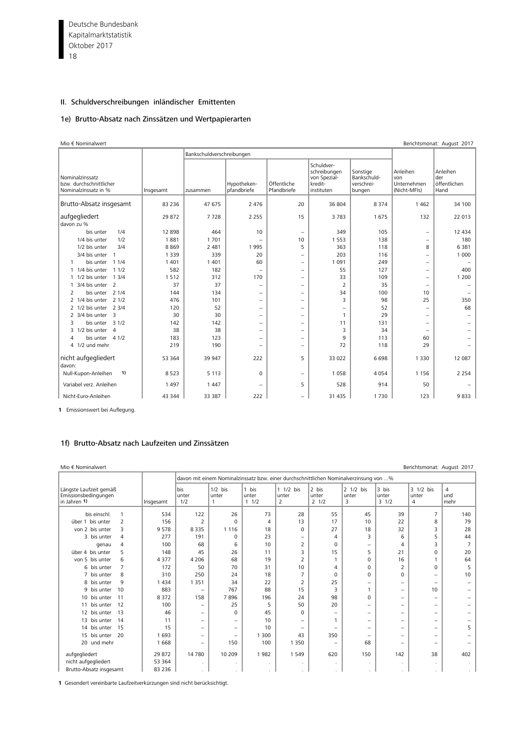## II. Schuldverschreibungen inländischer Emittenten

### 1e) Brutto-Absatz nach Zinssätzen und Wertpapierarten

Mio € Nominalwert — Berichtsmonat: August 2017

| Nominalzinssatz bzw. durchschnittlicher Nominalzinssatz in % | Insgesamt | Bankschuldverschreibungen zusammen | Hypotheken-pfandbriefe | Öffentliche Pfandbriefe | Schuldverschreibungen von Spezialkreditinstituten | Sonstige Bankschuldverschreibungen | Anleihen von Unternehmen (Nicht-MFIs) | Anleihen der öffentlichen Hand |
|---|---|---|---|---|---|---|---|---|
| Brutto-Absatz insgesamt | 83 236 | 47 675 | 2 476 | 20 | 36 804 | 8 374 | 1 462 | 34 100 |
| aufgegliedert | 29 872 | 7 728 | 2 255 | 15 | 3 783 | 1 675 | 132 | 22 013 |
| davon zu % | | | | | | | | |
| bis unter 1/4 | 12 898 | 464 | 10 | – | 349 | 105 | – | 12 434 |
| 1/4 bis unter 1/2 | 1 881 | 1 701 | – | 10 | 1 553 | 138 | – | 180 |
| 1/2 bis unter 3/4 | 8 869 | 2 481 | 1 995 | 5 | 363 | 118 | 8 | 6 381 |
| 3/4 bis unter 1 | 1 339 | 339 | 20 | – | 203 | 116 | – | 1 000 |
| 1 bis unter 1 1/4 | 1 401 | 1 401 | 60 | – | 1 091 | 249 | – | – |
| 1 1/4 bis unter 1 1/2 | 582 | 182 | – | – | 55 | 127 | – | 400 |
| 1 1/2 bis unter 1 3/4 | 1 512 | 312 | 170 | – | 33 | 109 | – | 1 200 |
| 1 3/4 bis unter 2 | 37 | 37 | – | – | 2 | 35 | – | – |
| 2 bis unter 2 1/4 | 144 | 134 | – | – | 34 | 100 | 10 | – |
| 2 1/4 bis unter 2 1/2 | 476 | 101 | – | – | 3 | 98 | 25 | 350 |
| 2 1/2 bis unter 2 3/4 | 120 | 52 | – | – | – | 52 | – | 68 |
| 2 3/4 bis unter 3 | 30 | 30 | – | – | 1 | 29 | – | – |
| 3 bis unter 3 1/2 | 142 | 142 | – | – | 11 | 131 | – | – |
| 3 1/2 bis unter 4 | 38 | 38 | – | – | 3 | 34 | – | – |
| 4 bis unter 4 1/2 | 183 | 123 | – | – | 9 | 113 | 60 | – |
| 4 1/2 und mehr | 219 | 190 | – | – | 72 | 118 | 29 | – |
| nicht aufgegliedert | 53 364 | 39 947 | 222 | 5 | 33 022 | 6 698 | 1 330 | 12 087 |
| davon: | | | | | | | | |
| Null-Kupon-Anleihen 1) | 8 523 | 5 113 | 0 | – | 1 058 | 4 054 | 1 156 | 2 254 |
| Variabel verz. Anleihen | 1 497 | 1 447 | – | 5 | 528 | 914 | 50 | – |
| Nicht-Euro-Anleihen | 43 344 | 33 387 | 222 | – | 31 435 | 1 730 | 123 | 9 833 |

**1** Emissionswert bei Auflegung.

### 1f) Brutto-Absatz nach Laufzeiten und Zinssätzen

Mio € Nominalwert — Berichtsmonat: August 2017

| Längste Laufzeit gemäß Emissionsbedingungen in Jahren 1) | Insgesamt | davon mit einem Nominalzinssatz bzw. einer durchschnittlichen Nominalverzinsung von ...% bis unter 1/2 | 1/2 bis unter 1 | 1 bis unter 1 1/2 | 1 1/2 bis unter 2 | 2 bis unter 2 1/2 | 2 1/2 bis unter 3 | 3 bis unter 3 1/2 | 3 1/2 bis unter 4 | 4 und mehr |
|---|---|---|---|---|---|---|---|---|---|---|
| bis einschl. 1 | 534 | 122 | 26 | 73 | 28 | 55 | 45 | 39 | 7 | 140 |
| über 1 bis unter 2 | 156 | 2 | 0 | 4 | 13 | 17 | 10 | 22 | 8 | 79 |
| von 2 bis unter 3 | 9 578 | 8 335 | 1 116 | 18 | 0 | 27 | 18 | 32 | 3 | 28 |
| 3 bis unter 4 | 277 | 191 | 0 | 23 | – | 4 | 3 | 6 | 5 | 44 |
| genau 4 | 100 | 68 | 6 | 10 | 2 | 0 | – | 4 | 3 | 7 |
| über 4 bis unter 5 | 148 | 45 | 26 | 11 | 3 | 15 | 5 | 21 | 0 | 20 |
| von 5 bis unter 6 | 4 377 | 4 206 | 68 | 19 | 2 | 1 | 0 | 16 | 1 | 64 |
| 6 bis unter 7 | 172 | 50 | 70 | 31 | 10 | 4 | 0 | 2 | 0 | 5 |
| 7 bis unter 8 | 310 | 250 | 24 | 18 | 7 | 0 | 0 | 0 | – | 10 |
| 8 bis unter 9 | 1 434 | 1 351 | 34 | 22 | 2 | 25 | – | – | – | – |
| 9 bis unter 10 | 883 | – | 767 | 88 | 15 | 3 | 1 | – | 10 | – |
| 10 bis unter 11 | 8 372 | 158 | 7 896 | 196 | 24 | 98 | 0 | – | – | – |
| 11 bis unter 12 | 100 | – | 25 | 5 | 50 | 20 | – | – | – | – |
| 12 bis unter 13 | 46 | – | 0 | 45 | 0 | – | – | – | – | – |
| 13 bis unter 14 | 11 | – | – | 10 | – | 1 | – | – | – | – |
| 14 bis unter 15 | 15 | – | – | 10 | – | – | – | – | – | 5 |
| 15 bis unter 20 | 1 693 | – | – | 1 300 | 43 | 350 | – | – | – | – |
| 20 und mehr | 1 668 | – | 150 | 100 | 1 350 | – | 68 | – | – | – |
| aufgegliedert | 29 872 | 14 780 | 10 209 | 1 982 | 1 549 | 620 | 150 | 142 | 38 | 402 |
| nicht aufgegliedert | 53 364 | . | . | . | . | . | . | . | . | . |
| Brutto-Absatz insgesamt | 83 236 | . | . | . | . | . | . | . | . | . |

**1** Gesondert vereinbarte Laufzeitverkürzungen sind nicht berücksichtigt.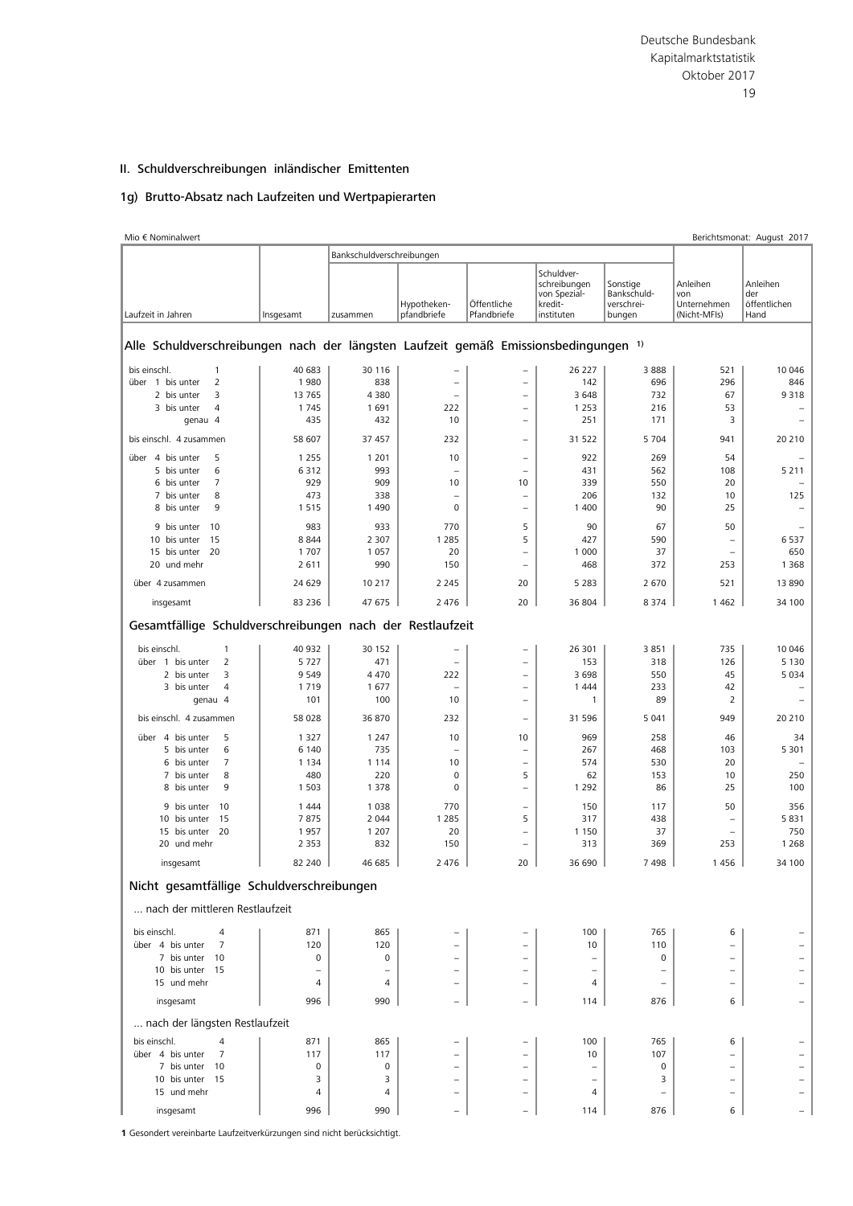## II. Schuldverschreibungen inländischer Emittenten

### 1g) Brutto-Absatz nach Laufzeiten und Wertpapierarten

Mio € Nominalwert — Berichtsmonat: August 2017

| Laufzeit in Jahren | Insgesamt | Bankschuldverschreibungen zusammen | Hypotheken-pfandbriefe | Öffentliche Pfandbriefe | Schuldverschreibungen von Spezialkreditinstituten | Sonstige Bankschuldverschreibungen | Anleihen von Unternehmen (Nicht-MFIs) | Anleihen der öffentlichen Hand |
|---|---|---|---|---|---|---|---|---|
| **Alle Schuldverschreibungen nach der längsten Laufzeit gemäß Emissionsbedingungen [1]** | | | | | | | | |
| bis einschl. 1 | 40 683 | 30 116 | – | – | 26 227 | 3 888 | 521 | 10 046 |
| über 1 bis unter 2 | 1 980 | 838 | – | – | 142 | 696 | 296 | 846 |
| 2 bis unter 3 | 13 765 | 4 380 | – | – | 3 648 | 732 | 67 | 9 318 |
| 3 bis unter 4 | 1 745 | 1 691 | 222 | – | 1 253 | 216 | 53 | – |
| genau 4 | 435 | 432 | 10 | – | 251 | 171 | 3 | – |
| bis einschl. 4 zusammen | 58 607 | 37 457 | 232 | – | 31 522 | 5 704 | 941 | 20 210 |
| über 4 bis unter 5 | 1 255 | 1 201 | 10 | – | 922 | 269 | 54 | – |
| 5 bis unter 6 | 6 312 | 993 | – | – | 431 | 562 | 108 | 5 211 |
| 6 bis unter 7 | 929 | 909 | 10 | 10 | 339 | 550 | 20 | – |
| 7 bis unter 8 | 473 | 338 | – | – | 206 | 132 | 10 | 125 |
| 8 bis unter 9 | 1 515 | 1 490 | 0 | – | 1 400 | 90 | 25 | – |
| 9 bis unter 10 | 983 | 933 | 770 | 5 | 90 | 67 | 50 | – |
| 10 bis unter 15 | 8 844 | 2 307 | 1 285 | 5 | 427 | 590 | – | 6 537 |
| 15 bis unter 20 | 1 707 | 1 057 | 20 | – | 1 000 | 37 | – | 650 |
| 20 und mehr | 2 611 | 990 | 150 | – | 468 | 372 | 253 | 1 368 |
| über 4 zusammen | 24 629 | 10 217 | 2 245 | 20 | 5 283 | 2 670 | 521 | 13 890 |
| insgesamt | 83 236 | 47 675 | 2 476 | 20 | 36 804 | 8 374 | 1 462 | 34 100 |
| **Gesamtfällige Schuldverschreibungen nach der Restlaufzeit** | | | | | | | | |
| bis einschl. 1 | 40 932 | 30 152 | – | – | 26 301 | 3 851 | 735 | 10 046 |
| über 1 bis unter 2 | 5 727 | 471 | – | – | 153 | 318 | 126 | 5 130 |
| 2 bis unter 3 | 9 549 | 4 470 | 222 | – | 3 698 | 550 | 45 | 5 034 |
| 3 bis unter 4 | 1 719 | 1 677 | – | – | 1 444 | 233 | 42 | – |
| genau 4 | 101 | 100 | 10 | – | 1 | 89 | 2 | – |
| bis einschl. 4 zusammen | 58 028 | 36 870 | 232 | – | 31 596 | 5 041 | 949 | 20 210 |
| über 4 bis unter 5 | 1 327 | 1 247 | 10 | 10 | 969 | 258 | 46 | 34 |
| 5 bis unter 6 | 6 140 | 735 | – | – | 267 | 468 | 103 | 5 301 |
| 6 bis unter 7 | 1 134 | 1 114 | 10 | – | 574 | 530 | 20 | – |
| 7 bis unter 8 | 480 | 220 | 0 | 5 | 62 | 153 | 10 | 250 |
| 8 bis unter 9 | 1 503 | 1 378 | 0 | – | 1 292 | 86 | 25 | 100 |
| 9 bis unter 10 | 1 444 | 1 038 | 770 | – | 150 | 117 | 50 | 356 |
| 10 bis unter 15 | 7 875 | 2 044 | 1 285 | 5 | 317 | 438 | – | 5 831 |
| 15 bis unter 20 | 1 957 | 1 207 | 20 | – | 1 150 | 37 | – | 750 |
| 20 und mehr | 2 353 | 832 | 150 | – | 313 | 369 | 253 | 1 268 |
| insgesamt | 82 240 | 46 685 | 2 476 | 20 | 36 690 | 7 498 | 1 456 | 34 100 |
| **Nicht gesamtfällige Schuldverschreibungen** | | | | | | | | |
| ... nach der mittleren Restlaufzeit | | | | | | | | |
| bis einschl. 4 | 871 | 865 | – | – | 100 | 765 | 6 | – |
| über 4 bis unter 7 | 120 | 120 | – | – | 10 | 110 | – | – |
| 7 bis unter 10 | 0 | 0 | – | – | – | 0 | – | – |
| 10 bis unter 15 | – | – | – | – | – | – | – | – |
| 15 und mehr | 4 | 4 | – | – | 4 | – | – | – |
| insgesamt | 996 | 990 | – | – | 114 | 876 | 6 | – |
| ... nach der längsten Restlaufzeit | | | | | | | | |
| bis einschl. 4 | 871 | 865 | – | – | 100 | 765 | 6 | – |
| über 4 bis unter 7 | 117 | 117 | – | – | 10 | 107 | – | – |
| 7 bis unter 10 | 0 | 0 | – | – | – | 0 | – | – |
| 10 bis unter 15 | 3 | 3 | – | – | – | 3 | – | – |
| 15 und mehr | 4 | 4 | – | – | 4 | – | – | – |
| insgesamt | 996 | 990 | – | – | 114 | 876 | 6 | – |

**1** Gesondert vereinbarte Laufzeitverkürzungen sind nicht berücksichtigt.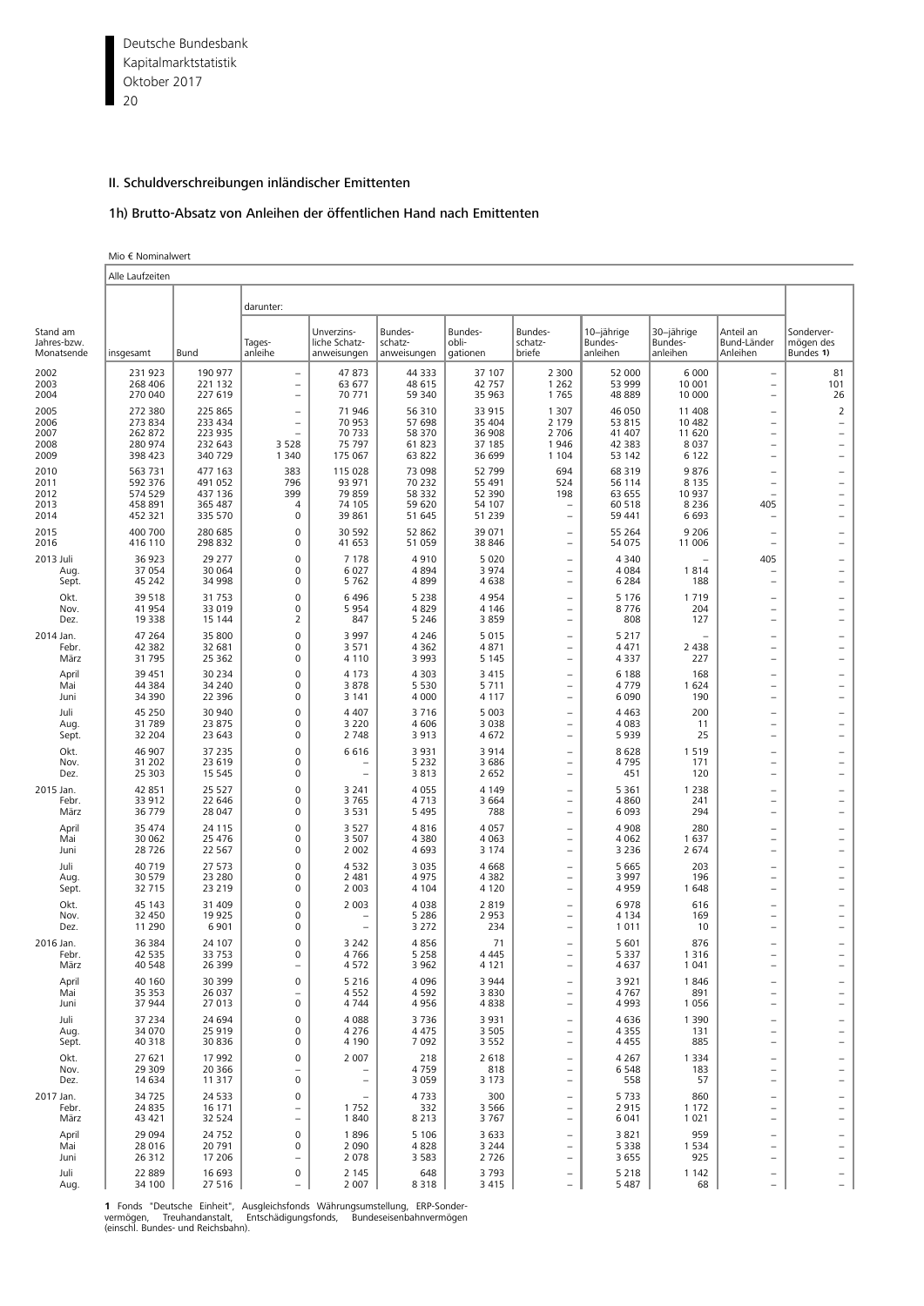## II. Schuldverschreibungen inländischer Emittenten

### 1h) Brutto-Absatz von Anleihen der öffentlichen Hand nach Emittenten

Mio € Nominalwert

| Stand am Jahres-bzw. Monatsende | Alle Laufzeiten | | | | | | | | | | |
|---|---|---|---|---|---|---|---|---|---|---|---|
| | | | darunter: | | | | | | | | |
| | insgesamt | Bund | Tages-anleihe | Unverzins-liche Schatz-anweisungen | Bundes-schatz-anweisungen | Bundes-obli-gationen | Bundes-schatz-briefe | 10–jährige Bundes-anleihen | 30–jährige Bundes-anleihen | Anteil an Bund-Länder Anleihen | Sonderver-mögen des Bundes 1) |
| 2002 | 231 923 | 190 977 | – | 47 873 | 44 333 | 37 107 | 2 300 | 52 000 | 6 000 | – | 81 |
| 2003 | 268 406 | 221 132 | – | 63 677 | 48 615 | 42 757 | 1 262 | 53 999 | 10 001 | – | 101 |
| 2004 | 270 040 | 227 619 | – | 70 771 | 59 340 | 35 963 | 1 765 | 48 889 | 10 000 | – | 26 |
| 2005 | 272 380 | 225 865 | – | 71 946 | 56 310 | 33 915 | 1 307 | 46 050 | 11 408 | – | 2 |
| 2006 | 273 834 | 233 434 | – | 70 953 | 57 698 | 35 404 | 2 179 | 53 815 | 10 482 | – | – |
| 2007 | 262 872 | 223 935 | – | 70 733 | 58 370 | 36 908 | 2 706 | 41 407 | 11 620 | – | – |
| 2008 | 280 974 | 232 643 | 3 528 | 75 797 | 61 823 | 37 185 | 1 946 | 42 383 | 8 037 | – | – |
| 2009 | 398 423 | 340 729 | 1 340 | 175 067 | 63 822 | 36 699 | 1 104 | 53 142 | 6 122 | – | – |
| 2010 | 563 731 | 477 163 | 383 | 115 028 | 73 098 | 52 799 | 694 | 68 319 | 9 876 | – | – |
| 2011 | 592 376 | 491 052 | 796 | 93 971 | 70 232 | 55 491 | 524 | 56 114 | 8 135 | – | – |
| 2012 | 574 529 | 437 136 | 399 | 79 859 | 58 332 | 52 390 | 198 | 63 655 | 10 937 | – | – |
| 2013 | 458 891 | 365 487 | 4 | 74 105 | 59 620 | 54 107 | – | 60 518 | 8 236 | 405 | – |
| 2014 | 452 321 | 335 570 | 0 | 39 861 | 51 645 | 51 239 | – | 59 441 | 6 693 | – | – |
| 2015 | 400 700 | 280 685 | 0 | 30 592 | 52 862 | 39 071 | – | 55 264 | 9 206 | – | – |
| 2016 | 416 110 | 298 832 | 0 | 41 653 | 51 059 | 38 846 | – | 54 075 | 11 006 | – | – |
| 2013 Juli | 36 923 | 29 277 | 0 | 7 178 | 4 910 | 5 020 | – | 4 340 | – | 405 | – |
| Aug. | 37 054 | 30 064 | 0 | 6 027 | 4 894 | 3 974 | – | 4 084 | 1 814 | – | – |
| Sept. | 45 242 | 34 998 | 0 | 5 762 | 4 899 | 4 638 | – | 6 284 | 188 | – | – |
| Okt. | 39 518 | 31 753 | 0 | 6 496 | 5 238 | 4 954 | – | 5 176 | 1 719 | – | – |
| Nov. | 41 954 | 33 019 | 0 | 5 954 | 4 829 | 4 146 | – | 8 776 | 204 | – | – |
| Dez. | 19 338 | 15 144 | 2 | 847 | 5 246 | 3 859 | – | 808 | 127 | – | – |
| 2014 Jan. | 47 264 | 35 800 | 0 | 3 997 | 4 246 | 5 015 | – | 5 217 | – | – | – |
| Febr. | 42 382 | 32 681 | 0 | 3 571 | 4 362 | 4 871 | – | 4 471 | 2 438 | – | – |
| März | 31 795 | 25 362 | 0 | 4 110 | 3 993 | 5 145 | – | 4 337 | 227 | – | – |
| April | 39 451 | 30 234 | 0 | 4 173 | 4 303 | 3 415 | – | 6 188 | 168 | – | – |
| Mai | 44 384 | 34 240 | 0 | 3 878 | 5 530 | 5 711 | – | 4 779 | 1 624 | – | – |
| Juni | 34 390 | 22 396 | 0 | 3 141 | 4 000 | 4 117 | – | 6 090 | 190 | – | – |
| Juli | 45 250 | 30 940 | 0 | 4 407 | 3 716 | 5 003 | – | 4 463 | 200 | – | – |
| Aug. | 31 789 | 23 875 | 0 | 3 220 | 4 606 | 3 038 | – | 4 083 | 11 | – | – |
| Sept. | 32 204 | 23 643 | 0 | 2 748 | 3 913 | 4 672 | – | 5 939 | 25 | – | – |
| Okt. | 46 907 | 37 235 | 0 | 6 616 | 3 931 | 3 914 | – | 8 628 | 1 519 | – | – |
| Nov. | 31 202 | 23 619 | 0 | – | 5 232 | 3 686 | – | 4 795 | 171 | – | – |
| Dez. | 25 303 | 15 545 | 0 | – | 3 813 | 2 652 | – | 451 | 120 | – | – |
| 2015 Jan. | 42 851 | 25 527 | 0 | 3 241 | 4 055 | 4 149 | – | 5 361 | 1 238 | – | – |
| Febr. | 33 912 | 22 646 | 0 | 3 765 | 4 713 | 3 664 | – | 4 860 | 241 | – | – |
| März | 36 779 | 28 047 | 0 | 3 531 | 5 495 | 788 | – | 6 093 | 294 | – | – |
| April | 35 474 | 24 115 | 0 | 3 527 | 4 816 | 4 057 | – | 4 908 | 280 | – | – |
| Mai | 30 062 | 25 476 | 0 | 3 507 | 4 380 | 4 063 | – | 4 062 | 1 637 | – | – |
| Juni | 28 726 | 22 567 | 0 | 2 002 | 4 693 | 3 174 | – | 3 236 | 2 674 | – | – |
| Juli | 40 719 | 27 573 | 0 | 4 532 | 3 035 | 4 668 | – | 5 665 | 203 | – | – |
| Aug. | 30 579 | 23 280 | 0 | 2 481 | 4 975 | 4 382 | – | 3 997 | 196 | – | – |
| Sept. | 32 715 | 23 219 | 0 | 2 003 | 4 104 | 4 120 | – | 4 959 | 1 648 | – | – |
| Okt. | 45 143 | 31 409 | 0 | 2 003 | 4 038 | 2 819 | – | 6 978 | 616 | – | – |
| Nov. | 32 450 | 19 925 | 0 | – | 5 286 | 2 953 | – | 4 134 | 169 | – | – |
| Dez. | 11 290 | 6 901 | 0 | – | 3 272 | 234 | – | 1 011 | 10 | – | – |
| 2016 Jan. | 36 384 | 24 107 | 0 | 3 242 | 4 856 | 71 | – | 5 601 | 876 | – | – |
| Febr. | 42 535 | 33 753 | 0 | 4 766 | 5 258 | 4 445 | – | 5 337 | 1 316 | – | – |
| März | 40 548 | 26 399 | – | 4 572 | 3 962 | 4 121 | – | 4 637 | 1 041 | – | – |
| April | 40 160 | 30 399 | 0 | 5 216 | 4 096 | 3 944 | – | 3 921 | 1 846 | – | – |
| Mai | 35 353 | 26 037 | – | 4 552 | 4 592 | 3 830 | – | 4 767 | 891 | – | – |
| Juni | 37 944 | 27 013 | 0 | 4 744 | 4 956 | 4 838 | – | 4 993 | 1 056 | – | – |
| Juli | 37 234 | 24 694 | 0 | 4 088 | 3 736 | 3 931 | – | 4 636 | 1 390 | – | – |
| Aug. | 34 070 | 25 919 | 0 | 4 276 | 4 475 | 3 505 | – | 4 355 | 131 | – | – |
| Sept. | 40 318 | 30 836 | 0 | 4 190 | 7 092 | 3 552 | – | 4 455 | 885 | – | – |
| Okt. | 27 621 | 17 992 | 0 | 2 007 | 218 | 2 618 | – | 4 267 | 1 334 | – | – |
| Nov. | 29 309 | 20 366 | – | – | 4 759 | 818 | – | 6 548 | 183 | – | – |
| Dez. | 14 634 | 11 317 | 0 | – | 3 059 | 3 173 | – | 558 | 57 | – | – |
| 2017 Jan. | 34 725 | 24 533 | 0 | – | 4 733 | 300 | – | 5 733 | 860 | – | – |
| Febr. | 24 835 | 16 171 | – | 1 752 | 332 | 3 566 | – | 2 915 | 1 172 | – | – |
| März | 43 421 | 32 524 | – | 1 840 | 8 213 | 3 767 | – | 6 041 | 1 021 | – | – |
| April | 29 094 | 24 752 | 0 | 1 896 | 5 106 | 3 633 | – | 3 821 | 959 | – | – |
| Mai | 28 016 | 20 791 | 0 | 2 090 | 4 828 | 3 244 | – | 5 338 | 1 534 | – | – |
| Juni | 26 312 | 17 206 | – | 2 078 | 3 583 | 2 726 | – | 3 655 | 925 | – | – |
| Juli | 22 889 | 16 693 | 0 | 2 145 | 648 | 3 793 | – | 5 218 | 1 142 | – | – |
| Aug. | 34 100 | 27 516 | – | 2 007 | 8 318 | 3 415 | – | 5 487 | 68 | – | – |

**1** Fonds "Deutsche Einheit", Ausgleichsfonds Währungsumstellung, ERP-Sondervermögen, Treuhandanstalt, Entschädigungsfonds, Bundeseisenbahnvermögen (einschl. Bundes- und Reichsbahn).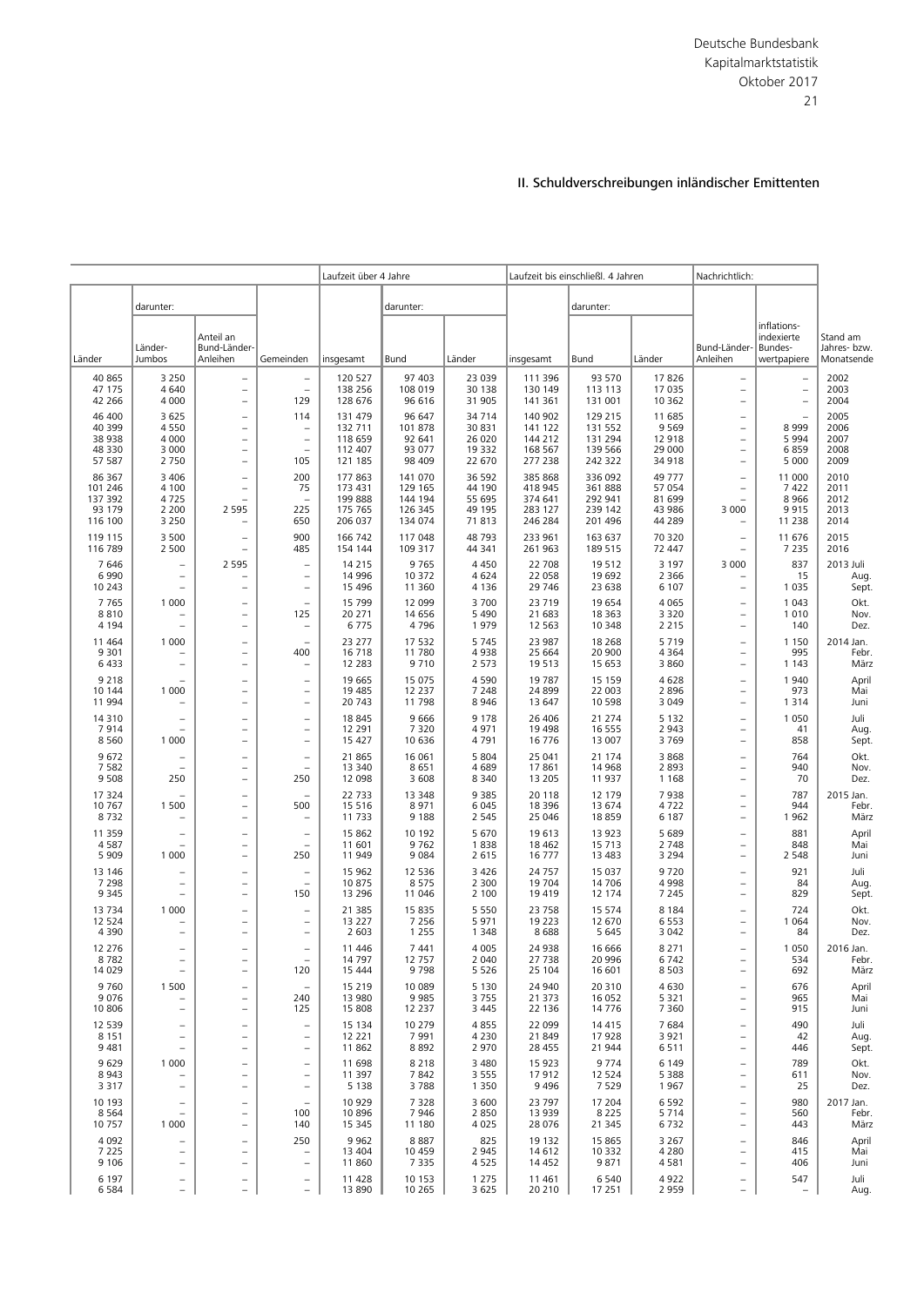## II. Schuldverschreibungen inländischer Emittenten

| Länder | darunter: Länder-Jumbos | darunter: Anteil an Bund-Länder-Anleihen | Gemeinden | Laufzeit über 4 Jahre insgesamt | darunter: Bund | darunter: Länder | Laufzeit bis einschließl. 4 Jahren insgesamt | darunter: Bund | darunter: Länder | Nachrichtlich: Bund-Länder-Anleihen | Nachrichtlich: inflations-indexierte Bundes-wertpapiere | Stand am Jahres- bzw. Monatsende |
|---|---|---|---|---|---|---|---|---|---|---|---|---|
| 40 865 | 3 250 | – | – | 120 527 | 97 403 | 23 039 | 111 396 | 93 570 | 17 826 | – | – | 2002 |
| 47 175 | 4 640 | – | – | 138 256 | 108 019 | 30 138 | 130 149 | 113 113 | 17 035 | – | – | 2003 |
| 42 266 | 4 000 | – | 129 | 128 676 | 96 616 | 31 905 | 141 361 | 131 001 | 10 362 | – | – | 2004 |
| 46 400 | 3 625 | – | 114 | 131 479 | 96 647 | 34 714 | 140 902 | 129 215 | 11 685 | – | – | 2005 |
| 40 399 | 4 550 | – | – | 132 711 | 101 878 | 30 831 | 141 122 | 131 552 | 9 569 | – | 8 999 | 2006 |
| 38 938 | 4 000 | – | – | 118 659 | 92 641 | 26 020 | 144 212 | 131 294 | 12 918 | – | 5 994 | 2007 |
| 48 330 | 3 000 | – | – | 112 407 | 93 077 | 19 332 | 168 567 | 139 566 | 29 000 | – | 6 859 | 2008 |
| 57 587 | 2 750 | – | 105 | 121 185 | 98 409 | 22 670 | 277 238 | 242 322 | 34 918 | – | 5 000 | 2009 |
| 86 367 | 3 406 | – | 200 | 177 863 | 141 070 | 36 592 | 385 868 | 336 092 | 49 777 | – | 11 000 | 2010 |
| 101 246 | 4 100 | – | 75 | 173 431 | 129 165 | 44 190 | 418 945 | 361 888 | 57 054 | – | 7 422 | 2011 |
| 137 392 | 4 725 | – | – | 199 888 | 144 194 | 55 695 | 374 641 | 292 941 | 81 699 | – | 8 966 | 2012 |
| 93 179 | 2 200 | 2 595 | 225 | 175 765 | 126 345 | 49 195 | 283 127 | 239 142 | 43 986 | 3 000 | 9 915 | 2013 |
| 116 100 | 3 250 | – | 650 | 206 037 | 134 074 | 71 813 | 246 284 | 201 496 | 44 289 | – | 11 238 | 2014 |
| 119 115 | 3 500 | – | 900 | 166 742 | 117 048 | 48 793 | 233 961 | 163 637 | 70 320 | – | 11 676 | 2015 |
| 116 789 | 2 500 | – | 485 | 154 144 | 109 317 | 44 341 | 261 963 | 189 515 | 72 447 | – | 7 235 | 2016 |
| 7 646 | – | 2 595 | – | 14 215 | 9 765 | 4 450 | 22 708 | 19 512 | 3 197 | 3 000 | 837 | 2013 Juli |
| 6 990 | – | – | – | 14 996 | 10 372 | 4 624 | 22 058 | 19 692 | 2 366 | – | 15 | Aug. |
| 10 243 | – | – | – | 15 496 | 11 360 | 4 136 | 29 746 | 23 638 | 6 107 | – | 1 035 | Sept. |
| 7 765 | 1 000 | – | – | 15 799 | 12 099 | 3 700 | 23 719 | 19 654 | 4 065 | – | 1 043 | Okt. |
| 8 810 | – | – | 125 | 20 271 | 14 656 | 5 490 | 21 683 | 18 363 | 3 320 | – | 1 010 | Nov. |
| 4 194 | – | – | – | 6 775 | 4 796 | 1 979 | 12 563 | 10 348 | 2 215 | – | 140 | Dez. |
| 11 464 | 1 000 | – | – | 23 277 | 17 532 | 5 745 | 23 987 | 18 268 | 5 719 | – | 1 150 | 2014 Jan. |
| 9 301 | – | – | 400 | 16 718 | 11 780 | 4 938 | 25 664 | 20 900 | 4 364 | – | 995 | Febr. |
| 6 433 | – | – | – | 12 283 | 9 710 | 2 573 | 19 513 | 15 653 | 3 860 | – | 1 143 | März |
| 9 218 | – | – | – | 19 665 | 15 075 | 4 590 | 19 787 | 15 159 | 4 628 | – | 1 940 | April |
| 10 144 | 1 000 | – | – | 19 485 | 12 237 | 7 248 | 24 899 | 22 003 | 2 896 | – | 973 | Mai |
| 11 994 | – | – | – | 20 743 | 11 798 | 8 946 | 13 647 | 10 598 | 3 049 | – | 1 314 | Juni |
| 14 310 | – | – | – | 18 845 | 9 666 | 9 178 | 26 406 | 21 274 | 5 132 | – | 1 050 | Juli |
| 7 914 | – | – | – | 12 291 | 7 320 | 4 971 | 19 498 | 16 555 | 2 943 | – | 41 | Aug. |
| 8 560 | 1 000 | – | – | 15 427 | 10 636 | 4 791 | 16 776 | 13 007 | 3 769 | – | 858 | Sept. |
| 9 672 | – | – | – | 21 865 | 16 061 | 5 804 | 25 041 | 21 174 | 3 868 | – | 764 | Okt. |
| 7 582 | – | – | – | 13 340 | 8 651 | 4 689 | 17 861 | 14 968 | 2 893 | – | 940 | Nov. |
| 9 508 | 250 | – | 250 | 12 098 | 3 608 | 8 340 | 13 205 | 11 937 | 1 168 | – | 70 | Dez. |
| 17 324 | – | – | – | 22 733 | 13 348 | 9 385 | 20 118 | 12 179 | 7 938 | – | 787 | 2015 Jan. |
| 10 767 | 1 500 | – | 500 | 15 516 | 8 971 | 6 045 | 18 396 | 13 674 | 4 722 | – | 944 | Febr. |
| 8 732 | – | – | – | 11 733 | 9 188 | 2 545 | 25 046 | 18 859 | 6 187 | – | 1 962 | März |
| 11 359 | – | – | – | 15 862 | 10 192 | 5 670 | 19 613 | 13 923 | 5 689 | – | 881 | April |
| 4 587 | – | – | – | 11 601 | 9 762 | 1 838 | 18 462 | 15 713 | 2 748 | – | 848 | Mai |
| 5 909 | 1 000 | – | 250 | 11 949 | 9 084 | 2 615 | 16 777 | 13 483 | 3 294 | – | 2 548 | Juni |
| 13 146 | – | – | – | 15 962 | 12 536 | 3 426 | 24 757 | 15 037 | 9 720 | – | 921 | Juli |
| 7 298 | – | – | – | 10 875 | 8 575 | 2 300 | 19 704 | 14 706 | 4 998 | – | 84 | Aug. |
| 9 345 | – | – | 150 | 13 296 | 11 046 | 2 100 | 19 419 | 12 174 | 7 245 | – | 829 | Sept. |
| 13 734 | 1 000 | – | – | 21 385 | 15 835 | 5 550 | 23 758 | 15 574 | 8 184 | – | 724 | Okt. |
| 12 524 | – | – | – | 13 227 | 7 256 | 5 971 | 19 223 | 12 670 | 6 553 | – | 1 064 | Nov. |
| 4 390 | – | – | – | 2 603 | 1 255 | 1 348 | 8 688 | 5 645 | 3 042 | – | 84 | Dez. |
| 12 276 | – | – | – | 11 446 | 7 441 | 4 005 | 24 938 | 16 666 | 8 271 | – | 1 050 | 2016 Jan. |
| 8 782 | – | – | – | 14 797 | 12 757 | 2 040 | 27 738 | 20 996 | 6 742 | – | 534 | Febr. |
| 14 029 | – | – | 120 | 15 444 | 9 798 | 5 526 | 25 104 | 16 601 | 8 503 | – | 692 | März |
| 9 760 | 1 500 | – | – | 15 219 | 10 089 | 5 130 | 24 940 | 20 310 | 4 630 | – | 676 | April |
| 9 076 | – | – | 240 | 13 980 | 9 985 | 3 755 | 21 373 | 16 052 | 5 321 | – | 965 | Mai |
| 10 806 | – | – | 125 | 15 808 | 12 237 | 3 445 | 22 136 | 14 776 | 7 360 | – | 915 | Juni |
| 12 539 | – | – | – | 15 134 | 10 279 | 4 855 | 22 099 | 14 415 | 7 684 | – | 490 | Juli |
| 8 151 | – | – | – | 12 221 | 7 991 | 4 230 | 21 849 | 17 928 | 3 921 | – | 42 | Aug. |
| 9 481 | – | – | – | 11 862 | 8 892 | 2 970 | 28 455 | 21 944 | 6 511 | – | 446 | Sept. |
| 9 629 | 1 000 | – | – | 11 698 | 8 218 | 3 480 | 15 923 | 9 774 | 6 149 | – | 789 | Okt. |
| 8 943 | – | – | – | 11 397 | 7 842 | 3 555 | 17 912 | 12 524 | 5 388 | – | 611 | Nov. |
| 3 317 | – | – | – | 5 138 | 3 788 | 1 350 | 9 496 | 7 529 | 1 967 | – | 25 | Dez. |
| 10 193 | – | – | – | 10 929 | 7 328 | 3 600 | 23 797 | 17 204 | 6 592 | – | 980 | 2017 Jan. |
| 8 564 | – | – | 100 | 10 896 | 7 946 | 2 850 | 13 939 | 8 225 | 5 714 | – | 560 | Febr. |
| 10 757 | 1 000 | – | 140 | 15 345 | 11 180 | 4 025 | 28 076 | 21 345 | 6 732 | – | 443 | März |
| 4 092 | – | – | 250 | 9 962 | 8 887 | 825 | 19 132 | 15 865 | 3 267 | – | 846 | April |
| 7 225 | – | – | – | 13 404 | 10 459 | 2 945 | 14 612 | 10 332 | 4 280 | – | 415 | Mai |
| 9 106 | – | – | – | 11 860 | 7 335 | 4 525 | 14 452 | 9 871 | 4 581 | – | 406 | Juni |
| 6 197 | – | – | – | 11 428 | 10 153 | 1 275 | 11 461 | 6 540 | 4 922 | – | 547 | Juli |
| 6 584 | – | – | – | 13 890 | 10 265 | 3 625 | 20 210 | 17 251 | 2 959 | – | – | Aug. |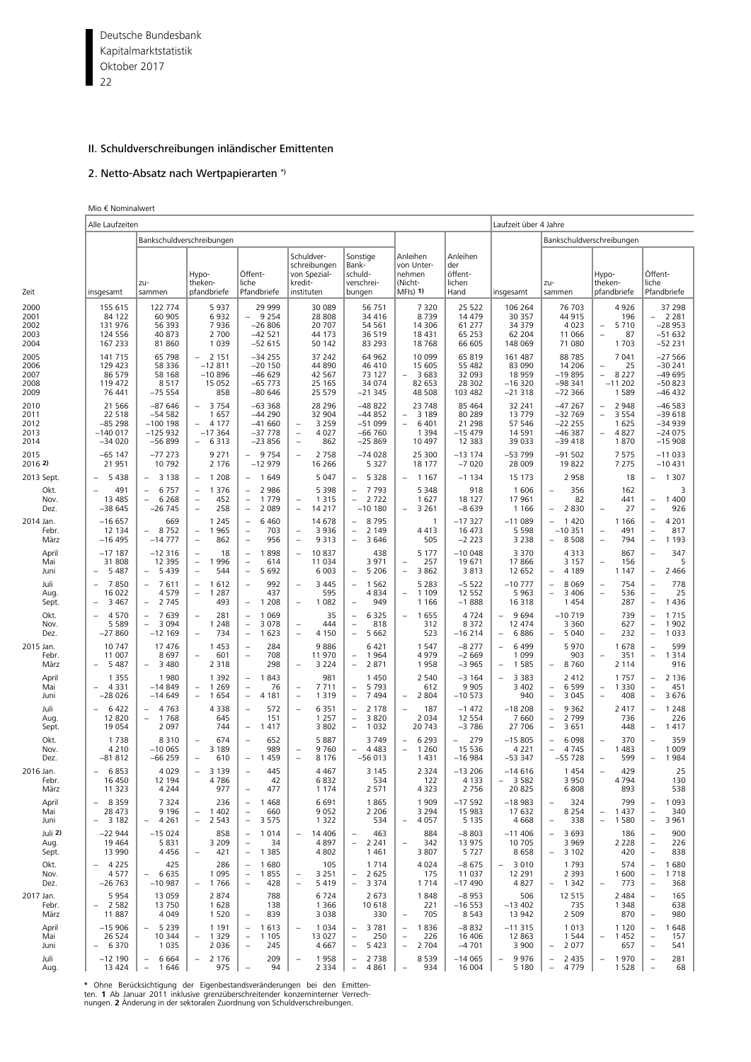## II. Schuldverschreibungen inländischer Emittenten

### 2. Netto-Absatz nach Wertpapierarten *)

Mio € Nominalwert

| Zeit | Alle Laufzeiten | | | | | | | | Laufzeit über 4 Jahre | | | |
|---|---|---|---|---|---|---|---|---|---|---|---|---|
| | insgesamt | Bankschuldverschreibungen | | | | | Anleihen von Unternehmen (Nicht-MFIs) 1) | Anleihen der öffentlichen Hand | insgesamt | Bankschuldverschreibungen | | |
| | | zusammen | Hypothekenpfandbriefe | Öffentliche Pfandbriefe | Schuldverschreibungen von Spezialkreditinstituten | Sonstige Bankschuldverschreibungen | | | | zusammen | Hypothekenpfandbriefe | Öffentliche Pfandbriefe |
| 2000 | 155 615 | 122 774 | 5 937 | 29 999 | 30 089 | 56 751 | 7 320 | 25 522 | 106 264 | 76 703 | 4 926 | 37 298 |
| 2001 | 84 122 | 60 905 | 6 932 | – 9 254 | 28 808 | 34 416 | 8 739 | 14 479 | 30 357 | 44 915 | 196 | – 2 281 |
| 2002 | 131 976 | 56 393 | 7 936 | –26 806 | 20 707 | 54 561 | 14 306 | 61 277 | 34 379 | 4 023 | – 5 710 | –28 953 |
| 2003 | 124 556 | 40 873 | 2 700 | –42 521 | 44 173 | 36 519 | 18 431 | 65 253 | 62 204 | 11 066 | – 87 | –51 632 |
| 2004 | 167 233 | 81 860 | 1 039 | –52 615 | 50 142 | 83 293 | 18 768 | 66 605 | 148 069 | 71 080 | 1 703 | –52 231 |
| 2005 | 141 715 | 65 798 | – 2 151 | –34 255 | 37 242 | 64 962 | 10 099 | 65 819 | 161 487 | 88 785 | 7 041 | –27 566 |
| 2006 | 129 423 | 58 336 | –12 811 | –20 150 | 44 890 | 46 410 | 15 605 | 55 482 | 83 090 | 14 206 | – 25 | –30 241 |
| 2007 | 86 579 | 58 168 | –10 896 | –46 629 | 42 567 | 73 127 | – 3 683 | 32 093 | 18 959 | –19 895 | – 8 227 | –49 695 |
| 2008 | 119 472 | 8 517 | 15 052 | –65 773 | 25 165 | 34 074 | 82 653 | 28 302 | –16 320 | –98 341 | –11 202 | –50 823 |
| 2009 | 76 441 | –75 554 | 858 | –80 646 | 25 579 | –21 345 | 48 508 | 103 482 | –21 318 | –72 366 | 1 589 | –46 432 |
| 2010 | 21 566 | –87 646 | – 3 754 | –63 368 | 28 296 | –48 822 | 23 748 | 85 464 | 32 241 | –47 267 | – 2 948 | –46 583 |
| 2011 | 22 518 | –54 582 | 1 657 | –44 290 | 32 904 | –44 852 | – 3 189 | 80 289 | 13 779 | –32 769 | – 3 554 | –39 618 |
| 2012 | –85 298 | –100 198 | – 4 177 | –41 660 | – 3 259 | –51 099 | – 6 401 | 21 298 | 57 546 | –22 255 | 1 625 | –34 939 |
| 2013 | –140 017 | –125 932 | –17 364 | –37 778 | – 4 027 | –66 760 | 1 394 | –15 479 | 14 591 | –46 387 | – 4 827 | –24 075 |
| 2014 | –34 020 | –56 899 | – 6 313 | –23 856 | – 862 | –25 869 | 10 497 | 12 383 | 39 033 | –39 418 | 1 870 | –15 908 |
| 2015 | –65 147 | –77 273 | 9 271 | – 9 754 | – 2 758 | –74 028 | 25 300 | –13 174 | –53 799 | –91 502 | 7 575 | –11 033 |
| 2016 2) | 21 951 | 10 792 | 2 176 | –12 979 | 16 266 | 5 327 | 18 177 | –7 020 | 28 009 | 19 822 | 7 275 | –10 431 |
| 2013 Sept. | – 5 438 | – 3 138 | – 1 208 | – 1 649 | 5 047 | – 5 328 | – 1 167 | –1 134 | 15 173 | 2 958 | 18 | – 1 307 |
| Okt. | – 491 | – 6 757 | – 1 376 | – 2 986 | 5 398 | – 7 793 | 5 348 | 918 | 1 606 | – 356 | 162 | 3 |
| Nov. | 13 485 | – 6 268 | – 452 | – 1 779 | – 1 315 | – 2 722 | 1 627 | 18 127 | 17 961 | 82 | 441 | – 1 400 |
| Dez. | –38 645 | –26 745 | – 258 | – 2 089 | – 14 217 | –10 180 | – 3 261 | –8 639 | 1 166 | – 2 830 | – 27 | – 926 |
| 2014 Jan. | –16 657 | 669 | 1 245 | – 6 460 | 14 678 | – 8 795 | 1 | –17 327 | –11 089 | – 1 420 | 1 166 | – 4 201 |
| Febr. | 12 134 | – 8 752 | – 1 965 | – 703 | – 3 936 | – 2 149 | 4 413 | 16 473 | 5 598 | –10 351 | – 491 | – 817 |
| März | –16 495 | –14 777 | – 862 | – 956 | – 9 313 | – 3 646 | 505 | –2 223 | 3 238 | – 8 508 | – 794 | – 1 193 |
| April | –17 187 | –12 316 | – 18 | – 1 898 | – 10 837 | 438 | 5 177 | –10 048 | 3 370 | 4 313 | 867 | – 347 |
| Mai | 31 808 | 12 395 | – 1 996 | – 614 | 11 034 | 3 971 | – 257 | 19 671 | 17 866 | 3 157 | – 156 | 5 |
| Juni | – 5 487 | – 5 439 | – 544 | – 5 692 | 6 003 | – 5 206 | – 3 862 | 3 813 | 12 652 | – 4 189 | 1 147 | – 2 466 |
| Juli | – 7 850 | – 7 611 | – 1 612 | – 992 | – 3 445 | – 1 562 | 5 283 | –5 522 | –10 777 | – 8 069 | – 754 | – 778 |
| Aug. | 16 022 | 4 579 | – 1 287 | 437 | 595 | 4 834 | – 1 109 | 12 552 | 5 963 | – 3 406 | – 536 | – 25 |
| Sept. | – 3 467 | – 2 745 | 493 | – 1 208 | – 1 082 | – 949 | 1 166 | –1 888 | 16 318 | 1 454 | 287 | – 1 436 |
| Okt. | – 4 570 | – 7 639 | – 281 | – 1 069 | 35 | – 6 325 | – 1 655 | 4 724 | – 9 694 | –10 719 | 739 | – 1 715 |
| Nov. | 5 589 | – 3 094 | 1 248 | – 3 078 | – 444 | – 818 | 312 | 8 372 | 12 474 | 3 360 | 627 | – 1 902 |
| Dez. | –27 860 | –12 169 | – 734 | – 1 623 | – 4 150 | – 5 662 | 523 | –16 214 | – 6 886 | – 5 040 | – 232 | – 1 033 |
| 2015 Jan. | 10 747 | 17 476 | 1 453 | – 284 | 9 886 | 6 421 | 1 547 | –8 277 | – 6 499 | 5 970 | 1 678 | – 599 |
| Febr. | 11 007 | 8 697 | – 601 | – 708 | 11 970 | – 1 964 | 4 979 | –2 669 | 1 099 | 903 | – 351 | – 1 314 |
| März | – 5 487 | – 3 480 | 2 318 | 298 | – 3 224 | – 2 871 | 1 958 | –3 965 | – 1 585 | – 8 760 | 2 114 | 916 |
| April | 1 355 | 1 980 | 1 392 | – 1 843 | 981 | 1 450 | 2 540 | –3 164 | – 3 383 | 2 412 | 1 757 | – 2 136 |
| Mai | – 4 331 | –14 849 | – 1 269 | – 76 | – 7 711 | – 5 793 | 612 | 9 905 | 3 402 | – 6 599 | – 1 330 | – 451 |
| Juni | –28 026 | –14 649 | – 1 654 | – 4 181 | – 1 319 | – 7 494 | – 2 804 | –10 573 | 940 | – 3 045 | – 408 | – 3 676 |
| Juli | – 6 422 | – 4 763 | 4 338 | – 572 | – 6 351 | – 2 178 | – 187 | –1 472 | –18 208 | – 9 362 | 2 417 | – 1 248 |
| Aug. | 12 820 | – 1 768 | 645 | 151 | 1 257 | – 3 820 | 2 034 | 12 554 | 7 660 | – 2 799 | 736 | 226 |
| Sept. | 19 054 | 2 097 | 744 | – 1 417 | 3 802 | – 1 032 | 20 743 | –3 786 | 27 706 | – 3 651 | 448 | – 1 417 |
| Okt. | 1 738 | 8 310 | – 674 | – 652 | 5 887 | 3 749 | – 6 293 | – 279 | –15 805 | – 6 098 | – 370 | – 359 |
| Nov. | 4 210 | –10 065 | 3 189 | 989 | – 9 760 | – 4 483 | – 1 260 | 15 536 | 4 221 | – 4 745 | 1 483 | 1 009 |
| Dez. | –81 812 | –66 259 | – 610 | – 1 459 | – 8 176 | –56 013 | 1 431 | –16 984 | –53 347 | –55 728 | – 599 | – 1 984 |
| 2016 Jan. | – 6 853 | 4 029 | – 3 139 | – 445 | 4 467 | 3 145 | 2 324 | –13 206 | –14 616 | 1 454 | – 429 | 25 |
| Febr. | 16 450 | 12 194 | 4 786 | 42 | 6 832 | 534 | 122 | 4 133 | – 3 582 | 3 950 | 4 794 | 130 |
| März | 11 323 | 4 244 | 977 | – 477 | 1 174 | 2 571 | 4 323 | 2 756 | 20 825 | 6 808 | 893 | 538 |
| April | – 8 359 | 7 324 | 236 | – 1 468 | 6 691 | 1 865 | 1 909 | –17 592 | –18 983 | – 324 | 799 | – 1 093 |
| Mai | 28 473 | 9 196 | – 1 402 | – 660 | 9 052 | 2 206 | 3 294 | 15 983 | 17 632 | 8 254 | – 1 437 | – 340 |
| Juni | – 3 182 | – 4 261 | – 2 543 | – 3 575 | 1 322 | 534 | – 4 057 | 5 135 | 4 668 | – 338 | – 1 580 | – 3 961 |
| Juli 2) | –22 944 | –15 024 | 858 | – 1 014 | – 14 406 | – 463 | 884 | –8 803 | –11 406 | – 3 693 | 186 | – 900 |
| Aug. | 19 464 | 5 831 | 3 209 | – 34 | 4 897 | – 2 241 | – 342 | 13 975 | 10 705 | – 3 969 | 2 228 | – 226 |
| Sept. | 13 990 | 4 456 | – 421 | – 1 385 | 4 802 | 1 461 | 3 807 | 5 727 | 8 658 | – 3 102 | 420 | – 838 |
| Okt. | – 4 225 | 425 | 286 | – 1 680 | 105 | 1 714 | 4 024 | –8 675 | – 3 010 | 1 793 | 574 | – 1 680 |
| Nov. | 4 577 | – 6 635 | 1 095 | – 1 855 | – 3 251 | – 2 625 | 175 | 11 037 | 12 291 | 2 393 | 1 600 | – 1 718 |
| Dez. | –26 763 | –10 987 | – 1 766 | – 428 | – 5 419 | – 3 374 | 1 714 | –17 490 | 4 827 | – 1 342 | – 773 | – 368 |
| 2017 Jan. | 5 954 | 13 059 | 2 874 | 788 | 6 724 | 2 673 | 1 848 | –8 953 | 506 | 12 515 | 2 484 | – 165 |
| Febr. | – 2 582 | 13 750 | 1 628 | 138 | 1 366 | 10 618 | 221 | –16 553 | –13 402 | 735 | 1 348 | – 638 |
| März | 11 887 | 4 049 | 1 520 | – 839 | 3 038 | 330 | – 705 | 8 543 | 13 942 | 2 509 | 870 | – 980 |
| April | –15 906 | – 5 239 | 1 191 | – 1 613 | – 1 034 | – 3 781 | – 1 836 | –8 832 | –11 315 | 1 013 | 1 120 | – 1 648 |
| Mai | 26 524 | 10 344 | – 1 329 | – 1 105 | 13 027 | – 250 | – 226 | 16 406 | 12 863 | 1 544 | – 1 452 | – 157 |
| Juni | – 6 370 | 1 035 | 2 036 | – 245 | 4 667 | – 5 423 | – 2 704 | –4 701 | 3 900 | – 2 077 | 657 | – 541 |
| Juli | –12 190 | – 6 664 | – 2 176 | 209 | – 1 958 | – 2 738 | 8 539 | –14 065 | – 9 976 | – 2 435 | – 1 970 | – 281 |
| Aug. | 13 424 | – 1 646 | 975 | – 94 | 2 334 | – 4 861 | – 934 | 16 004 | 5 180 | – 4 779 | 1 528 | – 68 |

* Ohne Berücksichtigung der Eigenbestandsveränderungen bei den Emittenten. **1** Ab Januar 2011 inklusive grenzüberschreitender konzerninterner Verrechnungen. **2** Änderung in der sektoralen Zuordnung von Schuldverschreibungen.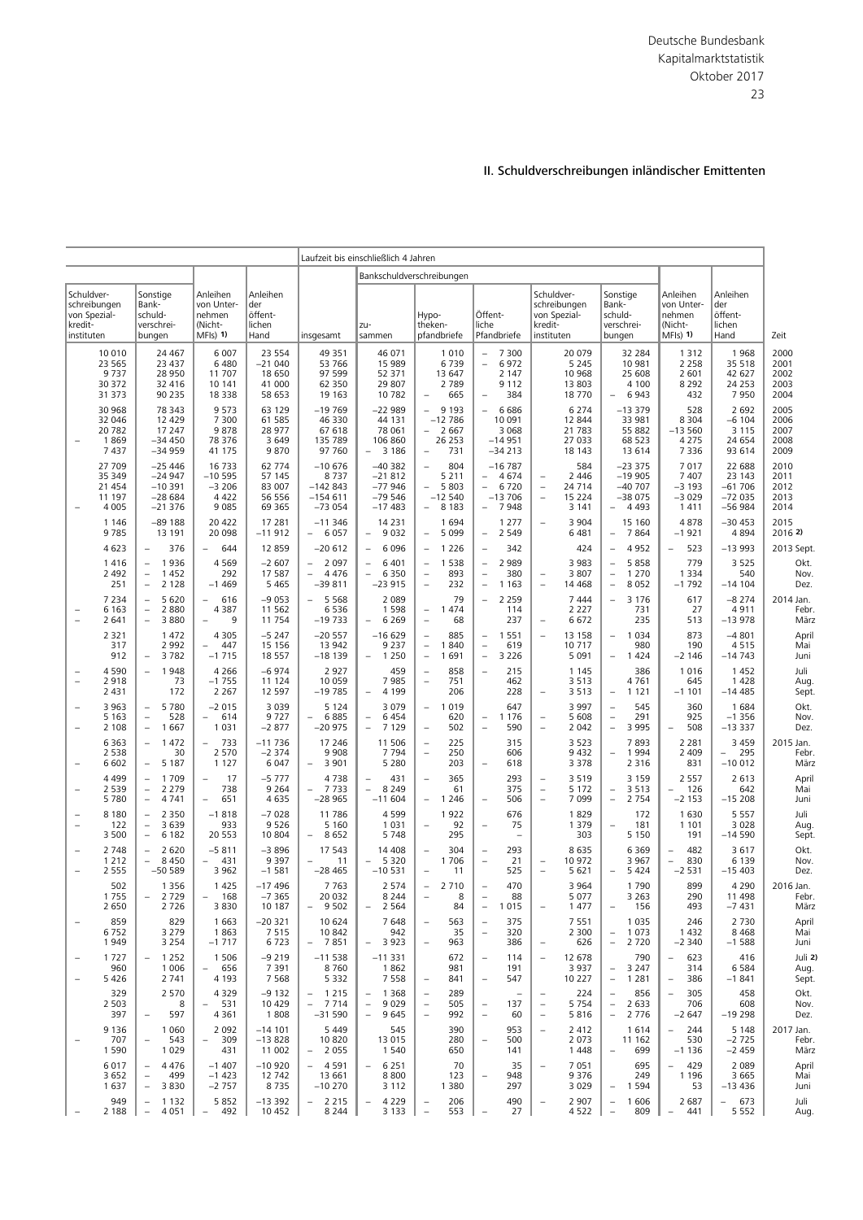## II. Schuldverschreibungen inländischer Emittenten

| | | | | Laufzeit bis einschließlich 4 Jahren | | | | | | | | |
|---|---|---|---|---|---|---|---|---|---|---|---|---|
| | | | | | Bankschuldverschreibungen | | | | | | | |
| Schuldverschreibungen von Spezialkreditinstituten | Sonstige Bankschuldverschreibungen | Anleihen von Unternehmen (Nicht-MFIs) 1) | Anleihen der öffentlichen Hand | insgesamt | zusammen | Hypothekenpfandbriefe | Öffentliche Pfandbriefe | Schuldverschreibungen von Spezialkreditinstituten | Sonstige Bankschuldverschreibungen | Anleihen von Unternehmen (Nicht-MFIs) 1) | Anleihen der öffentlichen Hand | Zeit |
| 10 010 | 24 467 | 6 007 | 23 554 | 49 351 | 46 071 | 1 010 | –7 300 | 20 079 | 32 284 | 1 312 | 1 968 | 2000 |
| 23 565 | 23 437 | 6 480 | –21 040 | 53 766 | 15 989 | 6 739 | –6 972 | 5 245 | 10 981 | 2 258 | 35 518 | 2001 |
| 9 737 | 28 950 | 11 707 | 18 650 | 97 599 | 52 371 | 13 647 | 2 147 | 10 968 | 25 608 | 2 601 | 42 627 | 2002 |
| 30 372 | 32 416 | 10 141 | 41 000 | 62 350 | 29 807 | 2 789 | 9 112 | 13 803 | 4 100 | 8 292 | 24 253 | 2003 |
| 31 373 | 90 235 | 18 338 | 58 653 | 19 163 | 10 782 | –665 | –384 | 18 770 | –6 943 | 432 | 7 950 | 2004 |
| 30 968 | 78 343 | 9 573 | 63 129 | –19 769 | –22 989 | –9 193 | –6 686 | 6 274 | –13 379 | 528 | 2 692 | 2005 |
| 32 046 | 12 429 | 7 300 | 61 585 | 46 330 | 44 131 | –12 786 | 10 091 | 12 844 | 33 981 | 8 304 | –6 104 | 2006 |
| 20 782 | 17 247 | 9 878 | 28 977 | 67 618 | 78 061 | –2 667 | 3 068 | 21 783 | 55 882 | –13 560 | 3 115 | 2007 |
| –1 869 | –34 450 | 78 376 | 3 649 | 135 789 | 106 860 | 26 253 | –14 951 | 27 033 | 68 523 | 4 275 | 24 654 | 2008 |
| 7 437 | –34 959 | 41 175 | 9 870 | 97 760 | –3 186 | –731 | –34 213 | 18 143 | 13 614 | 7 336 | 93 614 | 2009 |
| 27 709 | –25 446 | 16 733 | 62 774 | –10 676 | –40 382 | –804 | –16 787 | 584 | –23 375 | 7 017 | 22 688 | 2010 |
| 35 349 | –24 947 | –10 595 | 57 145 | 8 737 | –21 812 | 5 211 | –4 674 | –2 446 | –19 905 | 7 407 | 23 143 | 2011 |
| 21 454 | –10 391 | –3 206 | 83 007 | –142 843 | –77 946 | –5 803 | –6 720 | –24 714 | –40 707 | –3 193 | –61 706 | 2012 |
| 11 197 | –28 684 | 4 422 | 56 556 | –154 611 | –79 546 | –12 540 | –13 706 | –15 224 | –38 075 | –3 029 | –72 035 | 2013 |
| –4 005 | –21 376 | 9 085 | 69 365 | –73 054 | –17 483 | –8 183 | –7 948 | 3 141 | –4 493 | 1 411 | –56 984 | 2014 |
| 1 146 | –89 188 | 20 422 | 17 281 | –11 346 | 14 231 | 1 694 | 1 277 | –3 904 | 15 160 | 4 878 | –30 453 | 2015 |
| 9 785 | 13 191 | 20 098 | –11 912 | –6 057 | –9 032 | –5 099 | –2 549 | 6 481 | –7 864 | –1 921 | 4 894 | 2016 2) |
| 4 623 | –376 | –644 | 12 859 | –20 612 | –6 096 | –1 226 | –342 | 424 | –4 952 | –523 | –13 993 | 2013 Sept. |
| 1 416 | –1 936 | 4 569 | –2 607 | –2 097 | –6 401 | –1 538 | –2 989 | 3 983 | –5 858 | 779 | 3 525 | Okt. |
| 2 492 | –1 452 | 292 | 17 587 | –4 476 | –6 350 | –893 | –380 | –3 807 | –1 270 | 1 334 | 540 | Nov. |
| 251 | –2 128 | –1 469 | 5 465 | –39 811 | –23 915 | –232 | –1 163 | –14 468 | –8 052 | –1 792 | –14 104 | Dez. |
| 7 234 | –5 620 | –616 | –9 053 | –5 568 | 2 089 | 79 | –2 259 | 7 444 | –3 176 | 617 | –8 274 | 2014 Jan. |
| –6 163 | –2 880 | 4 387 | 11 562 | 6 536 | 1 598 | –1 474 | 114 | 2 227 | 731 | 27 | 4 911 | Febr. |
| –2 641 | –3 880 | –9 | 11 754 | –19 733 | –6 269 | –68 | 237 | –6 672 | 235 | 513 | –13 978 | März |
| 2 321 | 1 472 | 4 305 | –5 247 | –20 557 | –16 629 | –885 | –1 551 | –13 158 | –1 034 | 873 | –4 801 | April |
| 317 | 2 992 | –447 | 15 156 | 13 942 | 9 237 | –1 840 | –619 | 10 717 | 980 | 190 | 4 515 | Mai |
| 912 | –3 782 | –1 715 | 18 557 | –18 139 | –1 250 | –1 691 | –3 226 | 5 091 | –1 424 | –2 146 | –14 743 | Juni |
| –4 590 | –1 948 | 4 266 | –6 974 | 2 927 | 459 | –858 | –215 | 1 145 | 386 | 1 016 | 1 452 | Juli |
| –2 918 | 73 | –1 755 | 11 124 | 10 059 | 7 985 | –751 | 462 | 3 513 | 4 761 | 645 | 1 428 | Aug. |
| 2 431 | 172 | 2 267 | 12 597 | –19 785 | –4 199 | 206 | 228 | –3 513 | –1 121 | –1 101 | –14 485 | Sept. |
| –3 963 | –5 780 | –2 015 | 3 039 | 5 124 | 3 079 | –1 019 | 647 | 3 997 | –545 | 360 | 1 684 | Okt. |
| 5 163 | –528 | –614 | 9 727 | –6 885 | –6 454 | 620 | –1 176 | –5 608 | –291 | 925 | –1 356 | Nov. |
| –2 108 | –1 667 | 1 031 | –2 877 | –20 975 | –7 129 | –502 | –590 | –2 042 | –3 995 | –508 | –13 337 | Dez. |
| 6 363 | –1 472 | –733 | –11 736 | 17 246 | 11 506 | –225 | 315 | 3 523 | 7 893 | 2 281 | 3 459 | 2015 Jan. |
| 2 538 | 30 | 2 570 | –2 374 | 9 908 | 7 794 | –250 | 606 | 9 432 | –1 994 | 2 409 | –295 | Febr. |
| –6 602 | –5 187 | 1 127 | 6 047 | –3 901 | 5 280 | 203 | –618 | 3 378 | 2 316 | 831 | –10 012 | März |
| 4 499 | –1 709 | –17 | –5 777 | 4 738 | –431 | –365 | 293 | –3 519 | 3 159 | 2 557 | 2 613 | April |
| –2 539 | –2 279 | 738 | 9 264 | –7 733 | –8 249 | 61 | 375 | –5 172 | –3 513 | –126 | 642 | Mai |
| 5 780 | –4 741 | –651 | 4 635 | –28 965 | –11 604 | –1 246 | –506 | –7 099 | –2 754 | –2 153 | –15 208 | Juni |
| –8 180 | –2 350 | –1 818 | –7 028 | 11 786 | 4 599 | 1 922 | 676 | 1 829 | 172 | 1 630 | 5 557 | Juli |
| –122 | –3 639 | 933 | 9 526 | 5 160 | 1 031 | –92 | –75 | 1 379 | –181 | 1 101 | 3 028 | Aug. |
| 3 500 | –6 182 | 20 553 | 10 804 | –8 652 | 5 748 | 295 | – | 303 | 5 150 | 191 | –14 590 | Sept. |
| –2 748 | –2 620 | –5 811 | –3 896 | 17 543 | 14 408 | –304 | –293 | 8 635 | 6 369 | –482 | 3 617 | Okt. |
| 1 212 | –8 450 | –431 | 9 397 | –11 | –5 320 | 1 706 | –21 | –10 972 | 3 967 | –830 | 6 139 | Nov. |
| –2 555 | –50 589 | 3 962 | –1 581 | –28 465 | –10 531 | –11 | 525 | –5 621 | –5 424 | –2 531 | –15 403 | Dez. |
| 502 | 1 356 | 1 425 | –17 496 | 7 763 | 2 574 | –2 710 | –470 | 3 964 | 1 790 | 899 | 4 290 | 2016 Jan. |
| 1 755 | –2 729 | –168 | –7 365 | 20 032 | 8 244 | –8 | –88 | 5 077 | 3 263 | 290 | 11 498 | Febr. |
| 2 650 | 2 726 | 3 830 | 10 187 | –9 502 | –2 564 | 84 | –1 015 | –1 477 | –156 | 493 | –7 431 | März |
| –859 | 829 | 1 663 | –20 321 | 10 624 | 7 648 | –563 | –375 | 7 551 | 1 035 | 246 | 2 730 | April |
| 6 752 | 3 279 | 1 863 | 7 515 | 10 842 | 942 | 35 | –320 | 2 300 | –1 073 | 1 432 | 8 468 | Mai |
| 1 949 | 3 254 | –1 717 | 6 723 | –7 851 | –3 923 | –963 | 386 | –626 | –2 720 | –2 340 | –1 588 | Juni |
| –1 727 | –1 252 | 1 506 | –9 219 | –11 538 | –11 331 | 672 | –114 | –12 678 | 790 | –623 | 416 | Juli 2) |
| 960 | 1 006 | –656 | 7 391 | 8 760 | 1 862 | 981 | 191 | 3 937 | –3 247 | 314 | 6 584 | Aug. |
| –5 426 | 2 741 | 4 193 | 5 332 | 7 568 | 7 558 | –841 | –547 | 10 227 | –1 281 | –386 | –1 841 | Sept. |
| 329 | 2 570 | 4 329 | –9 132 | –1 215 | –1 368 | –289 | – | –224 | –856 | –305 | 458 | Okt. |
| 2 503 | 8 | –531 | 10 429 | –7 714 | –9 029 | –505 | –137 | –5 754 | –2 633 | 706 | 608 | Nov. |
| 397 | –597 | 4 361 | 1 808 | –31 590 | –9 645 | –992 | –60 | –5 816 | –2 776 | –2 647 | –19 298 | Dez. |
| 9 136 | 1 060 | 2 092 | –14 101 | 5 449 | 545 | 390 | 953 | –2 412 | 1 614 | –244 | 5 148 | 2017 Jan. |
| –707 | –543 | –309 | –13 828 | 10 820 | 13 015 | 280 | –500 | 2 073 | 11 162 | 530 | –2 725 | Febr. |
| 1 590 | 1 029 | 431 | 11 002 | –2 055 | 1 540 | 650 | 141 | 1 448 | –699 | –1 136 | –2 459 | März |
| 6 017 | –4 476 | –1 407 | –10 920 | –4 591 | –6 251 | 70 | 35 | –7 051 | 695 | –429 | 2 089 | April |
| 3 652 | –499 | –1 423 | 12 742 | 13 661 | 8 800 | 123 | –948 | 9 376 | 249 | 1 196 | 3 665 | Mai |
| 1 637 | –3 830 | –2 757 | 8 735 | –10 270 | 3 112 | 1 380 | 297 | 3 029 | –1 594 | 53 | –13 436 | Juni |
| 949 | –1 132 | 5 852 | –13 392 | –2 215 | –4 229 | –206 | 490 | –2 907 | –1 606 | 2 687 | –673 | Juli |
| –2 188 | –4 051 | –492 | 10 452 | 8 244 | 3 133 | –553 | –27 | 4 522 | –809 | –441 | 5 552 | Aug. |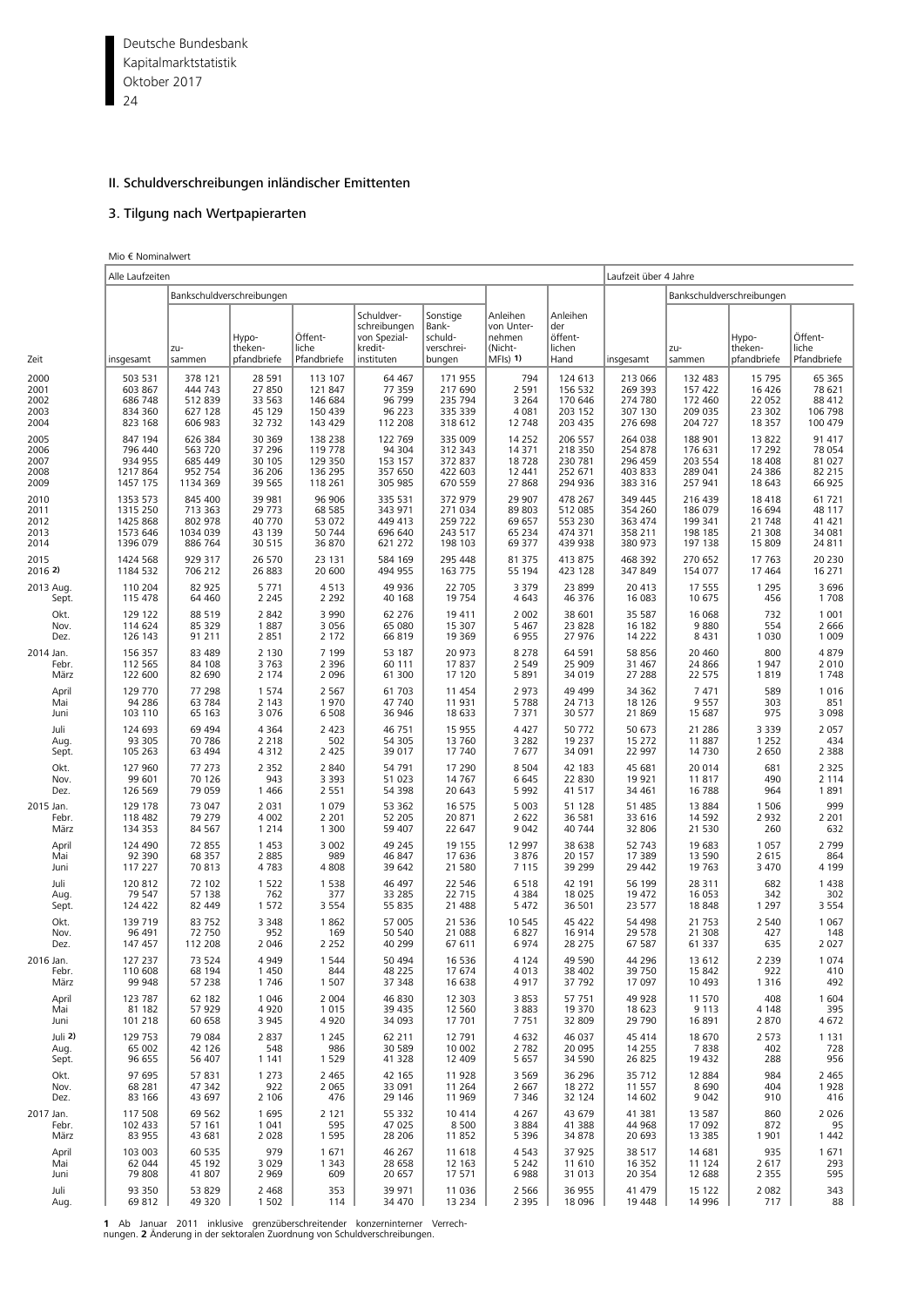## II. Schuldverschreibungen inländischer Emittenten

### 3. Tilgung nach Wertpapierarten

Mio € Nominalwert

| Zeit | Alle Laufzeiten | | | | | | | | Laufzeit über 4 Jahre | | | |
|---|---|---|---|---|---|---|---|---|---|---|---|---|
| | insgesamt | Bankschuldverschreibungen | | | | | Anleihen von Unternehmen (Nicht-MFIs) 1) | Anleihen der öffentlichen Hand | insgesamt | Bankschuldverschreibungen | | |
| | | zusammen | Hypothekenpfandbriefe | Öffentliche Pfandbriefe | Schuldverschreibungen von Spezialkreditinstituten | Sonstige Bankschuldverschreibungen | | | | zusammen | Hypothekenpfandbriefe | Öffentliche Pfandbriefe |
| 2000 | 503 531 | 378 121 | 28 591 | 113 107 | 64 467 | 171 955 | 794 | 124 613 | 213 066 | 132 483 | 15 795 | 65 365 |
| 2001 | 603 867 | 444 743 | 27 850 | 121 847 | 77 359 | 217 690 | 2 591 | 156 532 | 269 393 | 157 422 | 16 426 | 78 621 |
| 2002 | 686 748 | 512 839 | 33 563 | 146 684 | 96 799 | 235 794 | 3 264 | 170 646 | 274 780 | 172 460 | 22 052 | 88 412 |
| 2003 | 834 360 | 627 128 | 45 129 | 150 439 | 96 223 | 335 339 | 4 081 | 203 152 | 307 130 | 209 035 | 23 302 | 106 798 |
| 2004 | 823 168 | 606 983 | 32 732 | 143 429 | 112 208 | 318 612 | 12 748 | 203 435 | 276 698 | 204 727 | 18 357 | 100 479 |
| 2005 | 847 194 | 626 384 | 30 369 | 138 238 | 122 769 | 335 009 | 14 252 | 206 557 | 264 038 | 188 901 | 13 822 | 91 417 |
| 2006 | 796 440 | 563 720 | 37 296 | 119 778 | 94 304 | 312 343 | 14 371 | 218 350 | 254 878 | 176 631 | 17 292 | 78 054 |
| 2007 | 934 955 | 685 449 | 30 105 | 129 350 | 153 157 | 372 837 | 18 728 | 230 781 | 296 459 | 203 554 | 18 408 | 81 027 |
| 2008 | 1217 864 | 952 754 | 36 206 | 136 295 | 357 650 | 422 603 | 12 441 | 252 671 | 403 833 | 289 041 | 24 386 | 82 215 |
| 2009 | 1457 175 | 1134 369 | 39 565 | 118 261 | 305 985 | 670 559 | 27 868 | 294 936 | 383 316 | 257 941 | 18 643 | 66 925 |
| 2010 | 1353 573 | 845 400 | 39 981 | 96 906 | 335 531 | 372 979 | 29 907 | 478 267 | 349 445 | 216 439 | 18 418 | 61 721 |
| 2011 | 1315 250 | 713 363 | 29 773 | 68 585 | 343 971 | 271 034 | 89 803 | 512 085 | 354 260 | 186 079 | 16 694 | 48 117 |
| 2012 | 1425 868 | 802 978 | 40 770 | 53 072 | 449 413 | 259 722 | 69 657 | 553 230 | 363 474 | 199 341 | 21 748 | 41 421 |
| 2013 | 1573 646 | 1034 039 | 43 139 | 50 744 | 696 640 | 243 517 | 65 234 | 474 371 | 358 211 | 198 185 | 21 308 | 34 081 |
| 2014 | 1396 079 | 886 764 | 30 515 | 36 870 | 621 272 | 198 103 | 69 377 | 439 938 | 380 973 | 197 138 | 15 809 | 24 811 |
| 2015 | 1424 568 | 929 317 | 26 570 | 23 131 | 584 169 | 295 448 | 81 375 | 413 875 | 468 392 | 270 652 | 17 763 | 20 230 |
| 2016 2) | 1184 532 | 706 212 | 26 883 | 20 600 | 494 955 | 163 775 | 55 194 | 423 128 | 347 849 | 154 077 | 17 464 | 16 271 |
| 2013 Aug. | 110 204 | 82 925 | 5 771 | 4 513 | 49 936 | 22 705 | 3 379 | 23 899 | 20 413 | 17 555 | 1 295 | 3 696 |
| Sept. | 115 478 | 64 460 | 2 245 | 2 292 | 40 168 | 19 754 | 4 643 | 46 376 | 16 083 | 10 675 | 456 | 1 708 |
| Okt. | 129 122 | 88 519 | 2 842 | 3 990 | 62 276 | 19 411 | 2 002 | 38 601 | 35 587 | 16 068 | 732 | 1 001 |
| Nov. | 114 624 | 85 329 | 1 887 | 3 056 | 65 080 | 15 307 | 5 467 | 23 828 | 16 182 | 9 880 | 554 | 2 666 |
| Dez. | 126 143 | 91 211 | 2 851 | 2 172 | 66 819 | 19 369 | 6 955 | 27 976 | 14 222 | 8 431 | 1 030 | 1 009 |
| 2014 Jan. | 156 357 | 83 489 | 2 130 | 7 199 | 53 187 | 20 973 | 8 278 | 64 591 | 58 856 | 20 460 | 800 | 4 879 |
| Febr. | 112 565 | 84 108 | 3 763 | 2 396 | 60 111 | 17 837 | 2 549 | 25 909 | 31 467 | 24 866 | 1 947 | 2 010 |
| März | 122 600 | 82 690 | 2 174 | 2 096 | 61 300 | 17 120 | 5 891 | 34 019 | 27 288 | 22 575 | 1 819 | 1 748 |
| April | 129 770 | 77 298 | 1 574 | 2 567 | 61 703 | 11 454 | 2 973 | 49 499 | 34 362 | 7 471 | 589 | 1 016 |
| Mai | 94 286 | 63 784 | 2 143 | 1 970 | 47 740 | 11 931 | 5 788 | 24 713 | 18 126 | 9 557 | 303 | 851 |
| Juni | 103 110 | 65 163 | 3 076 | 6 508 | 36 946 | 18 633 | 7 371 | 30 577 | 21 869 | 15 687 | 975 | 3 098 |
| Juli | 124 693 | 69 494 | 4 364 | 2 423 | 46 751 | 15 955 | 4 427 | 50 772 | 50 673 | 21 286 | 3 339 | 2 057 |
| Aug. | 93 305 | 70 786 | 2 218 | 502 | 54 305 | 13 760 | 3 282 | 19 237 | 15 272 | 11 887 | 1 252 | 434 |
| Sept. | 105 263 | 63 494 | 4 312 | 2 425 | 39 017 | 17 740 | 7 677 | 34 091 | 22 997 | 14 730 | 2 650 | 2 388 |
| Okt. | 127 960 | 77 273 | 2 352 | 2 840 | 54 791 | 17 290 | 8 504 | 42 183 | 45 681 | 20 014 | 681 | 2 325 |
| Nov. | 99 601 | 70 126 | 943 | 3 393 | 51 023 | 14 767 | 6 645 | 22 830 | 19 921 | 11 817 | 490 | 2 114 |
| Dez. | 126 569 | 79 059 | 1 466 | 2 551 | 54 398 | 20 643 | 5 992 | 41 517 | 34 461 | 16 788 | 964 | 1 891 |
| 2015 Jan. | 129 178 | 73 047 | 2 031 | 1 079 | 53 362 | 16 575 | 5 003 | 51 128 | 51 485 | 13 884 | 1 506 | 999 |
| Febr. | 118 482 | 79 279 | 4 002 | 2 201 | 52 205 | 20 871 | 2 622 | 36 581 | 33 616 | 14 592 | 2 932 | 2 201 |
| März | 134 353 | 84 567 | 1 214 | 1 300 | 59 407 | 22 647 | 9 042 | 40 744 | 32 806 | 21 530 | 260 | 632 |
| April | 124 490 | 72 855 | 1 453 | 3 002 | 49 245 | 19 155 | 12 997 | 38 638 | 52 743 | 19 683 | 1 057 | 2 799 |
| Mai | 92 390 | 68 357 | 2 885 | 989 | 46 847 | 17 636 | 3 876 | 20 157 | 17 389 | 13 590 | 2 615 | 864 |
| Juni | 117 227 | 70 813 | 4 783 | 4 808 | 39 642 | 21 580 | 7 115 | 39 299 | 29 442 | 19 763 | 3 470 | 4 199 |
| Juli | 120 812 | 72 102 | 1 522 | 1 538 | 46 497 | 22 546 | 6 518 | 42 191 | 56 199 | 28 311 | 682 | 1 438 |
| Aug. | 79 547 | 57 138 | 762 | 377 | 33 285 | 22 715 | 4 384 | 18 025 | 19 472 | 16 053 | 342 | 302 |
| Sept. | 124 422 | 82 449 | 1 572 | 3 554 | 55 835 | 21 488 | 5 472 | 36 501 | 23 577 | 18 848 | 1 297 | 3 554 |
| Okt. | 139 719 | 83 752 | 3 348 | 1 862 | 57 005 | 21 536 | 10 545 | 45 422 | 54 498 | 21 753 | 2 540 | 1 067 |
| Nov. | 96 491 | 72 750 | 952 | 169 | 50 540 | 21 088 | 6 827 | 16 914 | 29 578 | 21 308 | 427 | 148 |
| Dez. | 147 457 | 112 208 | 2 046 | 2 252 | 40 299 | 67 611 | 6 974 | 28 275 | 67 587 | 61 337 | 635 | 2 027 |
| 2016 Jan. | 127 237 | 73 524 | 4 949 | 1 544 | 50 494 | 16 536 | 4 124 | 49 590 | 44 296 | 13 612 | 2 239 | 1 074 |
| Febr. | 110 608 | 68 194 | 1 450 | 844 | 48 225 | 17 674 | 4 013 | 38 402 | 39 750 | 15 842 | 922 | 410 |
| März | 99 948 | 57 238 | 1 746 | 1 507 | 37 348 | 16 638 | 4 917 | 37 792 | 17 097 | 10 493 | 1 316 | 492 |
| April | 123 787 | 62 182 | 1 046 | 2 004 | 46 830 | 12 303 | 3 853 | 57 751 | 49 928 | 11 570 | 408 | 1 604 |
| Mai | 81 182 | 57 929 | 4 920 | 1 015 | 39 435 | 12 560 | 3 883 | 19 370 | 18 623 | 9 113 | 4 148 | 395 |
| Juni | 101 218 | 60 658 | 3 945 | 4 920 | 34 093 | 17 701 | 7 751 | 32 809 | 29 790 | 16 891 | 2 870 | 4 672 |
| Juli 2) | 129 753 | 79 084 | 2 837 | 1 245 | 62 211 | 12 791 | 4 632 | 46 037 | 45 414 | 18 670 | 2 573 | 1 131 |
| Aug. | 65 002 | 42 126 | 548 | 986 | 30 589 | 10 002 | 2 782 | 20 095 | 14 255 | 7 838 | 402 | 728 |
| Sept. | 96 655 | 56 407 | 1 141 | 1 529 | 41 328 | 12 409 | 5 657 | 34 590 | 26 825 | 19 432 | 288 | 956 |
| Okt. | 97 695 | 57 831 | 1 273 | 2 465 | 42 165 | 11 928 | 3 569 | 36 296 | 35 712 | 12 884 | 984 | 2 465 |
| Nov. | 68 281 | 47 342 | 922 | 2 065 | 33 091 | 11 264 | 2 667 | 18 272 | 11 557 | 8 690 | 404 | 1 928 |
| Dez. | 83 166 | 43 697 | 2 106 | 476 | 29 146 | 11 969 | 7 346 | 32 124 | 14 602 | 9 042 | 910 | 416 |
| 2017 Jan. | 117 508 | 69 562 | 1 695 | 2 121 | 55 332 | 10 414 | 4 267 | 43 679 | 41 381 | 13 587 | 860 | 2 026 |
| Febr. | 102 433 | 57 161 | 1 041 | 595 | 47 025 | 8 500 | 3 884 | 41 388 | 44 968 | 17 092 | 872 | 95 |
| März | 83 955 | 43 681 | 2 028 | 1 595 | 28 206 | 11 852 | 5 396 | 34 878 | 20 693 | 13 385 | 1 901 | 1 442 |
| April | 103 003 | 60 535 | 979 | 1 671 | 46 267 | 11 618 | 4 543 | 37 925 | 38 517 | 14 681 | 935 | 1 671 |
| Mai | 62 044 | 45 192 | 3 029 | 1 343 | 28 658 | 12 163 | 5 242 | 11 610 | 16 352 | 11 124 | 2 617 | 293 |
| Juni | 79 808 | 41 807 | 2 969 | 609 | 20 657 | 17 571 | 6 988 | 31 013 | 20 354 | 12 688 | 2 355 | 595 |
| Juli | 93 350 | 53 829 | 2 468 | 353 | 39 971 | 11 036 | 2 566 | 36 955 | 41 479 | 15 122 | 2 082 | 343 |
| Aug. | 69 812 | 49 320 | 1 502 | 114 | 34 470 | 13 234 | 2 395 | 18 096 | 19 448 | 14 996 | 717 | 88 |

**1** Ab Januar 2011 inklusive grenzüberschreitender konzerninterner Verrechnungen. **2** Änderung in der sektoralen Zuordnung von Schuldverschreibungen.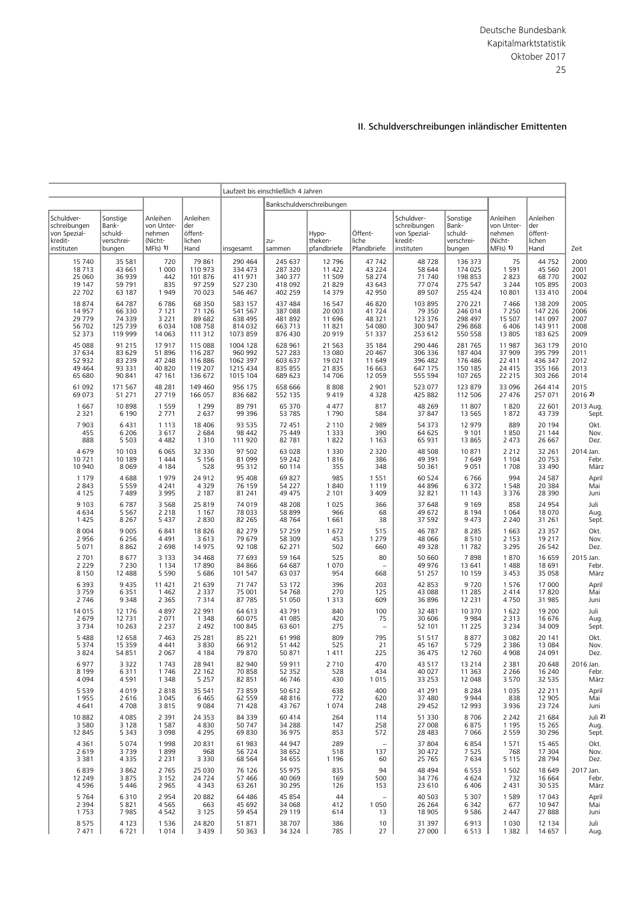## II. Schuldverschreibungen inländischer Emittenten

| Schuldverschreibungen von Spezialkreditinstituten | Sonstige Bankschuldverschreibungen | Anleihen von Unternehmen (Nicht-MFIs) 1) | Anleihen der öffentlichen Hand | Laufzeit bis einschließlich 4 Jahren | | | | | | | | | Zeit |
|---|---|---|---|---|---|---|---|---|---|---|---|---|---|
| | | | | insgesamt | Bankschuldverschreibungen | | | | | | Anleihen von Unternehmen (Nicht-MFIs) 1) | Anleihen der öffentlichen Hand | |
| | | | | | zusammen | Hypothekenpfandbriefe | Öffentliche Pfandbriefe | Schuldverschreibungen von Spezialkreditinstituten | Sonstige Bankschuldverschreibungen | | | | |
| 15 740 | 35 581 | 720 | 79 861 | 290 464 | 245 637 | 12 796 | 47 742 | 48 728 | 136 373 | | 75 | 44 752 | 2000 |
| 18 713 | 43 661 | 1 000 | 110 973 | 334 473 | 287 320 | 11 422 | 43 224 | 58 644 | 174 025 | | 1 591 | 45 560 | 2001 |
| 25 060 | 36 939 | 442 | 101 876 | 411 971 | 340 377 | 11 509 | 58 274 | 71 740 | 198 853 | | 2 823 | 68 770 | 2002 |
| 19 147 | 59 791 | 835 | 97 259 | 527 230 | 418 092 | 21 829 | 43 643 | 77 074 | 275 547 | | 3 244 | 105 895 | 2003 |
| 22 702 | 63 187 | 1 949 | 70 023 | 546 467 | 402 259 | 14 379 | 42 950 | 89 507 | 255 424 | | 10 801 | 133 410 | 2004 |
| 18 874 | 64 787 | 6 786 | 68 350 | 583 157 | 437 484 | 16 547 | 46 820 | 103 895 | 270 221 | | 7 466 | 138 209 | 2005 |
| 14 957 | 66 330 | 7 121 | 71 126 | 541 567 | 387 088 | 20 003 | 41 724 | 79 350 | 246 014 | | 7 250 | 147 226 | 2006 |
| 29 779 | 74 339 | 3 221 | 89 682 | 638 495 | 481 892 | 11 696 | 48 321 | 123 376 | 298 497 | | 15 507 | 141 097 | 2007 |
| 56 702 | 125 739 | 6 034 | 108 758 | 814 032 | 663 713 | 11 821 | 54 080 | 300 947 | 296 868 | | 6 406 | 143 911 | 2008 |
| 52 373 | 119 999 | 14 063 | 111 312 | 1073 859 | 876 430 | 20 919 | 51 337 | 253 612 | 550 558 | | 13 805 | 183 625 | 2009 |
| 45 088 | 91 215 | 17 917 | 115 088 | 1004 128 | 628 961 | 21 563 | 35 184 | 290 446 | 281 765 | | 11 987 | 363 179 | 2010 |
| 37 634 | 83 629 | 51 896 | 116 287 | 960 992 | 527 283 | 13 080 | 20 467 | 306 336 | 187 404 | | 37 909 | 395 799 | 2011 |
| 52 932 | 83 239 | 47 248 | 116 886 | 1062 397 | 603 637 | 19 021 | 11 649 | 396 482 | 176 486 | | 22 411 | 436 347 | 2012 |
| 49 464 | 93 331 | 40 820 | 119 207 | 1215 434 | 835 855 | 21 835 | 16 663 | 647 175 | 150 185 | | 24 415 | 355 166 | 2013 |
| 65 760 | 90 841 | 47 161 | 136 672 | 1015 104 | 689 623 | 14 706 | 12 059 | 555 594 | 107 265 | | 22 215 | 303 266 | 2014 |
| 61 092 | 171 567 | 48 281 | 149 460 | 956 175 | 658 666 | 8 808 | 2 901 | 523 077 | 123 879 | | 33 096 | 264 414 | 2015 |
| 69 073 | 51 271 | 27 719 | 166 057 | 836 682 | 552 135 | 9 419 | 4 328 | 425 882 | 112 506 | | 27 476 | 257 071 | 2016 2) |
| 1 667 | 10 898 | 1 559 | 1 299 | 89 791 | 65 370 | 4 477 | 817 | 48 269 | 11 807 | | 1 820 | 22 601 | 2013 Aug. |
| 2 321 | 6 190 | 2 771 | 2 637 | 99 396 | 53 785 | 1 790 | 584 | 37 847 | 13 565 | | 1 872 | 43 739 | Sept. |
| 7 903 | 6 431 | 1 113 | 18 406 | 93 535 | 72 451 | 2 110 | 2 989 | 54 373 | 12 979 | | 889 | 20 194 | Okt. |
| 455 | 6 206 | 3 617 | 2 684 | 98 442 | 75 449 | 1 333 | 390 | 64 625 | 9 101 | | 1 850 | 21 144 | Nov. |
| 888 | 5 503 | 4 482 | 1 310 | 111 920 | 82 781 | 1 822 | 1 163 | 65 931 | 13 865 | | 2 473 | 26 667 | Dez. |
| 4 679 | 10 103 | 6 065 | 32 330 | 97 502 | 63 028 | 1 330 | 2 320 | 48 508 | 10 871 | | 2 212 | 32 261 | 2014 Jan. |
| 10 721 | 10 189 | 1 444 | 5 156 | 81 099 | 59 242 | 1 816 | 386 | 49 391 | 7 649 | | 1 104 | 20 753 | Febr. |
| 10 940 | 8 069 | 4 184 | 528 | 95 312 | 60 114 | 355 | 348 | 50 361 | 9 051 | | 1 708 | 33 490 | März |
| 1 179 | 4 688 | 1 979 | 24 912 | 95 408 | 69 827 | 985 | 1 551 | 60 524 | 6 766 | | 994 | 24 587 | April |
| 2 843 | 5 559 | 4 241 | 4 329 | 76 159 | 54 227 | 1 840 | 1 119 | 44 896 | 6 372 | | 1 548 | 20 384 | Mai |
| 4 125 | 7 489 | 3 995 | 2 187 | 81 241 | 49 475 | 2 101 | 3 409 | 32 821 | 11 143 | | 3 376 | 28 390 | Juni |
| 9 103 | 6 787 | 3 568 | 25 819 | 74 019 | 48 208 | 1 025 | 366 | 37 648 | 9 169 | | 858 | 24 954 | Juli |
| 4 634 | 5 567 | 2 218 | 1 167 | 78 033 | 58 899 | 966 | 68 | 49 672 | 8 194 | | 1 064 | 18 070 | Aug. |
| 1 425 | 8 267 | 5 437 | 2 830 | 82 265 | 48 764 | 1 661 | 38 | 37 592 | 9 473 | | 2 240 | 31 261 | Sept. |
| 8 004 | 9 005 | 6 841 | 18 826 | 82 279 | 57 259 | 1 672 | 515 | 46 787 | 8 285 | | 1 663 | 23 357 | Okt. |
| 2 956 | 6 256 | 4 491 | 3 613 | 79 679 | 58 309 | 453 | 1 279 | 48 066 | 8 510 | | 2 153 | 19 217 | Nov. |
| 5 071 | 8 862 | 2 698 | 14 975 | 92 108 | 62 271 | 502 | 660 | 49 328 | 11 782 | | 3 295 | 26 542 | Dez. |
| 2 701 | 8 677 | 3 133 | 34 468 | 77 693 | 59 164 | 525 | 80 | 50 660 | 7 898 | | 1 870 | 16 659 | 2015 Jan. |
| 2 229 | 7 230 | 1 134 | 17 890 | 84 866 | 64 687 | 1 070 | – | 49 976 | 13 641 | | 1 488 | 18 691 | Febr. |
| 8 150 | 12 488 | 5 590 | 5 686 | 101 547 | 63 037 | 954 | 668 | 51 257 | 10 159 | | 3 453 | 35 058 | März |
| 6 393 | 9 435 | 11 421 | 21 639 | 71 747 | 53 172 | 396 | 203 | 42 853 | 9 720 | | 1 576 | 17 000 | April |
| 3 759 | 6 351 | 1 462 | 2 337 | 75 001 | 54 768 | 270 | 125 | 43 088 | 11 285 | | 2 414 | 17 820 | Mai |
| 2 746 | 9 348 | 2 365 | 7 314 | 87 785 | 51 050 | 1 313 | 609 | 36 896 | 12 231 | | 4 750 | 31 985 | Juni |
| 14 015 | 12 176 | 4 897 | 22 991 | 64 613 | 43 791 | 840 | 100 | 32 481 | 10 370 | | 1 622 | 19 200 | Juli |
| 2 679 | 12 731 | 2 071 | 1 348 | 60 075 | 41 085 | 420 | 75 | 30 606 | 9 984 | | 2 313 | 16 676 | Aug. |
| 3 734 | 10 263 | 2 237 | 2 492 | 100 845 | 63 601 | 275 | – | 52 101 | 11 225 | | 3 234 | 34 009 | Sept. |
| 5 488 | 12 658 | 7 463 | 25 281 | 85 221 | 61 998 | 809 | 795 | 51 517 | 8 877 | | 3 082 | 20 141 | Okt. |
| 5 374 | 15 359 | 4 441 | 3 830 | 66 912 | 51 442 | 525 | 21 | 45 167 | 5 729 | | 2 386 | 13 084 | Nov. |
| 3 824 | 54 851 | 2 067 | 4 184 | 79 870 | 50 871 | 1 411 | 225 | 36 475 | 12 760 | | 4 908 | 24 091 | Dez. |
| 6 977 | 3 322 | 1 743 | 28 941 | 82 940 | 59 911 | 2 710 | 470 | 43 517 | 13 214 | | 2 381 | 20 648 | 2016 Jan. |
| 8 199 | 6 311 | 1 746 | 22 162 | 70 858 | 52 352 | 528 | 434 | 40 027 | 11 363 | | 2 266 | 16 240 | Febr. |
| 4 094 | 4 591 | 1 348 | 5 257 | 82 851 | 46 746 | 430 | 1 015 | 33 253 | 12 048 | | 3 570 | 32 535 | März |
| 5 539 | 4 019 | 2 818 | 35 541 | 73 859 | 50 612 | 638 | 400 | 41 291 | 8 284 | | 1 035 | 22 211 | April |
| 1 955 | 2 616 | 3 045 | 6 465 | 62 559 | 48 816 | 772 | 620 | 37 480 | 9 944 | | 838 | 12 905 | Mai |
| 4 641 | 4 708 | 3 815 | 9 084 | 71 428 | 43 767 | 1 074 | 248 | 29 452 | 12 993 | | 3 936 | 23 724 | Juni |
| 10 882 | 4 085 | 2 391 | 24 353 | 84 339 | 60 414 | 264 | 114 | 51 330 | 8 706 | | 2 242 | 21 684 | Juli 2) |
| 3 580 | 3 128 | 1 587 | 4 830 | 50 747 | 34 288 | 147 | 258 | 27 008 | 6 875 | | 1 195 | 15 265 | Aug. |
| 12 845 | 5 343 | 3 098 | 4 295 | 69 830 | 36 975 | 853 | 572 | 28 483 | 7 066 | | 2 559 | 30 296 | Sept. |
| 4 361 | 5 074 | 1 998 | 20 831 | 61 983 | 44 947 | 289 | – | 37 804 | 6 854 | | 1 571 | 15 465 | Okt. |
| 2 619 | 3 739 | 1 899 | 968 | 56 724 | 38 652 | 518 | 137 | 30 472 | 7 525 | | 768 | 17 304 | Nov. |
| 3 381 | 4 335 | 2 231 | 3 330 | 68 564 | 34 655 | 1 196 | 60 | 25 765 | 7 634 | | 5 115 | 28 794 | Dez. |
| 6 839 | 3 862 | 2 765 | 25 030 | 76 126 | 55 975 | 835 | 94 | 48 494 | 6 553 | | 1 502 | 18 649 | 2017 Jan. |
| 12 249 | 3 875 | 3 152 | 24 724 | 57 466 | 40 069 | 169 | 500 | 34 776 | 4 624 | | 732 | 16 664 | Febr. |
| 4 596 | 5 446 | 2 965 | 4 343 | 63 261 | 30 295 | 126 | 153 | 23 610 | 6 406 | | 2 431 | 30 535 | März |
| 5 764 | 6 310 | 2 954 | 20 882 | 64 486 | 45 854 | 44 | – | 40 503 | 5 307 | | 1 589 | 17 043 | April |
| 2 394 | 5 821 | 4 565 | 663 | 45 692 | 34 068 | 412 | 1 050 | 26 264 | 6 342 | | 677 | 10 947 | Mai |
| 1 753 | 7 985 | 4 542 | 3 125 | 59 454 | 29 119 | 614 | 13 | 18 905 | 9 586 | | 2 447 | 27 888 | Juni |
| 8 575 | 4 123 | 1 536 | 24 820 | 51 871 | 38 707 | 386 | 10 | 31 397 | 6 913 | | 1 030 | 12 134 | Juli |
| 7 471 | 6 721 | 1 014 | 3 439 | 50 363 | 34 324 | 785 | 27 | 27 000 | 6 513 | | 1 382 | 14 657 | Aug. |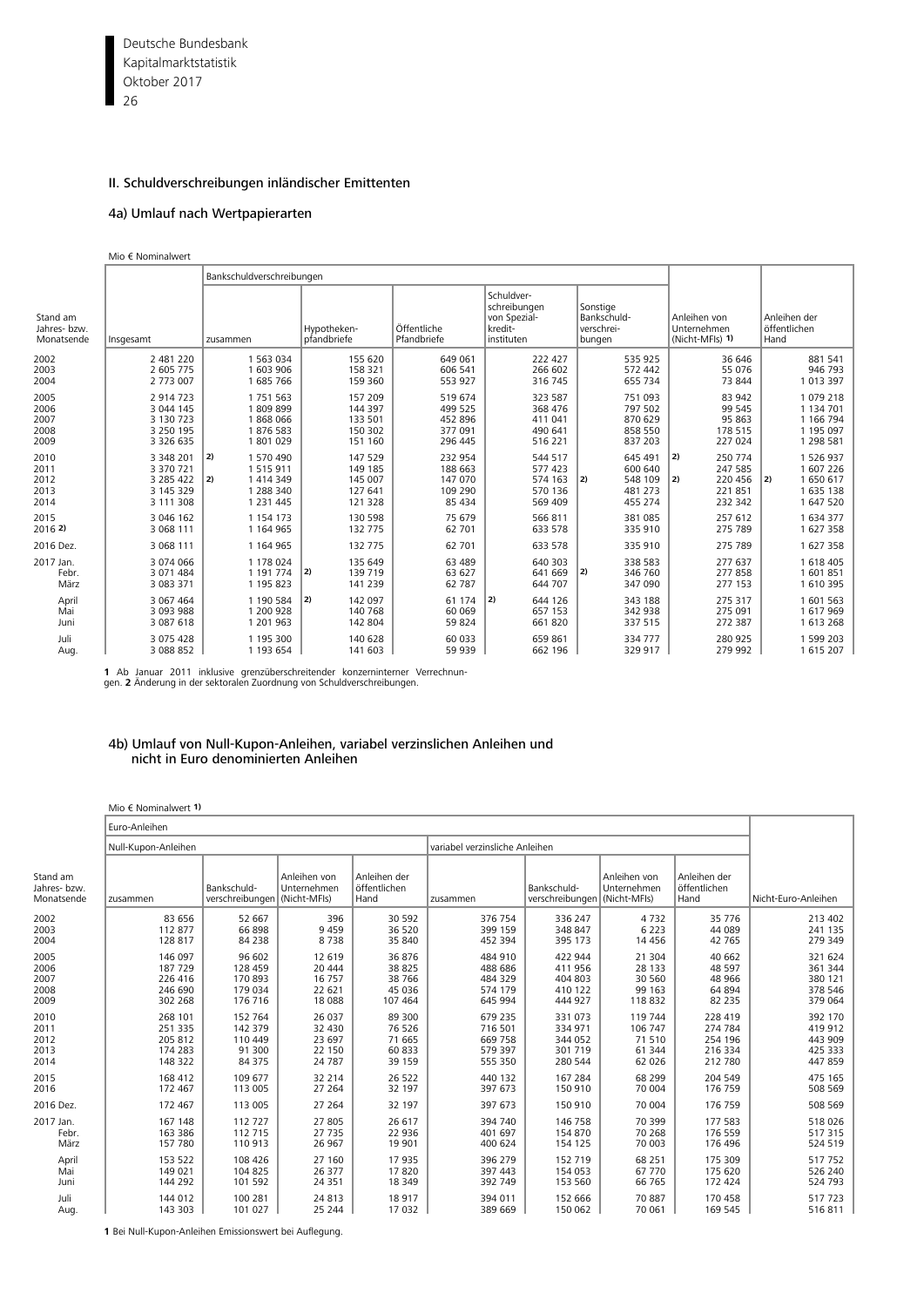## II. Schuldverschreibungen inländischer Emittenten

### 4a) Umlauf nach Wertpapierarten

Mio € Nominalwert

| Stand am Jahres- bzw. Monatsende | Insgesamt | Bankschuldverschreibungen | | | | | Anleihen von Unternehmen (Nicht-MFIs) 1) | Anleihen der öffentlichen Hand |
|---|---|---|---|---|---|---|---|---|
| | | zusammen | Hypotheken-pfandbriefe | Öffentliche Pfandbriefe | Schuldverschreibungen von Spezialkreditinstituten | Sonstige Bankschuldverschreibungen | | |
| 2002 | 2 481 220 | 1 563 034 | 155 620 | 649 061 | 222 427 | 535 925 | 36 646 | 881 541 |
| 2003 | 2 605 775 | 1 603 906 | 158 321 | 606 541 | 266 602 | 572 442 | 55 076 | 946 793 |
| 2004 | 2 773 007 | 1 685 766 | 159 360 | 553 927 | 316 745 | 655 734 | 73 844 | 1 013 397 |
| 2005 | 2 914 723 | 1 751 563 | 157 209 | 519 674 | 323 587 | 751 093 | 83 942 | 1 079 218 |
| 2006 | 3 044 145 | 1 809 899 | 144 397 | 499 525 | 368 476 | 797 502 | 99 545 | 1 134 701 |
| 2007 | 3 130 723 | 1 868 066 | 133 501 | 452 896 | 411 041 | 870 629 | 95 863 | 1 166 794 |
| 2008 | 3 250 195 | 1 876 583 | 150 302 | 377 091 | 490 641 | 858 550 | 178 515 | 1 195 097 |
| 2009 | 3 326 635 | 1 801 029 | 151 160 | 296 445 | 516 221 | 837 203 | 227 024 | 1 298 581 |
| 2010 | 3 348 201 | 2) 1 570 490 | 147 529 | 232 954 | 544 517 | 645 491 | 2) 250 774 | 1 526 937 |
| 2011 | 3 370 721 | 1 515 911 | 149 185 | 188 663 | 577 423 | 600 640 | 247 585 | 1 607 226 |
| 2012 | 3 285 422 | 2) 1 414 349 | 145 007 | 147 070 | 574 163 | 2) 548 109 | 2) 220 456 | 2) 1 650 617 |
| 2013 | 3 145 329 | 1 288 340 | 127 641 | 109 290 | 570 136 | 481 273 | 221 851 | 1 635 138 |
| 2014 | 3 111 308 | 1 231 445 | 121 328 | 85 434 | 569 409 | 455 274 | 232 342 | 1 647 520 |
| 2015 | 3 046 162 | 1 154 173 | 130 598 | 75 679 | 566 811 | 381 085 | 257 612 | 1 634 377 |
| 2016 2) | 3 068 111 | 1 164 965 | 132 775 | 62 701 | 633 578 | 335 910 | 275 789 | 1 627 358 |
| 2016 Dez. | 3 068 111 | 1 164 965 | 132 775 | 62 701 | 633 578 | 335 910 | 275 789 | 1 627 358 |
| 2017 Jan. | 3 074 066 | 1 178 024 | 135 649 | 63 489 | 640 303 | 338 583 | 277 637 | 1 618 405 |
| Febr. | 3 071 484 | 1 191 774 | 2) 139 719 | 63 627 | 641 669 | 2) 346 760 | 277 858 | 1 601 851 |
| März | 3 083 371 | 1 195 823 | 141 239 | 62 787 | 644 707 | 347 090 | 277 153 | 1 610 395 |
| April | 3 067 464 | 1 190 584 | 2) 142 097 | 61 174 | 2) 644 126 | 343 188 | 275 317 | 1 601 563 |
| Mai | 3 093 988 | 1 200 928 | 140 768 | 60 069 | 657 153 | 342 938 | 275 091 | 1 617 969 |
| Juni | 3 087 618 | 1 201 963 | 142 804 | 59 824 | 661 820 | 337 515 | 272 387 | 1 613 268 |
| Juli | 3 075 428 | 1 195 300 | 140 628 | 60 033 | 659 861 | 334 777 | 280 925 | 1 599 203 |
| Aug. | 3 088 852 | 1 193 654 | 141 603 | 59 939 | 662 196 | 329 917 | 279 992 | 1 615 207 |

**1** Ab Januar 2011 inklusive grenzüberschreitender konzerninterner Verrechnungen. **2** Änderung in der sektoralen Zuordnung von Schuldverschreibungen.

### 4b) Umlauf von Null-Kupon-Anleihen, variabel verzinslichen Anleihen und nicht in Euro denominierten Anleihen

Mio € Nominalwert 1)

| Stand am Jahres- bzw. Monatsende | Euro-Anleihen | | | | | | | | Nicht-Euro-Anleihen |
|---|---|---|---|---|---|---|---|---|---|
| | Null-Kupon-Anleihen | | | | variabel verzinsliche Anleihen | | | | |
| | zusammen | Bankschuldverschreibungen | Anleihen von Unternehmen (Nicht-MFIs) | Anleihen der öffentlichen Hand | zusammen | Bankschuldverschreibungen | Anleihen von Unternehmen (Nicht-MFIs) | Anleihen der öffentlichen Hand | |
| 2002 | 83 656 | 52 667 | 396 | 30 592 | 376 754 | 336 247 | 4 732 | 35 776 | 213 402 |
| 2003 | 112 877 | 66 898 | 9 459 | 36 520 | 399 159 | 348 847 | 6 223 | 44 089 | 241 135 |
| 2004 | 128 817 | 84 238 | 8 738 | 35 840 | 452 394 | 395 173 | 14 456 | 42 765 | 279 349 |
| 2005 | 146 097 | 96 602 | 12 619 | 36 876 | 484 910 | 422 944 | 21 304 | 40 662 | 321 624 |
| 2006 | 187 729 | 128 459 | 20 444 | 38 825 | 488 686 | 411 956 | 28 133 | 48 597 | 361 344 |
| 2007 | 226 416 | 170 893 | 16 757 | 38 766 | 484 329 | 404 803 | 30 560 | 48 966 | 380 121 |
| 2008 | 246 690 | 179 034 | 22 621 | 45 036 | 574 179 | 410 122 | 99 163 | 64 894 | 378 546 |
| 2009 | 302 268 | 176 716 | 18 088 | 107 464 | 645 994 | 444 927 | 118 832 | 82 235 | 379 064 |
| 2010 | 268 101 | 152 764 | 26 037 | 89 300 | 679 235 | 331 073 | 119 744 | 228 419 | 392 170 |
| 2011 | 251 335 | 142 379 | 32 430 | 76 526 | 716 501 | 334 971 | 106 747 | 274 784 | 419 912 |
| 2012 | 205 812 | 110 449 | 23 697 | 71 665 | 669 758 | 344 052 | 71 510 | 254 196 | 443 909 |
| 2013 | 174 283 | 91 300 | 22 150 | 60 833 | 579 397 | 301 719 | 61 344 | 216 334 | 425 333 |
| 2014 | 148 322 | 84 375 | 24 787 | 39 159 | 555 350 | 280 544 | 62 026 | 212 780 | 447 859 |
| 2015 | 168 412 | 109 677 | 32 214 | 26 522 | 440 132 | 167 284 | 68 299 | 204 549 | 475 165 |
| 2016 | 172 467 | 113 005 | 27 264 | 32 197 | 397 673 | 150 910 | 70 004 | 176 759 | 508 569 |
| 2016 Dez. | 172 467 | 113 005 | 27 264 | 32 197 | 397 673 | 150 910 | 70 004 | 176 759 | 508 569 |
| 2017 Jan. | 167 148 | 112 727 | 27 805 | 26 617 | 394 740 | 146 758 | 70 399 | 177 583 | 518 026 |
| Febr. | 163 386 | 112 715 | 27 735 | 22 936 | 401 697 | 154 870 | 70 268 | 176 559 | 517 315 |
| März | 157 780 | 110 913 | 26 967 | 19 901 | 400 624 | 154 125 | 70 003 | 176 496 | 524 519 |
| April | 153 522 | 108 426 | 27 160 | 17 935 | 396 279 | 152 719 | 68 251 | 175 309 | 517 752 |
| Mai | 149 021 | 104 825 | 26 377 | 17 820 | 397 443 | 154 053 | 67 770 | 175 620 | 526 240 |
| Juni | 144 292 | 101 592 | 24 351 | 18 349 | 392 749 | 153 560 | 66 765 | 172 424 | 524 793 |
| Juli | 144 012 | 100 281 | 24 813 | 18 917 | 394 011 | 152 666 | 70 887 | 170 458 | 517 723 |
| Aug. | 143 303 | 101 027 | 25 244 | 17 032 | 389 669 | 150 062 | 70 061 | 169 545 | 516 811 |

**1** Bei Null-Kupon-Anleihen Emissionswert bei Auflegung.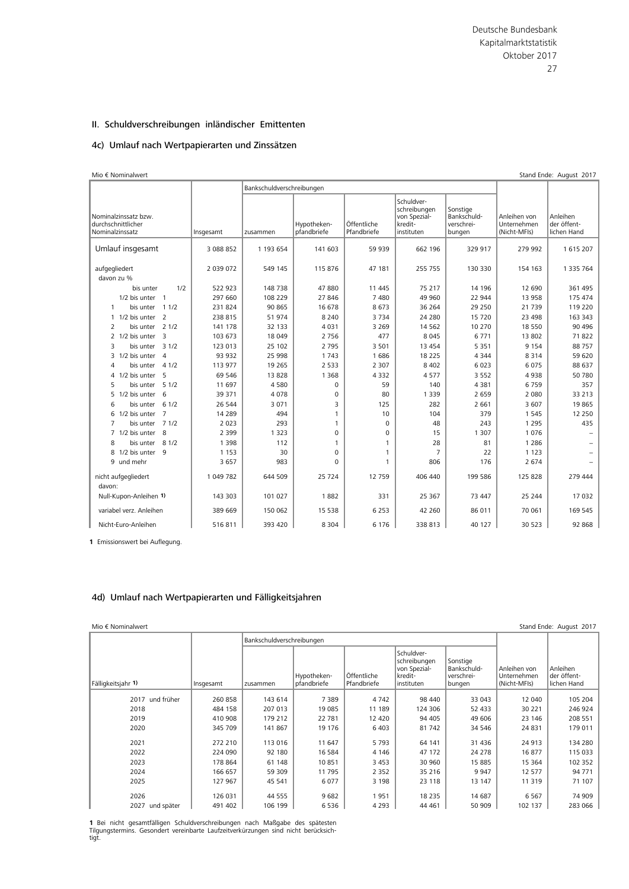## II. Schuldverschreibungen inländischer Emittenten

### 4c) Umlauf nach Wertpapierarten und Zinssätzen

Mio € Nominalwert | Stand Ende: August 2017

| Nominalzinssatz bzw. durchschnittlicher Nominalzinssatz | Insgesamt | Bankschuldverschreibungen zusammen | Hypotheken-pfandbriefe | Öffentliche Pfandbriefe | Schuldverschreibungen von Spezialkreditinstituten | Sonstige Bankschuldverschreibungen | Anleihen von Unternehmen (Nicht-MFIs) | Anleihen der öffentlichen Hand |
|---|---|---|---|---|---|---|---|---|
| Umlauf insgesamt | 3 088 852 | 1 193 654 | 141 603 | 59 939 | 662 196 | 329 917 | 279 992 | 1 615 207 |
| aufgegliedert | 2 039 072 | 549 145 | 115 876 | 47 181 | 255 755 | 130 330 | 154 163 | 1 335 764 |
| davon zu % | | | | | | | | |
| bis unter 1/2 | 522 923 | 148 738 | 47 880 | 11 445 | 75 217 | 14 196 | 12 690 | 361 495 |
| 1/2 bis unter 1 | 297 660 | 108 229 | 27 846 | 7 480 | 49 960 | 22 944 | 13 958 | 175 474 |
| 1 bis unter 1 1/2 | 231 824 | 90 865 | 16 678 | 8 673 | 36 264 | 29 250 | 21 739 | 119 220 |
| 1 1/2 bis unter 2 | 238 815 | 51 974 | 8 240 | 3 734 | 24 280 | 15 720 | 23 498 | 163 343 |
| 2 bis unter 2 1/2 | 141 178 | 32 133 | 4 031 | 3 269 | 14 562 | 10 270 | 18 550 | 90 496 |
| 2 1/2 bis unter 3 | 103 673 | 18 049 | 2 756 | 477 | 8 045 | 6 771 | 13 802 | 71 822 |
| 3 bis unter 3 1/2 | 123 013 | 25 102 | 2 795 | 3 501 | 13 454 | 5 351 | 9 154 | 88 757 |
| 3 1/2 bis unter 4 | 93 932 | 25 998 | 1 743 | 1 686 | 18 225 | 4 344 | 8 314 | 59 620 |
| 4 bis unter 4 1/2 | 113 977 | 19 265 | 2 533 | 2 307 | 8 402 | 6 023 | 6 075 | 88 637 |
| 4 1/2 bis unter 5 | 69 546 | 13 828 | 1 368 | 4 332 | 4 577 | 3 552 | 4 938 | 50 780 |
| 5 bis unter 5 1/2 | 11 697 | 4 580 | 0 | 59 | 140 | 4 381 | 6 759 | 357 |
| 5 1/2 bis unter 6 | 39 371 | 4 078 | 0 | 80 | 1 339 | 2 659 | 2 080 | 33 213 |
| 6 bis unter 6 1/2 | 26 544 | 3 071 | 3 | 125 | 282 | 2 661 | 3 607 | 19 865 |
| 6 1/2 bis unter 7 | 14 289 | 494 | 1 | 10 | 104 | 379 | 1 545 | 12 250 |
| 7 bis unter 7 1/2 | 2 023 | 293 | 1 | 0 | 48 | 243 | 1 295 | 435 |
| 7 1/2 bis unter 8 | 2 399 | 1 323 | 0 | 0 | 15 | 1 307 | 1 076 | – |
| 8 bis unter 8 1/2 | 1 398 | 112 | 1 | 1 | 28 | 81 | 1 286 | – |
| 8 1/2 bis unter 9 | 1 153 | 30 | 0 | 1 | 7 | 22 | 1 123 | – |
| 9 und mehr | 3 657 | 983 | 0 | 1 | 806 | 176 | 2 674 | – |
| nicht aufgegliedert | 1 049 782 | 644 509 | 25 724 | 12 759 | 406 440 | 199 586 | 125 828 | 279 444 |
| davon: | | | | | | | | |
| Null-Kupon-Anleihen 1) | 143 303 | 101 027 | 1 882 | 331 | 25 367 | 73 447 | 25 244 | 17 032 |
| variabel verz. Anleihen | 389 669 | 150 062 | 15 538 | 6 253 | 42 260 | 86 011 | 70 061 | 169 545 |
| Nicht-Euro-Anleihen | 516 811 | 393 420 | 8 304 | 6 176 | 338 813 | 40 127 | 30 523 | 92 868 |

**1** Emissionswert bei Auflegung.

### 4d) Umlauf nach Wertpapierarten und Fälligkeitsjahren

Mio € Nominalwert | Stand Ende: August 2017

| Fälligkeitsjahr 1) | Insgesamt | Bankschuldverschreibungen zusammen | Hypotheken-pfandbriefe | Öffentliche Pfandbriefe | Schuldverschreibungen von Spezialkreditinstituten | Sonstige Bankschuldverschreibungen | Anleihen von Unternehmen (Nicht-MFIs) | Anleihen der öffentlichen Hand |
|---|---|---|---|---|---|---|---|---|
| 2017 und früher | 260 858 | 143 614 | 7 389 | 4 742 | 98 440 | 33 043 | 12 040 | 105 204 |
| 2018 | 484 158 | 207 013 | 19 085 | 11 189 | 124 306 | 52 433 | 30 221 | 246 924 |
| 2019 | 410 908 | 179 212 | 22 781 | 12 420 | 94 405 | 49 606 | 23 146 | 208 551 |
| 2020 | 345 709 | 141 867 | 19 176 | 6 403 | 81 742 | 34 546 | 24 831 | 179 011 |
| 2021 | 272 210 | 113 016 | 11 647 | 5 793 | 64 141 | 31 436 | 24 913 | 134 280 |
| 2022 | 224 090 | 92 180 | 16 584 | 4 146 | 47 172 | 24 278 | 16 877 | 115 033 |
| 2023 | 178 864 | 61 148 | 10 851 | 3 453 | 30 960 | 15 885 | 15 364 | 102 352 |
| 2024 | 166 657 | 59 309 | 11 795 | 2 352 | 35 216 | 9 947 | 12 577 | 94 771 |
| 2025 | 127 967 | 45 541 | 6 077 | 3 198 | 23 118 | 13 147 | 11 319 | 71 107 |
| 2026 | 126 031 | 44 555 | 9 682 | 1 951 | 18 235 | 14 687 | 6 567 | 74 909 |
| 2027 und später | 491 402 | 106 199 | 6 536 | 4 293 | 44 461 | 50 909 | 102 137 | 283 066 |

**1** Bei nicht gesamtfälligen Schuldverschreibungen nach Maßgabe des spätesten Tilgungstermins. Gesondert vereinbarte Laufzeitverkürzungen sind nicht berücksichtigt.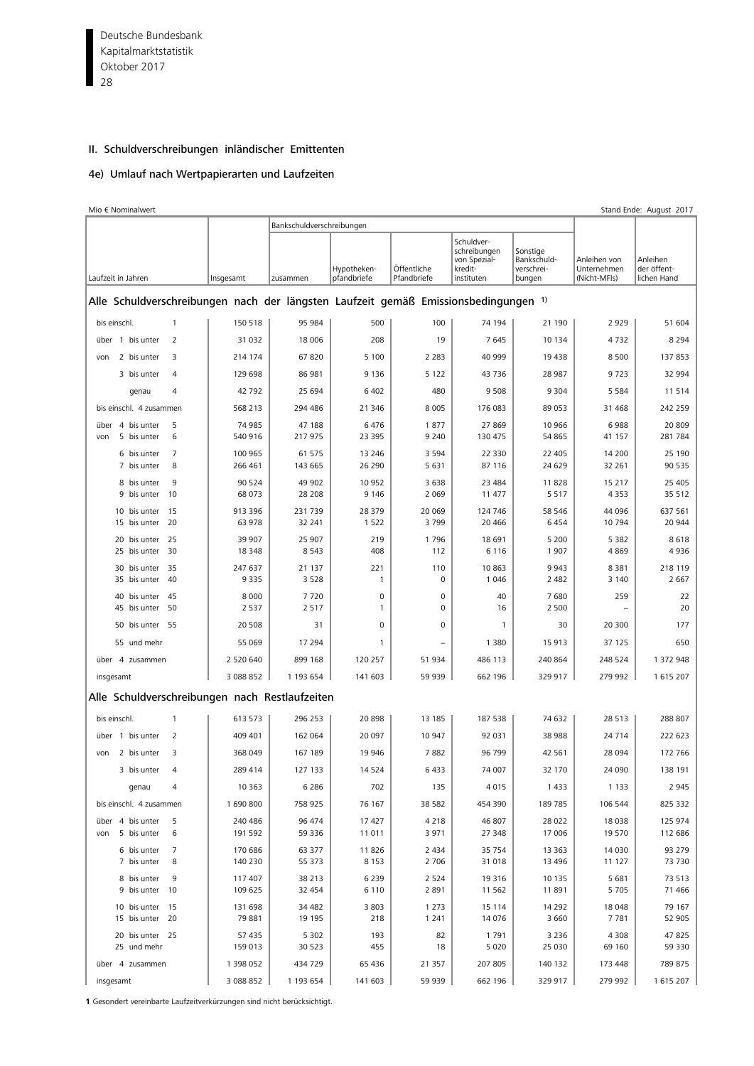## II. Schuldverschreibungen inländischer Emittenten

### 4e) Umlauf nach Wertpapierarten und Laufzeiten

Mio € Nominalwert | Stand Ende: August 2017

| Laufzeit in Jahren | Insgesamt | Bankschuldverschreibungen zusammen | Hypotheken-pfandbriefe | Öffentliche Pfandbriefe | Schuldver-schreibungen von Spezial-kredit-instituten | Sonstige Bankschuld-verschrei-bungen | Anleihen von Unternehmen (Nicht-MFIs) | Anleihen der öffent-lichen Hand |
|---|---|---|---|---|---|---|---|---|
| **Alle Schuldverschreibungen nach der längsten Laufzeit gemäß Emissionsbedingungen [1]** | | | | | | | | |
| bis einschl. 1 | 150 518 | 95 984 | 500 | 100 | 74 194 | 21 190 | 2 929 | 51 604 |
| über 1 bis unter 2 | 31 032 | 18 006 | 208 | 19 | 7 645 | 10 134 | 4 732 | 8 294 |
| von 2 bis unter 3 | 214 174 | 67 820 | 5 100 | 2 283 | 40 999 | 19 438 | 8 500 | 137 853 |
| 3 bis unter 4 | 129 698 | 86 981 | 9 136 | 5 122 | 43 736 | 28 987 | 9 723 | 32 994 |
| genau 4 | 42 792 | 25 694 | 6 402 | 480 | 9 508 | 9 304 | 5 584 | 11 514 |
| bis einschl. 4 zusammen | 568 213 | 294 486 | 21 346 | 8 005 | 176 083 | 89 053 | 31 468 | 242 259 |
| über 4 bis unter 5 | 74 985 | 47 188 | 6 476 | 1 877 | 27 869 | 10 966 | 6 988 | 20 809 |
| von 5 bis unter 6 | 540 916 | 217 975 | 23 395 | 9 240 | 130 475 | 54 865 | 41 157 | 281 784 |
| 6 bis unter 7 | 100 965 | 61 575 | 13 246 | 3 594 | 22 330 | 22 405 | 14 200 | 25 190 |
| 7 bis unter 8 | 266 461 | 143 665 | 26 290 | 5 631 | 87 116 | 24 629 | 32 261 | 90 535 |
| 8 bis unter 9 | 90 524 | 49 902 | 10 952 | 3 638 | 23 484 | 11 828 | 15 217 | 25 405 |
| 9 bis unter 10 | 68 073 | 28 208 | 9 146 | 2 069 | 11 477 | 5 517 | 4 353 | 35 512 |
| 10 bis unter 15 | 913 396 | 231 739 | 28 379 | 20 069 | 124 746 | 58 546 | 44 096 | 637 561 |
| 15 bis unter 20 | 63 978 | 32 241 | 1 522 | 3 799 | 20 466 | 6 454 | 10 794 | 20 944 |
| 20 bis unter 25 | 39 907 | 25 907 | 219 | 1 796 | 18 691 | 5 200 | 5 382 | 8 618 |
| 25 bis unter 30 | 18 348 | 8 543 | 408 | 112 | 6 116 | 1 907 | 4 869 | 4 936 |
| 30 bis unter 35 | 247 637 | 21 137 | 221 | 110 | 10 863 | 9 943 | 8 381 | 218 119 |
| 35 bis unter 40 | 9 335 | 3 528 | 1 | 0 | 1 046 | 2 482 | 3 140 | 2 667 |
| 40 bis unter 45 | 8 000 | 7 720 | 0 | 0 | 40 | 7 680 | 259 | 22 |
| 45 bis unter 50 | 2 537 | 2 517 | 1 | 0 | 16 | 2 500 | – | 20 |
| 50 bis unter 55 | 20 508 | 31 | 0 | 0 | 1 | 30 | 20 300 | 177 |
| 55 und mehr | 55 069 | 17 294 | 1 | – | 1 380 | 15 913 | 37 125 | 650 |
| über 4 zusammen | 2 520 640 | 899 168 | 120 257 | 51 934 | 486 113 | 240 864 | 248 524 | 1 372 948 |
| insgesamt | 3 088 852 | 1 193 654 | 141 603 | 59 939 | 662 196 | 329 917 | 279 992 | 1 615 207 |
| **Alle Schuldverschreibungen nach Restlaufzeiten** | | | | | | | | |
| bis einschl. 1 | 613 573 | 296 253 | 20 898 | 13 185 | 187 538 | 74 632 | 28 513 | 288 807 |
| über 1 bis unter 2 | 409 401 | 162 064 | 20 097 | 10 947 | 92 031 | 38 988 | 24 714 | 222 623 |
| von 2 bis unter 3 | 368 049 | 167 189 | 19 946 | 7 882 | 96 799 | 42 561 | 28 094 | 172 766 |
| 3 bis unter 4 | 289 414 | 127 133 | 14 524 | 6 433 | 74 007 | 32 170 | 24 090 | 138 191 |
| genau 4 | 10 363 | 6 286 | 702 | 135 | 4 015 | 1 433 | 1 133 | 2 945 |
| bis einschl. 4 zusammen | 1 690 800 | 758 925 | 76 167 | 38 582 | 454 390 | 189 785 | 106 544 | 825 332 |
| über 4 bis unter 5 | 240 486 | 96 474 | 17 427 | 4 218 | 46 807 | 28 022 | 18 038 | 125 974 |
| von 5 bis unter 6 | 191 592 | 59 336 | 11 011 | 3 971 | 27 348 | 17 006 | 19 570 | 112 686 |
| 6 bis unter 7 | 170 686 | 63 377 | 11 826 | 2 434 | 35 754 | 13 363 | 14 030 | 93 279 |
| 7 bis unter 8 | 140 230 | 55 373 | 8 153 | 2 706 | 31 018 | 13 496 | 11 127 | 73 730 |
| 8 bis unter 9 | 117 407 | 38 213 | 6 239 | 2 524 | 19 316 | 10 135 | 5 681 | 73 513 |
| 9 bis unter 10 | 109 625 | 32 454 | 6 110 | 2 891 | 11 562 | 11 891 | 5 705 | 71 466 |
| 10 bis unter 15 | 131 698 | 34 482 | 3 803 | 1 273 | 15 114 | 14 292 | 18 048 | 79 167 |
| 15 bis unter 20 | 79 881 | 19 195 | 218 | 1 241 | 14 076 | 3 660 | 7 781 | 52 905 |
| 20 bis unter 25 | 57 435 | 5 302 | 193 | 82 | 1 791 | 3 236 | 4 308 | 47 825 |
| 25 und mehr | 159 013 | 30 523 | 455 | 18 | 5 020 | 25 030 | 69 160 | 59 330 |
| über 4 zusammen | 1 398 052 | 434 729 | 65 436 | 21 357 | 207 805 | 140 132 | 173 448 | 789 875 |
| insgesamt | 3 088 852 | 1 193 654 | 141 603 | 59 939 | 662 196 | 329 917 | 279 992 | 1 615 207 |

**1** Gesondert vereinbarte Laufzeitverkürzungen sind nicht berücksichtigt.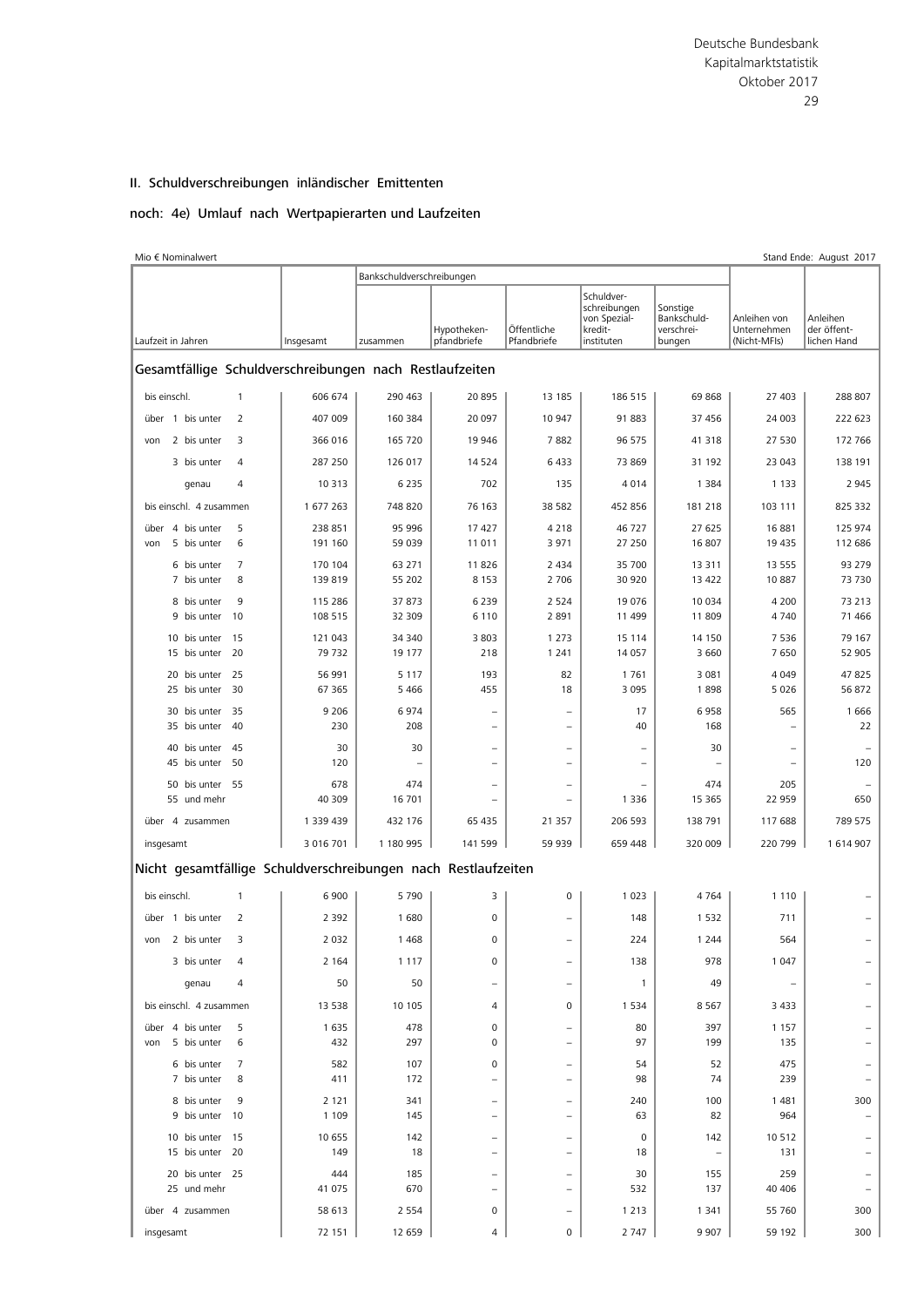## II. Schuldverschreibungen inländischer Emittenten

### noch: 4e) Umlauf nach Wertpapierarten und Laufzeiten

Mio € Nominalwert — Stand Ende: August 2017

| Laufzeit in Jahren | Insgesamt | Bankschuldverschreibungen zusammen | Hypotheken-pfandbriefe | Öffentliche Pfandbriefe | Schuldverschreibungen von Spezialkreditinstituten | Sonstige Bankschuldverschreibungen | Anleihen von Unternehmen (Nicht-MFIs) | Anleihen der öffentlichen Hand |
|---|---|---|---|---|---|---|---|---|
| **Gesamtfällige Schuldverschreibungen nach Restlaufzeiten** | | | | | | | | |
| bis einschl. 1 | 606 674 | 290 463 | 20 895 | 13 185 | 186 515 | 69 868 | 27 403 | 288 807 |
| über 1 bis unter 2 | 407 009 | 160 384 | 20 097 | 10 947 | 91 883 | 37 456 | 24 003 | 222 623 |
| von 2 bis unter 3 | 366 016 | 165 720 | 19 946 | 7 882 | 96 575 | 41 318 | 27 530 | 172 766 |
| 3 bis unter 4 | 287 250 | 126 017 | 14 524 | 6 433 | 73 869 | 31 192 | 23 043 | 138 191 |
| genau 4 | 10 313 | 6 235 | 702 | 135 | 4 014 | 1 384 | 1 133 | 2 945 |
| bis einschl. 4 zusammen | 1 677 263 | 748 820 | 76 163 | 38 582 | 452 856 | 181 218 | 103 111 | 825 332 |
| über 4 bis unter 5 | 238 851 | 95 996 | 17 427 | 4 218 | 46 727 | 27 625 | 16 881 | 125 974 |
| von 5 bis unter 6 | 191 160 | 59 039 | 11 011 | 3 971 | 27 250 | 16 807 | 19 435 | 112 686 |
| 6 bis unter 7 | 170 104 | 63 271 | 11 826 | 2 434 | 35 700 | 13 311 | 13 555 | 93 279 |
| 7 bis unter 8 | 139 819 | 55 202 | 8 153 | 2 706 | 30 920 | 13 422 | 10 887 | 73 730 |
| 8 bis unter 9 | 115 286 | 37 873 | 6 239 | 2 524 | 19 076 | 10 034 | 4 200 | 73 213 |
| 9 bis unter 10 | 108 515 | 32 309 | 6 110 | 2 891 | 11 499 | 11 809 | 4 740 | 71 466 |
| 10 bis unter 15 | 121 043 | 34 340 | 3 803 | 1 273 | 15 114 | 14 150 | 7 536 | 79 167 |
| 15 bis unter 20 | 79 732 | 19 177 | 218 | 1 241 | 14 057 | 3 660 | 7 650 | 52 905 |
| 20 bis unter 25 | 56 991 | 5 117 | 193 | 82 | 1 761 | 3 081 | 4 049 | 47 825 |
| 25 bis unter 30 | 67 365 | 5 466 | 455 | 18 | 3 095 | 1 898 | 5 026 | 56 872 |
| 30 bis unter 35 | 9 206 | 6 974 | – | – | 17 | 6 958 | 565 | 1 666 |
| 35 bis unter 40 | 230 | 208 | – | – | 40 | 168 | – | 22 |
| 40 bis unter 45 | 30 | 30 | – | – | – | 30 | – | – |
| 45 bis unter 50 | 120 | – | – | – | – | – | – | 120 |
| 50 bis unter 55 | 678 | 474 | – | – | – | 474 | 205 | – |
| 55 und mehr | 40 309 | 16 701 | – | – | 1 336 | 15 365 | 22 959 | 650 |
| über 4 zusammen | 1 339 439 | 432 176 | 65 435 | 21 357 | 206 593 | 138 791 | 117 688 | 789 575 |
| insgesamt | 3 016 701 | 1 180 995 | 141 599 | 59 939 | 659 448 | 320 009 | 220 799 | 1 614 907 |
| **Nicht gesamtfällige Schuldverschreibungen nach Restlaufzeiten** | | | | | | | | |
| bis einschl. 1 | 6 900 | 5 790 | 3 | 0 | 1 023 | 4 764 | 1 110 | – |
| über 1 bis unter 2 | 2 392 | 1 680 | 0 | – | 148 | 1 532 | 711 | – |
| von 2 bis unter 3 | 2 032 | 1 468 | 0 | – | 224 | 1 244 | 564 | – |
| 3 bis unter 4 | 2 164 | 1 117 | 0 | – | 138 | 978 | 1 047 | – |
| genau 4 | 50 | 50 | – | – | 1 | 49 | – | – |
| bis einschl. 4 zusammen | 13 538 | 10 105 | 4 | 0 | 1 534 | 8 567 | 3 433 | – |
| über 4 bis unter 5 | 1 635 | 478 | 0 | – | 80 | 397 | 1 157 | – |
| von 5 bis unter 6 | 432 | 297 | 0 | – | 97 | 199 | 135 | – |
| 6 bis unter 7 | 582 | 107 | 0 | – | 54 | 52 | 475 | – |
| 7 bis unter 8 | 411 | 172 | – | – | 98 | 74 | 239 | – |
| 8 bis unter 9 | 2 121 | 341 | – | – | 240 | 100 | 1 481 | 300 |
| 9 bis unter 10 | 1 109 | 145 | – | – | 63 | 82 | 964 | – |
| 10 bis unter 15 | 10 655 | 142 | – | – | 0 | 142 | 10 512 | – |
| 15 bis unter 20 | 149 | 18 | – | – | 18 | – | 131 | – |
| 20 bis unter 25 | 444 | 185 | – | – | 30 | 155 | 259 | – |
| 25 und mehr | 41 075 | 670 | – | – | 532 | 137 | 40 406 | – |
| über 4 zusammen | 58 613 | 2 554 | 0 | – | 1 213 | 1 341 | 55 760 | 300 |
| insgesamt | 72 151 | 12 659 | 4 | 0 | 2 747 | 9 907 | 59 192 | 300 |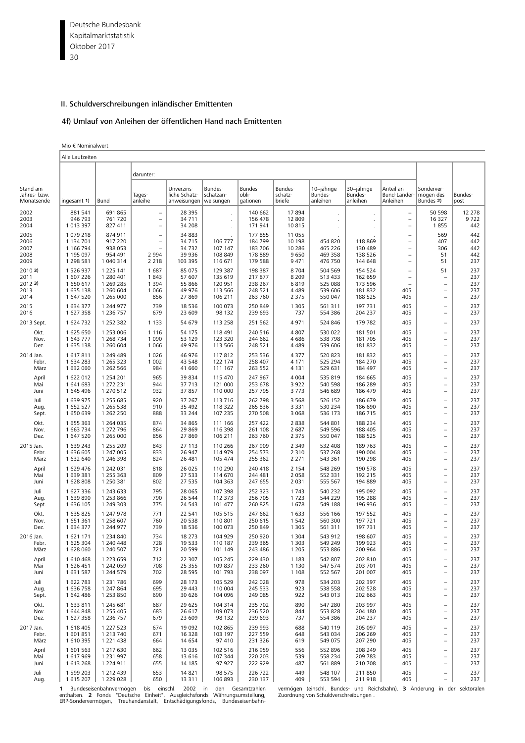## II. Schuldverschreibungen inländischer Emittenten

### 4f) Umlauf von Anleihen der öffentlichen Hand nach Emittenten

Mio € Nominalwert

| Stand am Jahres- bzw. Monatsende | Alle Laufzeiten | | | | | | | | | | | | |
|---|---|---|---|---|---|---|---|---|---|---|---|---|---|
| | | | darunter: | | | | | | | | | | |
| | ingesamt 1) | Bund | Tages-anleihe | Unverzins-liche Schatz-anweisungen | Bundes-schatzan-weisungen | Bundes-obli-gationen | Bundes-schatz-briefe | 10–jährige Bundes-anleihen | 30–jährige Bundes-anleihen | Anteil an Bund-Länder-Anleihen | Sonderver-mögen des Bundes 2) | Bundes-post |
| 2002 | 881 541 | 691 865 | – | 28 395 | . | 140 662 | 17 894 | . | . | – | 50 598 | 12 278 |
| 2003 | 946 793 | 761 720 | – | 34 711 | . | 156 478 | 12 809 | . | . | – | 16 327 | 9 722 |
| 2004 | 1 013 397 | 827 411 | – | 34 208 | . | 171 941 | 10 815 | . | . | – | 1 855 | 442 |
| 2005 | 1 079 218 | 874 911 | – | 34 883 | . | 177 855 | 11 055 | . | . | – | 569 | 442 |
| 2006 | 1 134 701 | 917 220 | – | 34 715 | 106 777 | 184 799 | 10 198 | 454 820 | 118 869 | – | 407 | 442 |
| 2007 | 1 166 794 | 938 053 | – | 34 732 | 107 147 | 183 706 | 10 286 | 465 226 | 130 489 | – | 306 | 442 |
| 2008 | 1 195 097 | 954 491 | 2 994 | 39 936 | 108 849 | 178 889 | 9 650 | 469 358 | 138 526 | – | 51 | 442 |
| 2009 | 1 298 581 | 1 040 314 | 2 218 | 103 395 | 116 671 | 179 588 | 9 471 | 476 750 | 144 648 | – | 51 | 237 |
| 2010 3) | 1 526 937 | 1 225 141 | 1 687 | 85 075 | 129 357 | 198 387 | 8 704 | 504 569 | 154 524 | – | 51 | 237 |
| 2011 | 1 607 226 | 1 280 401 | 1 843 | 57 607 | 135 619 | 217 877 | 8 209 | 513 433 | 162 659 | – | – | 237 |
| 2012 3) | 1 650 617 | 1 269 285 | 1 394 | 55 866 | 120 951 | 238 267 | 6 819 | 525 088 | 173 596 | – | – | 237 |
| 2013 | 1 635 138 | 1 260 604 | 1 066 | 49 976 | 113 566 | 248 521 | 4 489 | 539 606 | 181 832 | 405 | – | 237 |
| 2014 | 1 647 520 | 1 265 000 | 856 | 27 869 | 106 211 | 263 760 | 2 375 | 550 047 | 188 525 | 405 | – | 237 |
| 2015 | 1 634 377 | 1 244 977 | 739 | 18 536 | 100 073 | 250 849 | 1 305 | 561 311 | 197 731 | 405 | – | 237 |
| 2016 | 1 627 358 | 1 236 757 | 679 | 23 609 | 98 132 | 239 693 | 737 | 554 386 | 204 237 | 405 | – | 237 |
| 2013 Sept. | 1 624 732 | 1 252 382 | 1 133 | 54 679 | 113 258 | 251 562 | 4 971 | 524 846 | 179 782 | 405 | – | 237 |
| Okt. | 1 625 650 | 1 253 006 | 1 116 | 54 175 | 118 491 | 240 516 | 4 807 | 530 022 | 181 501 | 405 | – | 237 |
| Nov. | 1 643 777 | 1 268 734 | 1 090 | 53 129 | 123 320 | 244 662 | 4 686 | 538 798 | 181 705 | 405 | – | 237 |
| Dez. | 1 635 138 | 1 260 604 | 1 066 | 49 976 | 113 566 | 248 521 | 4 489 | 539 606 | 181 832 | 405 | – | 237 |
| 2014 Jan. | 1 617 811 | 1 249 489 | 1 026 | 46 976 | 117 812 | 253 536 | 4 377 | 520 823 | 181 832 | 405 | – | 237 |
| Febr. | 1 634 283 | 1 265 323 | 1 002 | 43 548 | 122 174 | 258 407 | 4 171 | 525 294 | 184 270 | 405 | – | 237 |
| März | 1 632 060 | 1 262 566 | 984 | 41 660 | 111 167 | 263 552 | 4 131 | 529 631 | 184 497 | 405 | – | 237 |
| April | 1 622 012 | 1 254 201 | 965 | 39 834 | 115 470 | 247 967 | 4 004 | 535 819 | 184 665 | 405 | – | 237 |
| Mai | 1 641 683 | 1 272 231 | 944 | 37 713 | 121 000 | 253 678 | 3 922 | 540 598 | 186 289 | 405 | – | 237 |
| Juni | 1 645 496 | 1 270 512 | 932 | 37 857 | 110 000 | 257 795 | 3 773 | 546 689 | 186 479 | 405 | – | 237 |
| Juli | 1 639 975 | 1 255 685 | 920 | 37 267 | 113 716 | 262 798 | 3 568 | 526 152 | 186 679 | 405 | – | 237 |
| Aug. | 1 652 527 | 1 265 538 | 910 | 35 492 | 118 322 | 265 836 | 3 331 | 530 234 | 186 690 | 405 | – | 237 |
| Sept. | 1 650 639 | 1 262 250 | 888 | 33 244 | 107 235 | 270 508 | 3 068 | 536 173 | 186 715 | 405 | – | 237 |
| Okt. | 1 655 363 | 1 264 035 | 874 | 34 865 | 111 166 | 257 422 | 2 838 | 544 801 | 188 234 | 405 | – | 237 |
| Nov. | 1 663 734 | 1 272 796 | 864 | 29 869 | 116 398 | 261 108 | 2 687 | 549 596 | 188 405 | 405 | – | 237 |
| Dez. | 1 647 520 | 1 265 000 | 856 | 27 869 | 106 211 | 263 760 | 2 375 | 550 047 | 188 525 | 405 | – | 237 |
| 2015 Jan. | 1 639 243 | 1 255 209 | 843 | 27 113 | 110 266 | 267 909 | 2 349 | 532 408 | 189 763 | 405 | – | 237 |
| Febr. | 1 636 605 | 1 247 005 | 833 | 26 947 | 114 979 | 254 573 | 2 310 | 537 268 | 190 004 | 405 | – | 237 |
| März | 1 632 640 | 1 246 398 | 824 | 26 481 | 105 474 | 255 362 | 2 271 | 543 361 | 190 298 | 405 | – | 237 |
| April | 1 629 476 | 1 242 031 | 818 | 26 025 | 110 290 | 240 418 | 2 154 | 548 269 | 190 578 | 405 | – | 237 |
| Mai | 1 639 381 | 1 255 363 | 809 | 27 533 | 114 670 | 244 481 | 2 058 | 552 331 | 192 215 | 405 | – | 237 |
| Juni | 1 628 808 | 1 250 381 | 802 | 27 535 | 104 363 | 247 655 | 2 031 | 555 567 | 194 889 | 405 | – | 237 |
| Juli | 1 627 336 | 1 243 633 | 795 | 28 065 | 107 398 | 252 323 | 1 743 | 540 232 | 195 092 | 405 | – | 237 |
| Aug. | 1 639 890 | 1 253 866 | 790 | 26 544 | 112 373 | 256 705 | 1 723 | 544 229 | 195 288 | 405 | – | 237 |
| Sept. | 1 636 105 | 1 249 303 | 775 | 24 543 | 101 477 | 260 825 | 1 678 | 549 188 | 196 936 | 405 | – | 237 |
| Okt. | 1 635 825 | 1 247 978 | 771 | 22 541 | 105 515 | 247 662 | 1 633 | 556 166 | 197 552 | 405 | – | 237 |
| Nov. | 1 651 361 | 1 258 607 | 760 | 20 538 | 110 801 | 250 615 | 1 542 | 560 300 | 197 721 | 405 | – | 237 |
| Dez. | 1 634 377 | 1 244 977 | 739 | 18 536 | 100 073 | 250 849 | 1 305 | 561 311 | 197 731 | 405 | – | 237 |
| 2016 Jan. | 1 621 171 | 1 234 840 | 734 | 18 273 | 104 929 | 250 920 | 1 304 | 543 912 | 198 607 | 405 | – | 237 |
| Febr. | 1 625 304 | 1 240 448 | 728 | 19 533 | 110 187 | 239 365 | 1 303 | 549 249 | 199 923 | 405 | – | 237 |
| März | 1 628 060 | 1 240 507 | 721 | 20 599 | 101 149 | 243 486 | 1 205 | 553 886 | 200 964 | 405 | – | 237 |
| April | 1 610 468 | 1 223 659 | 712 | 22 307 | 105 245 | 229 430 | 1 183 | 542 807 | 202 810 | 405 | – | 237 |
| Mai | 1 626 451 | 1 242 059 | 708 | 25 355 | 109 837 | 233 260 | 1 130 | 547 574 | 203 701 | 405 | – | 237 |
| Juni | 1 631 587 | 1 244 579 | 702 | 28 595 | 101 793 | 238 097 | 1 108 | 552 567 | 201 007 | 405 | – | 237 |
| Juli | 1 622 783 | 1 231 786 | 699 | 28 173 | 105 529 | 242 028 | 978 | 534 203 | 202 397 | 405 | – | 237 |
| Aug. | 1 636 758 | 1 247 864 | 695 | 29 443 | 110 004 | 245 533 | 923 | 538 558 | 202 528 | 405 | – | 237 |
| Sept. | 1 642 486 | 1 253 850 | 690 | 30 626 | 104 096 | 249 085 | 922 | 543 013 | 202 663 | 405 | – | 237 |
| Okt. | 1 633 811 | 1 245 681 | 687 | 29 625 | 104 314 | 235 702 | 890 | 547 280 | 203 997 | 405 | – | 237 |
| Nov. | 1 644 848 | 1 255 405 | 683 | 26 617 | 109 073 | 236 520 | 844 | 553 828 | 204 180 | 405 | – | 237 |
| Dez. | 1 627 358 | 1 236 757 | 679 | 23 609 | 98 132 | 239 693 | 737 | 554 386 | 204 237 | 405 | – | 237 |
| 2017 Jan. | 1 618 405 | 1 227 523 | 674 | 19 092 | 102 865 | 239 993 | 688 | 540 119 | 205 097 | 405 | – | 237 |
| Febr. | 1 601 851 | 1 213 740 | 671 | 16 328 | 103 197 | 227 559 | 648 | 543 034 | 206 269 | 405 | – | 237 |
| März | 1 610 395 | 1 221 438 | 664 | 14 654 | 97 410 | 231 326 | 619 | 549 075 | 207 290 | 405 | – | 237 |
| April | 1 601 563 | 1 217 630 | 662 | 13 035 | 102 516 | 216 959 | 556 | 552 896 | 208 249 | 405 | – | 237 |
| Mai | 1 617 969 | 1 231 997 | 658 | 13 616 | 107 344 | 220 203 | 539 | 558 234 | 209 783 | 405 | – | 237 |
| Juni | 1 613 268 | 1 224 911 | 655 | 14 185 | 97 927 | 222 929 | 487 | 561 889 | 210 708 | 405 | – | 237 |
| Juli | 1 599 203 | 1 212 439 | 653 | 14 821 | 98 575 | 226 722 | 449 | 548 107 | 211 850 | 405 | – | 237 |
| Aug. | 1 615 207 | 1 229 028 | 650 | 13 311 | 106 893 | 230 137 | 409 | 553 594 | 211 918 | 405 | – | 237 |

**1** Bundeseisenbahnvermögen bis einschl. 2002 in den Gesamtzahlen enthalten. **2** Fonds "Deutsche Einheit", Ausgleichsfonds Währungsumstellung, ERP-Sondervermögen, Treuhandanstalt, Entschädigungsfonds, Bundeseisenbahnvermögen (einschl. Bundes- und Reichsbahn). **3** Änderung in der sektoralen Zuordnung von Schuldverschreibungen .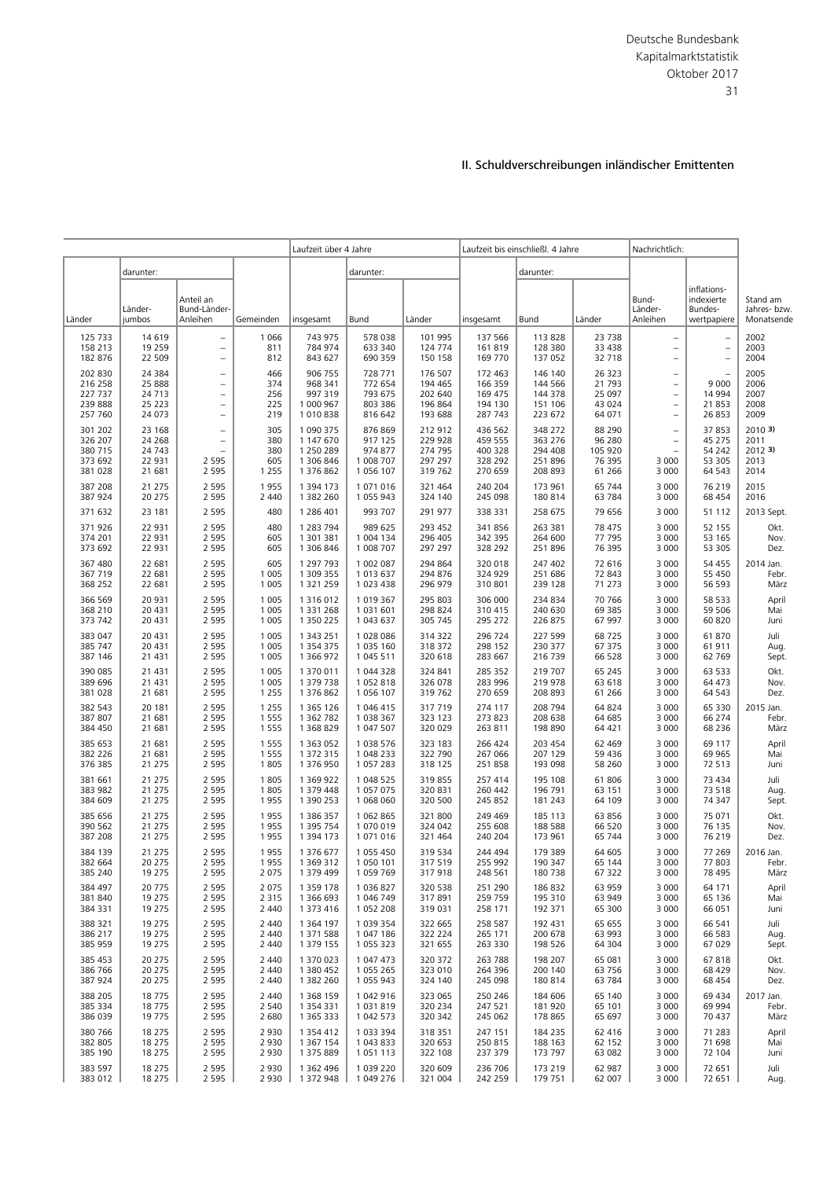## II. Schuldverschreibungen inländischer Emittenten

| Länder | darunter: Länder-jumbos | darunter: Anteil an Bund-Länder-Anleihen | Gemeinden | Laufzeit über 4 Jahre: insgesamt | darunter: Bund | darunter: Länder | Laufzeit bis einschließl. 4 Jahre: insgesamt | darunter: Bund | darunter: Länder | Nachrichtlich: Bund-Länder-Anleihen | Nachrichtlich: inflations-indexierte Bundes-wertpapiere | Stand am Jahres- bzw. Monatsende |
|---|---|---|---|---|---|---|---|---|---|---|---|---|
| 125 733 | 14 619 | – | 1 066 | 743 975 | 578 038 | 101 995 | 137 566 | 113 828 | 23 738 | – | – | 2002 |
| 158 213 | 19 259 | – | 811 | 784 974 | 633 340 | 124 774 | 161 819 | 128 380 | 33 438 | – | – | 2003 |
| 182 876 | 22 509 | – | 812 | 843 627 | 690 359 | 150 158 | 169 770 | 137 052 | 32 718 | – | – | 2004 |
| 202 830 | 24 384 | – | 466 | 906 755 | 728 771 | 176 507 | 172 463 | 146 140 | 26 323 | – | – | 2005 |
| 216 258 | 25 888 | – | 374 | 968 341 | 772 654 | 194 465 | 166 359 | 144 566 | 21 793 | – | 9 000 | 2006 |
| 227 737 | 24 713 | – | 256 | 997 319 | 793 675 | 202 640 | 169 475 | 144 378 | 25 097 | – | 14 994 | 2007 |
| 239 888 | 25 223 | – | 225 | 1 000 967 | 803 386 | 196 864 | 194 130 | 151 106 | 43 024 | – | 21 853 | 2008 |
| 257 760 | 24 073 | – | 219 | 1 010 838 | 816 642 | 193 688 | 287 743 | 223 672 | 64 071 | – | 26 853 | 2009 |
| 301 202 | 23 168 | – | 305 | 1 090 375 | 876 869 | 212 912 | 436 562 | 348 272 | 88 290 | – | 37 853 | 2010 3) |
| 326 207 | 24 268 | – | 380 | 1 147 670 | 917 125 | 229 928 | 459 555 | 363 276 | 96 280 | – | 45 275 | 2011 |
| 380 715 | 24 743 | – | 380 | 1 250 289 | 974 877 | 274 795 | 400 328 | 294 408 | 105 920 | – | 54 242 | 2012 3) |
| 373 692 | 22 931 | 2 595 | 605 | 1 306 846 | 1 008 707 | 297 297 | 328 292 | 251 896 | 76 395 | 3 000 | 53 305 | 2013 |
| 381 028 | 21 681 | 2 595 | 1 255 | 1 376 862 | 1 056 107 | 319 762 | 270 659 | 208 893 | 61 266 | 3 000 | 64 543 | 2014 |
| 387 208 | 21 275 | 2 595 | 1 955 | 1 394 173 | 1 071 016 | 321 464 | 240 204 | 173 961 | 65 744 | 3 000 | 76 219 | 2015 |
| 387 924 | 20 275 | 2 595 | 2 440 | 1 382 260 | 1 055 943 | 324 140 | 245 098 | 180 814 | 63 784 | 3 000 | 68 454 | 2016 |
| 371 632 | 23 181 | 2 595 | 480 | 1 286 401 | 993 707 | 291 977 | 338 331 | 258 675 | 79 656 | 3 000 | 51 112 | 2013 Sept. |
| 371 926 | 22 931 | 2 595 | 480 | 1 283 794 | 989 625 | 293 452 | 341 856 | 263 381 | 78 475 | 3 000 | 52 155 | Okt. |
| 374 201 | 22 931 | 2 595 | 605 | 1 301 381 | 1 004 134 | 296 405 | 342 395 | 264 600 | 77 795 | 3 000 | 53 165 | Nov. |
| 373 692 | 22 931 | 2 595 | 605 | 1 306 846 | 1 008 707 | 297 297 | 328 292 | 251 896 | 76 395 | 3 000 | 53 305 | Dez. |
| 367 480 | 22 681 | 2 595 | 605 | 1 297 793 | 1 002 087 | 294 864 | 320 018 | 247 402 | 72 616 | 3 000 | 54 455 | 2014 Jan. |
| 367 719 | 22 681 | 2 595 | 1 005 | 1 309 355 | 1 013 637 | 294 876 | 324 929 | 251 686 | 72 843 | 3 000 | 55 450 | Febr. |
| 368 252 | 22 681 | 2 595 | 1 005 | 1 321 259 | 1 023 438 | 296 979 | 310 801 | 239 128 | 71 273 | 3 000 | 56 593 | März |
| 366 569 | 20 931 | 2 595 | 1 005 | 1 316 012 | 1 019 367 | 295 803 | 306 000 | 234 834 | 70 766 | 3 000 | 58 533 | April |
| 368 210 | 20 431 | 2 595 | 1 005 | 1 331 268 | 1 031 601 | 298 824 | 310 415 | 240 630 | 69 385 | 3 000 | 59 506 | Mai |
| 373 742 | 20 431 | 2 595 | 1 005 | 1 350 225 | 1 043 637 | 305 745 | 295 272 | 226 875 | 67 997 | 3 000 | 60 820 | Juni |
| 383 047 | 20 431 | 2 595 | 1 005 | 1 343 251 | 1 028 086 | 314 322 | 296 724 | 227 599 | 68 725 | 3 000 | 61 870 | Juli |
| 385 747 | 20 431 | 2 595 | 1 005 | 1 354 375 | 1 035 160 | 318 372 | 298 152 | 230 377 | 67 375 | 3 000 | 61 911 | Aug. |
| 387 146 | 21 431 | 2 595 | 1 005 | 1 366 972 | 1 045 511 | 320 618 | 283 667 | 216 739 | 66 528 | 3 000 | 62 769 | Sept. |
| 390 085 | 21 431 | 2 595 | 1 005 | 1 370 011 | 1 044 328 | 324 841 | 285 352 | 219 707 | 65 245 | 3 000 | 63 533 | Okt. |
| 389 696 | 21 431 | 2 595 | 1 005 | 1 379 738 | 1 052 818 | 326 078 | 283 996 | 219 978 | 63 618 | 3 000 | 64 473 | Nov. |
| 381 028 | 21 681 | 2 595 | 1 255 | 1 376 862 | 1 056 107 | 319 762 | 270 659 | 208 893 | 61 266 | 3 000 | 64 543 | Dez. |
| 382 543 | 20 181 | 2 595 | 1 255 | 1 365 126 | 1 046 415 | 317 719 | 274 117 | 208 794 | 64 824 | 3 000 | 65 330 | 2015 Jan. |
| 387 807 | 21 681 | 2 595 | 1 555 | 1 362 782 | 1 038 367 | 323 123 | 273 823 | 208 638 | 64 685 | 3 000 | 66 274 | Febr. |
| 384 450 | 21 681 | 2 595 | 1 555 | 1 368 829 | 1 047 507 | 320 029 | 263 811 | 198 890 | 64 421 | 3 000 | 68 236 | März |
| 385 653 | 21 681 | 2 595 | 1 555 | 1 363 052 | 1 038 576 | 323 183 | 266 424 | 203 454 | 62 469 | 3 000 | 69 117 | April |
| 382 226 | 21 681 | 2 595 | 1 555 | 1 372 315 | 1 048 233 | 322 790 | 267 066 | 207 129 | 59 436 | 3 000 | 69 965 | Mai |
| 376 385 | 21 275 | 2 595 | 1 805 | 1 376 950 | 1 057 283 | 318 125 | 251 858 | 193 098 | 58 260 | 3 000 | 72 513 | Juni |
| 381 661 | 21 275 | 2 595 | 1 805 | 1 369 922 | 1 048 525 | 319 855 | 257 414 | 195 108 | 61 806 | 3 000 | 73 434 | Juli |
| 383 982 | 21 275 | 2 595 | 1 805 | 1 379 448 | 1 057 075 | 320 831 | 260 442 | 196 791 | 63 151 | 3 000 | 73 518 | Aug. |
| 384 609 | 21 275 | 2 595 | 1 955 | 1 390 253 | 1 068 060 | 320 500 | 245 852 | 181 243 | 64 109 | 3 000 | 74 347 | Sept. |
| 385 656 | 21 275 | 2 595 | 1 955 | 1 386 357 | 1 062 865 | 321 800 | 249 469 | 185 113 | 63 856 | 3 000 | 75 071 | Okt. |
| 390 562 | 21 275 | 2 595 | 1 955 | 1 395 754 | 1 070 019 | 324 042 | 255 608 | 188 588 | 66 520 | 3 000 | 76 135 | Nov. |
| 387 208 | 21 275 | 2 595 | 1 955 | 1 394 173 | 1 071 016 | 321 464 | 240 204 | 173 961 | 65 744 | 3 000 | 76 219 | Dez. |
| 384 139 | 21 275 | 2 595 | 1 955 | 1 376 677 | 1 055 450 | 319 534 | 244 494 | 179 389 | 64 605 | 3 000 | 77 269 | 2016 Jan. |
| 382 664 | 20 275 | 2 595 | 1 955 | 1 369 312 | 1 050 101 | 317 519 | 255 992 | 190 347 | 65 144 | 3 000 | 77 803 | Febr. |
| 385 240 | 19 275 | 2 595 | 2 075 | 1 379 499 | 1 059 769 | 317 918 | 248 561 | 180 738 | 67 322 | 3 000 | 78 495 | März |
| 384 497 | 20 775 | 2 595 | 2 075 | 1 359 178 | 1 036 827 | 320 538 | 251 290 | 186 832 | 63 959 | 3 000 | 64 171 | April |
| 381 840 | 19 275 | 2 595 | 2 315 | 1 366 693 | 1 046 749 | 317 891 | 259 759 | 195 310 | 63 949 | 3 000 | 65 136 | Mai |
| 384 331 | 19 275 | 2 595 | 2 440 | 1 373 416 | 1 052 208 | 319 031 | 258 171 | 192 371 | 65 300 | 3 000 | 66 051 | Juni |
| 388 321 | 19 275 | 2 595 | 2 440 | 1 364 197 | 1 039 354 | 322 665 | 258 587 | 192 431 | 65 655 | 3 000 | 66 541 | Juli |
| 386 217 | 19 275 | 2 595 | 2 440 | 1 371 588 | 1 047 186 | 322 224 | 265 171 | 200 678 | 63 993 | 3 000 | 66 583 | Aug. |
| 385 959 | 19 275 | 2 595 | 2 440 | 1 379 155 | 1 055 323 | 321 655 | 263 330 | 198 526 | 64 304 | 3 000 | 67 029 | Sept. |
| 385 453 | 20 275 | 2 595 | 2 440 | 1 370 023 | 1 047 473 | 320 372 | 263 788 | 198 207 | 65 081 | 3 000 | 67 818 | Okt. |
| 386 766 | 20 275 | 2 595 | 2 440 | 1 380 452 | 1 055 265 | 323 010 | 264 396 | 200 140 | 63 756 | 3 000 | 68 429 | Nov. |
| 387 924 | 20 275 | 2 595 | 2 440 | 1 382 260 | 1 055 943 | 324 140 | 245 098 | 180 814 | 63 784 | 3 000 | 68 454 | Dez. |
| 388 205 | 18 775 | 2 595 | 2 440 | 1 368 159 | 1 042 916 | 323 065 | 250 246 | 184 606 | 65 140 | 3 000 | 69 434 | 2017 Jan. |
| 385 334 | 18 775 | 2 595 | 2 540 | 1 354 331 | 1 031 819 | 320 234 | 247 521 | 181 920 | 65 101 | 3 000 | 69 994 | Febr. |
| 386 039 | 19 775 | 2 595 | 2 680 | 1 365 333 | 1 042 573 | 320 342 | 245 062 | 178 865 | 65 697 | 3 000 | 70 437 | März |
| 380 766 | 18 275 | 2 595 | 2 930 | 1 354 412 | 1 033 394 | 318 351 | 247 151 | 184 235 | 62 416 | 3 000 | 71 283 | April |
| 382 805 | 18 275 | 2 595 | 2 930 | 1 367 154 | 1 043 833 | 320 653 | 250 815 | 188 163 | 62 152 | 3 000 | 71 698 | Mai |
| 385 190 | 18 275 | 2 595 | 2 930 | 1 375 889 | 1 051 113 | 322 108 | 237 379 | 173 797 | 63 082 | 3 000 | 72 104 | Juni |
| 383 597 | 18 275 | 2 595 | 2 930 | 1 362 496 | 1 039 220 | 320 609 | 236 706 | 173 219 | 62 987 | 3 000 | 72 651 | Juli |
| 383 012 | 18 275 | 2 595 | 2 930 | 1 372 948 | 1 049 276 | 321 004 | 242 259 | 179 751 | 62 007 | 3 000 | 72 651 | Aug. |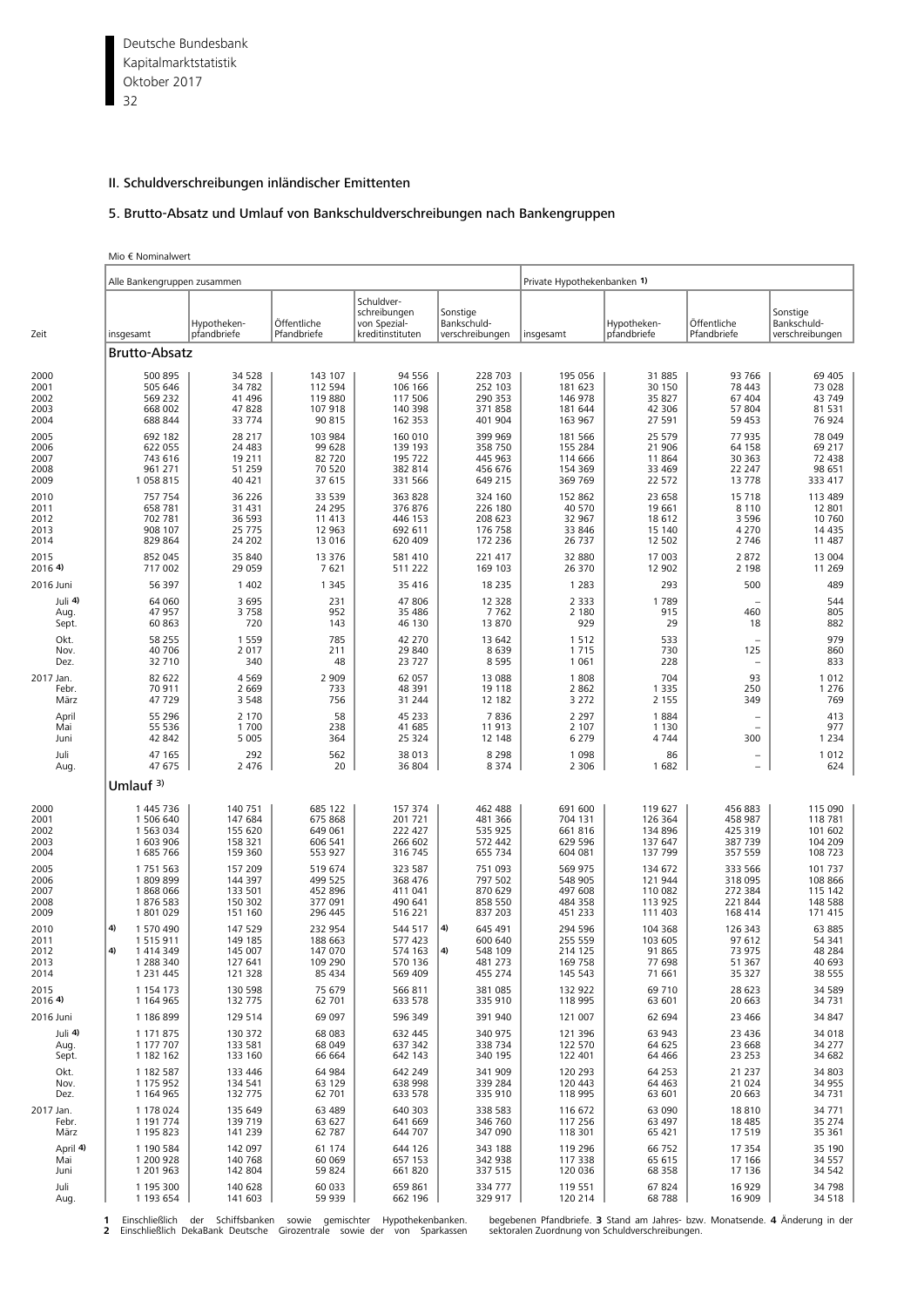## II. Schuldverschreibungen inländischer Emittenten

### 5. Brutto-Absatz und Umlauf von Bankschuldverschreibungen nach Bankengruppen

Mio € Nominalwert

| Zeit | Alle Bankengruppen zusammen | | | | | Private Hypothekenbanken 1) | | | |
|---|---|---|---|---|---|---|---|---|---|
| | insgesamt | Hypotheken-pfandbriefe | Öffentliche Pfandbriefe | Schuldverschreibungen von Spezial-kreditinstituten | Sonstige Bankschuld-verschreibungen | insgesamt | Hypotheken-pfandbriefe | Öffentliche Pfandbriefe | Sonstige Bankschuld-verschreibungen |
| **Brutto-Absatz** | | | | | | | | | |
| 2000 | 500 895 | 34 528 | 143 107 | 94 556 | 228 703 | 195 056 | 31 885 | 93 766 | 69 405 |
| 2001 | 505 646 | 34 782 | 112 594 | 106 166 | 252 103 | 181 623 | 30 150 | 78 443 | 73 028 |
| 2002 | 569 232 | 41 496 | 119 880 | 117 506 | 290 353 | 146 978 | 35 827 | 67 404 | 43 749 |
| 2003 | 668 002 | 47 828 | 107 918 | 140 398 | 371 858 | 181 644 | 42 306 | 57 804 | 81 531 |
| 2004 | 688 844 | 33 774 | 90 815 | 162 353 | 401 904 | 163 967 | 27 591 | 59 453 | 76 924 |
| 2005 | 692 182 | 28 217 | 103 984 | 160 010 | 399 969 | 181 566 | 25 579 | 77 935 | 78 049 |
| 2006 | 622 055 | 24 483 | 99 628 | 139 193 | 358 750 | 155 284 | 21 906 | 64 158 | 69 217 |
| 2007 | 743 616 | 19 211 | 82 720 | 195 722 | 445 963 | 114 666 | 11 864 | 30 363 | 72 438 |
| 2008 | 961 271 | 51 259 | 70 520 | 382 814 | 456 676 | 154 369 | 33 469 | 22 247 | 98 651 |
| 2009 | 1 058 815 | 40 421 | 37 615 | 331 566 | 649 215 | 369 769 | 22 572 | 13 778 | 333 417 |
| 2010 | 757 754 | 36 226 | 33 539 | 363 828 | 324 160 | 152 862 | 23 658 | 15 718 | 113 489 |
| 2011 | 658 781 | 31 431 | 24 295 | 376 876 | 226 180 | 40 570 | 19 661 | 8 110 | 12 801 |
| 2012 | 702 781 | 36 593 | 11 413 | 446 153 | 208 623 | 32 967 | 18 612 | 3 596 | 10 760 |
| 2013 | 908 107 | 25 775 | 12 963 | 692 611 | 176 758 | 33 846 | 15 140 | 4 270 | 14 435 |
| 2014 | 829 864 | 24 202 | 13 016 | 620 409 | 172 236 | 26 737 | 12 502 | 2 746 | 11 487 |
| 2015 | 852 045 | 35 840 | 13 376 | 581 410 | 221 417 | 32 880 | 17 003 | 2 872 | 13 004 |
| 2016 4) | 717 002 | 29 059 | 7 621 | 511 222 | 169 103 | 26 370 | 12 902 | 2 198 | 11 269 |
| 2016 Juni | 56 397 | 1 402 | 1 345 | 35 416 | 18 235 | 1 283 | 293 | 500 | 489 |
| Juli 4) | 64 060 | 3 695 | 231 | 47 806 | 12 328 | 2 333 | 1 789 | – | 544 |
| Aug. | 47 957 | 3 758 | 952 | 35 486 | 7 762 | 2 180 | 915 | 460 | 805 |
| Sept. | 60 863 | 720 | 143 | 46 130 | 13 870 | 929 | 29 | 18 | 882 |
| Okt. | 58 255 | 1 559 | 785 | 42 270 | 13 642 | 1 512 | 533 | – | 979 |
| Nov. | 40 706 | 2 017 | 211 | 29 840 | 8 639 | 1 715 | 730 | 125 | 860 |
| Dez. | 32 710 | 340 | 48 | 23 727 | 8 595 | 1 061 | 228 | – | 833 |
| 2017 Jan. | 82 622 | 4 569 | 2 909 | 62 057 | 13 088 | 1 808 | 704 | 93 | 1 012 |
| Febr. | 70 911 | 2 669 | 733 | 48 391 | 19 118 | 2 862 | 1 335 | 250 | 1 276 |
| März | 47 729 | 3 548 | 756 | 31 244 | 12 182 | 3 272 | 2 155 | 349 | 769 |
| April | 55 296 | 2 170 | 58 | 45 233 | 7 836 | 2 297 | 1 884 | – | 413 |
| Mai | 55 536 | 1 700 | 238 | 41 685 | 11 913 | 2 107 | 1 130 | – | 977 |
| Juni | 42 842 | 5 005 | 364 | 25 324 | 12 148 | 6 279 | 4 744 | 300 | 1 234 |
| Juli | 47 165 | 292 | 562 | 38 013 | 8 298 | 1 098 | 86 | – | 1 012 |
| Aug. | 47 675 | 2 476 | 20 | 36 804 | 8 374 | 2 306 | 1 682 | – | 624 |
| **Umlauf 3)** | | | | | | | | | |
| 2000 | 1 445 736 | 140 751 | 685 122 | 157 374 | 462 488 | 691 600 | 119 627 | 456 883 | 115 090 |
| 2001 | 1 506 640 | 147 684 | 675 868 | 201 721 | 481 366 | 704 131 | 126 364 | 458 987 | 118 781 |
| 2002 | 1 563 034 | 155 620 | 649 061 | 222 427 | 535 925 | 661 816 | 134 896 | 425 319 | 101 602 |
| 2003 | 1 603 906 | 158 321 | 606 541 | 266 602 | 572 442 | 629 596 | 137 647 | 387 739 | 104 209 |
| 2004 | 1 685 766 | 159 360 | 553 927 | 316 745 | 655 734 | 604 081 | 137 799 | 357 559 | 108 723 |
| 2005 | 1 751 563 | 157 209 | 519 674 | 323 587 | 751 093 | 569 975 | 134 672 | 333 566 | 101 737 |
| 2006 | 1 809 899 | 144 397 | 499 525 | 368 476 | 797 502 | 548 905 | 121 944 | 318 095 | 108 866 |
| 2007 | 1 868 066 | 133 501 | 452 896 | 411 041 | 870 629 | 497 608 | 110 082 | 272 384 | 115 142 |
| 2008 | 1 876 583 | 150 302 | 377 091 | 490 641 | 858 550 | 484 358 | 113 925 | 221 844 | 148 588 |
| 2009 | 1 801 029 | 151 160 | 296 445 | 516 221 | 837 203 | 451 233 | 111 403 | 168 414 | 171 415 |
| 2010 | 4) 1 570 490 | 147 529 | 232 954 | 544 517 | 4) 645 491 | 294 596 | 104 368 | 126 343 | 63 885 |
| 2011 | 1 515 911 | 149 185 | 188 663 | 577 423 | 600 640 | 255 559 | 103 605 | 97 612 | 54 341 |
| 2012 | 4) 1 414 349 | 145 007 | 147 070 | 574 163 | 4) 548 109 | 214 125 | 91 865 | 73 975 | 48 284 |
| 2013 | 1 288 340 | 127 641 | 109 290 | 570 136 | 481 273 | 169 758 | 77 698 | 51 367 | 40 693 |
| 2014 | 1 231 445 | 121 328 | 85 434 | 569 409 | 455 274 | 145 543 | 71 661 | 35 327 | 38 555 |
| 2015 | 1 154 173 | 130 598 | 75 679 | 566 811 | 381 085 | 132 922 | 69 710 | 28 623 | 34 589 |
| 2016 4) | 1 164 965 | 132 775 | 62 701 | 633 578 | 335 910 | 118 995 | 63 601 | 20 663 | 34 731 |
| 2016 Juni | 1 186 899 | 129 514 | 69 097 | 596 349 | 391 940 | 121 007 | 62 694 | 23 466 | 34 847 |
| Juli 4) | 1 171 875 | 130 372 | 68 083 | 632 445 | 340 975 | 121 396 | 63 943 | 23 436 | 34 018 |
| Aug. | 1 177 707 | 133 581 | 68 049 | 637 342 | 338 734 | 122 570 | 64 625 | 23 668 | 34 277 |
| Sept. | 1 182 162 | 133 160 | 66 664 | 642 143 | 340 195 | 122 401 | 64 466 | 23 253 | 34 682 |
| Okt. | 1 182 587 | 133 446 | 64 984 | 642 249 | 341 909 | 120 293 | 64 253 | 21 237 | 34 803 |
| Nov. | 1 175 952 | 134 541 | 63 129 | 638 998 | 339 284 | 120 443 | 64 463 | 21 024 | 34 955 |
| Dez. | 1 164 965 | 132 775 | 62 701 | 633 578 | 335 910 | 118 995 | 63 601 | 20 663 | 34 731 |
| 2017 Jan. | 1 178 024 | 135 649 | 63 489 | 640 303 | 338 583 | 116 672 | 63 090 | 18 810 | 34 771 |
| Febr. | 1 191 774 | 139 719 | 63 627 | 641 669 | 346 760 | 117 256 | 63 497 | 18 485 | 35 274 |
| März | 1 195 823 | 141 239 | 62 787 | 644 707 | 347 090 | 118 301 | 65 421 | 17 519 | 35 361 |
| April 4) | 1 190 584 | 142 097 | 61 174 | 644 126 | 343 188 | 119 296 | 66 752 | 17 354 | 35 190 |
| Mai | 1 200 928 | 140 768 | 60 069 | 657 153 | 342 938 | 117 338 | 65 615 | 17 166 | 34 557 |
| Juni | 1 201 963 | 142 804 | 59 824 | 661 820 | 337 515 | 120 036 | 68 358 | 17 136 | 34 542 |
| Juli | 1 195 300 | 140 628 | 60 033 | 659 861 | 334 777 | 119 551 | 67 824 | 16 929 | 34 798 |
| Aug. | 1 193 654 | 141 603 | 59 939 | 662 196 | 329 917 | 120 214 | 68 788 | 16 909 | 34 518 |

1 Einschließlich der Schiffsbanken sowie gemischter Hypothekenbanken. 2 Einschließlich DekaBank Deutsche Girozentrale sowie der von Sparkassen begebenen Pfandbriefe. 3 Stand am Jahres- bzw. Monatsende. 4 Änderung in der sektoralen Zuordnung von Schuldverschreibungen.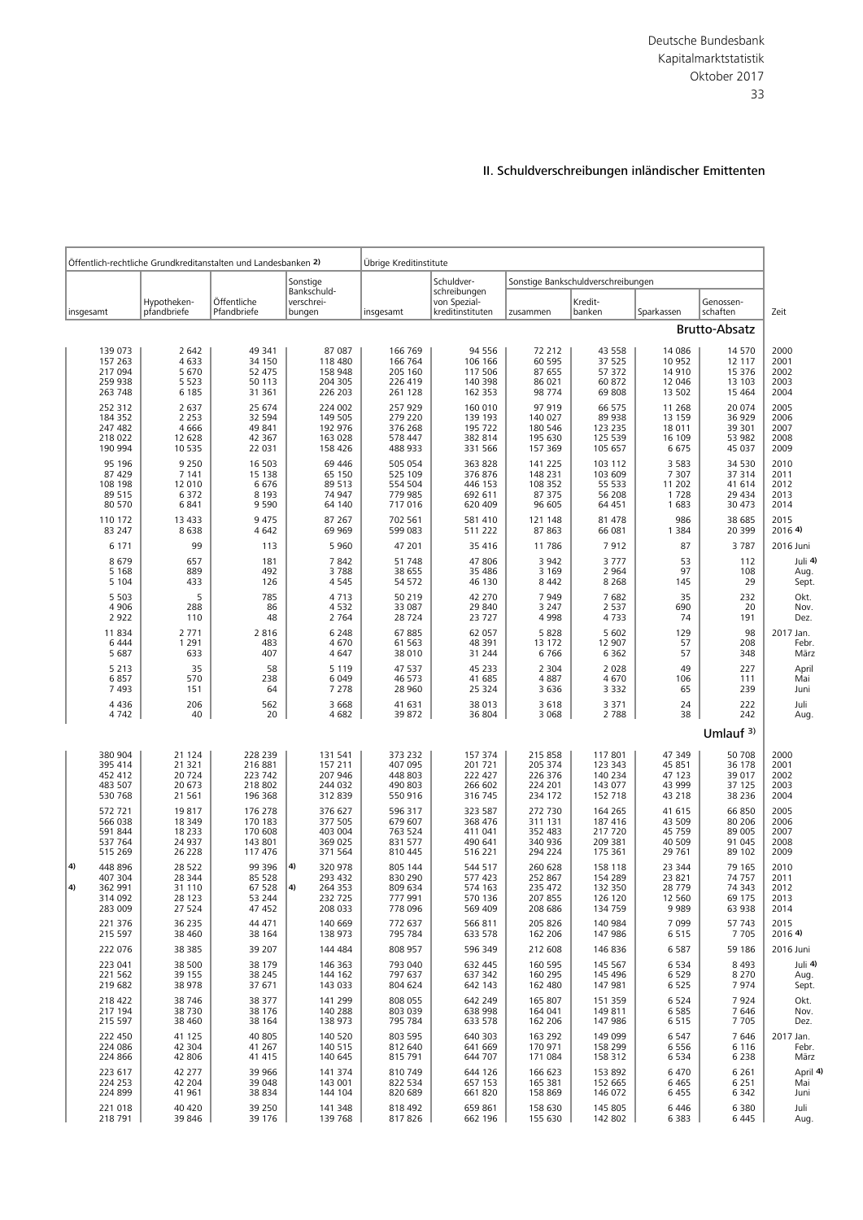## II. Schuldverschreibungen inländischer Emittenten

| Öffentlich-rechtliche Grundkreditanstalten und Landesbanken 2) | | | | Übrige Kreditinstitute | | | | | | |
|---|---|---|---|---|---|---|---|---|---|---|
| | | | | | Schuldver­schreibungen von Spezial­kreditinstituten | Sonstige Bankschuldverschreibungen | | | | |
| insgesamt | Hypotheken­pfandbriefe | Öffentliche Pfandbriefe | Sonstige Bankschuld­verschrei­bungen | insgesamt | | zusammen | Kredit­banken | Sparkassen | Genossen­schaften | Zeit |
| **Brutto-Absatz** | | | | | | | | | | |
| 139 073 | 2 642 | 49 341 | 87 087 | 166 769 | 94 556 | 72 212 | 43 558 | 14 086 | 14 570 | 2000 |
| 157 263 | 4 633 | 34 150 | 118 480 | 166 764 | 106 166 | 60 595 | 37 525 | 10 952 | 12 117 | 2001 |
| 217 094 | 5 670 | 52 475 | 158 948 | 205 160 | 117 506 | 87 655 | 57 372 | 14 910 | 15 376 | 2002 |
| 259 938 | 5 523 | 50 113 | 204 305 | 226 419 | 140 398 | 86 021 | 60 872 | 12 046 | 13 103 | 2003 |
| 263 748 | 6 185 | 31 361 | 226 203 | 261 128 | 162 353 | 98 774 | 69 808 | 13 502 | 15 464 | 2004 |
| 252 312 | 2 637 | 25 674 | 224 002 | 257 929 | 160 010 | 97 919 | 66 575 | 11 268 | 20 074 | 2005 |
| 184 352 | 2 253 | 32 594 | 149 505 | 279 220 | 139 193 | 140 027 | 89 938 | 13 159 | 36 929 | 2006 |
| 247 482 | 4 666 | 49 841 | 192 976 | 376 268 | 195 722 | 180 546 | 123 235 | 18 011 | 39 301 | 2007 |
| 218 022 | 12 628 | 42 367 | 163 028 | 578 447 | 382 814 | 195 630 | 125 539 | 16 109 | 53 982 | 2008 |
| 190 994 | 10 535 | 22 031 | 158 426 | 488 933 | 331 566 | 157 369 | 105 657 | 6 675 | 45 037 | 2009 |
| 95 196 | 9 250 | 16 503 | 69 446 | 505 054 | 363 828 | 141 225 | 103 112 | 3 583 | 34 530 | 2010 |
| 87 429 | 7 141 | 15 138 | 65 150 | 525 109 | 376 876 | 148 231 | 103 609 | 7 307 | 37 314 | 2011 |
| 108 198 | 12 010 | 6 676 | 89 513 | 554 504 | 446 153 | 108 352 | 55 533 | 11 202 | 41 614 | 2012 |
| 89 515 | 6 372 | 8 193 | 74 947 | 779 985 | 692 611 | 87 375 | 56 208 | 1 728 | 29 434 | 2013 |
| 80 570 | 6 841 | 9 590 | 64 140 | 717 016 | 620 409 | 96 605 | 64 451 | 1 683 | 30 473 | 2014 |
| 110 172 | 13 433 | 9 475 | 87 267 | 702 561 | 581 410 | 121 148 | 81 478 | 986 | 38 685 | 2015 |
| 83 247 | 8 638 | 4 642 | 69 969 | 599 083 | 511 222 | 87 863 | 66 081 | 1 384 | 20 399 | 2016 4) |
| 6 171 | 99 | 113 | 5 960 | 47 201 | 35 416 | 11 786 | 7 912 | 87 | 3 787 | 2016 Juni |
| 8 679 | 657 | 181 | 7 842 | 51 748 | 47 806 | 3 942 | 3 777 | 53 | 112 | Juli 4) |
| 5 168 | 889 | 492 | 3 788 | 38 655 | 35 486 | 3 169 | 2 964 | 97 | 108 | Aug. |
| 5 104 | 433 | 126 | 4 545 | 54 572 | 46 130 | 8 442 | 8 268 | 145 | 29 | Sept. |
| 5 503 | 5 | 785 | 4 713 | 50 219 | 42 270 | 7 949 | 7 682 | 35 | 232 | Okt. |
| 4 906 | 288 | 86 | 4 532 | 33 087 | 29 840 | 3 247 | 2 537 | 690 | 20 | Nov. |
| 2 922 | 110 | 48 | 2 764 | 28 724 | 23 727 | 4 998 | 4 733 | 74 | 191 | Dez. |
| 11 834 | 2 771 | 2 816 | 6 248 | 67 885 | 62 057 | 5 828 | 5 602 | 129 | 98 | 2017 Jan. |
| 6 444 | 1 291 | 483 | 4 670 | 61 563 | 48 391 | 13 172 | 12 907 | 57 | 208 | Febr. |
| 5 687 | 633 | 407 | 4 647 | 38 010 | 31 244 | 6 766 | 6 362 | 57 | 348 | März |
| 5 213 | 35 | 58 | 5 119 | 47 537 | 45 233 | 2 304 | 2 028 | 49 | 227 | April |
| 6 857 | 570 | 238 | 6 049 | 46 573 | 41 685 | 4 887 | 4 670 | 106 | 111 | Mai |
| 7 493 | 151 | 64 | 7 278 | 28 960 | 25 324 | 3 636 | 3 332 | 65 | 239 | Juni |
| 4 436 | 206 | 562 | 3 668 | 41 631 | 38 013 | 3 618 | 3 371 | 24 | 222 | Juli |
| 4 742 | 40 | 20 | 4 682 | 39 872 | 36 804 | 3 068 | 2 788 | 38 | 242 | Aug. |
| **Umlauf 3)** | | | | | | | | | | |
| 380 904 | 21 124 | 228 239 | 131 541 | 373 232 | 157 374 | 215 858 | 117 801 | 47 349 | 50 708 | 2000 |
| 395 414 | 21 321 | 216 881 | 157 211 | 407 095 | 201 721 | 205 374 | 123 343 | 45 851 | 36 178 | 2001 |
| 452 412 | 20 724 | 223 742 | 207 946 | 448 803 | 222 427 | 226 376 | 140 234 | 47 123 | 39 017 | 2002 |
| 483 507 | 20 673 | 218 802 | 244 032 | 490 803 | 266 602 | 224 201 | 143 077 | 43 999 | 37 125 | 2003 |
| 530 768 | 21 561 | 196 368 | 312 839 | 550 916 | 316 745 | 234 172 | 152 718 | 43 218 | 38 236 | 2004 |
| 572 721 | 19 817 | 176 278 | 376 627 | 596 317 | 323 587 | 272 730 | 164 265 | 41 615 | 66 850 | 2005 |
| 566 038 | 18 349 | 170 183 | 377 505 | 679 607 | 368 476 | 311 131 | 187 416 | 43 509 | 80 206 | 2006 |
| 591 844 | 18 233 | 170 608 | 403 004 | 763 524 | 411 041 | 352 483 | 217 720 | 45 759 | 89 005 | 2007 |
| 537 764 | 24 937 | 143 801 | 369 025 | 831 577 | 490 641 | 340 936 | 209 381 | 40 509 | 91 045 | 2008 |
| 515 269 | 26 228 | 117 476 | 371 564 | 810 445 | 516 221 | 294 224 | 175 361 | 29 761 | 89 102 | 2009 |
| 4) 448 896 | 28 522 | 99 396 | 4) 320 978 | 805 144 | 544 517 | 260 628 | 158 118 | 23 344 | 79 165 | 2010 |
| 407 304 | 28 344 | 85 528 | 293 432 | 830 290 | 577 423 | 252 867 | 154 289 | 23 821 | 74 757 | 2011 |
| 4) 362 991 | 31 110 | 67 528 | 4) 264 353 | 809 634 | 574 163 | 235 472 | 132 350 | 28 779 | 74 343 | 2012 |
| 314 092 | 28 123 | 53 244 | 232 725 | 777 991 | 570 136 | 207 855 | 126 120 | 12 560 | 69 175 | 2013 |
| 283 009 | 27 524 | 47 452 | 208 033 | 778 096 | 569 409 | 208 686 | 134 759 | 9 989 | 63 938 | 2014 |
| 221 376 | 36 235 | 44 471 | 140 669 | 772 637 | 566 811 | 205 826 | 140 984 | 7 099 | 57 743 | 2015 |
| 215 597 | 38 460 | 38 164 | 138 973 | 795 784 | 633 578 | 162 206 | 147 986 | 6 515 | 7 705 | 2016 4) |
| 222 076 | 38 385 | 39 207 | 144 484 | 808 957 | 596 349 | 212 608 | 146 836 | 6 587 | 59 186 | 2016 Juni |
| 223 041 | 38 500 | 38 179 | 146 363 | 793 040 | 632 445 | 160 595 | 145 567 | 6 534 | 8 493 | Juli 4) |
| 221 562 | 39 155 | 38 245 | 144 162 | 797 637 | 637 342 | 160 295 | 145 496 | 6 529 | 8 270 | Aug. |
| 219 682 | 38 978 | 37 671 | 143 033 | 804 624 | 642 143 | 162 480 | 147 981 | 6 525 | 7 974 | Sept. |
| 218 422 | 38 746 | 38 377 | 141 299 | 808 055 | 642 249 | 165 807 | 151 359 | 6 524 | 7 924 | Okt. |
| 217 194 | 38 730 | 38 176 | 140 288 | 803 039 | 638 998 | 164 041 | 149 811 | 6 585 | 7 646 | Nov. |
| 215 597 | 38 460 | 38 164 | 138 973 | 795 784 | 633 578 | 162 206 | 147 986 | 6 515 | 7 705 | Dez. |
| 222 450 | 41 125 | 40 805 | 140 520 | 803 595 | 640 303 | 163 292 | 149 099 | 6 547 | 7 646 | 2017 Jan. |
| 224 086 | 42 304 | 41 267 | 140 515 | 812 640 | 641 669 | 170 971 | 158 299 | 6 556 | 6 116 | Febr. |
| 224 866 | 42 806 | 41 415 | 140 645 | 815 791 | 644 707 | 171 084 | 158 312 | 6 534 | 6 238 | März |
| 223 617 | 42 277 | 39 966 | 141 374 | 810 749 | 644 126 | 166 623 | 153 892 | 6 470 | 6 261 | April 4) |
| 224 253 | 42 204 | 39 048 | 143 001 | 822 534 | 657 153 | 165 381 | 152 665 | 6 465 | 6 251 | Mai |
| 224 899 | 41 961 | 38 834 | 144 104 | 820 689 | 661 820 | 158 869 | 146 072 | 6 455 | 6 342 | Juni |
| 221 018 | 40 420 | 39 250 | 141 348 | 818 492 | 659 861 | 158 630 | 145 805 | 6 446 | 6 380 | Juli |
| 218 791 | 39 846 | 39 176 | 139 768 | 817 826 | 662 196 | 155 630 | 142 802 | 6 383 | 6 445 | Aug. |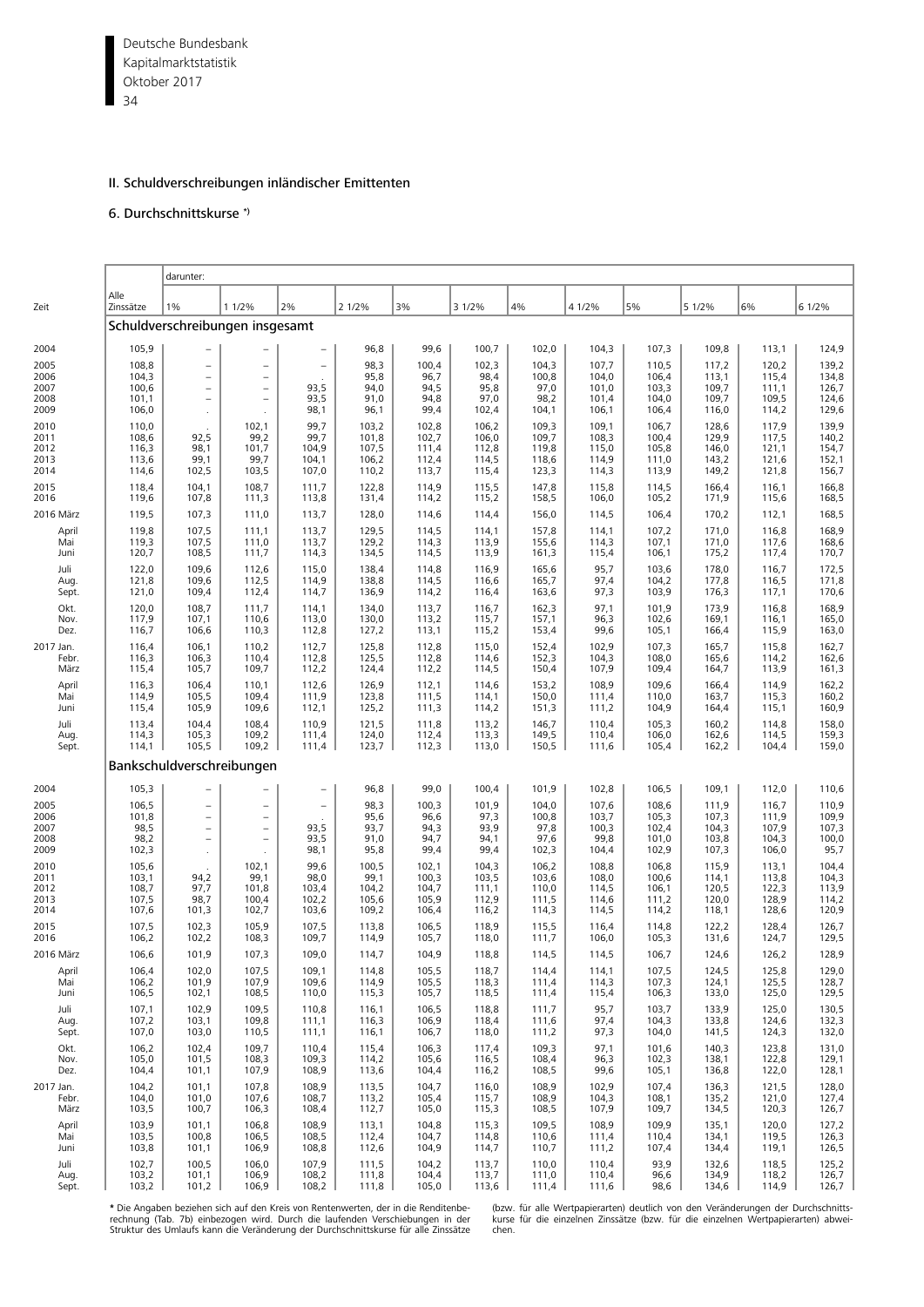## II. Schuldverschreibungen inländischer Emittenten

### 6. Durchschnittskurse *)

| Zeit | Alle Zinssätze | darunter: 1% | 1 1/2% | 2% | 2 1/2% | 3% | 3 1/2% | 4% | 4 1/2% | 5% | 5 1/2% | 6% | 6 1/2% |
|---|---|---|---|---|---|---|---|---|---|---|---|---|---|
| **Schuldverschreibungen insgesamt** | | | | | | | | | | | | | |
| 2004 | 105,9 | – | – | – | 96,8 | 99,6 | 100,7 | 102,0 | 104,3 | 107,3 | 109,8 | 113,1 | 124,9 |
| 2005 | 108,8 | – | – | – | 98,3 | 100,4 | 102,3 | 104,3 | 107,7 | 110,5 | 117,2 | 120,2 | 139,2 |
| 2006 | 104,3 | – | – | . | 95,8 | 96,7 | 98,4 | 100,8 | 104,0 | 106,4 | 113,1 | 115,4 | 134,8 |
| 2007 | 100,6 | – | – | 93,5 | 94,0 | 94,5 | 95,8 | 97,0 | 101,0 | 103,3 | 109,7 | 111,1 | 126,7 |
| 2008 | 101,1 | – | – | 93,5 | 91,0 | 94,8 | 97,0 | 98,2 | 101,4 | 104,0 | 109,7 | 109,5 | 124,6 |
| 2009 | 106,0 | . | . | 98,1 | 96,1 | 99,4 | 102,4 | 104,1 | 106,1 | 106,4 | 116,0 | 114,2 | 129,6 |
| 2010 | 110,0 | . | 102,1 | 99,7 | 103,2 | 102,8 | 106,2 | 109,3 | 109,1 | 106,7 | 128,6 | 117,9 | 139,9 |
| 2011 | 108,6 | 92,5 | 99,2 | 99,7 | 101,8 | 102,7 | 106,0 | 109,7 | 108,3 | 100,4 | 129,9 | 117,5 | 140,2 |
| 2012 | 116,3 | 98,1 | 101,7 | 104,9 | 107,5 | 111,4 | 112,8 | 119,8 | 115,0 | 105,8 | 146,0 | 121,1 | 154,7 |
| 2013 | 113,6 | 99,1 | 99,7 | 104,1 | 106,2 | 112,4 | 114,5 | 118,6 | 114,9 | 111,0 | 143,2 | 121,6 | 152,1 |
| 2014 | 114,6 | 102,5 | 103,5 | 107,0 | 110,2 | 113,7 | 115,4 | 123,3 | 114,3 | 113,9 | 149,2 | 121,8 | 156,7 |
| 2015 | 118,4 | 104,1 | 108,7 | 111,7 | 122,8 | 114,9 | 115,5 | 147,8 | 115,8 | 114,5 | 166,4 | 116,1 | 166,8 |
| 2016 | 119,6 | 107,8 | 111,3 | 113,8 | 131,4 | 114,2 | 115,2 | 158,5 | 106,0 | 105,2 | 171,9 | 115,6 | 168,5 |
| 2016 März | 119,5 | 107,3 | 111,0 | 113,7 | 128,0 | 114,6 | 114,4 | 156,0 | 114,5 | 106,4 | 170,2 | 112,1 | 168,5 |
| April | 119,8 | 107,5 | 111,1 | 113,7 | 129,5 | 114,5 | 114,1 | 157,8 | 114,1 | 107,2 | 171,0 | 116,8 | 168,9 |
| Mai | 119,3 | 107,5 | 111,0 | 113,7 | 129,2 | 114,3 | 113,9 | 155,6 | 114,3 | 107,1 | 171,0 | 117,6 | 168,6 |
| Juni | 120,7 | 108,5 | 111,7 | 114,3 | 134,5 | 114,5 | 113,9 | 161,3 | 115,4 | 106,1 | 175,2 | 117,4 | 170,7 |
| Juli | 122,0 | 109,6 | 112,6 | 115,0 | 138,4 | 114,8 | 116,9 | 165,6 | 95,7 | 103,6 | 178,0 | 116,7 | 172,5 |
| Aug. | 121,8 | 109,6 | 112,5 | 114,9 | 138,8 | 114,5 | 116,6 | 165,7 | 97,4 | 104,2 | 177,8 | 116,5 | 171,8 |
| Sept. | 121,0 | 109,4 | 112,4 | 114,7 | 136,9 | 114,2 | 116,4 | 163,6 | 97,3 | 103,9 | 176,3 | 117,1 | 170,6 |
| Okt. | 120,0 | 108,7 | 111,7 | 114,1 | 134,0 | 113,7 | 116,7 | 162,3 | 97,1 | 101,9 | 173,9 | 116,8 | 168,9 |
| Nov. | 117,9 | 107,1 | 110,6 | 113,0 | 130,0 | 113,2 | 115,7 | 157,1 | 96,3 | 102,6 | 169,1 | 116,1 | 165,0 |
| Dez. | 116,7 | 106,6 | 110,3 | 112,8 | 127,2 | 113,1 | 115,2 | 153,4 | 99,6 | 105,1 | 166,4 | 115,9 | 163,0 |
| 2017 Jan. | 116,4 | 106,1 | 110,2 | 112,7 | 125,8 | 112,8 | 115,0 | 152,4 | 102,9 | 107,3 | 165,7 | 115,8 | 162,7 |
| Febr. | 116,3 | 106,3 | 110,4 | 112,8 | 125,5 | 112,8 | 114,6 | 152,3 | 104,3 | 108,0 | 165,6 | 114,2 | 162,6 |
| März | 115,4 | 105,7 | 109,7 | 112,2 | 124,4 | 112,2 | 114,5 | 150,4 | 107,9 | 109,4 | 164,7 | 113,9 | 161,3 |
| April | 116,3 | 106,4 | 110,1 | 112,6 | 126,9 | 112,1 | 114,6 | 153,2 | 108,9 | 109,6 | 166,4 | 114,9 | 162,2 |
| Mai | 114,9 | 105,5 | 109,4 | 111,9 | 123,8 | 111,5 | 114,1 | 150,0 | 111,4 | 110,0 | 163,7 | 115,3 | 160,2 |
| Juni | 115,4 | 105,9 | 109,6 | 112,1 | 125,2 | 111,3 | 114,2 | 151,3 | 111,2 | 104,9 | 164,4 | 115,1 | 160,9 |
| Juli | 113,4 | 104,4 | 108,4 | 110,9 | 121,5 | 111,8 | 113,2 | 146,7 | 110,4 | 105,3 | 160,2 | 114,8 | 158,0 |
| Aug. | 114,3 | 105,3 | 109,2 | 111,4 | 124,0 | 112,4 | 113,3 | 149,5 | 110,4 | 106,0 | 162,6 | 114,5 | 159,3 |
| Sept. | 114,1 | 105,5 | 109,2 | 111,4 | 123,7 | 112,3 | 113,0 | 150,5 | 111,6 | 105,4 | 162,2 | 104,4 | 159,0 |
| **Bankschuldverschreibungen** | | | | | | | | | | | | | |
| 2004 | 105,3 | – | – | – | 96,8 | 99,0 | 100,4 | 101,9 | 102,8 | 106,5 | 109,1 | 112,0 | 110,6 |
| 2005 | 106,5 | – | – | – | 98,3 | 100,3 | 101,9 | 104,0 | 107,6 | 108,6 | 111,9 | 116,7 | 110,9 |
| 2006 | 101,8 | – | – | . | 95,6 | 96,6 | 97,3 | 100,8 | 103,7 | 105,3 | 107,3 | 111,9 | 109,9 |
| 2007 | 98,5 | – | – | 93,5 | 93,7 | 94,3 | 93,9 | 97,8 | 100,3 | 102,4 | 104,3 | 107,9 | 107,3 |
| 2008 | 98,2 | – | – | 93,5 | 91,0 | 94,7 | 94,1 | 97,6 | 99,8 | 101,0 | 103,8 | 104,3 | 100,0 |
| 2009 | 102,3 | . | . | 98,1 | 95,8 | 99,4 | 99,4 | 102,3 | 104,4 | 102,9 | 107,3 | 106,0 | 95,7 |
| 2010 | 105,6 | . | 102,1 | 99,6 | 100,5 | 102,1 | 104,3 | 106,2 | 108,8 | 106,8 | 115,9 | 113,1 | 104,4 |
| 2011 | 103,1 | 94,2 | 99,1 | 98,0 | 99,1 | 100,3 | 103,5 | 103,6 | 108,0 | 100,6 | 114,1 | 113,8 | 104,3 |
| 2012 | 108,7 | 97,7 | 101,8 | 103,4 | 104,2 | 104,7 | 111,1 | 110,0 | 114,5 | 106,1 | 120,5 | 122,3 | 113,9 |
| 2013 | 107,5 | 98,7 | 100,4 | 102,2 | 105,6 | 105,9 | 112,9 | 111,5 | 114,6 | 111,2 | 120,0 | 128,9 | 114,2 |
| 2014 | 107,6 | 101,3 | 102,7 | 103,6 | 109,2 | 106,4 | 116,2 | 114,3 | 114,5 | 114,2 | 118,1 | 128,6 | 120,9 |
| 2015 | 107,5 | 102,3 | 105,9 | 107,5 | 113,8 | 106,5 | 118,9 | 115,5 | 116,4 | 114,8 | 122,2 | 128,4 | 126,7 |
| 2016 | 106,2 | 102,2 | 108,3 | 109,7 | 114,9 | 105,7 | 118,0 | 111,7 | 106,0 | 105,3 | 131,6 | 124,7 | 129,5 |
| 2016 März | 106,6 | 101,9 | 107,3 | 109,0 | 114,7 | 104,9 | 118,8 | 114,5 | 114,5 | 106,7 | 124,6 | 126,2 | 128,9 |
| April | 106,4 | 102,0 | 107,5 | 109,1 | 114,8 | 105,5 | 118,7 | 114,4 | 114,1 | 107,5 | 124,5 | 125,8 | 129,0 |
| Mai | 106,2 | 101,9 | 107,9 | 109,6 | 114,9 | 105,5 | 118,3 | 111,4 | 114,3 | 107,3 | 124,1 | 125,5 | 128,7 |
| Juni | 106,5 | 102,1 | 108,5 | 110,0 | 115,3 | 105,7 | 118,5 | 111,4 | 115,4 | 106,3 | 133,0 | 125,0 | 129,5 |
| Juli | 107,1 | 102,9 | 109,5 | 110,8 | 116,1 | 106,5 | 118,8 | 111,7 | 95,7 | 103,7 | 133,9 | 125,0 | 130,5 |
| Aug. | 107,2 | 103,1 | 109,8 | 111,1 | 116,3 | 106,9 | 118,4 | 111,6 | 97,4 | 104,3 | 133,8 | 124,6 | 132,3 |
| Sept. | 107,0 | 103,0 | 110,5 | 111,1 | 116,1 | 106,7 | 118,0 | 111,2 | 97,3 | 104,0 | 141,5 | 124,3 | 132,0 |
| Okt. | 106,2 | 102,4 | 109,7 | 110,4 | 115,4 | 106,3 | 117,4 | 109,3 | 97,1 | 101,6 | 140,3 | 123,8 | 131,0 |
| Nov. | 105,0 | 101,5 | 108,3 | 109,3 | 114,2 | 105,6 | 116,5 | 108,4 | 96,3 | 102,3 | 138,1 | 122,8 | 129,1 |
| Dez. | 104,4 | 101,1 | 107,9 | 108,9 | 113,6 | 104,4 | 116,2 | 108,5 | 99,6 | 105,1 | 136,8 | 122,0 | 128,1 |
| 2017 Jan. | 104,2 | 101,1 | 107,8 | 108,9 | 113,5 | 104,7 | 116,0 | 108,9 | 102,9 | 107,4 | 136,3 | 121,5 | 128,0 |
| Febr. | 104,0 | 101,0 | 107,6 | 108,7 | 113,2 | 105,4 | 115,7 | 108,9 | 104,3 | 108,1 | 135,2 | 121,0 | 127,4 |
| März | 103,5 | 100,7 | 106,3 | 108,4 | 112,7 | 105,0 | 115,3 | 108,5 | 107,9 | 109,7 | 134,5 | 120,3 | 126,7 |
| April | 103,9 | 101,1 | 106,8 | 108,9 | 113,1 | 104,8 | 115,3 | 109,5 | 108,9 | 109,9 | 135,1 | 120,0 | 127,2 |
| Mai | 103,5 | 100,8 | 106,5 | 108,5 | 112,4 | 104,7 | 114,8 | 110,6 | 111,4 | 110,4 | 134,1 | 119,5 | 126,3 |
| Juni | 103,8 | 101,1 | 106,9 | 108,8 | 112,6 | 104,9 | 114,7 | 110,7 | 111,2 | 107,4 | 134,4 | 119,1 | 126,5 |
| Juli | 102,7 | 100,5 | 106,0 | 107,9 | 111,5 | 104,2 | 113,7 | 110,0 | 110,4 | 93,9 | 132,6 | 118,5 | 125,2 |
| Aug. | 103,2 | 101,1 | 106,9 | 108,2 | 111,8 | 104,4 | 113,7 | 111,0 | 110,4 | 96,6 | 134,9 | 118,2 | 126,7 |
| Sept. | 103,2 | 101,2 | 106,9 | 108,2 | 111,8 | 105,0 | 113,6 | 111,4 | 111,6 | 98,6 | 134,6 | 114,9 | 126,7 |

* Die Angaben beziehen sich auf den Kreis von Rentenwerten, der in die Renditenberechnung (Tab. 7b) einbezogen wird. Durch die laufenden Verschiebungen in der Struktur des Umlaufs kann die Veränderung der Durchschnittskurse für alle Zinssätze (bzw. für alle Wertpapierarten) deutlich von den Veränderungen der Durchschnittskurse für die einzelnen Zinssätze (bzw. für die einzelnen Wertpapierarten) abweichen.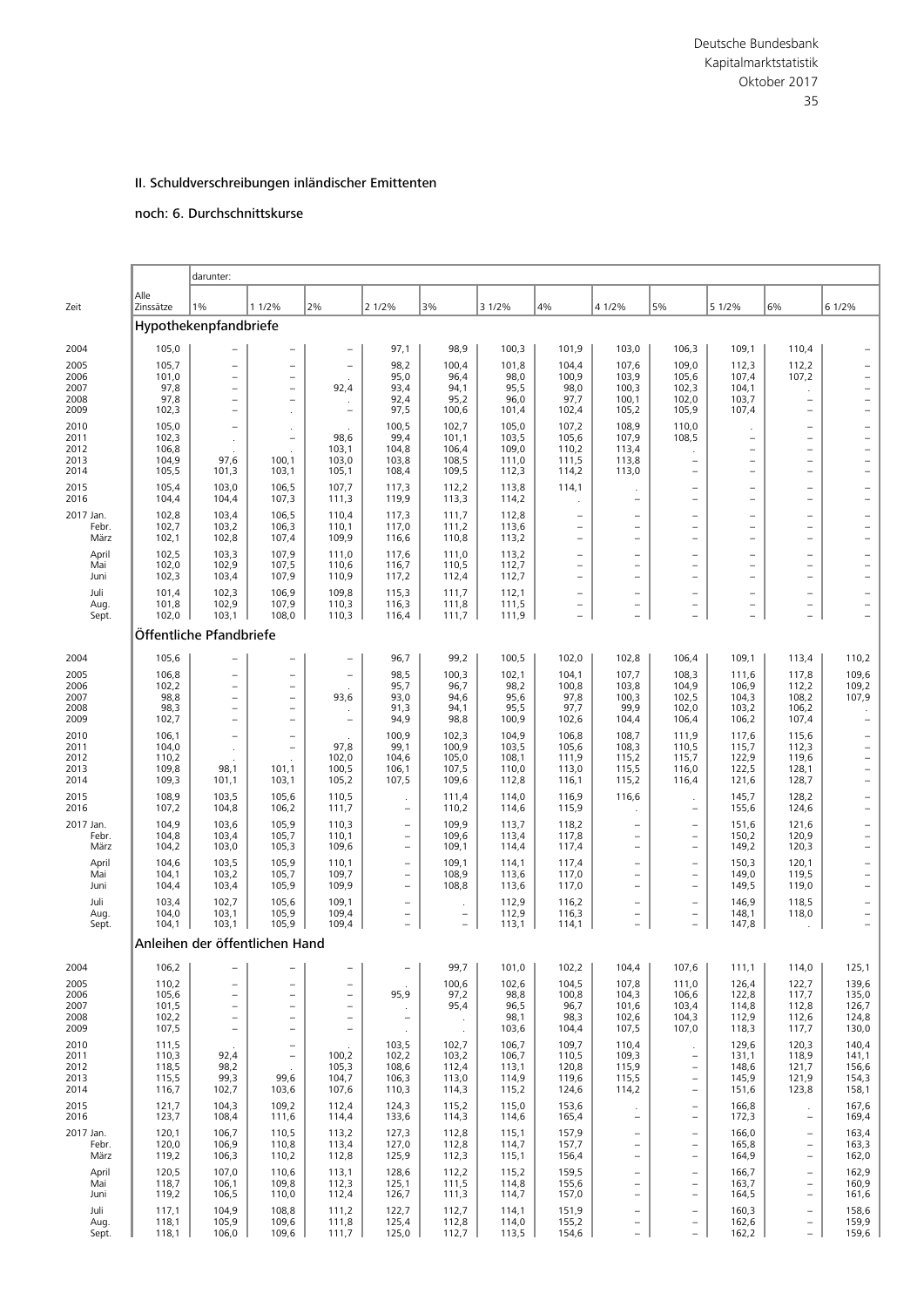## II. Schuldverschreibungen inländischer Emittenten

### noch: 6. Durchschnittskurse

| Zeit | Alle Zinssätze | darunter: 1% | 1 1/2% | 2% | 2 1/2% | 3% | 3 1/2% | 4% | 4 1/2% | 5% | 5 1/2% | 6% | 6 1/2% |
|---|---|---|---|---|---|---|---|---|---|---|---|---|---|
| **Hypothekenpfandbriefe** | | | | | | | | | | | | | |
| 2004 | 105,0 | – | – | – | 97,1 | 98,9 | 100,3 | 101,9 | 103,0 | 106,3 | 109,1 | 110,4 | – |
| 2005 | 105,7 | – | – | – | 98,2 | 100,4 | 101,8 | 104,4 | 107,6 | 109,0 | 112,3 | 112,2 | – |
| 2006 | 101,0 | – | – | . | 95,0 | 96,4 | 98,0 | 100,9 | 103,9 | 105,6 | 107,4 | 107,2 | – |
| 2007 | 97,8 | – | – | 92,4 | 93,4 | 94,1 | 95,5 | 98,0 | 100,3 | 102,3 | 104,1 | . | – |
| 2008 | 97,8 | – | – | . | 92,4 | 95,2 | 96,0 | 97,7 | 100,1 | 102,0 | 103,7 | – | – |
| 2009 | 102,3 | – | . | – | 97,5 | 100,6 | 101,4 | 102,4 | 105,2 | 105,9 | 107,4 | – | – |
| 2010 | 105,0 | – | . | . | 100,5 | 102,7 | 105,0 | 107,2 | 108,9 | 110,0 | . | – | – |
| 2011 | 102,3 | . | – | 98,6 | 99,4 | 101,1 | 103,5 | 105,6 | 107,9 | 108,5 | – | – | – |
| 2012 | 106,8 | . | . | 103,1 | 104,8 | 106,4 | 109,0 | 110,2 | 113,4 | . | – | – | – |
| 2013 | 104,9 | 97,6 | 100,1 | 103,0 | 103,8 | 108,5 | 111,0 | 111,5 | 113,8 | – | – | – | – |
| 2014 | 105,5 | 101,3 | 103,1 | 105,1 | 108,4 | 109,5 | 112,3 | 114,2 | 113,0 | – | – | – | – |
| 2015 | 105,4 | 103,0 | 106,5 | 107,7 | 117,3 | 112,2 | 113,8 | 114,1 | . | – | – | – | – |
| 2016 | 104,4 | 104,4 | 107,3 | 111,3 | 119,9 | 113,3 | 114,2 | . | – | – | – | – | – |
| 2017 Jan. | 102,8 | 103,4 | 106,5 | 110,4 | 117,3 | 111,7 | 112,8 | – | – | – | – | – | – |
| Febr. | 102,7 | 103,2 | 106,3 | 110,1 | 117,0 | 111,2 | 113,6 | – | – | – | – | – | – |
| März | 102,1 | 102,8 | 107,4 | 109,9 | 116,6 | 110,8 | 113,2 | – | – | – | – | – | – |
| April | 102,5 | 103,3 | 107,9 | 111,0 | 117,6 | 111,0 | 113,2 | – | – | – | – | – | – |
| Mai | 102,0 | 102,9 | 107,5 | 110,6 | 116,7 | 110,5 | 112,7 | – | – | – | – | – | – |
| Juni | 102,3 | 103,4 | 107,9 | 110,9 | 117,2 | 112,4 | 112,7 | – | – | – | – | – | – |
| Juli | 101,4 | 102,3 | 106,9 | 109,8 | 115,3 | 111,7 | 112,1 | – | – | – | – | – | – |
| Aug. | 101,8 | 102,9 | 107,9 | 110,3 | 116,3 | 111,8 | 111,5 | – | – | – | – | – | – |
| Sept. | 102,0 | 103,1 | 108,0 | 110,3 | 116,4 | 111,7 | 111,9 | – | – | – | – | – | – |
| **Öffentliche Pfandbriefe** | | | | | | | | | | | | | |
| 2004 | 105,6 | – | – | – | 96,7 | 99,2 | 100,5 | 102,0 | 102,8 | 106,4 | 109,1 | 113,4 | 110,2 |
| 2005 | 106,8 | – | – | – | 98,5 | 100,3 | 102,1 | 104,1 | 107,7 | 108,3 | 111,6 | 117,8 | 109,6 |
| 2006 | 102,2 | – | – | . | 95,7 | 96,7 | 98,2 | 100,8 | 103,8 | 104,9 | 106,9 | 112,2 | 109,2 |
| 2007 | 98,8 | – | – | 93,6 | 93,0 | 94,6 | 95,6 | 97,8 | 100,3 | 102,5 | 104,3 | 108,2 | 107,9 |
| 2008 | 98,3 | – | – | . | 91,3 | 94,1 | 95,5 | 97,7 | 99,9 | 102,0 | 103,2 | 106,2 | . |
| 2009 | 102,7 | – | – | – | 94,9 | 98,8 | 100,9 | 102,6 | 104,4 | 106,4 | 106,2 | 107,4 | – |
| 2010 | 106,1 | – | – | . | 100,9 | 102,3 | 104,9 | 106,8 | 108,7 | 111,9 | 117,6 | 115,6 | – |
| 2011 | 104,0 | . | – | 97,8 | 99,1 | 100,9 | 103,5 | 105,6 | 108,3 | 110,5 | 115,7 | 112,3 | – |
| 2012 | 110,2 | . | . | 102,0 | 104,6 | 105,0 | 108,1 | 111,9 | 115,2 | 115,7 | 122,9 | 119,6 | – |
| 2013 | 109,8 | 98,1 | 101,1 | 100,5 | 106,1 | 107,5 | 110,0 | 113,0 | 115,5 | 116,0 | 122,5 | 128,1 | – |
| 2014 | 109,3 | 101,1 | 103,1 | 105,2 | 107,5 | 109,6 | 112,8 | 116,1 | 115,2 | 116,4 | 121,6 | 128,7 | – |
| 2015 | 108,9 | 103,5 | 105,6 | 110,5 | . | 111,4 | 114,0 | 116,9 | 116,6 | . | 145,7 | 128,2 | – |
| 2016 | 107,2 | 104,8 | 106,2 | 111,7 | – | 110,2 | 114,6 | 115,9 | . | – | 155,6 | 124,6 | – |
| 2017 Jan. | 104,9 | 103,6 | 105,9 | 110,3 | – | 109,9 | 113,7 | 118,2 | – | – | 151,6 | 121,6 | – |
| Febr. | 104,8 | 103,4 | 105,7 | 110,1 | – | 109,6 | 113,4 | 117,8 | – | – | 150,2 | 120,9 | – |
| März | 104,2 | 103,0 | 105,3 | 109,6 | – | 109,1 | 114,4 | 117,4 | – | – | 149,2 | 120,3 | – |
| April | 104,6 | 103,5 | 105,9 | 110,1 | – | 109,1 | 114,1 | 117,4 | – | – | 150,3 | 120,1 | – |
| Mai | 104,1 | 103,2 | 105,7 | 109,7 | – | 108,9 | 113,6 | 117,0 | – | – | 149,0 | 119,5 | – |
| Juni | 104,4 | 103,4 | 105,9 | 109,9 | – | 108,8 | 113,6 | 117,0 | – | – | 149,5 | 119,0 | – |
| Juli | 103,4 | 102,7 | 105,6 | 109,1 | – | . | 112,9 | 116,2 | – | – | 146,9 | 118,5 | – |
| Aug. | 104,0 | 103,1 | 105,9 | 109,4 | – | – | 112,9 | 116,3 | – | – | 148,1 | 118,0 | – |
| Sept. | 104,1 | 103,1 | 105,9 | 109,4 | – | – | 113,1 | 114,1 | – | – | 147,8 | . | – |
| **Anleihen der öffentlichen Hand** | | | | | | | | | | | | | |
| 2004 | 106,2 | – | – | – | – | 99,7 | 101,0 | 102,2 | 104,4 | 107,6 | 111,1 | 114,0 | 125,1 |
| 2005 | 110,2 | – | – | – | . | 100,6 | 102,6 | 104,5 | 107,8 | 111,0 | 126,4 | 122,7 | 139,6 |
| 2006 | 105,6 | – | – | – | 95,9 | 97,2 | 98,8 | 100,8 | 104,3 | 106,6 | 122,8 | 117,7 | 135,0 |
| 2007 | 101,5 | – | – | – | . | 95,4 | 96,5 | 96,7 | 101,6 | 103,4 | 114,8 | 112,8 | 126,7 |
| 2008 | 102,2 | – | – | – | – | . | 98,1 | 98,3 | 102,6 | 104,3 | 112,9 | 112,6 | 124,8 |
| 2009 | 107,5 | – | – | – | . | . | 103,6 | 104,4 | 107,5 | 107,0 | 118,3 | 117,7 | 130,0 |
| 2010 | 111,5 | . | – | . | 103,5 | 102,7 | 106,7 | 109,7 | 110,4 | . | 129,6 | 120,3 | 140,4 |
| 2011 | 110,3 | 92,4 | – | 100,2 | 102,2 | 103,2 | 106,7 | 110,5 | 109,3 | – | 131,1 | 118,9 | 141,1 |
| 2012 | 118,5 | 98,2 | . | 105,3 | 108,6 | 112,4 | 113,1 | 120,8 | 115,9 | – | 148,6 | 121,7 | 156,6 |
| 2013 | 115,5 | 99,3 | 99,6 | 104,7 | 106,3 | 113,0 | 114,9 | 119,6 | 115,5 | – | 145,9 | 121,9 | 154,3 |
| 2014 | 116,7 | 102,7 | 103,6 | 107,6 | 110,3 | 114,3 | 115,2 | 124,6 | 114,2 | – | 151,6 | 123,8 | 158,1 |
| 2015 | 121,7 | 104,3 | 109,2 | 112,4 | 124,3 | 115,2 | 115,0 | 153,6 | . | – | 166,8 | . | 167,6 |
| 2016 | 123,7 | 108,4 | 111,6 | 114,4 | 133,6 | 114,3 | 114,6 | 165,4 | – | – | 172,3 | – | 169,4 |
| 2017 Jan. | 120,1 | 106,7 | 110,5 | 113,2 | 127,3 | 112,8 | 115,1 | 157,9 | – | – | 166,0 | – | 163,4 |
| Febr. | 120,0 | 106,9 | 110,8 | 113,4 | 127,0 | 112,8 | 114,7 | 157,7 | – | – | 165,8 | – | 163,3 |
| März | 119,2 | 106,3 | 110,2 | 112,8 | 125,9 | 112,3 | 115,1 | 156,4 | – | – | 164,9 | – | 162,0 |
| April | 120,5 | 107,0 | 110,6 | 113,1 | 128,6 | 112,2 | 115,2 | 159,5 | – | – | 166,7 | – | 162,9 |
| Mai | 118,7 | 106,1 | 109,8 | 112,3 | 125,1 | 111,5 | 114,8 | 155,6 | – | – | 163,7 | – | 160,9 |
| Juni | 119,2 | 106,5 | 110,0 | 112,4 | 126,7 | 111,3 | 114,7 | 157,0 | – | – | 164,5 | – | 161,6 |
| Juli | 117,1 | 104,9 | 108,8 | 111,2 | 122,7 | 112,7 | 114,1 | 151,9 | – | – | 160,3 | – | 158,6 |
| Aug. | 118,1 | 105,9 | 109,6 | 111,8 | 125,4 | 112,8 | 114,0 | 155,2 | – | – | 162,6 | – | 159,9 |
| Sept. | 118,1 | 106,0 | 109,6 | 111,7 | 125,0 | 112,7 | 113,5 | 154,6 | – | – | 162,2 | – | 159,6 |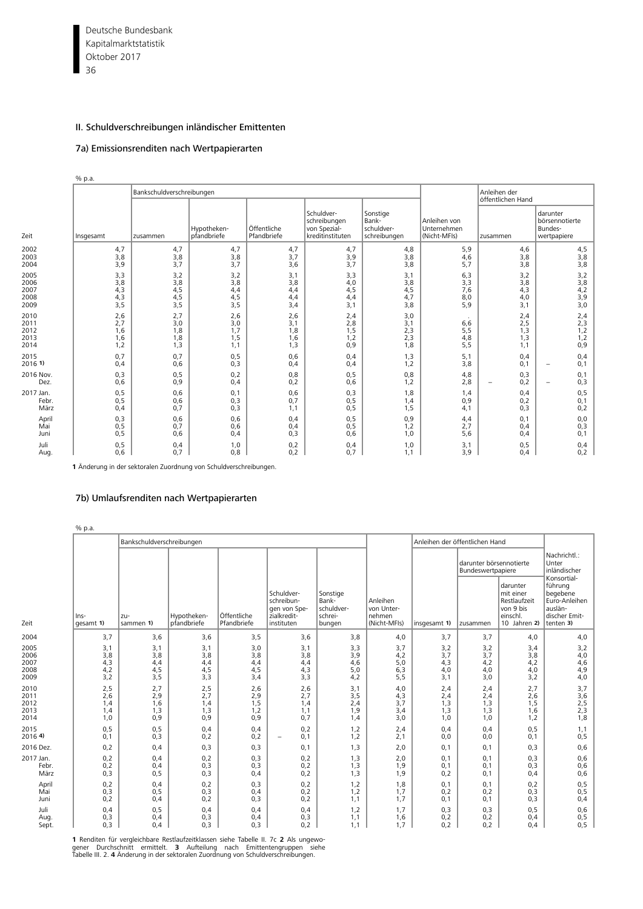## II. Schuldverschreibungen inländischer Emittenten

### 7a) Emissionsrenditen nach Wertpapierarten

% p.a.

| Zeit | Insgesamt | Bankschuldverschreibungen | | | | | Anleihen von Unternehmen (Nicht-MFIs) | Anleihen der öffentlichen Hand | |
|---|---|---|---|---|---|---|---|---|---|
| | | zusammen | Hypotheken-pfandbriefe | Öffentliche Pfandbriefe | Schuldver-schreibungen von Spezial-kreditinstituten | Sonstige Bank-schuldver-schreibungen | | zusammen | darunter börsennotierte Bundes-wertpapiere |
| 2002 | 4,7 | 4,7 | 4,7 | 4,7 | 4,7 | 4,8 | 5,9 | 4,6 | 4,5 |
| 2003 | 3,8 | 3,8 | 3,8 | 3,7 | 3,9 | 3,8 | 4,6 | 3,8 | 3,8 |
| 2004 | 3,9 | 3,7 | 3,7 | 3,6 | 3,7 | 3,8 | 5,7 | 3,8 | 3,8 |
| 2005 | 3,3 | 3,2 | 3,2 | 3,1 | 3,3 | 3,1 | 6,3 | 3,2 | 3,2 |
| 2006 | 3,8 | 3,8 | 3,8 | 3,8 | 4,0 | 3,8 | 3,3 | 3,8 | 3,8 |
| 2007 | 4,3 | 4,5 | 4,4 | 4,4 | 4,5 | 4,5 | 7,6 | 4,3 | 4,2 |
| 2008 | 4,3 | 4,5 | 4,5 | 4,4 | 4,4 | 4,7 | 8,0 | 4,0 | 3,9 |
| 2009 | 3,5 | 3,5 | 3,5 | 3,4 | 3,1 | 3,8 | 5,9 | 3,1 | 3,0 |
| 2010 | 2,6 | 2,7 | 2,6 | 2,6 | 2,4 | 3,0 | . | 2,4 | 2,4 |
| 2011 | 2,7 | 3,0 | 3,0 | 3,1 | 2,8 | 3,1 | 6,6 | 2,5 | 2,3 |
| 2012 | 1,6 | 1,8 | 1,7 | 1,8 | 1,5 | 2,3 | 5,5 | 1,3 | 1,2 |
| 2013 | 1,6 | 1,8 | 1,5 | 1,6 | 1,2 | 2,3 | 4,8 | 1,3 | 1,2 |
| 2014 | 1,2 | 1,3 | 1,1 | 1,3 | 0,9 | 1,8 | 5,5 | 1,1 | 0,9 |
| 2015 | 0,7 | 0,7 | 0,5 | 0,6 | 0,4 | 1,3 | 5,1 | 0,4 | 0,4 |
| 2016 **1)** | 0,4 | 0,6 | 0,3 | 0,4 | 0,4 | 1,2 | 3,8 | 0,1 | – 0,1 |
| 2016 Nov. | 0,3 | 0,5 | 0,2 | 0,8 | 0,5 | 0,8 | 4,8 | 0,3 | 0,1 |
| Dez. | 0,6 | 0,9 | 0,4 | 0,2 | 0,6 | 1,2 | 2,8 | – 0,2 | – 0,3 |
| 2017 Jan. | 0,5 | 0,6 | 0,1 | 0,6 | 0,3 | 1,8 | 1,4 | 0,4 | 0,5 |
| Febr. | 0,5 | 0,6 | 0,3 | 0,7 | 0,5 | 1,4 | 0,9 | 0,2 | 0,1 |
| März | 0,4 | 0,7 | 0,3 | 1,1 | 0,5 | 1,5 | 4,1 | 0,3 | 0,2 |
| April | 0,3 | 0,6 | 0,6 | 0,4 | 0,5 | 0,9 | 4,4 | 0,1 | 0,0 |
| Mai | 0,5 | 0,7 | 0,6 | 0,4 | 0,5 | 1,2 | 2,7 | 0,4 | 0,3 |
| Juni | 0,5 | 0,6 | 0,4 | 0,3 | 0,6 | 1,0 | 5,6 | 0,4 | 0,1 |
| Juli | 0,5 | 0,4 | 1,0 | 0,2 | 0,4 | 1,0 | 3,1 | 0,5 | 0,4 |
| Aug. | 0,6 | 0,7 | 0,8 | 0,2 | 0,7 | 1,1 | 3,9 | 0,4 | 0,2 |

**1** Änderung in der sektoralen Zuordnung von Schuldverschreibungen.

### 7b) Umlaufsrenditen nach Wertpapierarten

% p.a.

| Zeit | Ins-gesamt **1)** | Bankschuldverschreibungen | | | | | Anleihen von Unter-nehmen (Nicht-MFIs) | Anleihen der öffentlichen Hand | | | Nachrichtl.: Unter inländischer Konsortial-führung begebene Euro-Anleihen auslän-discher Emit-tenten **3)** |
|---|---|---|---|---|---|---|---|---|---|---|---|
| | | zu-sammen **1)** | Hypotheken-pfandbriefe | Öffentliche Pfandbriefe | Schuldver-schreibun-gen von Spe-zialkredit-instituten | Sonstige Bank-schuldver-schrei-bungen | | insgesamt **1)** | darunter börsennotierte Bundeswertpapiere | | |
| | | | | | | | | | zusammen | darunter mit einer Restlaufzeit von 9 bis einschl. 10 Jahren **2)** | |
| 2004 | 3,7 | 3,6 | 3,6 | 3,5 | 3,6 | 3,8 | 4,0 | 3,7 | 3,7 | 4,0 | 4,0 |
| 2005 | 3,1 | 3,1 | 3,1 | 3,0 | 3,1 | 3,3 | 3,7 | 3,2 | 3,2 | 3,4 | 3,2 |
| 2006 | 3,8 | 3,8 | 3,8 | 3,8 | 3,8 | 3,9 | 4,2 | 3,7 | 3,7 | 3,8 | 4,0 |
| 2007 | 4,3 | 4,4 | 4,4 | 4,4 | 4,4 | 4,6 | 5,0 | 4,3 | 4,2 | 4,2 | 4,6 |
| 2008 | 4,2 | 4,5 | 4,5 | 4,5 | 4,3 | 5,0 | 6,3 | 4,0 | 4,0 | 4,0 | 4,9 |
| 2009 | 3,2 | 3,5 | 3,3 | 3,4 | 3,3 | 4,2 | 5,5 | 3,1 | 3,0 | 3,2 | 4,0 |
| 2010 | 2,5 | 2,7 | 2,5 | 2,6 | 2,6 | 3,1 | 4,0 | 2,4 | 2,4 | 2,7 | 3,7 |
| 2011 | 2,6 | 2,9 | 2,7 | 2,9 | 2,7 | 3,5 | 4,3 | 2,4 | 2,4 | 2,6 | 3,6 |
| 2012 | 1,4 | 1,6 | 1,4 | 1,5 | 1,4 | 2,4 | 3,7 | 1,3 | 1,3 | 1,5 | 2,5 |
| 2013 | 1,4 | 1,3 | 1,3 | 1,2 | 1,1 | 1,9 | 3,4 | 1,3 | 1,3 | 1,6 | 2,3 |
| 2014 | 1,0 | 0,9 | 0,9 | 0,9 | 0,7 | 1,4 | 3,0 | 1,0 | 1,0 | 1,2 | 1,8 |
| 2015 | 0,5 | 0,5 | 0,4 | 0,4 | 0,2 | 1,2 | 2,4 | 0,4 | 0,4 | 0,5 | 1,1 |
| 2016 **4)** | 0,1 | 0,3 | 0,2 | 0,2 | – 0,1 | 1,2 | 2,1 | 0,0 | 0,0 | 0,1 | 0,5 |
| 2016 Dez. | 0,2 | 0,4 | 0,3 | 0,3 | 0,1 | 1,3 | 2,0 | 0,1 | 0,1 | 0,3 | 0,6 |
| 2017 Jan. | 0,2 | 0,4 | 0,2 | 0,3 | 0,2 | 1,3 | 2,0 | 0,1 | 0,1 | 0,3 | 0,6 |
| Febr. | 0,2 | 0,4 | 0,3 | 0,3 | 0,2 | 1,3 | 1,9 | 0,1 | 0,1 | 0,3 | 0,6 |
| März | 0,3 | 0,5 | 0,3 | 0,4 | 0,2 | 1,3 | 1,9 | 0,2 | 0,1 | 0,4 | 0,6 |
| April | 0,2 | 0,4 | 0,2 | 0,3 | 0,2 | 1,2 | 1,8 | 0,1 | 0,1 | 0,2 | 0,5 |
| Mai | 0,3 | 0,5 | 0,3 | 0,4 | 0,2 | 1,2 | 1,7 | 0,2 | 0,2 | 0,3 | 0,5 |
| Juni | 0,2 | 0,4 | 0,2 | 0,3 | 0,2 | 1,1 | 1,7 | 0,1 | 0,1 | 0,3 | 0,4 |
| Juli | 0,4 | 0,5 | 0,4 | 0,4 | 0,4 | 1,2 | 1,7 | 0,3 | 0,3 | 0,5 | 0,6 |
| Aug. | 0,3 | 0,4 | 0,3 | 0,4 | 0,3 | 1,1 | 1,6 | 0,2 | 0,2 | 0,4 | 0,5 |
| Sept. | 0,3 | 0,4 | 0,3 | 0,3 | 0,2 | 1,1 | 1,7 | 0,2 | 0,2 | 0,4 | 0,5 |

**1** Renditen für vergleichbare Restlaufzeitklassen siehe Tabelle II. 7c **2** Als ungewogener Durchschnitt ermittelt. **3** Aufteilung nach Emittentengruppen siehe Tabelle III. 2. **4** Änderung in der sektoralen Zuordnung von Schuldverschreibungen.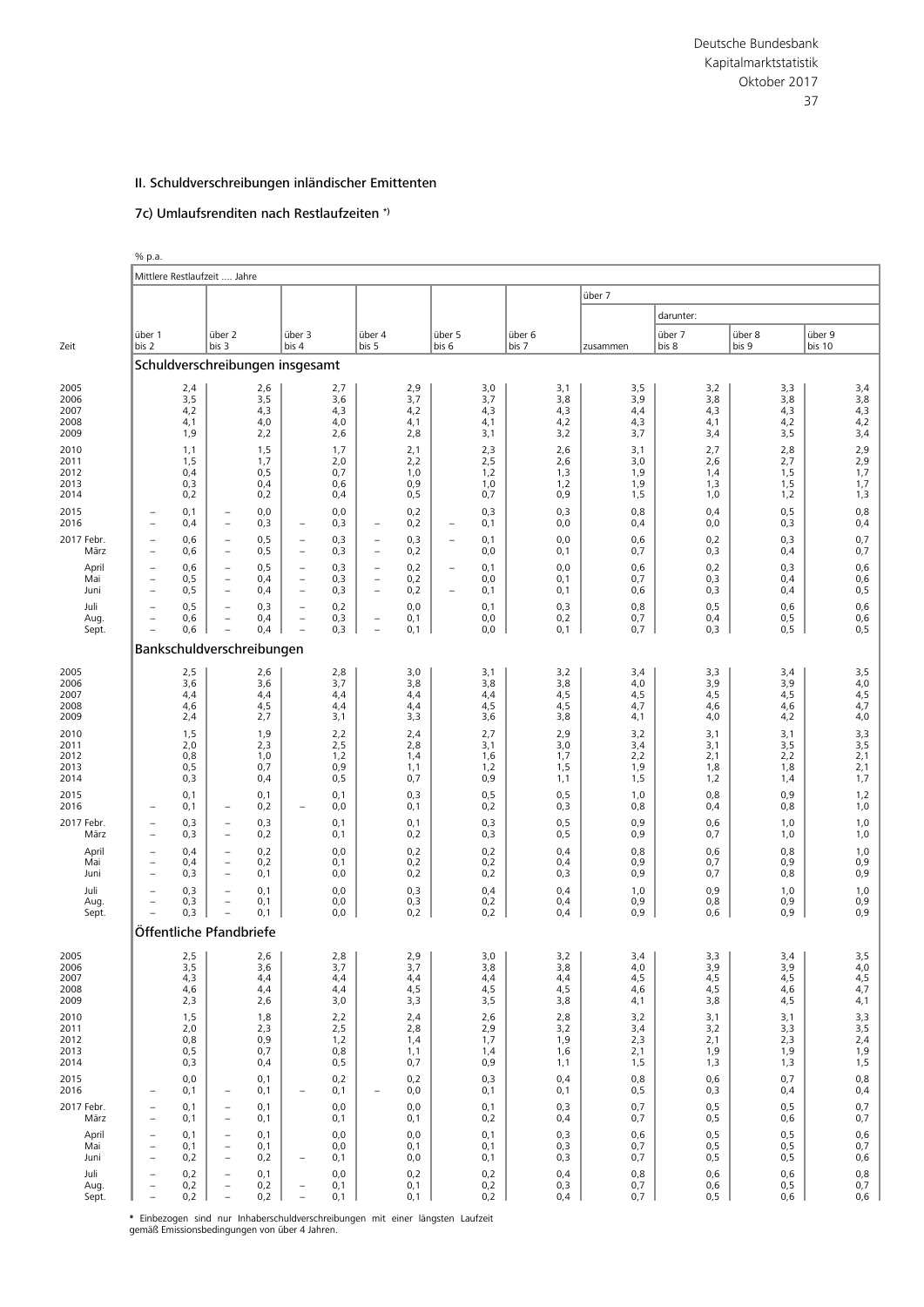## II. Schuldverschreibungen inländischer Emittenten

### 7c) Umlaufsrenditen nach Restlaufzeiten *)

% p.a.

| Zeit | Mittlere Restlaufzeit .... Jahre | | | | | | | | | |
|---|---|---|---|---|---|---|---|---|---|---|
| | | | | | | | über 7 | | | |
| | | | | | | | | darunter: | | |
| | über 1 bis 2 | über 2 bis 3 | über 3 bis 4 | über 4 bis 5 | über 5 bis 6 | über 6 bis 7 | zusammen | über 7 bis 8 | über 8 bis 9 | über 9 bis 10 |
| **Schuldverschreibungen insgesamt** | | | | | | | | | | |
| 2005 | 2,4 | 2,6 | 2,7 | 2,9 | 3,0 | 3,1 | 3,5 | 3,2 | 3,3 | 3,4 |
| 2006 | 3,5 | 3,5 | 3,6 | 3,7 | 3,7 | 3,8 | 3,9 | 3,8 | 3,8 | 3,8 |
| 2007 | 4,2 | 4,3 | 4,3 | 4,2 | 4,3 | 4,3 | 4,4 | 4,3 | 4,3 | 4,3 |
| 2008 | 4,1 | 4,0 | 4,0 | 4,1 | 4,1 | 4,2 | 4,3 | 4,1 | 4,2 | 4,2 |
| 2009 | 1,9 | 2,2 | 2,6 | 2,8 | 3,1 | 3,2 | 3,7 | 3,4 | 3,5 | 3,4 |
| 2010 | 1,1 | 1,5 | 1,7 | 2,1 | 2,3 | 2,6 | 3,1 | 2,7 | 2,8 | 2,9 |
| 2011 | 1,5 | 1,7 | 2,0 | 2,2 | 2,5 | 2,6 | 3,0 | 2,6 | 2,7 | 2,9 |
| 2012 | 0,4 | 0,5 | 0,7 | 1,0 | 1,2 | 1,3 | 1,9 | 1,4 | 1,5 | 1,7 |
| 2013 | 0,3 | 0,4 | 0,6 | 0,9 | 1,0 | 1,2 | 1,9 | 1,3 | 1,5 | 1,7 |
| 2014 | 0,2 | 0,2 | 0,4 | 0,5 | 0,7 | 0,9 | 1,5 | 1,0 | 1,2 | 1,3 |
| 2015 | – 0,1 | – 0,0 | 0,0 | 0,2 | 0,3 | 0,3 | 0,8 | 0,4 | 0,5 | 0,8 |
| 2016 | – 0,4 | – 0,3 | – 0,3 | – 0,2 | – 0,1 | 0,0 | 0,4 | 0,0 | 0,3 | 0,4 |
| 2017 Febr. | – 0,6 | – 0,5 | – 0,3 | – 0,3 | – 0,1 | 0,0 | 0,6 | 0,2 | 0,3 | 0,7 |
| März | – 0,6 | – 0,5 | – 0,3 | – 0,2 | 0,0 | 0,1 | 0,7 | 0,3 | 0,4 | 0,7 |
| April | – 0,6 | – 0,5 | – 0,3 | – 0,2 | – 0,1 | 0,0 | 0,6 | 0,2 | 0,3 | 0,6 |
| Mai | – 0,5 | – 0,4 | – 0,3 | – 0,2 | 0,0 | 0,1 | 0,7 | 0,3 | 0,4 | 0,6 |
| Juni | – 0,5 | – 0,4 | – 0,3 | – 0,2 | – 0,1 | 0,1 | 0,6 | 0,3 | 0,4 | 0,5 |
| Juli | – 0,5 | – 0,3 | – 0,2 | 0,0 | 0,1 | 0,3 | 0,8 | 0,5 | 0,6 | 0,6 |
| Aug. | – 0,6 | – 0,4 | – 0,3 | – 0,1 | 0,0 | 0,2 | 0,7 | 0,4 | 0,5 | 0,6 |
| Sept. | – 0,6 | – 0,4 | – 0,3 | – 0,1 | 0,0 | 0,1 | 0,7 | 0,3 | 0,5 | 0,5 |
| **Bankschuldverschreibungen** | | | | | | | | | | |
| 2005 | 2,5 | 2,6 | 2,8 | 3,0 | 3,1 | 3,2 | 3,4 | 3,3 | 3,4 | 3,5 |
| 2006 | 3,6 | 3,6 | 3,7 | 3,8 | 3,8 | 3,8 | 4,0 | 3,9 | 3,9 | 4,0 |
| 2007 | 4,4 | 4,4 | 4,4 | 4,4 | 4,4 | 4,5 | 4,5 | 4,5 | 4,5 | 4,5 |
| 2008 | 4,6 | 4,5 | 4,4 | 4,4 | 4,5 | 4,5 | 4,7 | 4,6 | 4,6 | 4,7 |
| 2009 | 2,4 | 2,7 | 3,1 | 3,3 | 3,6 | 3,8 | 4,1 | 4,0 | 4,2 | 4,0 |
| 2010 | 1,5 | 1,9 | 2,2 | 2,4 | 2,7 | 2,9 | 3,2 | 3,1 | 3,1 | 3,3 |
| 2011 | 2,0 | 2,3 | 2,5 | 2,8 | 3,1 | 3,0 | 3,4 | 3,1 | 3,5 | 3,5 |
| 2012 | 0,8 | 1,0 | 1,2 | 1,4 | 1,6 | 1,7 | 2,2 | 2,1 | 2,2 | 2,1 |
| 2013 | 0,5 | 0,7 | 0,9 | 1,1 | 1,2 | 1,5 | 1,9 | 1,8 | 1,8 | 2,1 |
| 2014 | 0,3 | 0,4 | 0,5 | 0,7 | 0,9 | 1,1 | 1,5 | 1,2 | 1,4 | 1,7 |
| 2015 | 0,1 | 0,1 | 0,1 | 0,3 | 0,5 | 0,5 | 1,0 | 0,8 | 0,9 | 1,2 |
| 2016 | – 0,1 | – 0,2 | – 0,0 | 0,1 | 0,2 | 0,3 | 0,8 | 0,4 | 0,8 | 1,0 |
| 2017 Febr. | – 0,3 | – 0,3 | 0,1 | 0,1 | 0,3 | 0,5 | 0,9 | 0,6 | 1,0 | 1,0 |
| März | – 0,3 | – 0,2 | 0,1 | 0,2 | 0,3 | 0,5 | 0,9 | 0,7 | 1,0 | 1,0 |
| April | – 0,4 | – 0,2 | 0,0 | 0,2 | 0,2 | 0,4 | 0,8 | 0,6 | 0,8 | 1,0 |
| Mai | – 0,4 | – 0,2 | 0,1 | 0,2 | 0,2 | 0,4 | 0,9 | 0,7 | 0,9 | 0,9 |
| Juni | – 0,3 | – 0,1 | 0,0 | 0,2 | 0,2 | 0,3 | 0,9 | 0,7 | 0,8 | 0,9 |
| Juli | – 0,3 | – 0,1 | 0,0 | 0,3 | 0,4 | 0,4 | 1,0 | 0,9 | 1,0 | 1,0 |
| Aug. | – 0,3 | – 0,1 | 0,0 | 0,3 | 0,2 | 0,4 | 0,9 | 0,8 | 0,9 | 0,9 |
| Sept. | – 0,3 | – 0,1 | 0,0 | 0,2 | 0,2 | 0,4 | 0,9 | 0,6 | 0,9 | 0,9 |
| **Öffentliche Pfandbriefe** | | | | | | | | | | |
| 2005 | 2,5 | 2,6 | 2,8 | 2,9 | 3,0 | 3,2 | 3,4 | 3,3 | 3,4 | 3,5 |
| 2006 | 3,5 | 3,6 | 3,7 | 3,7 | 3,8 | 3,8 | 4,0 | 3,9 | 3,9 | 4,0 |
| 2007 | 4,3 | 4,4 | 4,4 | 4,4 | 4,4 | 4,4 | 4,5 | 4,5 | 4,5 | 4,5 |
| 2008 | 4,6 | 4,4 | 4,4 | 4,5 | 4,5 | 4,5 | 4,6 | 4,5 | 4,6 | 4,7 |
| 2009 | 2,3 | 2,6 | 3,0 | 3,3 | 3,5 | 3,8 | 4,1 | 3,8 | 4,5 | 4,1 |
| 2010 | 1,5 | 1,8 | 2,2 | 2,4 | 2,6 | 2,8 | 3,2 | 3,1 | 3,1 | 3,3 |
| 2011 | 2,0 | 2,3 | 2,5 | 2,8 | 2,9 | 3,2 | 3,4 | 3,2 | 3,3 | 3,5 |
| 2012 | 0,8 | 0,9 | 1,2 | 1,4 | 1,7 | 1,9 | 2,3 | 2,1 | 2,3 | 2,4 |
| 2013 | 0,5 | 0,7 | 0,8 | 1,1 | 1,4 | 1,6 | 2,1 | 1,9 | 1,9 | 1,9 |
| 2014 | 0,3 | 0,4 | 0,5 | 0,7 | 0,9 | 1,1 | 1,5 | 1,3 | 1,3 | 1,5 |
| 2015 | 0,0 | 0,1 | 0,2 | 0,2 | 0,3 | 0,4 | 0,8 | 0,6 | 0,7 | 0,8 |
| 2016 | – 0,1 | – 0,1 | – 0,1 | – 0,0 | 0,1 | 0,1 | 0,5 | 0,3 | 0,4 | 0,4 |
| 2017 Febr. | – 0,1 | – 0,1 | 0,0 | 0,0 | 0,1 | 0,3 | 0,7 | 0,5 | 0,5 | 0,7 |
| März | – 0,1 | – 0,1 | 0,1 | 0,1 | 0,2 | 0,4 | 0,7 | 0,5 | 0,6 | 0,7 |
| April | – 0,1 | – 0,1 | 0,0 | 0,0 | 0,1 | 0,3 | 0,6 | 0,5 | 0,5 | 0,6 |
| Mai | – 0,1 | – 0,1 | 0,0 | 0,1 | 0,1 | 0,3 | 0,7 | 0,5 | 0,5 | 0,7 |
| Juni | – 0,2 | – 0,2 | – 0,1 | 0,0 | 0,1 | 0,3 | 0,7 | 0,5 | 0,5 | 0,6 |
| Juli | – 0,2 | – 0,1 | 0,0 | 0,2 | 0,2 | 0,4 | 0,8 | 0,6 | 0,6 | 0,8 |
| Aug. | – 0,2 | – 0,2 | – 0,1 | 0,1 | 0,2 | 0,3 | 0,7 | 0,6 | 0,5 | 0,7 |
| Sept. | – 0,2 | – 0,2 | – 0,1 | 0,1 | 0,2 | 0,4 | 0,7 | 0,5 | 0,6 | 0,6 |

\* Einbezogen sind nur Inhaberschuldverschreibungen mit einer längsten Laufzeit gemäß Emissionsbedingungen von über 4 Jahren.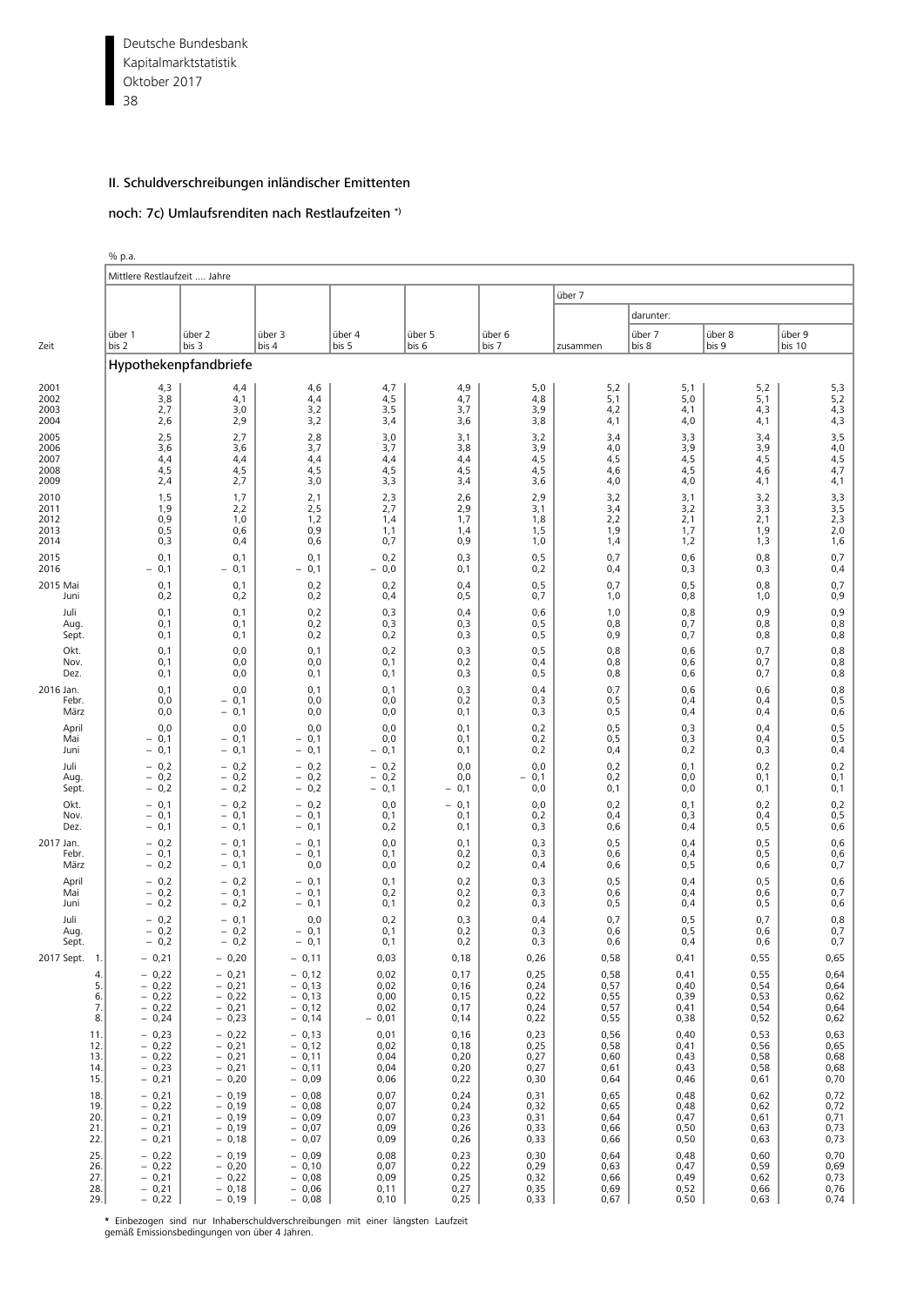## II. Schuldverschreibungen inländischer Emittenten

### noch: 7c) Umlaufsrenditen nach Restlaufzeiten *)

% p.a.

| Zeit | Mittlere Restlaufzeit .... Jahre | | | | | | | | | |
|---|---|---|---|---|---|---|---|---|---|---|
| | | | | | | | über 7 | | | |
| | | | | | | | | darunter: | | |
| | über 1 bis 2 | über 2 bis 3 | über 3 bis 4 | über 4 bis 5 | über 5 bis 6 | über 6 bis 7 | zusammen | über 7 bis 8 | über 8 bis 9 | über 9 bis 10 |
| | **Hypothekenpfandbriefe** | | | | | | | | | |
| 2001 | 4,3 | 4,4 | 4,6 | 4,7 | 4,9 | 5,0 | 5,2 | 5,1 | 5,2 | 5,3 |
| 2002 | 3,8 | 4,1 | 4,4 | 4,5 | 4,7 | 4,8 | 5,1 | 5,0 | 5,1 | 5,2 |
| 2003 | 2,7 | 3,0 | 3,2 | 3,5 | 3,7 | 3,9 | 4,2 | 4,1 | 4,3 | 4,3 |
| 2004 | 2,6 | 2,9 | 3,2 | 3,4 | 3,6 | 3,8 | 4,1 | 4,0 | 4,1 | 4,3 |
| 2005 | 2,5 | 2,7 | 2,8 | 3,0 | 3,1 | 3,2 | 3,4 | 3,3 | 3,4 | 3,5 |
| 2006 | 3,6 | 3,6 | 3,7 | 3,7 | 3,8 | 3,9 | 4,0 | 3,9 | 3,9 | 4,0 |
| 2007 | 4,4 | 4,4 | 4,4 | 4,4 | 4,4 | 4,5 | 4,5 | 4,5 | 4,5 | 4,5 |
| 2008 | 4,5 | 4,5 | 4,5 | 4,5 | 4,5 | 4,5 | 4,6 | 4,5 | 4,6 | 4,7 |
| 2009 | 2,4 | 2,7 | 3,0 | 3,3 | 3,4 | 3,6 | 4,0 | 4,0 | 4,1 | 4,1 |
| 2010 | 1,5 | 1,7 | 2,1 | 2,3 | 2,6 | 2,9 | 3,2 | 3,1 | 3,2 | 3,3 |
| 2011 | 1,9 | 2,2 | 2,5 | 2,7 | 2,9 | 3,1 | 3,4 | 3,2 | 3,3 | 3,5 |
| 2012 | 0,9 | 1,0 | 1,2 | 1,4 | 1,7 | 1,8 | 2,2 | 2,1 | 2,1 | 2,3 |
| 2013 | 0,5 | 0,6 | 0,9 | 1,1 | 1,4 | 1,5 | 1,9 | 1,7 | 1,9 | 2,0 |
| 2014 | 0,3 | 0,4 | 0,6 | 0,7 | 0,9 | 1,0 | 1,4 | 1,2 | 1,3 | 1,6 |
| 2015 | 0,1 | 0,1 | 0,1 | 0,2 | 0,3 | 0,5 | 0,7 | 0,6 | 0,8 | 0,7 |
| 2016 | – 0,1 | – 0,1 | – 0,1 | – 0,0 | 0,1 | 0,2 | 0,4 | 0,3 | 0,3 | 0,4 |
| 2015 Mai | 0,1 | 0,1 | 0,2 | 0,2 | 0,4 | 0,5 | 0,7 | 0,5 | 0,8 | 0,7 |
| Juni | 0,2 | 0,2 | 0,2 | 0,4 | 0,5 | 0,7 | 1,0 | 0,8 | 1,0 | 0,9 |
| Juli | 0,1 | 0,1 | 0,2 | 0,3 | 0,4 | 0,6 | 1,0 | 0,8 | 0,9 | 0,9 |
| Aug. | 0,1 | 0,1 | 0,2 | 0,3 | 0,3 | 0,5 | 0,8 | 0,7 | 0,8 | 0,8 |
| Sept. | 0,1 | 0,1 | 0,2 | 0,2 | 0,3 | 0,5 | 0,9 | 0,7 | 0,8 | 0,8 |
| Okt. | 0,1 | 0,0 | 0,1 | 0,2 | 0,3 | 0,5 | 0,8 | 0,6 | 0,7 | 0,8 |
| Nov. | 0,1 | 0,0 | 0,0 | 0,1 | 0,2 | 0,4 | 0,8 | 0,6 | 0,7 | 0,8 |
| Dez. | 0,1 | 0,0 | 0,1 | 0,1 | 0,3 | 0,5 | 0,8 | 0,6 | 0,7 | 0,8 |
| 2016 Jan. | 0,1 | 0,0 | 0,1 | 0,1 | 0,3 | 0,4 | 0,7 | 0,6 | 0,6 | 0,8 |
| Febr. | 0,0 | – 0,1 | 0,0 | 0,0 | 0,2 | 0,3 | 0,5 | 0,4 | 0,4 | 0,5 |
| März | 0,0 | – 0,1 | 0,0 | 0,0 | 0,1 | 0,3 | 0,5 | 0,4 | 0,4 | 0,6 |
| April | 0,0 | 0,0 | 0,0 | 0,0 | 0,1 | 0,2 | 0,5 | 0,3 | 0,4 | 0,5 |
| Mai | – 0,1 | – 0,1 | – 0,1 | 0,0 | 0,1 | 0,2 | 0,5 | 0,3 | 0,4 | 0,5 |
| Juni | – 0,1 | – 0,1 | – 0,1 | – 0,1 | 0,1 | 0,2 | 0,4 | 0,2 | 0,3 | 0,4 |
| Juli | – 0,2 | – 0,2 | – 0,2 | – 0,2 | 0,0 | 0,0 | 0,2 | 0,1 | 0,2 | 0,2 |
| Aug. | – 0,2 | – 0,2 | – 0,2 | – 0,2 | 0,0 | – 0,1 | 0,2 | 0,0 | 0,1 | 0,1 |
| Sept. | – 0,2 | – 0,2 | – 0,2 | – 0,1 | – 0,1 | 0,0 | 0,1 | 0,0 | 0,1 | 0,1 |
| Okt. | – 0,1 | – 0,2 | – 0,2 | 0,0 | – 0,1 | 0,0 | 0,2 | 0,1 | 0,2 | 0,2 |
| Nov. | – 0,1 | – 0,1 | – 0,1 | 0,1 | 0,1 | 0,2 | 0,4 | 0,3 | 0,4 | 0,5 |
| Dez. | – 0,1 | – 0,1 | – 0,1 | 0,2 | 0,1 | 0,3 | 0,6 | 0,4 | 0,5 | 0,6 |
| 2017 Jan. | – 0,2 | – 0,1 | – 0,1 | 0,0 | 0,1 | 0,3 | 0,5 | 0,4 | 0,5 | 0,6 |
| Febr. | – 0,1 | – 0,1 | – 0,1 | 0,1 | 0,2 | 0,3 | 0,6 | 0,4 | 0,5 | 0,6 |
| März | – 0,2 | – 0,1 | 0,0 | 0,0 | 0,2 | 0,4 | 0,6 | 0,5 | 0,6 | 0,7 |
| April | – 0,2 | – 0,2 | – 0,1 | 0,1 | 0,2 | 0,3 | 0,5 | 0,4 | 0,5 | 0,6 |
| Mai | – 0,2 | – 0,1 | – 0,1 | 0,2 | 0,2 | 0,3 | 0,6 | 0,4 | 0,6 | 0,7 |
| Juni | – 0,2 | – 0,2 | – 0,2 | 0,1 | 0,2 | 0,3 | 0,5 | 0,4 | 0,5 | 0,6 |
| Juli | – 0,2 | – 0,1 | 0,0 | 0,2 | 0,3 | 0,4 | 0,7 | 0,5 | 0,7 | 0,8 |
| Aug. | – 0,2 | – 0,2 | – 0,1 | 0,1 | 0,2 | 0,3 | 0,6 | 0,5 | 0,6 | 0,7 |
| Sept. | – 0,2 | – 0,2 | – 0,1 | 0,1 | 0,2 | 0,3 | 0,6 | 0,4 | 0,6 | 0,7 |
| 2017 Sept. 1. | – 0,21 | – 0,20 | – 0,11 | 0,03 | 0,18 | 0,26 | 0,58 | 0,41 | 0,55 | 0,65 |
| 4. | – 0,22 | – 0,21 | – 0,12 | 0,02 | 0,17 | 0,25 | 0,58 | 0,41 | 0,55 | 0,64 |
| 5. | – 0,22 | – 0,21 | – 0,13 | 0,02 | 0,16 | 0,24 | 0,57 | 0,40 | 0,54 | 0,64 |
| 6. | – 0,22 | – 0,22 | – 0,13 | 0,00 | 0,15 | 0,22 | 0,55 | 0,39 | 0,53 | 0,62 |
| 7. | – 0,22 | – 0,21 | – 0,12 | 0,02 | 0,17 | 0,24 | 0,57 | 0,41 | 0,54 | 0,64 |
| 8. | – 0,24 | – 0,23 | – 0,14 | – 0,01 | 0,14 | 0,22 | 0,55 | 0,38 | 0,52 | 0,62 |
| 11. | – 0,23 | – 0,22 | – 0,13 | 0,01 | 0,16 | 0,23 | 0,56 | 0,40 | 0,53 | 0,63 |
| 12. | – 0,22 | – 0,21 | – 0,12 | 0,02 | 0,18 | 0,25 | 0,58 | 0,41 | 0,56 | 0,65 |
| 13. | – 0,22 | – 0,21 | – 0,11 | 0,04 | 0,20 | 0,27 | 0,60 | 0,43 | 0,58 | 0,68 |
| 14. | – 0,23 | – 0,21 | – 0,11 | 0,04 | 0,20 | 0,27 | 0,61 | 0,43 | 0,58 | 0,68 |
| 15. | – 0,21 | – 0,20 | – 0,09 | 0,06 | 0,22 | 0,30 | 0,64 | 0,46 | 0,61 | 0,70 |
| 18. | – 0,21 | – 0,19 | – 0,08 | 0,07 | 0,24 | 0,31 | 0,65 | 0,48 | 0,62 | 0,72 |
| 19. | – 0,22 | – 0,19 | – 0,08 | 0,07 | 0,24 | 0,32 | 0,65 | 0,48 | 0,62 | 0,72 |
| 20. | – 0,21 | – 0,19 | – 0,09 | 0,07 | 0,23 | 0,31 | 0,64 | 0,47 | 0,61 | 0,71 |
| 21. | – 0,21 | – 0,19 | – 0,07 | 0,09 | 0,26 | 0,33 | 0,66 | 0,50 | 0,63 | 0,73 |
| 22. | – 0,21 | – 0,18 | – 0,07 | 0,09 | 0,26 | 0,33 | 0,66 | 0,50 | 0,63 | 0,73 |
| 25. | – 0,22 | – 0,19 | – 0,09 | 0,08 | 0,23 | 0,30 | 0,64 | 0,48 | 0,60 | 0,70 |
| 26. | – 0,22 | – 0,20 | – 0,10 | 0,07 | 0,22 | 0,29 | 0,63 | 0,47 | 0,59 | 0,69 |
| 27. | – 0,21 | – 0,22 | – 0,08 | 0,09 | 0,25 | 0,32 | 0,66 | 0,49 | 0,62 | 0,73 |
| 28. | – 0,21 | – 0,18 | – 0,06 | 0,11 | 0,27 | 0,35 | 0,69 | 0,52 | 0,66 | 0,76 |
| 29. | – 0,22 | – 0,19 | – 0,08 | 0,10 | 0,25 | 0,33 | 0,67 | 0,50 | 0,63 | 0,74 |

\* Einbezogen sind nur Inhaberschuldverschreibungen mit einer längsten Laufzeit gemäß Emissionsbedingungen von über 4 Jahren.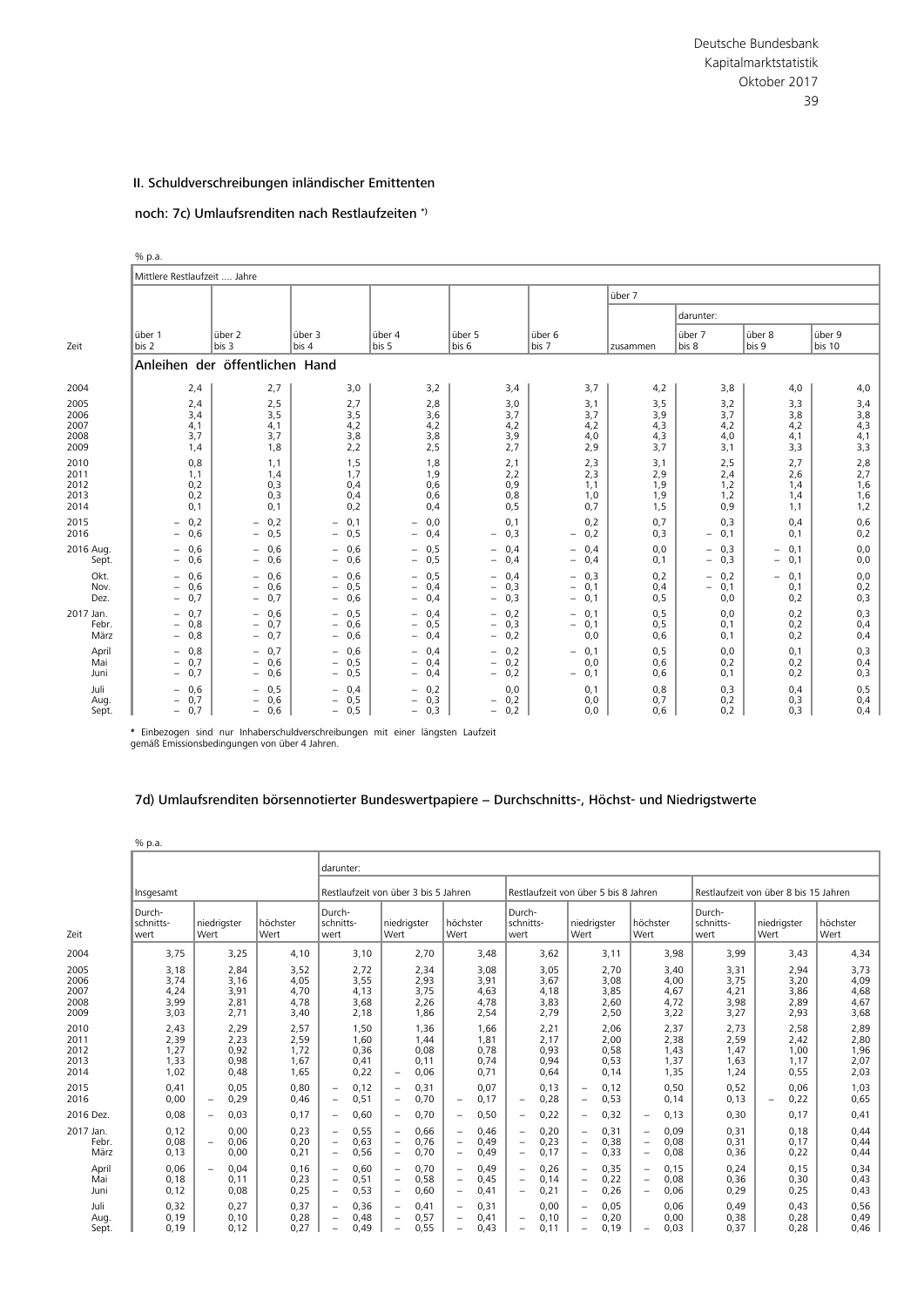## II. Schuldverschreibungen inländischer Emittenten

### noch: 7c) Umlaufsrenditen nach Restlaufzeiten *)

% p.a.

| Zeit | Mittlere Restlaufzeit .... Jahre | | | | | | | | | |
|---|---|---|---|---|---|---|---|---|---|---|
| | | | | | | | über 7 | | | |
| | | | | | | | | darunter: | | |
| | über 1 bis 2 | über 2 bis 3 | über 3 bis 4 | über 4 bis 5 | über 5 bis 6 | über 6 bis 7 | zusammen | über 7 bis 8 | über 8 bis 9 | über 9 bis 10 |
| | **Anleihen der öffentlichen Hand** | | | | | | | | | |
| 2004 | 2,4 | 2,7 | 3,0 | 3,2 | 3,4 | 3,7 | 4,2 | 3,8 | 4,0 | 4,0 |
| 2005 | 2,4 | 2,5 | 2,7 | 2,8 | 3,0 | 3,1 | 3,5 | 3,2 | 3,3 | 3,4 |
| 2006 | 3,4 | 3,5 | 3,5 | 3,6 | 3,7 | 3,7 | 3,9 | 3,7 | 3,8 | 3,8 |
| 2007 | 4,1 | 4,1 | 4,2 | 4,2 | 4,2 | 4,2 | 4,3 | 4,2 | 4,2 | 4,3 |
| 2008 | 3,7 | 3,7 | 3,8 | 3,8 | 3,9 | 4,0 | 4,3 | 4,0 | 4,1 | 4,1 |
| 2009 | 1,4 | 1,8 | 2,2 | 2,5 | 2,7 | 2,9 | 3,7 | 3,1 | 3,3 | 3,3 |
| 2010 | 0,8 | 1,1 | 1,5 | 1,8 | 2,1 | 2,3 | 3,1 | 2,5 | 2,7 | 2,8 |
| 2011 | 1,1 | 1,4 | 1,7 | 1,9 | 2,2 | 2,3 | 2,9 | 2,4 | 2,6 | 2,7 |
| 2012 | 0,2 | 0,3 | 0,4 | 0,6 | 0,9 | 1,1 | 1,9 | 1,2 | 1,4 | 1,6 |
| 2013 | 0,2 | 0,3 | 0,4 | 0,6 | 0,8 | 1,0 | 1,9 | 1,2 | 1,4 | 1,6 |
| 2014 | 0,1 | 0,1 | 0,2 | 0,4 | 0,5 | 0,7 | 1,5 | 0,9 | 1,1 | 1,2 |
| 2015 | – 0,2 | – 0,2 | – 0,1 | – 0,0 | 0,1 | 0,2 | 0,7 | 0,3 | 0,4 | 0,6 |
| 2016 | – 0,6 | – 0,5 | – 0,5 | – 0,4 | – 0,3 | – 0,2 | 0,3 | – 0,1 | 0,1 | 0,2 |
| 2016 Aug. | – 0,6 | – 0,6 | – 0,6 | – 0,5 | – 0,4 | – 0,4 | 0,0 | – 0,3 | – 0,1 | 0,0 |
| Sept. | – 0,6 | – 0,6 | – 0,6 | – 0,5 | – 0,4 | – 0,4 | 0,1 | – 0,3 | – 0,1 | 0,0 |
| Okt. | – 0,6 | – 0,6 | – 0,6 | – 0,5 | – 0,4 | – 0,3 | 0,2 | – 0,2 | – 0,1 | 0,0 |
| Nov. | – 0,6 | – 0,6 | – 0,5 | – 0,4 | – 0,3 | – 0,1 | 0,4 | – 0,1 | 0,1 | 0,2 |
| Dez. | – 0,7 | – 0,7 | – 0,6 | – 0,4 | – 0,3 | – 0,1 | 0,5 | 0,0 | 0,2 | 0,3 |
| 2017 Jan. | – 0,7 | – 0,6 | – 0,5 | – 0,4 | – 0,2 | – 0,1 | 0,5 | 0,0 | 0,2 | 0,3 |
| Febr. | – 0,8 | – 0,7 | – 0,6 | – 0,5 | – 0,3 | – 0,1 | 0,5 | 0,1 | 0,2 | 0,4 |
| März | – 0,8 | – 0,7 | – 0,6 | – 0,4 | – 0,2 | 0,0 | 0,6 | 0,1 | 0,2 | 0,4 |
| April | – 0,8 | – 0,7 | – 0,6 | – 0,4 | – 0,2 | – 0,1 | 0,5 | 0,0 | 0,1 | 0,3 |
| Mai | – 0,7 | – 0,6 | – 0,5 | – 0,4 | – 0,2 | 0,0 | 0,6 | 0,2 | 0,2 | 0,4 |
| Juni | – 0,7 | – 0,6 | – 0,5 | – 0,4 | – 0,2 | – 0,1 | 0,6 | 0,1 | 0,2 | 0,3 |
| Juli | – 0,6 | – 0,5 | – 0,4 | – 0,2 | 0,0 | 0,1 | 0,8 | 0,3 | 0,4 | 0,5 |
| Aug. | – 0,7 | – 0,6 | – 0,5 | – 0,3 | – 0,2 | 0,0 | 0,7 | 0,2 | 0,3 | 0,4 |
| Sept. | – 0,7 | – 0,6 | – 0,5 | – 0,3 | – 0,2 | 0,0 | 0,6 | 0,2 | 0,3 | 0,4 |

* Einbezogen sind nur Inhaberschuldverschreibungen mit einer längsten Laufzeit gemäß Emissionsbedingungen von über 4 Jahren.

### 7d) Umlaufsrenditen börsennotierter Bundeswertpapiere – Durchschnitts-, Höchst- und Niedrigstwerte

% p.a.

| Zeit | Insgesamt | | | darunter: | | | | | | | | |
|---|---|---|---|---|---|---|---|---|---|---|---|---|
| | | | | Restlaufzeit von über 3 bis 5 Jahren | | | Restlaufzeit von über 5 bis 8 Jahren | | | Restlaufzeit von über 8 bis 15 Jahren | | |
| | Durchschnittswert | niedrigster Wert | höchster Wert | Durchschnittswert | niedrigster Wert | höchster Wert | Durchschnittswert | niedrigster Wert | höchster Wert | Durchschnittswert | niedrigster Wert | höchster Wert |
| 2004 | 3,75 | 3,25 | 4,10 | 3,10 | 2,70 | 3,48 | 3,62 | 3,11 | 3,98 | 3,99 | 3,43 | 4,34 |
| 2005 | 3,18 | 2,84 | 3,52 | 2,72 | 2,34 | 3,08 | 3,05 | 2,70 | 3,40 | 3,31 | 2,94 | 3,73 |
| 2006 | 3,74 | 3,16 | 4,05 | 3,55 | 2,93 | 3,91 | 3,67 | 3,08 | 4,00 | 3,75 | 3,20 | 4,09 |
| 2007 | 4,24 | 3,91 | 4,70 | 4,13 | 3,75 | 4,63 | 4,18 | 3,85 | 4,67 | 4,21 | 3,86 | 4,68 |
| 2008 | 3,99 | 2,81 | 4,78 | 3,68 | 2,26 | 4,78 | 3,83 | 2,60 | 4,72 | 3,98 | 2,89 | 4,67 |
| 2009 | 3,03 | 2,71 | 3,40 | 2,18 | 1,86 | 2,54 | 2,79 | 2,50 | 3,22 | 3,27 | 2,93 | 3,68 |
| 2010 | 2,43 | 2,29 | 2,57 | 1,50 | 1,36 | 1,66 | 2,21 | 2,06 | 2,37 | 2,73 | 2,58 | 2,89 |
| 2011 | 2,39 | 2,23 | 2,59 | 1,60 | 1,44 | 1,81 | 2,17 | 2,00 | 2,38 | 2,59 | 2,42 | 2,80 |
| 2012 | 1,27 | 0,92 | 1,72 | 0,36 | 0,08 | 0,78 | 0,93 | 0,58 | 1,43 | 1,47 | 1,00 | 1,96 |
| 2013 | 1,33 | 0,98 | 1,67 | 0,41 | 0,11 | 0,74 | 0,94 | 0,53 | 1,37 | 1,63 | 1,17 | 2,07 |
| 2014 | 1,02 | 0,48 | 1,65 | 0,22 | – 0,06 | 0,71 | 0,64 | 0,14 | 1,35 | 1,24 | 0,55 | 2,03 |
| 2015 | 0,41 | 0,05 | 0,80 | – 0,12 | – 0,31 | 0,07 | 0,13 | – 0,12 | 0,50 | 0,52 | 0,06 | 1,03 |
| 2016 | 0,00 | – 0,29 | 0,46 | – 0,51 | – 0,70 | – 0,17 | – 0,28 | – 0,53 | 0,14 | 0,13 | – 0,22 | 0,65 |
| 2016 Dez. | 0,08 | – 0,03 | 0,17 | – 0,60 | – 0,70 | – 0,50 | – 0,22 | – 0,32 | – 0,13 | 0,30 | 0,17 | 0,41 |
| 2017 Jan. | 0,12 | 0,00 | 0,23 | – 0,55 | – 0,66 | – 0,46 | – 0,20 | – 0,31 | – 0,09 | 0,31 | 0,18 | 0,44 |
| Febr. | 0,08 | – 0,06 | 0,20 | – 0,63 | – 0,76 | – 0,49 | – 0,23 | – 0,38 | – 0,08 | 0,31 | 0,17 | 0,44 |
| März | 0,13 | 0,00 | 0,21 | – 0,56 | – 0,70 | – 0,49 | – 0,17 | – 0,33 | – 0,08 | 0,36 | 0,22 | 0,44 |
| April | 0,06 | – 0,04 | 0,16 | – 0,60 | – 0,70 | – 0,49 | – 0,26 | – 0,35 | – 0,15 | 0,24 | 0,15 | 0,34 |
| Mai | 0,18 | 0,11 | 0,23 | – 0,51 | – 0,58 | – 0,45 | – 0,14 | – 0,22 | – 0,08 | 0,36 | 0,30 | 0,43 |
| Juni | 0,12 | 0,08 | 0,25 | – 0,53 | – 0,60 | – 0,41 | – 0,21 | – 0,26 | – 0,06 | 0,29 | 0,25 | 0,43 |
| Juli | 0,32 | 0,27 | 0,37 | – 0,36 | – 0,41 | – 0,31 | 0,00 | – 0,05 | 0,06 | 0,49 | 0,43 | 0,56 |
| Aug. | 0,19 | 0,10 | 0,28 | – 0,48 | – 0,57 | – 0,41 | – 0,10 | – 0,20 | 0,00 | 0,38 | 0,28 | 0,49 |
| Sept. | 0,19 | 0,12 | 0,27 | – 0,49 | – 0,55 | – 0,43 | – 0,11 | – 0,19 | – 0,03 | 0,37 | 0,28 | 0,46 |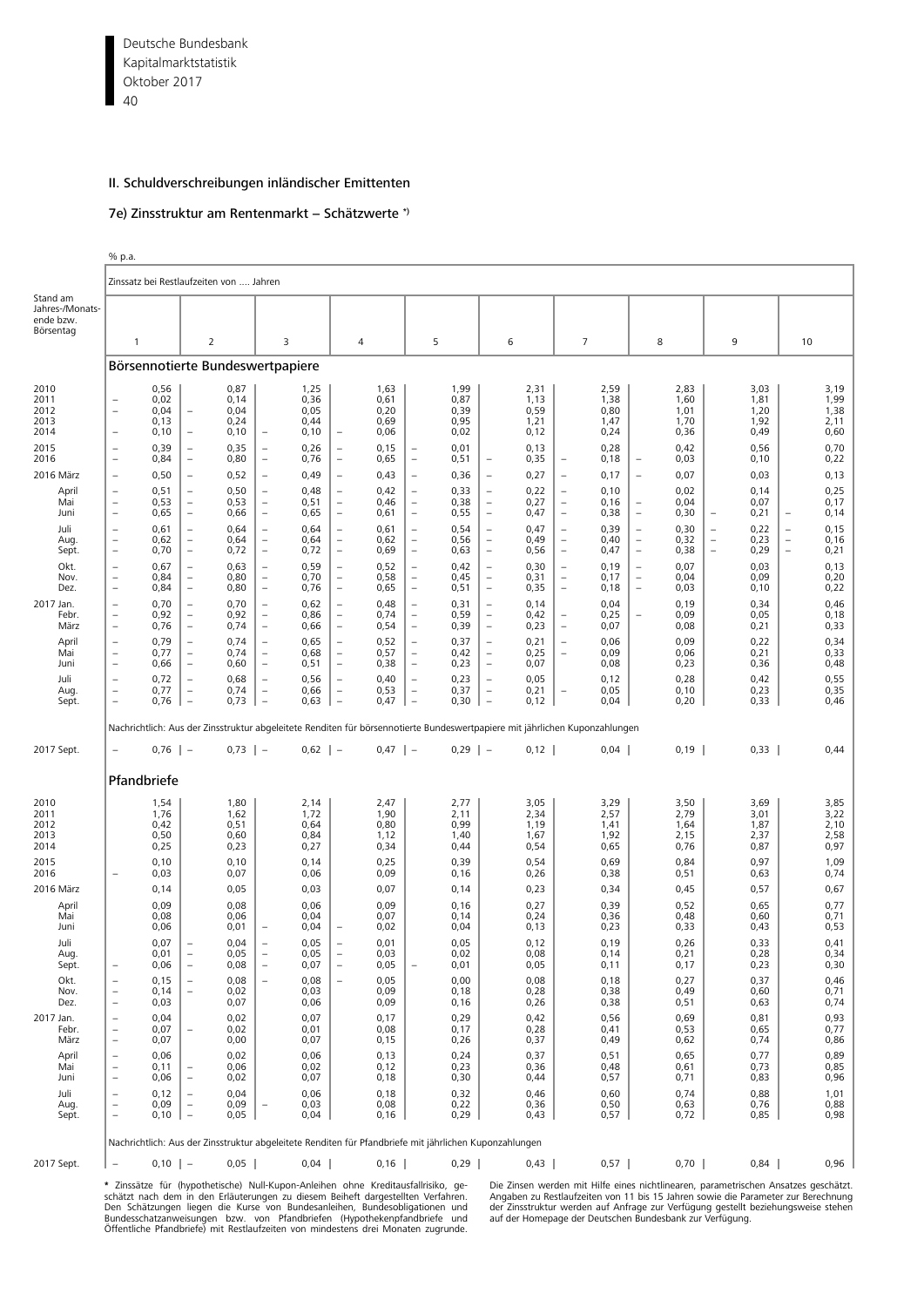## II. Schuldverschreibungen inländischer Emittenten

### 7e) Zinsstruktur am Rentenmarkt – Schätzwerte *)

% p.a.

| Stand am Jahres-/Monatsende bzw. Börsentag | Zinssatz bei Restlaufzeiten von .... Jahren | | | | | | | | | |
|---|---|---|---|---|---|---|---|---|---|---|
| | 1 | 2 | 3 | 4 | 5 | 6 | 7 | 8 | 9 | 10 |
| **Börsennotierte Bundeswertpapiere** | | | | | | | | | | |
| 2010 | 0,56 | 0,87 | 1,25 | 1,63 | 1,99 | 2,31 | 2,59 | 2,83 | 3,03 | 3,19 |
| 2011 | – 0,02 | 0,14 | 0,36 | 0,61 | 0,87 | 1,13 | 1,38 | 1,60 | 1,81 | 1,99 |
| 2012 | – 0,04 | – 0,04 | 0,05 | 0,20 | 0,39 | 0,59 | 0,80 | 1,01 | 1,20 | 1,38 |
| 2013 | 0,13 | 0,24 | 0,44 | 0,69 | 0,95 | 1,21 | 1,47 | 1,70 | 1,92 | 2,11 |
| 2014 | – 0,10 | – 0,10 | – 0,10 | – 0,06 | 0,02 | 0,12 | 0,24 | 0,36 | 0,49 | 0,60 |
| 2015 | – 0,39 | – 0,35 | – 0,26 | – 0,15 | – 0,01 | 0,13 | 0,28 | 0,42 | 0,56 | 0,70 |
| 2016 | – 0,84 | – 0,80 | – 0,76 | – 0,65 | – 0,51 | – 0,35 | – 0,18 | – 0,03 | 0,10 | 0,22 |
| 2016 März | – 0,50 | – 0,52 | – 0,49 | – 0,43 | – 0,36 | – 0,27 | – 0,17 | – 0,07 | 0,03 | 0,13 |
| April | – 0,51 | – 0,50 | – 0,48 | – 0,42 | – 0,33 | – 0,22 | – 0,10 | 0,02 | 0,14 | 0,25 |
| Mai | – 0,53 | – 0,53 | – 0,51 | – 0,46 | – 0,38 | – 0,27 | – 0,16 | – 0,04 | 0,07 | 0,17 |
| Juni | – 0,65 | – 0,66 | – 0,65 | – 0,61 | – 0,55 | – 0,47 | – 0,38 | – 0,30 | – 0,21 | – 0,14 |
| Juli | – 0,61 | – 0,64 | – 0,64 | – 0,61 | – 0,54 | – 0,47 | – 0,39 | – 0,30 | – 0,22 | – 0,15 |
| Aug. | – 0,62 | – 0,64 | – 0,64 | – 0,62 | – 0,56 | – 0,49 | – 0,40 | – 0,32 | – 0,23 | – 0,16 |
| Sept. | – 0,70 | – 0,72 | – 0,72 | – 0,69 | – 0,63 | – 0,56 | – 0,47 | – 0,38 | – 0,29 | – 0,21 |
| Okt. | – 0,67 | – 0,63 | – 0,59 | – 0,52 | – 0,42 | – 0,30 | – 0,19 | – 0,07 | 0,03 | 0,13 |
| Nov. | – 0,84 | – 0,80 | – 0,70 | – 0,58 | – 0,45 | – 0,31 | – 0,17 | – 0,04 | 0,09 | 0,20 |
| Dez. | – 0,84 | – 0,80 | – 0,76 | – 0,65 | – 0,51 | – 0,35 | – 0,18 | – 0,03 | 0,10 | 0,22 |
| 2017 Jan. | – 0,70 | – 0,70 | – 0,62 | – 0,48 | – 0,31 | – 0,14 | 0,04 | 0,19 | 0,34 | 0,46 |
| Febr. | – 0,92 | – 0,92 | – 0,86 | – 0,74 | – 0,59 | – 0,42 | – 0,25 | – 0,09 | 0,05 | 0,18 |
| März | – 0,76 | – 0,74 | – 0,66 | – 0,54 | – 0,39 | – 0,23 | – 0,07 | 0,08 | 0,21 | 0,33 |
| April | – 0,79 | – 0,74 | – 0,65 | – 0,52 | – 0,37 | – 0,21 | – 0,06 | 0,09 | 0,22 | 0,34 |
| Mai | – 0,77 | – 0,74 | – 0,68 | – 0,57 | – 0,42 | – 0,25 | – 0,09 | 0,06 | 0,21 | 0,33 |
| Juni | – 0,66 | – 0,60 | – 0,51 | – 0,38 | – 0,23 | – 0,07 | 0,08 | 0,23 | 0,36 | 0,48 |
| Juli | – 0,72 | – 0,68 | – 0,56 | – 0,40 | – 0,23 | – 0,05 | 0,12 | 0,28 | 0,42 | 0,55 |
| Aug. | – 0,77 | – 0,74 | – 0,66 | – 0,53 | – 0,37 | – 0,21 | – 0,05 | 0,10 | 0,23 | 0,35 |
| Sept. | – 0,76 | – 0,73 | – 0,63 | – 0,47 | – 0,30 | – 0,12 | 0,04 | 0,20 | 0,33 | 0,46 |
| Nachrichtlich: Aus der Zinsstruktur abgeleitete Renditen für börsennotierte Bundeswertpapiere mit jährlichen Kuponzahlungen | | | | | | | | | | |
| 2017 Sept. | – 0,76 | – 0,73 | – 0,62 | – 0,47 | – 0,29 | – 0,12 | 0,04 | 0,19 | 0,33 | 0,44 |
| **Pfandbriefe** | | | | | | | | | | |
| 2010 | 1,54 | 1,80 | 2,14 | 2,47 | 2,77 | 3,05 | 3,29 | 3,50 | 3,69 | 3,85 |
| 2011 | 1,76 | 1,62 | 1,72 | 1,90 | 2,11 | 2,34 | 2,57 | 2,79 | 3,01 | 3,22 |
| 2012 | 0,42 | 0,51 | 0,64 | 0,80 | 0,99 | 1,19 | 1,41 | 1,64 | 1,87 | 2,10 |
| 2013 | 0,50 | 0,60 | 0,84 | 1,12 | 1,40 | 1,67 | 1,92 | 2,15 | 2,37 | 2,58 |
| 2014 | 0,25 | 0,23 | 0,27 | 0,34 | 0,44 | 0,54 | 0,65 | 0,76 | 0,87 | 0,97 |
| 2015 | 0,10 | 0,10 | 0,14 | 0,25 | 0,39 | 0,54 | 0,69 | 0,84 | 0,97 | 1,09 |
| 2016 | – 0,03 | 0,07 | 0,06 | 0,09 | 0,16 | 0,26 | 0,38 | 0,51 | 0,63 | 0,74 |
| 2016 März | 0,14 | 0,05 | 0,03 | 0,07 | 0,14 | 0,23 | 0,34 | 0,45 | 0,57 | 0,67 |
| April | 0,09 | 0,08 | 0,06 | 0,09 | 0,16 | 0,27 | 0,39 | 0,52 | 0,65 | 0,77 |
| Mai | 0,08 | 0,06 | 0,04 | 0,07 | 0,14 | 0,24 | 0,36 | 0,48 | 0,60 | 0,71 |
| Juni | 0,06 | 0,01 | – 0,04 | – 0,02 | 0,04 | 0,13 | 0,23 | 0,33 | 0,43 | 0,53 |
| Juli | 0,07 | – 0,04 | – 0,05 | – 0,01 | 0,05 | 0,12 | 0,19 | 0,26 | 0,33 | 0,41 |
| Aug. | 0,01 | – 0,05 | – 0,05 | – 0,03 | 0,02 | 0,08 | 0,14 | 0,21 | 0,28 | 0,34 |
| Sept. | – 0,06 | – 0,08 | – 0,07 | – 0,05 | – 0,01 | 0,05 | 0,11 | 0,17 | 0,23 | 0,30 |
| Okt. | – 0,15 | – 0,08 | – 0,08 | – 0,05 | 0,00 | 0,08 | 0,18 | 0,27 | 0,37 | 0,46 |
| Nov. | – 0,14 | – 0,02 | 0,03 | 0,09 | 0,18 | 0,28 | 0,38 | 0,49 | 0,60 | 0,71 |
| Dez. | – 0,03 | 0,07 | 0,06 | 0,09 | 0,16 | 0,26 | 0,38 | 0,51 | 0,63 | 0,74 |
| 2017 Jan. | – 0,04 | 0,02 | 0,07 | 0,17 | 0,29 | 0,42 | 0,56 | 0,69 | 0,81 | 0,93 |
| Febr. | – 0,07 | – 0,02 | 0,01 | 0,08 | 0,17 | 0,28 | 0,41 | 0,53 | 0,65 | 0,77 |
| März | – 0,07 | 0,00 | 0,07 | 0,15 | 0,26 | 0,37 | 0,49 | 0,62 | 0,74 | 0,86 |
| April | – 0,06 | 0,02 | 0,06 | 0,13 | 0,24 | 0,37 | 0,51 | 0,65 | 0,77 | 0,89 |
| Mai | – 0,11 | – 0,06 | 0,02 | 0,12 | 0,23 | 0,36 | 0,48 | 0,61 | 0,73 | 0,85 |
| Juni | – 0,06 | – 0,02 | 0,07 | 0,18 | 0,30 | 0,44 | 0,57 | 0,71 | 0,83 | 0,96 |
| Juli | – 0,12 | – 0,04 | 0,06 | 0,18 | 0,32 | 0,46 | 0,60 | 0,74 | 0,88 | 1,01 |
| Aug. | – 0,09 | – 0,09 | – 0,03 | 0,08 | 0,22 | 0,36 | 0,50 | 0,63 | 0,76 | 0,88 |
| Sept. | – 0,10 | – 0,05 | 0,04 | 0,16 | 0,29 | 0,43 | 0,57 | 0,72 | 0,85 | 0,98 |
| Nachrichtlich: Aus der Zinsstruktur abgeleitete Renditen für Pfandbriefe mit jährlichen Kuponzahlungen | | | | | | | | | | |
| 2017 Sept. | – 0,10 | – 0,05 | 0,04 | 0,16 | 0,29 | 0,43 | 0,57 | 0,70 | 0,84 | 0,96 |

\* Zinssätze für (hypothetische) Null-Kupon-Anleihen ohne Kreditausfallrisiko, geschätzt nach dem in den Erläuterungen zu diesem Beiheft dargestellten Verfahren. Den Schätzungen liegen die Kurse von Bundesanleihen, Bundesobligationen und Bundesschatzanweisungen bzw. von Pfandbriefen (Hypothekenpfandbriefe und Öffentliche Pfandbriefe) mit Restlaufzeiten von mindestens drei Monaten zugrunde. Die Zinsen werden mit Hilfe eines nichtlinearen, parametrischen Ansatzes geschätzt. Angaben zu Restlaufzeiten von 11 bis 15 Jahren sowie die Parameter zur Berechnung der Zinsstruktur werden auf Anfrage zur Verfügung gestellt beziehungsweise stehen auf der Homepage der Deutschen Bundesbank zur Verfügung.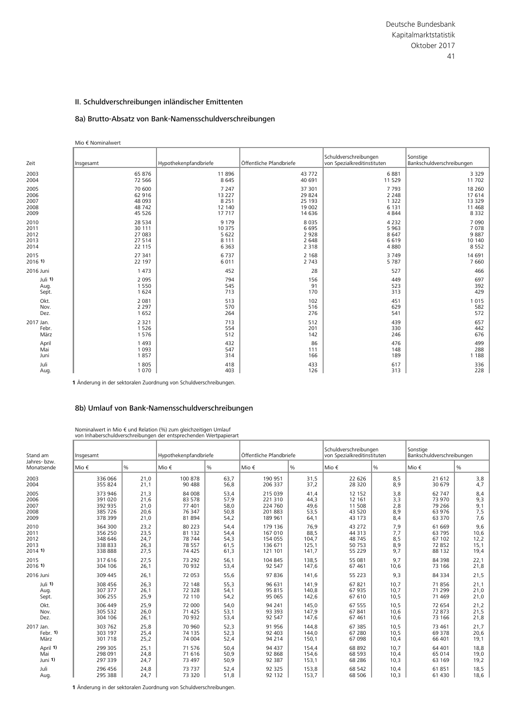## II. Schuldverschreibungen inländischer Emittenten

### 8a) Brutto-Absatz von Bank-Namensschuldverschreibungen

Mio € Nominalwert

| Zeit | Insgesamt | Hypothekenpfandbriefe | Öffentliche Pfandbriefe | Schuldverschreibungen von Spezialkreditinstituten | Sonstige Bankschuldverschreibungen |
|---|---|---|---|---|---|
| 2003 | 65 876 | 11 896 | 43 772 | 6 881 | 3 329 |
| 2004 | 72 566 | 8 645 | 40 691 | 11 529 | 11 702 |
| 2005 | 70 600 | 7 247 | 37 301 | 7 793 | 18 260 |
| 2006 | 62 916 | 13 227 | 29 824 | 2 248 | 17 614 |
| 2007 | 48 093 | 8 251 | 25 193 | 1 322 | 13 329 |
| 2008 | 48 742 | 12 140 | 19 002 | 6 131 | 11 468 |
| 2009 | 45 526 | 17 717 | 14 636 | 4 844 | 8 332 |
| 2010 | 28 534 | 9 179 | 8 035 | 4 232 | 7 090 |
| 2011 | 30 111 | 10 375 | 6 695 | 5 963 | 7 078 |
| 2012 | 27 083 | 5 622 | 2 928 | 8 647 | 9 887 |
| 2013 | 27 514 | 8 111 | 2 648 | 6 619 | 10 140 |
| 2014 | 22 115 | 6 363 | 2 318 | 4 880 | 8 552 |
| 2015 | 27 341 | 6 737 | 2 168 | 3 749 | 14 691 |
| 2016 1) | 22 197 | 6 011 | 2 743 | 5 787 | 7 660 |
| 2016 Juni | 1 473 | 452 | 28 | 527 | 466 |
| Juli 1) | 2 095 | 794 | 156 | 449 | 697 |
| Aug. | 1 550 | 545 | 91 | 523 | 392 |
| Sept. | 1 624 | 713 | 170 | 313 | 429 |
| Okt. | 2 081 | 513 | 102 | 451 | 1 015 |
| Nov. | 2 297 | 570 | 516 | 629 | 582 |
| Dez. | 1 652 | 264 | 276 | 541 | 572 |
| 2017 Jan. | 2 321 | 713 | 512 | 439 | 657 |
| Febr. | 1 526 | 554 | 201 | 330 | 442 |
| März | 1 576 | 512 | 142 | 246 | 676 |
| April | 1 493 | 432 | 86 | 476 | 499 |
| Mai | 1 093 | 547 | 111 | 148 | 288 |
| Juni | 1 857 | 314 | 166 | 189 | 1 188 |
| Juli | 1 805 | 418 | 433 | 617 | 336 |
| Aug. | 1 070 | 403 | 126 | 313 | 228 |

**1** Änderung in der sektoralen Zuordnung von Schuldverschreibungen.

### 8b) Umlauf von Bank-Namensschuldverschreibungen

Nominalwert in Mio € und Relation (%) zum gleichzeitigen Umlauf von Inhaberschuldverschreibungen der entsprechenden Wertpapierart

| Stand am Jahres- bzw. Monatsende | Insgesamt | | Hypothekenpfandbriefe | | Öffentliche Pfandbriefe | | Schuldverschreibungen von Spezialkreditinstituten | | Sonstige Bankschuldverschreibungen | |
|---|---|---|---|---|---|---|---|---|---|---|
| | Mio € | % | Mio € | % | Mio € | % | Mio € | % | Mio € | % |
| 2003 | 336 066 | 21,0 | 100 878 | 63,7 | 190 951 | 31,5 | 22 626 | 8,5 | 21 612 | 3,8 |
| 2004 | 355 824 | 21,1 | 90 488 | 56,8 | 206 337 | 37,2 | 28 320 | 8,9 | 30 679 | 4,7 |
| 2005 | 373 946 | 21,3 | 84 008 | 53,4 | 215 039 | 41,4 | 12 152 | 3,8 | 62 747 | 8,4 |
| 2006 | 391 020 | 21,6 | 83 578 | 57,9 | 221 310 | 44,3 | 12 161 | 3,3 | 73 970 | 9,3 |
| 2007 | 392 935 | 21,0 | 77 401 | 58,0 | 224 760 | 49,6 | 11 508 | 2,8 | 79 266 | 9,1 |
| 2008 | 385 726 | 20,6 | 76 347 | 50,8 | 201 883 | 53,5 | 43 520 | 8,9 | 63 976 | 7,5 |
| 2009 | 378 399 | 21,0 | 81 894 | 54,2 | 189 961 | 64,1 | 43 173 | 8,4 | 63 370 | 7,6 |
| 2010 | 364 300 | 23,2 | 80 223 | 54,4 | 179 136 | 76,9 | 43 272 | 7,9 | 61 669 | 9,6 |
| 2011 | 356 250 | 23,5 | 81 132 | 54,4 | 167 010 | 88,5 | 44 313 | 7,7 | 63 795 | 10,6 |
| 2012 | 348 646 | 24,7 | 78 744 | 54,3 | 154 055 | 104,7 | 48 745 | 8,5 | 67 102 | 12,2 |
| 2013 | 338 833 | 26,3 | 78 557 | 61,5 | 136 671 | 125,1 | 50 753 | 8,9 | 72 852 | 15,1 |
| 2014 1) | 338 888 | 27,5 | 74 425 | 61,3 | 121 101 | 141,7 | 55 229 | 9,7 | 88 132 | 19,4 |
| 2015 | 317 616 | 27,5 | 73 292 | 56,1 | 104 845 | 138,5 | 55 081 | 9,7 | 84 398 | 22,1 |
| 2016 1) | 304 106 | 26,1 | 70 932 | 53,4 | 92 547 | 147,6 | 67 461 | 10,6 | 73 166 | 21,8 |
| 2016 Juni | 309 445 | 26,1 | 72 053 | 55,6 | 97 836 | 141,6 | 55 223 | 9,3 | 84 334 | 21,5 |
| Juli 1) | 308 456 | 26,3 | 72 148 | 55,3 | 96 631 | 141,9 | 67 821 | 10,7 | 71 856 | 21,1 |
| Aug. | 307 377 | 26,1 | 72 328 | 54,1 | 95 815 | 140,8 | 67 935 | 10,7 | 71 299 | 21,0 |
| Sept. | 306 255 | 25,9 | 72 110 | 54,2 | 95 065 | 142,6 | 67 610 | 10,5 | 71 469 | 21,0 |
| Okt. | 306 449 | 25,9 | 72 000 | 54,0 | 94 241 | 145,0 | 67 555 | 10,5 | 72 654 | 21,2 |
| Nov. | 305 532 | 26,0 | 71 425 | 53,1 | 93 393 | 147,9 | 67 841 | 10,6 | 72 873 | 21,5 |
| Dez. | 304 106 | 26,1 | 70 932 | 53,4 | 92 547 | 147,6 | 67 461 | 10,6 | 73 166 | 21,8 |
| 2017 Jan. | 303 762 | 25,8 | 70 960 | 52,3 | 91 956 | 144,8 | 67 385 | 10,5 | 73 461 | 21,7 |
| Febr. 1) | 303 197 | 25,4 | 74 135 | 52,3 | 92 403 | 144,0 | 67 280 | 10,5 | 69 378 | 20,6 |
| März | 301 718 | 25,2 | 74 004 | 52,4 | 94 214 | 150,1 | 67 098 | 10,4 | 66 401 | 19,1 |
| April 1) | 299 305 | 25,1 | 71 576 | 50,4 | 94 437 | 154,4 | 68 892 | 10,7 | 64 401 | 18,8 |
| Mai | 298 091 | 24,8 | 71 616 | 50,9 | 92 868 | 154,6 | 68 593 | 10,4 | 65 014 | 19,0 |
| Juni 1) | 297 339 | 24,7 | 73 497 | 50,9 | 92 387 | 153,1 | 68 286 | 10,3 | 63 169 | 19,2 |
| Juli | 296 456 | 24,8 | 73 737 | 52,4 | 92 325 | 153,8 | 68 542 | 10,4 | 61 851 | 18,5 |
| Aug. | 295 388 | 24,7 | 73 320 | 51,8 | 92 132 | 153,7 | 68 506 | 10,3 | 61 430 | 18,6 |

**1** Änderung in der sektoralen Zuordnung von Schuldverschreibungen.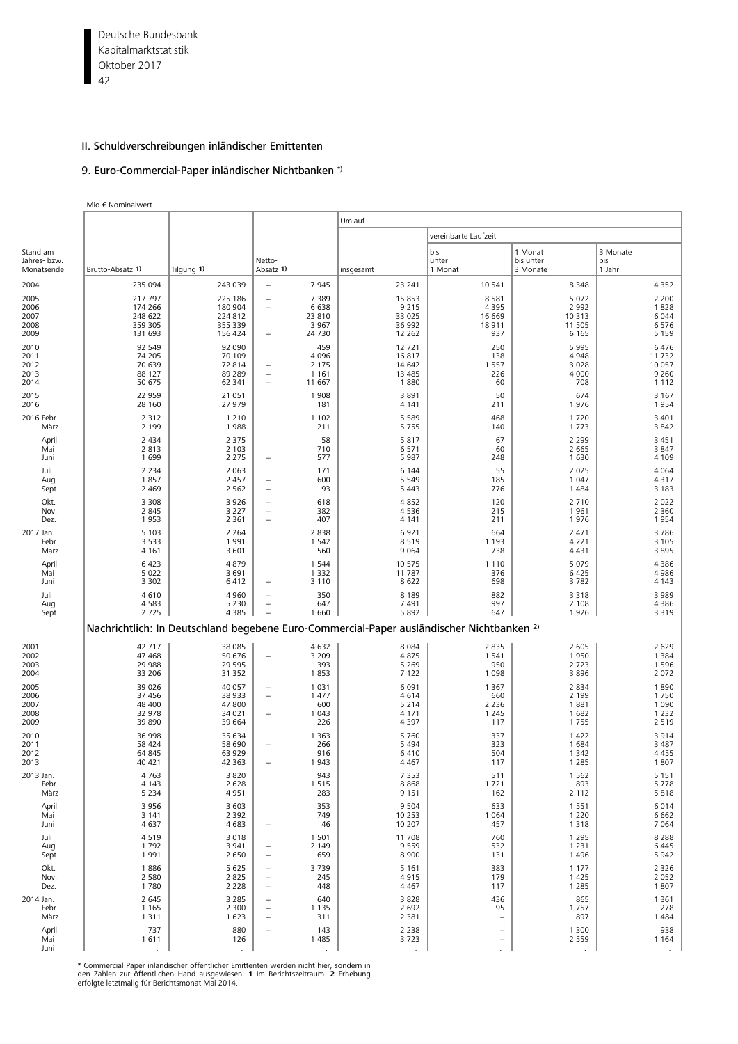## II. Schuldverschreibungen inländischer Emittenten

### 9. Euro-Commercial-Paper inländischer Nichtbanken *)

Mio € Nominalwert

| Stand am Jahres- bzw. Monatsende | Brutto-Absatz 1) | Tilgung 1) | Netto-Absatz 1) | Umlauf insgesamt | vereinbarte Laufzeit bis unter 1 Monat | 1 Monat bis unter 3 Monate | 3 Monate bis 1 Jahr |
|---|---|---|---|---|---|---|---|
| 2004 | 235 094 | 243 039 | – 7 945 | 23 241 | 10 541 | 8 348 | 4 352 |
| 2005 | 217 797 | 225 186 | – 7 389 | 15 853 | 8 581 | 5 072 | 2 200 |
| 2006 | 174 266 | 180 904 | – 6 638 | 9 215 | 4 395 | 2 992 | 1 828 |
| 2007 | 248 622 | 224 812 | 23 810 | 33 025 | 16 669 | 10 313 | 6 044 |
| 2008 | 359 305 | 355 339 | 3 967 | 36 992 | 18 911 | 11 505 | 6 576 |
| 2009 | 131 693 | 156 424 | – 24 730 | 12 262 | 937 | 6 165 | 5 159 |
| 2010 | 92 549 | 92 090 | 459 | 12 721 | 250 | 5 995 | 6 476 |
| 2011 | 74 205 | 70 109 | 4 096 | 16 817 | 138 | 4 948 | 11 732 |
| 2012 | 70 639 | 72 814 | – 2 175 | 14 642 | 1 557 | 3 028 | 10 057 |
| 2013 | 88 127 | 89 289 | – 1 161 | 13 485 | 226 | 4 000 | 9 260 |
| 2014 | 50 675 | 62 341 | – 11 667 | 1 880 | 60 | 708 | 1 112 |
| 2015 | 22 959 | 21 051 | 1 908 | 3 891 | 50 | 674 | 3 167 |
| 2016 | 28 160 | 27 979 | 181 | 4 141 | 211 | 1 976 | 1 954 |
| 2016 Febr. | 2 312 | 1 210 | 1 102 | 5 589 | 468 | 1 720 | 3 401 |
| März | 2 199 | 1 988 | 211 | 5 755 | 140 | 1 773 | 3 842 |
| April | 2 434 | 2 375 | 58 | 5 817 | 67 | 2 299 | 3 451 |
| Mai | 2 813 | 2 103 | 710 | 6 571 | 60 | 2 665 | 3 847 |
| Juni | 1 699 | 2 275 | – 577 | 5 987 | 248 | 1 630 | 4 109 |
| Juli | 2 234 | 2 063 | 171 | 6 144 | 55 | 2 025 | 4 064 |
| Aug. | 1 857 | 2 457 | – 600 | 5 549 | 185 | 1 047 | 4 317 |
| Sept. | 2 469 | 2 562 | – 93 | 5 443 | 776 | 1 484 | 3 183 |
| Okt. | 3 308 | 3 926 | – 618 | 4 852 | 120 | 2 710 | 2 022 |
| Nov. | 2 845 | 3 227 | – 382 | 4 536 | 215 | 1 961 | 2 360 |
| Dez. | 1 953 | 2 361 | – 407 | 4 141 | 211 | 1 976 | 1 954 |
| 2017 Jan. | 5 103 | 2 264 | 2 838 | 6 921 | 664 | 2 471 | 3 786 |
| Febr. | 3 533 | 1 991 | 1 542 | 8 519 | 1 193 | 4 221 | 3 105 |
| März | 4 161 | 3 601 | 560 | 9 064 | 738 | 4 431 | 3 895 |
| April | 6 423 | 4 879 | 1 544 | 10 575 | 1 110 | 5 079 | 4 386 |
| Mai | 5 022 | 3 691 | 1 332 | 11 787 | 376 | 6 425 | 4 986 |
| Juni | 3 302 | 6 412 | – 3 110 | 8 622 | 698 | 3 782 | 4 143 |
| Juli | 4 610 | 4 960 | – 350 | 8 189 | 882 | 3 318 | 3 989 |
| Aug. | 4 583 | 5 230 | – 647 | 7 491 | 997 | 2 108 | 4 386 |
| Sept. | 2 725 | 4 385 | – 1 660 | 5 892 | 647 | 1 926 | 3 319 |
| **Nachrichtlich: In Deutschland begebene Euro-Commercial-Paper ausländischer Nichtbanken 2)** | | | | | | | |
| 2001 | 42 717 | 38 085 | 4 632 | 8 084 | 2 835 | 2 605 | 2 629 |
| 2002 | 47 468 | 50 676 | – 3 209 | 4 875 | 1 541 | 1 950 | 1 384 |
| 2003 | 29 988 | 29 595 | 393 | 5 269 | 950 | 2 723 | 1 596 |
| 2004 | 33 206 | 31 352 | 1 853 | 7 122 | 1 098 | 3 896 | 2 072 |
| 2005 | 39 026 | 40 057 | – 1 031 | 6 091 | 1 367 | 2 834 | 1 890 |
| 2006 | 37 456 | 38 933 | – 1 477 | 4 614 | 660 | 2 199 | 1 750 |
| 2007 | 48 400 | 47 800 | 600 | 5 214 | 2 236 | 1 881 | 1 090 |
| 2008 | 32 978 | 34 021 | – 1 043 | 4 171 | 1 245 | 1 682 | 1 232 |
| 2009 | 39 890 | 39 664 | 226 | 4 397 | 117 | 1 755 | 2 519 |
| 2010 | 36 998 | 35 634 | 1 363 | 5 760 | 337 | 1 422 | 3 914 |
| 2011 | 58 424 | 58 690 | – 266 | 5 494 | 323 | 1 684 | 3 487 |
| 2012 | 64 845 | 63 929 | 916 | 6 410 | 504 | 1 342 | 4 455 |
| 2013 | 40 421 | 42 363 | – 1 943 | 4 467 | 117 | 1 285 | 1 807 |
| 2013 Jan. | 4 763 | 3 820 | 943 | 7 353 | 511 | 1 562 | 5 151 |
| Febr. | 4 143 | 2 628 | 1 515 | 8 868 | 1 721 | 893 | 5 778 |
| März | 5 234 | 4 951 | 283 | 9 151 | 162 | 2 112 | 5 818 |
| April | 3 956 | 3 603 | 353 | 9 504 | 633 | 1 551 | 6 014 |
| Mai | 3 141 | 2 392 | 749 | 10 253 | 1 064 | 1 220 | 6 662 |
| Juni | 4 637 | 4 683 | – 46 | 10 207 | 457 | 1 318 | 7 064 |
| Juli | 4 519 | 3 018 | 1 501 | 11 708 | 760 | 1 295 | 8 288 |
| Aug. | 1 792 | 3 941 | – 2 149 | 9 559 | 532 | 1 231 | 6 445 |
| Sept. | 1 991 | 2 650 | – 659 | 8 900 | 131 | 1 496 | 5 942 |
| Okt. | 1 886 | 5 625 | – 3 739 | 5 161 | 383 | 1 177 | 2 326 |
| Nov. | 2 580 | 2 825 | – 245 | 4 915 | 179 | 1 425 | 2 052 |
| Dez. | 1 780 | 2 228 | – 448 | 4 467 | 117 | 1 285 | 1 807 |
| 2014 Jan. | 2 645 | 3 285 | – 640 | 3 828 | 436 | 865 | 1 361 |
| Febr. | 1 165 | 2 300 | – 1 135 | 2 692 | 95 | 1 757 | 278 |
| März | 1 311 | 1 623 | – 311 | 2 381 | – | 897 | 1 484 |
| April | 737 | 880 | – 143 | 2 238 | – | 1 300 | 938 |
| Mai | 1 611 | 126 | 1 485 | 3 723 | – | 2 559 | 1 164 |
| Juni | . | . | . | . | . | . | . |

* Commercial Paper inländischer öffentlicher Emittenten werden nicht hier, sondern in den Zahlen zur öffentlichen Hand ausgewiesen. **1** Im Berichtszeitraum. **2** Erhebung erfolgte letztmalig für Berichtsmonat Mai 2014.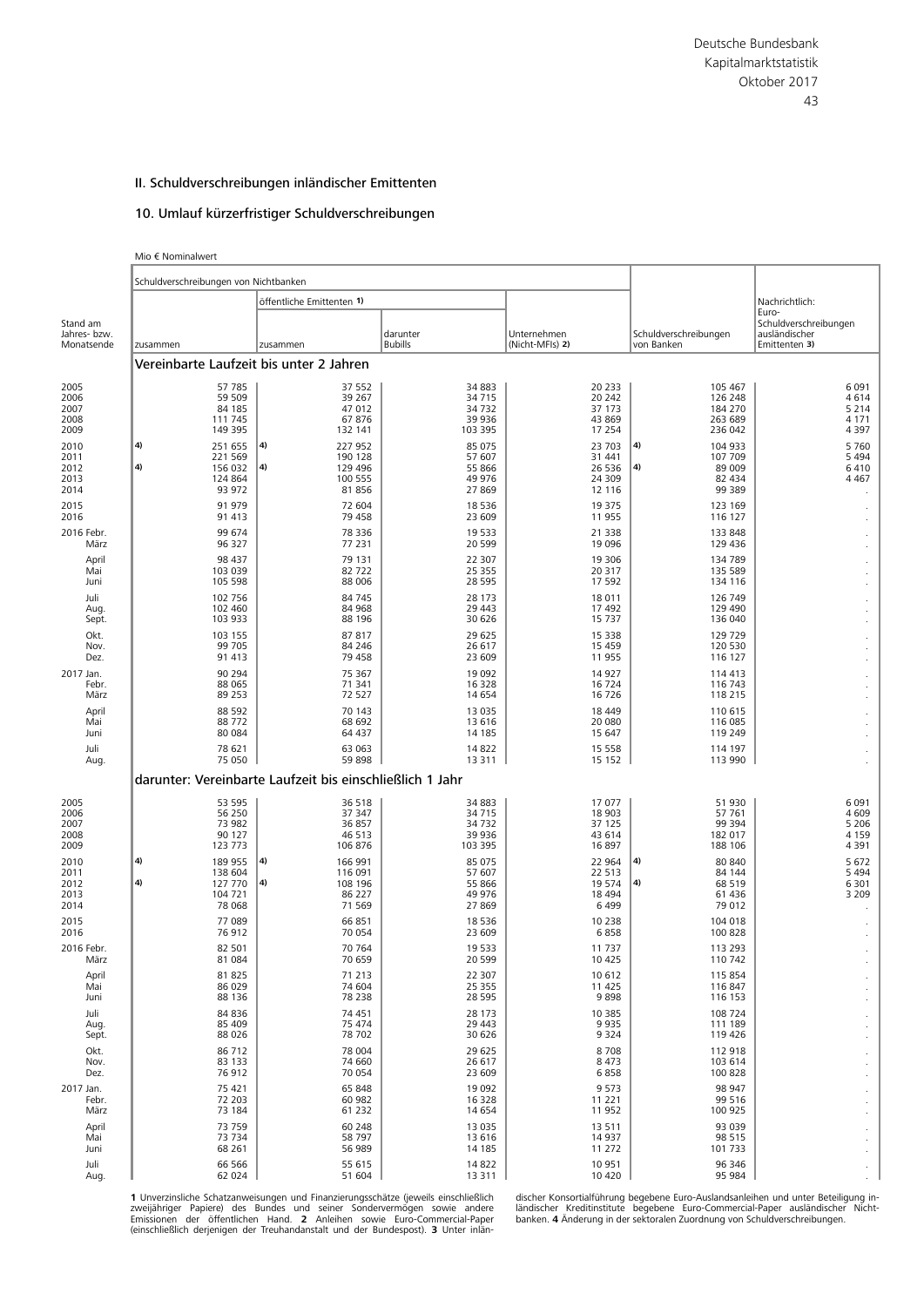## II. Schuldverschreibungen inländischer Emittenten

### 10. Umlauf kürzerfristiger Schuldverschreibungen

Mio € Nominalwert

| Stand am Jahres- bzw. Monatsende | Schuldverschreibungen von Nichtbanken | | | | Schuldverschreibungen von Banken | Nachrichtlich: Euro-Schuldverschreibungen ausländischer Emittenten 3) |
|---|---|---|---|---|---|---|
| | zusammen | öffentliche Emittenten 1) | | Unternehmen (Nicht-MFIs) 2) | | |
| | | zusammen | darunter Bubills | | | |
| **Vereinbarte Laufzeit bis unter 2 Jahren** | | | | | | |
| 2005 | 57 785 | 37 552 | 34 883 | 20 233 | 105 467 | 6 091 |
| 2006 | 59 509 | 39 267 | 34 715 | 20 242 | 126 248 | 4 614 |
| 2007 | 84 185 | 47 012 | 34 732 | 37 173 | 184 270 | 5 214 |
| 2008 | 111 745 | 67 876 | 39 936 | 43 869 | 263 689 | 4 171 |
| 2009 | 149 395 | 132 141 | 103 395 | 17 254 | 236 042 | 4 397 |
| 2010 | 4) 251 655 | 4) 227 952 | 85 075 | 23 703 | 4) 104 933 | 5 760 |
| 2011 | 221 569 | 190 128 | 57 607 | 31 441 | 107 709 | 5 494 |
| 2012 | 4) 156 032 | 4) 129 496 | 55 866 | 26 536 | 4) 89 009 | 6 410 |
| 2013 | 124 864 | 100 555 | 49 976 | 24 309 | 82 434 | 4 467 |
| 2014 | 93 972 | 81 856 | 27 869 | 12 116 | 99 389 | . |
| 2015 | 91 979 | 72 604 | 18 536 | 19 375 | 123 169 | . |
| 2016 | 91 413 | 79 458 | 23 609 | 11 955 | 116 127 | . |
| 2016 Febr. | 99 674 | 78 336 | 19 533 | 21 338 | 133 848 | . |
| März | 96 327 | 77 231 | 20 599 | 19 096 | 129 436 | . |
| April | 98 437 | 79 131 | 22 307 | 19 306 | 134 789 | . |
| Mai | 103 039 | 82 722 | 25 355 | 20 317 | 135 589 | . |
| Juni | 105 598 | 88 006 | 28 595 | 17 592 | 134 116 | . |
| Juli | 102 756 | 84 745 | 28 173 | 18 011 | 126 749 | . |
| Aug. | 102 460 | 84 968 | 29 443 | 17 492 | 129 490 | . |
| Sept. | 103 933 | 88 196 | 30 626 | 15 737 | 136 040 | . |
| Okt. | 103 155 | 87 817 | 29 625 | 15 338 | 129 729 | . |
| Nov. | 99 705 | 84 246 | 26 617 | 15 459 | 120 530 | . |
| Dez. | 91 413 | 79 458 | 23 609 | 11 955 | 116 127 | . |
| 2017 Jan. | 90 294 | 75 367 | 19 092 | 14 927 | 114 413 | . |
| Febr. | 88 065 | 71 341 | 16 328 | 16 724 | 116 743 | . |
| März | 89 253 | 72 527 | 14 654 | 16 726 | 118 215 | . |
| April | 88 592 | 70 143 | 13 035 | 18 449 | 110 615 | . |
| Mai | 88 772 | 68 692 | 13 616 | 20 080 | 116 085 | . |
| Juni | 80 084 | 64 437 | 14 185 | 15 647 | 119 249 | . |
| Juli | 78 621 | 63 063 | 14 822 | 15 558 | 114 197 | . |
| Aug. | 75 050 | 59 898 | 13 311 | 15 152 | 113 990 | . |
| **darunter: Vereinbarte Laufzeit bis einschließlich 1 Jahr** | | | | | | |
| 2005 | 53 595 | 36 518 | 34 883 | 17 077 | 51 930 | 6 091 |
| 2006 | 56 250 | 37 347 | 34 715 | 18 903 | 57 761 | 4 609 |
| 2007 | 73 982 | 36 857 | 34 732 | 37 125 | 99 394 | 5 206 |
| 2008 | 90 127 | 46 513 | 39 936 | 43 614 | 182 017 | 4 159 |
| 2009 | 123 773 | 106 876 | 103 395 | 16 897 | 188 106 | 4 391 |
| 2010 | 4) 189 955 | 4) 166 991 | 85 075 | 22 964 | 4) 80 840 | 5 672 |
| 2011 | 138 604 | 116 091 | 57 607 | 22 513 | 84 144 | 5 494 |
| 2012 | 4) 127 770 | 4) 108 196 | 55 866 | 19 574 | 4) 68 519 | 6 301 |
| 2013 | 104 721 | 86 227 | 49 976 | 18 494 | 61 436 | 3 209 |
| 2014 | 78 068 | 71 569 | 27 869 | 6 499 | 79 012 | . |
| 2015 | 77 089 | 66 851 | 18 536 | 10 238 | 104 018 | . |
| 2016 | 76 912 | 70 054 | 23 609 | 6 858 | 100 828 | . |
| 2016 Febr. | 82 501 | 70 764 | 19 533 | 11 737 | 113 293 | . |
| März | 81 084 | 70 659 | 20 599 | 10 425 | 110 742 | . |
| April | 81 825 | 71 213 | 22 307 | 10 612 | 115 854 | . |
| Mai | 86 029 | 74 604 | 25 355 | 11 425 | 116 847 | . |
| Juni | 88 136 | 78 238 | 28 595 | 9 898 | 116 153 | . |
| Juli | 84 836 | 74 451 | 28 173 | 10 385 | 108 724 | . |
| Aug. | 85 409 | 75 474 | 29 443 | 9 935 | 111 189 | . |
| Sept. | 88 026 | 78 702 | 30 626 | 9 324 | 119 426 | . |
| Okt. | 86 712 | 78 004 | 29 625 | 8 708 | 112 918 | . |
| Nov. | 83 133 | 74 660 | 26 617 | 8 473 | 103 614 | . |
| Dez. | 76 912 | 70 054 | 23 609 | 6 858 | 100 828 | . |
| 2017 Jan. | 75 421 | 65 848 | 19 092 | 9 573 | 98 947 | . |
| Febr. | 72 203 | 60 982 | 16 328 | 11 221 | 99 516 | . |
| März | 73 184 | 61 232 | 14 654 | 11 952 | 100 925 | . |
| April | 73 759 | 60 248 | 13 035 | 13 511 | 93 039 | . |
| Mai | 73 734 | 58 797 | 13 616 | 14 937 | 98 515 | . |
| Juni | 68 261 | 56 989 | 14 185 | 11 272 | 101 733 | . |
| Juli | 66 566 | 55 615 | 14 822 | 10 951 | 96 346 | . |
| Aug. | 62 024 | 51 604 | 13 311 | 10 420 | 95 984 | . |

**1** Unverzinsliche Schatzanweisungen und Finanzierungsschätze (jeweils einschließlich zweijähriger Papiere) des Bundes und seiner Sondervermögen sowie andere Emissionen der öffentlichen Hand. **2** Anleihen sowie Euro-Commercial-Paper (einschließlich derjenigen der Treuhandanstalt und der Bundespost). **3** Unter inländischer Konsortialführung begebene Euro-Auslandsanleihen und unter Beteiligung inländischer Kreditinstitute begebene Euro-Commercial-Paper ausländischer Nichtbanken. **4** Änderung in der sektoralen Zuordnung von Schuldverschreibungen.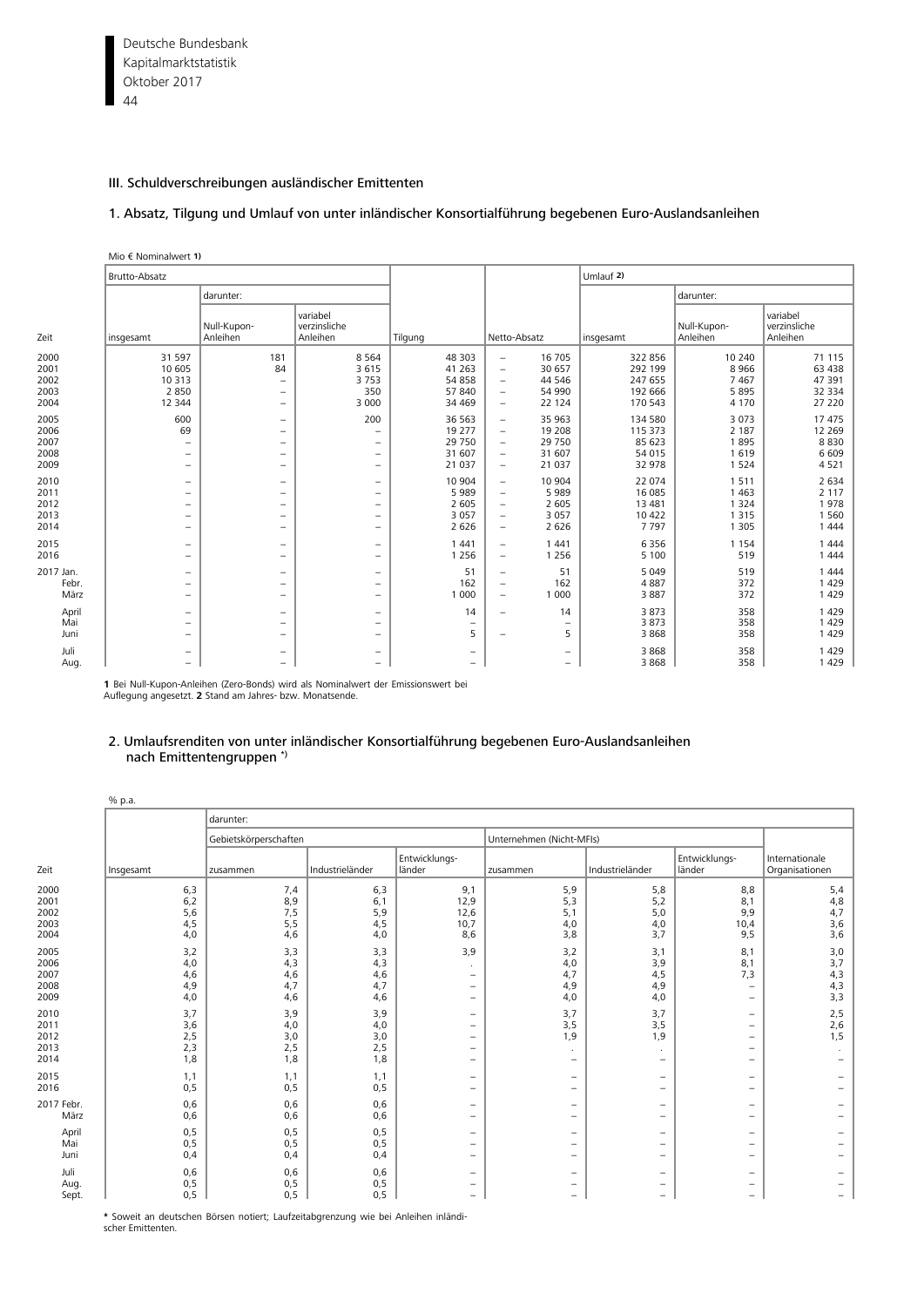## III. Schuldverschreibungen ausländischer Emittenten

### 1. Absatz, Tilgung und Umlauf von unter inländischer Konsortialführung begebenen Euro-Auslandsanleihen

Mio € Nominalwert 1)

| Zeit | Brutto-Absatz | | | Tilgung | Netto-Absatz | Umlauf 2) | | |
|---|---|---|---|---|---|---|---|---|
| | insgesamt | darunter: | | | | insgesamt | darunter: | |
| | | Null-Kupon-Anleihen | variabel verzinsliche Anleihen | | | | Null-Kupon-Anleihen | variabel verzinsliche Anleihen |
| 2000 | 31 597 | 181 | 8 564 | 48 303 | – 16 705 | 322 856 | 10 240 | 71 115 |
| 2001 | 10 605 | 84 | 3 615 | 41 263 | – 30 657 | 292 199 | 8 966 | 63 438 |
| 2002 | 10 313 | – | 3 753 | 54 858 | – 44 546 | 247 655 | 7 467 | 47 391 |
| 2003 | 2 850 | – | 350 | 57 840 | – 54 990 | 192 666 | 5 895 | 32 334 |
| 2004 | 12 344 | – | 3 000 | 34 469 | – 22 124 | 170 543 | 4 170 | 27 220 |
| 2005 | 600 | – | 200 | 36 563 | – 35 963 | 134 580 | 3 073 | 17 475 |
| 2006 | 69 | – | – | 19 277 | – 19 208 | 115 373 | 2 187 | 12 269 |
| 2007 | – | – | – | 29 750 | – 29 750 | 85 623 | 1 895 | 8 830 |
| 2008 | – | – | – | 31 607 | – 31 607 | 54 015 | 1 619 | 6 609 |
| 2009 | – | – | – | 21 037 | – 21 037 | 32 978 | 1 524 | 4 521 |
| 2010 | – | – | – | 10 904 | – 10 904 | 22 074 | 1 511 | 2 634 |
| 2011 | – | – | – | 5 989 | – 5 989 | 16 085 | 1 463 | 2 117 |
| 2012 | – | – | – | 2 605 | – 2 605 | 13 481 | 1 324 | 1 978 |
| 2013 | – | – | – | 3 057 | – 3 057 | 10 422 | 1 315 | 1 560 |
| 2014 | – | – | – | 2 626 | – 2 626 | 7 797 | 1 305 | 1 444 |
| 2015 | – | – | – | 1 441 | – 1 441 | 6 356 | 1 154 | 1 444 |
| 2016 | – | – | – | 1 256 | – 1 256 | 5 100 | 519 | 1 444 |
| 2017 Jan. | – | – | – | 51 | – 51 | 5 049 | 519 | 1 444 |
| Febr. | – | – | – | 162 | – 162 | 4 887 | 372 | 1 429 |
| März | – | – | – | 1 000 | – 1 000 | 3 887 | 372 | 1 429 |
| April | – | – | – | 14 | – 14 | 3 873 | 358 | 1 429 |
| Mai | – | – | – | – | – | 3 873 | 358 | 1 429 |
| Juni | – | – | – | 5 | – 5 | 3 868 | 358 | 1 429 |
| Juli | – | – | – | – | – | 3 868 | 358 | 1 429 |
| Aug. | – | – | – | – | – | 3 868 | 358 | 1 429 |

**1** Bei Null-Kupon-Anleihen (Zero-Bonds) wird als Nominalwert der Emissionswert bei Auflegung angesetzt. **2** Stand am Jahres- bzw. Monatsende.

### 2. Umlaufsrenditen von unter inländischer Konsortialführung begebenen Euro-Auslandsanleihen nach Emittentengruppen *)

% p.a.

| Zeit | Insgesamt | darunter: | | | | | | |
|---|---|---|---|---|---|---|---|---|
| | | Gebietskörperschaften | | | Unternehmen (Nicht-MFIs) | | | Internationale Organisationen |
| | | zusammen | Industrieländer | Entwicklungsländer | zusammen | Industrieländer | Entwicklungsländer | |
| 2000 | 6,3 | 7,4 | 6,3 | 9,1 | 5,9 | 5,8 | 8,8 | 5,4 |
| 2001 | 6,2 | 8,9 | 6,1 | 12,9 | 5,3 | 5,2 | 8,1 | 4,8 |
| 2002 | 5,6 | 7,5 | 5,9 | 12,6 | 5,1 | 5,0 | 9,9 | 4,7 |
| 2003 | 4,5 | 5,5 | 4,5 | 10,7 | 4,0 | 4,0 | 10,4 | 3,6 |
| 2004 | 4,0 | 4,6 | 4,0 | 8,6 | 3,8 | 3,7 | 9,5 | 3,6 |
| 2005 | 3,2 | 3,3 | 3,3 | 3,9 | 3,2 | 3,1 | 8,1 | 3,0 |
| 2006 | 4,0 | 4,3 | 4,3 | . | 4,0 | 3,9 | 8,1 | 3,7 |
| 2007 | 4,6 | 4,6 | 4,6 | – | 4,7 | 4,5 | 7,3 | 4,3 |
| 2008 | 4,9 | 4,7 | 4,7 | – | 4,9 | 4,9 | – | 4,3 |
| 2009 | 4,0 | 4,6 | 4,6 | – | 4,0 | 4,0 | – | 3,3 |
| 2010 | 3,7 | 3,9 | 3,9 | – | 3,7 | 3,7 | – | 2,5 |
| 2011 | 3,6 | 4,0 | 4,0 | – | 3,5 | 3,5 | – | 2,6 |
| 2012 | 2,5 | 3,0 | 3,0 | – | 1,9 | 1,9 | – | 1,5 |
| 2013 | 2,3 | 2,5 | 2,5 | – | . | . | – | . |
| 2014 | 1,8 | 1,8 | 1,8 | – | – | – | – | – |
| 2015 | 1,1 | 1,1 | 1,1 | – | – | – | – | – |
| 2016 | 0,5 | 0,5 | 0,5 | – | – | – | – | – |
| 2017 Febr. | 0,6 | 0,6 | 0,6 | – | – | – | – | – |
| März | 0,6 | 0,6 | 0,6 | – | – | – | – | – |
| April | 0,5 | 0,5 | 0,5 | – | – | – | – | – |
| Mai | 0,5 | 0,5 | 0,5 | – | – | – | – | – |
| Juni | 0,4 | 0,4 | 0,4 | – | – | – | – | – |
| Juli | 0,6 | 0,6 | 0,6 | – | – | – | – | – |
| Aug. | 0,5 | 0,5 | 0,5 | – | – | – | – | – |
| Sept. | 0,5 | 0,5 | 0,5 | – | – | – | – | – |

**\*** Soweit an deutschen Börsen notiert; Laufzeitabgrenzung wie bei Anleihen inländischer Emittenten.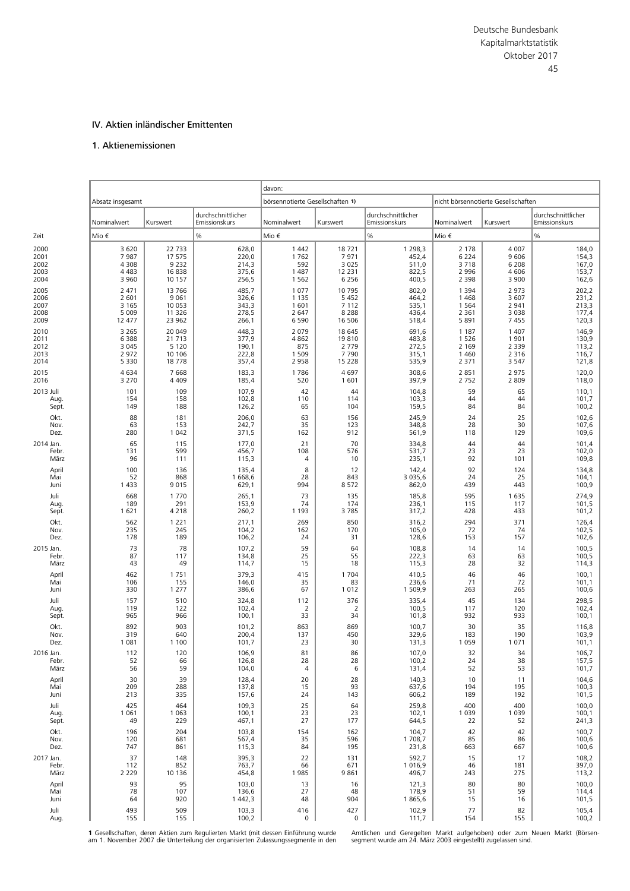## IV. Aktien inländischer Emittenten

### 1. Aktienemissionen

| Zeit | Absatz insgesamt | | | davon: börsennotierte Gesellschaften 1) | | | nicht börsennotierte Gesellschaften | | |
|---|---|---|---|---|---|---|---|---|---|
| | Nominalwert | Kurswert | durchschnittlicher Emissionskurs | Nominalwert | Kurswert | durchschnittlicher Emissionskurs | Nominalwert | Kurswert | durchschnittlicher Emissionskurs |
| | Mio € | | % | Mio € | | % | Mio € | | % |
| 2000 | 3 620 | 22 733 | 628,0 | 1 442 | 18 721 | 1 298,3 | 2 178 | 4 007 | 184,0 |
| 2001 | 7 987 | 17 575 | 220,0 | 1 762 | 7 971 | 452,4 | 6 224 | 9 606 | 154,3 |
| 2002 | 4 308 | 9 232 | 214,3 | 592 | 3 025 | 511,0 | 3 718 | 6 208 | 167,0 |
| 2003 | 4 483 | 16 838 | 375,6 | 1 487 | 12 231 | 822,5 | 2 996 | 4 606 | 153,7 |
| 2004 | 3 960 | 10 157 | 256,5 | 1 562 | 6 256 | 400,5 | 2 398 | 3 900 | 162,6 |
| 2005 | 2 471 | 13 766 | 485,7 | 1 077 | 10 795 | 802,0 | 1 394 | 2 973 | 202,2 |
| 2006 | 2 601 | 9 061 | 326,6 | 1 135 | 5 452 | 464,2 | 1 468 | 3 607 | 231,2 |
| 2007 | 3 165 | 10 053 | 343,3 | 1 601 | 7 112 | 535,1 | 1 564 | 2 941 | 213,3 |
| 2008 | 5 009 | 11 326 | 278,5 | 2 647 | 8 288 | 436,4 | 2 361 | 3 038 | 177,4 |
| 2009 | 12 477 | 23 962 | 266,1 | 6 590 | 16 506 | 518,4 | 5 891 | 7 455 | 120,3 |
| 2010 | 3 265 | 20 049 | 448,3 | 2 079 | 18 645 | 691,6 | 1 187 | 1 407 | 146,9 |
| 2011 | 6 388 | 21 713 | 377,9 | 4 862 | 19 810 | 483,8 | 1 526 | 1 901 | 130,9 |
| 2012 | 3 045 | 5 120 | 190,1 | 875 | 2 779 | 272,5 | 2 169 | 2 339 | 113,2 |
| 2013 | 2 972 | 10 106 | 222,8 | 1 509 | 7 790 | 315,1 | 1 460 | 2 316 | 116,7 |
| 2014 | 5 330 | 18 778 | 357,4 | 2 958 | 15 228 | 535,9 | 2 371 | 3 547 | 121,8 |
| 2015 | 4 634 | 7 668 | 183,3 | 1 786 | 4 697 | 308,6 | 2 851 | 2 975 | 120,0 |
| 2016 | 3 270 | 4 409 | 185,4 | 520 | 1 601 | 397,9 | 2 752 | 2 809 | 118,0 |
| 2013 Juli | 101 | 109 | 107,9 | 42 | 44 | 104,8 | 59 | 65 | 110,1 |
| Aug. | 154 | 158 | 102,8 | 110 | 114 | 103,3 | 44 | 44 | 101,7 |
| Sept. | 149 | 188 | 126,2 | 65 | 104 | 159,5 | 84 | 84 | 100,2 |
| Okt. | 88 | 181 | 206,0 | 63 | 156 | 245,9 | 24 | 25 | 102,6 |
| Nov. | 63 | 153 | 242,7 | 35 | 123 | 348,8 | 28 | 30 | 107,6 |
| Dez. | 280 | 1 042 | 371,5 | 162 | 912 | 561,9 | 118 | 129 | 109,6 |
| 2014 Jan. | 65 | 115 | 177,0 | 21 | 70 | 334,8 | 44 | 44 | 101,4 |
| Febr. | 131 | 599 | 456,7 | 108 | 576 | 531,7 | 23 | 23 | 102,0 |
| März | 96 | 111 | 115,3 | 4 | 10 | 235,1 | 92 | 101 | 109,8 |
| April | 100 | 136 | 135,4 | 8 | 12 | 142,4 | 92 | 124 | 134,8 |
| Mai | 52 | 868 | 1 668,6 | 28 | 843 | 3 035,6 | 24 | 25 | 104,1 |
| Juni | 1 433 | 9 015 | 629,1 | 994 | 8 572 | 862,0 | 439 | 443 | 100,9 |
| Juli | 668 | 1 770 | 265,1 | 73 | 135 | 185,8 | 595 | 1 635 | 274,9 |
| Aug. | 189 | 291 | 153,9 | 74 | 174 | 236,1 | 115 | 117 | 101,5 |
| Sept. | 1 621 | 4 218 | 260,2 | 1 193 | 3 785 | 317,2 | 428 | 433 | 101,2 |
| Okt. | 562 | 1 221 | 217,1 | 269 | 850 | 316,2 | 294 | 371 | 126,4 |
| Nov. | 235 | 245 | 104,2 | 162 | 170 | 105,0 | 72 | 74 | 102,5 |
| Dez. | 178 | 189 | 106,2 | 24 | 31 | 128,6 | 153 | 157 | 102,6 |
| 2015 Jan. | 73 | 78 | 107,2 | 59 | 64 | 108,8 | 14 | 14 | 100,5 |
| Febr. | 87 | 117 | 134,8 | 25 | 55 | 222,3 | 63 | 63 | 100,5 |
| März | 43 | 49 | 114,7 | 15 | 18 | 115,3 | 28 | 32 | 114,3 |
| April | 462 | 1 751 | 379,3 | 415 | 1 704 | 410,5 | 46 | 46 | 100,1 |
| Mai | 106 | 155 | 146,0 | 35 | 83 | 236,6 | 71 | 72 | 101,1 |
| Juni | 330 | 1 277 | 386,6 | 67 | 1 012 | 1 509,9 | 263 | 265 | 100,6 |
| Juli | 157 | 510 | 324,8 | 112 | 376 | 335,4 | 45 | 134 | 298,5 |
| Aug. | 119 | 122 | 102,4 | 2 | 2 | 100,5 | 117 | 120 | 102,4 |
| Sept. | 965 | 966 | 100,1 | 33 | 34 | 101,8 | 932 | 933 | 100,1 |
| Okt. | 892 | 903 | 101,2 | 863 | 869 | 100,7 | 30 | 35 | 116,8 |
| Nov. | 319 | 640 | 200,4 | 137 | 450 | 329,6 | 183 | 190 | 103,9 |
| Dez. | 1 081 | 1 100 | 101,7 | 23 | 30 | 131,3 | 1 059 | 1 071 | 101,1 |
| 2016 Jan. | 112 | 120 | 106,9 | 81 | 86 | 107,0 | 32 | 34 | 106,7 |
| Febr. | 52 | 66 | 126,8 | 28 | 28 | 100,2 | 24 | 38 | 157,5 |
| März | 56 | 59 | 104,0 | 4 | 6 | 131,4 | 52 | 53 | 101,7 |
| April | 30 | 39 | 128,4 | 20 | 28 | 140,3 | 10 | 11 | 104,6 |
| Mai | 209 | 288 | 137,8 | 15 | 93 | 637,6 | 194 | 195 | 100,3 |
| Juni | 213 | 335 | 157,6 | 24 | 143 | 606,2 | 189 | 192 | 101,5 |
| Juli | 425 | 464 | 109,3 | 25 | 64 | 259,8 | 400 | 400 | 100,0 |
| Aug. | 1 061 | 1 063 | 100,1 | 23 | 23 | 102,1 | 1 039 | 1 039 | 100,1 |
| Sept. | 49 | 229 | 467,1 | 27 | 177 | 644,5 | 22 | 52 | 241,3 |
| Okt. | 196 | 204 | 103,8 | 154 | 162 | 104,7 | 42 | 42 | 100,7 |
| Nov. | 120 | 681 | 567,4 | 35 | 596 | 1 708,7 | 85 | 86 | 100,6 |
| Dez. | 747 | 861 | 115,3 | 84 | 195 | 231,8 | 663 | 667 | 100,6 |
| 2017 Jan. | 37 | 148 | 395,3 | 22 | 131 | 592,7 | 15 | 17 | 108,2 |
| Febr. | 112 | 852 | 763,7 | 66 | 671 | 1 016,9 | 46 | 181 | 397,0 |
| März | 2 229 | 10 136 | 454,8 | 1 985 | 9 861 | 496,7 | 243 | 275 | 113,2 |
| April | 93 | 95 | 103,0 | 13 | 16 | 121,3 | 80 | 80 | 100,0 |
| Mai | 78 | 107 | 136,6 | 27 | 48 | 178,9 | 51 | 59 | 114,4 |
| Juni | 64 | 920 | 1 442,3 | 48 | 904 | 1 865,6 | 15 | 16 | 101,5 |
| Juli | 493 | 509 | 103,3 | 416 | 427 | 102,9 | 77 | 82 | 105,4 |
| Aug. | 155 | 155 | 100,2 | 0 | 0 | 111,7 | 154 | 155 | 100,2 |

**1** Gesellschaften, deren Aktien zum Regulierten Markt (mit dessen Einführung wurde am 1. November 2007 die Unterteilung der organisierten Zulassungssegmente in den Amtlichen und Geregelten Markt aufgehoben) oder zum Neuen Markt (Börsensegment wurde am 24. März 2003 eingestellt) zugelassen sind.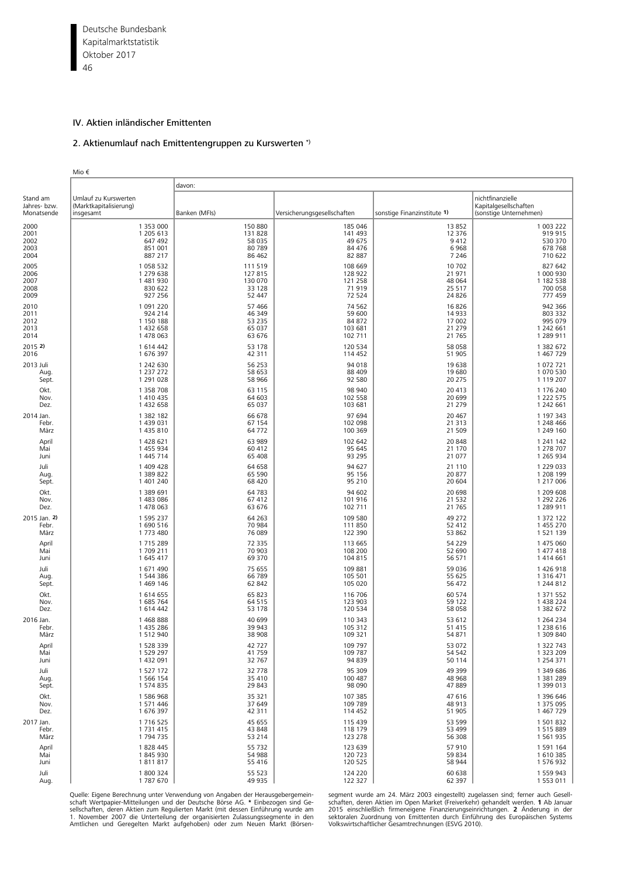## IV. Aktien inländischer Emittenten

### 2. Aktienumlauf nach Emittentengruppen zu Kurswerten *)

Mio €

| Stand am Jahres- bzw. Monatsende | Umlauf zu Kurswerten (Marktkapitalisierung) insgesamt | davon: Banken (MFIs) | Versicherungsgesellschaften | sonstige Finanzinstitute 1) | nichtfinanzielle Kapitalgesellschaften (sonstige Unternehmen) |
|---|---|---|---|---|---|
| 2000 | 1 353 000 | 150 880 | 185 046 | 13 852 | 1 003 222 |
| 2001 | 1 205 613 | 131 828 | 141 493 | 12 376 | 919 915 |
| 2002 | 647 492 | 58 035 | 49 675 | 9 412 | 530 370 |
| 2003 | 851 001 | 80 789 | 84 476 | 6 968 | 678 768 |
| 2004 | 887 217 | 86 462 | 82 887 | 7 246 | 710 622 |
| 2005 | 1 058 532 | 111 519 | 108 669 | 10 702 | 827 642 |
| 2006 | 1 279 638 | 127 815 | 128 922 | 21 971 | 1 000 930 |
| 2007 | 1 481 930 | 130 070 | 121 258 | 48 064 | 1 182 538 |
| 2008 | 830 622 | 33 128 | 71 919 | 25 517 | 700 058 |
| 2009 | 927 256 | 52 447 | 72 524 | 24 826 | 777 459 |
| 2010 | 1 091 220 | 57 466 | 74 562 | 16 826 | 942 366 |
| 2011 | 924 214 | 46 349 | 59 600 | 14 933 | 803 332 |
| 2012 | 1 150 188 | 53 235 | 84 872 | 17 002 | 995 079 |
| 2013 | 1 432 658 | 65 037 | 103 681 | 21 279 | 1 242 661 |
| 2014 | 1 478 063 | 63 676 | 102 711 | 21 765 | 1 289 911 |
| 2015 2) | 1 614 442 | 53 178 | 120 534 | 58 058 | 1 382 672 |
| 2016 | 1 676 397 | 42 311 | 114 452 | 51 905 | 1 467 729 |
| 2013 Juli | 1 242 630 | 56 253 | 94 018 | 19 638 | 1 072 721 |
| Aug. | 1 237 272 | 58 653 | 88 409 | 19 680 | 1 070 530 |
| Sept. | 1 291 028 | 58 966 | 92 580 | 20 275 | 1 119 207 |
| Okt. | 1 358 708 | 63 115 | 98 940 | 20 413 | 1 176 240 |
| Nov. | 1 410 435 | 64 603 | 102 558 | 20 699 | 1 222 575 |
| Dez. | 1 432 658 | 65 037 | 103 681 | 21 279 | 1 242 661 |
| 2014 Jan. | 1 382 182 | 66 678 | 97 694 | 20 467 | 1 197 343 |
| Febr. | 1 439 031 | 67 154 | 102 098 | 21 313 | 1 248 466 |
| März | 1 435 810 | 64 772 | 100 369 | 21 509 | 1 249 160 |
| April | 1 428 621 | 63 989 | 102 642 | 20 848 | 1 241 142 |
| Mai | 1 455 934 | 60 412 | 95 645 | 21 170 | 1 278 707 |
| Juni | 1 445 714 | 65 408 | 93 295 | 21 077 | 1 265 934 |
| Juli | 1 409 428 | 64 658 | 94 627 | 21 110 | 1 229 033 |
| Aug. | 1 389 822 | 65 590 | 95 156 | 20 877 | 1 208 199 |
| Sept. | 1 401 240 | 68 420 | 95 210 | 20 604 | 1 217 006 |
| Okt. | 1 389 691 | 64 783 | 94 602 | 20 698 | 1 209 608 |
| Nov. | 1 483 086 | 67 412 | 101 916 | 21 532 | 1 292 226 |
| Dez. | 1 478 063 | 63 676 | 102 711 | 21 765 | 1 289 911 |
| 2015 Jan. 2) | 1 595 237 | 64 263 | 109 580 | 49 272 | 1 372 122 |
| Febr. | 1 690 516 | 70 984 | 111 850 | 52 412 | 1 455 270 |
| März | 1 773 480 | 76 089 | 122 390 | 53 862 | 1 521 139 |
| April | 1 715 289 | 72 335 | 113 665 | 54 229 | 1 475 060 |
| Mai | 1 709 211 | 70 903 | 108 200 | 52 690 | 1 477 418 |
| Juni | 1 645 417 | 69 370 | 104 815 | 56 571 | 1 414 661 |
| Juli | 1 671 490 | 75 655 | 109 881 | 59 036 | 1 426 918 |
| Aug. | 1 544 386 | 66 789 | 105 501 | 55 625 | 1 316 471 |
| Sept. | 1 469 146 | 62 842 | 105 020 | 56 472 | 1 244 812 |
| Okt. | 1 614 655 | 65 823 | 116 706 | 60 574 | 1 371 552 |
| Nov. | 1 685 764 | 64 515 | 123 903 | 59 122 | 1 438 224 |
| Dez. | 1 614 442 | 53 178 | 120 534 | 58 058 | 1 382 672 |
| 2016 Jan. | 1 468 888 | 40 699 | 110 343 | 53 612 | 1 264 234 |
| Febr. | 1 435 286 | 39 943 | 105 312 | 51 415 | 1 238 616 |
| März | 1 512 940 | 38 908 | 109 321 | 54 871 | 1 309 840 |
| April | 1 528 339 | 42 727 | 109 797 | 53 072 | 1 322 743 |
| Mai | 1 529 297 | 41 759 | 109 787 | 54 542 | 1 323 209 |
| Juni | 1 432 091 | 32 767 | 94 839 | 50 114 | 1 254 371 |
| Juli | 1 527 172 | 32 778 | 95 309 | 49 399 | 1 349 686 |
| Aug. | 1 566 154 | 35 410 | 100 487 | 48 968 | 1 381 289 |
| Sept. | 1 574 835 | 29 843 | 98 090 | 47 889 | 1 399 013 |
| Okt. | 1 586 968 | 35 321 | 107 385 | 47 616 | 1 396 646 |
| Nov. | 1 571 446 | 37 649 | 109 789 | 48 913 | 1 375 095 |
| Dez. | 1 676 397 | 42 311 | 114 452 | 51 905 | 1 467 729 |
| 2017 Jan. | 1 716 525 | 45 655 | 115 439 | 53 599 | 1 501 832 |
| Febr. | 1 731 415 | 43 848 | 118 179 | 53 499 | 1 515 889 |
| März | 1 794 735 | 53 214 | 123 278 | 56 308 | 1 561 935 |
| April | 1 828 445 | 55 732 | 123 639 | 57 910 | 1 591 164 |
| Mai | 1 845 930 | 54 988 | 120 723 | 59 834 | 1 610 385 |
| Juni | 1 811 817 | 55 416 | 120 525 | 58 944 | 1 576 932 |
| Juli | 1 800 324 | 55 523 | 124 220 | 60 638 | 1 559 943 |
| Aug. | 1 787 670 | 49 935 | 122 327 | 62 397 | 1 553 011 |

Quelle: Eigene Berechnung unter Verwendung von Angaben der Herausgebergemeinschaft Wertpapier-Mitteilungen und der Deutsche Börse AG. * Einbezogen sind Gesellschaften, deren Aktien zum Regulierten Markt (mit dessen Einführung wurde am 1. November 2007 die Unterteilung der organisierten Zulassungssegmente in den Amtlichen und Geregelten Markt aufgehoben) oder zum Neuen Markt (Börsensegment wurde am 24. März 2003 eingestellt) zugelassen sind; ferner auch Gesellschaften, deren Aktien im Open Market (Freiverkehr) gehandelt werden. **1** Ab Januar 2015 einschließlich firmeneigene Finanzierungseinrichtungen. **2** Änderung in der sektoralen Zuordnung von Emittenten durch Einführung des Europäischen Systems Volkswirtschaftlicher Gesamtrechnungen (ESVG 2010).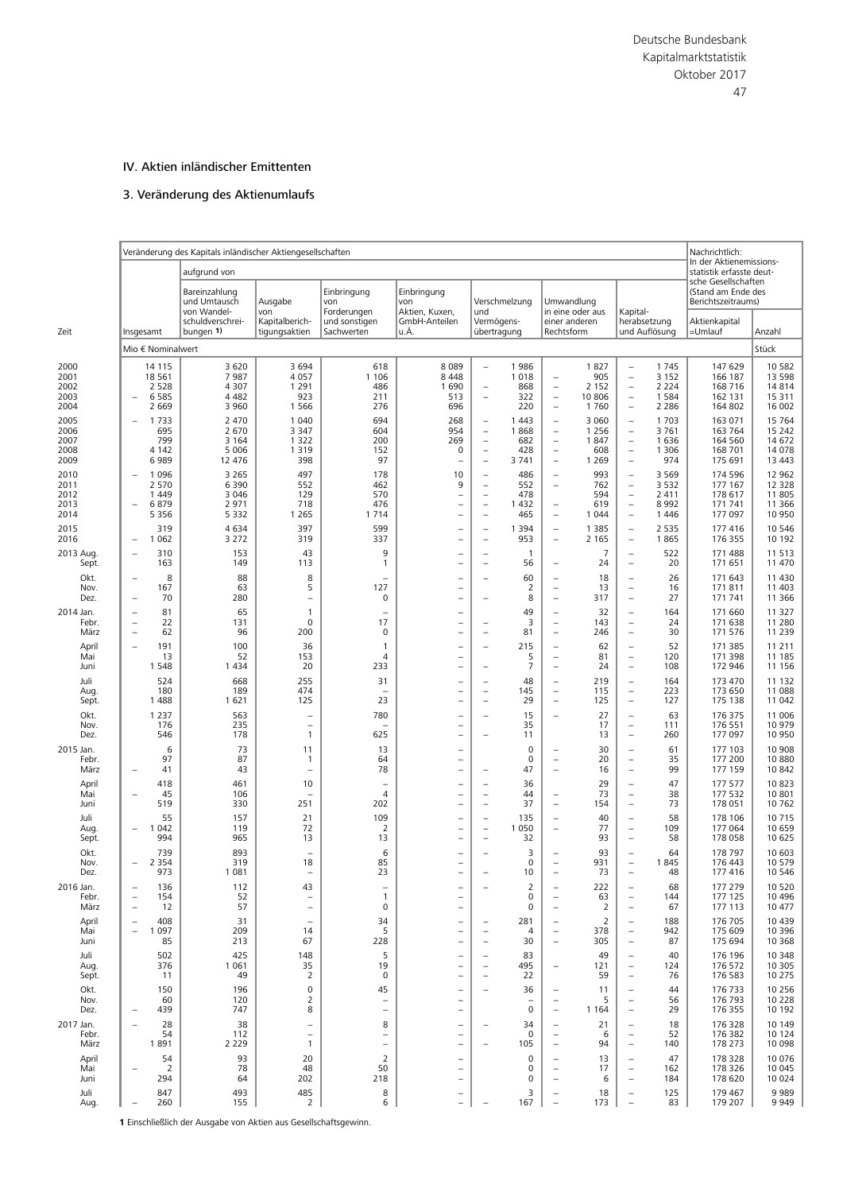## IV. Aktien inländischer Emittenten

### 3. Veränderung des Aktienumlaufs

| Zeit | Veränderung des Kapitals inländischer Aktiengesellschaften | | | | | | | | Nachrichtlich: In der Aktienemissionsstatistik erfasste deutsche Gesellschaften (Stand am Ende des Berichtszeitraums) | |
|---|---|---|---|---|---|---|---|---|---|---|
| | Insgesamt | aufgrund von | | | | | | | | |
| | | Bareinzahlung und Umtausch von Wandelschuldverschreibungen 1) | Ausgabe von Kapitalberichtigungsaktien | Einbringung von Forderungen und sonstigen Sachwerten | Einbringung von Aktien, Kuxen, GmbH-Anteilen u.Ä. | Verschmelzung und Vermögensübertragung | Umwandlung in eine oder aus einer anderen Rechtsform | Kapitalherabsetzung und Auflösung | Aktienkapital =Umlauf | Anzahl |
| | Mio € Nominalwert | | | | | | | | | Stück |
| 2000 | 14 115 | 3 620 | 3 694 | 618 | 8 089 | – 1 986 | 1 827 | – 1 745 | 147 629 | 10 582 |
| 2001 | 18 561 | 7 987 | 4 057 | 1 106 | 8 448 | 1 018 | – 905 | – 3 152 | 166 187 | 13 598 |
| 2002 | 2 528 | 4 307 | 1 291 | 486 | 1 690 | – 868 | – 2 152 | – 2 224 | 168 716 | 14 814 |
| 2003 | – 6 585 | 4 482 | 923 | 211 | 513 | – 322 | – 10 806 | – 1 584 | 162 131 | 15 311 |
| 2004 | 2 669 | 3 960 | 1 566 | 276 | 696 | 220 | – 1 760 | – 2 286 | 164 802 | 16 002 |
| 2005 | – 1 733 | 2 470 | 1 040 | 694 | 268 | – 1 443 | – 3 060 | – 1 703 | 163 071 | 15 764 |
| 2006 | 695 | 2 670 | 3 347 | 604 | 954 | – 1 868 | – 1 256 | – 3 761 | 163 764 | 15 242 |
| 2007 | 799 | 3 164 | 1 322 | 200 | 269 | – 682 | – 1 847 | – 1 636 | 164 560 | 14 672 |
| 2008 | 4 142 | 5 006 | 1 319 | 152 | 0 | – 428 | – 608 | – 1 306 | 168 701 | 14 078 |
| 2009 | 6 989 | 12 476 | 398 | 97 | – | – 3 741 | – 1 269 | – 974 | 175 691 | 13 443 |
| 2010 | – 1 096 | 3 265 | 497 | 178 | 10 | – 486 | – 993 | – 3 569 | 174 596 | 12 962 |
| 2011 | 2 570 | 6 390 | 552 | 462 | 9 | – 552 | – 762 | – 3 532 | 177 167 | 12 328 |
| 2012 | 1 449 | 3 046 | 129 | 570 | – | – 478 | 594 | – 2 411 | 178 617 | 11 805 |
| 2013 | – 6 879 | 2 971 | 718 | 476 | – | – 1 432 | – 619 | – 8 992 | 171 741 | 11 366 |
| 2014 | 5 356 | 5 332 | 1 265 | 1 714 | – | – 465 | – 1 044 | – 1 446 | 177 097 | 10 950 |
| 2015 | 319 | 4 634 | 397 | 599 | – | – 1 394 | – 1 385 | – 2 535 | 177 416 | 10 546 |
| 2016 | – 1 062 | 3 272 | 319 | 337 | – | – 953 | – 2 165 | – 1 865 | 176 355 | 10 192 |
| 2013 Aug. | – 310 | 153 | 43 | 9 | – | – 1 | 7 | – 522 | 171 488 | 11 513 |
| Sept. | 163 | 149 | 113 | 1 | – | – 56 | – 24 | – 20 | 171 651 | 11 470 |
| Okt. | – 8 | 88 | 8 | – | – | – 60 | – 18 | – 26 | 171 643 | 11 430 |
| Nov. | 167 | 63 | 5 | 127 | – | 2 | – 13 | – 16 | 171 811 | 11 403 |
| Dez. | – 70 | 280 | – | 0 | – | – 8 | – 317 | – 27 | 171 741 | 11 366 |
| 2014 Jan. | – 81 | 65 | 1 | – | – | 49 | – 32 | – 164 | 171 660 | 11 327 |
| Febr. | – 22 | 131 | 0 | 17 | – | – 3 | – 143 | – 24 | 171 638 | 11 280 |
| März | – 62 | 96 | 200 | 0 | – | – 81 | – 246 | – 30 | 171 576 | 11 239 |
| April | – 191 | 100 | 36 | 1 | – | – 215 | – 62 | – 52 | 171 385 | 11 211 |
| Mai | 13 | 52 | 153 | 4 | – | – 5 | – 81 | – 120 | 171 398 | 11 185 |
| Juni | 1 548 | 1 434 | 20 | 233 | – | – 7 | – 24 | – 108 | 172 946 | 11 156 |
| Juli | 524 | 668 | 255 | 31 | – | – 48 | – 219 | – 164 | 173 470 | 11 132 |
| Aug. | 180 | 189 | 474 | – | – | – 145 | – 115 | – 223 | 173 650 | 11 088 |
| Sept. | 1 488 | 1 621 | 125 | 23 | – | – 29 | – 125 | – 127 | 175 138 | 11 042 |
| Okt. | 1 237 | 563 | – | 780 | – | – 15 | – 27 | – 63 | 176 375 | 11 006 |
| Nov. | 176 | 235 | – | – | – | 35 | 17 | – 111 | 176 551 | 10 979 |
| Dez. | 546 | 178 | 1 | 625 | – | – 11 | 13 | – 260 | 177 097 | 10 950 |
| 2015 Jan. | 6 | 73 | 11 | 13 | – | 0 | – 30 | – 61 | 177 103 | 10 908 |
| Febr. | 97 | 87 | 1 | 64 | – | 0 | – 20 | – 35 | 177 200 | 10 880 |
| März | – 41 | 43 | – | 78 | – | – 47 | 16 | – 99 | 177 159 | 10 842 |
| April | 418 | 461 | 10 | – | – | – 36 | 29 | – 47 | 177 577 | 10 823 |
| Mai | – 45 | 106 | – | 4 | – | – 44 | – 73 | – 38 | 177 532 | 10 801 |
| Juni | 519 | 330 | 251 | 202 | – | – 37 | – 154 | – 73 | 178 051 | 10 762 |
| Juli | 55 | 157 | 21 | 109 | – | – 135 | – 40 | – 58 | 178 106 | 10 715 |
| Aug. | – 1 042 | 119 | 72 | 2 | – | – 1 050 | – 77 | – 109 | 177 064 | 10 659 |
| Sept. | 994 | 965 | 13 | 13 | – | – 32 | 93 | – 58 | 178 058 | 10 625 |
| Okt. | 739 | 893 | – | 6 | – | – 3 | – 93 | – 64 | 178 797 | 10 603 |
| Nov. | – 2 354 | 319 | 18 | 85 | – | 0 | – 931 | – 1 845 | 176 443 | 10 579 |
| Dez. | 973 | 1 081 | – | 23 | – | – 10 | – 73 | – 48 | 177 416 | 10 546 |
| 2016 Jan. | – 136 | 112 | 43 | – | – | – 2 | – 222 | – 68 | 177 279 | 10 520 |
| Febr. | – 154 | 52 | – | 1 | – | 0 | – 63 | – 144 | 177 125 | 10 496 |
| März | – 12 | 57 | – | 0 | – | 0 | – 2 | – 67 | 177 113 | 10 477 |
| April | – 408 | 31 | – | 34 | – | – 281 | – 2 | – 188 | 176 705 | 10 439 |
| Mai | – 1 097 | 209 | 14 | 5 | – | – 4 | – 378 | – 942 | 175 609 | 10 396 |
| Juni | 85 | 213 | 67 | 228 | – | – 30 | – 305 | – 87 | 175 694 | 10 368 |
| Juli | 502 | 425 | 148 | 5 | – | – 83 | 49 | – 40 | 176 196 | 10 348 |
| Aug. | 376 | 1 061 | 35 | 19 | – | – 495 | – 121 | – 124 | 176 572 | 10 305 |
| Sept. | 11 | 49 | 2 | 0 | – | – 22 | 59 | – 76 | 176 583 | 10 275 |
| Okt. | 150 | 196 | 0 | 45 | – | – 36 | – 11 | – 44 | 176 733 | 10 256 |
| Nov. | 60 | 120 | 2 | – | – | – | – 5 | – 56 | 176 793 | 10 228 |
| Dez. | – 439 | 747 | 8 | – | – | 0 | – 1 164 | – 29 | 176 355 | 10 192 |
| 2017 Jan. | – 28 | 38 | – | 8 | – | – 34 | – 21 | – 18 | 176 328 | 10 149 |
| Febr. | 54 | 112 | – | – | – | 0 | – 6 | – 52 | 176 382 | 10 124 |
| März | 1 891 | 2 229 | 1 | – | – | – 105 | – 94 | – 140 | 178 273 | 10 098 |
| April | 54 | 93 | 20 | 2 | – | 0 | – 13 | – 47 | 178 328 | 10 076 |
| Mai | – 2 | 78 | 48 | 50 | – | 0 | – 17 | – 162 | 178 326 | 10 045 |
| Juni | 294 | 64 | 202 | 218 | – | 0 | – 6 | – 184 | 178 620 | 10 024 |
| Juli | 847 | 493 | 485 | 8 | – | 3 | – 18 | – 125 | 179 467 | 9 989 |
| Aug. | – 260 | 155 | 2 | 6 | – | – 167 | – 173 | – 83 | 179 207 | 9 949 |

**1** Einschließlich der Ausgabe von Aktien aus Gesellschaftsgewinn.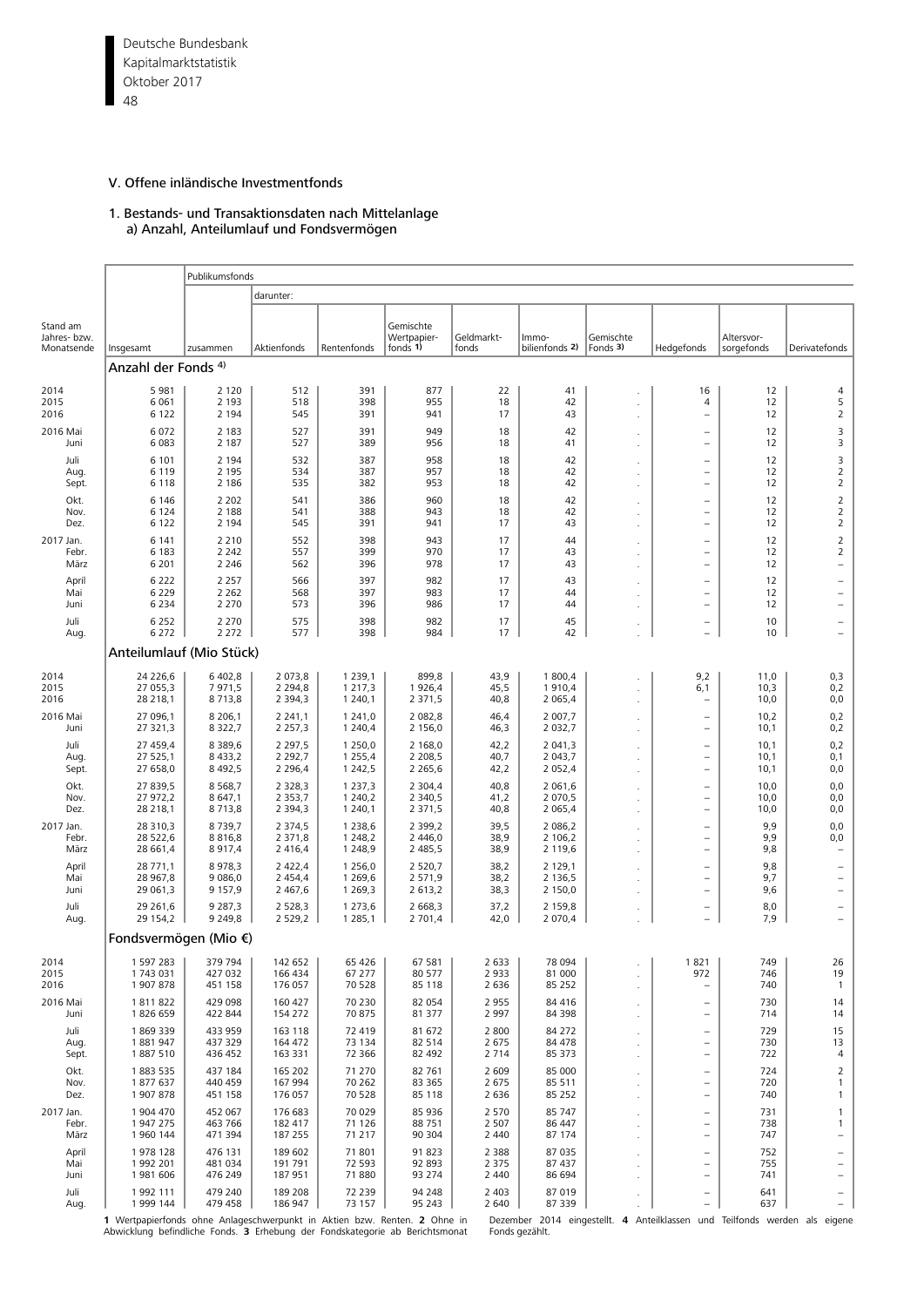## V. Offene inländische Investmentfonds

### 1. Bestands- und Transaktionsdaten nach Mittelanlage
#### a) Anzahl, Anteilumlauf und Fondsvermögen

| Stand am Jahres- bzw. Monatsende | Insgesamt | Publikumsfonds | | | | | | | | | |
|---|---|---|---|---|---|---|---|---|---|---|---|
| | | zusammen | darunter: | | | | | | | | |
| | | | Aktienfonds | Rentenfonds | Gemischte Wertpapier-fonds 1) | Geldmarkt-fonds | Immo-bilienfonds 2) | Gemischte Fonds 3) | Hedgefonds | Altersvor-sorgefonds | Derivatefonds |
| **Anzahl der Fonds 4)** | | | | | | | | | | | |
| 2014 | 5 981 | 2 120 | 512 | 391 | 877 | 22 | 41 | . | 16 | 12 | 4 |
| 2015 | 6 061 | 2 193 | 518 | 398 | 955 | 18 | 42 | . | 4 | 12 | 5 |
| 2016 | 6 122 | 2 194 | 545 | 391 | 941 | 17 | 43 | . | – | 12 | 2 |
| 2016 Mai | 6 072 | 2 183 | 527 | 391 | 949 | 18 | 42 | . | – | 12 | 3 |
| Juni | 6 083 | 2 187 | 527 | 389 | 956 | 18 | 41 | . | – | 12 | 3 |
| Juli | 6 101 | 2 194 | 532 | 387 | 958 | 18 | 42 | . | – | 12 | 3 |
| Aug. | 6 119 | 2 195 | 534 | 387 | 957 | 18 | 42 | . | – | 12 | 2 |
| Sept. | 6 118 | 2 186 | 535 | 382 | 953 | 18 | 42 | . | – | 12 | 2 |
| Okt. | 6 146 | 2 202 | 541 | 386 | 960 | 18 | 42 | . | – | 12 | 2 |
| Nov. | 6 124 | 2 188 | 541 | 388 | 943 | 18 | 42 | . | – | 12 | 2 |
| Dez. | 6 122 | 2 194 | 545 | 391 | 941 | 17 | 43 | . | – | 12 | 2 |
| 2017 Jan. | 6 141 | 2 210 | 552 | 398 | 943 | 17 | 44 | . | – | 12 | 2 |
| Febr. | 6 183 | 2 242 | 557 | 399 | 970 | 17 | 43 | . | – | 12 | 2 |
| März | 6 201 | 2 246 | 562 | 396 | 978 | 17 | 43 | . | – | 12 | – |
| April | 6 222 | 2 257 | 566 | 397 | 982 | 17 | 43 | . | – | 12 | – |
| Mai | 6 229 | 2 262 | 568 | 397 | 983 | 17 | 44 | . | – | 12 | – |
| Juni | 6 234 | 2 270 | 573 | 396 | 986 | 17 | 44 | . | – | 12 | – |
| Juli | 6 252 | 2 270 | 575 | 398 | 982 | 17 | 45 | . | – | 10 | – |
| Aug. | 6 272 | 2 272 | 577 | 398 | 984 | 17 | 42 | . | – | 10 | – |
| **Anteilumlauf (Mio Stück)** | | | | | | | | | | | |
| 2014 | 24 226,6 | 6 402,8 | 2 073,8 | 1 239,1 | 899,8 | 43,9 | 1 800,4 | . | 9,2 | 11,0 | 0,3 |
| 2015 | 27 055,3 | 7 971,5 | 2 294,8 | 1 217,3 | 1 926,4 | 45,5 | 1 910,4 | . | 6,1 | 10,3 | 0,2 |
| 2016 | 28 218,1 | 8 713,8 | 2 394,3 | 1 240,1 | 2 371,5 | 40,8 | 2 065,4 | . | – | 10,0 | 0,0 |
| 2016 Mai | 27 096,1 | 8 206,1 | 2 241,1 | 1 241,0 | 2 082,8 | 46,4 | 2 007,7 | . | – | 10,2 | 0,2 |
| Juni | 27 321,3 | 8 322,7 | 2 257,3 | 1 240,4 | 2 156,0 | 46,3 | 2 032,7 | . | – | 10,1 | 0,2 |
| Juli | 27 459,4 | 8 389,6 | 2 297,5 | 1 250,0 | 2 168,0 | 42,2 | 2 041,3 | . | – | 10,1 | 0,2 |
| Aug. | 27 525,1 | 8 433,2 | 2 292,7 | 1 255,4 | 2 208,5 | 40,7 | 2 043,7 | . | – | 10,1 | 0,1 |
| Sept. | 27 658,0 | 8 492,5 | 2 296,4 | 1 242,5 | 2 265,6 | 42,2 | 2 052,4 | . | – | 10,1 | 0,0 |
| Okt. | 27 839,5 | 8 568,7 | 2 328,3 | 1 237,3 | 2 304,4 | 40,8 | 2 061,6 | . | – | 10,0 | 0,0 |
| Nov. | 27 972,2 | 8 647,1 | 2 353,7 | 1 240,2 | 2 340,5 | 41,2 | 2 070,5 | . | – | 10,0 | 0,0 |
| Dez. | 28 218,1 | 8 713,8 | 2 394,3 | 1 240,1 | 2 371,5 | 40,8 | 2 065,4 | . | – | 10,0 | 0,0 |
| 2017 Jan. | 28 310,3 | 8 739,7 | 2 374,5 | 1 238,6 | 2 399,2 | 39,5 | 2 086,2 | . | – | 9,9 | 0,0 |
| Febr. | 28 522,6 | 8 816,8 | 2 371,8 | 1 248,2 | 2 446,0 | 38,9 | 2 106,2 | . | – | 9,9 | 0,0 |
| März | 28 661,4 | 8 917,4 | 2 416,4 | 1 248,9 | 2 485,5 | 38,9 | 2 119,6 | . | – | 9,8 | – |
| April | 28 771,1 | 8 978,3 | 2 422,4 | 1 256,0 | 2 520,7 | 38,2 | 2 129,1 | . | – | 9,8 | – |
| Mai | 28 967,8 | 9 086,0 | 2 454,4 | 1 269,6 | 2 571,9 | 38,2 | 2 136,5 | . | – | 9,7 | – |
| Juni | 29 061,3 | 9 157,9 | 2 467,6 | 1 269,3 | 2 613,2 | 38,3 | 2 150,0 | . | – | 9,6 | – |
| Juli | 29 261,6 | 9 287,3 | 2 528,3 | 1 273,6 | 2 668,3 | 37,2 | 2 159,8 | . | – | 8,0 | – |
| Aug. | 29 154,2 | 9 249,8 | 2 529,2 | 1 285,1 | 2 701,4 | 42,0 | 2 070,4 | . | – | 7,9 | – |
| **Fondsvermögen (Mio €)** | | | | | | | | | | | |
| 2014 | 1 597 283 | 379 794 | 142 652 | 65 426 | 67 581 | 2 633 | 78 094 | . | 1 821 | 749 | 26 |
| 2015 | 1 743 031 | 427 032 | 166 434 | 67 277 | 80 577 | 2 933 | 81 000 | . | 972 | 746 | 19 |
| 2016 | 1 907 878 | 451 158 | 176 057 | 70 528 | 85 118 | 2 636 | 85 252 | . | – | 740 | 1 |
| 2016 Mai | 1 811 822 | 429 098 | 160 427 | 70 230 | 82 054 | 2 955 | 84 416 | . | – | 730 | 14 |
| Juni | 1 826 659 | 422 844 | 154 272 | 70 875 | 81 377 | 2 997 | 84 398 | . | – | 714 | 14 |
| Juli | 1 869 339 | 433 959 | 163 118 | 72 419 | 81 672 | 2 800 | 84 272 | . | – | 729 | 15 |
| Aug. | 1 881 947 | 437 329 | 164 472 | 73 134 | 82 514 | 2 675 | 84 478 | . | – | 730 | 13 |
| Sept. | 1 887 510 | 436 452 | 163 331 | 72 366 | 82 492 | 2 714 | 85 373 | . | – | 722 | 4 |
| Okt. | 1 883 535 | 437 184 | 165 202 | 71 270 | 82 761 | 2 609 | 85 000 | . | – | 724 | 2 |
| Nov. | 1 877 637 | 440 459 | 167 994 | 70 262 | 83 365 | 2 675 | 85 511 | . | – | 720 | 1 |
| Dez. | 1 907 878 | 451 158 | 176 057 | 70 528 | 85 118 | 2 636 | 85 252 | . | – | 740 | 1 |
| 2017 Jan. | 1 904 470 | 452 067 | 176 683 | 70 029 | 85 936 | 2 570 | 85 747 | . | – | 731 | 1 |
| Febr. | 1 947 275 | 463 766 | 182 417 | 71 126 | 88 751 | 2 507 | 86 447 | . | – | 738 | 1 |
| März | 1 960 144 | 471 394 | 187 255 | 71 217 | 90 304 | 2 440 | 87 174 | . | – | 747 | – |
| April | 1 978 128 | 476 131 | 189 602 | 71 801 | 91 823 | 2 388 | 87 035 | . | – | 752 | – |
| Mai | 1 992 201 | 481 034 | 191 791 | 72 593 | 92 893 | 2 375 | 87 437 | . | – | 755 | – |
| Juni | 1 981 606 | 476 249 | 187 951 | 71 880 | 93 274 | 2 440 | 86 694 | . | – | 741 | – |
| Juli | 1 992 111 | 479 240 | 189 208 | 72 239 | 94 248 | 2 403 | 87 019 | . | – | 641 | – |
| Aug. | 1 999 144 | 479 458 | 186 947 | 73 157 | 95 243 | 2 640 | 87 339 | . | – | 637 | – |

**1** Wertpapierfonds ohne Anlageschwerpunkt in Aktien bzw. Renten. **2** Ohne in Abwicklung befindliche Fonds. **3** Erhebung der Fondskategorie ab Berichtsmonat Dezember 2014 eingestellt. **4** Anteilklassen und Teilfonds werden als eigene Fonds gezählt.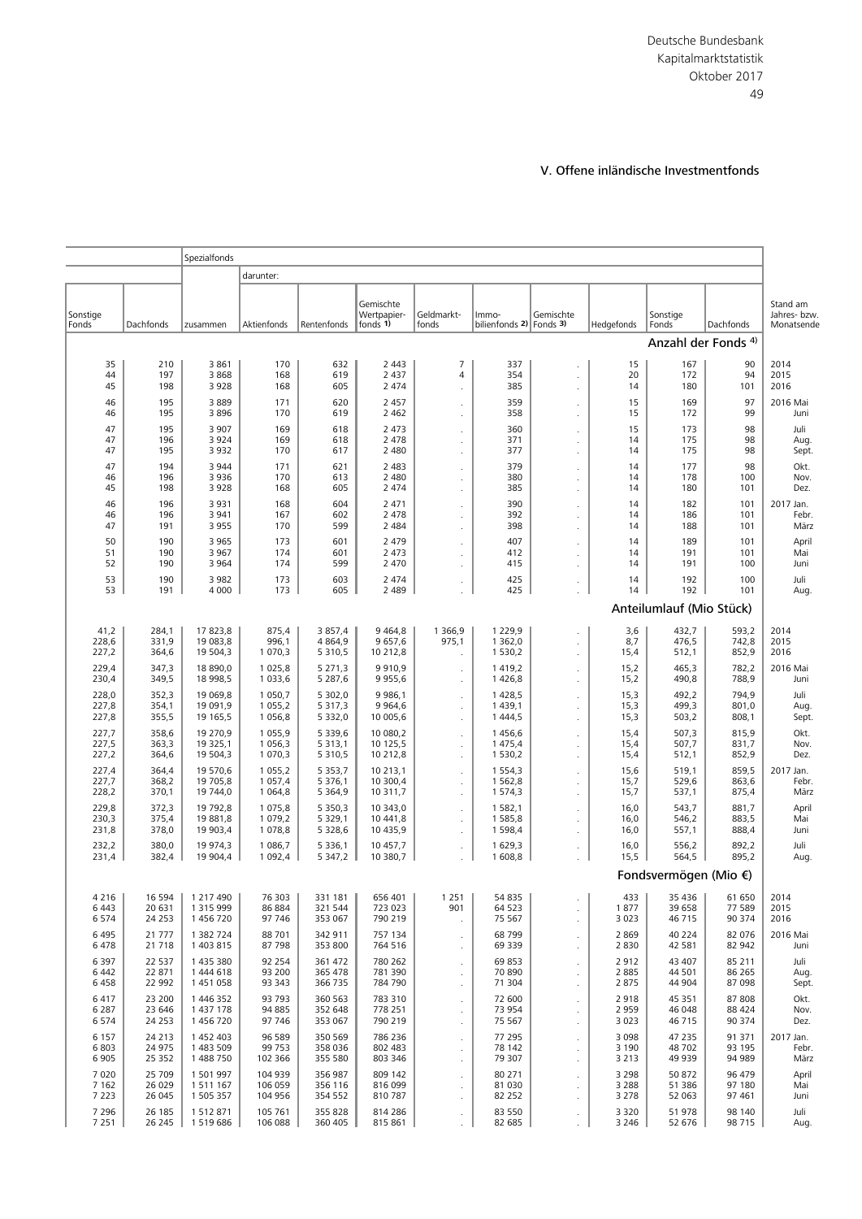## V. Offene inländische Investmentfonds

| Sonstige Fonds | Dachfonds | Spezialfonds zusammen | darunter: Aktienfonds | Rentenfonds | Gemischte Wertpapierfonds 1) | Geldmarktfonds | Immobilienfonds 2) | Gemischte Fonds 3) | Hedgefonds | Sonstige Fonds | Dachfonds | Stand am Jahres- bzw. Monatsende |
|---|---|---|---|---|---|---|---|---|---|---|---|---|
| | | | | | | | | | | | **Anzahl der Fonds 4)** | |
| 35 | 210 | 3 861 | 170 | 632 | 2 443 | 7 | 337 | . | 15 | 167 | 90 | 2014 |
| 44 | 197 | 3 868 | 168 | 619 | 2 437 | 4 | 354 | . | 20 | 172 | 94 | 2015 |
| 45 | 198 | 3 928 | 168 | 605 | 2 474 | . | 385 | . | 14 | 180 | 101 | 2016 |
| 46 | 195 | 3 889 | 171 | 620 | 2 457 | . | 359 | . | 15 | 169 | 97 | 2016 Mai |
| 46 | 195 | 3 896 | 170 | 619 | 2 462 | . | 358 | . | 15 | 172 | 99 | Juni |
| 47 | 195 | 3 907 | 169 | 618 | 2 473 | . | 360 | . | 15 | 173 | 98 | Juli |
| 47 | 196 | 3 924 | 169 | 618 | 2 478 | . | 371 | . | 14 | 175 | 98 | Aug. |
| 47 | 195 | 3 932 | 170 | 617 | 2 480 | . | 377 | . | 14 | 175 | 98 | Sept. |
| 47 | 194 | 3 944 | 171 | 621 | 2 483 | . | 379 | . | 14 | 177 | 98 | Okt. |
| 46 | 196 | 3 936 | 170 | 613 | 2 480 | . | 380 | . | 14 | 178 | 100 | Nov. |
| 45 | 198 | 3 928 | 168 | 605 | 2 474 | . | 385 | . | 14 | 180 | 101 | Dez. |
| 46 | 196 | 3 931 | 168 | 604 | 2 471 | . | 390 | . | 14 | 182 | 101 | 2017 Jan. |
| 46 | 196 | 3 941 | 167 | 602 | 2 478 | . | 392 | . | 14 | 186 | 101 | Febr. |
| 47 | 191 | 3 955 | 170 | 599 | 2 484 | . | 398 | . | 14 | 188 | 101 | März |
| 50 | 190 | 3 965 | 173 | 601 | 2 479 | . | 407 | . | 14 | 189 | 101 | April |
| 51 | 190 | 3 967 | 174 | 601 | 2 473 | . | 412 | . | 14 | 191 | 101 | Mai |
| 52 | 190 | 3 964 | 174 | 599 | 2 470 | . | 415 | . | 14 | 191 | 100 | Juni |
| 53 | 190 | 3 982 | 173 | 603 | 2 474 | . | 425 | . | 14 | 192 | 100 | Juli |
| 53 | 191 | 4 000 | 173 | 605 | 2 489 | . | 425 | . | 14 | 192 | 101 | Aug. |
| | | | | | | | | | | | **Anteilumlauf (Mio Stück)** | |
| 41,2 | 284,1 | 17 823,8 | 875,4 | 3 857,4 | 9 464,8 | 1 366,9 | 1 229,9 | . | 3,6 | 432,7 | 593,2 | 2014 |
| 228,6 | 331,9 | 19 083,8 | 996,1 | 4 864,9 | 9 657,6 | 975,1 | 1 362,0 | . | 8,7 | 476,5 | 742,8 | 2015 |
| 227,2 | 364,6 | 19 504,3 | 1 070,3 | 5 310,5 | 10 212,8 | . | 1 530,2 | . | 15,4 | 512,1 | 852,9 | 2016 |
| 229,4 | 347,3 | 18 890,0 | 1 025,8 | 5 271,3 | 9 910,9 | . | 1 419,2 | . | 15,2 | 465,3 | 782,2 | 2016 Mai |
| 230,4 | 349,5 | 18 998,5 | 1 033,6 | 5 287,6 | 9 955,6 | . | 1 426,8 | . | 15,2 | 490,8 | 788,9 | Juni |
| 228,0 | 352,3 | 19 069,8 | 1 050,7 | 5 302,0 | 9 986,1 | . | 1 428,5 | . | 15,3 | 492,2 | 794,9 | Juli |
| 227,8 | 354,1 | 19 091,9 | 1 055,2 | 5 317,3 | 9 964,6 | . | 1 439,1 | . | 15,3 | 499,3 | 801,0 | Aug. |
| 227,8 | 355,5 | 19 165,5 | 1 056,8 | 5 332,0 | 10 005,6 | . | 1 444,5 | . | 15,3 | 503,2 | 808,1 | Sept. |
| 227,7 | 358,6 | 19 270,9 | 1 055,9 | 5 339,6 | 10 080,2 | . | 1 456,6 | . | 15,4 | 507,3 | 815,9 | Okt. |
| 227,5 | 363,3 | 19 325,1 | 1 056,3 | 5 313,1 | 10 125,5 | . | 1 475,4 | . | 15,4 | 507,7 | 831,7 | Nov. |
| 227,2 | 364,6 | 19 504,3 | 1 070,3 | 5 310,5 | 10 212,8 | . | 1 530,2 | . | 15,4 | 512,1 | 852,9 | Dez. |
| 227,4 | 364,4 | 19 570,6 | 1 055,2 | 5 353,7 | 10 213,1 | . | 1 554,3 | . | 15,6 | 519,1 | 859,5 | 2017 Jan. |
| 227,7 | 368,2 | 19 705,8 | 1 057,4 | 5 376,1 | 10 300,4 | . | 1 562,8 | . | 15,7 | 529,6 | 863,6 | Febr. |
| 228,2 | 370,1 | 19 744,0 | 1 064,8 | 5 364,9 | 10 311,7 | . | 1 574,3 | . | 15,7 | 537,1 | 875,4 | März |
| 229,8 | 372,3 | 19 792,8 | 1 075,8 | 5 350,3 | 10 343,0 | . | 1 582,1 | . | 16,0 | 543,7 | 881,7 | April |
| 230,3 | 375,4 | 19 881,8 | 1 079,2 | 5 329,1 | 10 441,8 | . | 1 585,8 | . | 16,0 | 546,2 | 883,5 | Mai |
| 231,8 | 378,0 | 19 903,4 | 1 078,8 | 5 328,6 | 10 435,9 | . | 1 598,4 | . | 16,0 | 557,1 | 888,4 | Juni |
| 232,2 | 380,0 | 19 974,3 | 1 086,7 | 5 336,1 | 10 457,7 | . | 1 629,3 | . | 16,0 | 556,2 | 892,2 | Juli |
| 231,4 | 382,4 | 19 904,4 | 1 092,4 | 5 347,2 | 10 380,7 | . | 1 608,8 | . | 15,5 | 564,5 | 895,2 | Aug. |
| | | | | | | | | | | | **Fondsvermögen (Mio €)** | |
| 4 216 | 16 594 | 1 217 490 | 76 303 | 331 181 | 656 401 | 1 251 | 54 835 | . | 433 | 35 436 | 61 650 | 2014 |
| 6 443 | 20 631 | 1 315 999 | 86 884 | 321 544 | 723 023 | 901 | 64 523 | . | 1 877 | 39 658 | 77 589 | 2015 |
| 6 574 | 24 253 | 1 456 720 | 97 746 | 353 067 | 790 219 | . | 75 567 | . | 3 023 | 46 715 | 90 374 | 2016 |
| 6 495 | 21 777 | 1 382 724 | 88 701 | 342 911 | 757 134 | . | 68 799 | . | 2 869 | 40 224 | 82 076 | 2016 Mai |
| 6 478 | 21 718 | 1 403 815 | 87 798 | 353 800 | 764 516 | . | 69 339 | . | 2 830 | 42 581 | 82 942 | Juni |
| 6 397 | 22 537 | 1 435 380 | 92 254 | 361 472 | 780 262 | . | 69 853 | . | 2 912 | 43 407 | 85 211 | Juli |
| 6 442 | 22 871 | 1 444 618 | 93 200 | 365 478 | 781 390 | . | 70 890 | . | 2 885 | 44 501 | 86 265 | Aug. |
| 6 458 | 22 992 | 1 451 058 | 93 343 | 366 735 | 784 790 | . | 71 304 | . | 2 875 | 44 904 | 87 098 | Sept. |
| 6 417 | 23 200 | 1 446 352 | 93 793 | 360 563 | 783 310 | . | 72 600 | . | 2 918 | 45 351 | 87 808 | Okt. |
| 6 287 | 23 646 | 1 437 178 | 94 885 | 352 648 | 778 251 | . | 73 954 | . | 2 959 | 46 048 | 88 424 | Nov. |
| 6 574 | 24 253 | 1 456 720 | 97 746 | 353 067 | 790 219 | . | 75 567 | . | 3 023 | 46 715 | 90 374 | Dez. |
| 6 157 | 24 213 | 1 452 403 | 96 589 | 350 569 | 786 236 | . | 77 295 | . | 3 098 | 47 235 | 91 371 | 2017 Jan. |
| 6 803 | 24 975 | 1 483 509 | 99 753 | 358 036 | 802 483 | . | 78 142 | . | 3 190 | 48 702 | 93 195 | Febr. |
| 6 905 | 25 352 | 1 488 750 | 102 366 | 355 580 | 803 346 | . | 79 307 | . | 3 213 | 49 939 | 94 989 | März |
| 7 020 | 25 709 | 1 501 997 | 104 939 | 356 987 | 809 142 | . | 80 271 | . | 3 298 | 50 872 | 96 479 | April |
| 7 162 | 26 029 | 1 511 167 | 106 059 | 356 116 | 816 099 | . | 81 030 | . | 3 288 | 51 386 | 97 180 | Mai |
| 7 223 | 26 045 | 1 505 357 | 104 956 | 354 552 | 810 787 | . | 82 252 | . | 3 278 | 52 063 | 97 461 | Juni |
| 7 296 | 26 185 | 1 512 871 | 105 761 | 355 828 | 814 286 | . | 83 550 | . | 3 320 | 51 978 | 98 140 | Juli |
| 7 251 | 26 245 | 1 519 686 | 106 088 | 360 405 | 815 861 | . | 82 685 | . | 3 246 | 52 676 | 98 715 | Aug. |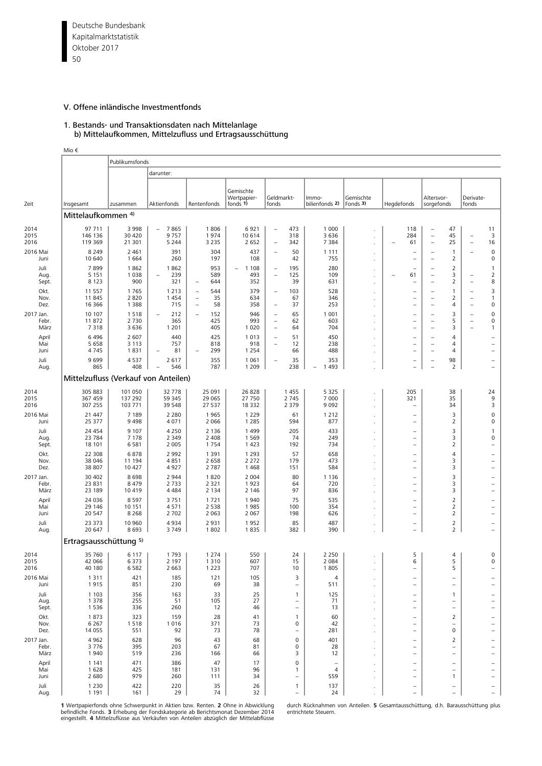## V. Offene inländische Investmentfonds

### 1. Bestands- und Transaktionsdaten nach Mittelanlage
#### b) Mittelaufkommen, Mittelzufluss und Ertragsausschüttung

Mio €

| Zeit | Insgesamt | Publikumsfonds zusammen | darunter: Aktienfonds | Rentenfonds | Gemischte Wertpapier- fonds 1) | Geldmarkt- fonds | Immo- bilienfonds 2) | Gemischte Fonds 3) | Hegdefonds | Altersvor- sorgefonds | Derivate- fonds |
|---|---|---|---|---|---|---|---|---|---|---|---|
| **Mittelaufkommen 4)** | | | | | | | | | | | |
| 2014 | 97 711 | 3 998 | – 7 865 | 1 806 | 6 921 | – 473 | 1 000 | . | 118 | – 47 | 11 |
| 2015 | 146 136 | 30 420 | 9 757 | 1 974 | 10 614 | 318 | 3 636 | . | 284 | – 45 | – 3 |
| 2016 | 119 369 | 21 301 | 5 244 | 3 235 | 2 652 | – 342 | 7 384 | . | – 61 | – 25 | – 16 |
| 2016 Mai | 8 249 | 2 461 | 391 | 304 | 437 | – 50 | 1 111 | . | – | – 1 | – 0 |
| Juni | 10 640 | 1 664 | 260 | 197 | 108 | 42 | 755 | . | – | – 2 | 0 |
| Juli | 7 899 | 1 862 | 1 862 | 953 | – 1 108 | – 195 | 280 | . | – | – 2 | 1 |
| Aug. | 5 151 | 1 038 | – 239 | 589 | 493 | – 125 | 109 | . | – 61 | – 3 | – 2 |
| Sept. | 8 123 | 900 | 321 | – 644 | 352 | 39 | 631 | . | – | – 2 | – 8 |
| Okt. | 11 557 | 1 765 | 1 213 | – 544 | 379 | – 103 | 528 | . | – | – 1 | – 3 |
| Nov. | 11 845 | 2 820 | 1 454 | – 35 | 634 | 67 | 346 | . | – | – 2 | – 1 |
| Dez. | 16 366 | 1 388 | 715 | – 58 | 358 | – 37 | 253 | . | – | – 4 | – 0 |
| 2017 Jan. | 10 107 | 1 518 | – 212 | – 152 | 946 | – 65 | 1 001 | . | – | – 3 | – 0 |
| Febr. | 11 872 | 2 730 | 365 | 425 | 993 | – 62 | 603 | . | – | – 5 | – 0 |
| März | 7 318 | 3 636 | 1 201 | 405 | 1 020 | – 64 | 704 | . | – | – 3 | – 1 |
| April | 6 496 | 2 607 | 440 | 425 | 1 013 | – 51 | 450 | . | – | – 4 | – |
| Mai | 5 658 | 3 113 | 757 | 818 | 918 | – 12 | 238 | . | – | – 4 | – |
| Juni | 4 745 | 1 831 | – 81 | – 299 | 1 254 | 66 | 488 | . | – | – 4 | – |
| Juli | 9 699 | 4 537 | 2 617 | 355 | 1 061 | – 35 | 353 | . | – | – 98 | – |
| Aug. | 865 | 408 | – 546 | 787 | 1 209 | 238 | – 1 493 | . | – | – 2 | – |
| **Mittelzufluss (Verkauf von Anteilen)** | | | | | | | | | | | |
| 2014 | 305 883 | 101 050 | 32 778 | 25 091 | 26 828 | 1 455 | 5 325 | . | 205 | 38 | 24 |
| 2015 | 367 459 | 137 292 | 59 345 | 29 065 | 27 750 | 2 745 | 7 000 | . | 321 | 35 | 9 |
| 2016 | 307 255 | 103 771 | 39 548 | 27 537 | 18 332 | 2 379 | 9 092 | . | – | 34 | 3 |
| 2016 Mai | 21 447 | 7 189 | 2 280 | 1 965 | 1 229 | 61 | 1 212 | . | – | 3 | 0 |
| Juni | 25 377 | 9 498 | 4 071 | 2 066 | 1 285 | 594 | 877 | . | – | 2 | 0 |
| Juli | 24 454 | 9 107 | 4 250 | 2 136 | 1 499 | 205 | 433 | . | – | 3 | 1 |
| Aug. | 23 784 | 7 178 | 2 349 | 2 408 | 1 569 | 74 | 249 | . | – | 3 | 0 |
| Sept. | 18 101 | 6 581 | 2 005 | 1 754 | 1 423 | 192 | 734 | . | – | 2 | – |
| Okt. | 22 308 | 6 878 | 2 992 | 1 391 | 1 293 | 57 | 658 | . | – | 4 | – |
| Nov. | 38 046 | 11 194 | 4 851 | 2 658 | 2 272 | 179 | 473 | . | – | 3 | – |
| Dez. | 38 807 | 10 427 | 4 927 | 2 787 | 1 468 | 151 | 584 | . | – | 3 | – |
| 2017 Jan. | 30 402 | 8 698 | 2 944 | 1 820 | 2 004 | 80 | 1 136 | . | – | 3 | – |
| Febr. | 23 831 | 8 479 | 2 733 | 2 321 | 1 923 | 64 | 720 | . | – | 3 | – |
| März | 23 189 | 10 419 | 4 484 | 2 134 | 2 146 | 97 | 836 | . | – | 3 | – |
| April | 24 036 | 8 597 | 3 751 | 1 721 | 1 940 | 75 | 535 | . | – | 2 | – |
| Mai | 29 146 | 10 151 | 4 571 | 2 538 | 1 985 | 100 | 354 | . | – | 2 | – |
| Juni | 20 547 | 8 268 | 2 702 | 2 063 | 2 067 | 198 | 626 | . | – | 2 | – |
| Juli | 23 373 | 10 960 | 4 934 | 2 931 | 1 952 | 85 | 487 | . | – | 2 | – |
| Aug. | 20 647 | 8 693 | 3 749 | 1 802 | 1 835 | 382 | 390 | . | – | 2 | – |
| **Ertragsausschüttung 5)** | | | | | | | | | | | |
| 2014 | 35 760 | 6 117 | 1 793 | 1 274 | 550 | 24 | 2 250 | . | 5 | 4 | 0 |
| 2015 | 42 066 | 6 373 | 2 197 | 1 310 | 607 | 15 | 2 084 | . | 6 | 5 | 0 |
| 2016 | 40 180 | 6 582 | 2 663 | 1 223 | 707 | 10 | 1 805 | . | – | 5 | – |
| 2016 Mai | 1 311 | 421 | 185 | 121 | 105 | 3 | 4 | . | – | – | – |
| Juni | 1 915 | 851 | 230 | 69 | 38 | – | 511 | . | – | – | – |
| Juli | 1 103 | 356 | 163 | 33 | 25 | 1 | 125 | . | – | 1 | – |
| Aug. | 1 378 | 255 | 51 | 105 | 27 | – | 71 | . | – | – | – |
| Sept. | 1 536 | 336 | 260 | 12 | 46 | – | 13 | . | – | – | – |
| Okt. | 1 873 | 323 | 159 | 28 | 41 | 1 | 60 | . | – | 2 | – |
| Nov. | 6 267 | 1 518 | 1 016 | 371 | 73 | 0 | 42 | . | – | – | – |
| Dez. | 14 055 | 551 | 92 | 73 | 78 | – | 281 | . | – | 0 | – |
| 2017 Jan. | 4 962 | 628 | 96 | 43 | 68 | 0 | 401 | . | – | 2 | – |
| Febr. | 3 776 | 395 | 203 | 67 | 81 | 0 | 28 | . | – | – | – |
| März | 1 940 | 519 | 236 | 166 | 66 | 3 | 12 | . | – | – | – |
| April | 1 141 | 471 | 386 | 47 | 17 | 0 | – | . | – | – | – |
| Mai | 1 628 | 425 | 181 | 131 | 96 | 1 | 4 | . | – | – | – |
| Juni | 2 680 | 979 | 260 | 111 | 34 | – | 559 | . | – | 1 | – |
| Juli | 1 230 | 422 | 220 | 35 | 26 | 1 | 137 | . | – | – | – |
| Aug. | 1 191 | 161 | 29 | 74 | 32 | – | 24 | . | – | – | – |

**1** Wertpapierfonds ohne Schwerpunkt in Aktien bzw. Renten. **2** Ohne in Abwicklung befindliche Fonds. **3** Erhebung der Fondskategorie ab Berichtsmonat Dezember 2014 eingestellt. **4** Mittelzuflüsse aus Verkäufen von Anteilen abzüglich der Mittelabflüsse durch Rücknahmen von Anteilen. **5** Gesamtausschüttung, d.h. Barausschüttung plus entrichtete Steuern.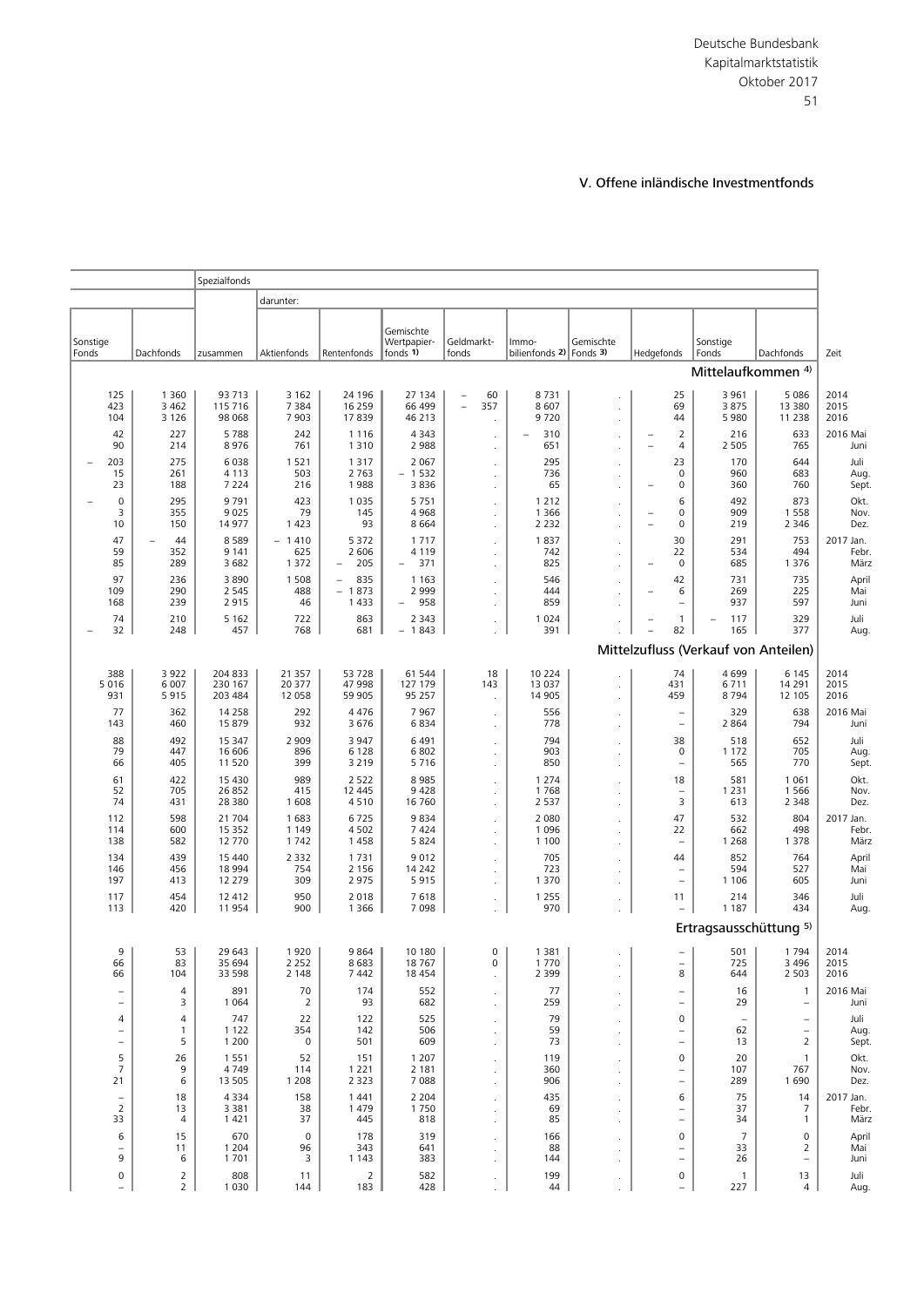## V. Offene inländische Investmentfonds

| Sonstige Fonds | Dachfonds | Spezialfonds zusammen | darunter: Aktienfonds | Rentenfonds | Gemischte Wertpapierfonds 1) | Geldmarktfonds | Immobilienfonds 2) | Gemischte Fonds 3) | Hedgefonds | Sonstige Fonds | Dachfonds | Zeit |
|---|---|---|---|---|---|---|---|---|---|---|---|---|
| | | | | | | | | | | | **Mittelaufkommen 4)** | |
| 125 | 1 360 | 93 713 | 3 162 | 24 196 | 27 134 | – 60 | 8 731 | . | 25 | 3 961 | 5 086 | 2014 |
| 423 | 3 462 | 115 716 | 7 384 | 16 259 | 66 499 | – 357 | 8 607 | . | 69 | 3 875 | 13 380 | 2015 |
| 104 | 3 126 | 98 068 | 7 903 | 17 839 | 46 213 | . | 9 720 | . | 44 | 5 980 | 11 238 | 2016 |
| 42 | 227 | 5 788 | 242 | 1 116 | 4 343 | . | – 310 | . | – 2 | 216 | 633 | 2016 Mai |
| 90 | 214 | 8 976 | 761 | 1 310 | 2 988 | . | 651 | . | – 4 | 2 505 | 765 | Juni |
| – 203 | 275 | 6 038 | 1 521 | 1 317 | 2 067 | . | 295 | . | 23 | 170 | 644 | Juli |
| 15 | 261 | 4 113 | 503 | 2 763 | – 1 532 | . | 736 | . | 0 | 960 | 683 | Aug. |
| 23 | 188 | 7 224 | 216 | 1 988 | 3 836 | . | 65 | . | – 0 | 360 | 760 | Sept. |
| – 0 | 295 | 9 791 | 423 | 1 035 | 5 751 | . | 1 212 | . | 6 | 492 | 873 | Okt. |
| 3 | 355 | 9 025 | 79 | 145 | 4 968 | . | 1 366 | . | – 0 | 909 | 1 558 | Nov. |
| 10 | 150 | 14 977 | 1 423 | 93 | 8 664 | . | 2 232 | . | – 0 | 219 | 2 346 | Dez. |
| 47 | – 44 | 8 589 | – 1 410 | 5 372 | 1 717 | . | 1 837 | . | 30 | 291 | 753 | 2017 Jan. |
| 59 | 352 | 9 141 | 625 | 2 606 | 4 119 | . | 742 | . | 22 | 534 | 494 | Febr. |
| 85 | 289 | 3 682 | 1 372 | – 205 | – 371 | . | 825 | . | – 0 | 685 | 1 376 | März |
| 97 | 236 | 3 890 | 1 508 | – 835 | 1 163 | . | 546 | . | 42 | 731 | 735 | April |
| 109 | 290 | 2 545 | 488 | – 1 873 | 2 999 | . | 444 | . | – 6 | 269 | 225 | Mai |
| 168 | 239 | 2 915 | 46 | 1 433 | – 958 | . | 859 | . | – | 937 | 597 | Juni |
| 74 | 210 | 5 162 | 722 | 863 | 2 343 | . | 1 024 | . | – 1 | – 117 | 329 | Juli |
| – 32 | 248 | 457 | 768 | 681 | – 1 843 | . | 391 | . | – 82 | 165 | 377 | Aug. |
| | | | | | | | | | | | **Mittelzufluss (Verkauf von Anteilen)** | |
| 388 | 3 922 | 204 833 | 21 357 | 53 728 | 61 544 | 18 | 10 224 | . | 74 | 4 699 | 6 145 | 2014 |
| 5 016 | 6 007 | 230 167 | 20 377 | 47 998 | 127 179 | 143 | 13 037 | . | 431 | 6 711 | 14 291 | 2015 |
| 931 | 5 915 | 203 484 | 12 058 | 59 905 | 95 257 | . | 14 905 | . | 459 | 8 794 | 12 105 | 2016 |
| 77 | 362 | 14 258 | 292 | 4 476 | 7 967 | . | 556 | . | – | 329 | 638 | 2016 Mai |
| 143 | 460 | 15 879 | 932 | 3 676 | 6 834 | . | 778 | . | – | 2 864 | 794 | Juni |
| 88 | 492 | 15 347 | 2 909 | 3 947 | 6 491 | . | 794 | . | 38 | 518 | 652 | Juli |
| 79 | 447 | 16 606 | 896 | 6 128 | 6 802 | . | 903 | . | 0 | 1 172 | 705 | Aug. |
| 66 | 405 | 11 520 | 399 | 3 219 | 5 716 | . | 850 | . | – | 565 | 770 | Sept. |
| 61 | 422 | 15 430 | 989 | 2 522 | 8 985 | . | 1 274 | . | 18 | 581 | 1 061 | Okt. |
| 52 | 705 | 26 852 | 415 | 12 445 | 9 428 | . | 1 768 | . | – | 1 231 | 1 566 | Nov. |
| 74 | 431 | 28 380 | 1 608 | 4 510 | 16 760 | . | 2 537 | . | 3 | 613 | 2 348 | Dez. |
| 112 | 598 | 21 704 | 1 683 | 6 725 | 9 834 | . | 2 080 | . | 47 | 532 | 804 | 2017 Jan. |
| 114 | 600 | 15 352 | 1 149 | 4 502 | 7 424 | . | 1 096 | . | 22 | 662 | 498 | Febr. |
| 138 | 582 | 12 770 | 1 742 | 1 458 | 5 824 | . | 1 100 | . | – | 1 268 | 1 378 | März |
| 134 | 439 | 15 440 | 2 332 | 1 731 | 9 012 | . | 705 | . | 44 | 852 | 764 | April |
| 146 | 456 | 18 994 | 754 | 2 156 | 14 242 | . | 723 | . | – | 594 | 527 | Mai |
| 197 | 413 | 12 279 | 309 | 2 975 | 5 915 | . | 1 370 | . | – | 1 106 | 605 | Juni |
| 117 | 454 | 12 412 | 950 | 2 018 | 7 618 | . | 1 255 | . | 11 | 214 | 346 | Juli |
| 113 | 420 | 11 954 | 900 | 1 366 | 7 098 | . | 970 | . | – | 1 187 | 434 | Aug. |
| | | | | | | | | | | | **Ertragsausschüttung 5)** | |
| 9 | 53 | 29 643 | 1 920 | 9 864 | 10 180 | 0 | 1 381 | . | – | 501 | 1 794 | 2014 |
| 66 | 83 | 35 694 | 2 252 | 8 683 | 18 767 | 0 | 1 770 | . | – | 725 | 3 496 | 2015 |
| 66 | 104 | 33 598 | 2 148 | 7 442 | 18 454 | . | 2 399 | . | 8 | 644 | 2 503 | 2016 |
| – | 4 | 891 | 70 | 174 | 552 | . | 77 | . | – | 16 | 1 | 2016 Mai |
| – | 3 | 1 064 | 2 | 93 | 682 | . | 259 | . | – | 29 | – | Juni |
| 4 | 4 | 747 | 22 | 122 | 525 | . | 79 | . | 0 | – | – | Juli |
| – | 1 | 1 122 | 354 | 142 | 506 | . | 59 | . | – | 62 | – | Aug. |
| – | 5 | 1 200 | 0 | 501 | 609 | . | 73 | . | – | 13 | 2 | Sept. |
| 5 | 26 | 1 551 | 52 | 151 | 1 207 | . | 119 | . | 0 | 20 | 1 | Okt. |
| 7 | 9 | 4 749 | 114 | 1 221 | 2 181 | . | 360 | . | – | 107 | 767 | Nov. |
| 21 | 6 | 13 505 | 1 208 | 2 323 | 7 088 | . | 906 | . | – | 289 | 1 690 | Dez. |
| – | 18 | 4 334 | 158 | 1 441 | 2 204 | . | 435 | . | 6 | 75 | 14 | 2017 Jan. |
| 2 | 13 | 3 381 | 38 | 1 479 | 1 750 | . | 69 | . | – | 37 | 7 | Febr. |
| 33 | 4 | 1 421 | 37 | 445 | 818 | . | 85 | . | – | 34 | 1 | März |
| 6 | 15 | 670 | 0 | 178 | 319 | . | 166 | . | 0 | 7 | 0 | April |
| – | 11 | 1 204 | 96 | 343 | 641 | . | 88 | . | – | 33 | 2 | Mai |
| 9 | 6 | 1 701 | 3 | 1 143 | 383 | . | 144 | . | – | 26 | – | Juni |
| 0 | 2 | 808 | 11 | 2 | 582 | . | 199 | . | 0 | 1 | 13 | Juli |
| – | 2 | 1 030 | 144 | 183 | 428 | . | 44 | . | – | 227 | 4 | Aug. |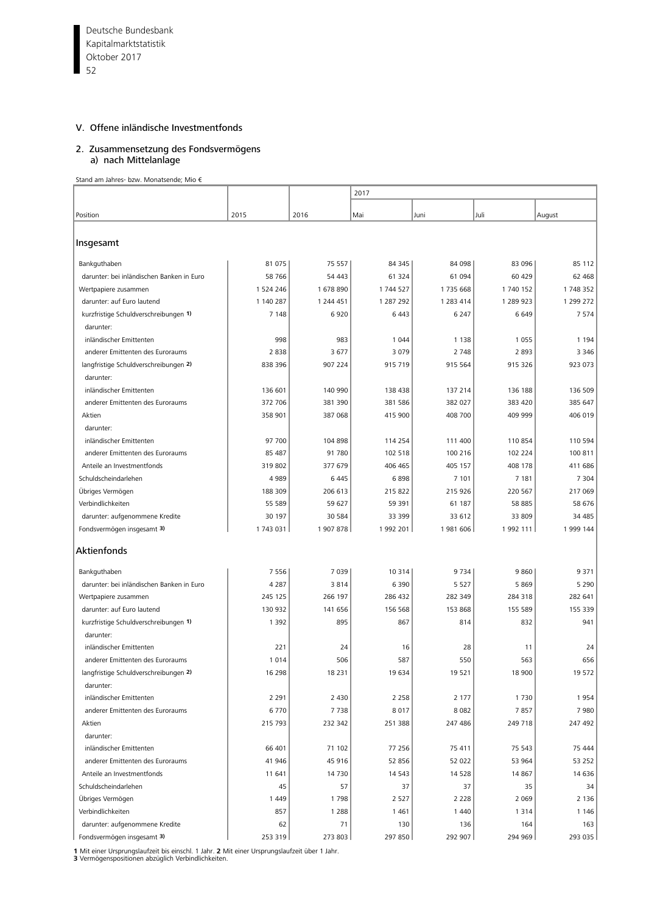## V. Offene inländische Investmentfonds

### 2. Zusammensetzung des Fondsvermögens
a) nach Mittelanlage

Stand am Jahres- bzw. Monatsende; Mio €

| Position | 2015 | 2016 | 2017 | | | |
|---|---|---|---|---|---|---|
| | | | Mai | Juni | Juli | August |
| **Insgesamt** | | | | | | |
| Bankguthaben | 81 075 | 75 557 | 84 345 | 84 098 | 83 096 | 85 112 |
| darunter: bei inländischen Banken in Euro | 58 766 | 54 443 | 61 324 | 61 094 | 60 429 | 62 468 |
| Wertpapiere zusammen | 1 524 246 | 1 678 890 | 1 744 527 | 1 735 668 | 1 740 152 | 1 748 352 |
| darunter: auf Euro lautend | 1 140 287 | 1 244 451 | 1 287 292 | 1 283 414 | 1 289 923 | 1 299 272 |
| kurzfristige Schuldverschreibungen 1) | 7 148 | 6 920 | 6 443 | 6 247 | 6 649 | 7 574 |
| darunter: | | | | | | |
| inländischer Emittenten | 998 | 983 | 1 044 | 1 138 | 1 055 | 1 194 |
| anderer Emittenten des Euroraums | 2 838 | 3 677 | 3 079 | 2 748 | 2 893 | 3 346 |
| langfristige Schuldverschreibungen 2) | 838 396 | 907 224 | 915 719 | 915 564 | 915 326 | 923 073 |
| darunter: | | | | | | |
| inländischer Emittenten | 136 601 | 140 990 | 138 438 | 137 214 | 136 188 | 136 509 |
| anderer Emittenten des Euroraums | 372 706 | 381 390 | 381 586 | 382 027 | 383 420 | 385 647 |
| Aktien | 358 901 | 387 068 | 415 900 | 408 700 | 409 999 | 406 019 |
| darunter: | | | | | | |
| inländischer Emittenten | 97 700 | 104 898 | 114 254 | 111 400 | 110 854 | 110 594 |
| anderer Emittenten des Euroraums | 85 487 | 91 780 | 102 518 | 100 216 | 102 224 | 100 811 |
| Anteile an Investmentfonds | 319 802 | 377 679 | 406 465 | 405 157 | 408 178 | 411 686 |
| Schuldscheindarlehen | 4 989 | 6 445 | 6 898 | 7 101 | 7 181 | 7 304 |
| Übriges Vermögen | 188 309 | 206 613 | 215 822 | 215 926 | 220 567 | 217 069 |
| Verbindlichkeiten | 55 589 | 59 627 | 59 391 | 61 187 | 58 885 | 58 676 |
| darunter: aufgenommene Kredite | 30 197 | 30 584 | 33 399 | 33 612 | 33 809 | 34 485 |
| Fondsvermögen insgesamt 3) | 1 743 031 | 1 907 878 | 1 992 201 | 1 981 606 | 1 992 111 | 1 999 144 |
| **Aktienfonds** | | | | | | |
| Bankguthaben | 7 556 | 7 039 | 10 314 | 9 734 | 9 860 | 9 371 |
| darunter: bei inländischen Banken in Euro | 4 287 | 3 814 | 6 390 | 5 527 | 5 869 | 5 290 |
| Wertpapiere zusammen | 245 125 | 266 197 | 286 432 | 282 349 | 284 318 | 282 641 |
| darunter: auf Euro lautend | 130 932 | 141 656 | 156 568 | 153 868 | 155 589 | 155 339 |
| kurzfristige Schuldverschreibungen 1) | 1 392 | 895 | 867 | 814 | 832 | 941 |
| darunter: | | | | | | |
| inländischer Emittenten | 221 | 24 | 16 | 28 | 11 | 24 |
| anderer Emittenten des Euroraums | 1 014 | 506 | 587 | 550 | 563 | 656 |
| langfristige Schuldverschreibungen 2) | 16 298 | 18 231 | 19 634 | 19 521 | 18 900 | 19 572 |
| darunter: | | | | | | |
| inländischer Emittenten | 2 291 | 2 430 | 2 258 | 2 177 | 1 730 | 1 954 |
| anderer Emittenten des Euroraums | 6 770 | 7 738 | 8 017 | 8 082 | 7 857 | 7 980 |
| Aktien | 215 793 | 232 342 | 251 388 | 247 486 | 249 718 | 247 492 |
| darunter: | | | | | | |
| inländischer Emittenten | 66 401 | 71 102 | 77 256 | 75 411 | 75 543 | 75 444 |
| anderer Emittenten des Euroraums | 41 946 | 45 916 | 52 856 | 52 022 | 53 964 | 53 252 |
| Anteile an Investmentfonds | 11 641 | 14 730 | 14 543 | 14 528 | 14 867 | 14 636 |
| Schuldscheindarlehen | 45 | 57 | 37 | 37 | 35 | 34 |
| Übriges Vermögen | 1 449 | 1 798 | 2 527 | 2 228 | 2 069 | 2 136 |
| Verbindlichkeiten | 857 | 1 288 | 1 461 | 1 440 | 1 314 | 1 146 |
| darunter: aufgenommene Kredite | 62 | 71 | 130 | 136 | 164 | 163 |
| Fondsvermögen insgesamt 3) | 253 319 | 273 803 | 297 850 | 292 907 | 294 969 | 293 035 |

**1** Mit einer Ursprungslaufzeit bis einschl. 1 Jahr. **2** Mit einer Ursprungslaufzeit über 1 Jahr.
**3** Vermögenspositionen abzüglich Verbindlichkeiten.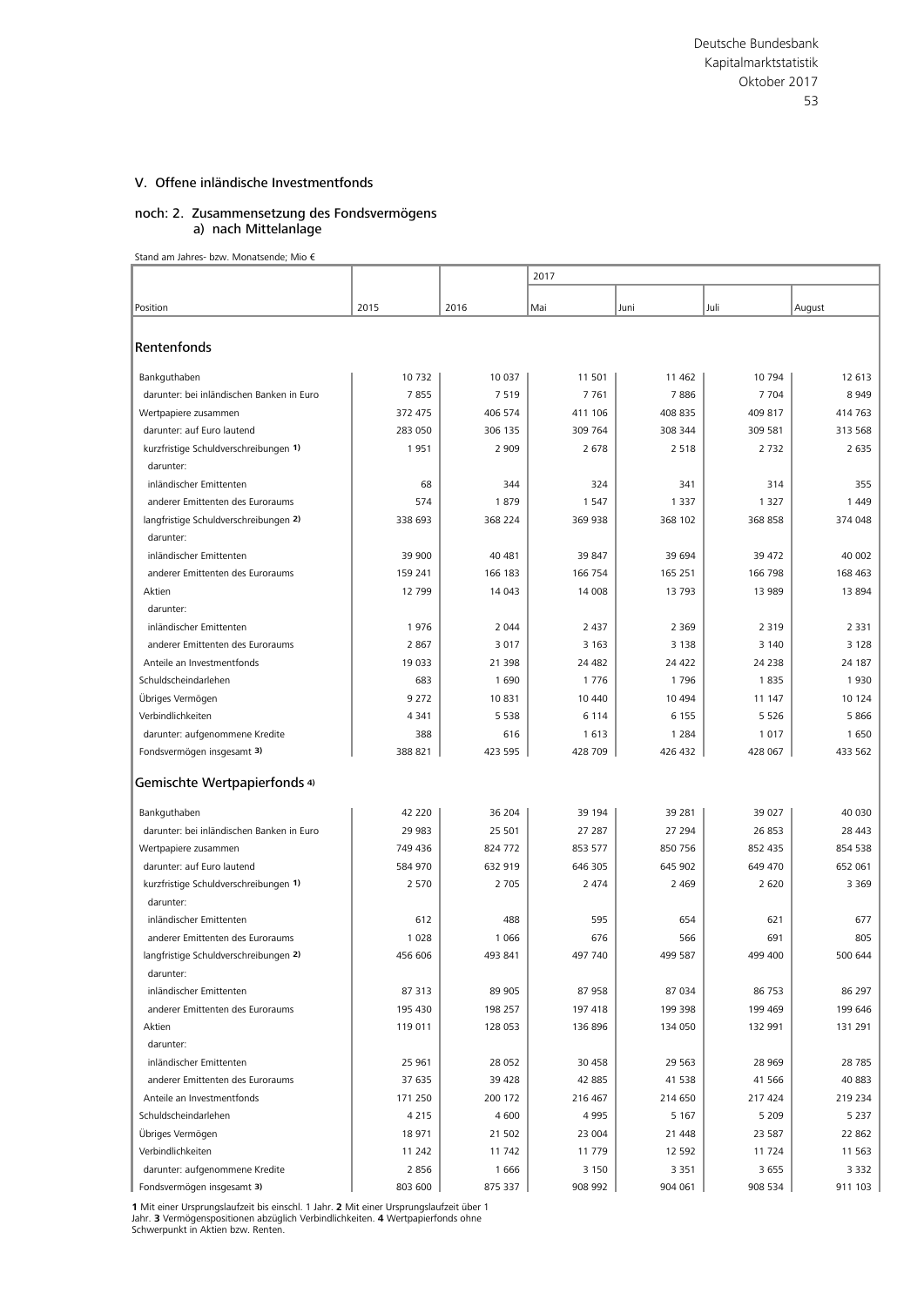## V. Offene inländische Investmentfonds

### noch: 2. Zusammensetzung des Fondsvermögens
#### a) nach Mittelanlage

Stand am Jahres- bzw. Monatsende; Mio €

| Position | 2015 | 2016 | 2017 | | | |
|---|---|---|---|---|---|---|
| | | | Mai | Juni | Juli | August |
| **Rentenfonds** | | | | | | |
| Bankguthaben | 10 732 | 10 037 | 11 501 | 11 462 | 10 794 | 12 613 |
| darunter: bei inländischen Banken in Euro | 7 855 | 7 519 | 7 761 | 7 886 | 7 704 | 8 949 |
| Wertpapiere zusammen | 372 475 | 406 574 | 411 106 | 408 835 | 409 817 | 414 763 |
| darunter: auf Euro lautend | 283 050 | 306 135 | 309 764 | 308 344 | 309 581 | 313 568 |
| kurzfristige Schuldverschreibungen 1) | 1 951 | 2 909 | 2 678 | 2 518 | 2 732 | 2 635 |
| darunter: | | | | | | |
| inländischer Emittenten | 68 | 344 | 324 | 341 | 314 | 355 |
| anderer Emittenten des Euroraums | 574 | 1 879 | 1 547 | 1 337 | 1 327 | 1 449 |
| langfristige Schuldverschreibungen 2) | 338 693 | 368 224 | 369 938 | 368 102 | 368 858 | 374 048 |
| darunter: | | | | | | |
| inländischer Emittenten | 39 900 | 40 481 | 39 847 | 39 694 | 39 472 | 40 002 |
| anderer Emittenten des Euroraums | 159 241 | 166 183 | 166 754 | 165 251 | 166 798 | 168 463 |
| Aktien | 12 799 | 14 043 | 14 008 | 13 793 | 13 989 | 13 894 |
| darunter: | | | | | | |
| inländischer Emittenten | 1 976 | 2 044 | 2 437 | 2 369 | 2 319 | 2 331 |
| anderer Emittenten des Euroraums | 2 867 | 3 017 | 3 163 | 3 138 | 3 140 | 3 128 |
| Anteile an Investmentfonds | 19 033 | 21 398 | 24 482 | 24 422 | 24 238 | 24 187 |
| Schuldscheindarlehen | 683 | 1 690 | 1 776 | 1 796 | 1 835 | 1 930 |
| Übriges Vermögen | 9 272 | 10 831 | 10 440 | 10 494 | 11 147 | 10 124 |
| Verbindlichkeiten | 4 341 | 5 538 | 6 114 | 6 155 | 5 526 | 5 866 |
| darunter: aufgenommene Kredite | 388 | 616 | 1 613 | 1 284 | 1 017 | 1 650 |
| Fondsvermögen insgesamt 3) | 388 821 | 423 595 | 428 709 | 426 432 | 428 067 | 433 562 |
| **Gemischte Wertpapierfonds 4)** | | | | | | |
| Bankguthaben | 42 220 | 36 204 | 39 194 | 39 281 | 39 027 | 40 030 |
| darunter: bei inländischen Banken in Euro | 29 983 | 25 501 | 27 287 | 27 294 | 26 853 | 28 443 |
| Wertpapiere zusammen | 749 436 | 824 772 | 853 577 | 850 756 | 852 435 | 854 538 |
| darunter: auf Euro lautend | 584 970 | 632 919 | 646 305 | 645 902 | 649 470 | 652 061 |
| kurzfristige Schuldverschreibungen 1) | 2 570 | 2 705 | 2 474 | 2 469 | 2 620 | 3 369 |
| darunter: | | | | | | |
| inländischer Emittenten | 612 | 488 | 595 | 654 | 621 | 677 |
| anderer Emittenten des Euroraums | 1 028 | 1 066 | 676 | 566 | 691 | 805 |
| langfristige Schuldverschreibungen 2) | 456 606 | 493 841 | 497 740 | 499 587 | 499 400 | 500 644 |
| darunter: | | | | | | |
| inländischer Emittenten | 87 313 | 89 905 | 87 958 | 87 034 | 86 753 | 86 297 |
| anderer Emittenten des Euroraums | 195 430 | 198 257 | 197 418 | 199 398 | 199 469 | 199 646 |
| Aktien | 119 011 | 128 053 | 136 896 | 134 050 | 132 991 | 131 291 |
| darunter: | | | | | | |
| inländischer Emittenten | 25 961 | 28 052 | 30 458 | 29 563 | 28 969 | 28 785 |
| anderer Emittenten des Euroraums | 37 635 | 39 428 | 42 885 | 41 538 | 41 566 | 40 883 |
| Anteile an Investmentfonds | 171 250 | 200 172 | 216 467 | 214 650 | 217 424 | 219 234 |
| Schuldscheindarlehen | 4 215 | 4 600 | 4 995 | 5 167 | 5 209 | 5 237 |
| Übriges Vermögen | 18 971 | 21 502 | 23 004 | 21 448 | 23 587 | 22 862 |
| Verbindlichkeiten | 11 242 | 11 742 | 11 779 | 12 592 | 11 724 | 11 563 |
| darunter: aufgenommene Kredite | 2 856 | 1 666 | 3 150 | 3 351 | 3 655 | 3 332 |
| Fondsvermögen insgesamt 3) | 803 600 | 875 337 | 908 992 | 904 061 | 908 534 | 911 103 |

**1** Mit einer Ursprungslaufzeit bis einschl. 1 Jahr. **2** Mit einer Ursprungslaufzeit über 1 Jahr. **3** Vermögenspositionen abzüglich Verbindlichkeiten. **4** Wertpapierfonds ohne Schwerpunkt in Aktien bzw. Renten.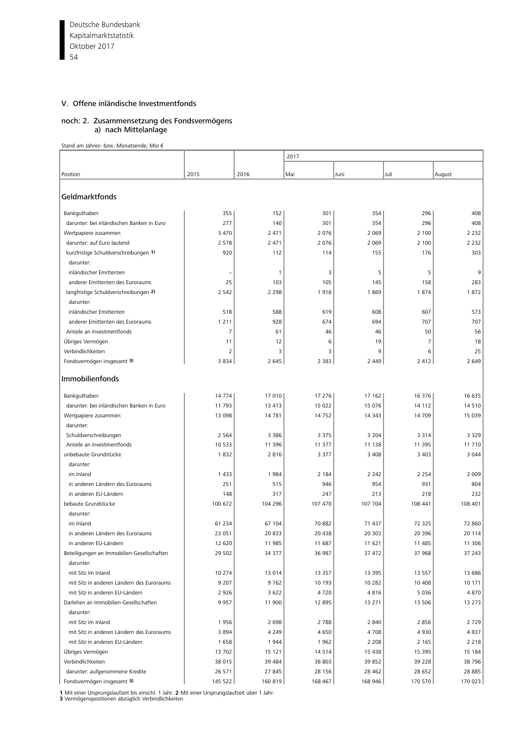## V. Offene inländische Investmentfonds

### noch: 2. Zusammensetzung des Fondsvermögens
#### a) nach Mittelanlage

Stand am Jahres- bzw. Monatsende; Mio €

| Position | 2015 | 2016 | 2017 | | | |
|---|---|---|---|---|---|---|
| | | | Mai | Juni | Juli | August |
| **Geldmarktfonds** | | | | | | |
| Bankguthaben | 355 | 152 | 301 | 354 | 296 | 408 |
| darunter: bei inländischen Banken in Euro | 277 | 140 | 301 | 354 | 296 | 408 |
| Wertpapiere zusammen | 3 470 | 2 471 | 2 076 | 2 069 | 2 100 | 2 232 |
| darunter: auf Euro lautend | 2 578 | 2 471 | 2 076 | 2 069 | 2 100 | 2 232 |
| kurzfristige Schuldverschreibungen 1) | 920 | 112 | 114 | 155 | 176 | 303 |
| darunter: | | | | | | |
| inländischer Emittenten | – | 1 | 3 | 5 | 5 | 9 |
| anderer Emittenten des Euroraums | 25 | 103 | 105 | 145 | 158 | 283 |
| langfristige Schuldverschreibungen 2) | 2 542 | 2 298 | 1 916 | 1 869 | 1 874 | 1 872 |
| darunter: | | | | | | |
| inländischer Emittenten | 518 | 588 | 619 | 608 | 607 | 573 |
| anderer Emittenten des Euroraums | 1 211 | 928 | 674 | 694 | 707 | 707 |
| Anteile an Investmentfonds | 7 | 61 | 46 | 46 | 50 | 56 |
| Übriges Vermögen | 11 | 12 | 6 | 19 | 7 | 18 |
| Verbindlichkeiten | 2 | 3 | 3 | 9 | 6 | 25 |
| Fondsvermögen insgesamt 3) | 3 834 | 2 645 | 2 383 | 2 449 | 2 412 | 2 649 |
| **Immobilienfonds** | | | | | | |
| Bankguthaben | 14 774 | 17 010 | 17 276 | 17 162 | 16 376 | 16 635 |
| darunter: bei inländischen Banken in Euro | 11 793 | 13 413 | 15 022 | 15 076 | 14 112 | 14 510 |
| Wertpapiere zusammen | 13 098 | 14 781 | 14 752 | 14 343 | 14 709 | 15 039 |
| darunter: | | | | | | |
| Schuldverschreibungen | 2 564 | 3 386 | 3 375 | 3 204 | 3 314 | 3 329 |
| Anteile an Investmentfonds | 10 533 | 11 396 | 11 377 | 11 138 | 11 395 | 11 710 |
| unbebaute Grundstücke | 1 832 | 2 816 | 3 377 | 3 408 | 3 403 | 3 044 |
| darunter: | | | | | | |
| im Inland | 1 433 | 1 984 | 2 184 | 2 242 | 2 254 | 2 009 |
| in anderen Ländern des Euroraums | 251 | 515 | 946 | 954 | 931 | 804 |
| in anderen EU-Ländern | 148 | 317 | 247 | 213 | 218 | 232 |
| bebaute Grundstücke | 100 672 | 104 296 | 107 470 | 107 704 | 108 441 | 108 401 |
| darunter: | | | | | | |
| im Inland | 61 234 | 67 104 | 70 882 | 71 437 | 72 325 | 72 860 |
| in anderen Ländern des Euroraums | 23 051 | 20 833 | 20 438 | 20 303 | 20 396 | 20 114 |
| in anderen EU-Ländern | 12 620 | 11 985 | 11 687 | 11 621 | 11 485 | 11 306 |
| Beteiligungen an Immobilien-Gesellschaften | 29 502 | 34 377 | 36 987 | 37 472 | 37 968 | 37 243 |
| darunter: | | | | | | |
| mit Sitz im Inland | 10 274 | 13 014 | 13 357 | 13 395 | 13 557 | 13 686 |
| mit Sitz in anderen Ländern des Euroraums | 9 207 | 9 762 | 10 193 | 10 282 | 10 408 | 10 171 |
| mit Sitz in anderen EU-Ländern | 2 926 | 3 622 | 4 720 | 4 816 | 5 036 | 4 870 |
| Darlehen an Immobilien-Gesellschaften | 9 957 | 11 900 | 12 895 | 13 271 | 13 506 | 13 273 |
| darunter: | | | | | | |
| mit Sitz im Inland | 1 956 | 2 698 | 2 788 | 2 840 | 2 856 | 2 729 |
| mit Sitz in anderen Ländern des Euroraums | 3 894 | 4 249 | 4 650 | 4 708 | 4 930 | 4 837 |
| mit Sitz in anderen EU-Ländern | 1 658 | 1 944 | 1 962 | 2 208 | 2 165 | 2 218 |
| Übriges Vermögen | 13 702 | 15 121 | 14 514 | 15 438 | 15 395 | 15 184 |
| Verbindlichkeiten | 38 015 | 39 484 | 38 803 | 39 852 | 39 228 | 38 796 |
| darunter: aufgenommene Kredite | 26 571 | 27 845 | 28 156 | 28 462 | 28 652 | 28 885 |
| Fondsvermögen insgesamt 3) | 145 522 | 160 819 | 168 467 | 168 946 | 170 570 | 170 023 |

**1** Mit einer Ursprungslaufzeit bis einschl. 1 Jahr. **2** Mit einer Ursprungslaufzeit über 1 Jahr.
**3** Vermögenspositionen abzüglich Verbindlichkeiten.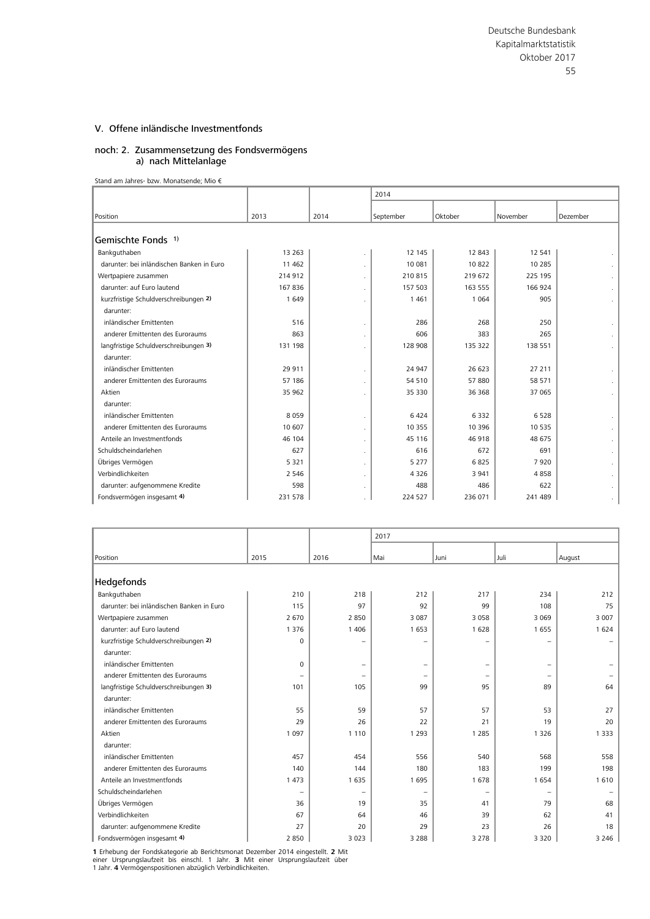## V. Offene inländische Investmentfonds

### noch: 2. Zusammensetzung des Fondsvermögens
#### a) nach Mittelanlage

Stand am Jahres- bzw. Monatsende; Mio €

| Position | 2013 | 2014 | 2014 September | Oktober | November | Dezember |
|---|---|---|---|---|---|---|
| **Gemischte Fonds** [1] | | | | | | |
| Bankguthaben | 13 263 | . | 12 145 | 12 843 | 12 541 | . |
| darunter: bei inländischen Banken in Euro | 11 462 | . | 10 081 | 10 822 | 10 285 | . |
| Wertpapiere zusammen | 214 912 | . | 210 815 | 219 672 | 225 195 | . |
| darunter: auf Euro lautend | 167 836 | . | 157 503 | 163 555 | 166 924 | . |
| kurzfristige Schuldverschreibungen [2] | 1 649 | . | 1 461 | 1 064 | 905 | . |
| darunter: | | | | | | |
| inländischer Emittenten | 516 | . | 286 | 268 | 250 | . |
| anderer Emittenten des Euroraums | 863 | . | 606 | 383 | 265 | . |
| langfristige Schuldverschreibungen [3] | 131 198 | . | 128 908 | 135 322 | 138 551 | . |
| darunter: | | | | | | |
| inländischer Emittenten | 29 911 | . | 24 947 | 26 623 | 27 211 | . |
| anderer Emittenten des Euroraums | 57 186 | . | 54 510 | 57 880 | 58 571 | . |
| Aktien | 35 962 | . | 35 330 | 36 368 | 37 065 | . |
| darunter: | | | | | | |
| inländischer Emittenten | 8 059 | . | 6 424 | 6 332 | 6 528 | . |
| anderer Emittenten des Euroraums | 10 607 | . | 10 355 | 10 396 | 10 535 | . |
| Anteile an Investmentfonds | 46 104 | . | 45 116 | 46 918 | 48 675 | . |
| Schuldscheindarlehen | 627 | . | 616 | 672 | 691 | . |
| Übriges Vermögen | 5 321 | . | 5 277 | 6 825 | 7 920 | . |
| Verbindlichkeiten | 2 546 | . | 4 326 | 3 941 | 4 858 | . |
| darunter: aufgenommene Kredite | 598 | . | 488 | 486 | 622 | . |
| Fondsvermögen insgesamt [4] | 231 578 | . | 224 527 | 236 071 | 241 489 | . |

| Position | 2015 | 2016 | 2017 Mai | Juni | Juli | August |
|---|---|---|---|---|---|---|
| **Hedgefonds** | | | | | | |
| Bankguthaben | 210 | 218 | 212 | 217 | 234 | 212 |
| darunter: bei inländischen Banken in Euro | 115 | 97 | 92 | 99 | 108 | 75 |
| Wertpapiere zusammen | 2 670 | 2 850 | 3 087 | 3 058 | 3 069 | 3 007 |
| darunter: auf Euro lautend | 1 376 | 1 406 | 1 653 | 1 628 | 1 655 | 1 624 |
| kurzfristige Schuldverschreibungen [2] | 0 | – | – | – | – | – |
| darunter: | | | | | | |
| inländischer Emittenten | 0 | – | – | – | – | – |
| anderer Emittenten des Euroraums | – | – | – | – | – | – |
| langfristige Schuldverschreibungen [3] | 101 | 105 | 99 | 95 | 89 | 64 |
| darunter: | | | | | | |
| inländischer Emittenten | 55 | 59 | 57 | 57 | 53 | 27 |
| anderer Emittenten des Euroraums | 29 | 26 | 22 | 21 | 19 | 20 |
| Aktien | 1 097 | 1 110 | 1 293 | 1 285 | 1 326 | 1 333 |
| darunter: | | | | | | |
| inländischer Emittenten | 457 | 454 | 556 | 540 | 568 | 558 |
| anderer Emittenten des Euroraums | 140 | 144 | 180 | 183 | 199 | 198 |
| Anteile an Investmentfonds | 1 473 | 1 635 | 1 695 | 1 678 | 1 654 | 1 610 |
| Schuldscheindarlehen | – | – | – | – | – | – |
| Übriges Vermögen | 36 | 19 | 35 | 41 | 79 | 68 |
| Verbindlichkeiten | 67 | 64 | 46 | 39 | 62 | 41 |
| darunter: aufgenommene Kredite | 27 | 20 | 29 | 23 | 26 | 18 |
| Fondsvermögen insgesamt [4] | 2 850 | 3 023 | 3 288 | 3 278 | 3 320 | 3 246 |

**1** Erhebung der Fondskategorie ab Berichtsmonat Dezember 2014 eingestellt. **2** Mit einer Ursprungslaufzeit bis einschl. 1 Jahr. **3** Mit einer Ursprungslaufzeit über 1 Jahr. **4** Vermögenspositionen abzüglich Verbindlichkeiten.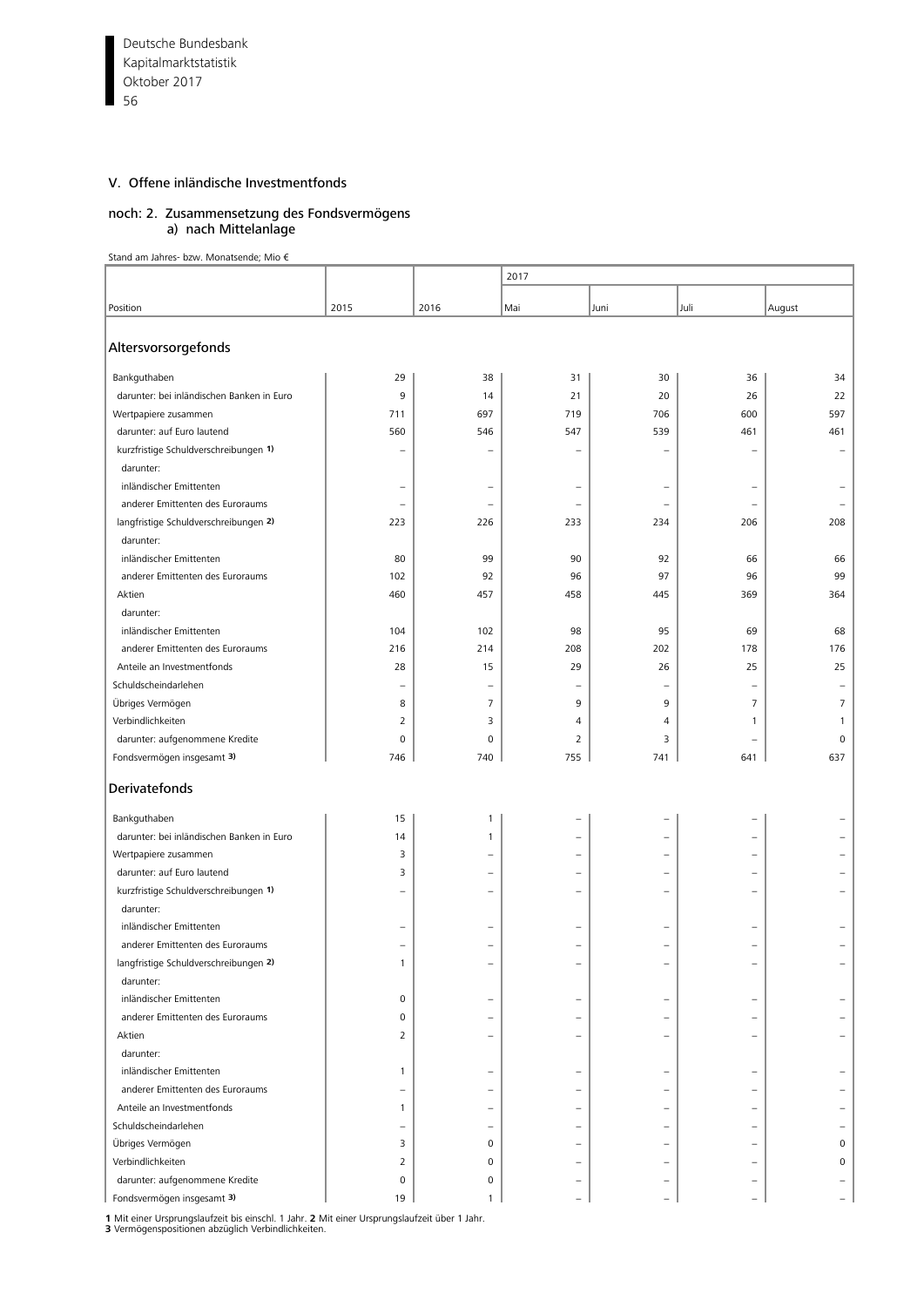## V. Offene inländische Investmentfonds

### noch: 2. Zusammensetzung des Fondsvermögens
#### a) nach Mittelanlage

Stand am Jahres- bzw. Monatsende; Mio €

| Position | 2015 | 2016 | 2017 | | | |
|---|---|---|---|---|---|---|
| | | | Mai | Juni | Juli | August |
| **Altersvorsorgefonds** | | | | | | |
| Bankguthaben | 29 | 38 | 31 | 30 | 36 | 34 |
| darunter: bei inländischen Banken in Euro | 9 | 14 | 21 | 20 | 26 | 22 |
| Wertpapiere zusammen | 711 | 697 | 719 | 706 | 600 | 597 |
| darunter: auf Euro lautend | 560 | 546 | 547 | 539 | 461 | 461 |
| kurzfristige Schuldverschreibungen 1) | – | – | – | – | – | – |
| darunter: | | | | | | |
| inländischer Emittenten | – | – | – | – | – | – |
| anderer Emittenten des Euroraums | – | – | – | – | – | – |
| langfristige Schuldverschreibungen 2) | 223 | 226 | 233 | 234 | 206 | 208 |
| darunter: | | | | | | |
| inländischer Emittenten | 80 | 99 | 90 | 92 | 66 | 66 |
| anderer Emittenten des Euroraums | 102 | 92 | 96 | 97 | 96 | 99 |
| Aktien | 460 | 457 | 458 | 445 | 369 | 364 |
| darunter: | | | | | | |
| inländischer Emittenten | 104 | 102 | 98 | 95 | 69 | 68 |
| anderer Emittenten des Euroraums | 216 | 214 | 208 | 202 | 178 | 176 |
| Anteile an Investmentfonds | 28 | 15 | 29 | 26 | 25 | 25 |
| Schuldscheindarlehen | – | – | – | – | – | – |
| Übriges Vermögen | 8 | 7 | 9 | 9 | 7 | 7 |
| Verbindlichkeiten | 2 | 3 | 4 | 4 | 1 | 1 |
| darunter: aufgenommene Kredite | 0 | 0 | 2 | 3 | – | 0 |
| Fondsvermögen insgesamt 3) | 746 | 740 | 755 | 741 | 641 | 637 |
| **Derivatefonds** | | | | | | |
| Bankguthaben | 15 | 1 | – | – | – | – |
| darunter: bei inländischen Banken in Euro | 14 | 1 | – | – | – | – |
| Wertpapiere zusammen | 3 | – | – | – | – | – |
| darunter: auf Euro lautend | 3 | – | – | – | – | – |
| kurzfristige Schuldverschreibungen 1) | – | – | – | – | – | – |
| darunter: | | | | | | |
| inländischer Emittenten | – | – | – | – | – | – |
| anderer Emittenten des Euroraums | – | – | – | – | – | – |
| langfristige Schuldverschreibungen 2) | 1 | – | – | – | – | – |
| darunter: | | | | | | |
| inländischer Emittenten | 0 | – | – | – | – | – |
| anderer Emittenten des Euroraums | 0 | – | – | – | – | – |
| Aktien | 2 | – | – | – | – | – |
| darunter: | | | | | | |
| inländischer Emittenten | 1 | – | – | – | – | – |
| anderer Emittenten des Euroraums | – | – | – | – | – | – |
| Anteile an Investmentfonds | 1 | – | – | – | – | – |
| Schuldscheindarlehen | – | – | – | – | – | – |
| Übriges Vermögen | 3 | 0 | – | – | – | 0 |
| Verbindlichkeiten | 2 | 0 | – | – | – | 0 |
| darunter: aufgenommene Kredite | 0 | 0 | – | – | – | – |
| Fondsvermögen insgesamt 3) | 19 | 1 | – | – | – | – |

**1** Mit einer Ursprungslaufzeit bis einschl. 1 Jahr. **2** Mit einer Ursprungslaufzeit über 1 Jahr.
**3** Vermögenspositionen abzüglich Verbindlichkeiten.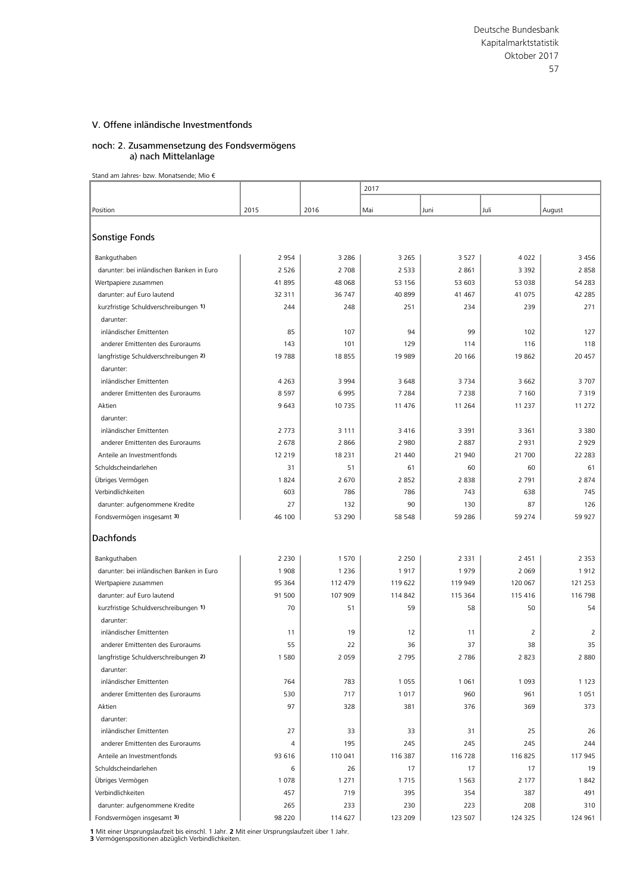## V. Offene inländische Investmentfonds

### noch: 2. Zusammensetzung des Fondsvermögens
#### a) nach Mittelanlage

Stand am Jahres- bzw. Monatsende; Mio €

| Position | 2015 | 2016 | 2017 | | | |
|---|---|---|---|---|---|---|
| | | | Mai | Juni | Juli | August |
| **Sonstige Fonds** | | | | | | |
| Bankguthaben | 2 954 | 3 286 | 3 265 | 3 527 | 4 022 | 3 456 |
| darunter: bei inländischen Banken in Euro | 2 526 | 2 708 | 2 533 | 2 861 | 3 392 | 2 858 |
| Wertpapiere zusammen | 41 895 | 48 068 | 53 156 | 53 603 | 53 038 | 54 283 |
| darunter: auf Euro lautend | 32 311 | 36 747 | 40 899 | 41 467 | 41 075 | 42 285 |
| kurzfristige Schuldverschreibungen 1) | 244 | 248 | 251 | 234 | 239 | 271 |
| darunter: | | | | | | |
| inländischer Emittenten | 85 | 107 | 94 | 99 | 102 | 127 |
| anderer Emittenten des Euroraums | 143 | 101 | 129 | 114 | 116 | 118 |
| langfristige Schuldverschreibungen 2) | 19 788 | 18 855 | 19 989 | 20 166 | 19 862 | 20 457 |
| darunter: | | | | | | |
| inländischer Emittenten | 4 263 | 3 994 | 3 648 | 3 734 | 3 662 | 3 707 |
| anderer Emittenten des Euroraums | 8 597 | 6 995 | 7 284 | 7 238 | 7 160 | 7 319 |
| Aktien | 9 643 | 10 735 | 11 476 | 11 264 | 11 237 | 11 272 |
| darunter: | | | | | | |
| inländischer Emittenten | 2 773 | 3 111 | 3 416 | 3 391 | 3 361 | 3 380 |
| anderer Emittenten des Euroraums | 2 678 | 2 866 | 2 980 | 2 887 | 2 931 | 2 929 |
| Anteile an Investmentfonds | 12 219 | 18 231 | 21 440 | 21 940 | 21 700 | 22 283 |
| Schuldscheindarlehen | 31 | 51 | 61 | 60 | 60 | 61 |
| Übriges Vermögen | 1 824 | 2 670 | 2 852 | 2 838 | 2 791 | 2 874 |
| Verbindlichkeiten | 603 | 786 | 786 | 743 | 638 | 745 |
| darunter: aufgenommene Kredite | 27 | 132 | 90 | 130 | 87 | 126 |
| Fondsvermögen insgesamt 3) | 46 100 | 53 290 | 58 548 | 59 286 | 59 274 | 59 927 |
| **Dachfonds** | | | | | | |
| Bankguthaben | 2 230 | 1 570 | 2 250 | 2 331 | 2 451 | 2 353 |
| darunter: bei inländischen Banken in Euro | 1 908 | 1 236 | 1 917 | 1 979 | 2 069 | 1 912 |
| Wertpapiere zusammen | 95 364 | 112 479 | 119 622 | 119 949 | 120 067 | 121 253 |
| darunter: auf Euro lautend | 91 500 | 107 909 | 114 842 | 115 364 | 115 416 | 116 798 |
| kurzfristige Schuldverschreibungen 1) | 70 | 51 | 59 | 58 | 50 | 54 |
| darunter: | | | | | | |
| inländischer Emittenten | 11 | 19 | 12 | 11 | 2 | 2 |
| anderer Emittenten des Euroraums | 55 | 22 | 36 | 37 | 38 | 35 |
| langfristige Schuldverschreibungen 2) | 1 580 | 2 059 | 2 795 | 2 786 | 2 823 | 2 880 |
| darunter: | | | | | | |
| inländischer Emittenten | 764 | 783 | 1 055 | 1 061 | 1 093 | 1 123 |
| anderer Emittenten des Euroraums | 530 | 717 | 1 017 | 960 | 961 | 1 051 |
| Aktien | 97 | 328 | 381 | 376 | 369 | 373 |
| darunter: | | | | | | |
| inländischer Emittenten | 27 | 33 | 33 | 31 | 25 | 26 |
| anderer Emittenten des Euroraums | 4 | 195 | 245 | 245 | 245 | 244 |
| Anteile an Investmentfonds | 93 616 | 110 041 | 116 387 | 116 728 | 116 825 | 117 945 |
| Schuldscheindarlehen | 6 | 26 | 17 | 17 | 17 | 19 |
| Übriges Vermögen | 1 078 | 1 271 | 1 715 | 1 563 | 2 177 | 1 842 |
| Verbindlichkeiten | 457 | 719 | 395 | 354 | 387 | 491 |
| darunter: aufgenommene Kredite | 265 | 233 | 230 | 223 | 208 | 310 |
| Fondsvermögen insgesamt 3) | 98 220 | 114 627 | 123 209 | 123 507 | 124 325 | 124 961 |

**1** Mit einer Ursprungslaufzeit bis einschl. 1 Jahr. **2** Mit einer Ursprungslaufzeit über 1 Jahr.
**3** Vermögenspositionen abzüglich Verbindlichkeiten.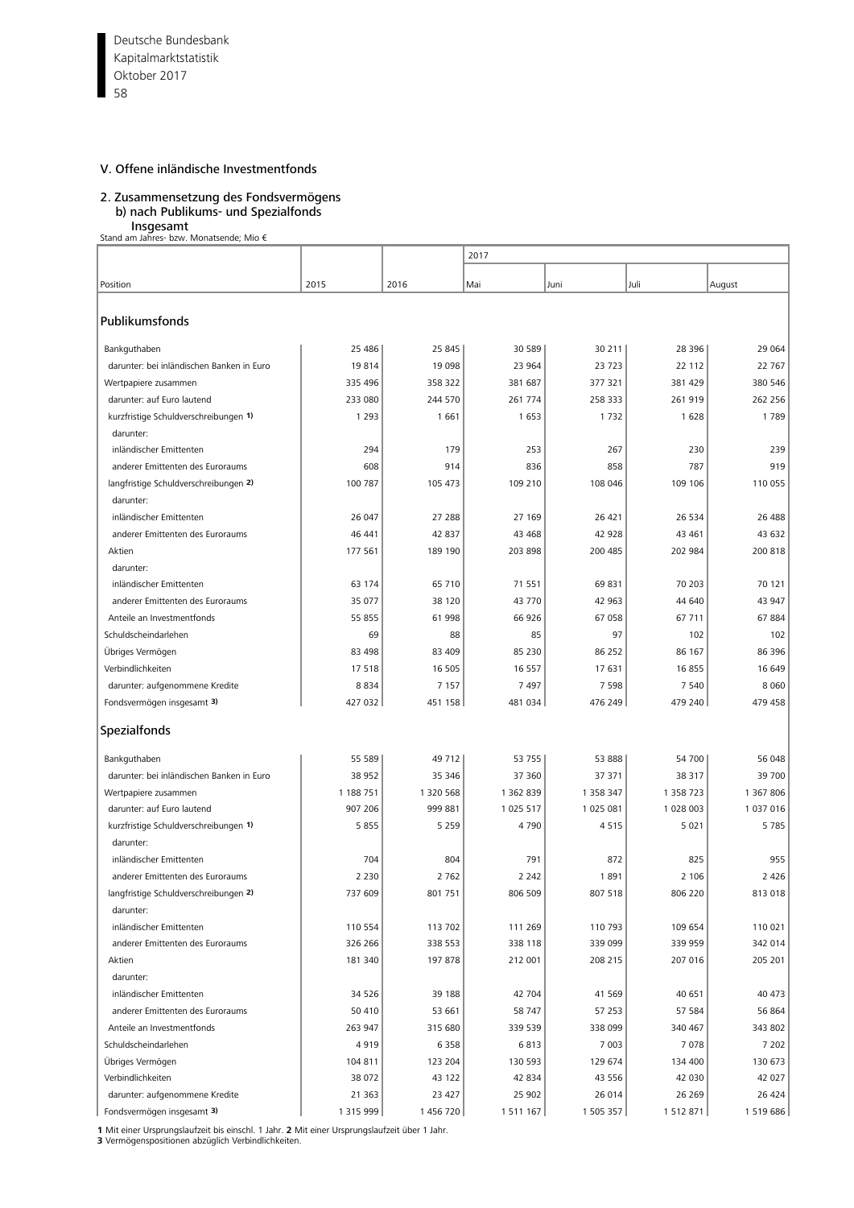## V. Offene inländische Investmentfonds

### 2. Zusammensetzung des Fondsvermögens
#### b) nach Publikums- und Spezialfonds
#### Insgesamt

Stand am Jahres- bzw. Monatsende; Mio €

| Position | 2015 | 2016 | 2017 | | | |
|---|---|---|---|---|---|---|
| | | | Mai | Juni | Juli | August |
| **Publikumsfonds** | | | | | | |
| Bankguthaben | 25 486 | 25 845 | 30 589 | 30 211 | 28 396 | 29 064 |
| darunter: bei inländischen Banken in Euro | 19 814 | 19 098 | 23 964 | 23 723 | 22 112 | 22 767 |
| Wertpapiere zusammen | 335 496 | 358 322 | 381 687 | 377 321 | 381 429 | 380 546 |
| darunter: auf Euro lautend | 233 080 | 244 570 | 261 774 | 258 333 | 261 919 | 262 256 |
| kurzfristige Schuldverschreibungen 1) | 1 293 | 1 661 | 1 653 | 1 732 | 1 628 | 1 789 |
| darunter: | | | | | | |
| inländischer Emittenten | 294 | 179 | 253 | 267 | 230 | 239 |
| anderer Emittenten des Euroraums | 608 | 914 | 836 | 858 | 787 | 919 |
| langfristige Schuldverschreibungen 2) | 100 787 | 105 473 | 109 210 | 108 046 | 109 106 | 110 055 |
| darunter: | | | | | | |
| inländischer Emittenten | 26 047 | 27 288 | 27 169 | 26 421 | 26 534 | 26 488 |
| anderer Emittenten des Euroraums | 46 441 | 42 837 | 43 468 | 42 928 | 43 461 | 43 632 |
| Aktien | 177 561 | 189 190 | 203 898 | 200 485 | 202 984 | 200 818 |
| darunter: | | | | | | |
| inländischer Emittenten | 63 174 | 65 710 | 71 551 | 69 831 | 70 203 | 70 121 |
| anderer Emittenten des Euroraums | 35 077 | 38 120 | 43 770 | 42 963 | 44 640 | 43 947 |
| Anteile an Investmentfonds | 55 855 | 61 998 | 66 926 | 67 058 | 67 711 | 67 884 |
| Schuldscheindarlehen | 69 | 88 | 85 | 97 | 102 | 102 |
| Übriges Vermögen | 83 498 | 83 409 | 85 230 | 86 252 | 86 167 | 86 396 |
| Verbindlichkeiten | 17 518 | 16 505 | 16 557 | 17 631 | 16 855 | 16 649 |
| darunter: aufgenommene Kredite | 8 834 | 7 157 | 7 497 | 7 598 | 7 540 | 8 060 |
| Fondsvermögen insgesamt 3) | 427 032 | 451 158 | 481 034 | 476 249 | 479 240 | 479 458 |
| **Spezialfonds** | | | | | | |
| Bankguthaben | 55 589 | 49 712 | 53 755 | 53 888 | 54 700 | 56 048 |
| darunter: bei inländischen Banken in Euro | 38 952 | 35 346 | 37 360 | 37 371 | 38 317 | 39 700 |
| Wertpapiere zusammen | 1 188 751 | 1 320 568 | 1 362 839 | 1 358 347 | 1 358 723 | 1 367 806 |
| darunter: auf Euro lautend | 907 206 | 999 881 | 1 025 517 | 1 025 081 | 1 028 003 | 1 037 016 |
| kurzfristige Schuldverschreibungen 1) | 5 855 | 5 259 | 4 790 | 4 515 | 5 021 | 5 785 |
| darunter: | | | | | | |
| inländischer Emittenten | 704 | 804 | 791 | 872 | 825 | 955 |
| anderer Emittenten des Euroraums | 2 230 | 2 762 | 2 242 | 1 891 | 2 106 | 2 426 |
| langfristige Schuldverschreibungen 2) | 737 609 | 801 751 | 806 509 | 807 518 | 806 220 | 813 018 |
| darunter: | | | | | | |
| inländischer Emittenten | 110 554 | 113 702 | 111 269 | 110 793 | 109 654 | 110 021 |
| anderer Emittenten des Euroraums | 326 266 | 338 553 | 338 118 | 339 099 | 339 959 | 342 014 |
| Aktien | 181 340 | 197 878 | 212 001 | 208 215 | 207 016 | 205 201 |
| darunter: | | | | | | |
| inländischer Emittenten | 34 526 | 39 188 | 42 704 | 41 569 | 40 651 | 40 473 |
| anderer Emittenten des Euroraums | 50 410 | 53 661 | 58 747 | 57 253 | 57 584 | 56 864 |
| Anteile an Investmentfonds | 263 947 | 315 680 | 339 539 | 338 099 | 340 467 | 343 802 |
| Schuldscheindarlehen | 4 919 | 6 358 | 6 813 | 7 003 | 7 078 | 7 202 |
| Übriges Vermögen | 104 811 | 123 204 | 130 593 | 129 674 | 134 400 | 130 673 |
| Verbindlichkeiten | 38 072 | 43 122 | 42 834 | 43 556 | 42 030 | 42 027 |
| darunter: aufgenommene Kredite | 21 363 | 23 427 | 25 902 | 26 014 | 26 269 | 26 424 |
| Fondsvermögen insgesamt 3) | 1 315 999 | 1 456 720 | 1 511 167 | 1 505 357 | 1 512 871 | 1 519 686 |

**1** Mit einer Ursprungslaufzeit bis einschl. 1 Jahr. **2** Mit einer Ursprungslaufzeit über 1 Jahr.
**3** Vermögenspositionen abzüglich Verbindlichkeiten.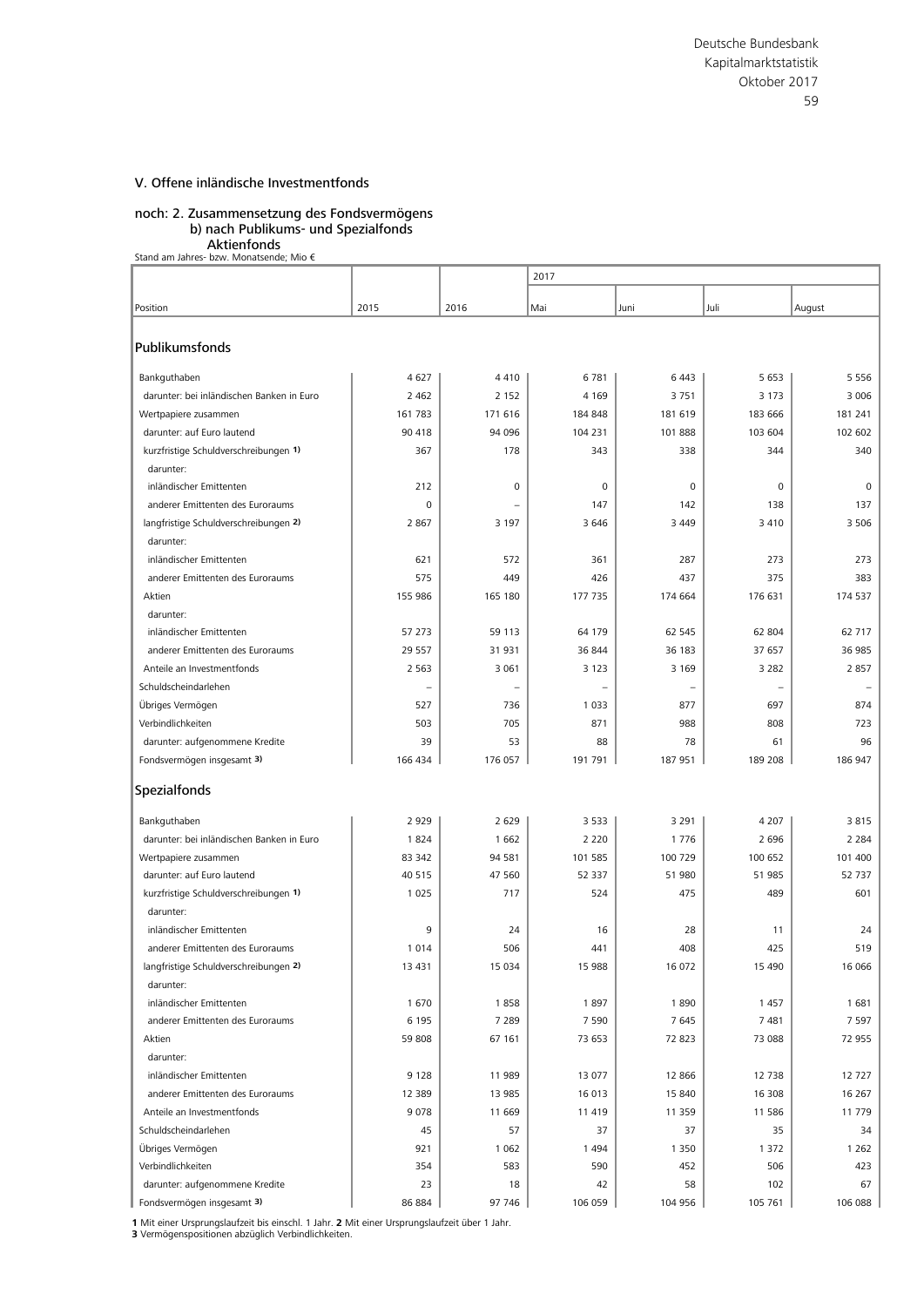## V. Offene inländische Investmentfonds

### noch: 2. Zusammensetzung des Fondsvermögens
#### b) nach Publikums- und Spezialfonds
#### Aktienfonds

Stand am Jahres- bzw. Monatsende; Mio €

| Position | 2015 | 2016 | 2017 | | | |
|---|---|---|---|---|---|---|
| | | | Mai | Juni | Juli | August |
| **Publikumsfonds** | | | | | | |
| Bankguthaben | 4 627 | 4 410 | 6 781 | 6 443 | 5 653 | 5 556 |
| darunter: bei inländischen Banken in Euro | 2 462 | 2 152 | 4 169 | 3 751 | 3 173 | 3 006 |
| Wertpapiere zusammen | 161 783 | 171 616 | 184 848 | 181 619 | 183 666 | 181 241 |
| darunter: auf Euro lautend | 90 418 | 94 096 | 104 231 | 101 888 | 103 604 | 102 602 |
| kurzfristige Schuldverschreibungen 1) | 367 | 178 | 343 | 338 | 344 | 340 |
| darunter: | | | | | | |
| inländischer Emittenten | 212 | 0 | 0 | 0 | 0 | 0 |
| anderer Emittenten des Euroraums | 0 | – | 147 | 142 | 138 | 137 |
| langfristige Schuldverschreibungen 2) | 2 867 | 3 197 | 3 646 | 3 449 | 3 410 | 3 506 |
| darunter: | | | | | | |
| inländischer Emittenten | 621 | 572 | 361 | 287 | 273 | 273 |
| anderer Emittenten des Euroraums | 575 | 449 | 426 | 437 | 375 | 383 |
| Aktien | 155 986 | 165 180 | 177 735 | 174 664 | 176 631 | 174 537 |
| darunter: | | | | | | |
| inländischer Emittenten | 57 273 | 59 113 | 64 179 | 62 545 | 62 804 | 62 717 |
| anderer Emittenten des Euroraums | 29 557 | 31 931 | 36 844 | 36 183 | 37 657 | 36 985 |
| Anteile an Investmentfonds | 2 563 | 3 061 | 3 123 | 3 169 | 3 282 | 2 857 |
| Schuldscheindarlehen | – | – | – | – | – | – |
| Übriges Vermögen | 527 | 736 | 1 033 | 877 | 697 | 874 |
| Verbindlichkeiten | 503 | 705 | 871 | 988 | 808 | 723 |
| darunter: aufgenommene Kredite | 39 | 53 | 88 | 78 | 61 | 96 |
| Fondsvermögen insgesamt 3) | 166 434 | 176 057 | 191 791 | 187 951 | 189 208 | 186 947 |
| **Spezialfonds** | | | | | | |
| Bankguthaben | 2 929 | 2 629 | 3 533 | 3 291 | 4 207 | 3 815 |
| darunter: bei inländischen Banken in Euro | 1 824 | 1 662 | 2 220 | 1 776 | 2 696 | 2 284 |
| Wertpapiere zusammen | 83 342 | 94 581 | 101 585 | 100 729 | 100 652 | 101 400 |
| darunter: auf Euro lautend | 40 515 | 47 560 | 52 337 | 51 980 | 51 985 | 52 737 |
| kurzfristige Schuldverschreibungen 1) | 1 025 | 717 | 524 | 475 | 489 | 601 |
| darunter: | | | | | | |
| inländischer Emittenten | 9 | 24 | 16 | 28 | 11 | 24 |
| anderer Emittenten des Euroraums | 1 014 | 506 | 441 | 408 | 425 | 519 |
| langfristige Schuldverschreibungen 2) | 13 431 | 15 034 | 15 988 | 16 072 | 15 490 | 16 066 |
| darunter: | | | | | | |
| inländischer Emittenten | 1 670 | 1 858 | 1 897 | 1 890 | 1 457 | 1 681 |
| anderer Emittenten des Euroraums | 6 195 | 7 289 | 7 590 | 7 645 | 7 481 | 7 597 |
| Aktien | 59 808 | 67 161 | 73 653 | 72 823 | 73 088 | 72 955 |
| darunter: | | | | | | |
| inländischer Emittenten | 9 128 | 11 989 | 13 077 | 12 866 | 12 738 | 12 727 |
| anderer Emittenten des Euroraums | 12 389 | 13 985 | 16 013 | 15 840 | 16 308 | 16 267 |
| Anteile an Investmentfonds | 9 078 | 11 669 | 11 419 | 11 359 | 11 586 | 11 779 |
| Schuldscheindarlehen | 45 | 57 | 37 | 37 | 35 | 34 |
| Übriges Vermögen | 921 | 1 062 | 1 494 | 1 350 | 1 372 | 1 262 |
| Verbindlichkeiten | 354 | 583 | 590 | 452 | 506 | 423 |
| darunter: aufgenommene Kredite | 23 | 18 | 42 | 58 | 102 | 67 |
| Fondsvermögen insgesamt 3) | 86 884 | 97 746 | 106 059 | 104 956 | 105 761 | 106 088 |

**1** Mit einer Ursprungslaufzeit bis einschl. 1 Jahr. **2** Mit einer Ursprungslaufzeit über 1 Jahr.
**3** Vermögenspositionen abzüglich Verbindlichkeiten.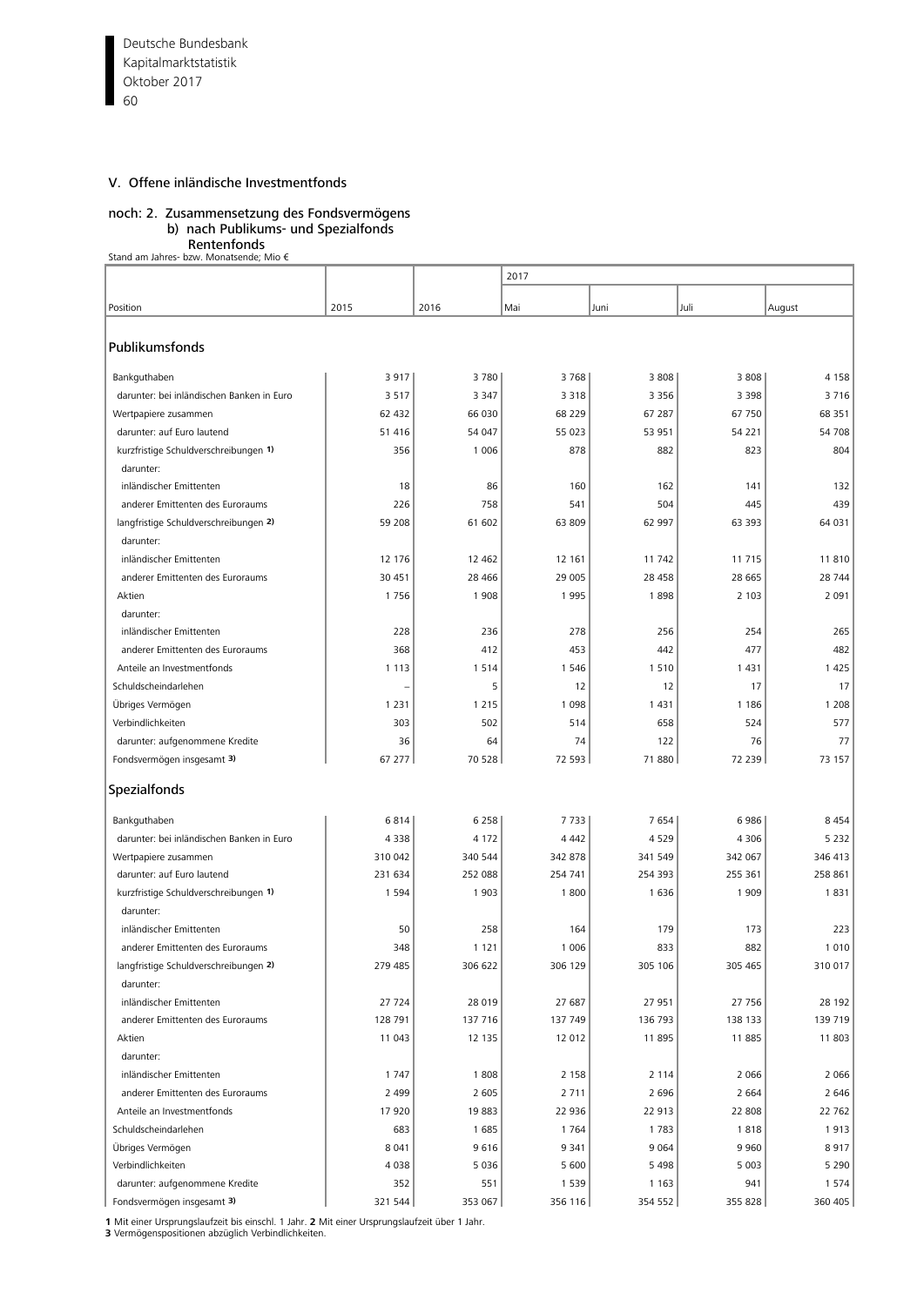## V. Offene inländische Investmentfonds

### noch: 2. Zusammensetzung des Fondsvermögens
#### b) nach Publikums- und Spezialfonds
#### Rentenfonds

Stand am Jahres- bzw. Monatsende; Mio €

| Position | 2015 | 2016 | 2017 | | | |
|---|---|---|---|---|---|---|
| | | | Mai | Juni | Juli | August |
| **Publikumsfonds** | | | | | | |
| Bankguthaben | 3 917 | 3 780 | 3 768 | 3 808 | 3 808 | 4 158 |
| darunter: bei inländischen Banken in Euro | 3 517 | 3 347 | 3 318 | 3 356 | 3 398 | 3 716 |
| Wertpapiere zusammen | 62 432 | 66 030 | 68 229 | 67 287 | 67 750 | 68 351 |
| darunter: auf Euro lautend | 51 416 | 54 047 | 55 023 | 53 951 | 54 221 | 54 708 |
| kurzfristige Schuldverschreibungen 1) | 356 | 1 006 | 878 | 882 | 823 | 804 |
| darunter: | | | | | | |
| inländischer Emittenten | 18 | 86 | 160 | 162 | 141 | 132 |
| anderer Emittenten des Euroraums | 226 | 758 | 541 | 504 | 445 | 439 |
| langfristige Schuldverschreibungen 2) | 59 208 | 61 602 | 63 809 | 62 997 | 63 393 | 64 031 |
| darunter: | | | | | | |
| inländischer Emittenten | 12 176 | 12 462 | 12 161 | 11 742 | 11 715 | 11 810 |
| anderer Emittenten des Euroraums | 30 451 | 28 466 | 29 005 | 28 458 | 28 665 | 28 744 |
| Aktien | 1 756 | 1 908 | 1 995 | 1 898 | 2 103 | 2 091 |
| darunter: | | | | | | |
| inländischer Emittenten | 228 | 236 | 278 | 256 | 254 | 265 |
| anderer Emittenten des Euroraums | 368 | 412 | 453 | 442 | 477 | 482 |
| Anteile an Investmentfonds | 1 113 | 1 514 | 1 546 | 1 510 | 1 431 | 1 425 |
| Schuldscheindarlehen | – | 5 | 12 | 12 | 17 | 17 |
| Übriges Vermögen | 1 231 | 1 215 | 1 098 | 1 431 | 1 186 | 1 208 |
| Verbindlichkeiten | 303 | 502 | 514 | 658 | 524 | 577 |
| darunter: aufgenommene Kredite | 36 | 64 | 74 | 122 | 76 | 77 |
| Fondsvermögen insgesamt 3) | 67 277 | 70 528 | 72 593 | 71 880 | 72 239 | 73 157 |
| **Spezialfonds** | | | | | | |
| Bankguthaben | 6 814 | 6 258 | 7 733 | 7 654 | 6 986 | 8 454 |
| darunter: bei inländischen Banken in Euro | 4 338 | 4 172 | 4 442 | 4 529 | 4 306 | 5 232 |
| Wertpapiere zusammen | 310 042 | 340 544 | 342 878 | 341 549 | 342 067 | 346 413 |
| darunter: auf Euro lautend | 231 634 | 252 088 | 254 741 | 254 393 | 255 361 | 258 861 |
| kurzfristige Schuldverschreibungen 1) | 1 594 | 1 903 | 1 800 | 1 636 | 1 909 | 1 831 |
| darunter: | | | | | | |
| inländischer Emittenten | 50 | 258 | 164 | 179 | 173 | 223 |
| anderer Emittenten des Euroraums | 348 | 1 121 | 1 006 | 833 | 882 | 1 010 |
| langfristige Schuldverschreibungen 2) | 279 485 | 306 622 | 306 129 | 305 106 | 305 465 | 310 017 |
| darunter: | | | | | | |
| inländischer Emittenten | 27 724 | 28 019 | 27 687 | 27 951 | 27 756 | 28 192 |
| anderer Emittenten des Euroraums | 128 791 | 137 716 | 137 749 | 136 793 | 138 133 | 139 719 |
| Aktien | 11 043 | 12 135 | 12 012 | 11 895 | 11 885 | 11 803 |
| darunter: | | | | | | |
| inländischer Emittenten | 1 747 | 1 808 | 2 158 | 2 114 | 2 066 | 2 066 |
| anderer Emittenten des Euroraums | 2 499 | 2 605 | 2 711 | 2 696 | 2 664 | 2 646 |
| Anteile an Investmentfonds | 17 920 | 19 883 | 22 936 | 22 913 | 22 808 | 22 762 |
| Schuldscheindarlehen | 683 | 1 685 | 1 764 | 1 783 | 1 818 | 1 913 |
| Übriges Vermögen | 8 041 | 9 616 | 9 341 | 9 064 | 9 960 | 8 917 |
| Verbindlichkeiten | 4 038 | 5 036 | 5 600 | 5 498 | 5 003 | 5 290 |
| darunter: aufgenommene Kredite | 352 | 551 | 1 539 | 1 163 | 941 | 1 574 |
| Fondsvermögen insgesamt 3) | 321 544 | 353 067 | 356 116 | 354 552 | 355 828 | 360 405 |

**1** Mit einer Ursprungslaufzeit bis einschl. 1 Jahr. **2** Mit einer Ursprungslaufzeit über 1 Jahr. **3** Vermögenspositionen abzüglich Verbindlichkeiten.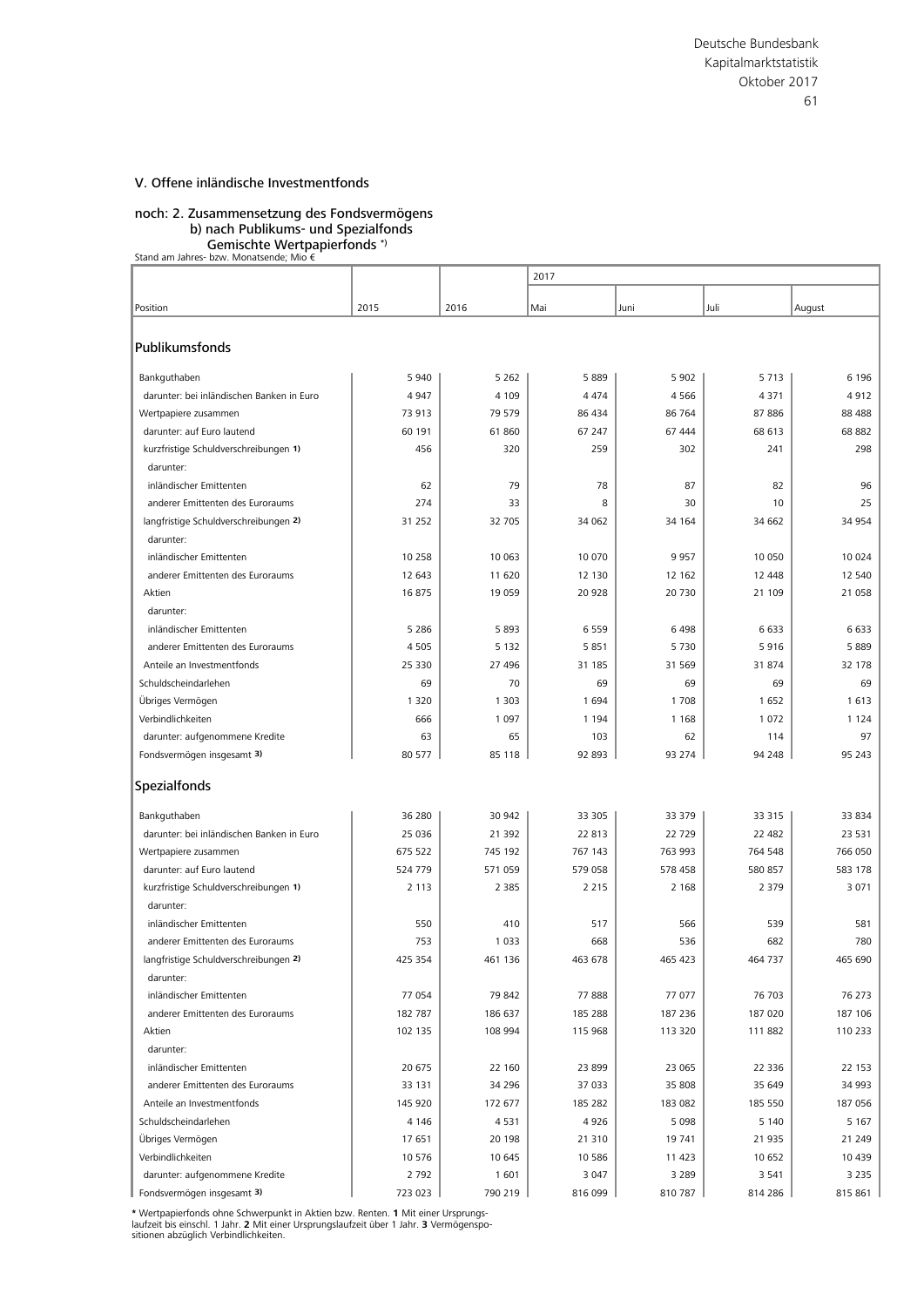## V. Offene inländische Investmentfonds

### noch: 2. Zusammensetzung des Fondsvermögens
#### b) nach Publikums- und Spezialfonds
#### Gemischte Wertpapierfonds *)

Stand am Jahres- bzw. Monatsende; Mio €

| Position | 2015 | 2016 | 2017 Mai | Juni | Juli | August |
|---|---|---|---|---|---|---|
| **Publikumsfonds** | | | | | | |
| Bankguthaben | 5 940 | 5 262 | 5 889 | 5 902 | 5 713 | 6 196 |
| darunter: bei inländischen Banken in Euro | 4 947 | 4 109 | 4 474 | 4 566 | 4 371 | 4 912 |
| Wertpapiere zusammen | 73 913 | 79 579 | 86 434 | 86 764 | 87 886 | 88 488 |
| darunter: auf Euro lautend | 60 191 | 61 860 | 67 247 | 67 444 | 68 613 | 68 882 |
| kurzfristige Schuldverschreibungen 1) | 456 | 320 | 259 | 302 | 241 | 298 |
| darunter: | | | | | | |
| inländischer Emittenten | 62 | 79 | 78 | 87 | 82 | 96 |
| anderer Emittenten des Euroraums | 274 | 33 | 8 | 30 | 10 | 25 |
| langfristige Schuldverschreibungen 2) | 31 252 | 32 705 | 34 062 | 34 164 | 34 662 | 34 954 |
| darunter: | | | | | | |
| inländischer Emittenten | 10 258 | 10 063 | 10 070 | 9 957 | 10 050 | 10 024 |
| anderer Emittenten des Euroraums | 12 643 | 11 620 | 12 130 | 12 162 | 12 448 | 12 540 |
| Aktien | 16 875 | 19 059 | 20 928 | 20 730 | 21 109 | 21 058 |
| darunter: | | | | | | |
| inländischer Emittenten | 5 286 | 5 893 | 6 559 | 6 498 | 6 633 | 6 633 |
| anderer Emittenten des Euroraums | 4 505 | 5 132 | 5 851 | 5 730 | 5 916 | 5 889 |
| Anteile an Investmentfonds | 25 330 | 27 496 | 31 185 | 31 569 | 31 874 | 32 178 |
| Schuldscheindarlehen | 69 | 70 | 69 | 69 | 69 | 69 |
| Übriges Vermögen | 1 320 | 1 303 | 1 694 | 1 708 | 1 652 | 1 613 |
| Verbindlichkeiten | 666 | 1 097 | 1 194 | 1 168 | 1 072 | 1 124 |
| darunter: aufgenommene Kredite | 63 | 65 | 103 | 62 | 114 | 97 |
| Fondsvermögen insgesamt 3) | 80 577 | 85 118 | 92 893 | 93 274 | 94 248 | 95 243 |
| **Spezialfonds** | | | | | | |
| Bankguthaben | 36 280 | 30 942 | 33 305 | 33 379 | 33 315 | 33 834 |
| darunter: bei inländischen Banken in Euro | 25 036 | 21 392 | 22 813 | 22 729 | 22 482 | 23 531 |
| Wertpapiere zusammen | 675 522 | 745 192 | 767 143 | 763 993 | 764 548 | 766 050 |
| darunter: auf Euro lautend | 524 779 | 571 059 | 579 058 | 578 458 | 580 857 | 583 178 |
| kurzfristige Schuldverschreibungen 1) | 2 113 | 2 385 | 2 215 | 2 168 | 2 379 | 3 071 |
| darunter: | | | | | | |
| inländischer Emittenten | 550 | 410 | 517 | 566 | 539 | 581 |
| anderer Emittenten des Euroraums | 753 | 1 033 | 668 | 536 | 682 | 780 |
| langfristige Schuldverschreibungen 2) | 425 354 | 461 136 | 463 678 | 465 423 | 464 737 | 465 690 |
| darunter: | | | | | | |
| inländischer Emittenten | 77 054 | 79 842 | 77 888 | 77 077 | 76 703 | 76 273 |
| anderer Emittenten des Euroraums | 182 787 | 186 637 | 185 288 | 187 236 | 187 020 | 187 106 |
| Aktien | 102 135 | 108 994 | 115 968 | 113 320 | 111 882 | 110 233 |
| darunter: | | | | | | |
| inländischer Emittenten | 20 675 | 22 160 | 23 899 | 23 065 | 22 336 | 22 153 |
| anderer Emittenten des Euroraums | 33 131 | 34 296 | 37 033 | 35 808 | 35 649 | 34 993 |
| Anteile an Investmentfonds | 145 920 | 172 677 | 185 282 | 183 082 | 185 550 | 187 056 |
| Schuldscheindarlehen | 4 146 | 4 531 | 4 926 | 5 098 | 5 140 | 5 167 |
| Übriges Vermögen | 17 651 | 20 198 | 21 310 | 19 741 | 21 935 | 21 249 |
| Verbindlichkeiten | 10 576 | 10 645 | 10 586 | 11 423 | 10 652 | 10 439 |
| darunter: aufgenommene Kredite | 2 792 | 1 601 | 3 047 | 3 289 | 3 541 | 3 235 |
| Fondsvermögen insgesamt 3) | 723 023 | 790 219 | 816 099 | 810 787 | 814 286 | 815 861 |

**\*** Wertpapierfonds ohne Schwerpunkt in Aktien bzw. Renten. **1** Mit einer Ursprungslaufzeit bis einschl. 1 Jahr. **2** Mit einer Ursprungslaufzeit über 1 Jahr. **3** Vermögenspositionen abzüglich Verbindlichkeiten.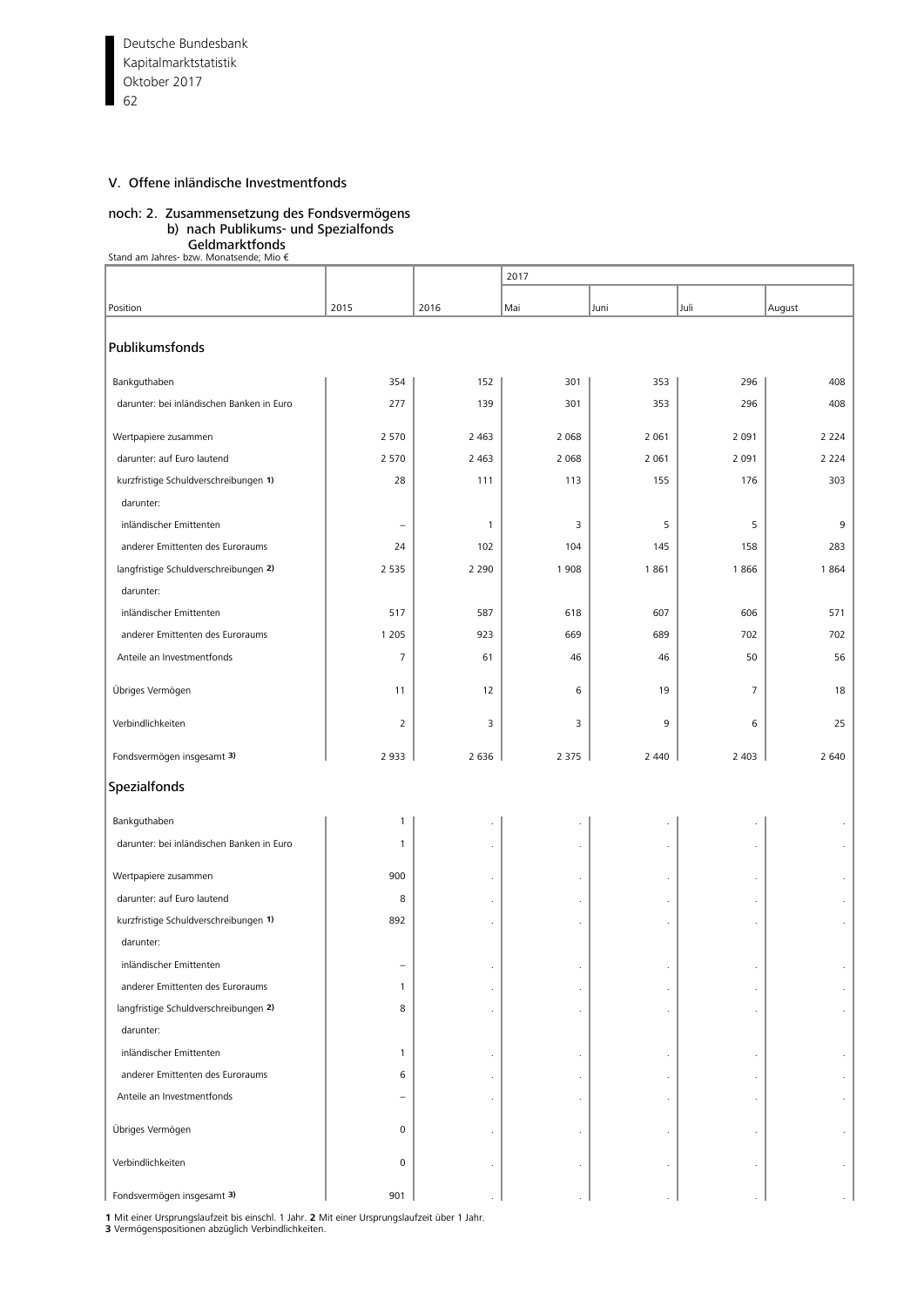## V. Offene inländische Investmentfonds

### noch: 2. Zusammensetzung des Fondsvermögens
#### b) nach Publikums- und Spezialfonds
#### Geldmarktfonds

Stand am Jahres- bzw. Monatsende; Mio €

| Position | 2015 | 2016 | 2017 Mai | Juni | Juli | August |
|---|---|---|---|---|---|---|
| **Publikumsfonds** | | | | | | |
| Bankguthaben | 354 | 152 | 301 | 353 | 296 | 408 |
| darunter: bei inländischen Banken in Euro | 277 | 139 | 301 | 353 | 296 | 408 |
| Wertpapiere zusammen | 2 570 | 2 463 | 2 068 | 2 061 | 2 091 | 2 224 |
| darunter: auf Euro lautend | 2 570 | 2 463 | 2 068 | 2 061 | 2 091 | 2 224 |
| kurzfristige Schuldverschreibungen 1) | 28 | 111 | 113 | 155 | 176 | 303 |
| darunter: | | | | | | |
| inländischer Emittenten | – | 1 | 3 | 5 | 5 | 9 |
| anderer Emittenten des Euroraums | 24 | 102 | 104 | 145 | 158 | 283 |
| langfristige Schuldverschreibungen 2) | 2 535 | 2 290 | 1 908 | 1 861 | 1 866 | 1 864 |
| darunter: | | | | | | |
| inländischer Emittenten | 517 | 587 | 618 | 607 | 606 | 571 |
| anderer Emittenten des Euroraums | 1 205 | 923 | 669 | 689 | 702 | 702 |
| Anteile an Investmentfonds | 7 | 61 | 46 | 46 | 50 | 56 |
| Übriges Vermögen | 11 | 12 | 6 | 19 | 7 | 18 |
| Verbindlichkeiten | 2 | 3 | 3 | 9 | 6 | 25 |
| Fondsvermögen insgesamt 3) | 2 933 | 2 636 | 2 375 | 2 440 | 2 403 | 2 640 |
| **Spezialfonds** | | | | | | |
| Bankguthaben | 1 | . | . | . | . | . |
| darunter: bei inländischen Banken in Euro | 1 | . | . | . | . | . |
| Wertpapiere zusammen | 900 | . | . | . | . | . |
| darunter: auf Euro lautend | 8 | . | . | . | . | . |
| kurzfristige Schuldverschreibungen 1) | 892 | . | . | . | . | . |
| darunter: | | | | | | |
| inländischer Emittenten | – | . | . | . | . | . |
| anderer Emittenten des Euroraums | 1 | . | . | . | . | . |
| langfristige Schuldverschreibungen 2) | 8 | . | . | . | . | . |
| darunter: | | | | | | |
| inländischer Emittenten | 1 | . | . | . | . | . |
| anderer Emittenten des Euroraums | 6 | . | . | . | . | . |
| Anteile an Investmentfonds | – | . | . | . | . | . |
| Übriges Vermögen | 0 | . | . | . | . | . |
| Verbindlichkeiten | 0 | . | . | . | . | . |
| Fondsvermögen insgesamt 3) | 901 | . | . | . | . | . |

**1** Mit einer Ursprungslaufzeit bis einschl. 1 Jahr. **2** Mit einer Ursprungslaufzeit über 1 Jahr.
**3** Vermögenspositionen abzüglich Verbindlichkeiten.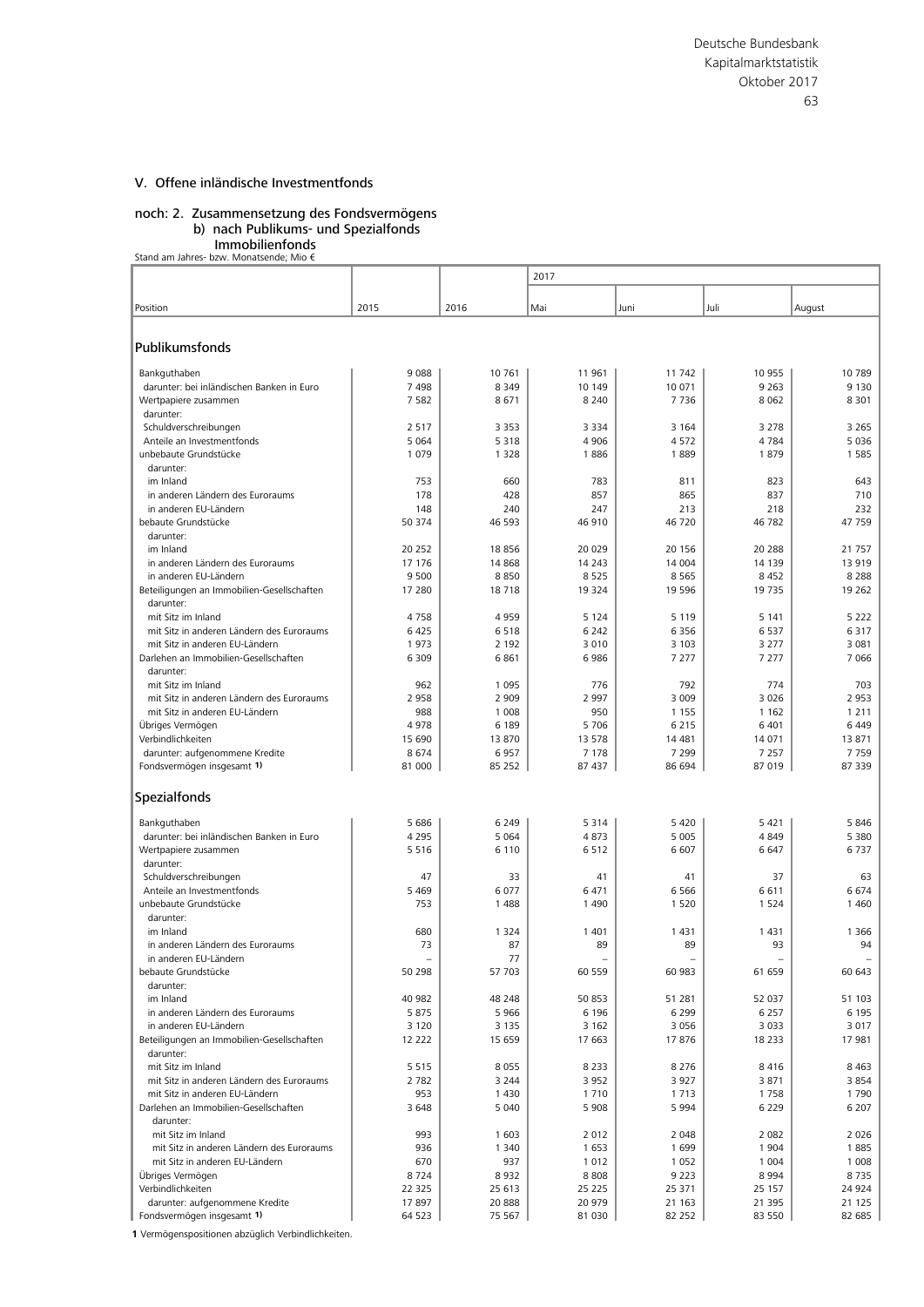## V. Offene inländische Investmentfonds

### noch: 2. Zusammensetzung des Fondsvermögens
#### b) nach Publikums- und Spezialfonds
#### Immobilienfonds

Stand am Jahres- bzw. Monatsende; Mio €

| Position | 2015 | 2016 | 2017 Mai | Juni | Juli | August |
|---|---|---|---|---|---|---|
| **Publikumsfonds** | | | | | | |
| Bankguthaben | 9 088 | 10 761 | 11 961 | 11 742 | 10 955 | 10 789 |
| darunter: bei inländischen Banken in Euro | 7 498 | 8 349 | 10 149 | 10 071 | 9 263 | 9 130 |
| Wertpapiere zusammen | 7 582 | 8 671 | 8 240 | 7 736 | 8 062 | 8 301 |
| darunter: | | | | | | |
| Schuldverschreibungen | 2 517 | 3 353 | 3 334 | 3 164 | 3 278 | 3 265 |
| Anteile an Investmentfonds | 5 064 | 5 318 | 4 906 | 4 572 | 4 784 | 5 036 |
| unbebaute Grundstücke | 1 079 | 1 328 | 1 886 | 1 889 | 1 879 | 1 585 |
| darunter: | | | | | | |
| im Inland | 753 | 660 | 783 | 811 | 823 | 643 |
| in anderen Ländern des Euroraums | 178 | 428 | 857 | 865 | 837 | 710 |
| in anderen EU-Ländern | 148 | 240 | 247 | 213 | 218 | 232 |
| bebaute Grundstücke | 50 374 | 46 593 | 46 910 | 46 720 | 46 782 | 47 759 |
| darunter: | | | | | | |
| im Inland | 20 252 | 18 856 | 20 029 | 20 156 | 20 288 | 21 757 |
| in anderen Ländern des Euroraums | 17 176 | 14 868 | 14 243 | 14 004 | 14 139 | 13 919 |
| in anderen EU-Ländern | 9 500 | 8 850 | 8 525 | 8 565 | 8 452 | 8 288 |
| Beteiligungen an Immobilien-Gesellschaften | 17 280 | 18 718 | 19 324 | 19 596 | 19 735 | 19 262 |
| darunter: | | | | | | |
| mit Sitz im Inland | 4 758 | 4 959 | 5 124 | 5 119 | 5 141 | 5 222 |
| mit Sitz in anderen Ländern des Euroraums | 6 425 | 6 518 | 6 242 | 6 356 | 6 537 | 6 317 |
| mit Sitz in anderen EU-Ländern | 1 973 | 2 192 | 3 010 | 3 103 | 3 277 | 3 081 |
| Darlehen an Immobilien-Gesellschaften | 6 309 | 6 861 | 6 986 | 7 277 | 7 277 | 7 066 |
| darunter: | | | | | | |
| mit Sitz im Inland | 962 | 1 095 | 776 | 792 | 774 | 703 |
| mit Sitz in anderen Ländern des Euroraums | 2 958 | 2 909 | 2 997 | 3 009 | 3 026 | 2 953 |
| mit Sitz in anderen EU-Ländern | 988 | 1 008 | 950 | 1 155 | 1 162 | 1 211 |
| Übriges Vermögen | 4 978 | 6 189 | 5 706 | 6 215 | 6 401 | 6 449 |
| Verbindlichkeiten | 15 690 | 13 870 | 13 578 | 14 481 | 14 071 | 13 871 |
| darunter: aufgenommene Kredite | 8 674 | 6 957 | 7 178 | 7 299 | 7 257 | 7 759 |
| Fondsvermögen insgesamt 1) | 81 000 | 85 252 | 87 437 | 86 694 | 87 019 | 87 339 |
| **Spezialfonds** | | | | | | |
| Bankguthaben | 5 686 | 6 249 | 5 314 | 5 420 | 5 421 | 5 846 |
| darunter: bei inländischen Banken in Euro | 4 295 | 5 064 | 4 873 | 5 005 | 4 849 | 5 380 |
| Wertpapiere zusammen | 5 516 | 6 110 | 6 512 | 6 607 | 6 647 | 6 737 |
| darunter: | | | | | | |
| Schuldverschreibungen | 47 | 33 | 41 | 41 | 37 | 63 |
| Anteile an Investmentfonds | 5 469 | 6 077 | 6 471 | 6 566 | 6 611 | 6 674 |
| unbebaute Grundstücke | 753 | 1 488 | 1 490 | 1 520 | 1 524 | 1 460 |
| darunter: | | | | | | |
| im Inland | 680 | 1 324 | 1 401 | 1 431 | 1 431 | 1 366 |
| in anderen Ländern des Euroraums | 73 | 87 | 89 | 89 | 93 | 94 |
| in anderen EU-Ländern | – | 77 | – | – | – | – |
| bebaute Grundstücke | 50 298 | 57 703 | 60 559 | 60 983 | 61 659 | 60 643 |
| darunter: | | | | | | |
| im Inland | 40 982 | 48 248 | 50 853 | 51 281 | 52 037 | 51 103 |
| in anderen Ländern des Euroraums | 5 875 | 5 966 | 6 196 | 6 299 | 6 257 | 6 195 |
| in anderen EU-Ländern | 3 120 | 3 135 | 3 162 | 3 056 | 3 033 | 3 017 |
| Beteiligungen an Immobilien-Gesellschaften | 12 222 | 15 659 | 17 663 | 17 876 | 18 233 | 17 981 |
| darunter: | | | | | | |
| mit Sitz im Inland | 5 515 | 8 055 | 8 233 | 8 276 | 8 416 | 8 463 |
| mit Sitz in anderen Ländern des Euroraums | 2 782 | 3 244 | 3 952 | 3 927 | 3 871 | 3 854 |
| mit Sitz in anderen EU-Ländern | 953 | 1 430 | 1 710 | 1 713 | 1 758 | 1 790 |
| Darlehen an Immobilien-Gesellschaften | 3 648 | 5 040 | 5 908 | 5 994 | 6 229 | 6 207 |
| darunter: | | | | | | |
| mit Sitz im Inland | 993 | 1 603 | 2 012 | 2 048 | 2 082 | 2 026 |
| mit Sitz in anderen Ländern des Euroraums | 936 | 1 340 | 1 653 | 1 699 | 1 904 | 1 885 |
| mit Sitz in anderen EU-Ländern | 670 | 937 | 1 012 | 1 052 | 1 004 | 1 008 |
| Übriges Vermögen | 8 724 | 8 932 | 8 808 | 9 223 | 8 994 | 8 735 |
| Verbindlichkeiten | 22 325 | 25 613 | 25 225 | 25 371 | 25 157 | 24 924 |
| darunter: aufgenommene Kredite | 17 897 | 20 888 | 20 979 | 21 163 | 21 395 | 21 125 |
| Fondsvermögen insgesamt 1) | 64 523 | 75 567 | 81 030 | 82 252 | 83 550 | 82 685 |

**1** Vermögenspositionen abzüglich Verbindlichkeiten.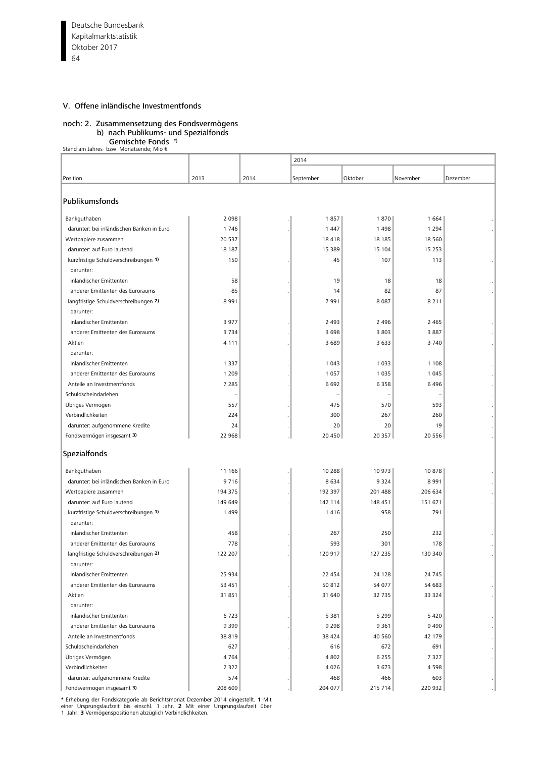## V. Offene inländische Investmentfonds

### noch: 2. Zusammensetzung des Fondsvermögens
#### b) nach Publikums- und Spezialfonds
#### Gemischte Fonds *)

Stand am Jahres- bzw. Monatsende; Mio €

| Position | 2013 | 2014 | 2014 | | | |
|---|---|---|---|---|---|---|
| | | | September | Oktober | November | Dezember |
| **Publikumsfonds** | | | | | | |
| Bankguthaben | 2 098 | . | 1 857 | 1 870 | 1 664 | . |
| darunter: bei inländischen Banken in Euro | 1 746 | . | 1 447 | 1 498 | 1 294 | . |
| Wertpapiere zusammen | 20 537 | . | 18 418 | 18 185 | 18 560 | . |
| darunter: auf Euro lautend | 18 187 | . | 15 389 | 15 104 | 15 253 | . |
| kurzfristige Schuldverschreibungen 1) | 150 | . | 45 | 107 | 113 | . |
| darunter: | | | | | | |
| inländischer Emittenten | 58 | . | 19 | 18 | 18 | . |
| anderer Emittenten des Euroraums | 85 | . | 14 | 82 | 87 | . |
| langfristige Schuldverschreibungen 2) | 8 991 | . | 7 991 | 8 087 | 8 211 | . |
| darunter: | | | | | | |
| inländischer Emittenten | 3 977 | . | 2 493 | 2 496 | 2 465 | . |
| anderer Emittenten des Euroraums | 3 734 | . | 3 698 | 3 803 | 3 887 | . |
| Aktien | 4 111 | . | 3 689 | 3 633 | 3 740 | . |
| darunter: | | | | | | |
| inländischer Emittenten | 1 337 | . | 1 043 | 1 033 | 1 108 | . |
| anderer Emittenten des Euroraums | 1 209 | . | 1 057 | 1 035 | 1 045 | . |
| Anteile an Investmentfonds | 7 285 | . | 6 692 | 6 358 | 6 496 | . |
| Schuldscheindarlehen | – | . | – | – | – | . |
| Übriges Vermögen | 557 | . | 475 | 570 | 593 | . |
| Verbindlichkeiten | 224 | . | 300 | 267 | 260 | . |
| darunter: aufgenommene Kredite | 24 | . | 20 | 20 | 19 | . |
| Fondsvermögen insgesamt 3) | 22 968 | . | 20 450 | 20 357 | 20 556 | . |
| **Spezialfonds** | | | | | | |
| Bankguthaben | 11 166 | . | 10 288 | 10 973 | 10 878 | . |
| darunter: bei inländischen Banken in Euro | 9 716 | . | 8 634 | 9 324 | 8 991 | . |
| Wertpapiere zusammen | 194 375 | . | 192 397 | 201 488 | 206 634 | . |
| darunter: auf Euro lautend | 149 649 | . | 142 114 | 148 451 | 151 671 | . |
| kurzfristige Schuldverschreibungen 1) | 1 499 | . | 1 416 | 958 | 791 | . |
| darunter: | | | | | | |
| inländischer Emittenten | 458 | . | 267 | 250 | 232 | . |
| anderer Emittenten des Euroraums | 778 | . | 593 | 301 | 178 | . |
| langfristige Schuldverschreibungen 2) | 122 207 | . | 120 917 | 127 235 | 130 340 | . |
| darunter: | | | | | | |
| inländischer Emittenten | 25 934 | . | 22 454 | 24 128 | 24 745 | . |
| anderer Emittenten des Euroraums | 53 451 | . | 50 812 | 54 077 | 54 683 | . |
| Aktien | 31 851 | . | 31 640 | 32 735 | 33 324 | . |
| darunter: | | | | | | |
| inländischer Emittenten | 6 723 | . | 5 381 | 5 299 | 5 420 | . |
| anderer Emittenten des Euroraums | 9 399 | . | 9 298 | 9 361 | 9 490 | . |
| Anteile an Investmentfonds | 38 819 | . | 38 424 | 40 560 | 42 179 | . |
| Schuldscheindarlehen | 627 | . | 616 | 672 | 691 | . |
| Übriges Vermögen | 4 764 | . | 4 802 | 6 255 | 7 327 | . |
| Verbindlichkeiten | 2 322 | . | 4 026 | 3 673 | 4 598 | . |
| darunter: aufgenommene Kredite | 574 | . | 468 | 466 | 603 | . |
| Fondsvermögen insgesamt 3) | 208 609 | . | 204 077 | 215 714 | 220 932 | . |

\* Erhebung der Fondskategorie ab Berichtsmonat Dezember 2014 eingestellt. **1** Mit einer Ursprungslaufzeit bis einschl. 1 Jahr. **2** Mit einer Ursprungslaufzeit über 1 Jahr. **3** Vermögenspositionen abzüglich Verbindlichkeiten.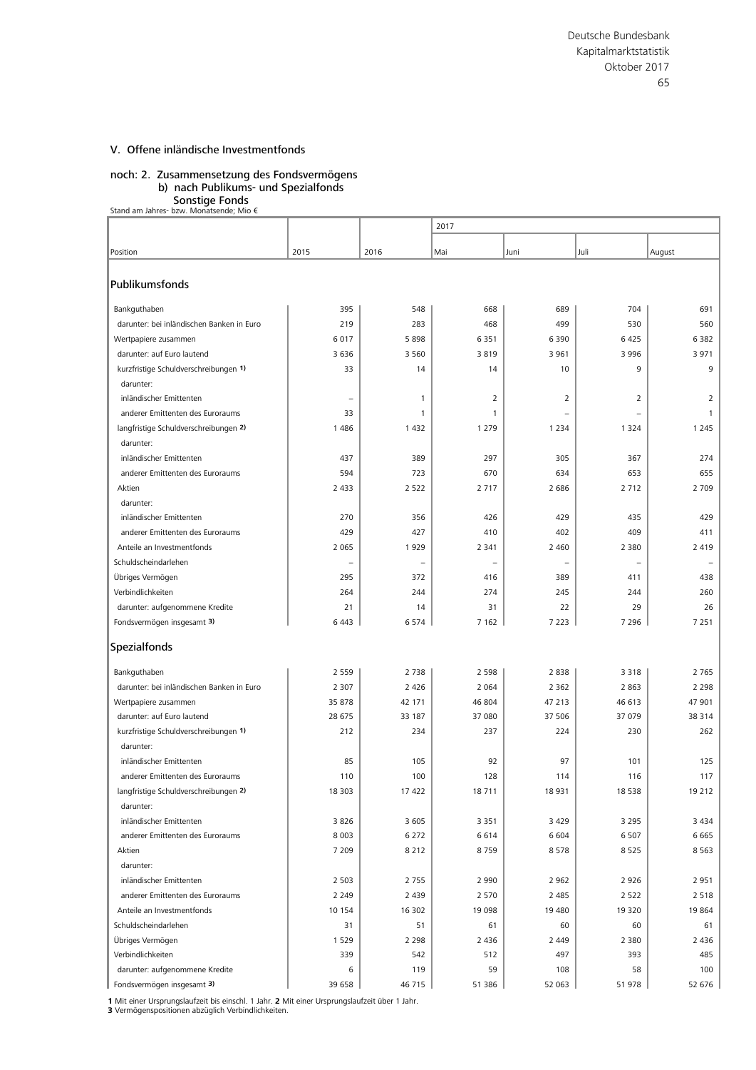## V. Offene inländische Investmentfonds

### noch: 2. Zusammensetzung des Fondsvermögens
#### b) nach Publikums- und Spezialfonds
#### Sonstige Fonds

Stand am Jahres- bzw. Monatsende; Mio €

| Position | 2015 | 2016 | 2017 Mai | Juni | Juli | August |
|---|---|---|---|---|---|---|
| **Publikumsfonds** | | | | | | |
| Bankguthaben | 395 | 548 | 668 | 689 | 704 | 691 |
| darunter: bei inländischen Banken in Euro | 219 | 283 | 468 | 499 | 530 | 560 |
| Wertpapiere zusammen | 6 017 | 5 898 | 6 351 | 6 390 | 6 425 | 6 382 |
| darunter: auf Euro lautend | 3 636 | 3 560 | 3 819 | 3 961 | 3 996 | 3 971 |
| kurzfristige Schuldverschreibungen 1) | 33 | 14 | 14 | 10 | 9 | 9 |
| darunter: | | | | | | |
| inländischer Emittenten | – | 1 | 2 | 2 | 2 | 2 |
| anderer Emittenten des Euroraums | 33 | 1 | 1 | – | – | 1 |
| langfristige Schuldverschreibungen 2) | 1 486 | 1 432 | 1 279 | 1 234 | 1 324 | 1 245 |
| darunter: | | | | | | |
| inländischer Emittenten | 437 | 389 | 297 | 305 | 367 | 274 |
| anderer Emittenten des Euroraums | 594 | 723 | 670 | 634 | 653 | 655 |
| Aktien | 2 433 | 2 522 | 2 717 | 2 686 | 2 712 | 2 709 |
| darunter: | | | | | | |
| inländischer Emittenten | 270 | 356 | 426 | 429 | 435 | 429 |
| anderer Emittenten des Euroraums | 429 | 427 | 410 | 402 | 409 | 411 |
| Anteile an Investmentfonds | 2 065 | 1 929 | 2 341 | 2 460 | 2 380 | 2 419 |
| Schuldscheindarlehen | – | – | – | – | – | – |
| Übriges Vermögen | 295 | 372 | 416 | 389 | 411 | 438 |
| Verbindlichkeiten | 264 | 244 | 274 | 245 | 244 | 260 |
| darunter: aufgenommene Kredite | 21 | 14 | 31 | 22 | 29 | 26 |
| Fondsvermögen insgesamt 3) | 6 443 | 6 574 | 7 162 | 7 223 | 7 296 | 7 251 |
| **Spezialfonds** | | | | | | |
| Bankguthaben | 2 559 | 2 738 | 2 598 | 2 838 | 3 318 | 2 765 |
| darunter: bei inländischen Banken in Euro | 2 307 | 2 426 | 2 064 | 2 362 | 2 863 | 2 298 |
| Wertpapiere zusammen | 35 878 | 42 171 | 46 804 | 47 213 | 46 613 | 47 901 |
| darunter: auf Euro lautend | 28 675 | 33 187 | 37 080 | 37 506 | 37 079 | 38 314 |
| kurzfristige Schuldverschreibungen 1) | 212 | 234 | 237 | 224 | 230 | 262 |
| darunter: | | | | | | |
| inländischer Emittenten | 85 | 105 | 92 | 97 | 101 | 125 |
| anderer Emittenten des Euroraums | 110 | 100 | 128 | 114 | 116 | 117 |
| langfristige Schuldverschreibungen 2) | 18 303 | 17 422 | 18 711 | 18 931 | 18 538 | 19 212 |
| darunter: | | | | | | |
| inländischer Emittenten | 3 826 | 3 605 | 3 351 | 3 429 | 3 295 | 3 434 |
| anderer Emittenten des Euroraums | 8 003 | 6 272 | 6 614 | 6 604 | 6 507 | 6 665 |
| Aktien | 7 209 | 8 212 | 8 759 | 8 578 | 8 525 | 8 563 |
| darunter: | | | | | | |
| inländischer Emittenten | 2 503 | 2 755 | 2 990 | 2 962 | 2 926 | 2 951 |
| anderer Emittenten des Euroraums | 2 249 | 2 439 | 2 570 | 2 485 | 2 522 | 2 518 |
| Anteile an Investmentfonds | 10 154 | 16 302 | 19 098 | 19 480 | 19 320 | 19 864 |
| Schuldscheindarlehen | 31 | 51 | 61 | 60 | 60 | 61 |
| Übriges Vermögen | 1 529 | 2 298 | 2 436 | 2 449 | 2 380 | 2 436 |
| Verbindlichkeiten | 339 | 542 | 512 | 497 | 393 | 485 |
| darunter: aufgenommene Kredite | 6 | 119 | 59 | 108 | 58 | 100 |
| Fondsvermögen insgesamt 3) | 39 658 | 46 715 | 51 386 | 52 063 | 51 978 | 52 676 |

**1** Mit einer Ursprungslaufzeit bis einschl. 1 Jahr. **2** Mit einer Ursprungslaufzeit über 1 Jahr.
**3** Vermögenspositionen abzüglich Verbindlichkeiten.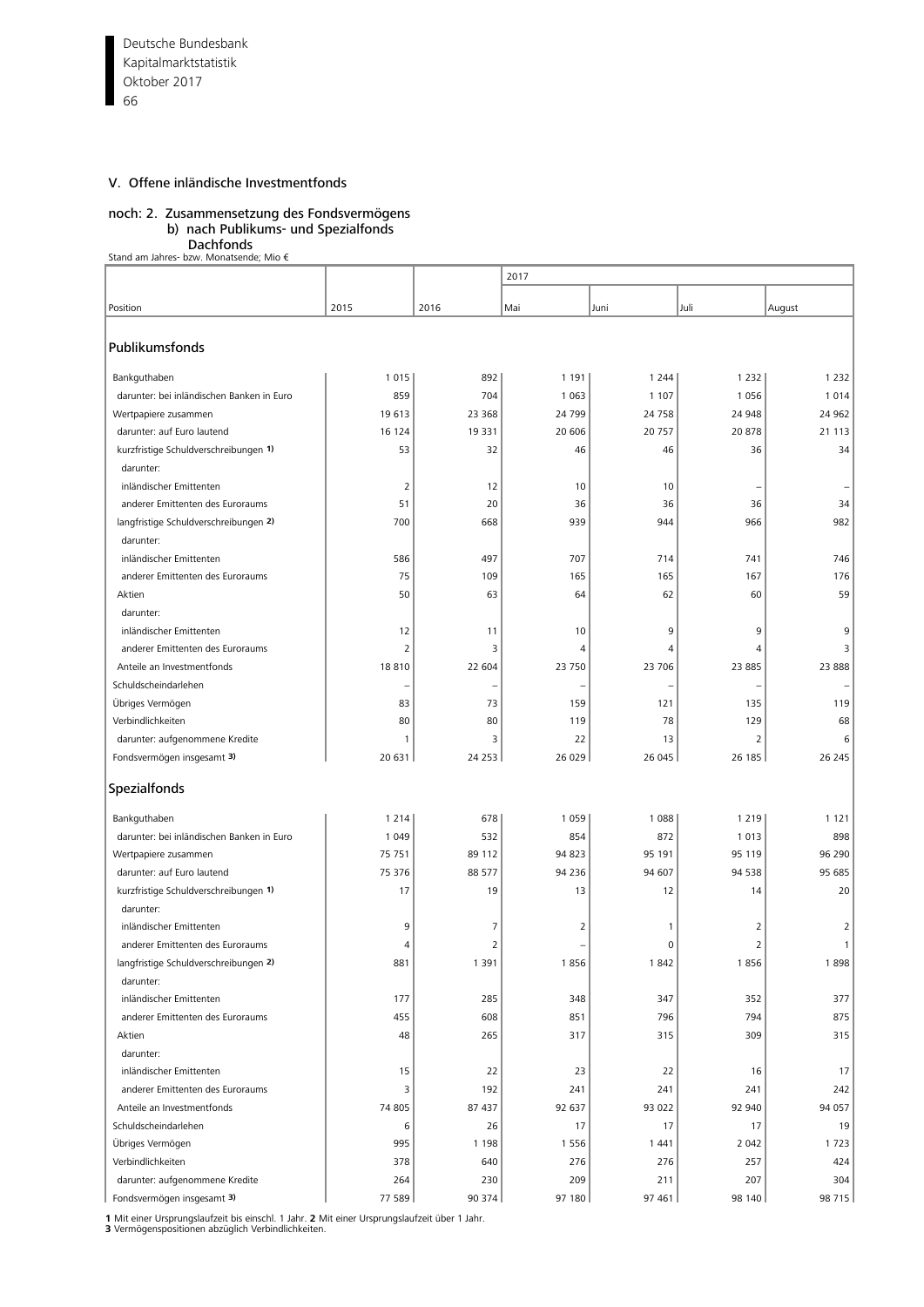## V. Offene inländische Investmentfonds

noch: 2. Zusammensetzung des Fondsvermögens
b) nach Publikums- und Spezialfonds
Dachfonds

Stand am Jahres- bzw. Monatsende; Mio €

| Position | 2015 | 2016 | 2017 Mai | Juni | Juli | August |
|---|---|---|---|---|---|---|
| **Publikumsfonds** | | | | | | |
| Bankguthaben | 1 015 | 892 | 1 191 | 1 244 | 1 232 | 1 232 |
| darunter: bei inländischen Banken in Euro | 859 | 704 | 1 063 | 1 107 | 1 056 | 1 014 |
| Wertpapiere zusammen | 19 613 | 23 368 | 24 799 | 24 758 | 24 948 | 24 962 |
| darunter: auf Euro lautend | 16 124 | 19 331 | 20 606 | 20 757 | 20 878 | 21 113 |
| kurzfristige Schuldverschreibungen 1) | 53 | 32 | 46 | 46 | 36 | 34 |
| darunter: | | | | | | |
| inländischer Emittenten | 2 | 12 | 10 | 10 | – | – |
| anderer Emittenten des Euroraums | 51 | 20 | 36 | 36 | 36 | 34 |
| langfristige Schuldverschreibungen 2) | 700 | 668 | 939 | 944 | 966 | 982 |
| darunter: | | | | | | |
| inländischer Emittenten | 586 | 497 | 707 | 714 | 741 | 746 |
| anderer Emittenten des Euroraums | 75 | 109 | 165 | 165 | 167 | 176 |
| Aktien | 50 | 63 | 64 | 62 | 60 | 59 |
| darunter: | | | | | | |
| inländischer Emittenten | 12 | 11 | 10 | 9 | 9 | 9 |
| anderer Emittenten des Euroraums | 2 | 3 | 4 | 4 | 4 | 3 |
| Anteile an Investmentfonds | 18 810 | 22 604 | 23 750 | 23 706 | 23 885 | 23 888 |
| Schuldscheindarlehen | – | – | – | – | – | – |
| Übriges Vermögen | 83 | 73 | 159 | 121 | 135 | 119 |
| Verbindlichkeiten | 80 | 80 | 119 | 78 | 129 | 68 |
| darunter: aufgenommene Kredite | 1 | 3 | 22 | 13 | 2 | 6 |
| Fondsvermögen insgesamt 3) | 20 631 | 24 253 | 26 029 | 26 045 | 26 185 | 26 245 |
| **Spezialfonds** | | | | | | |
| Bankguthaben | 1 214 | 678 | 1 059 | 1 088 | 1 219 | 1 121 |
| darunter: bei inländischen Banken in Euro | 1 049 | 532 | 854 | 872 | 1 013 | 898 |
| Wertpapiere zusammen | 75 751 | 89 112 | 94 823 | 95 191 | 95 119 | 96 290 |
| darunter: auf Euro lautend | 75 376 | 88 577 | 94 236 | 94 607 | 94 538 | 95 685 |
| kurzfristige Schuldverschreibungen 1) | 17 | 19 | 13 | 12 | 14 | 20 |
| darunter: | | | | | | |
| inländischer Emittenten | 9 | 7 | 2 | 1 | 2 | 2 |
| anderer Emittenten des Euroraums | 4 | 2 | – | 0 | 2 | 1 |
| langfristige Schuldverschreibungen 2) | 881 | 1 391 | 1 856 | 1 842 | 1 856 | 1 898 |
| darunter: | | | | | | |
| inländischer Emittenten | 177 | 285 | 348 | 347 | 352 | 377 |
| anderer Emittenten des Euroraums | 455 | 608 | 851 | 796 | 794 | 875 |
| Aktien | 48 | 265 | 317 | 315 | 309 | 315 |
| darunter: | | | | | | |
| inländischer Emittenten | 15 | 22 | 23 | 22 | 16 | 17 |
| anderer Emittenten des Euroraums | 3 | 192 | 241 | 241 | 241 | 242 |
| Anteile an Investmentfonds | 74 805 | 87 437 | 92 637 | 93 022 | 92 940 | 94 057 |
| Schuldscheindarlehen | 6 | 26 | 17 | 17 | 17 | 19 |
| Übriges Vermögen | 995 | 1 198 | 1 556 | 1 441 | 2 042 | 1 723 |
| Verbindlichkeiten | 378 | 640 | 276 | 276 | 257 | 424 |
| darunter: aufgenommene Kredite | 264 | 230 | 209 | 211 | 207 | 304 |
| Fondsvermögen insgesamt 3) | 77 589 | 90 374 | 97 180 | 97 461 | 98 140 | 98 715 |

**1** Mit einer Ursprungslaufzeit bis einschl. 1 Jahr. **2** Mit einer Ursprungslaufzeit über 1 Jahr.
**3** Vermögenspositionen abzüglich Verbindlichkeiten.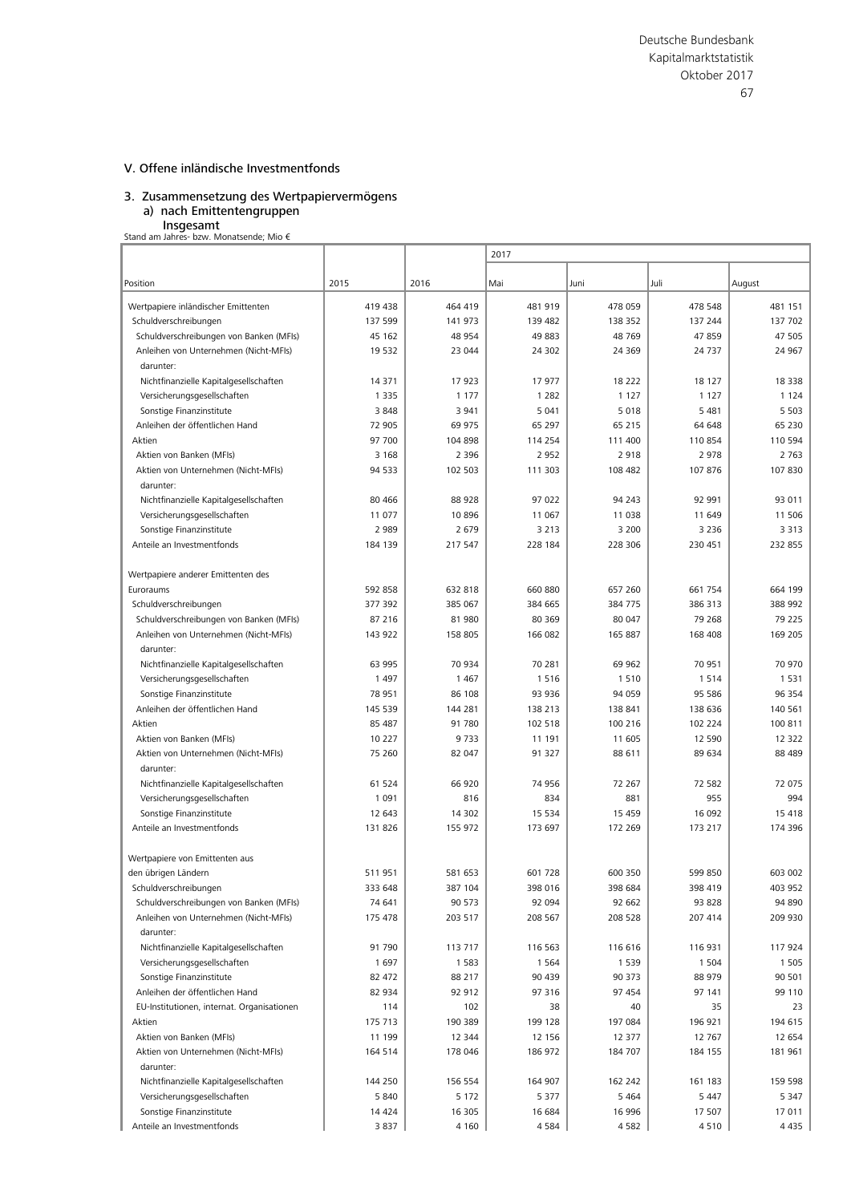## V. Offene inländische Investmentfonds

### 3. Zusammensetzung des Wertpapiervermögens

#### a) nach Emittentengruppen

**Insgesamt**

Stand am Jahres- bzw. Monatsende; Mio €

| Position | 2015 | 2016 | 2017 Mai | Juni | Juli | August |
|---|---|---|---|---|---|---|
| Wertpapiere inländischer Emittenten | 419 438 | 464 419 | 481 919 | 478 059 | 478 548 | 481 151 |
| Schuldverschreibungen | 137 599 | 141 973 | 139 482 | 138 352 | 137 244 | 137 702 |
| Schuldverschreibungen von Banken (MFIs) | 45 162 | 48 954 | 49 883 | 48 769 | 47 859 | 47 505 |
| Anleihen von Unternehmen (Nicht-MFIs) | 19 532 | 23 044 | 24 302 | 24 369 | 24 737 | 24 967 |
| darunter: | | | | | | |
| Nichtfinanzielle Kapitalgesellschaften | 14 371 | 17 923 | 17 977 | 18 222 | 18 127 | 18 338 |
| Versicherungsgesellschaften | 1 335 | 1 177 | 1 282 | 1 127 | 1 127 | 1 124 |
| Sonstige Finanzinstitute | 3 848 | 3 941 | 5 041 | 5 018 | 5 481 | 5 503 |
| Anleihen der öffentlichen Hand | 72 905 | 69 975 | 65 297 | 65 215 | 64 648 | 65 230 |
| Aktien | 97 700 | 104 898 | 114 254 | 111 400 | 110 854 | 110 594 |
| Aktien von Banken (MFIs) | 3 168 | 2 396 | 2 952 | 2 918 | 2 978 | 2 763 |
| Aktien von Unternehmen (Nicht-MFIs) | 94 533 | 102 503 | 111 303 | 108 482 | 107 876 | 107 830 |
| darunter: | | | | | | |
| Nichtfinanzielle Kapitalgesellschaften | 80 466 | 88 928 | 97 022 | 94 243 | 92 991 | 93 011 |
| Versicherungsgesellschaften | 11 077 | 10 896 | 11 067 | 11 038 | 11 649 | 11 506 |
| Sonstige Finanzinstitute | 2 989 | 2 679 | 3 213 | 3 200 | 3 236 | 3 313 |
| Anteile an Investmentfonds | 184 139 | 217 547 | 228 184 | 228 306 | 230 451 | 232 855 |
| Wertpapiere anderer Emittenten des Euroraums | 592 858 | 632 818 | 660 880 | 657 260 | 661 754 | 664 199 |
| Schuldverschreibungen | 377 392 | 385 067 | 384 665 | 384 775 | 386 313 | 388 992 |
| Schuldverschreibungen von Banken (MFIs) | 87 216 | 81 980 | 80 369 | 80 047 | 79 268 | 79 225 |
| Anleihen von Unternehmen (Nicht-MFIs) | 143 922 | 158 805 | 166 082 | 165 887 | 168 408 | 169 205 |
| darunter: | | | | | | |
| Nichtfinanzielle Kapitalgesellschaften | 63 995 | 70 934 | 70 281 | 69 962 | 70 951 | 70 970 |
| Versicherungsgesellschaften | 1 497 | 1 467 | 1 516 | 1 510 | 1 514 | 1 531 |
| Sonstige Finanzinstitute | 78 951 | 86 108 | 93 936 | 94 059 | 95 586 | 96 354 |
| Anleihen der öffentlichen Hand | 145 539 | 144 281 | 138 213 | 138 841 | 138 636 | 140 561 |
| Aktien | 85 487 | 91 780 | 102 518 | 100 216 | 102 224 | 100 811 |
| Aktien von Banken (MFIs) | 10 227 | 9 733 | 11 191 | 11 605 | 12 590 | 12 322 |
| Aktien von Unternehmen (Nicht-MFIs) | 75 260 | 82 047 | 91 327 | 88 611 | 89 634 | 88 489 |
| darunter: | | | | | | |
| Nichtfinanzielle Kapitalgesellschaften | 61 524 | 66 920 | 74 956 | 72 267 | 72 582 | 72 075 |
| Versicherungsgesellschaften | 1 091 | 816 | 834 | 881 | 955 | 994 |
| Sonstige Finanzinstitute | 12 643 | 14 302 | 15 534 | 15 459 | 16 092 | 15 418 |
| Anteile an Investmentfonds | 131 826 | 155 972 | 173 697 | 172 269 | 173 217 | 174 396 |
| Wertpapiere von Emittenten aus den übrigen Ländern | 511 951 | 581 653 | 601 728 | 600 350 | 599 850 | 603 002 |
| Schuldverschreibungen | 333 648 | 387 104 | 398 016 | 398 684 | 398 419 | 403 952 |
| Schuldverschreibungen von Banken (MFIs) | 74 641 | 90 573 | 92 094 | 92 662 | 93 828 | 94 890 |
| Anleihen von Unternehmen (Nicht-MFIs) | 175 478 | 203 517 | 208 567 | 208 528 | 207 414 | 209 930 |
| darunter: | | | | | | |
| Nichtfinanzielle Kapitalgesellschaften | 91 790 | 113 717 | 116 563 | 116 616 | 116 931 | 117 924 |
| Versicherungsgesellschaften | 1 697 | 1 583 | 1 564 | 1 539 | 1 504 | 1 505 |
| Sonstige Finanzinstitute | 82 472 | 88 217 | 90 439 | 90 373 | 88 979 | 90 501 |
| Anleihen der öffentlichen Hand | 82 934 | 92 912 | 97 316 | 97 454 | 97 141 | 99 110 |
| EU-Institutionen, internat. Organisationen | 114 | 102 | 38 | 40 | 35 | 23 |
| Aktien | 175 713 | 190 389 | 199 128 | 197 084 | 196 921 | 194 615 |
| Aktien von Banken (MFIs) | 11 199 | 12 344 | 12 156 | 12 377 | 12 767 | 12 654 |
| Aktien von Unternehmen (Nicht-MFIs) | 164 514 | 178 046 | 186 972 | 184 707 | 184 155 | 181 961 |
| darunter: | | | | | | |
| Nichtfinanzielle Kapitalgesellschaften | 144 250 | 156 554 | 164 907 | 162 242 | 161 183 | 159 598 |
| Versicherungsgesellschaften | 5 840 | 5 172 | 5 377 | 5 464 | 5 447 | 5 347 |
| Sonstige Finanzinstitute | 14 424 | 16 305 | 16 684 | 16 996 | 17 507 | 17 011 |
| Anteile an Investmentfonds | 3 837 | 4 160 | 4 584 | 4 582 | 4 510 | 4 435 |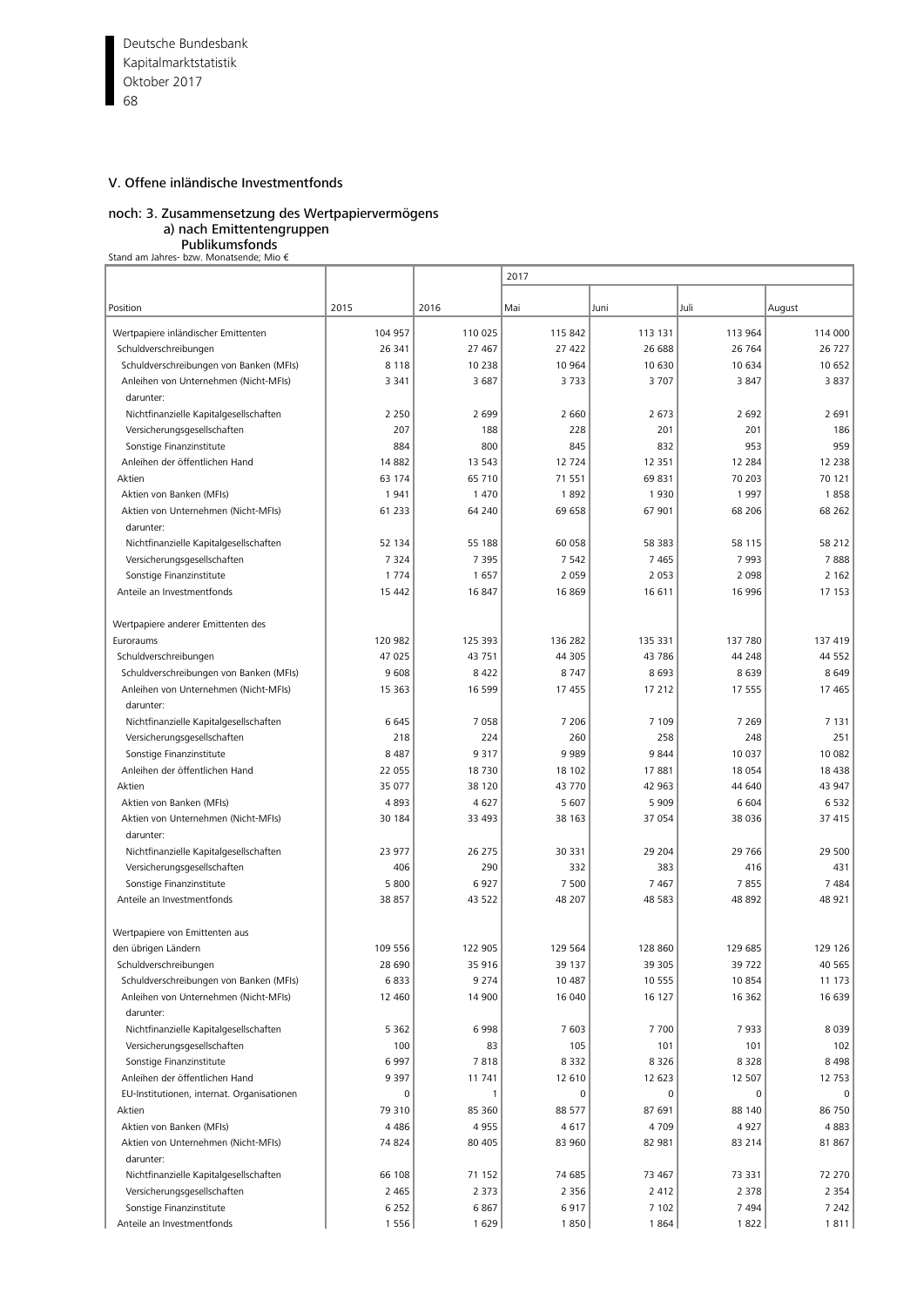## V. Offene inländische Investmentfonds

### noch: 3. Zusammensetzung des Wertpapiervermögens
#### a) nach Emittentengruppen
**Publikumsfonds**

Stand am Jahres- bzw. Monatsende; Mio €

| Position | 2015 | 2016 | 2017 | | | |
|---|---|---|---|---|---|---|
| | | | Mai | Juni | Juli | August |
| Wertpapiere inländischer Emittenten | 104 957 | 110 025 | 115 842 | 113 131 | 113 964 | 114 000 |
| Schuldverschreibungen | 26 341 | 27 467 | 27 422 | 26 688 | 26 764 | 26 727 |
| Schuldverschreibungen von Banken (MFIs) | 8 118 | 10 238 | 10 964 | 10 630 | 10 634 | 10 652 |
| Anleihen von Unternehmen (Nicht-MFIs) | 3 341 | 3 687 | 3 733 | 3 707 | 3 847 | 3 837 |
| darunter: | | | | | | |
| Nichtfinanzielle Kapitalgesellschaften | 2 250 | 2 699 | 2 660 | 2 673 | 2 692 | 2 691 |
| Versicherungsgesellschaften | 207 | 188 | 228 | 201 | 201 | 186 |
| Sonstige Finanzinstitute | 884 | 800 | 845 | 832 | 953 | 959 |
| Anleihen der öffentlichen Hand | 14 882 | 13 543 | 12 724 | 12 351 | 12 284 | 12 238 |
| Aktien | 63 174 | 65 710 | 71 551 | 69 831 | 70 203 | 70 121 |
| Aktien von Banken (MFIs) | 1 941 | 1 470 | 1 892 | 1 930 | 1 997 | 1 858 |
| Aktien von Unternehmen (Nicht-MFIs) | 61 233 | 64 240 | 69 658 | 67 901 | 68 206 | 68 262 |
| darunter: | | | | | | |
| Nichtfinanzielle Kapitalgesellschaften | 52 134 | 55 188 | 60 058 | 58 383 | 58 115 | 58 212 |
| Versicherungsgesellschaften | 7 324 | 7 395 | 7 542 | 7 465 | 7 993 | 7 888 |
| Sonstige Finanzinstitute | 1 774 | 1 657 | 2 059 | 2 053 | 2 098 | 2 162 |
| Anteile an Investmentfonds | 15 442 | 16 847 | 16 869 | 16 611 | 16 996 | 17 153 |
| | | | | | | |
| Wertpapiere anderer Emittenten des Euroraums | 120 982 | 125 393 | 136 282 | 135 331 | 137 780 | 137 419 |
| Schuldverschreibungen | 47 025 | 43 751 | 44 305 | 43 786 | 44 248 | 44 552 |
| Schuldverschreibungen von Banken (MFIs) | 9 608 | 8 422 | 8 747 | 8 693 | 8 639 | 8 649 |
| Anleihen von Unternehmen (Nicht-MFIs) | 15 363 | 16 599 | 17 455 | 17 212 | 17 555 | 17 465 |
| darunter: | | | | | | |
| Nichtfinanzielle Kapitalgesellschaften | 6 645 | 7 058 | 7 206 | 7 109 | 7 269 | 7 131 |
| Versicherungsgesellschaften | 218 | 224 | 260 | 258 | 248 | 251 |
| Sonstige Finanzinstitute | 8 487 | 9 317 | 9 989 | 9 844 | 10 037 | 10 082 |
| Anleihen der öffentlichen Hand | 22 055 | 18 730 | 18 102 | 17 881 | 18 054 | 18 438 |
| Aktien | 35 077 | 38 120 | 43 770 | 42 963 | 44 640 | 43 947 |
| Aktien von Banken (MFIs) | 4 893 | 4 627 | 5 607 | 5 909 | 6 604 | 6 532 |
| Aktien von Unternehmen (Nicht-MFIs) | 30 184 | 33 493 | 38 163 | 37 054 | 38 036 | 37 415 |
| darunter: | | | | | | |
| Nichtfinanzielle Kapitalgesellschaften | 23 977 | 26 275 | 30 331 | 29 204 | 29 766 | 29 500 |
| Versicherungsgesellschaften | 406 | 290 | 332 | 383 | 416 | 431 |
| Sonstige Finanzinstitute | 5 800 | 6 927 | 7 500 | 7 467 | 7 855 | 7 484 |
| Anteile an Investmentfonds | 38 857 | 43 522 | 48 207 | 48 583 | 48 892 | 48 921 |
| | | | | | | |
| Wertpapiere von Emittenten aus den übrigen Ländern | 109 556 | 122 905 | 129 564 | 128 860 | 129 685 | 129 126 |
| Schuldverschreibungen | 28 690 | 35 916 | 39 137 | 39 305 | 39 722 | 40 565 |
| Schuldverschreibungen von Banken (MFIs) | 6 833 | 9 274 | 10 487 | 10 555 | 10 854 | 11 173 |
| Anleihen von Unternehmen (Nicht-MFIs) | 12 460 | 14 900 | 16 040 | 16 127 | 16 362 | 16 639 |
| darunter: | | | | | | |
| Nichtfinanzielle Kapitalgesellschaften | 5 362 | 6 998 | 7 603 | 7 700 | 7 933 | 8 039 |
| Versicherungsgesellschaften | 100 | 83 | 105 | 101 | 101 | 102 |
| Sonstige Finanzinstitute | 6 997 | 7 818 | 8 332 | 8 326 | 8 328 | 8 498 |
| Anleihen der öffentlichen Hand | 9 397 | 11 741 | 12 610 | 12 623 | 12 507 | 12 753 |
| EU-Institutionen, internat. Organisationen | 0 | 1 | 0 | 0 | 0 | 0 |
| Aktien | 79 310 | 85 360 | 88 577 | 87 691 | 88 140 | 86 750 |
| Aktien von Banken (MFIs) | 4 486 | 4 955 | 4 617 | 4 709 | 4 927 | 4 883 |
| Aktien von Unternehmen (Nicht-MFIs) | 74 824 | 80 405 | 83 960 | 82 981 | 83 214 | 81 867 |
| darunter: | | | | | | |
| Nichtfinanzielle Kapitalgesellschaften | 66 108 | 71 152 | 74 685 | 73 467 | 73 331 | 72 270 |
| Versicherungsgesellschaften | 2 465 | 2 373 | 2 356 | 2 412 | 2 378 | 2 354 |
| Sonstige Finanzinstitute | 6 252 | 6 867 | 6 917 | 7 102 | 7 494 | 7 242 |
| Anteile an Investmentfonds | 1 556 | 1 629 | 1 850 | 1 864 | 1 822 | 1 811 |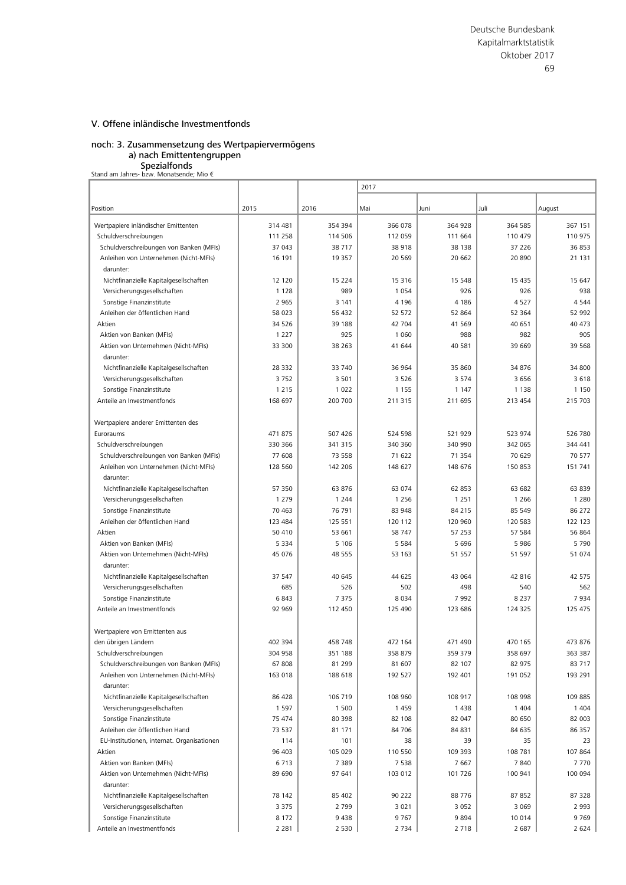## V. Offene inländische Investmentfonds

### noch: 3. Zusammensetzung des Wertpapiervermögens
#### a) nach Emittentengruppen
##### Spezialfonds

Stand am Jahres- bzw. Monatsende; Mio €

| Position | 2015 | 2016 | 2017 | | | |
|---|---|---|---|---|---|---|
| | | | Mai | Juni | Juli | August |
| Wertpapiere inländischer Emittenten | 314 481 | 354 394 | 366 078 | 364 928 | 364 585 | 367 151 |
| Schuldverschreibungen | 111 258 | 114 506 | 112 059 | 111 664 | 110 479 | 110 975 |
| Schuldverschreibungen von Banken (MFIs) | 37 043 | 38 717 | 38 918 | 38 138 | 37 226 | 36 853 |
| Anleihen von Unternehmen (Nicht-MFIs) | 16 191 | 19 357 | 20 569 | 20 662 | 20 890 | 21 131 |
| darunter: | | | | | | |
| Nichtfinanzielle Kapitalgesellschaften | 12 120 | 15 224 | 15 316 | 15 548 | 15 435 | 15 647 |
| Versicherungsgesellschaften | 1 128 | 989 | 1 054 | 926 | 926 | 938 |
| Sonstige Finanzinstitute | 2 965 | 3 141 | 4 196 | 4 186 | 4 527 | 4 544 |
| Anleihen der öffentlichen Hand | 58 023 | 56 432 | 52 572 | 52 864 | 52 364 | 52 992 |
| Aktien | 34 526 | 39 188 | 42 704 | 41 569 | 40 651 | 40 473 |
| Aktien von Banken (MFIs) | 1 227 | 925 | 1 060 | 988 | 982 | 905 |
| Aktien von Unternehmen (Nicht-MFIs) | 33 300 | 38 263 | 41 644 | 40 581 | 39 669 | 39 568 |
| darunter: | | | | | | |
| Nichtfinanzielle Kapitalgesellschaften | 28 332 | 33 740 | 36 964 | 35 860 | 34 876 | 34 800 |
| Versicherungsgesellschaften | 3 752 | 3 501 | 3 526 | 3 574 | 3 656 | 3 618 |
| Sonstige Finanzinstitute | 1 215 | 1 022 | 1 155 | 1 147 | 1 138 | 1 150 |
| Anteile an Investmentfonds | 168 697 | 200 700 | 211 315 | 211 695 | 213 454 | 215 703 |
| | | | | | | |
| Wertpapiere anderer Emittenten des Euroraums | 471 875 | 507 426 | 524 598 | 521 929 | 523 974 | 526 780 |
| Schuldverschreibungen | 330 366 | 341 315 | 340 360 | 340 990 | 342 065 | 344 441 |
| Schuldverschreibungen von Banken (MFIs) | 77 608 | 73 558 | 71 622 | 71 354 | 70 629 | 70 577 |
| Anleihen von Unternehmen (Nicht-MFIs) | 128 560 | 142 206 | 148 627 | 148 676 | 150 853 | 151 741 |
| darunter: | | | | | | |
| Nichtfinanzielle Kapitalgesellschaften | 57 350 | 63 876 | 63 074 | 62 853 | 63 682 | 63 839 |
| Versicherungsgesellschaften | 1 279 | 1 244 | 1 256 | 1 251 | 1 266 | 1 280 |
| Sonstige Finanzinstitute | 70 463 | 76 791 | 83 948 | 84 215 | 85 549 | 86 272 |
| Anleihen der öffentlichen Hand | 123 484 | 125 551 | 120 112 | 120 960 | 120 583 | 122 123 |
| Aktien | 50 410 | 53 661 | 58 747 | 57 253 | 57 584 | 56 864 |
| Aktien von Banken (MFIs) | 5 334 | 5 106 | 5 584 | 5 696 | 5 986 | 5 790 |
| Aktien von Unternehmen (Nicht-MFIs) | 45 076 | 48 555 | 53 163 | 51 557 | 51 597 | 51 074 |
| darunter: | | | | | | |
| Nichtfinanzielle Kapitalgesellschaften | 37 547 | 40 645 | 44 625 | 43 064 | 42 816 | 42 575 |
| Versicherungsgesellschaften | 685 | 526 | 502 | 498 | 540 | 562 |
| Sonstige Finanzinstitute | 6 843 | 7 375 | 8 034 | 7 992 | 8 237 | 7 934 |
| Anteile an Investmentfonds | 92 969 | 112 450 | 125 490 | 123 686 | 124 325 | 125 475 |
| | | | | | | |
| Wertpapiere von Emittenten aus den übrigen Ländern | 402 394 | 458 748 | 472 164 | 471 490 | 470 165 | 473 876 |
| Schuldverschreibungen | 304 958 | 351 188 | 358 879 | 359 379 | 358 697 | 363 387 |
| Schuldverschreibungen von Banken (MFIs) | 67 808 | 81 299 | 81 607 | 82 107 | 82 975 | 83 717 |
| Anleihen von Unternehmen (Nicht-MFIs) | 163 018 | 188 618 | 192 527 | 192 401 | 191 052 | 193 291 |
| darunter: | | | | | | |
| Nichtfinanzielle Kapitalgesellschaften | 86 428 | 106 719 | 108 960 | 108 917 | 108 998 | 109 885 |
| Versicherungsgesellschaften | 1 597 | 1 500 | 1 459 | 1 438 | 1 404 | 1 404 |
| Sonstige Finanzinstitute | 75 474 | 80 398 | 82 108 | 82 047 | 80 650 | 82 003 |
| Anleihen der öffentlichen Hand | 73 537 | 81 171 | 84 706 | 84 831 | 84 635 | 86 357 |
| EU-Institutionen, internat. Organisationen | 114 | 101 | 38 | 39 | 35 | 23 |
| Aktien | 96 403 | 105 029 | 110 550 | 109 393 | 108 781 | 107 864 |
| Aktien von Banken (MFIs) | 6 713 | 7 389 | 7 538 | 7 667 | 7 840 | 7 770 |
| Aktien von Unternehmen (Nicht-MFIs) | 89 690 | 97 641 | 103 012 | 101 726 | 100 941 | 100 094 |
| darunter: | | | | | | |
| Nichtfinanzielle Kapitalgesellschaften | 78 142 | 85 402 | 90 222 | 88 776 | 87 852 | 87 328 |
| Versicherungsgesellschaften | 3 375 | 2 799 | 3 021 | 3 052 | 3 069 | 2 993 |
| Sonstige Finanzinstitute | 8 172 | 9 438 | 9 767 | 9 894 | 10 014 | 9 769 |
| Anteile an Investmentfonds | 2 281 | 2 530 | 2 734 | 2 718 | 2 687 | 2 624 |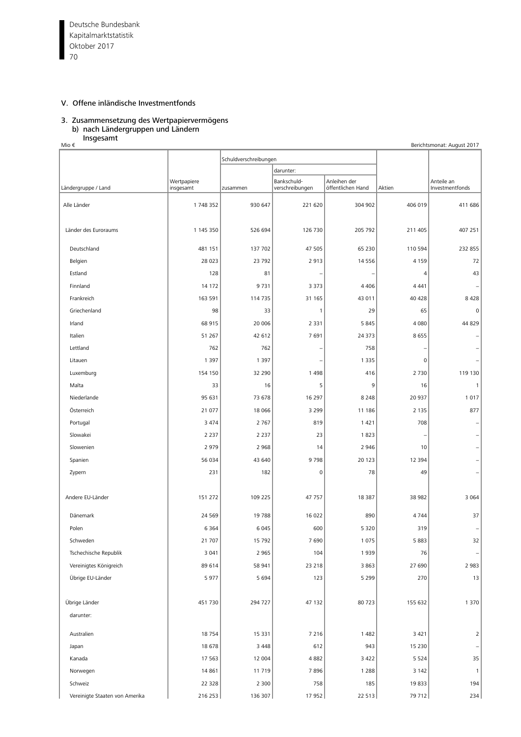## V. Offene inländische Investmentfonds

### 3. Zusammensetzung des Wertpapiervermögens
#### b) nach Ländergruppen und Ländern
#### Insgesamt

Mio € — Berichtsmonat: August 2017

| Ländergruppe / Land | Wertpapiere insgesamt | Schuldverschreibungen | | | Aktien | Anteile an Investmentfonds |
|---|---|---|---|---|---|---|
| | | zusammen | darunter: Bankschuld-verschreibungen | darunter: Anleihen der öffentlichen Hand | | |
| Alle Länder | 1 748 352 | 930 647 | 221 620 | 304 902 | 406 019 | 411 686 |
| Länder des Euroraums | 1 145 350 | 526 694 | 126 730 | 205 792 | 211 405 | 407 251 |
| Deutschland | 481 151 | 137 702 | 47 505 | 65 230 | 110 594 | 232 855 |
| Belgien | 28 023 | 23 792 | 2 913 | 14 556 | 4 159 | 72 |
| Estland | 128 | 81 | – | – | 4 | 43 |
| Finnland | 14 172 | 9 731 | 3 373 | 4 406 | 4 441 | – |
| Frankreich | 163 591 | 114 735 | 31 165 | 43 011 | 40 428 | 8 428 |
| Griechenland | 98 | 33 | 1 | 29 | 65 | 0 |
| Irland | 68 915 | 20 006 | 2 331 | 5 845 | 4 080 | 44 829 |
| Italien | 51 267 | 42 612 | 7 691 | 24 373 | 8 655 | – |
| Lettland | 762 | 762 | – | 758 | – | – |
| Litauen | 1 397 | 1 397 | – | 1 335 | 0 | – |
| Luxemburg | 154 150 | 32 290 | 1 498 | 416 | 2 730 | 119 130 |
| Malta | 33 | 16 | 5 | 9 | 16 | 1 |
| Niederlande | 95 631 | 73 678 | 16 297 | 8 248 | 20 937 | 1 017 |
| Österreich | 21 077 | 18 066 | 3 299 | 11 186 | 2 135 | 877 |
| Portugal | 3 474 | 2 767 | 819 | 1 421 | 708 | – |
| Slowakei | 2 237 | 2 237 | 23 | 1 823 | – | – |
| Slowenien | 2 979 | 2 968 | 14 | 2 946 | 10 | – |
| Spanien | 56 034 | 43 640 | 9 798 | 20 123 | 12 394 | – |
| Zypern | 231 | 182 | 0 | 78 | 49 | – |
| Andere EU-Länder | 151 272 | 109 225 | 47 757 | 18 387 | 38 982 | 3 064 |
| Dänemark | 24 569 | 19 788 | 16 022 | 890 | 4 744 | 37 |
| Polen | 6 364 | 6 045 | 600 | 5 320 | 319 | – |
| Schweden | 21 707 | 15 792 | 7 690 | 1 075 | 5 883 | 32 |
| Tschechische Republik | 3 041 | 2 965 | 104 | 1 939 | 76 | – |
| Vereinigtes Königreich | 89 614 | 58 941 | 23 218 | 3 863 | 27 690 | 2 983 |
| Übrige EU-Länder | 5 977 | 5 694 | 123 | 5 299 | 270 | 13 |
| Übrige Länder | 451 730 | 294 727 | 47 132 | 80 723 | 155 632 | 1 370 |
| darunter: | | | | | | |
| Australien | 18 754 | 15 331 | 7 216 | 1 482 | 3 421 | 2 |
| Japan | 18 678 | 3 448 | 612 | 943 | 15 230 | – |
| Kanada | 17 563 | 12 004 | 4 882 | 3 422 | 5 524 | 35 |
| Norwegen | 14 861 | 11 719 | 7 896 | 1 288 | 3 142 | 1 |
| Schweiz | 22 328 | 2 300 | 758 | 185 | 19 833 | 194 |
| Vereinigte Staaten von Amerika | 216 253 | 136 307 | 17 952 | 22 513 | 79 712 | 234 |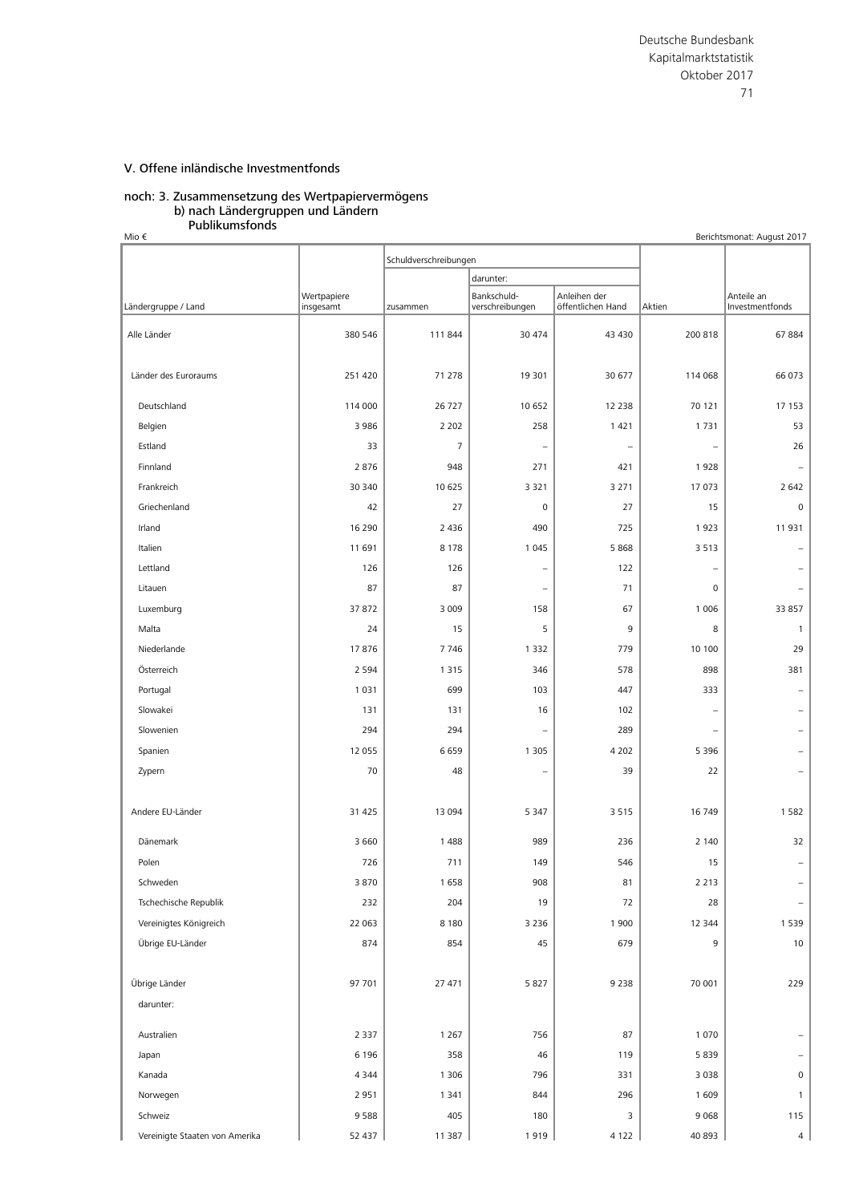## V. Offene inländische Investmentfonds

### noch: 3. Zusammensetzung des Wertpapiervermögens
#### b) nach Ländergruppen und Ländern
#### Publikumsfonds

Mio €  Berichtsmonat: August 2017

| Ländergruppe / Land | Wertpapiere insgesamt | Schuldverschreibungen | | | Aktien | Anteile an Investmentfonds |
|---|---|---|---|---|---|---|
| | | zusammen | darunter: Bankschuld-verschreibungen | darunter: Anleihen der öffentlichen Hand | | |
| Alle Länder | 380 546 | 111 844 | 30 474 | 43 430 | 200 818 | 67 884 |
| Länder des Euroraums | 251 420 | 71 278 | 19 301 | 30 677 | 114 068 | 66 073 |
| Deutschland | 114 000 | 26 727 | 10 652 | 12 238 | 70 121 | 17 153 |
| Belgien | 3 986 | 2 202 | 258 | 1 421 | 1 731 | 53 |
| Estland | 33 | 7 | – | – | – | 26 |
| Finnland | 2 876 | 948 | 271 | 421 | 1 928 | – |
| Frankreich | 30 340 | 10 625 | 3 321 | 3 271 | 17 073 | 2 642 |
| Griechenland | 42 | 27 | 0 | 27 | 15 | 0 |
| Irland | 16 290 | 2 436 | 490 | 725 | 1 923 | 11 931 |
| Italien | 11 691 | 8 178 | 1 045 | 5 868 | 3 513 | – |
| Lettland | 126 | 126 | – | 122 | – | – |
| Litauen | 87 | 87 | – | 71 | 0 | – |
| Luxemburg | 37 872 | 3 009 | 158 | 67 | 1 006 | 33 857 |
| Malta | 24 | 15 | 5 | 9 | 8 | 1 |
| Niederlande | 17 876 | 7 746 | 1 332 | 779 | 10 100 | 29 |
| Österreich | 2 594 | 1 315 | 346 | 578 | 898 | 381 |
| Portugal | 1 031 | 699 | 103 | 447 | 333 | – |
| Slowakei | 131 | 131 | 16 | 102 | – | – |
| Slowenien | 294 | 294 | – | 289 | – | – |
| Spanien | 12 055 | 6 659 | 1 305 | 4 202 | 5 396 | – |
| Zypern | 70 | 48 | – | 39 | 22 | – |
| Andere EU-Länder | 31 425 | 13 094 | 5 347 | 3 515 | 16 749 | 1 582 |
| Dänemark | 3 660 | 1 488 | 989 | 236 | 2 140 | 32 |
| Polen | 726 | 711 | 149 | 546 | 15 | – |
| Schweden | 3 870 | 1 658 | 908 | 81 | 2 213 | – |
| Tschechische Republik | 232 | 204 | 19 | 72 | 28 | – |
| Vereinigtes Königreich | 22 063 | 8 180 | 3 236 | 1 900 | 12 344 | 1 539 |
| Übrige EU-Länder | 874 | 854 | 45 | 679 | 9 | 10 |
| Übrige Länder | 97 701 | 27 471 | 5 827 | 9 238 | 70 001 | 229 |
| darunter: | | | | | | |
| Australien | 2 337 | 1 267 | 756 | 87 | 1 070 | – |
| Japan | 6 196 | 358 | 46 | 119 | 5 839 | – |
| Kanada | 4 344 | 1 306 | 796 | 331 | 3 038 | 0 |
| Norwegen | 2 951 | 1 341 | 844 | 296 | 1 609 | 1 |
| Schweiz | 9 588 | 405 | 180 | 3 | 9 068 | 115 |
| Vereinigte Staaten von Amerika | 52 437 | 11 387 | 1 919 | 4 122 | 40 893 | 4 |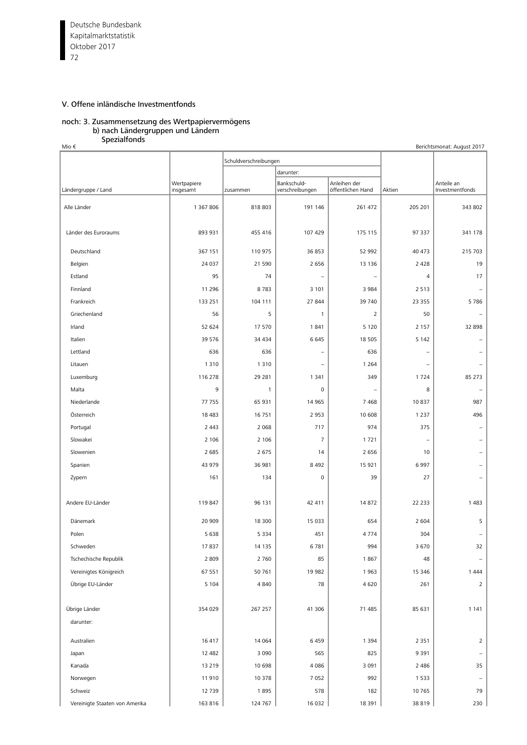## V. Offene inländische Investmentfonds

### noch: 3. Zusammensetzung des Wertpapiervermögens
#### b) nach Ländergruppen und Ländern
#### Spezialfonds

Mio €

Berichtsmonat: August 2017

| Ländergruppe / Land | Wertpapiere insgesamt | Schuldverschreibungen | | | Aktien | Anteile an Investmentfonds |
|---|---|---|---|---|---|---|
| | | zusammen | darunter: Bankschuldverschreibungen | darunter: Anleihen der öffentlichen Hand | | |
| Alle Länder | 1 367 806 | 818 803 | 191 146 | 261 472 | 205 201 | 343 802 |
| Länder des Euroraums | 893 931 | 455 416 | 107 429 | 175 115 | 97 337 | 341 178 |
| Deutschland | 367 151 | 110 975 | 36 853 | 52 992 | 40 473 | 215 703 |
| Belgien | 24 037 | 21 590 | 2 656 | 13 136 | 2 428 | 19 |
| Estland | 95 | 74 | – | – | 4 | 17 |
| Finnland | 11 296 | 8 783 | 3 101 | 3 984 | 2 513 | – |
| Frankreich | 133 251 | 104 111 | 27 844 | 39 740 | 23 355 | 5 786 |
| Griechenland | 56 | 5 | 1 | 2 | 50 | – |
| Irland | 52 624 | 17 570 | 1 841 | 5 120 | 2 157 | 32 898 |
| Italien | 39 576 | 34 434 | 6 645 | 18 505 | 5 142 | – |
| Lettland | 636 | 636 | – | 636 | – | – |
| Litauen | 1 310 | 1 310 | – | 1 264 | – | – |
| Luxemburg | 116 278 | 29 281 | 1 341 | 349 | 1 724 | 85 273 |
| Malta | 9 | 1 | 0 | – | 8 | – |
| Niederlande | 77 755 | 65 931 | 14 965 | 7 468 | 10 837 | 987 |
| Österreich | 18 483 | 16 751 | 2 953 | 10 608 | 1 237 | 496 |
| Portugal | 2 443 | 2 068 | 717 | 974 | 375 | – |
| Slowakei | 2 106 | 2 106 | 7 | 1 721 | – | – |
| Slowenien | 2 685 | 2 675 | 14 | 2 656 | 10 | – |
| Spanien | 43 979 | 36 981 | 8 492 | 15 921 | 6 997 | – |
| Zypern | 161 | 134 | 0 | 39 | 27 | – |
| Andere EU-Länder | 119 847 | 96 131 | 42 411 | 14 872 | 22 233 | 1 483 |
| Dänemark | 20 909 | 18 300 | 15 033 | 654 | 2 604 | 5 |
| Polen | 5 638 | 5 334 | 451 | 4 774 | 304 | – |
| Schweden | 17 837 | 14 135 | 6 781 | 994 | 3 670 | 32 |
| Tschechische Republik | 2 809 | 2 760 | 85 | 1 867 | 48 | – |
| Vereinigtes Königreich | 67 551 | 50 761 | 19 982 | 1 963 | 15 346 | 1 444 |
| Übrige EU-Länder | 5 104 | 4 840 | 78 | 4 620 | 261 | 2 |
| Übrige Länder | 354 029 | 267 257 | 41 306 | 71 485 | 85 631 | 1 141 |
| darunter: | | | | | | |
| Australien | 16 417 | 14 064 | 6 459 | 1 394 | 2 351 | 2 |
| Japan | 12 482 | 3 090 | 565 | 825 | 9 391 | – |
| Kanada | 13 219 | 10 698 | 4 086 | 3 091 | 2 486 | 35 |
| Norwegen | 11 910 | 10 378 | 7 052 | 992 | 1 533 | – |
| Schweiz | 12 739 | 1 895 | 578 | 182 | 10 765 | 79 |
| Vereinigte Staaten von Amerika | 163 816 | 124 767 | 16 032 | 18 391 | 38 819 | 230 |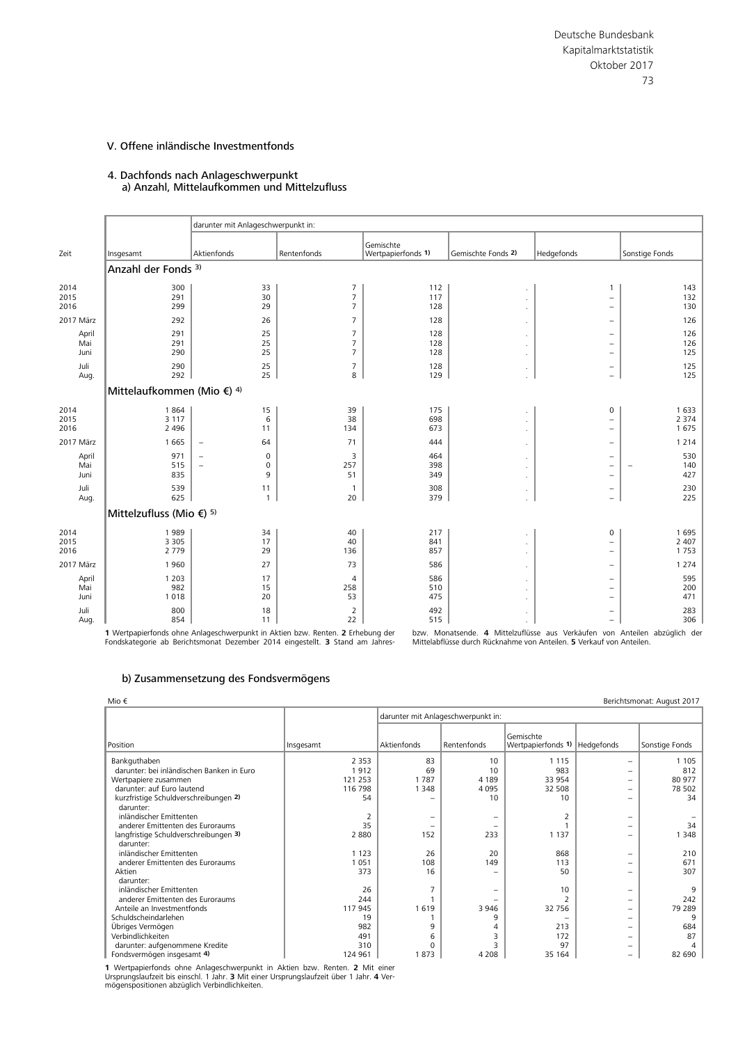## V. Offene inländische Investmentfonds

### 4. Dachfonds nach Anlageschwerpunkt
#### a) Anzahl, Mittelaufkommen und Mittelzufluss

| Zeit | Insgesamt | darunter mit Anlageschwerpunkt in: | | | | | |
|---|---|---|---|---|---|---|---|
| | | Aktienfonds | Rentenfonds | Gemischte Wertpapierfonds 1) | Gemischte Fonds 2) | Hedgefonds | Sonstige Fonds |
| **Anzahl der Fonds 3)** | | | | | | | |
| 2014 | 300 | 33 | 7 | 112 | . | 1 | 143 |
| 2015 | 291 | 30 | 7 | 117 | . | – | 132 |
| 2016 | 299 | 29 | 7 | 128 | . | – | 130 |
| 2017 März | 292 | 26 | 7 | 128 | . | – | 126 |
| April | 291 | 25 | 7 | 128 | . | – | 126 |
| Mai | 291 | 25 | 7 | 128 | . | – | 126 |
| Juni | 290 | 25 | 7 | 128 | . | – | 125 |
| Juli | 290 | 25 | 7 | 128 | . | – | 125 |
| Aug. | 292 | 25 | 8 | 129 | . | – | 125 |
| **Mittelaufkommen (Mio €) 4)** | | | | | | | |
| 2014 | 1 864 | 15 | 39 | 175 | . | 0 | 1 633 |
| 2015 | 3 117 | 6 | 38 | 698 | . | – | 2 374 |
| 2016 | 2 496 | 11 | 134 | 673 | . | – | 1 675 |
| 2017 März | 1 665 | – 64 | 71 | 444 | . | – | 1 214 |
| April | 971 | – 0 | 3 | 464 | . | – | 530 |
| Mai | 515 | – 0 | 257 | 398 | . | – | – 140 |
| Juni | 835 | 9 | 51 | 349 | . | – | 427 |
| Juli | 539 | 11 | 1 | 308 | . | – | 230 |
| Aug. | 625 | 1 | 20 | 379 | . | – | 225 |
| **Mittelzufluss (Mio €) 5)** | | | | | | | |
| 2014 | 1 989 | 34 | 40 | 217 | . | 0 | 1 695 |
| 2015 | 3 305 | 17 | 40 | 841 | . | – | 2 407 |
| 2016 | 2 779 | 29 | 136 | 857 | . | – | 1 753 |
| 2017 März | 1 960 | 27 | 73 | 586 | . | – | 1 274 |
| April | 1 203 | 17 | 4 | 586 | . | – | 595 |
| Mai | 982 | 15 | 258 | 510 | . | – | 200 |
| Juni | 1 018 | 20 | 53 | 475 | . | – | 471 |
| Juli | 800 | 18 | 2 | 492 | . | – | 283 |
| Aug. | 854 | 11 | 22 | 515 | . | – | 306 |

**1** Wertpapierfonds ohne Anlageschwerpunkt in Aktien bzw. Renten. **2** Erhebung der Fondskategorie ab Berichtsmonat Dezember 2014 eingestellt. **3** Stand am Jahres- bzw. Monatsende. **4** Mittelzuflüsse aus Verkäufen von Anteilen abzüglich der Mittelabflüsse durch Rücknahme von Anteilen. **5** Verkauf von Anteilen.

#### b) Zusammensetzung des Fondsvermögens

Mio €

Berichtsmonat: August 2017

| Position | Insgesamt | darunter mit Anlageschwerpunkt in: | | | | |
|---|---|---|---|---|---|---|
| | | Aktienfonds | Rentenfonds | Gemischte Wertpapierfonds 1) | Hedgefonds | Sonstige Fonds |
| Bankguthaben | 2 353 | 83 | 10 | 1 115 | – | 1 105 |
| darunter: bei inländischen Banken in Euro | 1 912 | 69 | 10 | 983 | – | 812 |
| Wertpapiere zusammen | 121 253 | 1 787 | 4 189 | 33 954 | – | 80 977 |
| darunter: auf Euro lautend | 116 798 | 1 348 | 4 095 | 32 508 | – | 78 502 |
| kurzfristige Schuldverschreibungen 2) | 54 | – | 10 | 10 | – | 34 |
| darunter: | | | | | | |
| inländischer Emittenten | 2 | – | – | 2 | – | – |
| anderer Emittenten des Euroraums | 35 | – | – | 1 | – | 34 |
| langfristige Schuldverschreibungen 3) | 2 880 | 152 | 233 | 1 137 | – | 1 348 |
| darunter: | | | | | | |
| inländischer Emittenten | 1 123 | 26 | 20 | 868 | – | 210 |
| anderer Emittenten des Euroraums | 1 051 | 108 | 149 | 113 | – | 671 |
| Aktien | 373 | 16 | – | 50 | – | 307 |
| darunter: | | | | | | |
| inländischer Emittenten | 26 | 7 | – | 10 | – | 9 |
| anderer Emittenten des Euroraums | 244 | 1 | – | 2 | – | 242 |
| Anteile an Investmentfonds | 117 945 | 1 619 | 3 946 | 32 756 | – | 79 289 |
| Schuldscheindarlehen | 19 | 1 | 9 | – | – | 9 |
| Übriges Vermögen | 982 | 9 | 4 | 213 | – | 684 |
| Verbindlichkeiten | 491 | 6 | 3 | 172 | – | 87 |
| darunter: aufgenommene Kredite | 310 | 0 | 3 | 97 | – | 4 |
| Fondsvermögen insgesamt 4) | 124 961 | 1 873 | 4 208 | 35 164 | – | 82 690 |

**1** Wertpapierfonds ohne Anlageschwerpunkt in Aktien bzw. Renten. **2** Mit einer Ursprungslaufzeit bis einschl. 1 Jahr. **3** Mit einer Ursprungslaufzeit über 1 Jahr. **4** Vermögenspositionen abzüglich Verbindlichkeiten.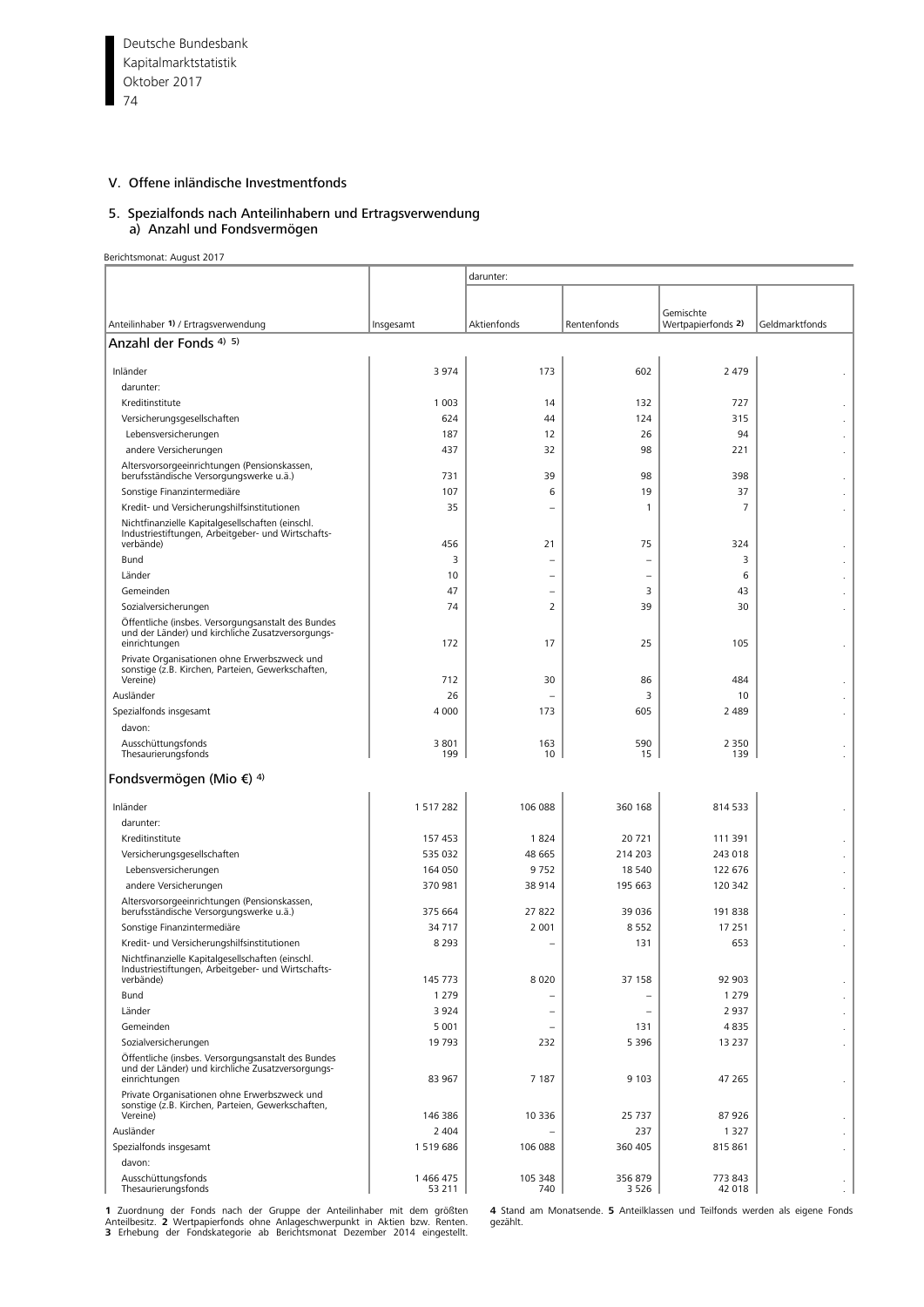## V. Offene inländische Investmentfonds

### 5. Spezialfonds nach Anteilinhabern und Ertragsverwendung
#### a) Anzahl und Fondsvermögen

Berichtsmonat: August 2017

| Anteilinhaber [1] / Ertragsverwendung | Insgesamt | darunter: Aktienfonds | Rentenfonds | Gemischte Wertpapierfonds [2] | Geldmarktfonds |
|---|---|---|---|---|---|
| **Anzahl der Fonds [4] [5]** | | | | | |
| Inländer | 3 974 | 173 | 602 | 2 479 | . |
| darunter: | | | | | |
| Kreditinstitute | 1 003 | 14 | 132 | 727 | . |
| Versicherungsgesellschaften | 624 | 44 | 124 | 315 | . |
| Lebensversicherungen | 187 | 12 | 26 | 94 | . |
| andere Versicherungen | 437 | 32 | 98 | 221 | . |
| Altersvorsorgeeinrichtungen (Pensionskassen, berufsständische Versorgungswerke u.ä.) | 731 | 39 | 98 | 398 | . |
| Sonstige Finanzintermediäre | 107 | 6 | 19 | 37 | . |
| Kredit- und Versicherungshilfsinstitutionen | 35 | – | 1 | 7 | . |
| Nichtfinanzielle Kapitalgesellschaften (einschl. Industriestiftungen, Arbeitgeber- und Wirtschaftsverbände) | 456 | 21 | 75 | 324 | . |
| Bund | 3 | – | – | 3 | . |
| Länder | 10 | – | – | 6 | . |
| Gemeinden | 47 | – | 3 | 43 | . |
| Sozialversicherungen | 74 | 2 | 39 | 30 | . |
| Öffentliche (insbes. Versorgungsanstalt des Bundes und der Länder) und kirchliche Zusatzversorgungseinrichtungen | 172 | 17 | 25 | 105 | . |
| Private Organisationen ohne Erwerbszweck und sonstige (z.B. Kirchen, Parteien, Gewerkschaften, Vereine) | 712 | 30 | 86 | 484 | . |
| Ausländer | 26 | – | 3 | 10 | . |
| Spezialfonds insgesamt | 4 000 | 173 | 605 | 2 489 | . |
| davon: | | | | | |
| Ausschüttungsfonds | 3 801 | 163 | 590 | 2 350 | . |
| Thesaurierungsfonds | 199 | 10 | 15 | 139 | . |
| **Fondsvermögen (Mio €) [4]** | | | | | |
| Inländer | 1 517 282 | 106 088 | 360 168 | 814 533 | . |
| darunter: | | | | | |
| Kreditinstitute | 157 453 | 1 824 | 20 721 | 111 391 | . |
| Versicherungsgesellschaften | 535 032 | 48 665 | 214 203 | 243 018 | . |
| Lebensversicherungen | 164 050 | 9 752 | 18 540 | 122 676 | . |
| andere Versicherungen | 370 981 | 38 914 | 195 663 | 120 342 | . |
| Altersvorsorgeeinrichtungen (Pensionskassen, berufsständische Versorgungswerke u.ä.) | 375 664 | 27 822 | 39 036 | 191 838 | . |
| Sonstige Finanzintermediäre | 34 717 | 2 001 | 8 552 | 17 251 | . |
| Kredit- und Versicherungshilfsinstitutionen | 8 293 | – | 131 | 653 | . |
| Nichtfinanzielle Kapitalgesellschaften (einschl. Industriestiftungen, Arbeitgeber- und Wirtschaftsverbände) | 145 773 | 8 020 | 37 158 | 92 903 | . |
| Bund | 1 279 | – | – | 1 279 | . |
| Länder | 3 924 | – | – | 2 937 | . |
| Gemeinden | 5 001 | – | 131 | 4 835 | . |
| Sozialversicherungen | 19 793 | 232 | 5 396 | 13 237 | . |
| Öffentliche (insbes. Versorgungsanstalt des Bundes und der Länder) und kirchliche Zusatzversorgungseinrichtungen | 83 967 | 7 187 | 9 103 | 47 265 | . |
| Private Organisationen ohne Erwerbszweck und sonstige (z.B. Kirchen, Parteien, Gewerkschaften, Vereine) | 146 386 | 10 336 | 25 737 | 87 926 | . |
| Ausländer | 2 404 | – | 237 | 1 327 | . |
| Spezialfonds insgesamt | 1 519 686 | 106 088 | 360 405 | 815 861 | . |
| davon: | | | | | |
| Ausschüttungsfonds | 1 466 475 | 105 348 | 356 879 | 773 843 | . |
| Thesaurierungsfonds | 53 211 | 740 | 3 526 | 42 018 | . |

**1** Zuordnung der Fonds nach der Gruppe der Anteilinhaber mit dem größten Anteilbesitz. **2** Wertpapierfonds ohne Anlageschwerpunkt in Aktien bzw. Renten. **3** Erhebung der Fondskategorie ab Berichtsmonat Dezember 2014 eingestellt. **4** Stand am Monatsende. **5** Anteilklassen und Teilfonds werden als eigene Fonds gezählt.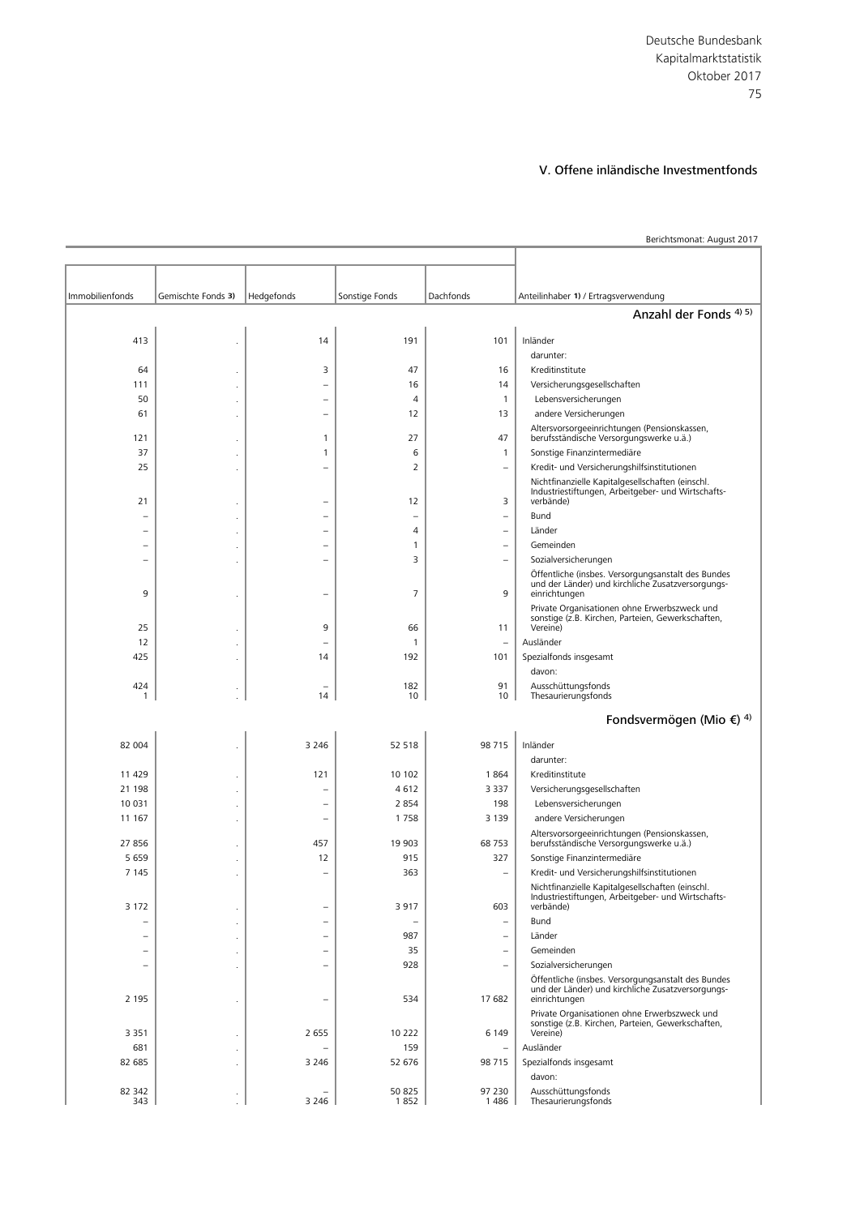## V. Offene inländische Investmentfonds

Berichtsmonat: August 2017

| Immobilienfonds | Gemischte Fonds 3) | Hedgefonds | Sonstige Fonds | Dachfonds | Anteilinhaber 1) / Ertragsverwendung |
|---|---|---|---|---|---|
| | | | | | **Anzahl der Fonds 4) 5)** |
| 413 | . | 14 | 191 | 101 | Inländer |
| | | | | | darunter: |
| 64 | . | 3 | 47 | 16 | Kreditinstitute |
| 111 | . | – | 16 | 14 | Versicherungsgesellschaften |
| 50 | . | – | 4 | 1 | Lebensversicherungen |
| 61 | . | – | 12 | 13 | andere Versicherungen |
| 121 | . | 1 | 27 | 47 | Altersvorsorgeeinrichtungen (Pensionskassen, berufsständische Versorgungswerke u.ä.) |
| 37 | . | 1 | 6 | 1 | Sonstige Finanzintermediäre |
| 25 | . | – | 2 | – | Kredit- und Versicherungshilfsinstitutionen |
| 21 | . | – | 12 | 3 | Nichtfinanzielle Kapitalgesellschaften (einschl. Industriestiftungen, Arbeitgeber- und Wirtschaftsverbände) |
| – | . | – | – | – | Bund |
| – | . | – | 4 | – | Länder |
| – | . | – | 1 | – | Gemeinden |
| – | . | – | 3 | – | Sozialversicherungen |
| 9 | . | – | 7 | 9 | Öffentliche (insbes. Versorgungsanstalt des Bundes und der Länder) und kirchliche Zusatzversorgungseinrichtungen |
| 25 | . | 9 | 66 | 11 | Private Organisationen ohne Erwerbszweck und sonstige (z.B. Kirchen, Parteien, Gewerkschaften, Vereine) |
| 12 | . | – | 1 | – | Ausländer |
| 425 | . | 14 | 192 | 101 | Spezialfonds insgesamt |
| | | | | | davon: |
| 424 | . | – | 182 | 91 | Ausschüttungsfonds |
| 1 | . | 14 | 10 | 10 | Thesaurierungsfonds |
| | | | | | **Fondsvermögen (Mio €) 4)** |
| 82 004 | . | 3 246 | 52 518 | 98 715 | Inländer |
| | | | | | darunter: |
| 11 429 | . | 121 | 10 102 | 1 864 | Kreditinstitute |
| 21 198 | . | – | 4 612 | 3 337 | Versicherungsgesellschaften |
| 10 031 | . | – | 2 854 | 198 | Lebensversicherungen |
| 11 167 | . | – | 1 758 | 3 139 | andere Versicherungen |
| 27 856 | . | 457 | 19 903 | 68 753 | Altersvorsorgeeinrichtungen (Pensionskassen, berufsständische Versorgungswerke u.ä.) |
| 5 659 | . | 12 | 915 | 327 | Sonstige Finanzintermediäre |
| 7 145 | . | – | 363 | – | Kredit- und Versicherungshilfsinstitutionen |
| 3 172 | . | – | 3 917 | 603 | Nichtfinanzielle Kapitalgesellschaften (einschl. Industriestiftungen, Arbeitgeber- und Wirtschaftsverbände) |
| – | . | – | – | – | Bund |
| – | . | – | 987 | – | Länder |
| – | . | – | 35 | – | Gemeinden |
| – | . | – | 928 | – | Sozialversicherungen |
| 2 195 | . | – | 534 | 17 682 | Öffentliche (insbes. Versorgungsanstalt des Bundes und der Länder) und kirchliche Zusatzversorgungseinrichtungen |
| 3 351 | . | 2 655 | 10 222 | 6 149 | Private Organisationen ohne Erwerbszweck und sonstige (z.B. Kirchen, Parteien, Gewerkschaften, Vereine) |
| 681 | . | – | 159 | – | Ausländer |
| 82 685 | . | 3 246 | 52 676 | 98 715 | Spezialfonds insgesamt |
| | | | | | davon: |
| 82 342 | . | – | 50 825 | 97 230 | Ausschüttungsfonds |
| 343 | . | 3 246 | 1 852 | 1 486 | Thesaurierungsfonds |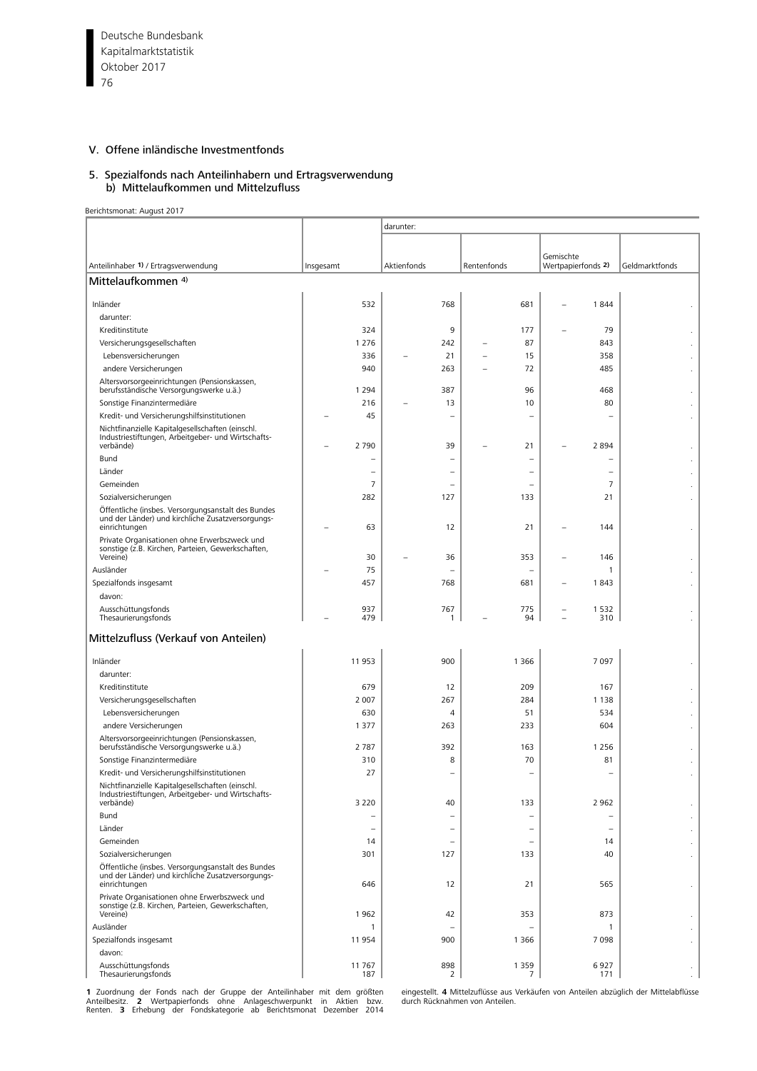## V. Offene inländische Investmentfonds

### 5. Spezialfonds nach Anteilinhabern und Ertragsverwendung
#### b) Mittelaufkommen und Mittelzufluss

Berichtsmonat: August 2017

| Anteilinhaber 1) / Ertragsverwendung | Insgesamt | darunter: Aktienfonds | Rentenfonds | Gemischte Wertpapierfonds 2) | Geldmarktfonds |
|---|---|---|---|---|---|
| **Mittelaufkommen 4)** | | | | | |
| Inländer | 532 | 768 | 681 | – 1 844 | . |
| darunter: | | | | | |
| Kreditinstitute | 324 | 9 | 177 | – 79 | . |
| Versicherungsgesellschaften | 1 276 | 242 | – 87 | 843 | . |
| Lebensversicherungen | 336 | – 21 | – 15 | 358 | . |
| andere Versicherungen | 940 | 263 | – 72 | 485 | . |
| Altersvorsorgeeinrichtungen (Pensionskassen, berufsständische Versorgungswerke u.ä.) | 1 294 | 387 | 96 | 468 | . |
| Sonstige Finanzintermediäre | 216 | – 13 | 10 | 80 | . |
| Kredit- und Versicherungshilfsinstitutionen | – 45 | – | – | – | . |
| Nichtfinanzielle Kapitalgesellschaften (einschl. Industriestiftungen, Arbeitgeber- und Wirtschaftsverbände) | – 2 790 | 39 | – 21 | – 2 894 | . |
| Bund | – | – | – | – | . |
| Länder | – | – | – | – | . |
| Gemeinden | 7 | – | – | 7 | . |
| Sozialversicherungen | 282 | 127 | 133 | 21 | . |
| Öffentliche (insbes. Versorgungsanstalt des Bundes und der Länder) und kirchliche Zusatzversorgungseinrichtungen | – 63 | 12 | 21 | – 144 | . |
| Private Organisationen ohne Erwerbszweck und sonstige (z.B. Kirchen, Parteien, Gewerkschaften, Vereine) | 30 | – 36 | 353 | – 146 | . |
| Ausländer | – 75 | – | – | 1 | . |
| Spezialfonds insgesamt | 457 | 768 | 681 | – 1 843 | . |
| davon: | | | | | |
| Ausschüttungsfonds | 937 | 767 | 775 | – 1 532 | . |
| Thesaurierungsfonds | – 479 | 1 | – 94 | – 310 | . |
| **Mittelzufluss (Verkauf von Anteilen)** | | | | | |
| Inländer | 11 953 | 900 | 1 366 | 7 097 | . |
| darunter: | | | | | |
| Kreditinstitute | 679 | 12 | 209 | 167 | . |
| Versicherungsgesellschaften | 2 007 | 267 | 284 | 1 138 | . |
| Lebensversicherungen | 630 | 4 | 51 | 534 | . |
| andere Versicherungen | 1 377 | 263 | 233 | 604 | . |
| Altersvorsorgeeinrichtungen (Pensionskassen, berufsständische Versorgungswerke u.ä.) | 2 787 | 392 | 163 | 1 256 | . |
| Sonstige Finanzintermediäre | 310 | 8 | 70 | 81 | . |
| Kredit- und Versicherungshilfsinstitutionen | 27 | – | – | – | . |
| Nichtfinanzielle Kapitalgesellschaften (einschl. Industriestiftungen, Arbeitgeber- und Wirtschaftsverbände) | 3 220 | 40 | 133 | 2 962 | . |
| Bund | – | – | – | – | . |
| Länder | – | – | – | – | . |
| Gemeinden | 14 | – | – | 14 | . |
| Sozialversicherungen | 301 | 127 | 133 | 40 | . |
| Öffentliche (insbes. Versorgungsanstalt des Bundes und der Länder) und kirchliche Zusatzversorgungseinrichtungen | 646 | 12 | 21 | 565 | . |
| Private Organisationen ohne Erwerbszweck und sonstige (z.B. Kirchen, Parteien, Gewerkschaften, Vereine) | 1 962 | 42 | 353 | 873 | . |
| Ausländer | 1 | – | – | 1 | . |
| Spezialfonds insgesamt | 11 954 | 900 | 1 366 | 7 098 | . |
| davon: | | | | | |
| Ausschüttungsfonds | 11 767 | 898 | 1 359 | 6 927 | . |
| Thesaurierungsfonds | 187 | 2 | 7 | 171 | . |

**1** Zuordnung der Fonds nach der Gruppe der Anteilinhaber mit dem größten Anteilbesitz. **2** Wertpapierfonds ohne Anlageschwerpunkt in Aktien bzw. Renten. **3** Erhebung der Fondskategorie ab Berichtsmonat Dezember 2014 eingestellt. **4** Mittelzuflüsse aus Verkäufen von Anteilen abzüglich der Mittelabflüsse durch Rücknahmen von Anteilen.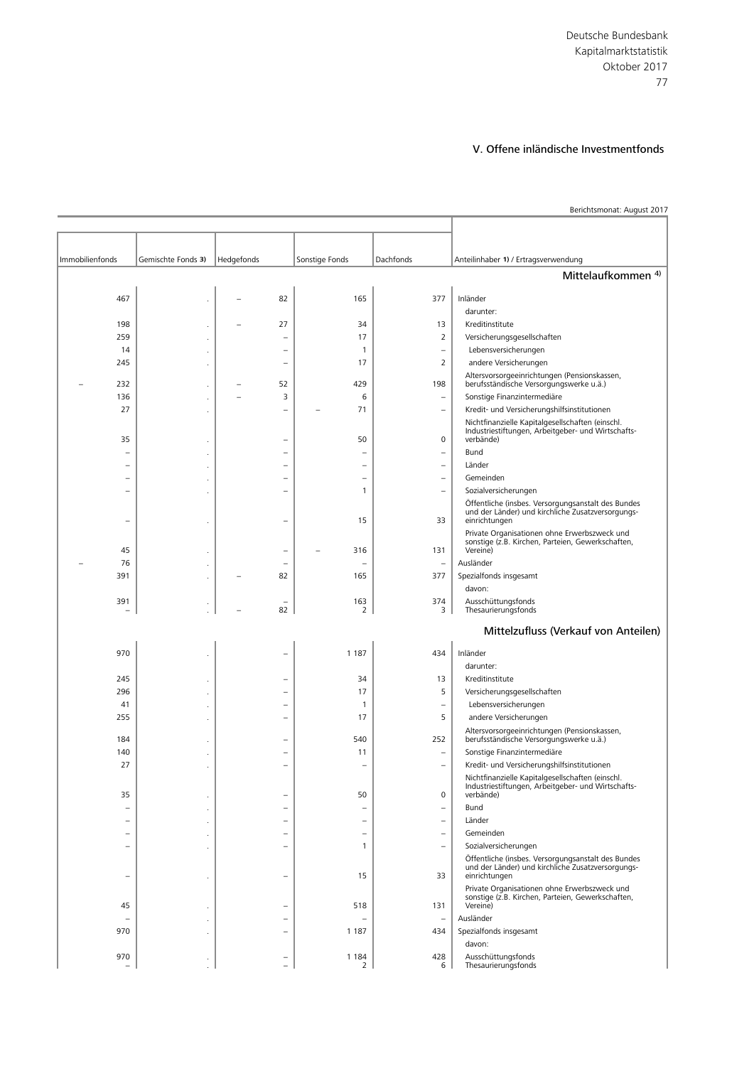## V. Offene inländische Investmentfonds

Berichtsmonat: August 2017

| Immobilienfonds | Gemischte Fonds 3) | Hedgefonds | Sonstige Fonds | Dachfonds | Anteilinhaber 1) / Ertragsverwendung |
|---|---|---|---|---|---|
| | | | | | **Mittelaufkommen 4)** |
| 467 | . | – 82 | 165 | 377 | Inländer |
| | | | | | darunter: |
| 198 | . | – 27 | 34 | 13 | Kreditinstitute |
| 259 | . | – | 17 | 2 | Versicherungsgesellschaften |
| 14 | . | – | 1 | – | Lebensversicherungen |
| 245 | . | – | 17 | 2 | andere Versicherungen |
| – 232 | . | – 52 | 429 | 198 | Altersvorsorgeeinrichtungen (Pensionskassen, berufsständische Versorgungswerke u.ä.) |
| 136 | . | – 3 | 6 | – | Sonstige Finanzintermediäre |
| 27 | . | – | – 71 | – | Kredit- und Versicherungshilfsinstitutionen |
| 35 | . | – | 50 | 0 | Nichtfinanzielle Kapitalgesellschaften (einschl. Industriestiftungen, Arbeitgeber- und Wirtschaftsverbände) |
| – | . | – | – | – | Bund |
| – | . | – | – | – | Länder |
| – | . | – | – | – | Gemeinden |
| – | . | – | 1 | – | Sozialversicherungen |
| – | . | – | 15 | 33 | Öffentliche (insbes. Versorgungsanstalt des Bundes und der Länder) und kirchliche Zusatzversorgungseinrichtungen |
| 45 | . | – | – 316 | 131 | Private Organisationen ohne Erwerbszweck und sonstige (z.B. Kirchen, Parteien, Gewerkschaften, Vereine) |
| – 76 | . | – | – | – | Ausländer |
| 391 | . | – 82 | 165 | 377 | Spezialfonds insgesamt |
| | | | | | davon: |
| 391 | . | – | 163 | 374 | Ausschüttungsfonds |
| – | . | – 82 | 2 | 3 | Thesaurierungsfonds |
| | | | | | **Mittelzufluss (Verkauf von Anteilen)** |
| 970 | . | – | 1 187 | 434 | Inländer |
| | | | | | darunter: |
| 245 | . | – | 34 | 13 | Kreditinstitute |
| 296 | . | – | 17 | 5 | Versicherungsgesellschaften |
| 41 | . | – | 1 | – | Lebensversicherungen |
| 255 | . | – | 17 | 5 | andere Versicherungen |
| 184 | . | – | 540 | 252 | Altersvorsorgeeinrichtungen (Pensionskassen, berufsständische Versorgungswerke u.ä.) |
| 140 | . | – | 11 | – | Sonstige Finanzintermediäre |
| 27 | . | – | – | – | Kredit- und Versicherungshilfsinstitutionen |
| 35 | . | – | 50 | 0 | Nichtfinanzielle Kapitalgesellschaften (einschl. Industriestiftungen, Arbeitgeber- und Wirtschaftsverbände) |
| – | . | – | – | – | Bund |
| – | . | – | – | – | Länder |
| – | . | – | – | – | Gemeinden |
| – | . | – | 1 | – | Sozialversicherungen |
| – | . | – | 15 | 33 | Öffentliche (insbes. Versorgungsanstalt des Bundes und der Länder) und kirchliche Zusatzversorgungseinrichtungen |
| 45 | . | – | 518 | 131 | Private Organisationen ohne Erwerbszweck und sonstige (z.B. Kirchen, Parteien, Gewerkschaften, Vereine) |
| – | . | – | – | – | Ausländer |
| 970 | . | – | 1 187 | 434 | Spezialfonds insgesamt |
| | | | | | davon: |
| 970 | . | – | 1 184 | 428 | Ausschüttungsfonds |
| – | . | – | 2 | 6 | Thesaurierungsfonds |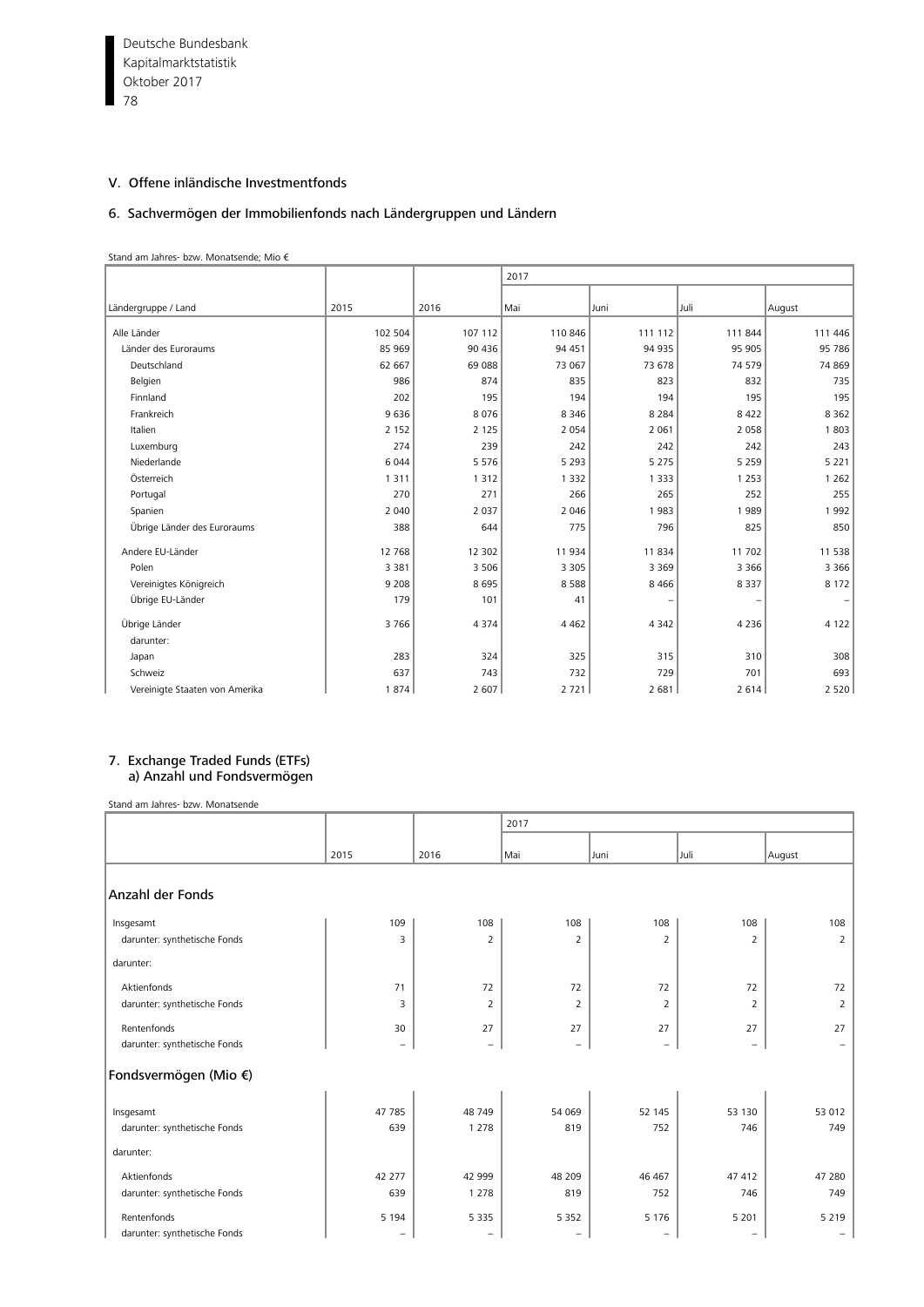## V. Offene inländische Investmentfonds

### 6. Sachvermögen der Immobilienfonds nach Ländergruppen und Ländern

Stand am Jahres- bzw. Monatsende; Mio €

| Ländergruppe / Land | 2015 | 2016 | 2017 | | | |
|---|---|---|---|---|---|---|
| | | | Mai | Juni | Juli | August |
| Alle Länder | 102 504 | 107 112 | 110 846 | 111 112 | 111 844 | 111 446 |
| Länder des Euroraums | 85 969 | 90 436 | 94 451 | 94 935 | 95 905 | 95 786 |
| Deutschland | 62 667 | 69 088 | 73 067 | 73 678 | 74 579 | 74 869 |
| Belgien | 986 | 874 | 835 | 823 | 832 | 735 |
| Finnland | 202 | 195 | 194 | 194 | 195 | 195 |
| Frankreich | 9 636 | 8 076 | 8 346 | 8 284 | 8 422 | 8 362 |
| Italien | 2 152 | 2 125 | 2 054 | 2 061 | 2 058 | 1 803 |
| Luxemburg | 274 | 239 | 242 | 242 | 242 | 243 |
| Niederlande | 6 044 | 5 576 | 5 293 | 5 275 | 5 259 | 5 221 |
| Österreich | 1 311 | 1 312 | 1 332 | 1 333 | 1 253 | 1 262 |
| Portugal | 270 | 271 | 266 | 265 | 252 | 255 |
| Spanien | 2 040 | 2 037 | 2 046 | 1 983 | 1 989 | 1 992 |
| Übrige Länder des Euroraums | 388 | 644 | 775 | 796 | 825 | 850 |
| Andere EU-Länder | 12 768 | 12 302 | 11 934 | 11 834 | 11 702 | 11 538 |
| Polen | 3 381 | 3 506 | 3 305 | 3 369 | 3 366 | 3 366 |
| Vereinigtes Königreich | 9 208 | 8 695 | 8 588 | 8 466 | 8 337 | 8 172 |
| Übrige EU-Länder | 179 | 101 | 41 | – | – | – |
| Übrige Länder | 3 766 | 4 374 | 4 462 | 4 342 | 4 236 | 4 122 |
| darunter: | | | | | | |
| Japan | 283 | 324 | 325 | 315 | 310 | 308 |
| Schweiz | 637 | 743 | 732 | 729 | 701 | 693 |
| Vereinigte Staaten von Amerika | 1 874 | 2 607 | 2 721 | 2 681 | 2 614 | 2 520 |

### 7. Exchange Traded Funds (ETFs)
#### a) Anzahl und Fondsvermögen

Stand am Jahres- bzw. Monatsende

| | 2015 | 2016 | 2017 | | | |
|---|---|---|---|---|---|---|
| | | | Mai | Juni | Juli | August |
| **Anzahl der Fonds** | | | | | | |
| Insgesamt | 109 | 108 | 108 | 108 | 108 | 108 |
| darunter: synthetische Fonds | 3 | 2 | 2 | 2 | 2 | 2 |
| darunter: | | | | | | |
| Aktienfonds | 71 | 72 | 72 | 72 | 72 | 72 |
| darunter: synthetische Fonds | 3 | 2 | 2 | 2 | 2 | 2 |
| Rentenfonds | 30 | 27 | 27 | 27 | 27 | 27 |
| darunter: synthetische Fonds | – | – | – | – | – | – |
| **Fondsvermögen (Mio €)** | | | | | | |
| Insgesamt | 47 785 | 48 749 | 54 069 | 52 145 | 53 130 | 53 012 |
| darunter: synthetische Fonds | 639 | 1 278 | 819 | 752 | 746 | 749 |
| darunter: | | | | | | |
| Aktienfonds | 42 277 | 42 999 | 48 209 | 46 467 | 47 412 | 47 280 |
| darunter: synthetische Fonds | 639 | 1 278 | 819 | 752 | 746 | 749 |
| Rentenfonds | 5 194 | 5 335 | 5 352 | 5 176 | 5 201 | 5 219 |
| darunter: synthetische Fonds | – | – | – | – | – | – |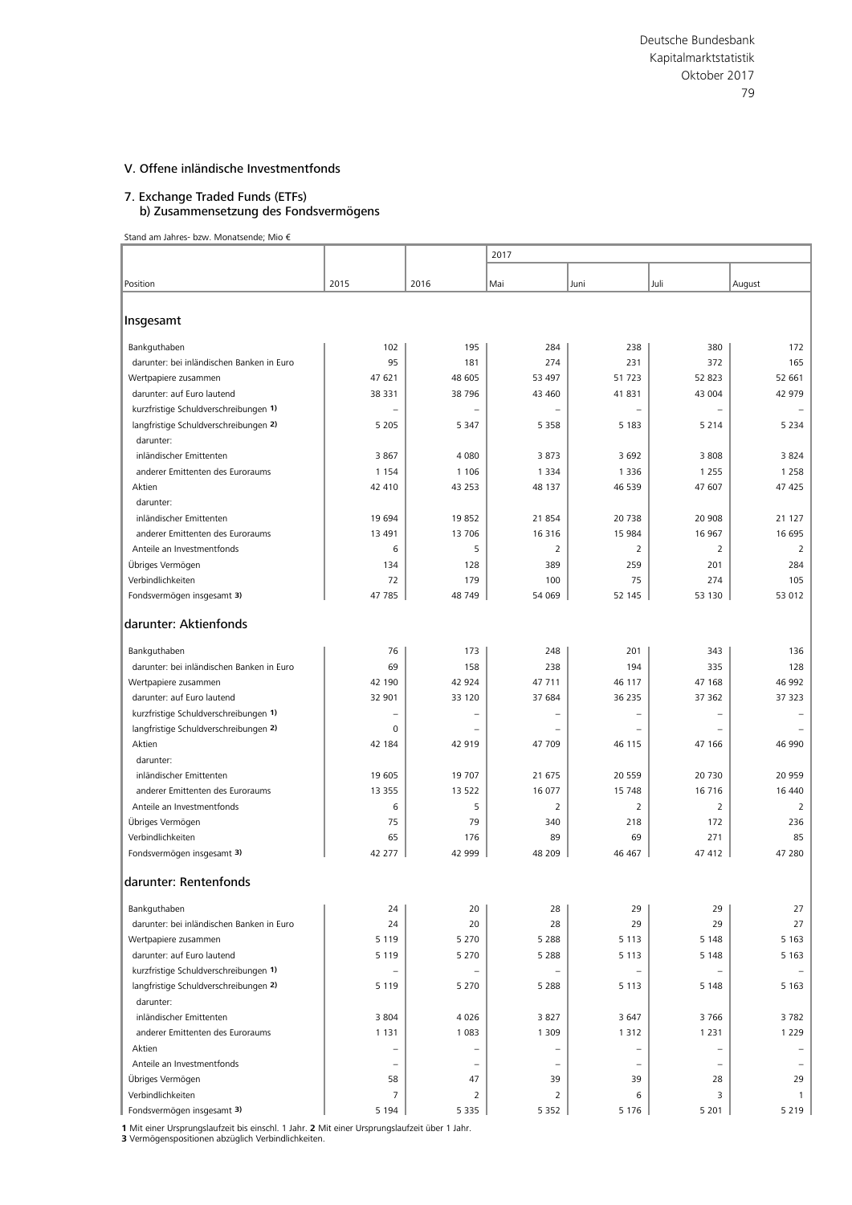## V. Offene inländische Investmentfonds

### 7. Exchange Traded Funds (ETFs)
#### b) Zusammensetzung des Fondsvermögens

Stand am Jahres- bzw. Monatsende; Mio €

| Position | 2015 | 2016 | 2017 Mai | Juni | Juli | August |
|---|---|---|---|---|---|---|
| **Insgesamt** | | | | | | |
| Bankguthaben | 102 | 195 | 284 | 238 | 380 | 172 |
| darunter: bei inländischen Banken in Euro | 95 | 181 | 274 | 231 | 372 | 165 |
| Wertpapiere zusammen | 47 621 | 48 605 | 53 497 | 51 723 | 52 823 | 52 661 |
| darunter: auf Euro lautend | 38 331 | 38 796 | 43 460 | 41 831 | 43 004 | 42 979 |
| kurzfristige Schuldverschreibungen 1) | – | – | – | – | – | – |
| langfristige Schuldverschreibungen 2) | 5 205 | 5 347 | 5 358 | 5 183 | 5 214 | 5 234 |
| darunter: | | | | | | |
| inländischer Emittenten | 3 867 | 4 080 | 3 873 | 3 692 | 3 808 | 3 824 |
| anderer Emittenten des Euroraums | 1 154 | 1 106 | 1 334 | 1 336 | 1 255 | 1 258 |
| Aktien | 42 410 | 43 253 | 48 137 | 46 539 | 47 607 | 47 425 |
| darunter: | | | | | | |
| inländischer Emittenten | 19 694 | 19 852 | 21 854 | 20 738 | 20 908 | 21 127 |
| anderer Emittenten des Euroraums | 13 491 | 13 706 | 16 316 | 15 984 | 16 967 | 16 695 |
| Anteile an Investmentfonds | 6 | 5 | 2 | 2 | 2 | 2 |
| Übriges Vermögen | 134 | 128 | 389 | 259 | 201 | 284 |
| Verbindlichkeiten | 72 | 179 | 100 | 75 | 274 | 105 |
| Fondsvermögen insgesamt 3) | 47 785 | 48 749 | 54 069 | 52 145 | 53 130 | 53 012 |
| **darunter: Aktienfonds** | | | | | | |
| Bankguthaben | 76 | 173 | 248 | 201 | 343 | 136 |
| darunter: bei inländischen Banken in Euro | 69 | 158 | 238 | 194 | 335 | 128 |
| Wertpapiere zusammen | 42 190 | 42 924 | 47 711 | 46 117 | 47 168 | 46 992 |
| darunter: auf Euro lautend | 32 901 | 33 120 | 37 684 | 36 235 | 37 362 | 37 323 |
| kurzfristige Schuldverschreibungen 1) | – | – | – | – | – | – |
| langfristige Schuldverschreibungen 2) | 0 | – | – | – | – | – |
| Aktien | 42 184 | 42 919 | 47 709 | 46 115 | 47 166 | 46 990 |
| darunter: | | | | | | |
| inländischer Emittenten | 19 605 | 19 707 | 21 675 | 20 559 | 20 730 | 20 959 |
| anderer Emittenten des Euroraums | 13 355 | 13 522 | 16 077 | 15 748 | 16 716 | 16 440 |
| Anteile an Investmentfonds | 6 | 5 | 2 | 2 | 2 | 2 |
| Übriges Vermögen | 75 | 79 | 340 | 218 | 172 | 236 |
| Verbindlichkeiten | 65 | 176 | 89 | 69 | 271 | 85 |
| Fondsvermögen insgesamt 3) | 42 277 | 42 999 | 48 209 | 46 467 | 47 412 | 47 280 |
| **darunter: Rentenfonds** | | | | | | |
| Bankguthaben | 24 | 20 | 28 | 29 | 29 | 27 |
| darunter: bei inländischen Banken in Euro | 24 | 20 | 28 | 29 | 29 | 27 |
| Wertpapiere zusammen | 5 119 | 5 270 | 5 288 | 5 113 | 5 148 | 5 163 |
| darunter: auf Euro lautend | 5 119 | 5 270 | 5 288 | 5 113 | 5 148 | 5 163 |
| kurzfristige Schuldverschreibungen 1) | – | – | – | – | – | – |
| langfristige Schuldverschreibungen 2) | 5 119 | 5 270 | 5 288 | 5 113 | 5 148 | 5 163 |
| darunter: | | | | | | |
| inländischer Emittenten | 3 804 | 4 026 | 3 827 | 3 647 | 3 766 | 3 782 |
| anderer Emittenten des Euroraums | 1 131 | 1 083 | 1 309 | 1 312 | 1 231 | 1 229 |
| Aktien | – | – | – | – | – | – |
| Anteile an Investmentfonds | – | – | – | – | – | – |
| Übriges Vermögen | 58 | 47 | 39 | 39 | 28 | 29 |
| Verbindlichkeiten | 7 | 2 | 2 | 6 | 3 | 1 |
| Fondsvermögen insgesamt 3) | 5 194 | 5 335 | 5 352 | 5 176 | 5 201 | 5 219 |

**1** Mit einer Ursprungslaufzeit bis einschl. 1 Jahr. **2** Mit einer Ursprungslaufzeit über 1 Jahr.
**3** Vermögenspositionen abzüglich Verbindlichkeiten.